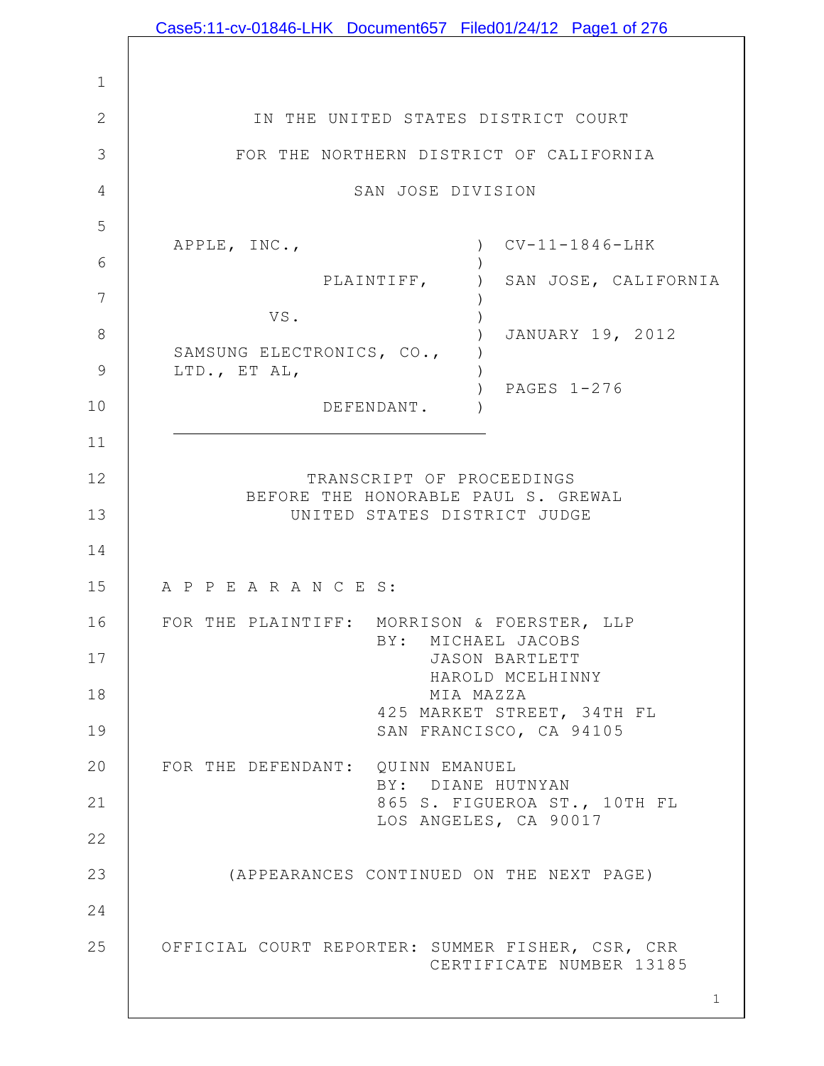IN THE UNITED STATES DISTRICT COURT

FOR THE NORTHERN DISTRICT OF CALIFORNIA

SAN JOSE DIVISION

| | | |
|---|---|---|
| APPLE, INC., | ) | CV-11-1846-LHK |
| PLAINTIFF, | ) | SAN JOSE, CALIFORNIA |
| VS. | ) | |
| SAMSUNG ELECTRONICS, CO., LTD., ET AL, | ) | JANUARY 19, 2012 |
| DEFENDANT. | ) | PAGES 1-276 |

TRANSCRIPT OF PROCEEDINGS
BEFORE THE HONORABLE PAUL S. GREWAL
UNITED STATES DISTRICT JUDGE

A P P E A R A N C E S:

FOR THE PLAINTIFF: MORRISON & FOERSTER, LLP
BY: MICHAEL JACOBS
JASON BARTLETT
HAROLD MCELHINNY
MIA MAZZA
425 MARKET STREET, 34TH FL
SAN FRANCISCO, CA 94105

FOR THE DEFENDANT: QUINN EMANUEL
BY: DIANE HUTNYAN
865 S. FIGUEROA ST., 10TH FL
LOS ANGELES, CA 90017

(APPEARANCES CONTINUED ON THE NEXT PAGE)

OFFICIAL COURT REPORTER: SUMMER FISHER, CSR, CRR
CERTIFICATE NUMBER 13185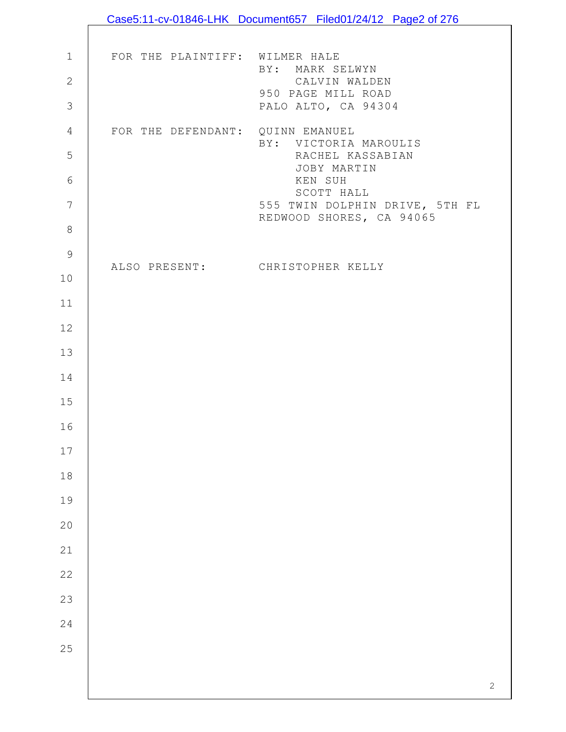FOR THE PLAINTIFF: WILMER HALE
BY: MARK SELWYN
CALVIN WALDEN
950 PAGE MILL ROAD
PALO ALTO, CA 94304

FOR THE DEFENDANT: QUINN EMANUEL
BY: VICTORIA MAROULIS
RACHEL KASSABIAN
JOBY MARTIN
KEN SUH
SCOTT HALL
555 TWIN DOLPHIN DRIVE, 5TH FL
REDWOOD SHORES, CA 94065

ALSO PRESENT: CHRISTOPHER KELLY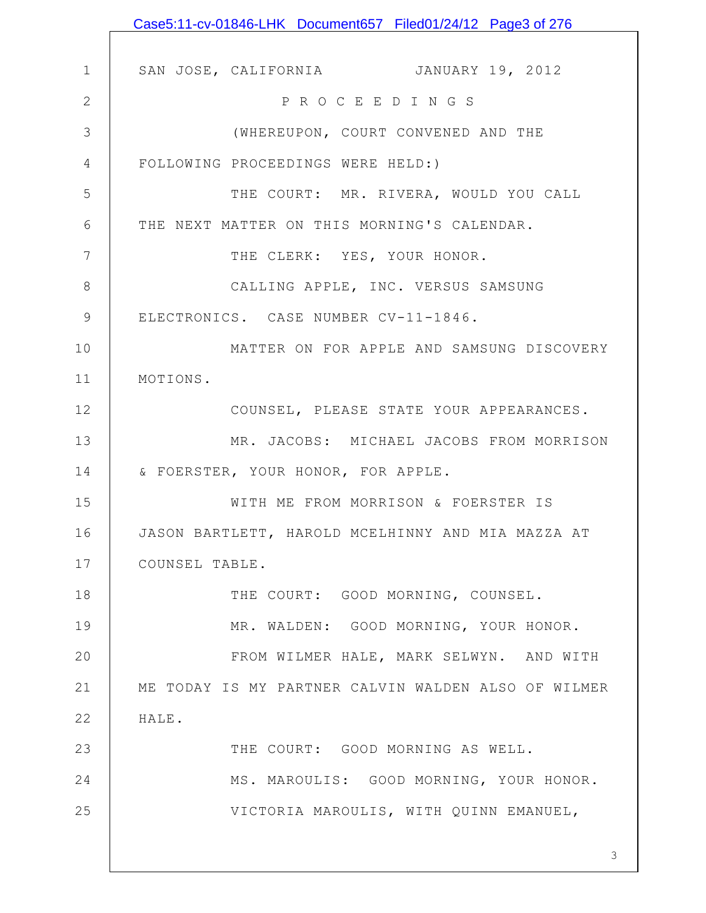SAN JOSE, CALIFORNIA          JANUARY 19, 2012

P R O C E E D I N G S

(WHEREUPON, COURT CONVENED AND THE FOLLOWING PROCEEDINGS WERE HELD:)

THE COURT: MR. RIVERA, WOULD YOU CALL THE NEXT MATTER ON THIS MORNING'S CALENDAR.

THE CLERK: YES, YOUR HONOR.

CALLING APPLE, INC. VERSUS SAMSUNG ELECTRONICS. CASE NUMBER CV-11-1846.

MATTER ON FOR APPLE AND SAMSUNG DISCOVERY MOTIONS.

COUNSEL, PLEASE STATE YOUR APPEARANCES.

MR. JACOBS: MICHAEL JACOBS FROM MORRISON & FOERSTER, YOUR HONOR, FOR APPLE.

WITH ME FROM MORRISON & FOERSTER IS JASON BARTLETT, HAROLD MCELHINNY AND MIA MAZZA AT COUNSEL TABLE.

THE COURT: GOOD MORNING, COUNSEL.

MR. WALDEN: GOOD MORNING, YOUR HONOR.

FROM WILMER HALE, MARK SELWYN. AND WITH ME TODAY IS MY PARTNER CALVIN WALDEN ALSO OF WILMER HALE.

THE COURT: GOOD MORNING AS WELL.

MS. MAROULIS: GOOD MORNING, YOUR HONOR.

VICTORIA MAROULIS, WITH QUINN EMANUEL,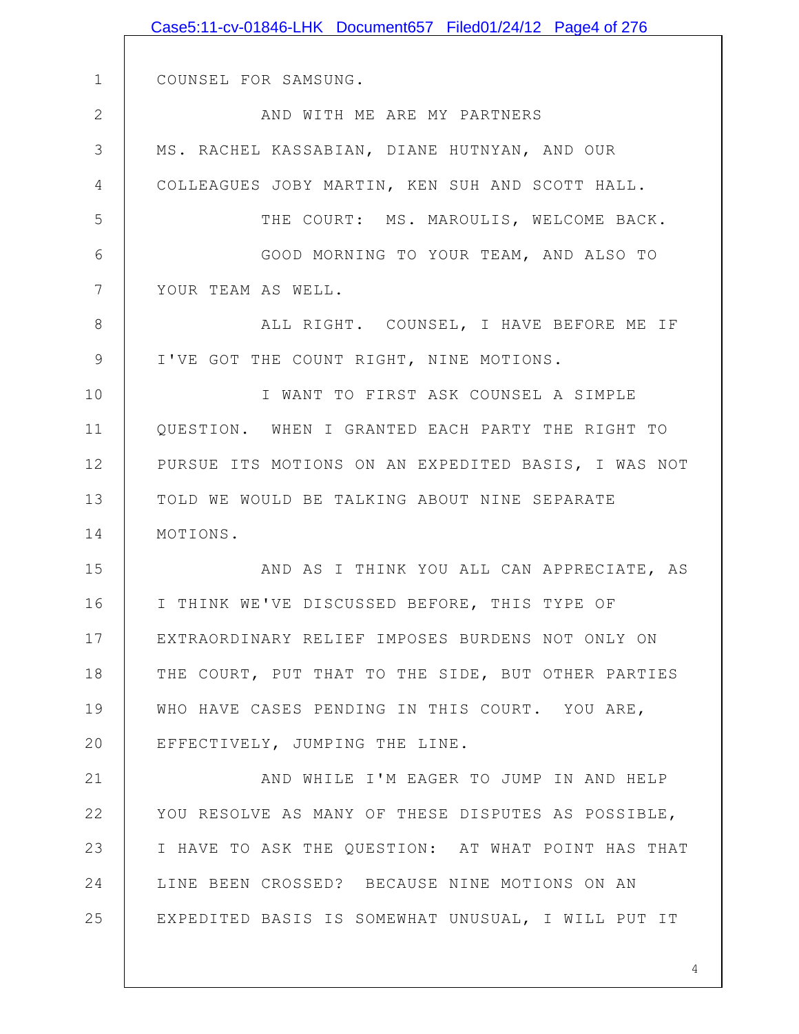COUNSEL FOR SAMSUNG.

AND WITH ME ARE MY PARTNERS MS. RACHEL KASSABIAN, DIANE HUTNYAN, AND OUR COLLEAGUES JOBY MARTIN, KEN SUH AND SCOTT HALL.

THE COURT: MS. MAROULIS, WELCOME BACK.

GOOD MORNING TO YOUR TEAM, AND ALSO TO YOUR TEAM AS WELL.

ALL RIGHT. COUNSEL, I HAVE BEFORE ME IF I'VE GOT THE COUNT RIGHT, NINE MOTIONS.

I WANT TO FIRST ASK COUNSEL A SIMPLE QUESTION. WHEN I GRANTED EACH PARTY THE RIGHT TO PURSUE ITS MOTIONS ON AN EXPEDITED BASIS, I WAS NOT TOLD WE WOULD BE TALKING ABOUT NINE SEPARATE MOTIONS.

AND AS I THINK YOU ALL CAN APPRECIATE, AS I THINK WE'VE DISCUSSED BEFORE, THIS TYPE OF EXTRAORDINARY RELIEF IMPOSES BURDENS NOT ONLY ON THE COURT, PUT THAT TO THE SIDE, BUT OTHER PARTIES WHO HAVE CASES PENDING IN THIS COURT. YOU ARE, EFFECTIVELY, JUMPING THE LINE.

AND WHILE I'M EAGER TO JUMP IN AND HELP YOU RESOLVE AS MANY OF THESE DISPUTES AS POSSIBLE, I HAVE TO ASK THE QUESTION: AT WHAT POINT HAS THAT LINE BEEN CROSSED? BECAUSE NINE MOTIONS ON AN EXPEDITED BASIS IS SOMEWHAT UNUSUAL, I WILL PUT IT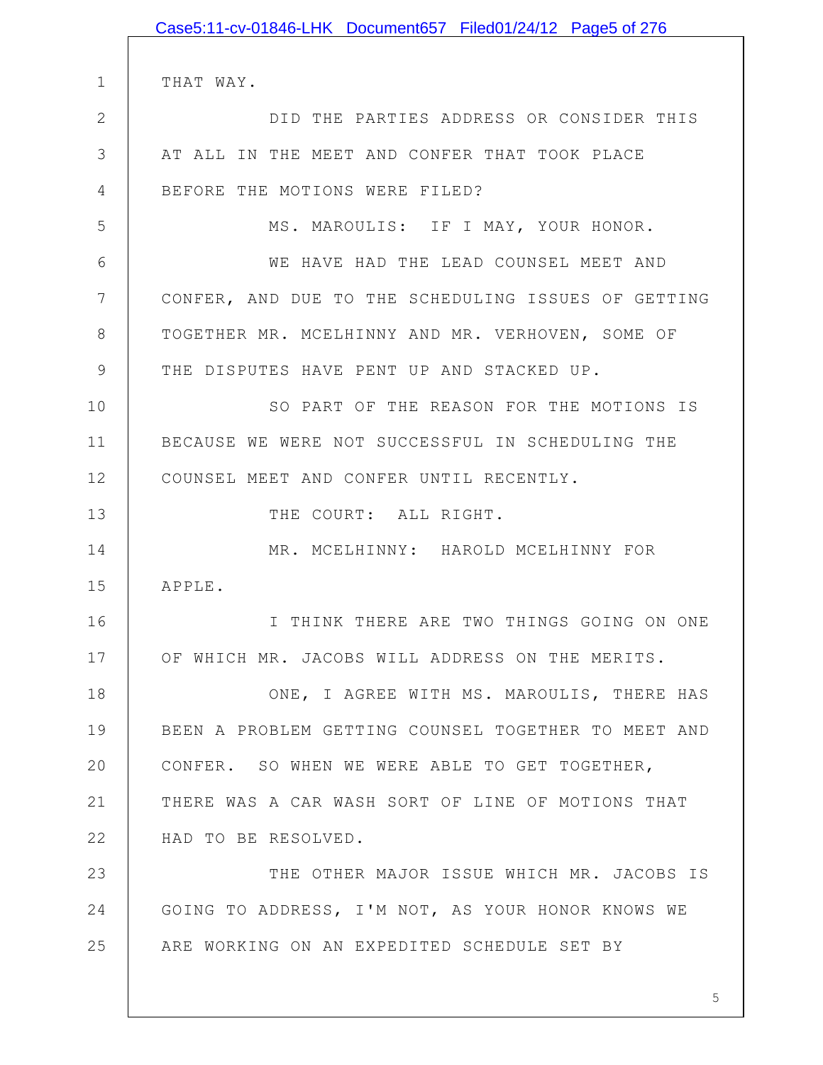THAT WAY.

DID THE PARTIES ADDRESS OR CONSIDER THIS AT ALL IN THE MEET AND CONFER THAT TOOK PLACE BEFORE THE MOTIONS WERE FILED?

MS. MAROULIS: IF I MAY, YOUR HONOR.

WE HAVE HAD THE LEAD COUNSEL MEET AND CONFER, AND DUE TO THE SCHEDULING ISSUES OF GETTING TOGETHER MR. MCELHINNY AND MR. VERHOVEN, SOME OF THE DISPUTES HAVE PENT UP AND STACKED UP.

SO PART OF THE REASON FOR THE MOTIONS IS BECAUSE WE WERE NOT SUCCESSFUL IN SCHEDULING THE COUNSEL MEET AND CONFER UNTIL RECENTLY.

THE COURT: ALL RIGHT.

MR. MCELHINNY: HAROLD MCELHINNY FOR APPLE.

I THINK THERE ARE TWO THINGS GOING ON ONE OF WHICH MR. JACOBS WILL ADDRESS ON THE MERITS.

ONE, I AGREE WITH MS. MAROULIS, THERE HAS BEEN A PROBLEM GETTING COUNSEL TOGETHER TO MEET AND CONFER. SO WHEN WE WERE ABLE TO GET TOGETHER, THERE WAS A CAR WASH SORT OF LINE OF MOTIONS THAT HAD TO BE RESOLVED.

THE OTHER MAJOR ISSUE WHICH MR. JACOBS IS GOING TO ADDRESS, I'M NOT, AS YOUR HONOR KNOWS WE ARE WORKING ON AN EXPEDITED SCHEDULE SET BY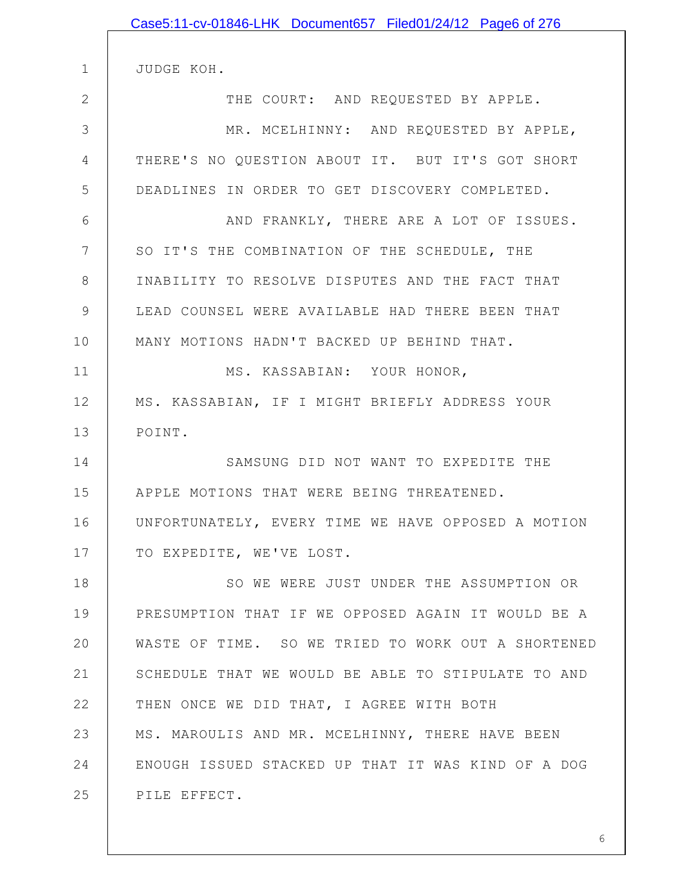JUDGE KOH.

THE COURT: AND REQUESTED BY APPLE.

MR. MCELHINNY: AND REQUESTED BY APPLE, THERE'S NO QUESTION ABOUT IT. BUT IT'S GOT SHORT DEADLINES IN ORDER TO GET DISCOVERY COMPLETED.

AND FRANKLY, THERE ARE A LOT OF ISSUES. SO IT'S THE COMBINATION OF THE SCHEDULE, THE INABILITY TO RESOLVE DISPUTES AND THE FACT THAT LEAD COUNSEL WERE AVAILABLE HAD THERE BEEN THAT MANY MOTIONS HADN'T BACKED UP BEHIND THAT.

MS. KASSABIAN: YOUR HONOR, MS. KASSABIAN, IF I MIGHT BRIEFLY ADDRESS YOUR POINT.

SAMSUNG DID NOT WANT TO EXPEDITE THE APPLE MOTIONS THAT WERE BEING THREATENED. UNFORTUNATELY, EVERY TIME WE HAVE OPPOSED A MOTION TO EXPEDITE, WE'VE LOST.

SO WE WERE JUST UNDER THE ASSUMPTION OR PRESUMPTION THAT IF WE OPPOSED AGAIN IT WOULD BE A WASTE OF TIME. SO WE TRIED TO WORK OUT A SHORTENED SCHEDULE THAT WE WOULD BE ABLE TO STIPULATE TO AND THEN ONCE WE DID THAT, I AGREE WITH BOTH MS. MAROULIS AND MR. MCELHINNY, THERE HAVE BEEN ENOUGH ISSUED STACKED UP THAT IT WAS KIND OF A DOG PILE EFFECT.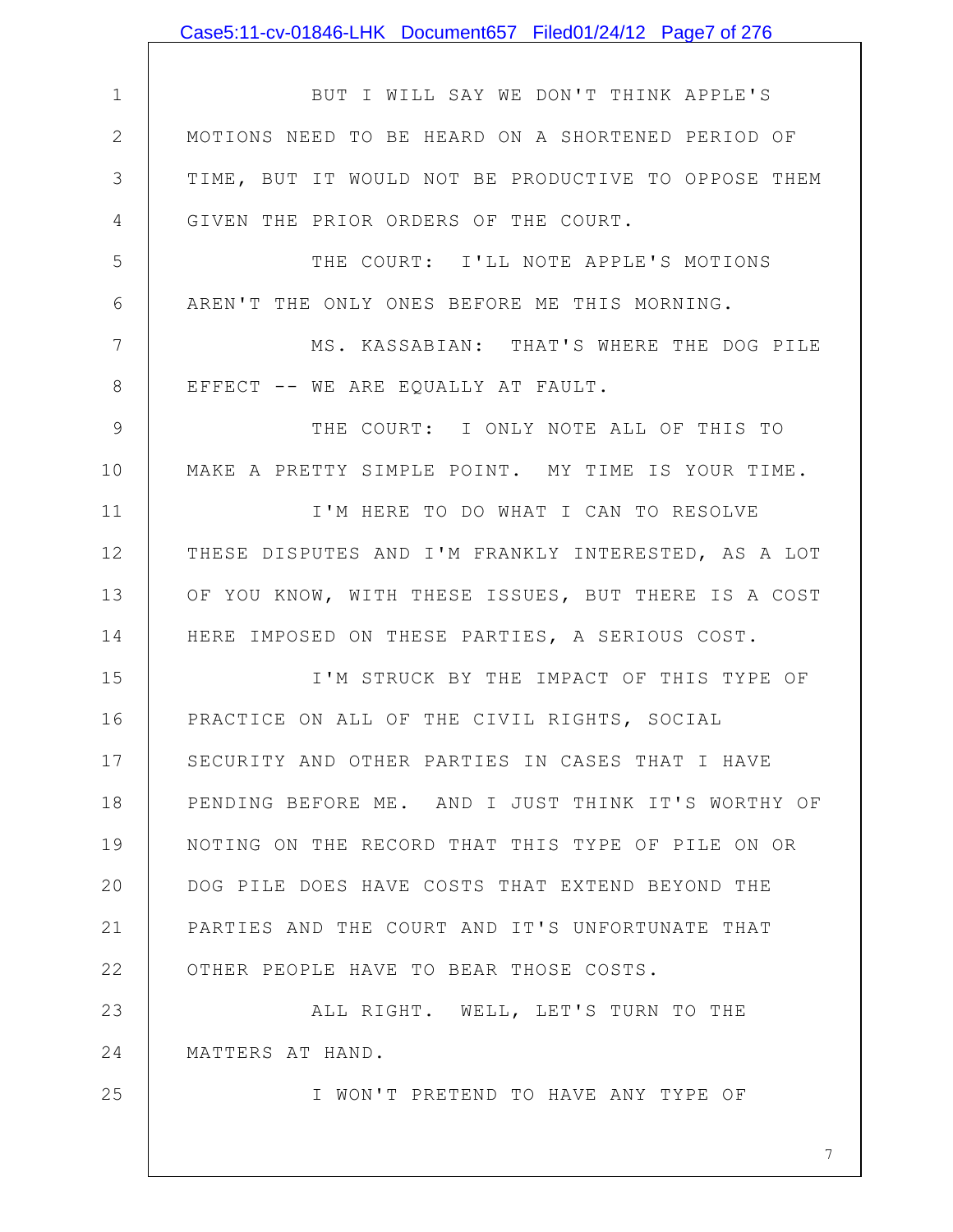BUT I WILL SAY WE DON'T THINK APPLE'S MOTIONS NEED TO BE HEARD ON A SHORTENED PERIOD OF TIME, BUT IT WOULD NOT BE PRODUCTIVE TO OPPOSE THEM GIVEN THE PRIOR ORDERS OF THE COURT.

THE COURT: I'LL NOTE APPLE'S MOTIONS AREN'T THE ONLY ONES BEFORE ME THIS MORNING.

MS. KASSABIAN: THAT'S WHERE THE DOG PILE EFFECT -- WE ARE EQUALLY AT FAULT.

THE COURT: I ONLY NOTE ALL OF THIS TO MAKE A PRETTY SIMPLE POINT. MY TIME IS YOUR TIME.

I'M HERE TO DO WHAT I CAN TO RESOLVE THESE DISPUTES AND I'M FRANKLY INTERESTED, AS A LOT OF YOU KNOW, WITH THESE ISSUES, BUT THERE IS A COST HERE IMPOSED ON THESE PARTIES, A SERIOUS COST.

I'M STRUCK BY THE IMPACT OF THIS TYPE OF PRACTICE ON ALL OF THE CIVIL RIGHTS, SOCIAL SECURITY AND OTHER PARTIES IN CASES THAT I HAVE PENDING BEFORE ME. AND I JUST THINK IT'S WORTHY OF NOTING ON THE RECORD THAT THIS TYPE OF PILE ON OR DOG PILE DOES HAVE COSTS THAT EXTEND BEYOND THE PARTIES AND THE COURT AND IT'S UNFORTUNATE THAT OTHER PEOPLE HAVE TO BEAR THOSE COSTS.

ALL RIGHT. WELL, LET'S TURN TO THE MATTERS AT HAND.

I WON'T PRETEND TO HAVE ANY TYPE OF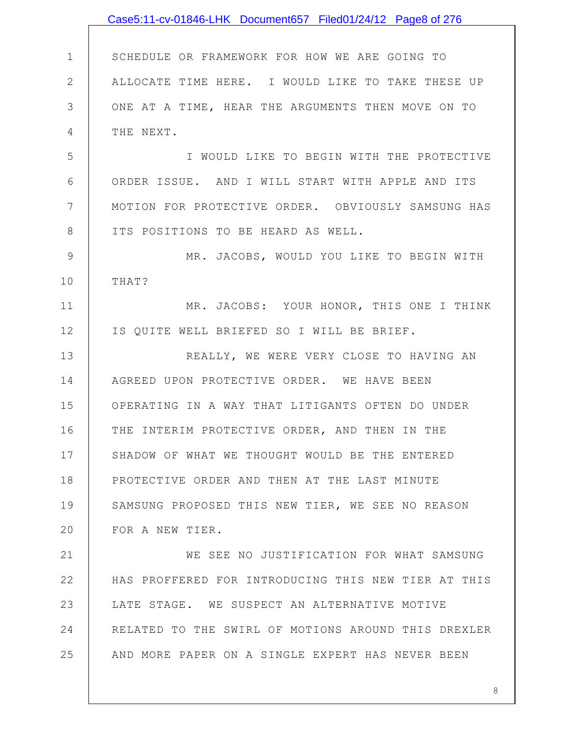SCHEDULE OR FRAMEWORK FOR HOW WE ARE GOING TO ALLOCATE TIME HERE. I WOULD LIKE TO TAKE THESE UP ONE AT A TIME, HEAR THE ARGUMENTS THEN MOVE ON TO THE NEXT.

I WOULD LIKE TO BEGIN WITH THE PROTECTIVE ORDER ISSUE. AND I WILL START WITH APPLE AND ITS MOTION FOR PROTECTIVE ORDER. OBVIOUSLY SAMSUNG HAS ITS POSITIONS TO BE HEARD AS WELL.

MR. JACOBS, WOULD YOU LIKE TO BEGIN WITH THAT?

MR. JACOBS: YOUR HONOR, THIS ONE I THINK IS QUITE WELL BRIEFED SO I WILL BE BRIEF.

REALLY, WE WERE VERY CLOSE TO HAVING AN AGREED UPON PROTECTIVE ORDER. WE HAVE BEEN OPERATING IN A WAY THAT LITIGANTS OFTEN DO UNDER THE INTERIM PROTECTIVE ORDER, AND THEN IN THE SHADOW OF WHAT WE THOUGHT WOULD BE THE ENTERED PROTECTIVE ORDER AND THEN AT THE LAST MINUTE SAMSUNG PROPOSED THIS NEW TIER, WE SEE NO REASON FOR A NEW TIER.

WE SEE NO JUSTIFICATION FOR WHAT SAMSUNG HAS PROFFERED FOR INTRODUCING THIS NEW TIER AT THIS LATE STAGE. WE SUSPECT AN ALTERNATIVE MOTIVE RELATED TO THE SWIRL OF MOTIONS AROUND THIS DREXLER AND MORE PAPER ON A SINGLE EXPERT HAS NEVER BEEN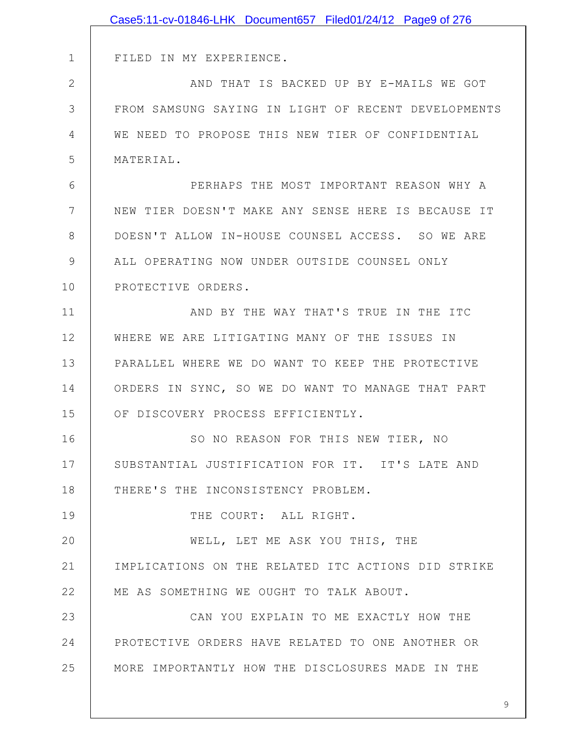FILED IN MY EXPERIENCE.

AND THAT IS BACKED UP BY E-MAILS WE GOT FROM SAMSUNG SAYING IN LIGHT OF RECENT DEVELOPMENTS WE NEED TO PROPOSE THIS NEW TIER OF CONFIDENTIAL MATERIAL.

PERHAPS THE MOST IMPORTANT REASON WHY A NEW TIER DOESN'T MAKE ANY SENSE HERE IS BECAUSE IT DOESN'T ALLOW IN-HOUSE COUNSEL ACCESS. SO WE ARE ALL OPERATING NOW UNDER OUTSIDE COUNSEL ONLY PROTECTIVE ORDERS.

AND BY THE WAY THAT'S TRUE IN THE ITC WHERE WE ARE LITIGATING MANY OF THE ISSUES IN PARALLEL WHERE WE DO WANT TO KEEP THE PROTECTIVE ORDERS IN SYNC, SO WE DO WANT TO MANAGE THAT PART OF DISCOVERY PROCESS EFFICIENTLY.

SO NO REASON FOR THIS NEW TIER, NO SUBSTANTIAL JUSTIFICATION FOR IT. IT'S LATE AND THERE'S THE INCONSISTENCY PROBLEM.

THE COURT: ALL RIGHT.

WELL, LET ME ASK YOU THIS, THE IMPLICATIONS ON THE RELATED ITC ACTIONS DID STRIKE ME AS SOMETHING WE OUGHT TO TALK ABOUT.

CAN YOU EXPLAIN TO ME EXACTLY HOW THE PROTECTIVE ORDERS HAVE RELATED TO ONE ANOTHER OR MORE IMPORTANTLY HOW THE DISCLOSURES MADE IN THE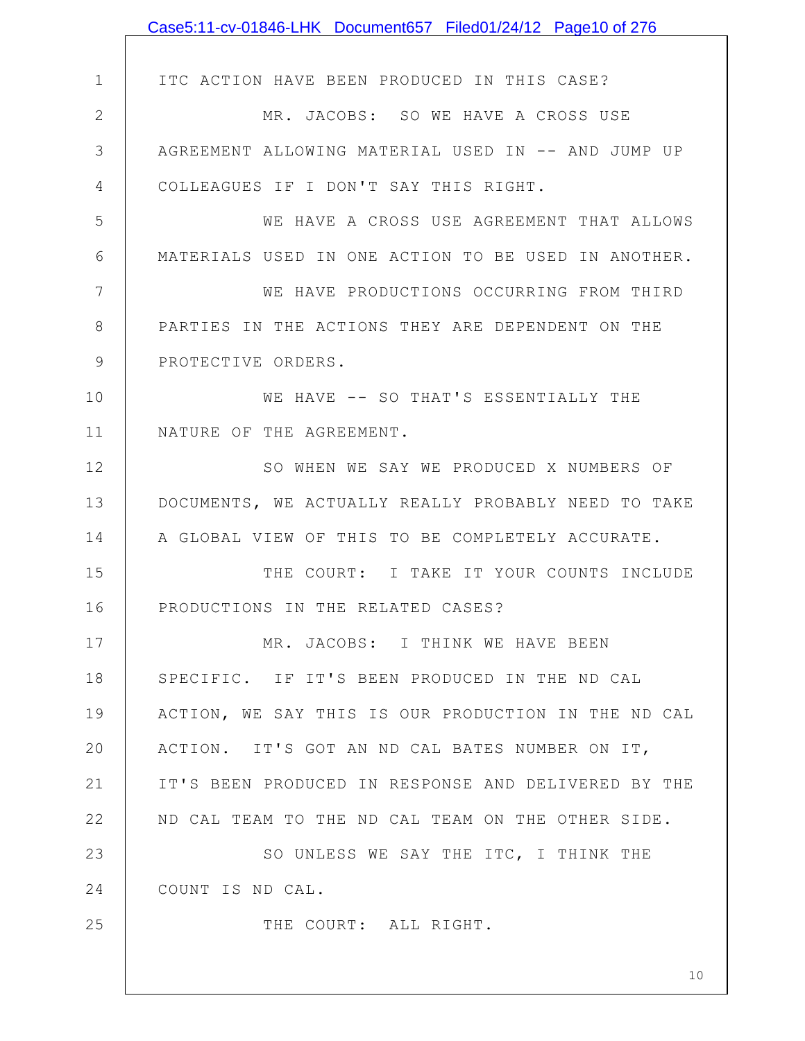ITC ACTION HAVE BEEN PRODUCED IN THIS CASE?

MR. JACOBS: SO WE HAVE A CROSS USE AGREEMENT ALLOWING MATERIAL USED IN -- AND JUMP UP COLLEAGUES IF I DON'T SAY THIS RIGHT.

WE HAVE A CROSS USE AGREEMENT THAT ALLOWS MATERIALS USED IN ONE ACTION TO BE USED IN ANOTHER.

WE HAVE PRODUCTIONS OCCURRING FROM THIRD PARTIES IN THE ACTIONS THEY ARE DEPENDENT ON THE PROTECTIVE ORDERS.

WE HAVE -- SO THAT'S ESSENTIALLY THE NATURE OF THE AGREEMENT.

SO WHEN WE SAY WE PRODUCED X NUMBERS OF DOCUMENTS, WE ACTUALLY REALLY PROBABLY NEED TO TAKE A GLOBAL VIEW OF THIS TO BE COMPLETELY ACCURATE.

THE COURT: I TAKE IT YOUR COUNTS INCLUDE PRODUCTIONS IN THE RELATED CASES?

MR. JACOBS: I THINK WE HAVE BEEN SPECIFIC. IF IT'S BEEN PRODUCED IN THE ND CAL ACTION, WE SAY THIS IS OUR PRODUCTION IN THE ND CAL ACTION. IT'S GOT AN ND CAL BATES NUMBER ON IT, IT'S BEEN PRODUCED IN RESPONSE AND DELIVERED BY THE ND CAL TEAM TO THE ND CAL TEAM ON THE OTHER SIDE.

SO UNLESS WE SAY THE ITC, I THINK THE COUNT IS ND CAL.

THE COURT: ALL RIGHT.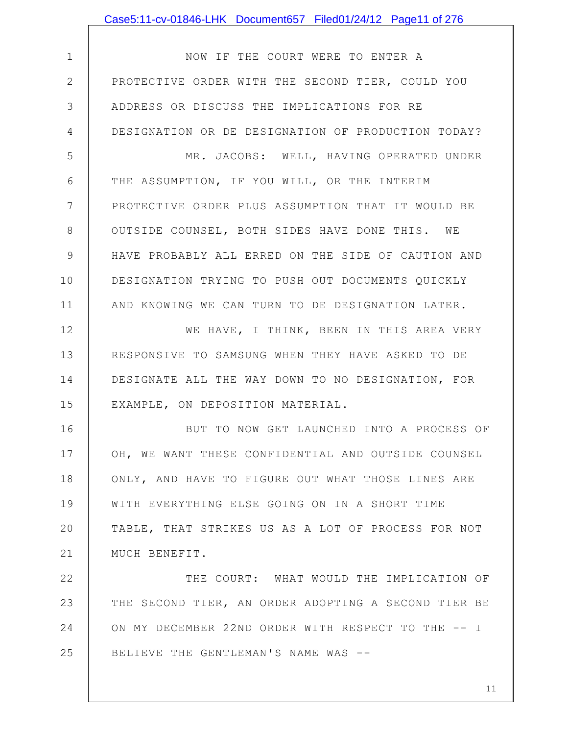NOW IF THE COURT WERE TO ENTER A PROTECTIVE ORDER WITH THE SECOND TIER, COULD YOU ADDRESS OR DISCUSS THE IMPLICATIONS FOR RE DESIGNATION OR DE DESIGNATION OF PRODUCTION TODAY?

MR. JACOBS: WELL, HAVING OPERATED UNDER THE ASSUMPTION, IF YOU WILL, OR THE INTERIM PROTECTIVE ORDER PLUS ASSUMPTION THAT IT WOULD BE OUTSIDE COUNSEL, BOTH SIDES HAVE DONE THIS. WE HAVE PROBABLY ALL ERRED ON THE SIDE OF CAUTION AND DESIGNATION TRYING TO PUSH OUT DOCUMENTS QUICKLY AND KNOWING WE CAN TURN TO DE DESIGNATION LATER.

WE HAVE, I THINK, BEEN IN THIS AREA VERY RESPONSIVE TO SAMSUNG WHEN THEY HAVE ASKED TO DE DESIGNATE ALL THE WAY DOWN TO NO DESIGNATION, FOR EXAMPLE, ON DEPOSITION MATERIAL.

BUT TO NOW GET LAUNCHED INTO A PROCESS OF OH, WE WANT THESE CONFIDENTIAL AND OUTSIDE COUNSEL ONLY, AND HAVE TO FIGURE OUT WHAT THOSE LINES ARE WITH EVERYTHING ELSE GOING ON IN A SHORT TIME TABLE, THAT STRIKES US AS A LOT OF PROCESS FOR NOT MUCH BENEFIT.

THE COURT: WHAT WOULD THE IMPLICATION OF THE SECOND TIER, AN ORDER ADOPTING A SECOND TIER BE ON MY DECEMBER 22ND ORDER WITH RESPECT TO THE -- I BELIEVE THE GENTLEMAN'S NAME WAS --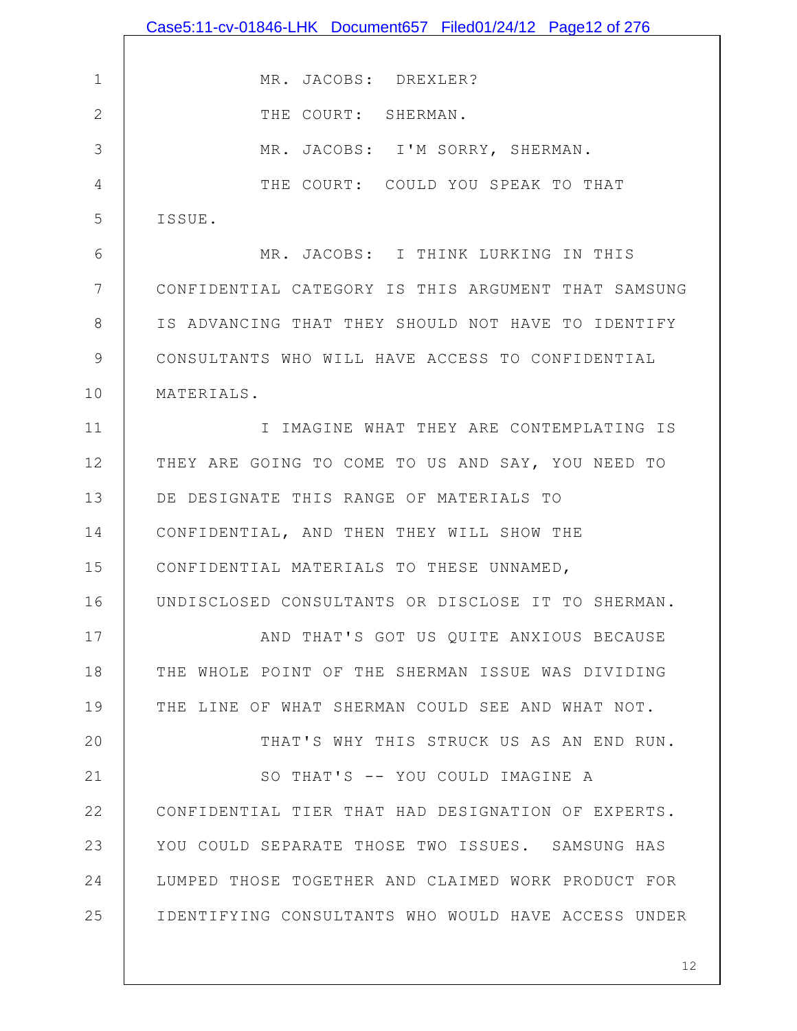MR. JACOBS: DREXLER?

THE COURT: SHERMAN.

MR. JACOBS: I'M SORRY, SHERMAN.

THE COURT: COULD YOU SPEAK TO THAT ISSUE.

MR. JACOBS: I THINK LURKING IN THIS CONFIDENTIAL CATEGORY IS THIS ARGUMENT THAT SAMSUNG IS ADVANCING THAT THEY SHOULD NOT HAVE TO IDENTIFY CONSULTANTS WHO WILL HAVE ACCESS TO CONFIDENTIAL MATERIALS.

I IMAGINE WHAT THEY ARE CONTEMPLATING IS THEY ARE GOING TO COME TO US AND SAY, YOU NEED TO DE DESIGNATE THIS RANGE OF MATERIALS TO CONFIDENTIAL, AND THEN THEY WILL SHOW THE CONFIDENTIAL MATERIALS TO THESE UNNAMED, UNDISCLOSED CONSULTANTS OR DISCLOSE IT TO SHERMAN.

AND THAT'S GOT US QUITE ANXIOUS BECAUSE THE WHOLE POINT OF THE SHERMAN ISSUE WAS DIVIDING THE LINE OF WHAT SHERMAN COULD SEE AND WHAT NOT.

THAT'S WHY THIS STRUCK US AS AN END RUN.

SO THAT'S -- YOU COULD IMAGINE A CONFIDENTIAL TIER THAT HAD DESIGNATION OF EXPERTS. YOU COULD SEPARATE THOSE TWO ISSUES. SAMSUNG HAS LUMPED THOSE TOGETHER AND CLAIMED WORK PRODUCT FOR IDENTIFYING CONSULTANTS WHO WOULD HAVE ACCESS UNDER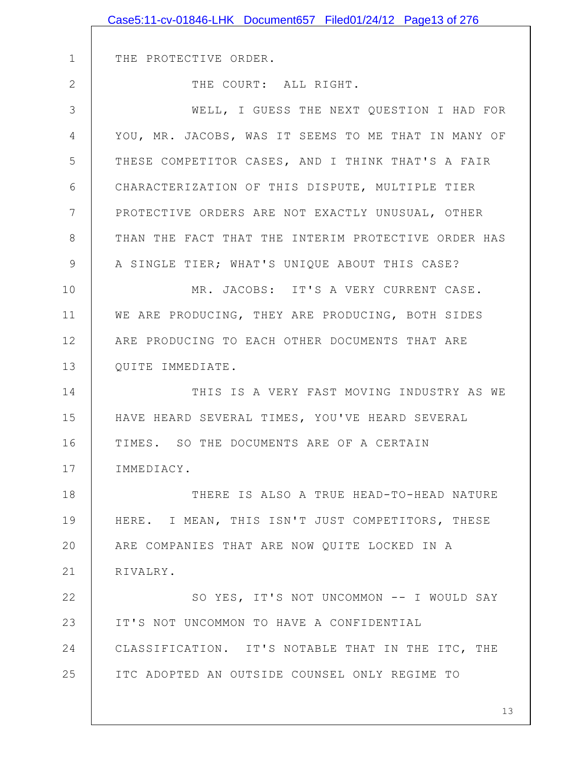THE PROTECTIVE ORDER.

THE COURT: ALL RIGHT.

WELL, I GUESS THE NEXT QUESTION I HAD FOR YOU, MR. JACOBS, WAS IT SEEMS TO ME THAT IN MANY OF THESE COMPETITOR CASES, AND I THINK THAT'S A FAIR CHARACTERIZATION OF THIS DISPUTE, MULTIPLE TIER PROTECTIVE ORDERS ARE NOT EXACTLY UNUSUAL, OTHER THAN THE FACT THAT THE INTERIM PROTECTIVE ORDER HAS A SINGLE TIER; WHAT'S UNIQUE ABOUT THIS CASE?

MR. JACOBS: IT'S A VERY CURRENT CASE. WE ARE PRODUCING, THEY ARE PRODUCING, BOTH SIDES ARE PRODUCING TO EACH OTHER DOCUMENTS THAT ARE QUITE IMMEDIATE.

THIS IS A VERY FAST MOVING INDUSTRY AS WE HAVE HEARD SEVERAL TIMES, YOU'VE HEARD SEVERAL TIMES. SO THE DOCUMENTS ARE OF A CERTAIN IMMEDIACY.

THERE IS ALSO A TRUE HEAD-TO-HEAD NATURE HERE. I MEAN, THIS ISN'T JUST COMPETITORS, THESE ARE COMPANIES THAT ARE NOW QUITE LOCKED IN A RIVALRY.

SO YES, IT'S NOT UNCOMMON -- I WOULD SAY IT'S NOT UNCOMMON TO HAVE A CONFIDENTIAL CLASSIFICATION. IT'S NOTABLE THAT IN THE ITC, THE ITC ADOPTED AN OUTSIDE COUNSEL ONLY REGIME TO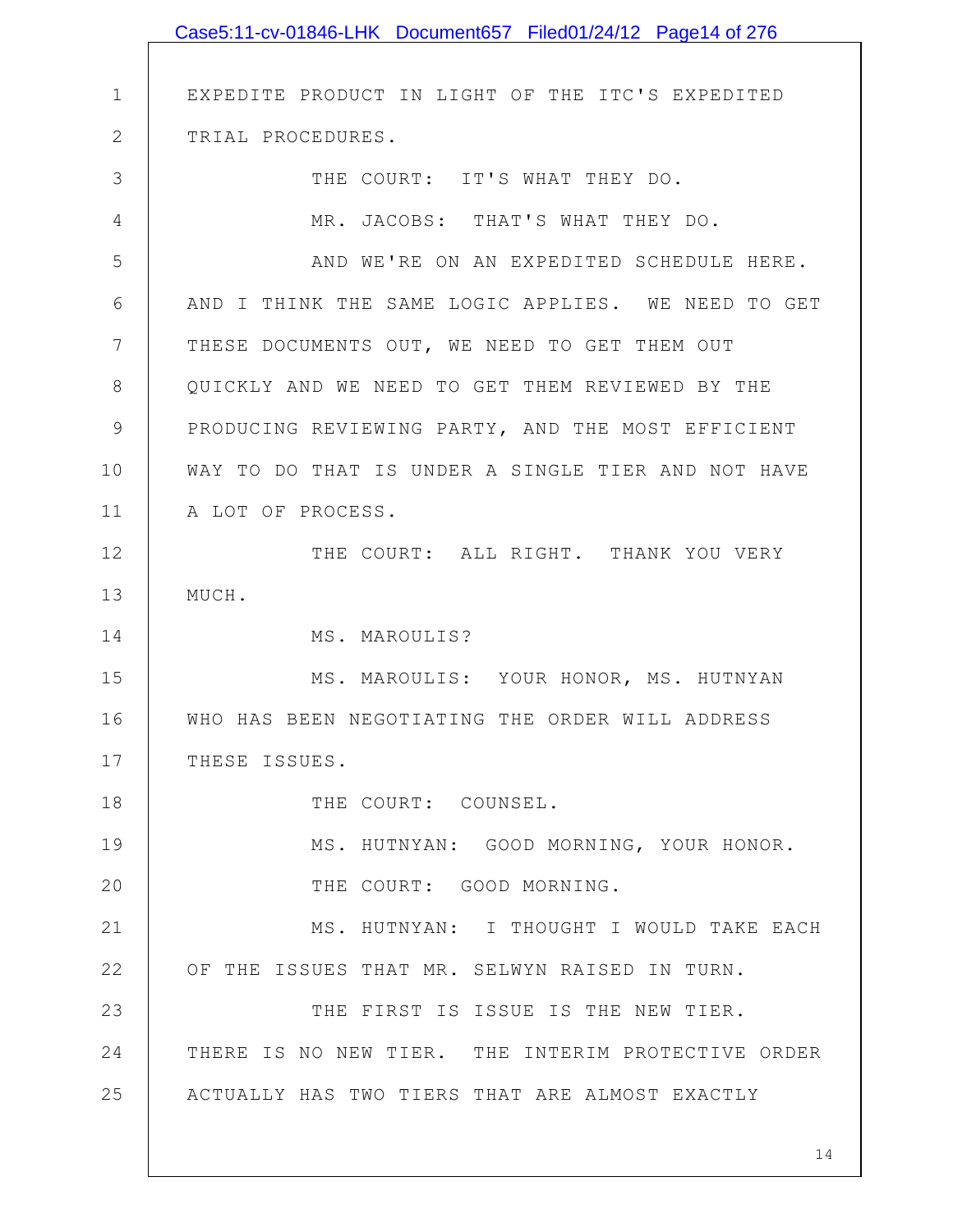EXPEDITE PRODUCT IN LIGHT OF THE ITC'S EXPEDITED TRIAL PROCEDURES.

THE COURT: IT'S WHAT THEY DO.

MR. JACOBS: THAT'S WHAT THEY DO.

AND WE'RE ON AN EXPEDITED SCHEDULE HERE. AND I THINK THE SAME LOGIC APPLIES. WE NEED TO GET THESE DOCUMENTS OUT, WE NEED TO GET THEM OUT QUICKLY AND WE NEED TO GET THEM REVIEWED BY THE PRODUCING REVIEWING PARTY, AND THE MOST EFFICIENT WAY TO DO THAT IS UNDER A SINGLE TIER AND NOT HAVE A LOT OF PROCESS.

THE COURT: ALL RIGHT. THANK YOU VERY MUCH.

MS. MAROULIS?

MS. MAROULIS: YOUR HONOR, MS. HUTNYAN WHO HAS BEEN NEGOTIATING THE ORDER WILL ADDRESS THESE ISSUES.

THE COURT: COUNSEL.

MS. HUTNYAN: GOOD MORNING, YOUR HONOR.

THE COURT: GOOD MORNING.

MS. HUTNYAN: I THOUGHT I WOULD TAKE EACH OF THE ISSUES THAT MR. SELWYN RAISED IN TURN.

THE FIRST IS ISSUE IS THE NEW TIER. THERE IS NO NEW TIER. THE INTERIM PROTECTIVE ORDER ACTUALLY HAS TWO TIERS THAT ARE ALMOST EXACTLY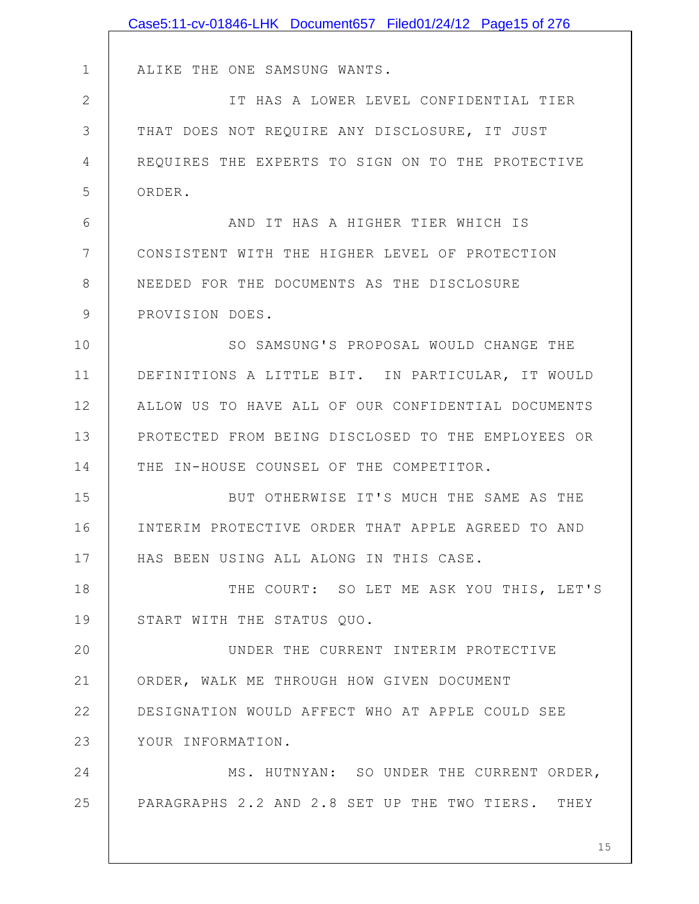ALIKE THE ONE SAMSUNG WANTS.

IT HAS A LOWER LEVEL CONFIDENTIAL TIER THAT DOES NOT REQUIRE ANY DISCLOSURE, IT JUST REQUIRES THE EXPERTS TO SIGN ON TO THE PROTECTIVE ORDER.

AND IT HAS A HIGHER TIER WHICH IS CONSISTENT WITH THE HIGHER LEVEL OF PROTECTION NEEDED FOR THE DOCUMENTS AS THE DISCLOSURE PROVISION DOES.

SO SAMSUNG'S PROPOSAL WOULD CHANGE THE DEFINITIONS A LITTLE BIT. IN PARTICULAR, IT WOULD ALLOW US TO HAVE ALL OF OUR CONFIDENTIAL DOCUMENTS PROTECTED FROM BEING DISCLOSED TO THE EMPLOYEES OR THE IN-HOUSE COUNSEL OF THE COMPETITOR.

BUT OTHERWISE IT'S MUCH THE SAME AS THE INTERIM PROTECTIVE ORDER THAT APPLE AGREED TO AND HAS BEEN USING ALL ALONG IN THIS CASE.

THE COURT: SO LET ME ASK YOU THIS, LET'S START WITH THE STATUS QUO.

UNDER THE CURRENT INTERIM PROTECTIVE ORDER, WALK ME THROUGH HOW GIVEN DOCUMENT DESIGNATION WOULD AFFECT WHO AT APPLE COULD SEE YOUR INFORMATION.

MS. HUTNYAN: SO UNDER THE CURRENT ORDER, PARAGRAPHS 2.2 AND 2.8 SET UP THE TWO TIERS. THEY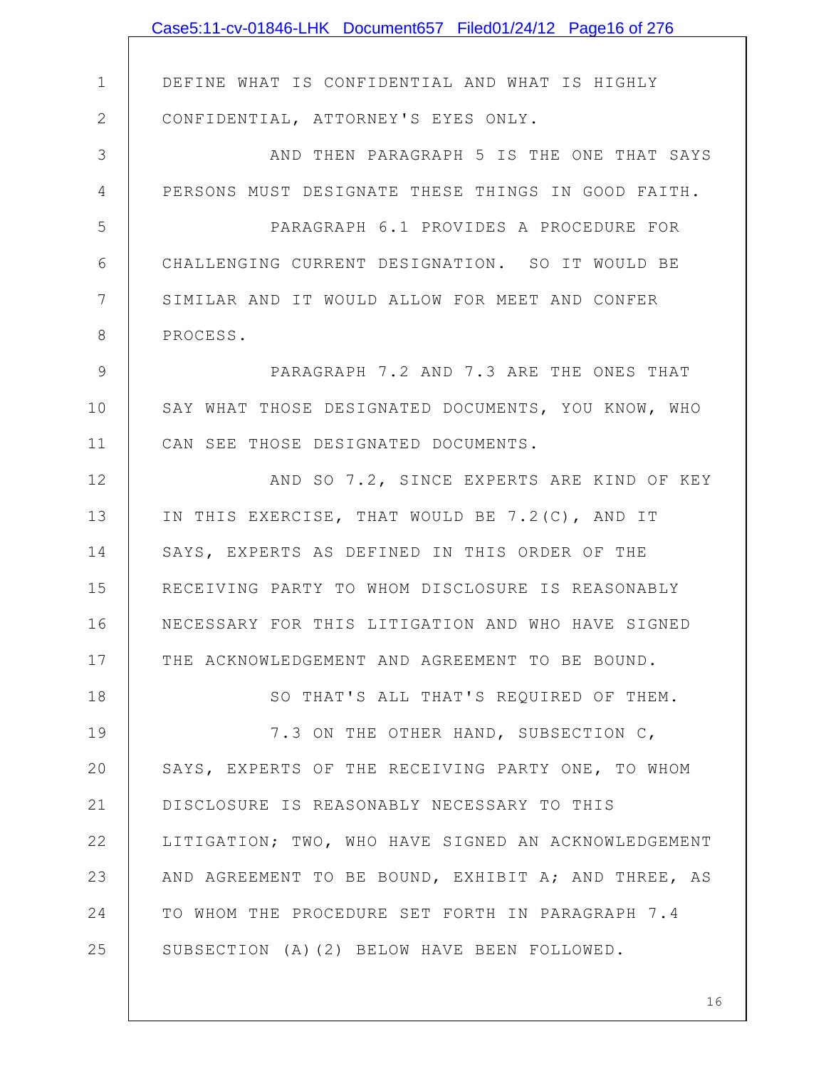DEFINE WHAT IS CONFIDENTIAL AND WHAT IS HIGHLY CONFIDENTIAL, ATTORNEY'S EYES ONLY.

AND THEN PARAGRAPH 5 IS THE ONE THAT SAYS PERSONS MUST DESIGNATE THESE THINGS IN GOOD FAITH.

PARAGRAPH 6.1 PROVIDES A PROCEDURE FOR CHALLENGING CURRENT DESIGNATION. SO IT WOULD BE SIMILAR AND IT WOULD ALLOW FOR MEET AND CONFER PROCESS.

PARAGRAPH 7.2 AND 7.3 ARE THE ONES THAT SAY WHAT THOSE DESIGNATED DOCUMENTS, YOU KNOW, WHO CAN SEE THOSE DESIGNATED DOCUMENTS.

AND SO 7.2, SINCE EXPERTS ARE KIND OF KEY IN THIS EXERCISE, THAT WOULD BE 7.2(C), AND IT SAYS, EXPERTS AS DEFINED IN THIS ORDER OF THE RECEIVING PARTY TO WHOM DISCLOSURE IS REASONABLY NECESSARY FOR THIS LITIGATION AND WHO HAVE SIGNED THE ACKNOWLEDGEMENT AND AGREEMENT TO BE BOUND.

SO THAT'S ALL THAT'S REQUIRED OF THEM.

7.3 ON THE OTHER HAND, SUBSECTION C, SAYS, EXPERTS OF THE RECEIVING PARTY ONE, TO WHOM DISCLOSURE IS REASONABLY NECESSARY TO THIS LITIGATION; TWO, WHO HAVE SIGNED AN ACKNOWLEDGEMENT AND AGREEMENT TO BE BOUND, EXHIBIT A; AND THREE, AS TO WHOM THE PROCEDURE SET FORTH IN PARAGRAPH 7.4 SUBSECTION (A)(2) BELOW HAVE BEEN FOLLOWED.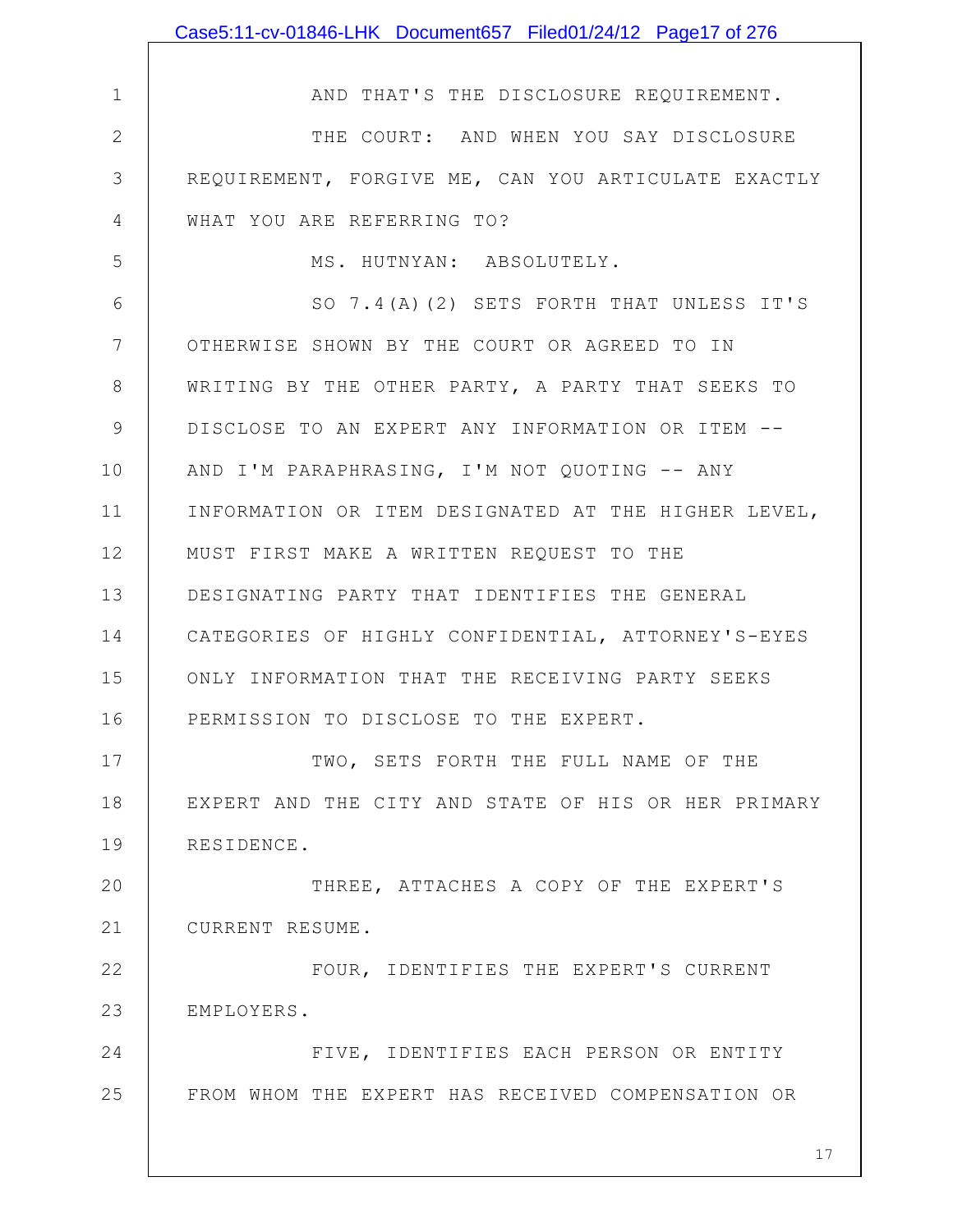AND THAT'S THE DISCLOSURE REQUIREMENT.

THE COURT: AND WHEN YOU SAY DISCLOSURE REQUIREMENT, FORGIVE ME, CAN YOU ARTICULATE EXACTLY WHAT YOU ARE REFERRING TO?

MS. HUTNYAN: ABSOLUTELY.

SO 7.4(A)(2) SETS FORTH THAT UNLESS IT'S OTHERWISE SHOWN BY THE COURT OR AGREED TO IN WRITING BY THE OTHER PARTY, A PARTY THAT SEEKS TO DISCLOSE TO AN EXPERT ANY INFORMATION OR ITEM -- AND I'M PARAPHRASING, I'M NOT QUOTING -- ANY INFORMATION OR ITEM DESIGNATED AT THE HIGHER LEVEL, MUST FIRST MAKE A WRITTEN REQUEST TO THE DESIGNATING PARTY THAT IDENTIFIES THE GENERAL CATEGORIES OF HIGHLY CONFIDENTIAL, ATTORNEY'S-EYES ONLY INFORMATION THAT THE RECEIVING PARTY SEEKS PERMISSION TO DISCLOSE TO THE EXPERT.

TWO, SETS FORTH THE FULL NAME OF THE EXPERT AND THE CITY AND STATE OF HIS OR HER PRIMARY RESIDENCE.

THREE, ATTACHES A COPY OF THE EXPERT'S CURRENT RESUME.

FOUR, IDENTIFIES THE EXPERT'S CURRENT EMPLOYERS.

FIVE, IDENTIFIES EACH PERSON OR ENTITY FROM WHOM THE EXPERT HAS RECEIVED COMPENSATION OR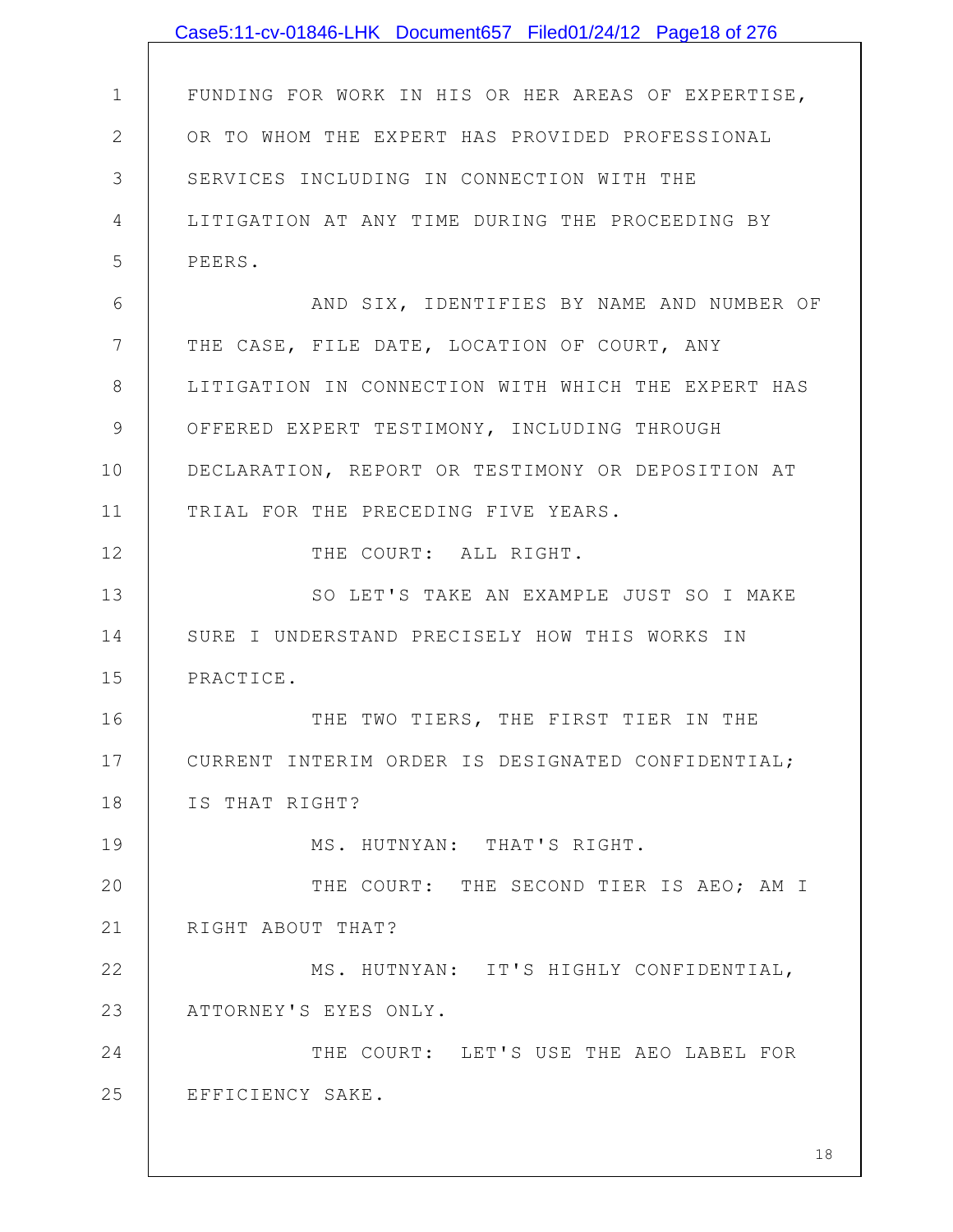FUNDING FOR WORK IN HIS OR HER AREAS OF EXPERTISE, OR TO WHOM THE EXPERT HAS PROVIDED PROFESSIONAL SERVICES INCLUDING IN CONNECTION WITH THE LITIGATION AT ANY TIME DURING THE PROCEEDING BY PEERS.

AND SIX, IDENTIFIES BY NAME AND NUMBER OF THE CASE, FILE DATE, LOCATION OF COURT, ANY LITIGATION IN CONNECTION WITH WHICH THE EXPERT HAS OFFERED EXPERT TESTIMONY, INCLUDING THROUGH DECLARATION, REPORT OR TESTIMONY OR DEPOSITION AT TRIAL FOR THE PRECEDING FIVE YEARS.

THE COURT: ALL RIGHT.

SO LET'S TAKE AN EXAMPLE JUST SO I MAKE SURE I UNDERSTAND PRECISELY HOW THIS WORKS IN PRACTICE.

THE TWO TIERS, THE FIRST TIER IN THE CURRENT INTERIM ORDER IS DESIGNATED CONFIDENTIAL; IS THAT RIGHT?

MS. HUTNYAN: THAT'S RIGHT.

THE COURT: THE SECOND TIER IS AEO; AM I RIGHT ABOUT THAT?

MS. HUTNYAN: IT'S HIGHLY CONFIDENTIAL, ATTORNEY'S EYES ONLY.

THE COURT: LET'S USE THE AEO LABEL FOR EFFICIENCY SAKE.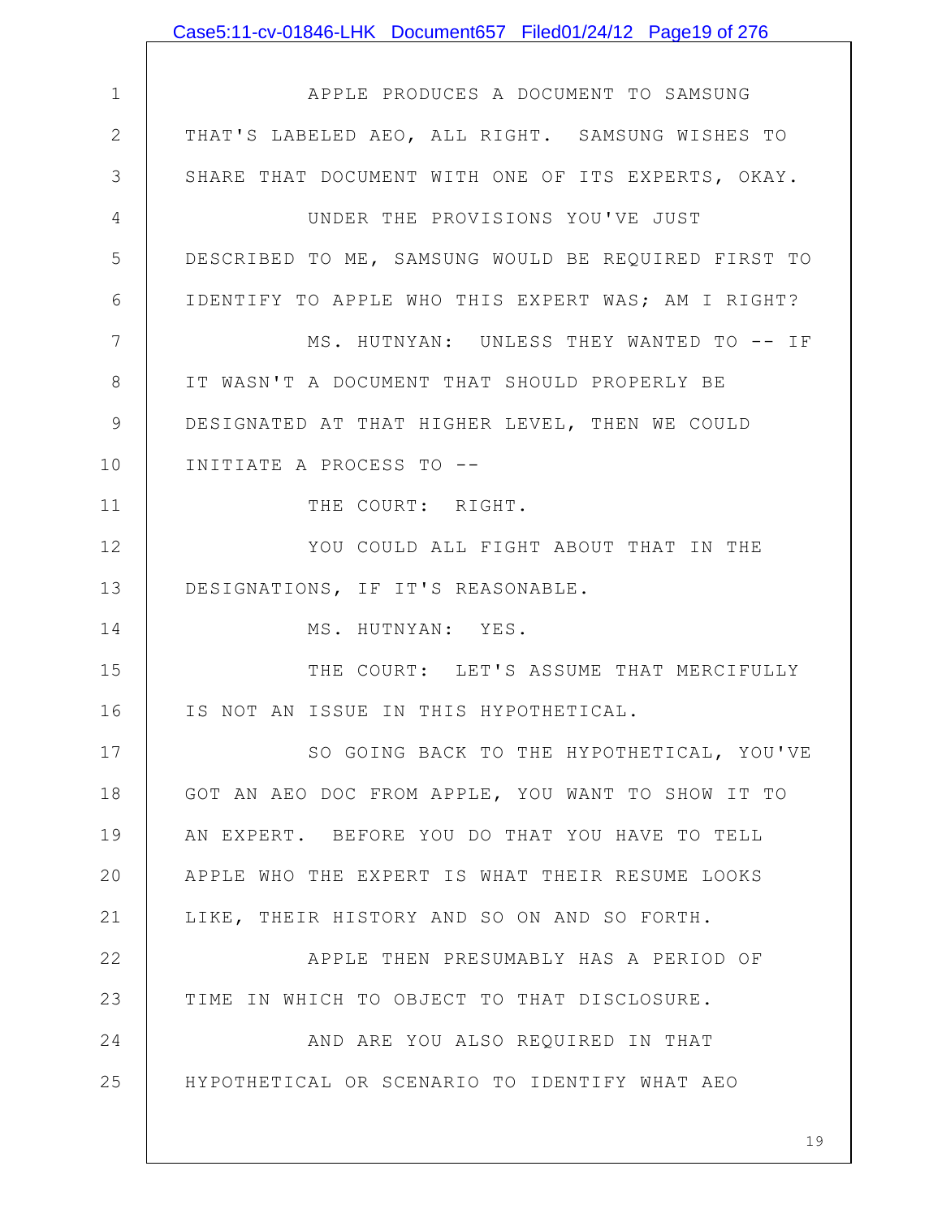APPLE PRODUCES A DOCUMENT TO SAMSUNG THAT'S LABELED AEO, ALL RIGHT. SAMSUNG WISHES TO SHARE THAT DOCUMENT WITH ONE OF ITS EXPERTS, OKAY.

UNDER THE PROVISIONS YOU'VE JUST DESCRIBED TO ME, SAMSUNG WOULD BE REQUIRED FIRST TO IDENTIFY TO APPLE WHO THIS EXPERT WAS; AM I RIGHT?

MS. HUTNYAN: UNLESS THEY WANTED TO -- IF IT WASN'T A DOCUMENT THAT SHOULD PROPERLY BE DESIGNATED AT THAT HIGHER LEVEL, THEN WE COULD INITIATE A PROCESS TO --

THE COURT: RIGHT.

YOU COULD ALL FIGHT ABOUT THAT IN THE DESIGNATIONS, IF IT'S REASONABLE.

MS. HUTNYAN: YES.

THE COURT: LET'S ASSUME THAT MERCIFULLY IS NOT AN ISSUE IN THIS HYPOTHETICAL.

SO GOING BACK TO THE HYPOTHETICAL, YOU'VE GOT AN AEO DOC FROM APPLE, YOU WANT TO SHOW IT TO AN EXPERT. BEFORE YOU DO THAT YOU HAVE TO TELL APPLE WHO THE EXPERT IS WHAT THEIR RESUME LOOKS LIKE, THEIR HISTORY AND SO ON AND SO FORTH.

APPLE THEN PRESUMABLY HAS A PERIOD OF TIME IN WHICH TO OBJECT TO THAT DISCLOSURE.

AND ARE YOU ALSO REQUIRED IN THAT HYPOTHETICAL OR SCENARIO TO IDENTIFY WHAT AEO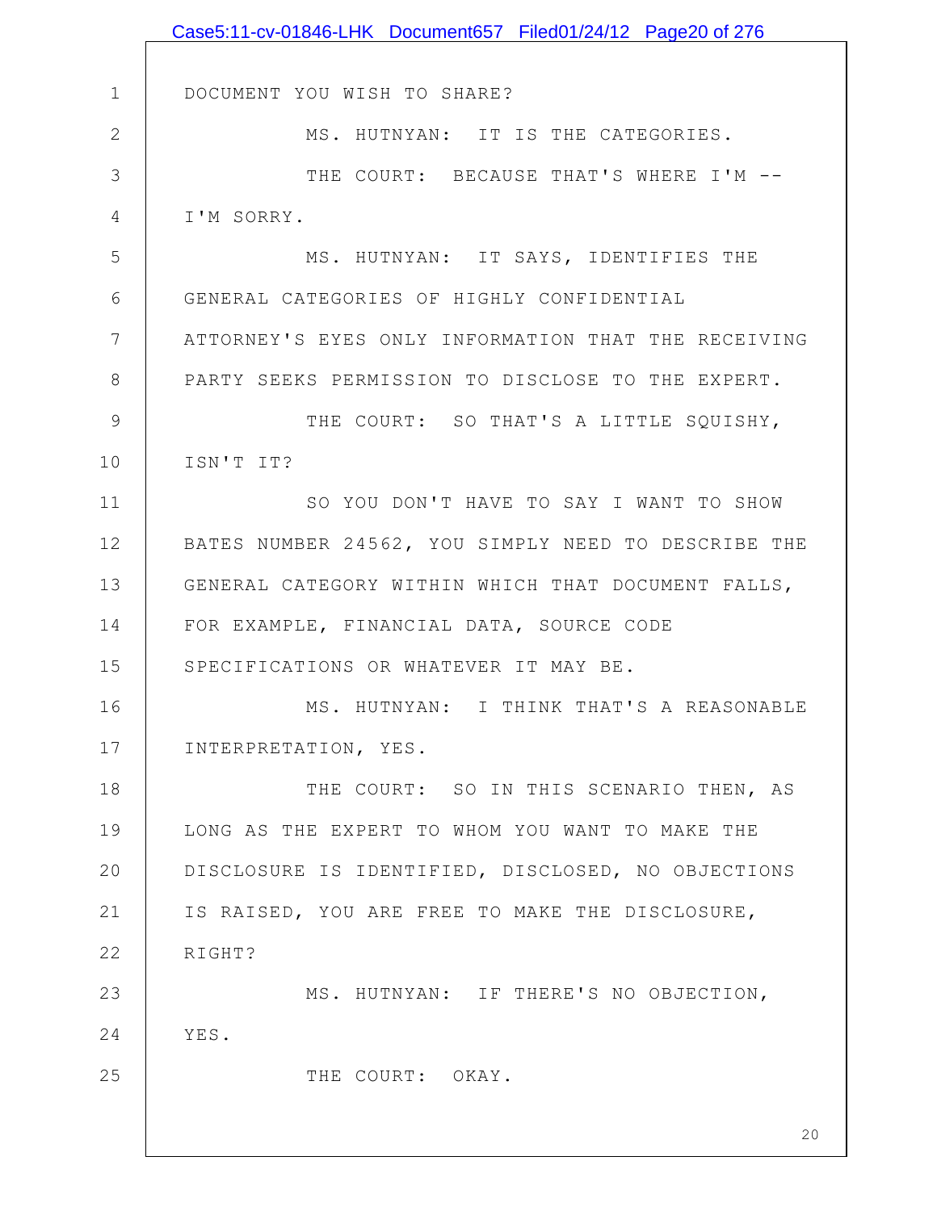DOCUMENT YOU WISH TO SHARE?

MS. HUTNYAN: IT IS THE CATEGORIES.

THE COURT: BECAUSE THAT'S WHERE I'M -- I'M SORRY.

MS. HUTNYAN: IT SAYS, IDENTIFIES THE GENERAL CATEGORIES OF HIGHLY CONFIDENTIAL ATTORNEY'S EYES ONLY INFORMATION THAT THE RECEIVING PARTY SEEKS PERMISSION TO DISCLOSE TO THE EXPERT.

THE COURT: SO THAT'S A LITTLE SQUISHY, ISN'T IT?

SO YOU DON'T HAVE TO SAY I WANT TO SHOW BATES NUMBER 24562, YOU SIMPLY NEED TO DESCRIBE THE GENERAL CATEGORY WITHIN WHICH THAT DOCUMENT FALLS, FOR EXAMPLE, FINANCIAL DATA, SOURCE CODE SPECIFICATIONS OR WHATEVER IT MAY BE.

MS. HUTNYAN: I THINK THAT'S A REASONABLE INTERPRETATION, YES.

THE COURT: SO IN THIS SCENARIO THEN, AS LONG AS THE EXPERT TO WHOM YOU WANT TO MAKE THE DISCLOSURE IS IDENTIFIED, DISCLOSED, NO OBJECTIONS IS RAISED, YOU ARE FREE TO MAKE THE DISCLOSURE, RIGHT?

MS. HUTNYAN: IF THERE'S NO OBJECTION, YES.

THE COURT: OKAY.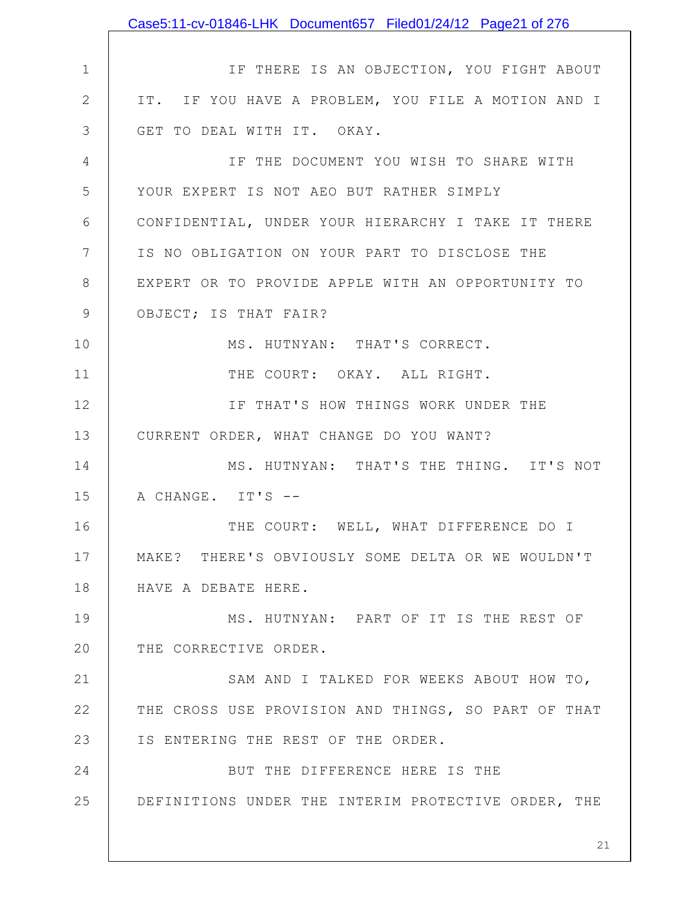IF THERE IS AN OBJECTION, YOU FIGHT ABOUT IT. IF YOU HAVE A PROBLEM, YOU FILE A MOTION AND I GET TO DEAL WITH IT. OKAY.

IF THE DOCUMENT YOU WISH TO SHARE WITH YOUR EXPERT IS NOT AEO BUT RATHER SIMPLY CONFIDENTIAL, UNDER YOUR HIERARCHY I TAKE IT THERE IS NO OBLIGATION ON YOUR PART TO DISCLOSE THE EXPERT OR TO PROVIDE APPLE WITH AN OPPORTUNITY TO OBJECT; IS THAT FAIR?

MS. HUTNYAN: THAT'S CORRECT.

THE COURT: OKAY. ALL RIGHT.

IF THAT'S HOW THINGS WORK UNDER THE CURRENT ORDER, WHAT CHANGE DO YOU WANT?

MS. HUTNYAN: THAT'S THE THING. IT'S NOT A CHANGE. IT'S --

THE COURT: WELL, WHAT DIFFERENCE DO I MAKE? THERE'S OBVIOUSLY SOME DELTA OR WE WOULDN'T HAVE A DEBATE HERE.

MS. HUTNYAN: PART OF IT IS THE REST OF THE CORRECTIVE ORDER.

SAM AND I TALKED FOR WEEKS ABOUT HOW TO, THE CROSS USE PROVISION AND THINGS, SO PART OF THAT IS ENTERING THE REST OF THE ORDER.

BUT THE DIFFERENCE HERE IS THE DEFINITIONS UNDER THE INTERIM PROTECTIVE ORDER, THE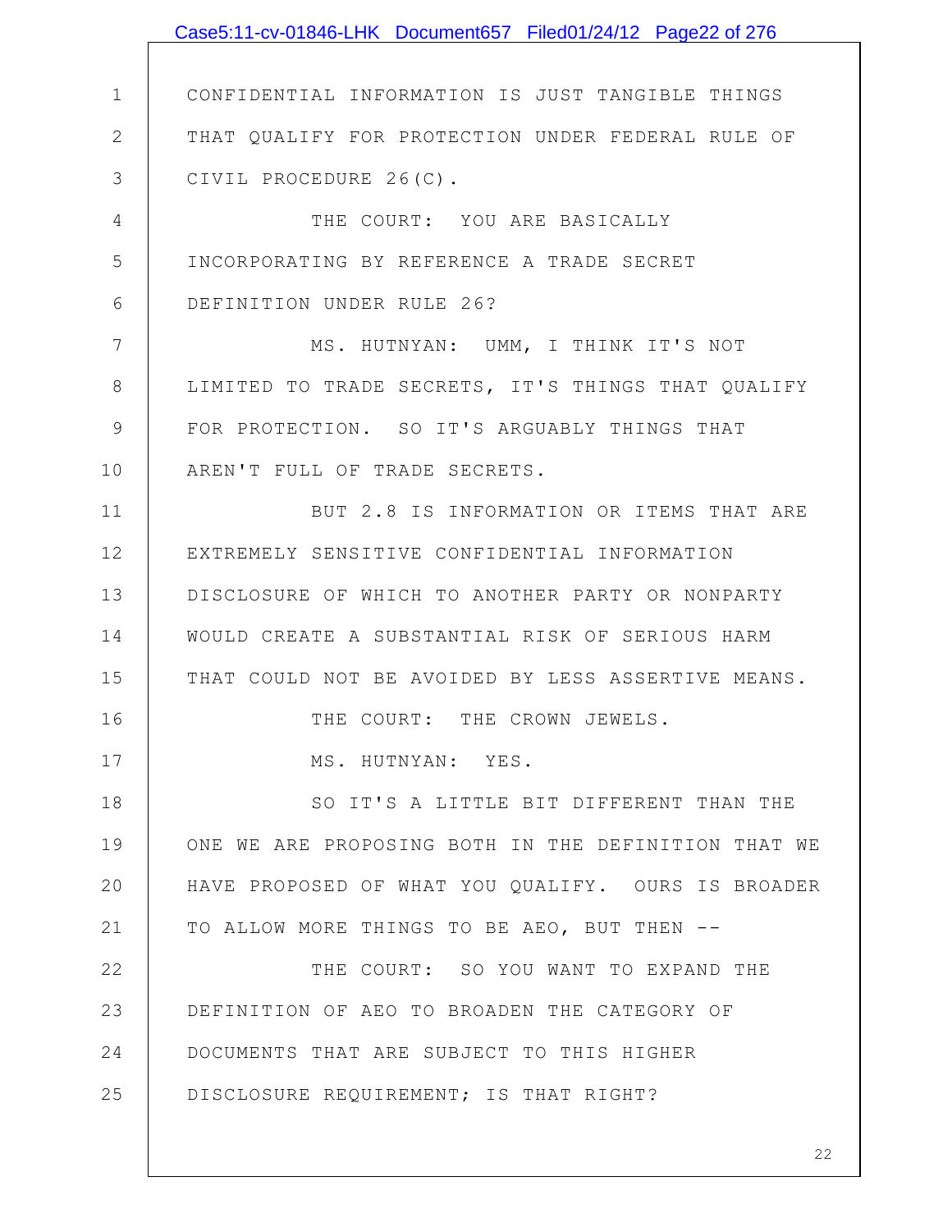CONFIDENTIAL INFORMATION IS JUST TANGIBLE THINGS THAT QUALIFY FOR PROTECTION UNDER FEDERAL RULE OF CIVIL PROCEDURE 26(C).

THE COURT: YOU ARE BASICALLY INCORPORATING BY REFERENCE A TRADE SECRET DEFINITION UNDER RULE 26?

MS. HUTNYAN: UMM, I THINK IT'S NOT LIMITED TO TRADE SECRETS, IT'S THINGS THAT QUALIFY FOR PROTECTION. SO IT'S ARGUABLY THINGS THAT AREN'T FULL OF TRADE SECRETS.

BUT 2.8 IS INFORMATION OR ITEMS THAT ARE EXTREMELY SENSITIVE CONFIDENTIAL INFORMATION DISCLOSURE OF WHICH TO ANOTHER PARTY OR NONPARTY WOULD CREATE A SUBSTANTIAL RISK OF SERIOUS HARM THAT COULD NOT BE AVOIDED BY LESS ASSERTIVE MEANS.

THE COURT: THE CROWN JEWELS.

MS. HUTNYAN: YES.

SO IT'S A LITTLE BIT DIFFERENT THAN THE ONE WE ARE PROPOSING BOTH IN THE DEFINITION THAT WE HAVE PROPOSED OF WHAT YOU QUALIFY. OURS IS BROADER TO ALLOW MORE THINGS TO BE AEO, BUT THEN --

THE COURT: SO YOU WANT TO EXPAND THE DEFINITION OF AEO TO BROADEN THE CATEGORY OF DOCUMENTS THAT ARE SUBJECT TO THIS HIGHER DISCLOSURE REQUIREMENT; IS THAT RIGHT?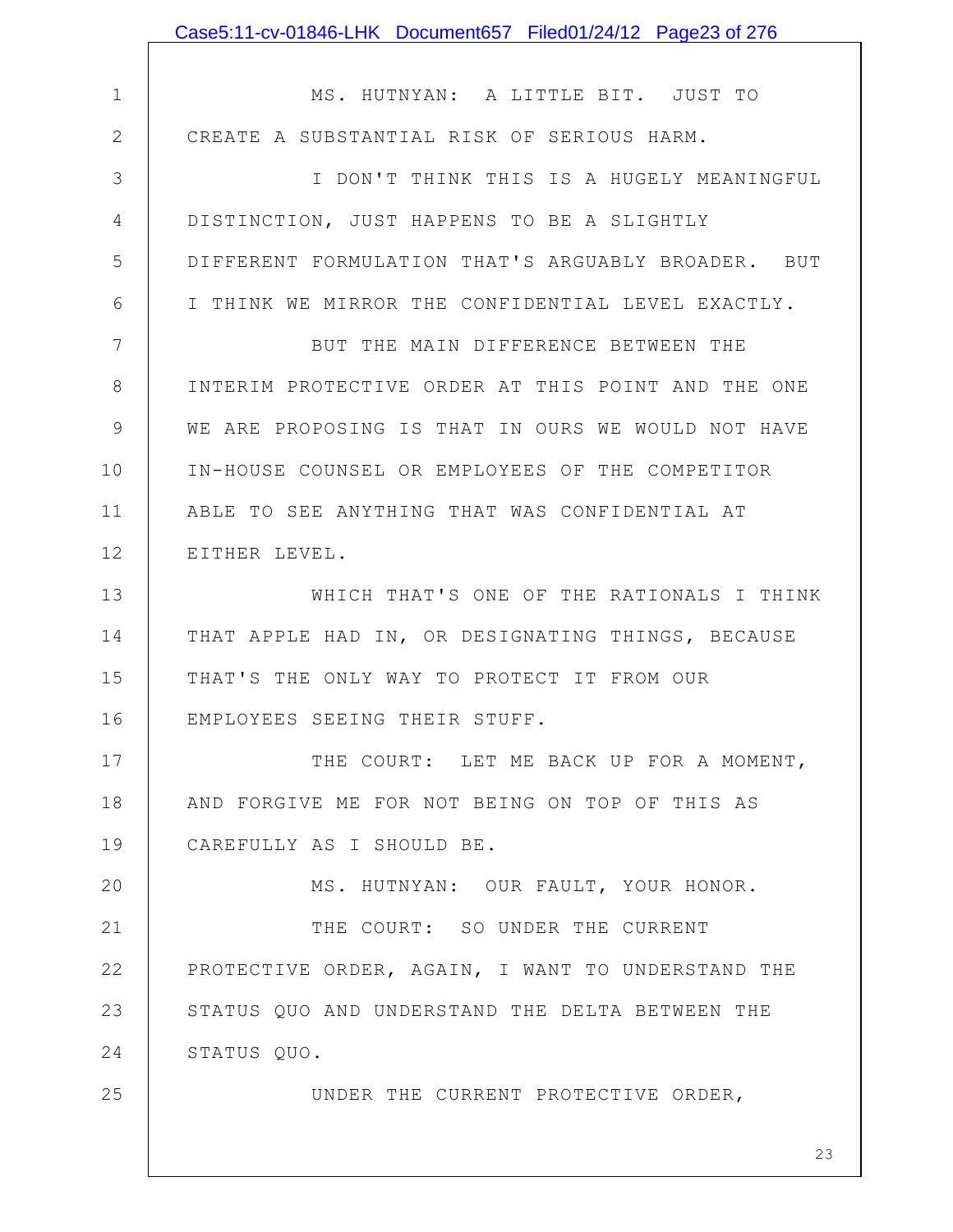MS. HUTNYAN: A LITTLE BIT. JUST TO CREATE A SUBSTANTIAL RISK OF SERIOUS HARM.

I DON'T THINK THIS IS A HUGELY MEANINGFUL DISTINCTION, JUST HAPPENS TO BE A SLIGHTLY DIFFERENT FORMULATION THAT'S ARGUABLY BROADER. BUT I THINK WE MIRROR THE CONFIDENTIAL LEVEL EXACTLY.

BUT THE MAIN DIFFERENCE BETWEEN THE INTERIM PROTECTIVE ORDER AT THIS POINT AND THE ONE WE ARE PROPOSING IS THAT IN OURS WE WOULD NOT HAVE IN-HOUSE COUNSEL OR EMPLOYEES OF THE COMPETITOR ABLE TO SEE ANYTHING THAT WAS CONFIDENTIAL AT EITHER LEVEL.

WHICH THAT'S ONE OF THE RATIONALS I THINK THAT APPLE HAD IN, OR DESIGNATING THINGS, BECAUSE THAT'S THE ONLY WAY TO PROTECT IT FROM OUR EMPLOYEES SEEING THEIR STUFF.

THE COURT: LET ME BACK UP FOR A MOMENT, AND FORGIVE ME FOR NOT BEING ON TOP OF THIS AS CAREFULLY AS I SHOULD BE.

MS. HUTNYAN: OUR FAULT, YOUR HONOR.

THE COURT: SO UNDER THE CURRENT PROTECTIVE ORDER, AGAIN, I WANT TO UNDERSTAND THE STATUS QUO AND UNDERSTAND THE DELTA BETWEEN THE STATUS QUO.

UNDER THE CURRENT PROTECTIVE ORDER,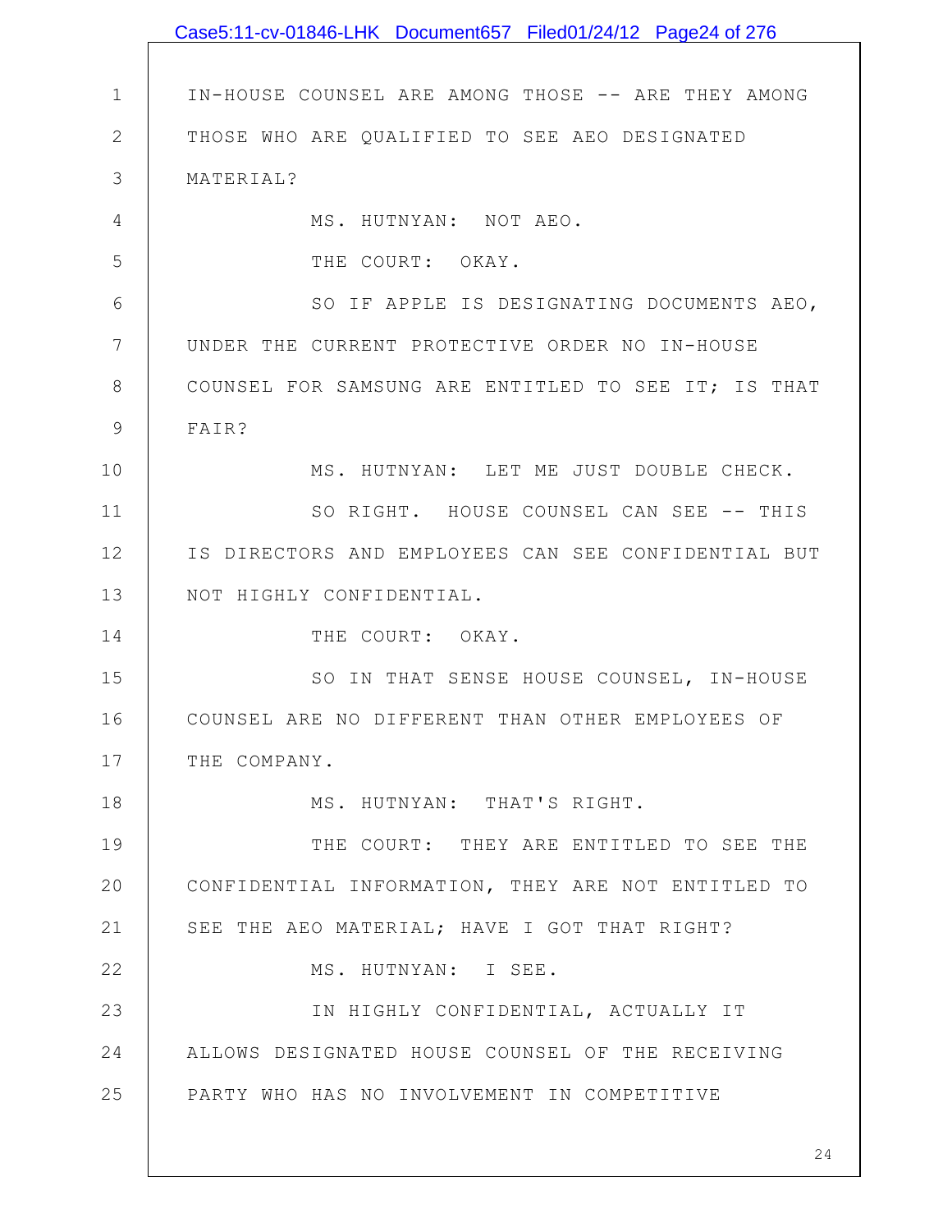IN-HOUSE COUNSEL ARE AMONG THOSE -- ARE THEY AMONG THOSE WHO ARE QUALIFIED TO SEE AEO DESIGNATED MATERIAL?

MS. HUTNYAN: NOT AEO.

THE COURT: OKAY.

SO IF APPLE IS DESIGNATING DOCUMENTS AEO, UNDER THE CURRENT PROTECTIVE ORDER NO IN-HOUSE COUNSEL FOR SAMSUNG ARE ENTITLED TO SEE IT; IS THAT FAIR?

MS. HUTNYAN: LET ME JUST DOUBLE CHECK.

SO RIGHT. HOUSE COUNSEL CAN SEE -- THIS IS DIRECTORS AND EMPLOYEES CAN SEE CONFIDENTIAL BUT NOT HIGHLY CONFIDENTIAL.

THE COURT: OKAY.

SO IN THAT SENSE HOUSE COUNSEL, IN-HOUSE COUNSEL ARE NO DIFFERENT THAN OTHER EMPLOYEES OF THE COMPANY.

MS. HUTNYAN: THAT'S RIGHT.

THE COURT: THEY ARE ENTITLED TO SEE THE CONFIDENTIAL INFORMATION, THEY ARE NOT ENTITLED TO SEE THE AEO MATERIAL; HAVE I GOT THAT RIGHT?

MS. HUTNYAN: I SEE.

IN HIGHLY CONFIDENTIAL, ACTUALLY IT ALLOWS DESIGNATED HOUSE COUNSEL OF THE RECEIVING PARTY WHO HAS NO INVOLVEMENT IN COMPETITIVE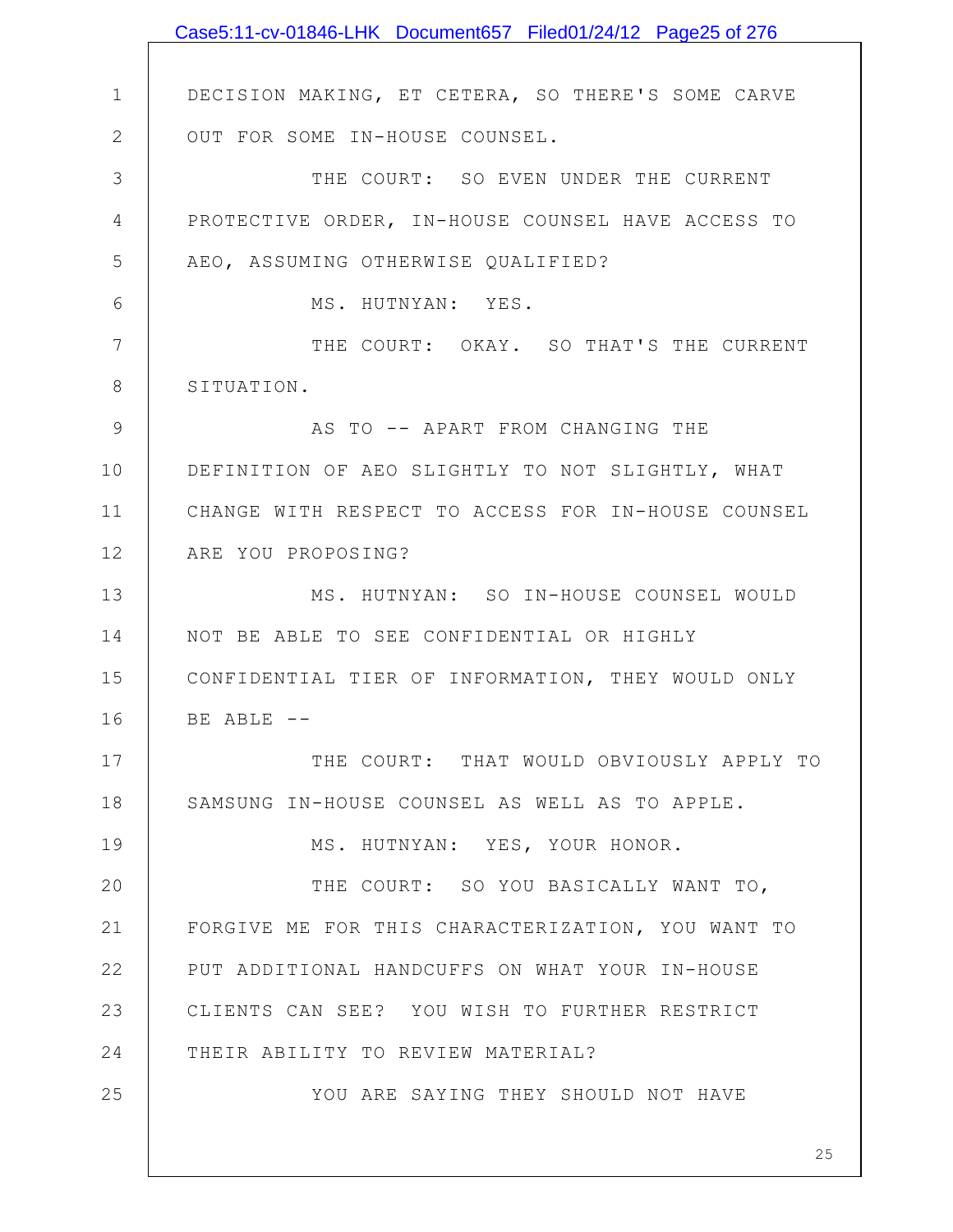DECISION MAKING, ET CETERA, SO THERE'S SOME CARVE OUT FOR SOME IN-HOUSE COUNSEL.

THE COURT: SO EVEN UNDER THE CURRENT PROTECTIVE ORDER, IN-HOUSE COUNSEL HAVE ACCESS TO AEO, ASSUMING OTHERWISE QUALIFIED?

MS. HUTNYAN: YES.

THE COURT: OKAY. SO THAT'S THE CURRENT SITUATION.

AS TO -- APART FROM CHANGING THE DEFINITION OF AEO SLIGHTLY TO NOT SLIGHTLY, WHAT CHANGE WITH RESPECT TO ACCESS FOR IN-HOUSE COUNSEL ARE YOU PROPOSING?

MS. HUTNYAN: SO IN-HOUSE COUNSEL WOULD NOT BE ABLE TO SEE CONFIDENTIAL OR HIGHLY CONFIDENTIAL TIER OF INFORMATION, THEY WOULD ONLY BE ABLE --

THE COURT: THAT WOULD OBVIOUSLY APPLY TO SAMSUNG IN-HOUSE COUNSEL AS WELL AS TO APPLE.

MS. HUTNYAN: YES, YOUR HONOR.

THE COURT: SO YOU BASICALLY WANT TO, FORGIVE ME FOR THIS CHARACTERIZATION, YOU WANT TO PUT ADDITIONAL HANDCUFFS ON WHAT YOUR IN-HOUSE CLIENTS CAN SEE? YOU WISH TO FURTHER RESTRICT THEIR ABILITY TO REVIEW MATERIAL?

YOU ARE SAYING THEY SHOULD NOT HAVE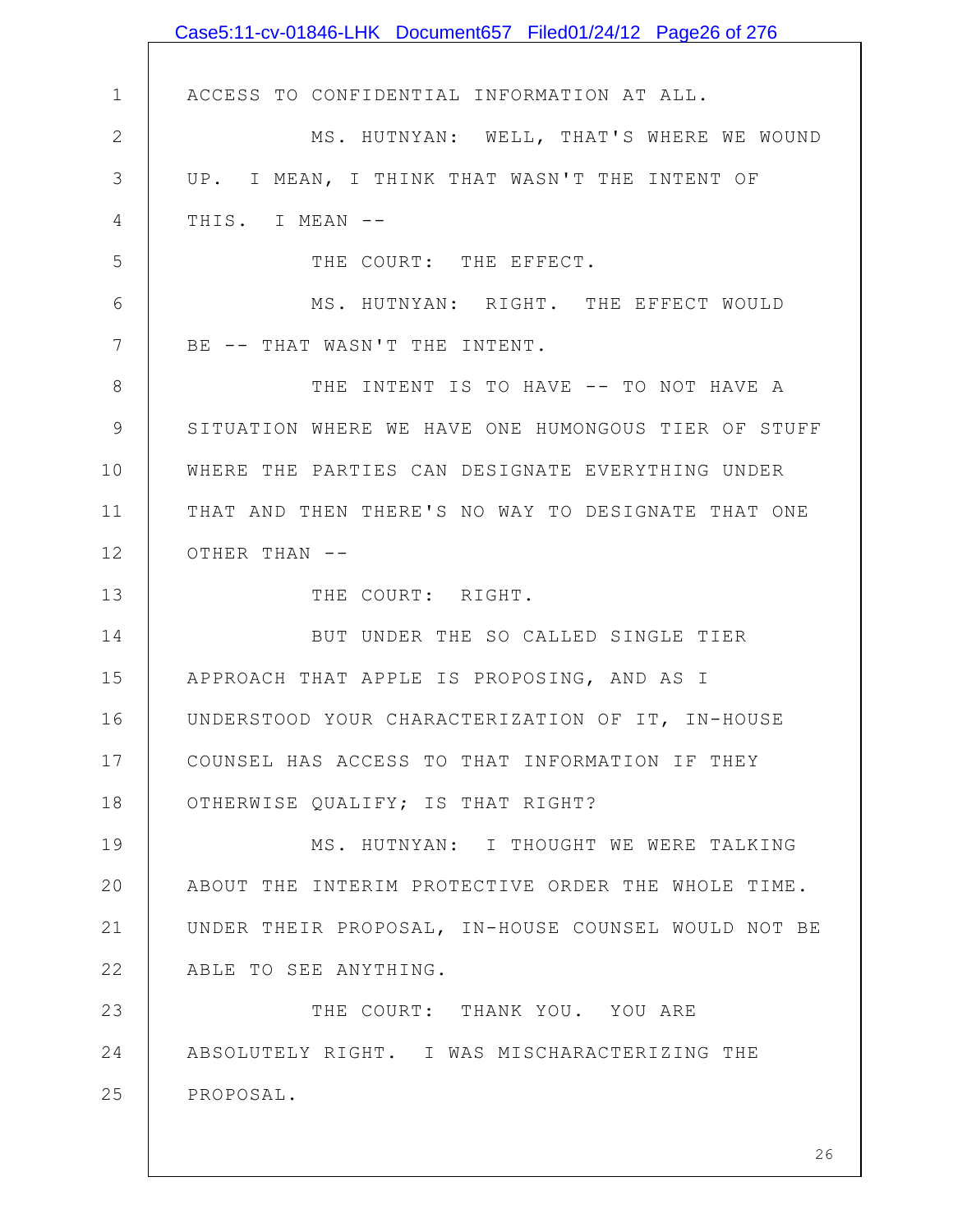ACCESS TO CONFIDENTIAL INFORMATION AT ALL.

MS. HUTNYAN: WELL, THAT'S WHERE WE WOUND UP. I MEAN, I THINK THAT WASN'T THE INTENT OF THIS. I MEAN --

THE COURT: THE EFFECT.

MS. HUTNYAN: RIGHT. THE EFFECT WOULD BE -- THAT WASN'T THE INTENT.

THE INTENT IS TO HAVE -- TO NOT HAVE A SITUATION WHERE WE HAVE ONE HUMONGOUS TIER OF STUFF WHERE THE PARTIES CAN DESIGNATE EVERYTHING UNDER THAT AND THEN THERE'S NO WAY TO DESIGNATE THAT ONE OTHER THAN --

THE COURT: RIGHT.

BUT UNDER THE SO CALLED SINGLE TIER APPROACH THAT APPLE IS PROPOSING, AND AS I UNDERSTOOD YOUR CHARACTERIZATION OF IT, IN-HOUSE COUNSEL HAS ACCESS TO THAT INFORMATION IF THEY OTHERWISE QUALIFY; IS THAT RIGHT?

MS. HUTNYAN: I THOUGHT WE WERE TALKING ABOUT THE INTERIM PROTECTIVE ORDER THE WHOLE TIME. UNDER THEIR PROPOSAL, IN-HOUSE COUNSEL WOULD NOT BE ABLE TO SEE ANYTHING.

THE COURT: THANK YOU. YOU ARE ABSOLUTELY RIGHT. I WAS MISCHARACTERIZING THE PROPOSAL.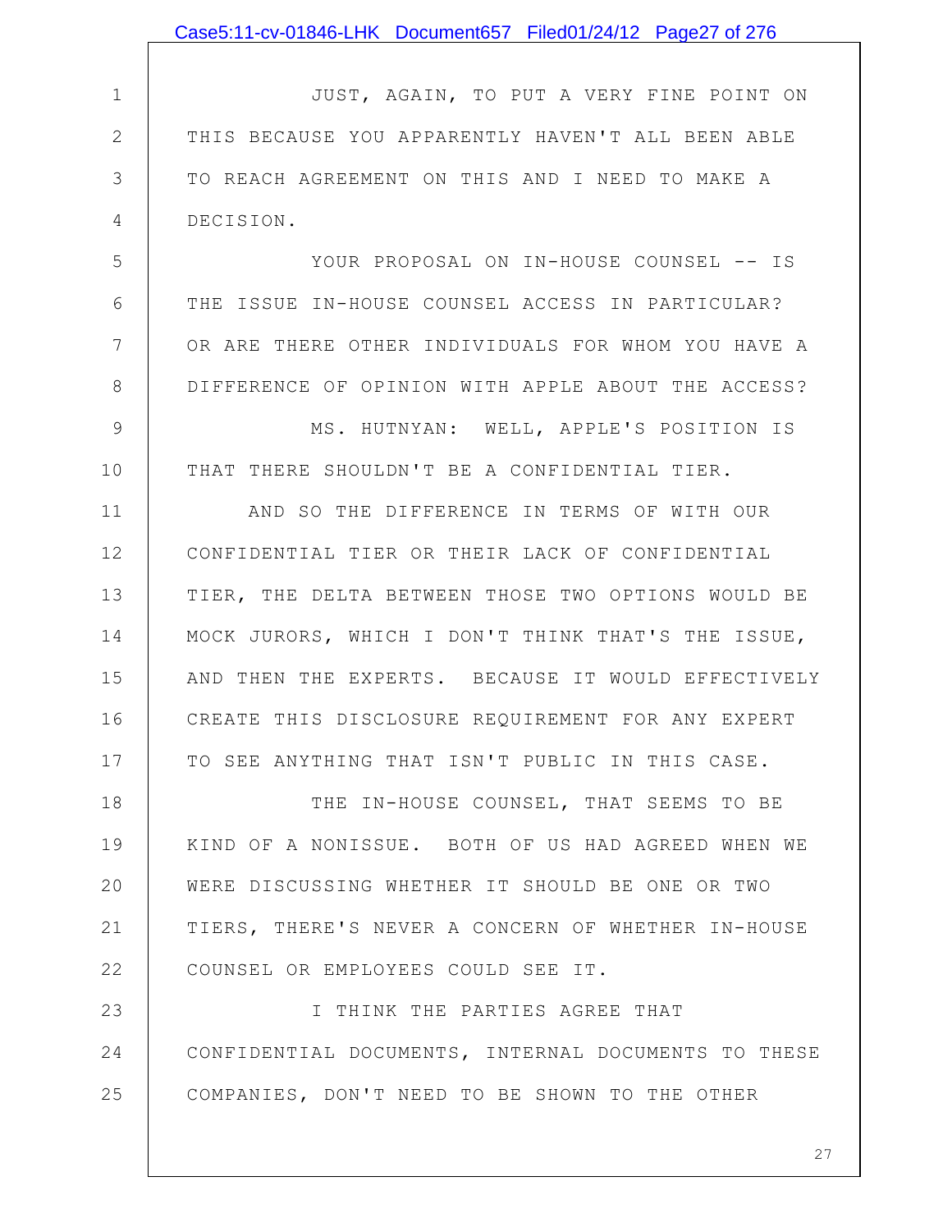JUST, AGAIN, TO PUT A VERY FINE POINT ON THIS BECAUSE YOU APPARENTLY HAVEN'T ALL BEEN ABLE TO REACH AGREEMENT ON THIS AND I NEED TO MAKE A DECISION.

YOUR PROPOSAL ON IN-HOUSE COUNSEL -- IS THE ISSUE IN-HOUSE COUNSEL ACCESS IN PARTICULAR? OR ARE THERE OTHER INDIVIDUALS FOR WHOM YOU HAVE A DIFFERENCE OF OPINION WITH APPLE ABOUT THE ACCESS?

MS. HUTNYAN: WELL, APPLE'S POSITION IS THAT THERE SHOULDN'T BE A CONFIDENTIAL TIER.

AND SO THE DIFFERENCE IN TERMS OF WITH OUR CONFIDENTIAL TIER OR THEIR LACK OF CONFIDENTIAL TIER, THE DELTA BETWEEN THOSE TWO OPTIONS WOULD BE MOCK JURORS, WHICH I DON'T THINK THAT'S THE ISSUE, AND THEN THE EXPERTS. BECAUSE IT WOULD EFFECTIVELY CREATE THIS DISCLOSURE REQUIREMENT FOR ANY EXPERT TO SEE ANYTHING THAT ISN'T PUBLIC IN THIS CASE.

THE IN-HOUSE COUNSEL, THAT SEEMS TO BE KIND OF A NONISSUE. BOTH OF US HAD AGREED WHEN WE WERE DISCUSSING WHETHER IT SHOULD BE ONE OR TWO TIERS, THERE'S NEVER A CONCERN OF WHETHER IN-HOUSE COUNSEL OR EMPLOYEES COULD SEE IT.

I THINK THE PARTIES AGREE THAT CONFIDENTIAL DOCUMENTS, INTERNAL DOCUMENTS TO THESE COMPANIES, DON'T NEED TO BE SHOWN TO THE OTHER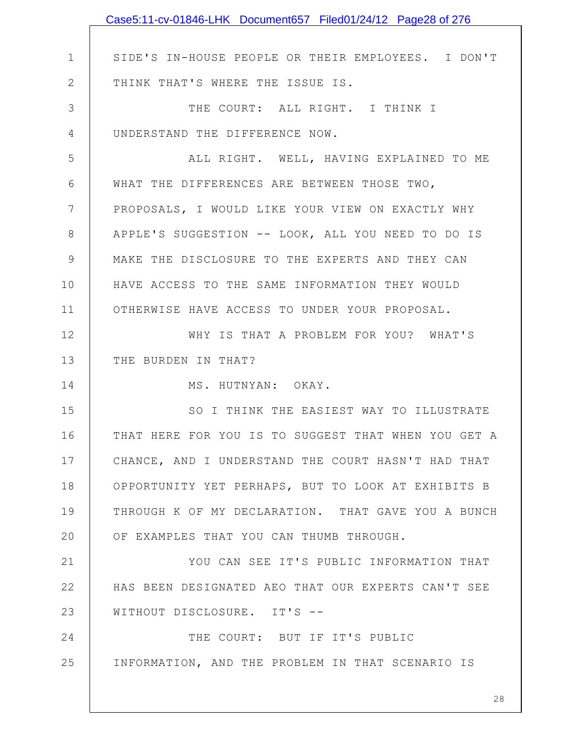SIDE'S IN-HOUSE PEOPLE OR THEIR EMPLOYEES. I DON'T THINK THAT'S WHERE THE ISSUE IS.

THE COURT: ALL RIGHT. I THINK I UNDERSTAND THE DIFFERENCE NOW.

ALL RIGHT. WELL, HAVING EXPLAINED TO ME WHAT THE DIFFERENCES ARE BETWEEN THOSE TWO, PROPOSALS, I WOULD LIKE YOUR VIEW ON EXACTLY WHY APPLE'S SUGGESTION -- LOOK, ALL YOU NEED TO DO IS MAKE THE DISCLOSURE TO THE EXPERTS AND THEY CAN HAVE ACCESS TO THE SAME INFORMATION THEY WOULD OTHERWISE HAVE ACCESS TO UNDER YOUR PROPOSAL.

WHY IS THAT A PROBLEM FOR YOU? WHAT'S THE BURDEN IN THAT?

MS. HUTNYAN: OKAY.

SO I THINK THE EASIEST WAY TO ILLUSTRATE THAT HERE FOR YOU IS TO SUGGEST THAT WHEN YOU GET A CHANCE, AND I UNDERSTAND THE COURT HASN'T HAD THAT OPPORTUNITY YET PERHAPS, BUT TO LOOK AT EXHIBITS B THROUGH K OF MY DECLARATION. THAT GAVE YOU A BUNCH OF EXAMPLES THAT YOU CAN THUMB THROUGH.

YOU CAN SEE IT'S PUBLIC INFORMATION THAT HAS BEEN DESIGNATED AEO THAT OUR EXPERTS CAN'T SEE WITHOUT DISCLOSURE. IT'S --

THE COURT: BUT IF IT'S PUBLIC INFORMATION, AND THE PROBLEM IN THAT SCENARIO IS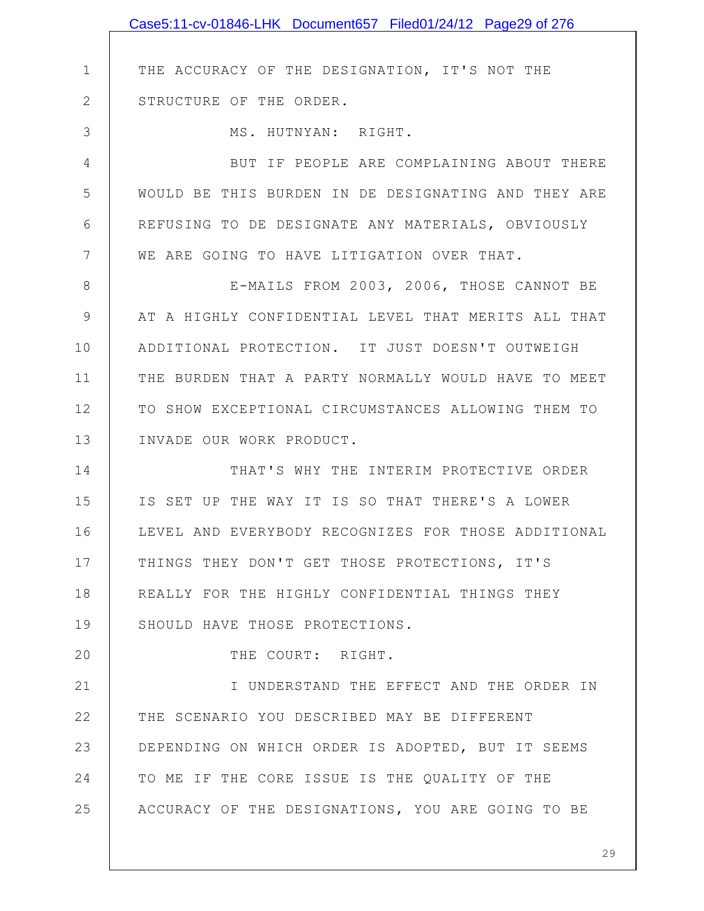THE ACCURACY OF THE DESIGNATION, IT'S NOT THE STRUCTURE OF THE ORDER.

MS. HUTNYAN: RIGHT.

BUT IF PEOPLE ARE COMPLAINING ABOUT THERE WOULD BE THIS BURDEN IN DE DESIGNATING AND THEY ARE REFUSING TO DE DESIGNATE ANY MATERIALS, OBVIOUSLY WE ARE GOING TO HAVE LITIGATION OVER THAT.

E-MAILS FROM 2003, 2006, THOSE CANNOT BE AT A HIGHLY CONFIDENTIAL LEVEL THAT MERITS ALL THAT ADDITIONAL PROTECTION. IT JUST DOESN'T OUTWEIGH THE BURDEN THAT A PARTY NORMALLY WOULD HAVE TO MEET TO SHOW EXCEPTIONAL CIRCUMSTANCES ALLOWING THEM TO INVADE OUR WORK PRODUCT.

THAT'S WHY THE INTERIM PROTECTIVE ORDER IS SET UP THE WAY IT IS SO THAT THERE'S A LOWER LEVEL AND EVERYBODY RECOGNIZES FOR THOSE ADDITIONAL THINGS THEY DON'T GET THOSE PROTECTIONS, IT'S REALLY FOR THE HIGHLY CONFIDENTIAL THINGS THEY SHOULD HAVE THOSE PROTECTIONS.

THE COURT: RIGHT.

I UNDERSTAND THE EFFECT AND THE ORDER IN THE SCENARIO YOU DESCRIBED MAY BE DIFFERENT DEPENDING ON WHICH ORDER IS ADOPTED, BUT IT SEEMS TO ME IF THE CORE ISSUE IS THE QUALITY OF THE ACCURACY OF THE DESIGNATIONS, YOU ARE GOING TO BE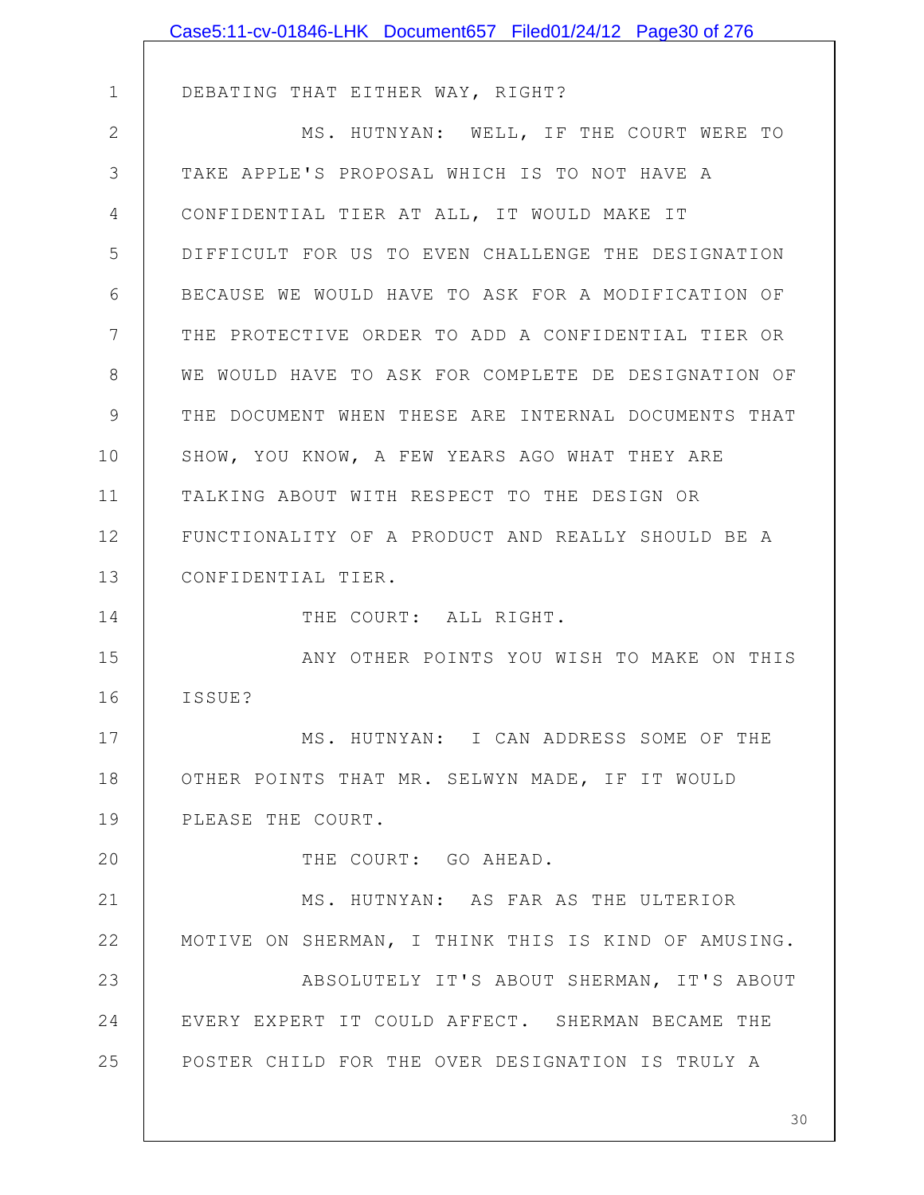DEBATING THAT EITHER WAY, RIGHT?

MS. HUTNYAN: WELL, IF THE COURT WERE TO TAKE APPLE'S PROPOSAL WHICH IS TO NOT HAVE A CONFIDENTIAL TIER AT ALL, IT WOULD MAKE IT DIFFICULT FOR US TO EVEN CHALLENGE THE DESIGNATION BECAUSE WE WOULD HAVE TO ASK FOR A MODIFICATION OF THE PROTECTIVE ORDER TO ADD A CONFIDENTIAL TIER OR WE WOULD HAVE TO ASK FOR COMPLETE DE DESIGNATION OF THE DOCUMENT WHEN THESE ARE INTERNAL DOCUMENTS THAT SHOW, YOU KNOW, A FEW YEARS AGO WHAT THEY ARE TALKING ABOUT WITH RESPECT TO THE DESIGN OR FUNCTIONALITY OF A PRODUCT AND REALLY SHOULD BE A CONFIDENTIAL TIER.

THE COURT: ALL RIGHT.

ANY OTHER POINTS YOU WISH TO MAKE ON THIS ISSUE?

MS. HUTNYAN: I CAN ADDRESS SOME OF THE OTHER POINTS THAT MR. SELWYN MADE, IF IT WOULD PLEASE THE COURT.

THE COURT: GO AHEAD.

MS. HUTNYAN: AS FAR AS THE ULTERIOR MOTIVE ON SHERMAN, I THINK THIS IS KIND OF AMUSING.

ABSOLUTELY IT'S ABOUT SHERMAN, IT'S ABOUT EVERY EXPERT IT COULD AFFECT. SHERMAN BECAME THE POSTER CHILD FOR THE OVER DESIGNATION IS TRULY A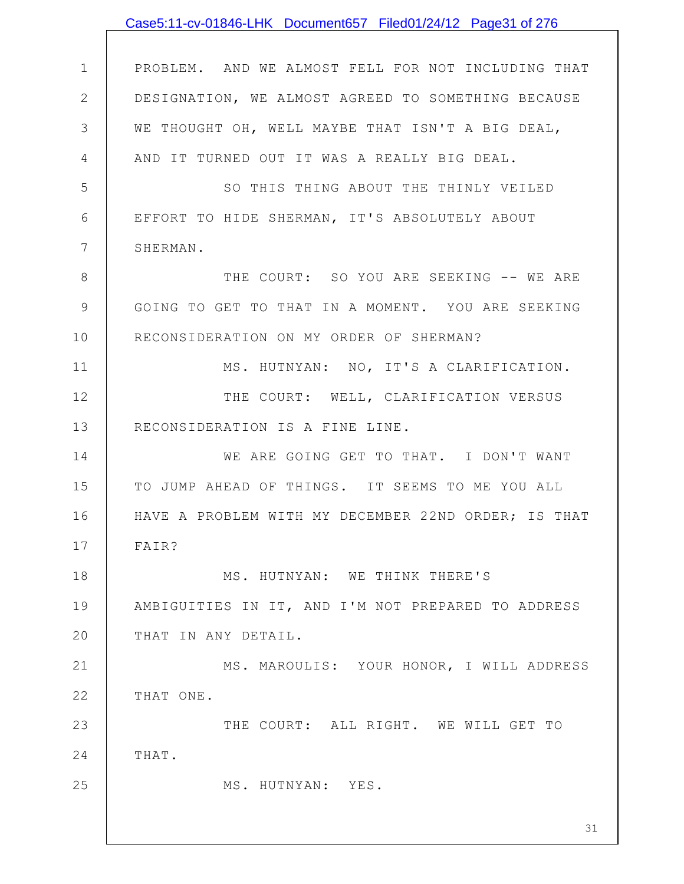PROBLEM. AND WE ALMOST FELL FOR NOT INCLUDING THAT DESIGNATION, WE ALMOST AGREED TO SOMETHING BECAUSE WE THOUGHT OH, WELL MAYBE THAT ISN'T A BIG DEAL, AND IT TURNED OUT IT WAS A REALLY BIG DEAL.

SO THIS THING ABOUT THE THINLY VEILED EFFORT TO HIDE SHERMAN, IT'S ABSOLUTELY ABOUT SHERMAN.

THE COURT: SO YOU ARE SEEKING -- WE ARE GOING TO GET TO THAT IN A MOMENT. YOU ARE SEEKING RECONSIDERATION ON MY ORDER OF SHERMAN?

MS. HUTNYAN: NO, IT'S A CLARIFICATION.

THE COURT: WELL, CLARIFICATION VERSUS RECONSIDERATION IS A FINE LINE.

WE ARE GOING GET TO THAT. I DON'T WANT TO JUMP AHEAD OF THINGS. IT SEEMS TO ME YOU ALL HAVE A PROBLEM WITH MY DECEMBER 22ND ORDER; IS THAT FAIR?

MS. HUTNYAN: WE THINK THERE'S AMBIGUITIES IN IT, AND I'M NOT PREPARED TO ADDRESS THAT IN ANY DETAIL.

MS. MAROULIS: YOUR HONOR, I WILL ADDRESS THAT ONE.

THE COURT: ALL RIGHT. WE WILL GET TO THAT.

MS. HUTNYAN: YES.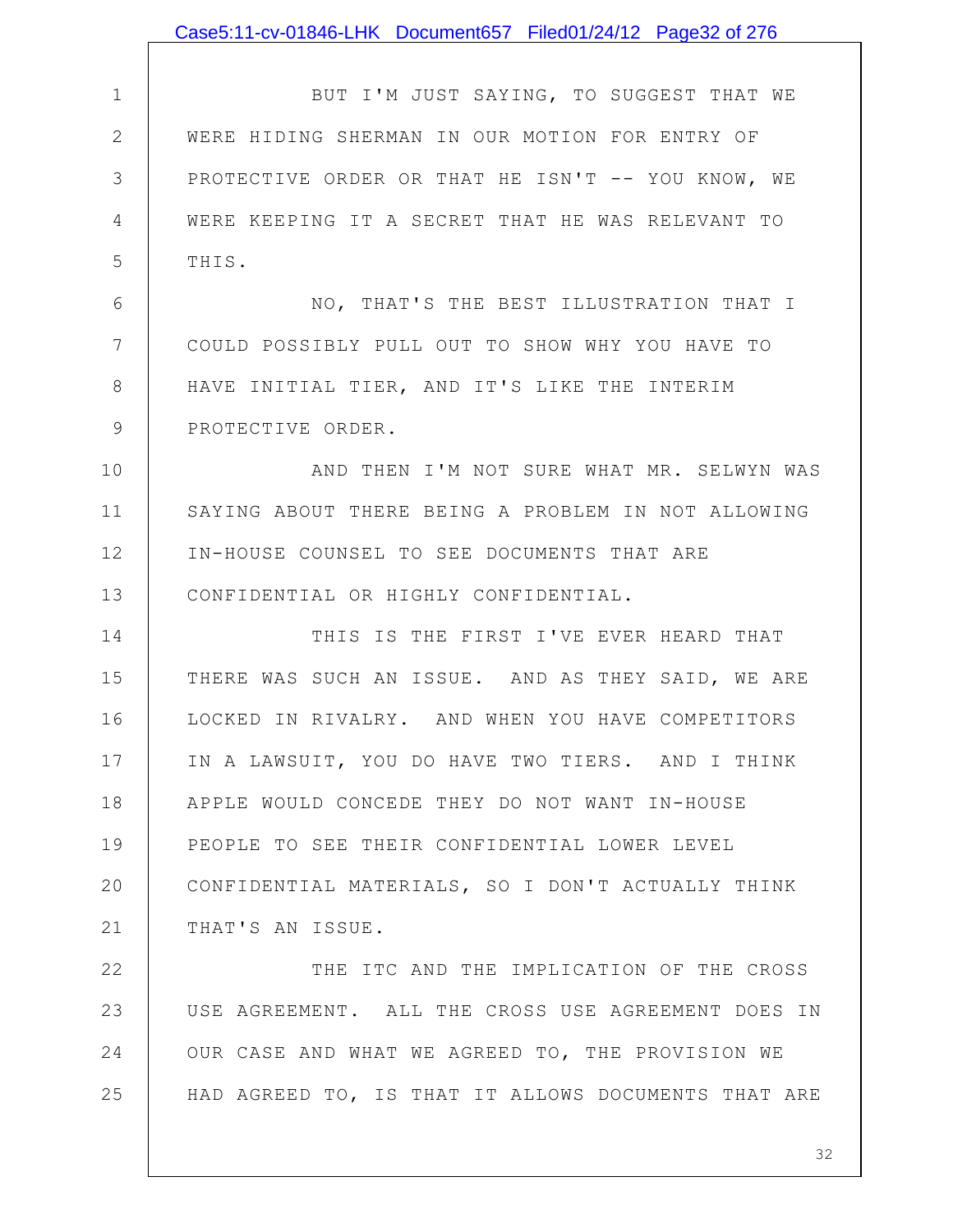BUT I'M JUST SAYING, TO SUGGEST THAT WE WERE HIDING SHERMAN IN OUR MOTION FOR ENTRY OF PROTECTIVE ORDER OR THAT HE ISN'T -- YOU KNOW, WE WERE KEEPING IT A SECRET THAT HE WAS RELEVANT TO THIS.

NO, THAT'S THE BEST ILLUSTRATION THAT I COULD POSSIBLY PULL OUT TO SHOW WHY YOU HAVE TO HAVE INITIAL TIER, AND IT'S LIKE THE INTERIM PROTECTIVE ORDER.

AND THEN I'M NOT SURE WHAT MR. SELWYN WAS SAYING ABOUT THERE BEING A PROBLEM IN NOT ALLOWING IN-HOUSE COUNSEL TO SEE DOCUMENTS THAT ARE CONFIDENTIAL OR HIGHLY CONFIDENTIAL.

THIS IS THE FIRST I'VE EVER HEARD THAT THERE WAS SUCH AN ISSUE. AND AS THEY SAID, WE ARE LOCKED IN RIVALRY. AND WHEN YOU HAVE COMPETITORS IN A LAWSUIT, YOU DO HAVE TWO TIERS. AND I THINK APPLE WOULD CONCEDE THEY DO NOT WANT IN-HOUSE PEOPLE TO SEE THEIR CONFIDENTIAL LOWER LEVEL CONFIDENTIAL MATERIALS, SO I DON'T ACTUALLY THINK THAT'S AN ISSUE.

THE ITC AND THE IMPLICATION OF THE CROSS USE AGREEMENT. ALL THE CROSS USE AGREEMENT DOES IN OUR CASE AND WHAT WE AGREED TO, THE PROVISION WE HAD AGREED TO, IS THAT IT ALLOWS DOCUMENTS THAT ARE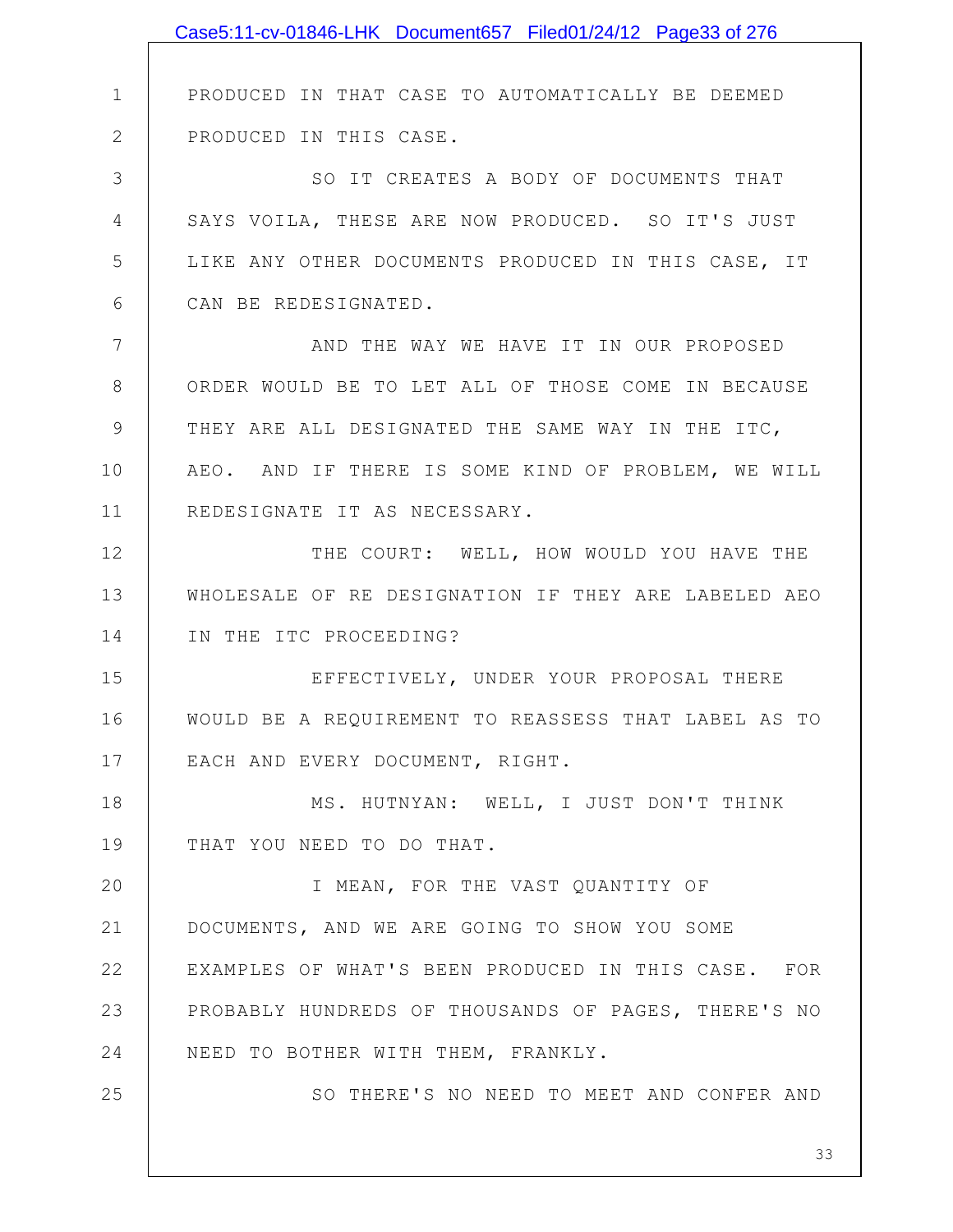PRODUCED IN THAT CASE TO AUTOMATICALLY BE DEEMED PRODUCED IN THIS CASE.

SO IT CREATES A BODY OF DOCUMENTS THAT SAYS VOILA, THESE ARE NOW PRODUCED. SO IT'S JUST LIKE ANY OTHER DOCUMENTS PRODUCED IN THIS CASE, IT CAN BE REDESIGNATED.

AND THE WAY WE HAVE IT IN OUR PROPOSED ORDER WOULD BE TO LET ALL OF THOSE COME IN BECAUSE THEY ARE ALL DESIGNATED THE SAME WAY IN THE ITC, AEO. AND IF THERE IS SOME KIND OF PROBLEM, WE WILL REDESIGNATE IT AS NECESSARY.

THE COURT: WELL, HOW WOULD YOU HAVE THE WHOLESALE OF RE DESIGNATION IF THEY ARE LABELED AEO IN THE ITC PROCEEDING?

EFFECTIVELY, UNDER YOUR PROPOSAL THERE WOULD BE A REQUIREMENT TO REASSESS THAT LABEL AS TO EACH AND EVERY DOCUMENT, RIGHT.

MS. HUTNYAN: WELL, I JUST DON'T THINK THAT YOU NEED TO DO THAT.

I MEAN, FOR THE VAST QUANTITY OF DOCUMENTS, AND WE ARE GOING TO SHOW YOU SOME EXAMPLES OF WHAT'S BEEN PRODUCED IN THIS CASE. FOR PROBABLY HUNDREDS OF THOUSANDS OF PAGES, THERE'S NO NEED TO BOTHER WITH THEM, FRANKLY.

SO THERE'S NO NEED TO MEET AND CONFER AND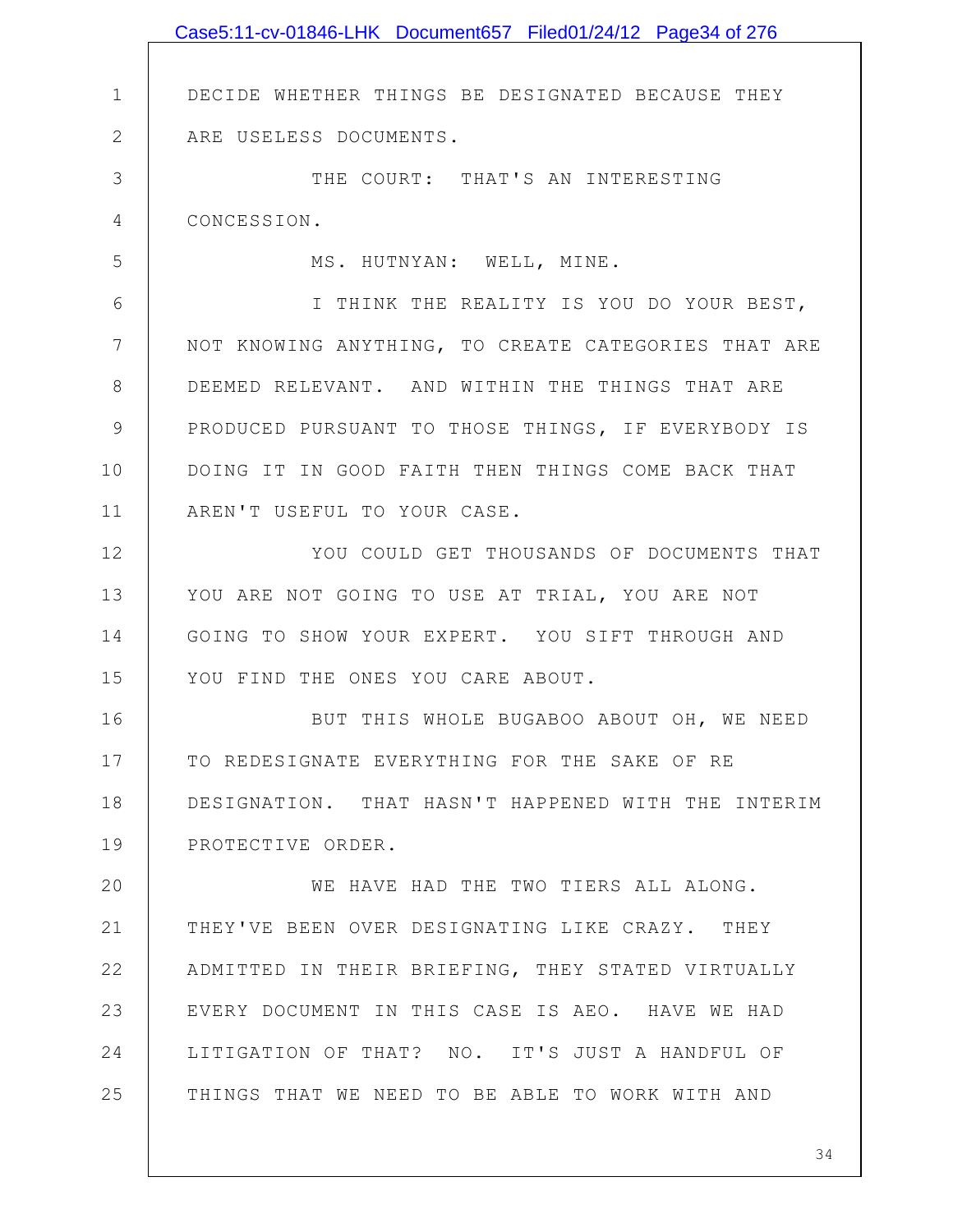DECIDE WHETHER THINGS BE DESIGNATED BECAUSE THEY ARE USELESS DOCUMENTS.

THE COURT: THAT'S AN INTERESTING CONCESSION.

MS. HUTNYAN: WELL, MINE.

I THINK THE REALITY IS YOU DO YOUR BEST, NOT KNOWING ANYTHING, TO CREATE CATEGORIES THAT ARE DEEMED RELEVANT. AND WITHIN THE THINGS THAT ARE PRODUCED PURSUANT TO THOSE THINGS, IF EVERYBODY IS DOING IT IN GOOD FAITH THEN THINGS COME BACK THAT AREN'T USEFUL TO YOUR CASE.

YOU COULD GET THOUSANDS OF DOCUMENTS THAT YOU ARE NOT GOING TO USE AT TRIAL, YOU ARE NOT GOING TO SHOW YOUR EXPERT. YOU SIFT THROUGH AND YOU FIND THE ONES YOU CARE ABOUT.

BUT THIS WHOLE BUGABOO ABOUT OH, WE NEED TO REDESIGNATE EVERYTHING FOR THE SAKE OF RE DESIGNATION. THAT HASN'T HAPPENED WITH THE INTERIM PROTECTIVE ORDER.

WE HAVE HAD THE TWO TIERS ALL ALONG. THEY'VE BEEN OVER DESIGNATING LIKE CRAZY. THEY ADMITTED IN THEIR BRIEFING, THEY STATED VIRTUALLY EVERY DOCUMENT IN THIS CASE IS AEO. HAVE WE HAD LITIGATION OF THAT? NO. IT'S JUST A HANDFUL OF THINGS THAT WE NEED TO BE ABLE TO WORK WITH AND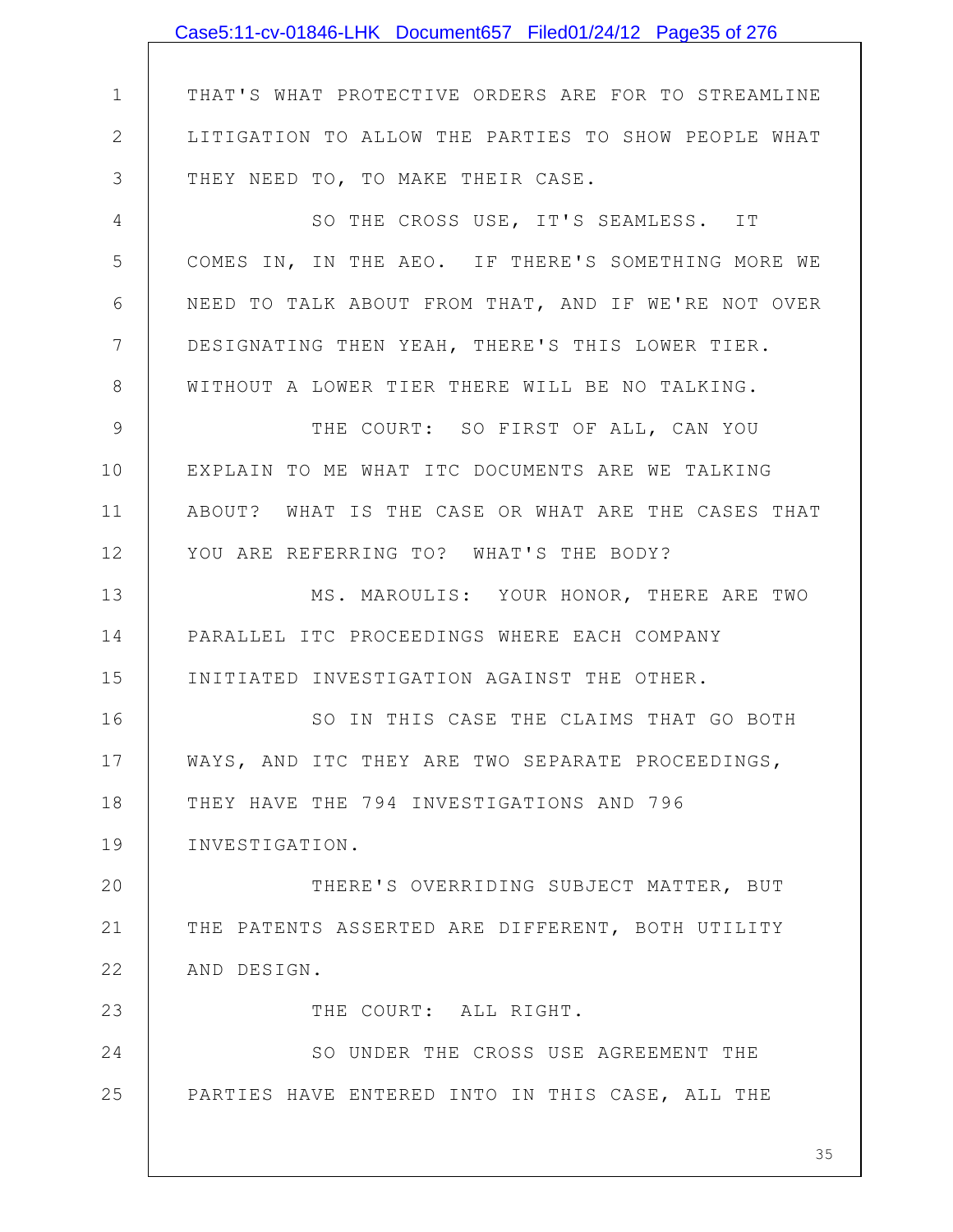THAT'S WHAT PROTECTIVE ORDERS ARE FOR TO STREAMLINE LITIGATION TO ALLOW THE PARTIES TO SHOW PEOPLE WHAT THEY NEED TO, TO MAKE THEIR CASE.

SO THE CROSS USE, IT'S SEAMLESS. IT COMES IN, IN THE AEO. IF THERE'S SOMETHING MORE WE NEED TO TALK ABOUT FROM THAT, AND IF WE'RE NOT OVER DESIGNATING THEN YEAH, THERE'S THIS LOWER TIER. WITHOUT A LOWER TIER THERE WILL BE NO TALKING.

THE COURT: SO FIRST OF ALL, CAN YOU EXPLAIN TO ME WHAT ITC DOCUMENTS ARE WE TALKING ABOUT? WHAT IS THE CASE OR WHAT ARE THE CASES THAT YOU ARE REFERRING TO? WHAT'S THE BODY?

MS. MAROULIS: YOUR HONOR, THERE ARE TWO PARALLEL ITC PROCEEDINGS WHERE EACH COMPANY INITIATED INVESTIGATION AGAINST THE OTHER.

SO IN THIS CASE THE CLAIMS THAT GO BOTH WAYS, AND ITC THEY ARE TWO SEPARATE PROCEEDINGS, THEY HAVE THE 794 INVESTIGATIONS AND 796 INVESTIGATION.

THERE'S OVERRIDING SUBJECT MATTER, BUT THE PATENTS ASSERTED ARE DIFFERENT, BOTH UTILITY AND DESIGN.

THE COURT: ALL RIGHT.

SO UNDER THE CROSS USE AGREEMENT THE PARTIES HAVE ENTERED INTO IN THIS CASE, ALL THE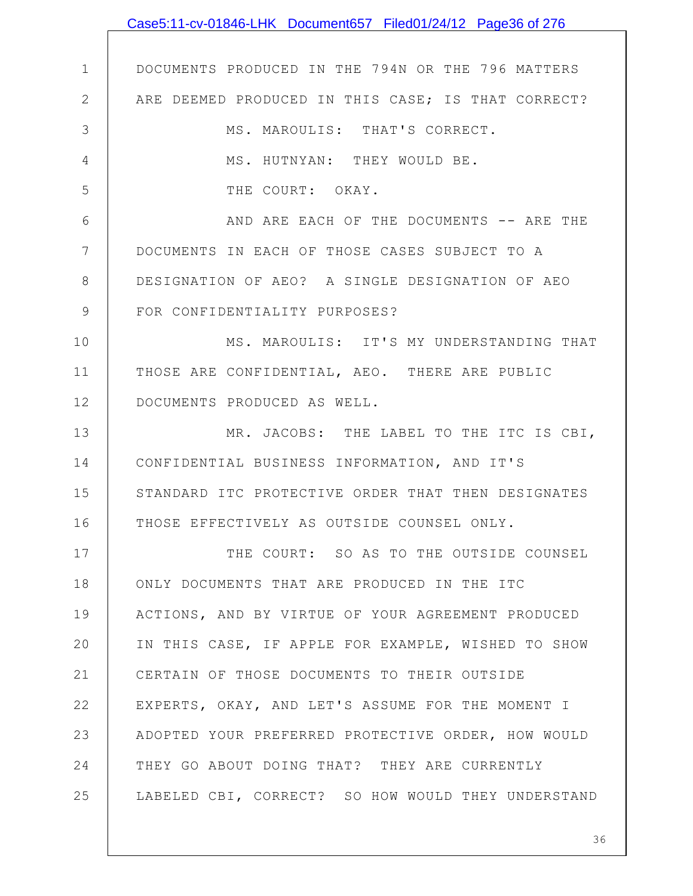DOCUMENTS PRODUCED IN THE 794N OR THE 796 MATTERS ARE DEEMED PRODUCED IN THIS CASE; IS THAT CORRECT?

MS. MAROULIS: THAT'S CORRECT.

MS. HUTNYAN: THEY WOULD BE.

THE COURT: OKAY.

AND ARE EACH OF THE DOCUMENTS -- ARE THE DOCUMENTS IN EACH OF THOSE CASES SUBJECT TO A DESIGNATION OF AEO? A SINGLE DESIGNATION OF AEO FOR CONFIDENTIALITY PURPOSES?

MS. MAROULIS: IT'S MY UNDERSTANDING THAT THOSE ARE CONFIDENTIAL, AEO. THERE ARE PUBLIC DOCUMENTS PRODUCED AS WELL.

MR. JACOBS: THE LABEL TO THE ITC IS CBI, CONFIDENTIAL BUSINESS INFORMATION, AND IT'S STANDARD ITC PROTECTIVE ORDER THAT THEN DESIGNATES THOSE EFFECTIVELY AS OUTSIDE COUNSEL ONLY.

THE COURT: SO AS TO THE OUTSIDE COUNSEL ONLY DOCUMENTS THAT ARE PRODUCED IN THE ITC ACTIONS, AND BY VIRTUE OF YOUR AGREEMENT PRODUCED IN THIS CASE, IF APPLE FOR EXAMPLE, WISHED TO SHOW CERTAIN OF THOSE DOCUMENTS TO THEIR OUTSIDE EXPERTS, OKAY, AND LET'S ASSUME FOR THE MOMENT I ADOPTED YOUR PREFERRED PROTECTIVE ORDER, HOW WOULD THEY GO ABOUT DOING THAT? THEY ARE CURRENTLY LABELED CBI, CORRECT? SO HOW WOULD THEY UNDERSTAND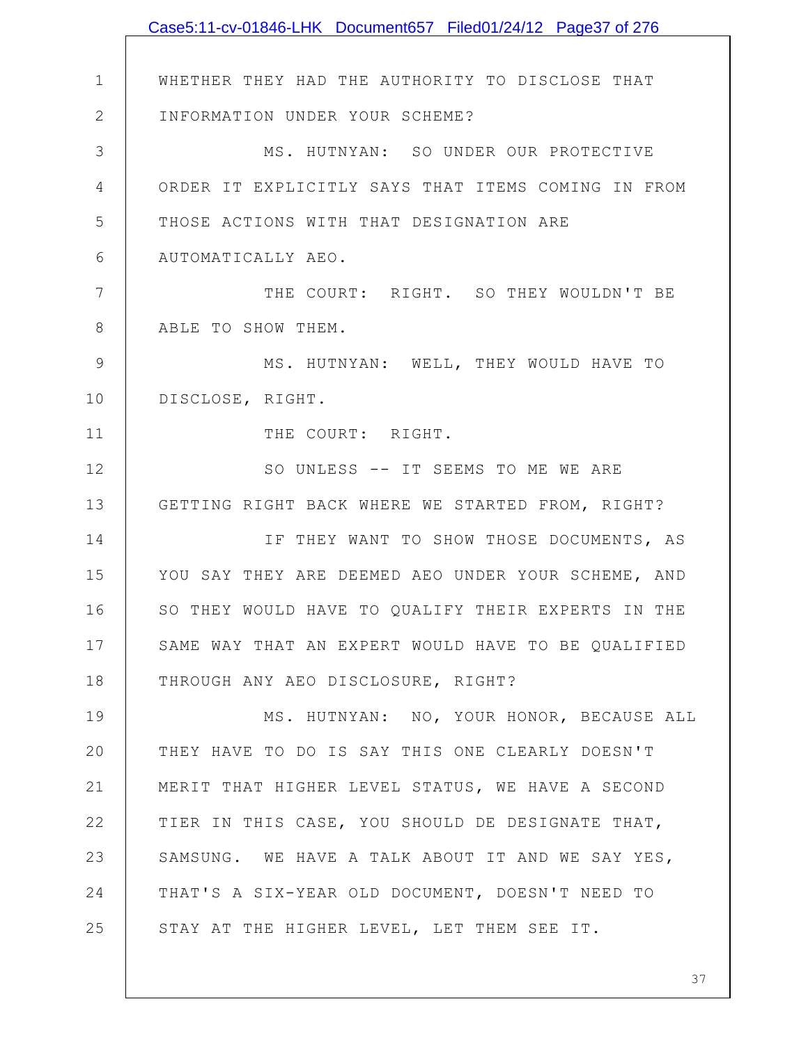WHETHER THEY HAD THE AUTHORITY TO DISCLOSE THAT INFORMATION UNDER YOUR SCHEME?

MS. HUTNYAN: SO UNDER OUR PROTECTIVE ORDER IT EXPLICITLY SAYS THAT ITEMS COMING IN FROM THOSE ACTIONS WITH THAT DESIGNATION ARE AUTOMATICALLY AEO.

THE COURT: RIGHT. SO THEY WOULDN'T BE ABLE TO SHOW THEM.

MS. HUTNYAN: WELL, THEY WOULD HAVE TO DISCLOSE, RIGHT.

THE COURT: RIGHT.

SO UNLESS -- IT SEEMS TO ME WE ARE GETTING RIGHT BACK WHERE WE STARTED FROM, RIGHT?

IF THEY WANT TO SHOW THOSE DOCUMENTS, AS YOU SAY THEY ARE DEEMED AEO UNDER YOUR SCHEME, AND SO THEY WOULD HAVE TO QUALIFY THEIR EXPERTS IN THE SAME WAY THAT AN EXPERT WOULD HAVE TO BE QUALIFIED THROUGH ANY AEO DISCLOSURE, RIGHT?

MS. HUTNYAN: NO, YOUR HONOR, BECAUSE ALL THEY HAVE TO DO IS SAY THIS ONE CLEARLY DOESN'T MERIT THAT HIGHER LEVEL STATUS, WE HAVE A SECOND TIER IN THIS CASE, YOU SHOULD DE DESIGNATE THAT, SAMSUNG. WE HAVE A TALK ABOUT IT AND WE SAY YES, THAT'S A SIX-YEAR OLD DOCUMENT, DOESN'T NEED TO STAY AT THE HIGHER LEVEL, LET THEM SEE IT.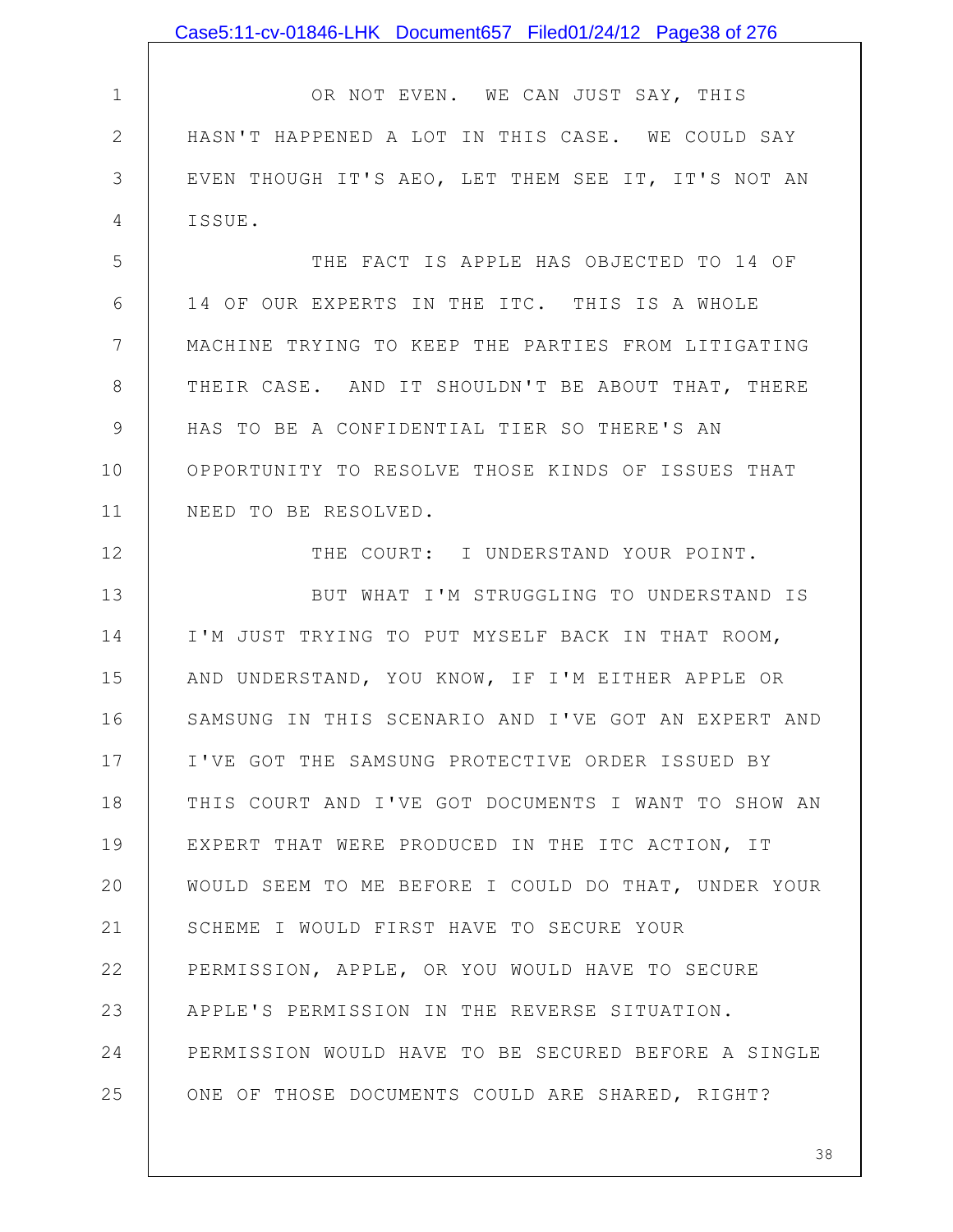OR NOT EVEN. WE CAN JUST SAY, THIS HASN'T HAPPENED A LOT IN THIS CASE. WE COULD SAY EVEN THOUGH IT'S AEO, LET THEM SEE IT, IT'S NOT AN ISSUE.

THE FACT IS APPLE HAS OBJECTED TO 14 OF 14 OF OUR EXPERTS IN THE ITC. THIS IS A WHOLE MACHINE TRYING TO KEEP THE PARTIES FROM LITIGATING THEIR CASE. AND IT SHOULDN'T BE ABOUT THAT, THERE HAS TO BE A CONFIDENTIAL TIER SO THERE'S AN OPPORTUNITY TO RESOLVE THOSE KINDS OF ISSUES THAT NEED TO BE RESOLVED.

THE COURT: I UNDERSTAND YOUR POINT.

BUT WHAT I'M STRUGGLING TO UNDERSTAND IS I'M JUST TRYING TO PUT MYSELF BACK IN THAT ROOM, AND UNDERSTAND, YOU KNOW, IF I'M EITHER APPLE OR SAMSUNG IN THIS SCENARIO AND I'VE GOT AN EXPERT AND I'VE GOT THE SAMSUNG PROTECTIVE ORDER ISSUED BY THIS COURT AND I'VE GOT DOCUMENTS I WANT TO SHOW AN EXPERT THAT WERE PRODUCED IN THE ITC ACTION, IT WOULD SEEM TO ME BEFORE I COULD DO THAT, UNDER YOUR SCHEME I WOULD FIRST HAVE TO SECURE YOUR PERMISSION, APPLE, OR YOU WOULD HAVE TO SECURE APPLE'S PERMISSION IN THE REVERSE SITUATION. PERMISSION WOULD HAVE TO BE SECURED BEFORE A SINGLE ONE OF THOSE DOCUMENTS COULD ARE SHARED, RIGHT?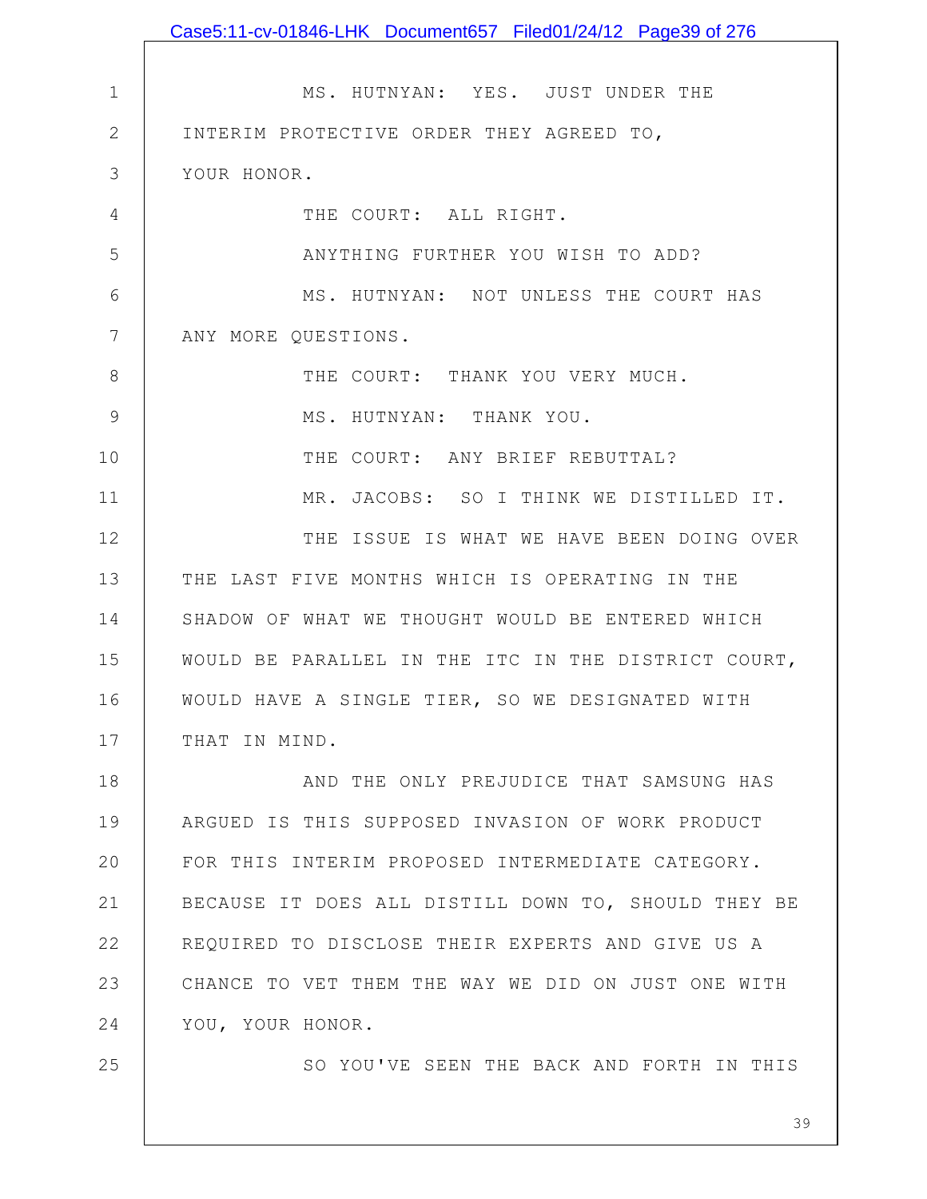MS. HUTNYAN: YES. JUST UNDER THE INTERIM PROTECTIVE ORDER THEY AGREED TO, YOUR HONOR.

THE COURT: ALL RIGHT.

ANYTHING FURTHER YOU WISH TO ADD?

MS. HUTNYAN: NOT UNLESS THE COURT HAS ANY MORE QUESTIONS.

THE COURT: THANK YOU VERY MUCH.

MS. HUTNYAN: THANK YOU.

THE COURT: ANY BRIEF REBUTTAL?

MR. JACOBS: SO I THINK WE DISTILLED IT.

THE ISSUE IS WHAT WE HAVE BEEN DOING OVER THE LAST FIVE MONTHS WHICH IS OPERATING IN THE SHADOW OF WHAT WE THOUGHT WOULD BE ENTERED WHICH WOULD BE PARALLEL IN THE ITC IN THE DISTRICT COURT, WOULD HAVE A SINGLE TIER, SO WE DESIGNATED WITH THAT IN MIND.

AND THE ONLY PREJUDICE THAT SAMSUNG HAS ARGUED IS THIS SUPPOSED INVASION OF WORK PRODUCT FOR THIS INTERIM PROPOSED INTERMEDIATE CATEGORY. BECAUSE IT DOES ALL DISTILL DOWN TO, SHOULD THEY BE REQUIRED TO DISCLOSE THEIR EXPERTS AND GIVE US A CHANCE TO VET THEM THE WAY WE DID ON JUST ONE WITH YOU, YOUR HONOR.

SO YOU'VE SEEN THE BACK AND FORTH IN THIS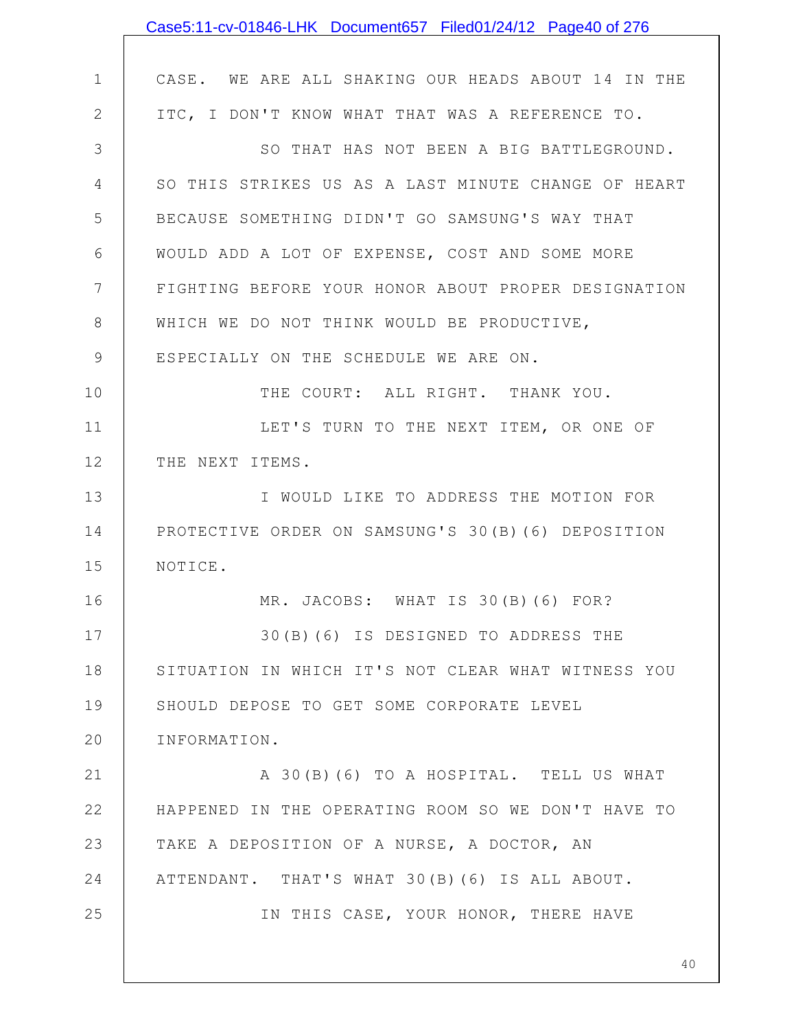CASE. WE ARE ALL SHAKING OUR HEADS ABOUT 14 IN THE ITC, I DON'T KNOW WHAT THAT WAS A REFERENCE TO.

SO THAT HAS NOT BEEN A BIG BATTLEGROUND. SO THIS STRIKES US AS A LAST MINUTE CHANGE OF HEART BECAUSE SOMETHING DIDN'T GO SAMSUNG'S WAY THAT WOULD ADD A LOT OF EXPENSE, COST AND SOME MORE FIGHTING BEFORE YOUR HONOR ABOUT PROPER DESIGNATION WHICH WE DO NOT THINK WOULD BE PRODUCTIVE, ESPECIALLY ON THE SCHEDULE WE ARE ON.

THE COURT: ALL RIGHT. THANK YOU.

LET'S TURN TO THE NEXT ITEM, OR ONE OF THE NEXT ITEMS.

I WOULD LIKE TO ADDRESS THE MOTION FOR PROTECTIVE ORDER ON SAMSUNG'S 30(B)(6) DEPOSITION NOTICE.

MR. JACOBS: WHAT IS 30(B)(6) FOR?

30(B)(6) IS DESIGNED TO ADDRESS THE SITUATION IN WHICH IT'S NOT CLEAR WHAT WITNESS YOU SHOULD DEPOSE TO GET SOME CORPORATE LEVEL INFORMATION.

A 30(B)(6) TO A HOSPITAL. TELL US WHAT HAPPENED IN THE OPERATING ROOM SO WE DON'T HAVE TO TAKE A DEPOSITION OF A NURSE, A DOCTOR, AN ATTENDANT. THAT'S WHAT 30(B)(6) IS ALL ABOUT.

IN THIS CASE, YOUR HONOR, THERE HAVE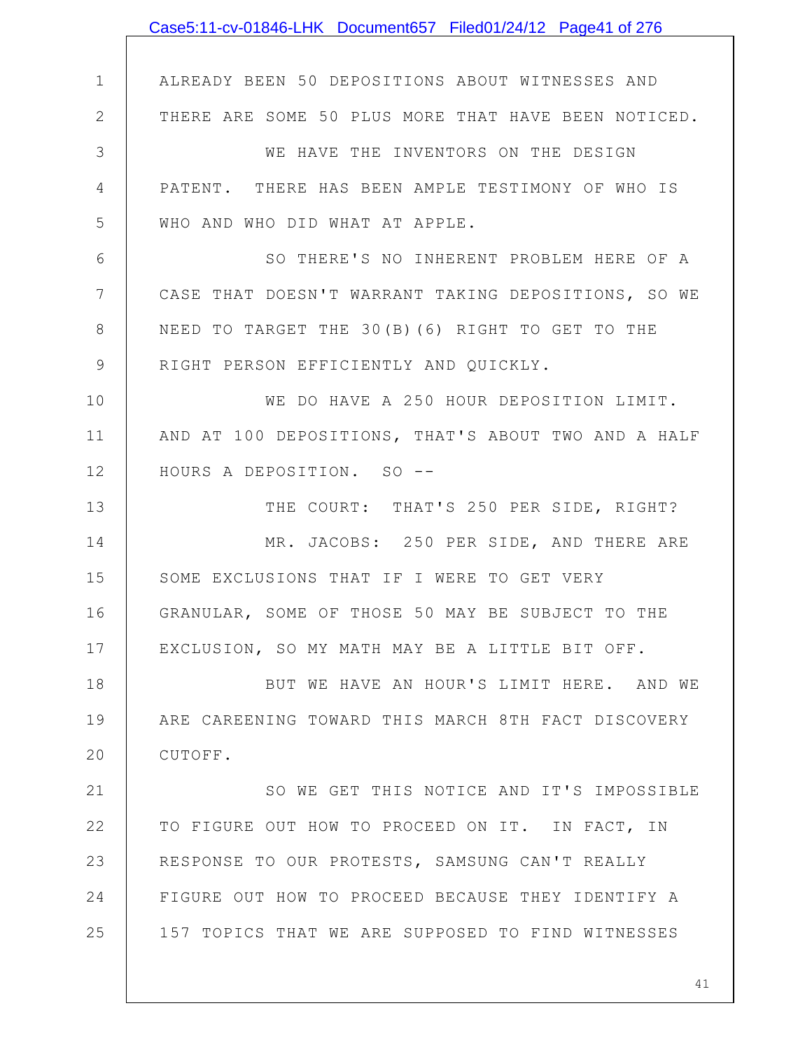ALREADY BEEN 50 DEPOSITIONS ABOUT WITNESSES AND THERE ARE SOME 50 PLUS MORE THAT HAVE BEEN NOTICED.

WE HAVE THE INVENTORS ON THE DESIGN PATENT. THERE HAS BEEN AMPLE TESTIMONY OF WHO IS WHO AND WHO DID WHAT AT APPLE.

SO THERE'S NO INHERENT PROBLEM HERE OF A CASE THAT DOESN'T WARRANT TAKING DEPOSITIONS, SO WE NEED TO TARGET THE 30(B)(6) RIGHT TO GET TO THE RIGHT PERSON EFFICIENTLY AND QUICKLY.

WE DO HAVE A 250 HOUR DEPOSITION LIMIT. AND AT 100 DEPOSITIONS, THAT'S ABOUT TWO AND A HALF HOURS A DEPOSITION. SO --

THE COURT: THAT'S 250 PER SIDE, RIGHT?

MR. JACOBS: 250 PER SIDE, AND THERE ARE SOME EXCLUSIONS THAT IF I WERE TO GET VERY GRANULAR, SOME OF THOSE 50 MAY BE SUBJECT TO THE EXCLUSION, SO MY MATH MAY BE A LITTLE BIT OFF.

BUT WE HAVE AN HOUR'S LIMIT HERE. AND WE ARE CAREENING TOWARD THIS MARCH 8TH FACT DISCOVERY CUTOFF.

SO WE GET THIS NOTICE AND IT'S IMPOSSIBLE TO FIGURE OUT HOW TO PROCEED ON IT. IN FACT, IN RESPONSE TO OUR PROTESTS, SAMSUNG CAN'T REALLY FIGURE OUT HOW TO PROCEED BECAUSE THEY IDENTIFY A 157 TOPICS THAT WE ARE SUPPOSED TO FIND WITNESSES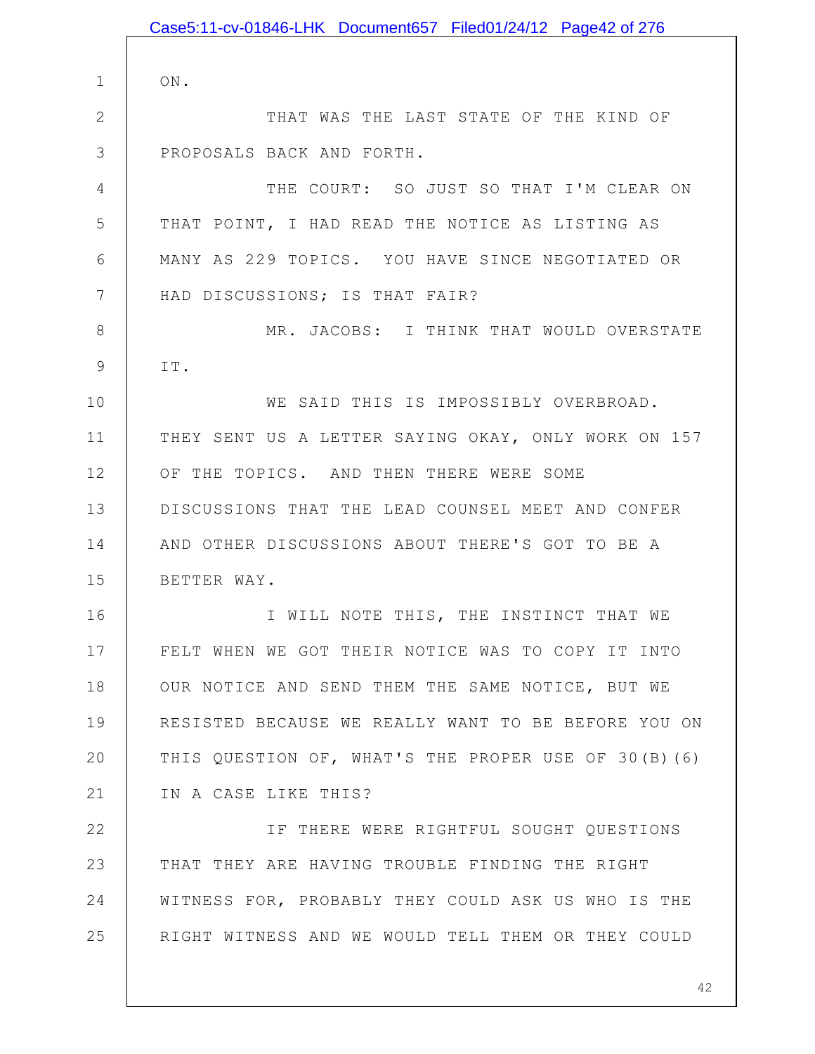ON.

THAT WAS THE LAST STATE OF THE KIND OF PROPOSALS BACK AND FORTH.

THE COURT: SO JUST SO THAT I'M CLEAR ON THAT POINT, I HAD READ THE NOTICE AS LISTING AS MANY AS 229 TOPICS. YOU HAVE SINCE NEGOTIATED OR HAD DISCUSSIONS; IS THAT FAIR?

MR. JACOBS: I THINK THAT WOULD OVERSTATE IT.

WE SAID THIS IS IMPOSSIBLY OVERBROAD. THEY SENT US A LETTER SAYING OKAY, ONLY WORK ON 157 OF THE TOPICS. AND THEN THERE WERE SOME DISCUSSIONS THAT THE LEAD COUNSEL MEET AND CONFER AND OTHER DISCUSSIONS ABOUT THERE'S GOT TO BE A BETTER WAY.

I WILL NOTE THIS, THE INSTINCT THAT WE FELT WHEN WE GOT THEIR NOTICE WAS TO COPY IT INTO OUR NOTICE AND SEND THEM THE SAME NOTICE, BUT WE RESISTED BECAUSE WE REALLY WANT TO BE BEFORE YOU ON THIS QUESTION OF, WHAT'S THE PROPER USE OF 30(B)(6) IN A CASE LIKE THIS?

IF THERE WERE RIGHTFUL SOUGHT QUESTIONS THAT THEY ARE HAVING TROUBLE FINDING THE RIGHT WITNESS FOR, PROBABLY THEY COULD ASK US WHO IS THE RIGHT WITNESS AND WE WOULD TELL THEM OR THEY COULD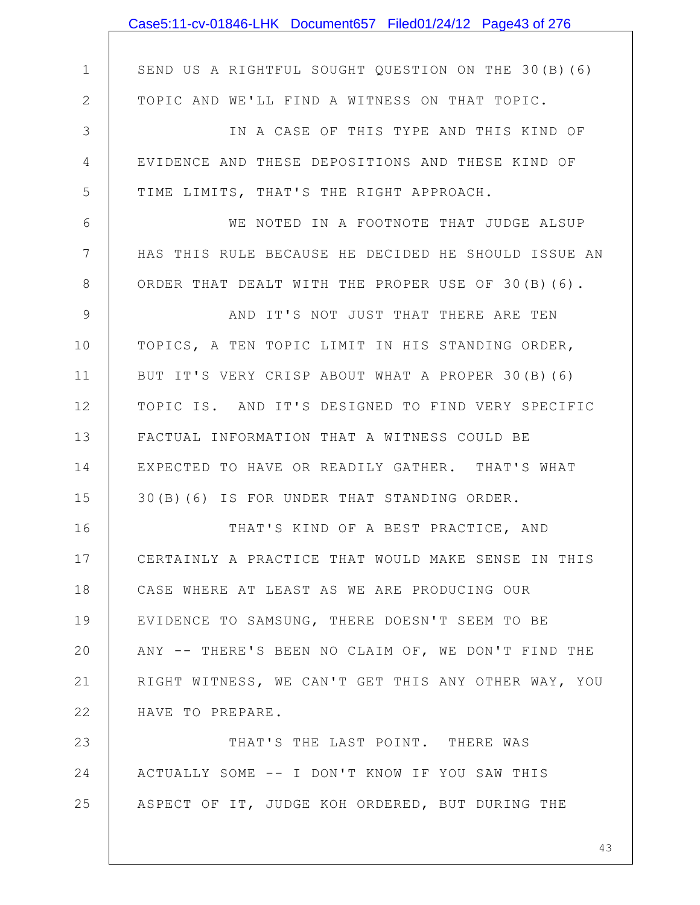1 SEND US A RIGHTFUL SOUGHT QUESTION ON THE 30(B)(6)
2 TOPIC AND WE'LL FIND A WITNESS ON THAT TOPIC.
3 IN A CASE OF THIS TYPE AND THIS KIND OF
4 EVIDENCE AND THESE DEPOSITIONS AND THESE KIND OF
5 TIME LIMITS, THAT'S THE RIGHT APPROACH.
6 WE NOTED IN A FOOTNOTE THAT JUDGE ALSUP
7 HAS THIS RULE BECAUSE HE DECIDED HE SHOULD ISSUE AN
8 ORDER THAT DEALT WITH THE PROPER USE OF 30(B)(6).
9 AND IT'S NOT JUST THAT THERE ARE TEN
10 TOPICS, A TEN TOPIC LIMIT IN HIS STANDING ORDER,
11 BUT IT'S VERY CRISP ABOUT WHAT A PROPER 30(B)(6)
12 TOPIC IS. AND IT'S DESIGNED TO FIND VERY SPECIFIC
13 FACTUAL INFORMATION THAT A WITNESS COULD BE
14 EXPECTED TO HAVE OR READILY GATHER. THAT'S WHAT
15 30(B)(6) IS FOR UNDER THAT STANDING ORDER.
16 THAT'S KIND OF A BEST PRACTICE, AND
17 CERTAINLY A PRACTICE THAT WOULD MAKE SENSE IN THIS
18 CASE WHERE AT LEAST AS WE ARE PRODUCING OUR
19 EVIDENCE TO SAMSUNG, THERE DOESN'T SEEM TO BE
20 ANY -- THERE'S BEEN NO CLAIM OF, WE DON'T FIND THE
21 RIGHT WITNESS, WE CAN'T GET THIS ANY OTHER WAY, YOU
22 HAVE TO PREPARE.
23 THAT'S THE LAST POINT. THERE WAS
24 ACTUALLY SOME -- I DON'T KNOW IF YOU SAW THIS
25 ASPECT OF IT, JUDGE KOH ORDERED, BUT DURING THE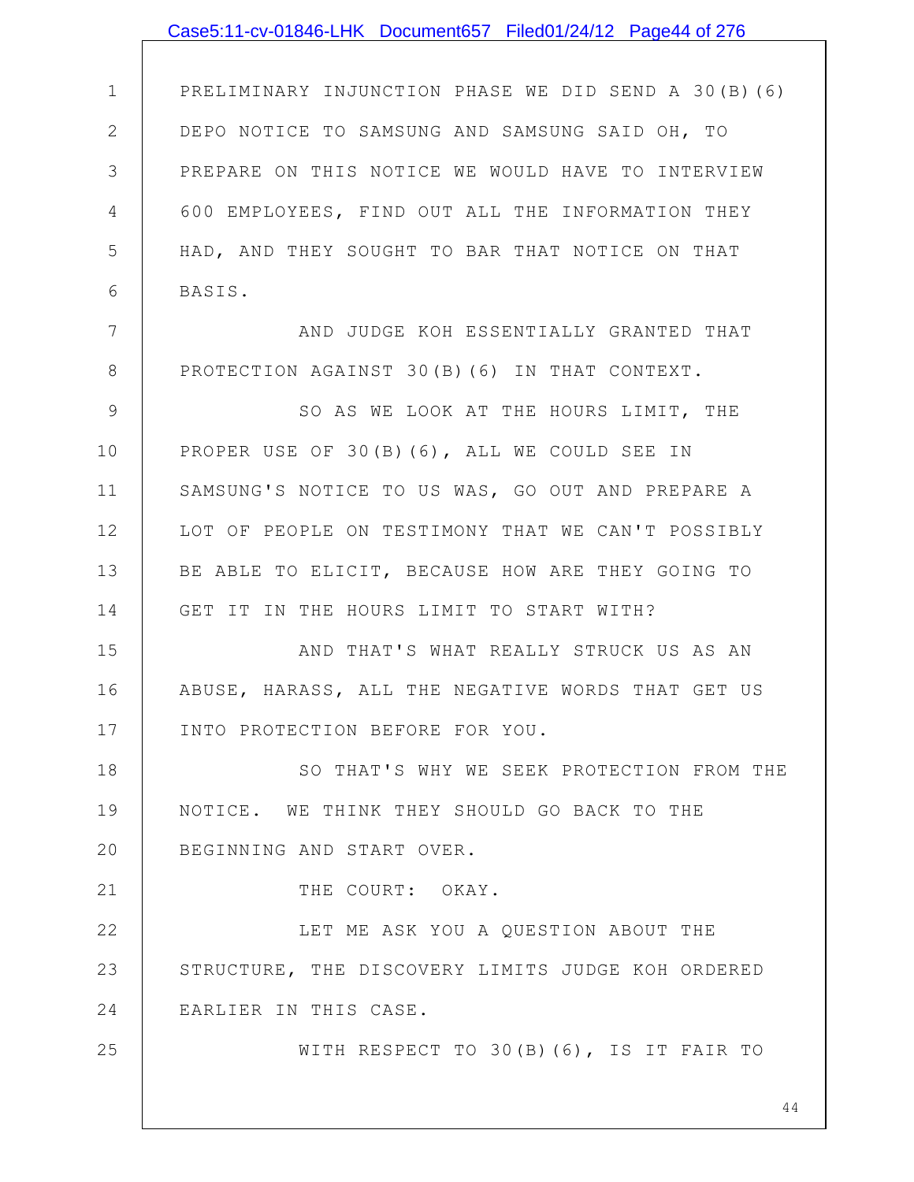PRELIMINARY INJUNCTION PHASE WE DID SEND A 30(B)(6) DEPO NOTICE TO SAMSUNG AND SAMSUNG SAID OH, TO PREPARE ON THIS NOTICE WE WOULD HAVE TO INTERVIEW 600 EMPLOYEES, FIND OUT ALL THE INFORMATION THEY HAD, AND THEY SOUGHT TO BAR THAT NOTICE ON THAT BASIS.

AND JUDGE KOH ESSENTIALLY GRANTED THAT PROTECTION AGAINST 30(B)(6) IN THAT CONTEXT.

SO AS WE LOOK AT THE HOURS LIMIT, THE PROPER USE OF 30(B)(6), ALL WE COULD SEE IN SAMSUNG'S NOTICE TO US WAS, GO OUT AND PREPARE A LOT OF PEOPLE ON TESTIMONY THAT WE CAN'T POSSIBLY BE ABLE TO ELICIT, BECAUSE HOW ARE THEY GOING TO GET IT IN THE HOURS LIMIT TO START WITH?

AND THAT'S WHAT REALLY STRUCK US AS AN ABUSE, HARASS, ALL THE NEGATIVE WORDS THAT GET US INTO PROTECTION BEFORE FOR YOU.

SO THAT'S WHY WE SEEK PROTECTION FROM THE NOTICE. WE THINK THEY SHOULD GO BACK TO THE BEGINNING AND START OVER.

THE COURT: OKAY.

LET ME ASK YOU A QUESTION ABOUT THE STRUCTURE, THE DISCOVERY LIMITS JUDGE KOH ORDERED EARLIER IN THIS CASE.

WITH RESPECT TO 30(B)(6), IS IT FAIR TO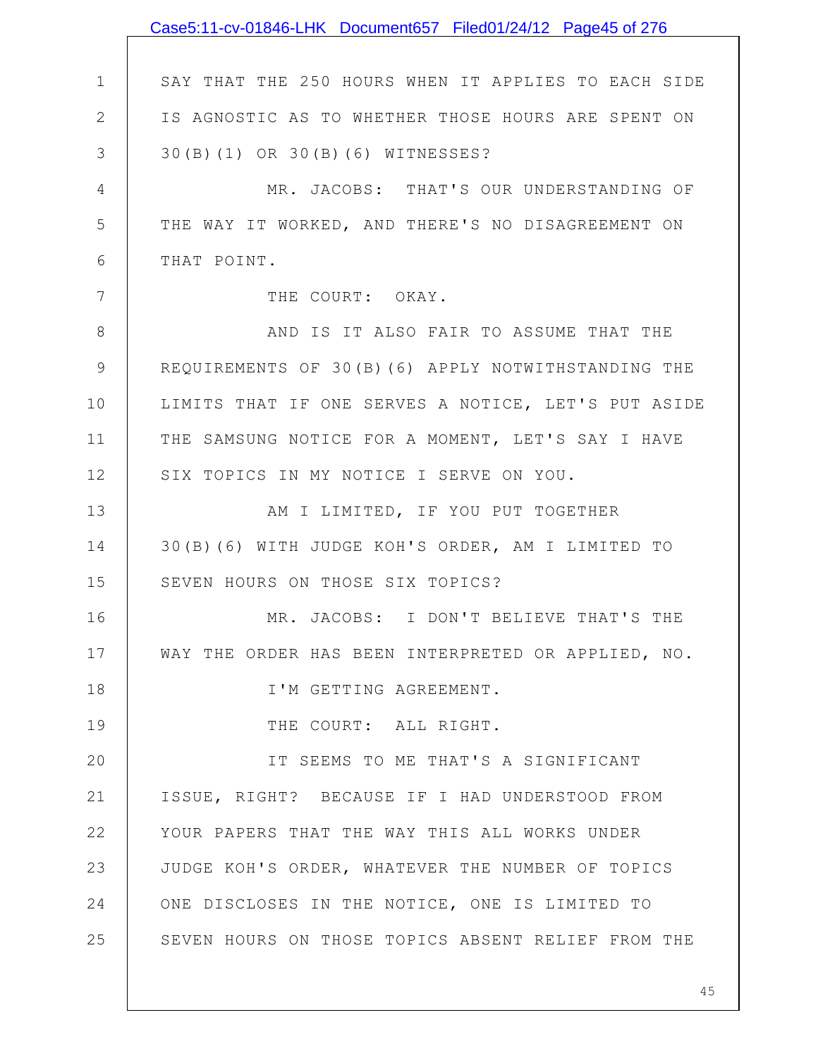SAY THAT THE 250 HOURS WHEN IT APPLIES TO EACH SIDE IS AGNOSTIC AS TO WHETHER THOSE HOURS ARE SPENT ON 30(B)(1) OR 30(B)(6) WITNESSES?

MR. JACOBS: THAT'S OUR UNDERSTANDING OF THE WAY IT WORKED, AND THERE'S NO DISAGREEMENT ON THAT POINT.

THE COURT: OKAY.

AND IS IT ALSO FAIR TO ASSUME THAT THE REQUIREMENTS OF 30(B)(6) APPLY NOTWITHSTANDING THE LIMITS THAT IF ONE SERVES A NOTICE, LET'S PUT ASIDE THE SAMSUNG NOTICE FOR A MOMENT, LET'S SAY I HAVE SIX TOPICS IN MY NOTICE I SERVE ON YOU.

AM I LIMITED, IF YOU PUT TOGETHER 30(B)(6) WITH JUDGE KOH'S ORDER, AM I LIMITED TO SEVEN HOURS ON THOSE SIX TOPICS?

MR. JACOBS: I DON'T BELIEVE THAT'S THE WAY THE ORDER HAS BEEN INTERPRETED OR APPLIED, NO.

I'M GETTING AGREEMENT.

THE COURT: ALL RIGHT.

IT SEEMS TO ME THAT'S A SIGNIFICANT ISSUE, RIGHT? BECAUSE IF I HAD UNDERSTOOD FROM YOUR PAPERS THAT THE WAY THIS ALL WORKS UNDER JUDGE KOH'S ORDER, WHATEVER THE NUMBER OF TOPICS ONE DISCLOSES IN THE NOTICE, ONE IS LIMITED TO SEVEN HOURS ON THOSE TOPICS ABSENT RELIEF FROM THE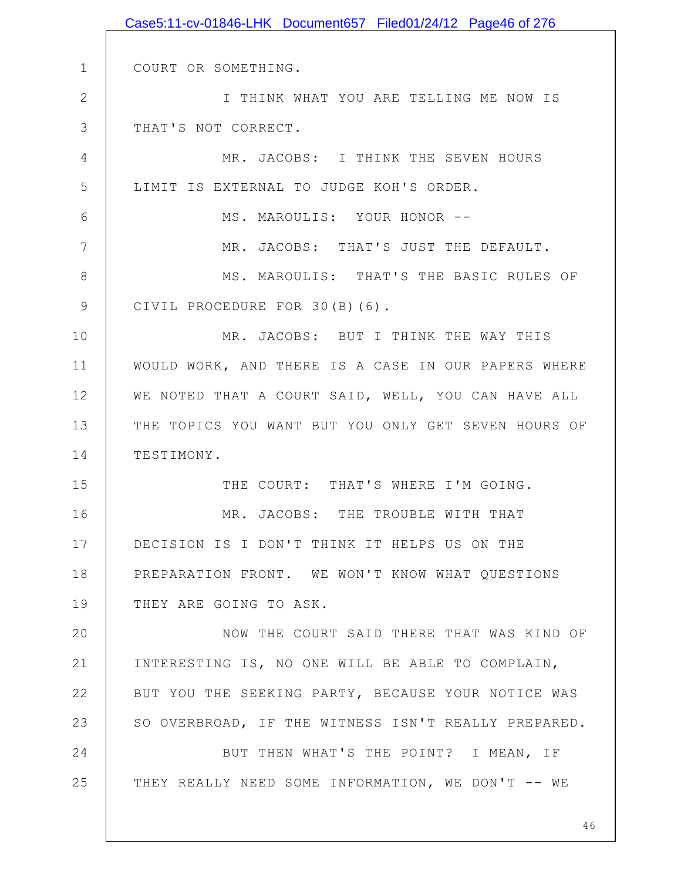COURT OR SOMETHING.

I THINK WHAT YOU ARE TELLING ME NOW IS THAT'S NOT CORRECT.

MR. JACOBS: I THINK THE SEVEN HOURS LIMIT IS EXTERNAL TO JUDGE KOH'S ORDER.

MS. MAROULIS: YOUR HONOR --

MR. JACOBS: THAT'S JUST THE DEFAULT.

MS. MAROULIS: THAT'S THE BASIC RULES OF CIVIL PROCEDURE FOR 30(B)(6).

MR. JACOBS: BUT I THINK THE WAY THIS WOULD WORK, AND THERE IS A CASE IN OUR PAPERS WHERE WE NOTED THAT A COURT SAID, WELL, YOU CAN HAVE ALL THE TOPICS YOU WANT BUT YOU ONLY GET SEVEN HOURS OF TESTIMONY.

THE COURT: THAT'S WHERE I'M GOING.

MR. JACOBS: THE TROUBLE WITH THAT DECISION IS I DON'T THINK IT HELPS US ON THE PREPARATION FRONT. WE WON'T KNOW WHAT QUESTIONS THEY ARE GOING TO ASK.

NOW THE COURT SAID THERE THAT WAS KIND OF INTERESTING IS, NO ONE WILL BE ABLE TO COMPLAIN, BUT YOU THE SEEKING PARTY, BECAUSE YOUR NOTICE WAS SO OVERBROAD, IF THE WITNESS ISN'T REALLY PREPARED.

BUT THEN WHAT'S THE POINT? I MEAN, IF THEY REALLY NEED SOME INFORMATION, WE DON'T -- WE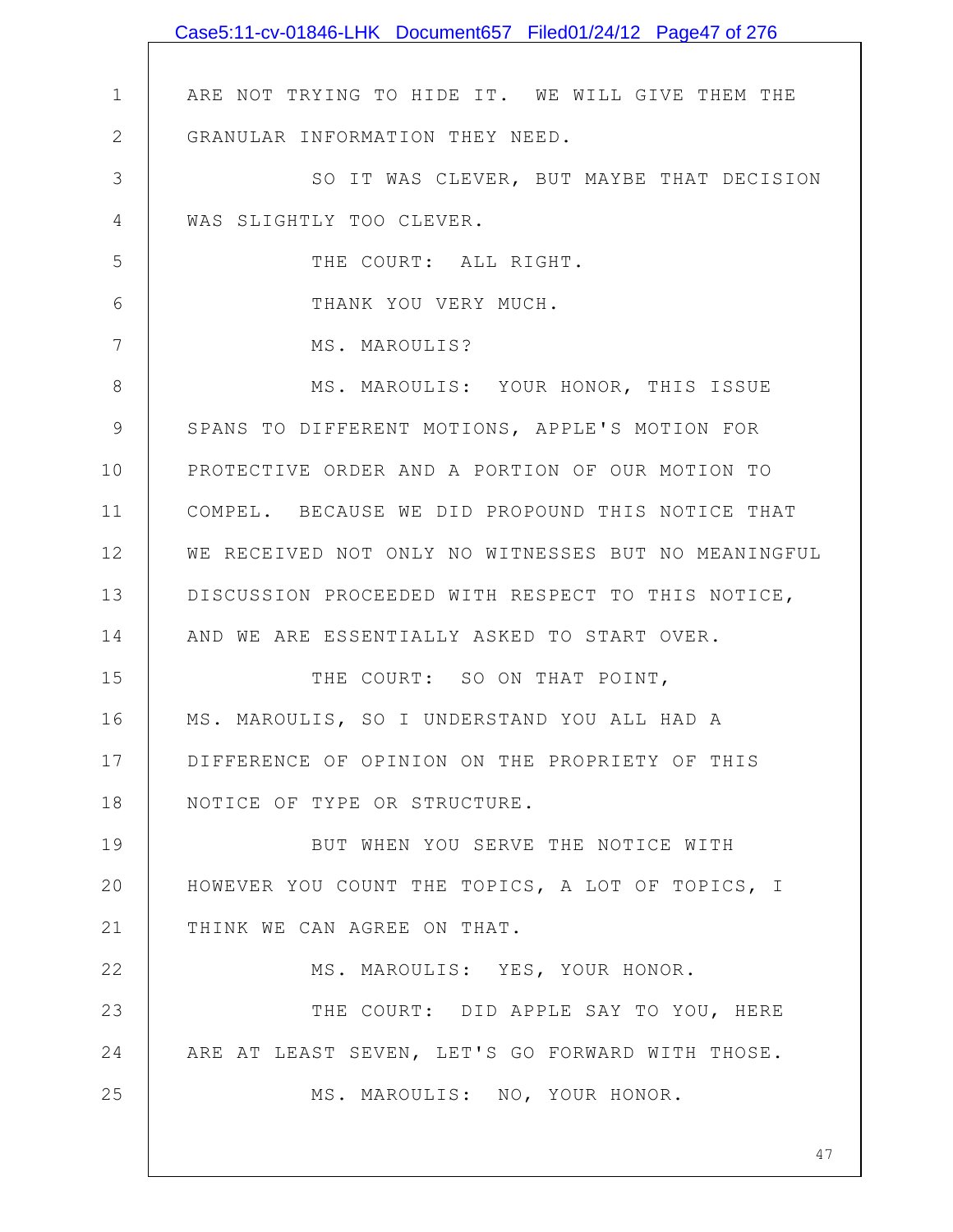ARE NOT TRYING TO HIDE IT. WE WILL GIVE THEM THE GRANULAR INFORMATION THEY NEED.

SO IT WAS CLEVER, BUT MAYBE THAT DECISION WAS SLIGHTLY TOO CLEVER.

THE COURT: ALL RIGHT.

THANK YOU VERY MUCH.

MS. MAROULIS?

MS. MAROULIS: YOUR HONOR, THIS ISSUE SPANS TO DIFFERENT MOTIONS, APPLE'S MOTION FOR PROTECTIVE ORDER AND A PORTION OF OUR MOTION TO COMPEL. BECAUSE WE DID PROPOUND THIS NOTICE THAT WE RECEIVED NOT ONLY NO WITNESSES BUT NO MEANINGFUL DISCUSSION PROCEEDED WITH RESPECT TO THIS NOTICE, AND WE ARE ESSENTIALLY ASKED TO START OVER.

THE COURT: SO ON THAT POINT, MS. MAROULIS, SO I UNDERSTAND YOU ALL HAD A DIFFERENCE OF OPINION ON THE PROPRIETY OF THIS NOTICE OF TYPE OR STRUCTURE.

BUT WHEN YOU SERVE THE NOTICE WITH HOWEVER YOU COUNT THE TOPICS, A LOT OF TOPICS, I THINK WE CAN AGREE ON THAT.

MS. MAROULIS: YES, YOUR HONOR.

THE COURT: DID APPLE SAY TO YOU, HERE ARE AT LEAST SEVEN, LET'S GO FORWARD WITH THOSE.

MS. MAROULIS: NO, YOUR HONOR.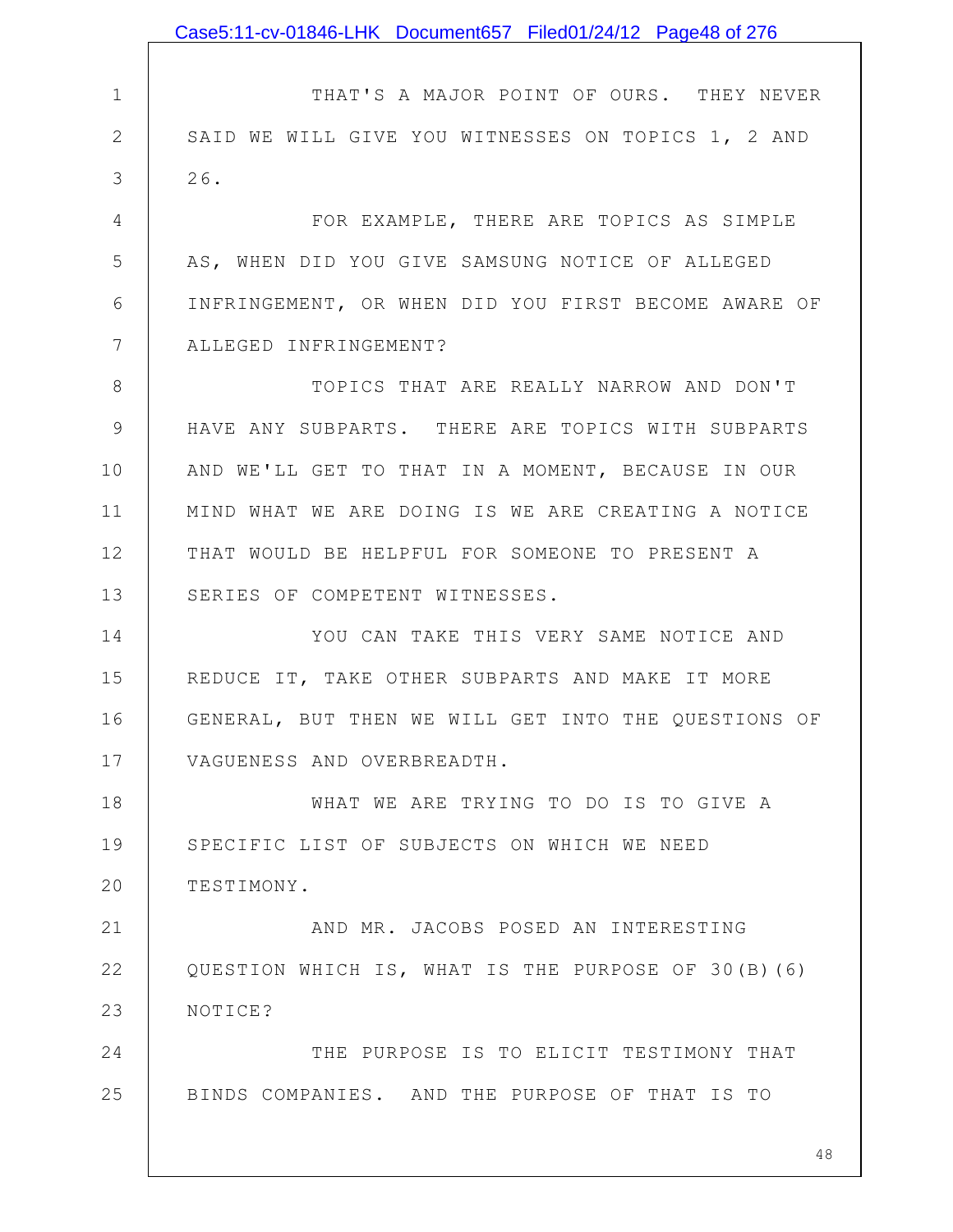THAT'S A MAJOR POINT OF OURS. THEY NEVER SAID WE WILL GIVE YOU WITNESSES ON TOPICS 1, 2 AND 26.

FOR EXAMPLE, THERE ARE TOPICS AS SIMPLE AS, WHEN DID YOU GIVE SAMSUNG NOTICE OF ALLEGED INFRINGEMENT, OR WHEN DID YOU FIRST BECOME AWARE OF ALLEGED INFRINGEMENT?

TOPICS THAT ARE REALLY NARROW AND DON'T HAVE ANY SUBPARTS. THERE ARE TOPICS WITH SUBPARTS AND WE'LL GET TO THAT IN A MOMENT, BECAUSE IN OUR MIND WHAT WE ARE DOING IS WE ARE CREATING A NOTICE THAT WOULD BE HELPFUL FOR SOMEONE TO PRESENT A SERIES OF COMPETENT WITNESSES.

YOU CAN TAKE THIS VERY SAME NOTICE AND REDUCE IT, TAKE OTHER SUBPARTS AND MAKE IT MORE GENERAL, BUT THEN WE WILL GET INTO THE QUESTIONS OF VAGUENESS AND OVERBREADTH.

WHAT WE ARE TRYING TO DO IS TO GIVE A SPECIFIC LIST OF SUBJECTS ON WHICH WE NEED TESTIMONY.

AND MR. JACOBS POSED AN INTERESTING QUESTION WHICH IS, WHAT IS THE PURPOSE OF 30(B)(6) NOTICE?

THE PURPOSE IS TO ELICIT TESTIMONY THAT BINDS COMPANIES. AND THE PURPOSE OF THAT IS TO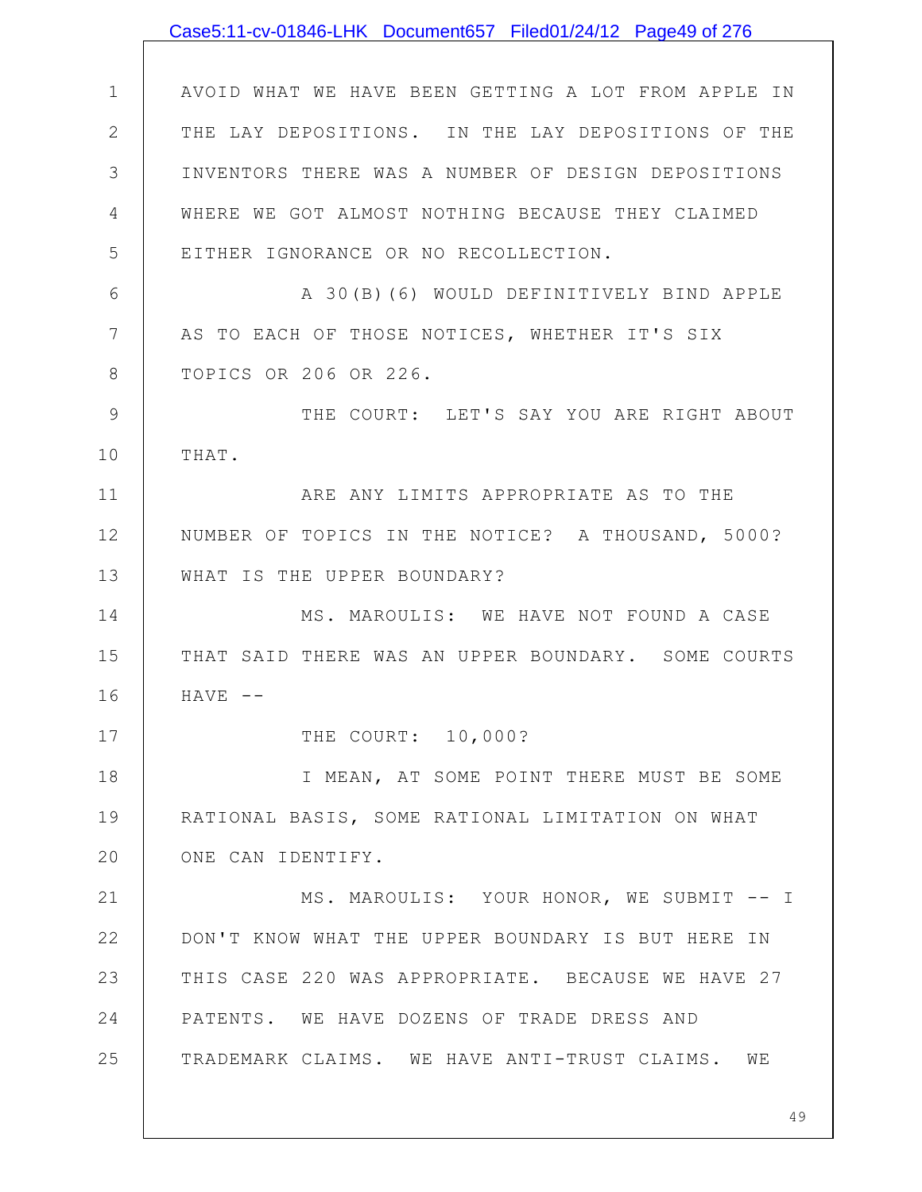AVOID WHAT WE HAVE BEEN GETTING A LOT FROM APPLE IN THE LAY DEPOSITIONS. IN THE LAY DEPOSITIONS OF THE INVENTORS THERE WAS A NUMBER OF DESIGN DEPOSITIONS WHERE WE GOT ALMOST NOTHING BECAUSE THEY CLAIMED EITHER IGNORANCE OR NO RECOLLECTION.

A 30(B)(6) WOULD DEFINITIVELY BIND APPLE AS TO EACH OF THOSE NOTICES, WHETHER IT'S SIX TOPICS OR 206 OR 226.

THE COURT: LET'S SAY YOU ARE RIGHT ABOUT THAT.

ARE ANY LIMITS APPROPRIATE AS TO THE NUMBER OF TOPICS IN THE NOTICE? A THOUSAND, 5000? WHAT IS THE UPPER BOUNDARY?

MS. MAROULIS: WE HAVE NOT FOUND A CASE THAT SAID THERE WAS AN UPPER BOUNDARY. SOME COURTS HAVE --

THE COURT: 10,000?

I MEAN, AT SOME POINT THERE MUST BE SOME RATIONAL BASIS, SOME RATIONAL LIMITATION ON WHAT ONE CAN IDENTIFY.

MS. MAROULIS: YOUR HONOR, WE SUBMIT -- I DON'T KNOW WHAT THE UPPER BOUNDARY IS BUT HERE IN THIS CASE 220 WAS APPROPRIATE. BECAUSE WE HAVE 27 PATENTS. WE HAVE DOZENS OF TRADE DRESS AND TRADEMARK CLAIMS. WE HAVE ANTI-TRUST CLAIMS. WE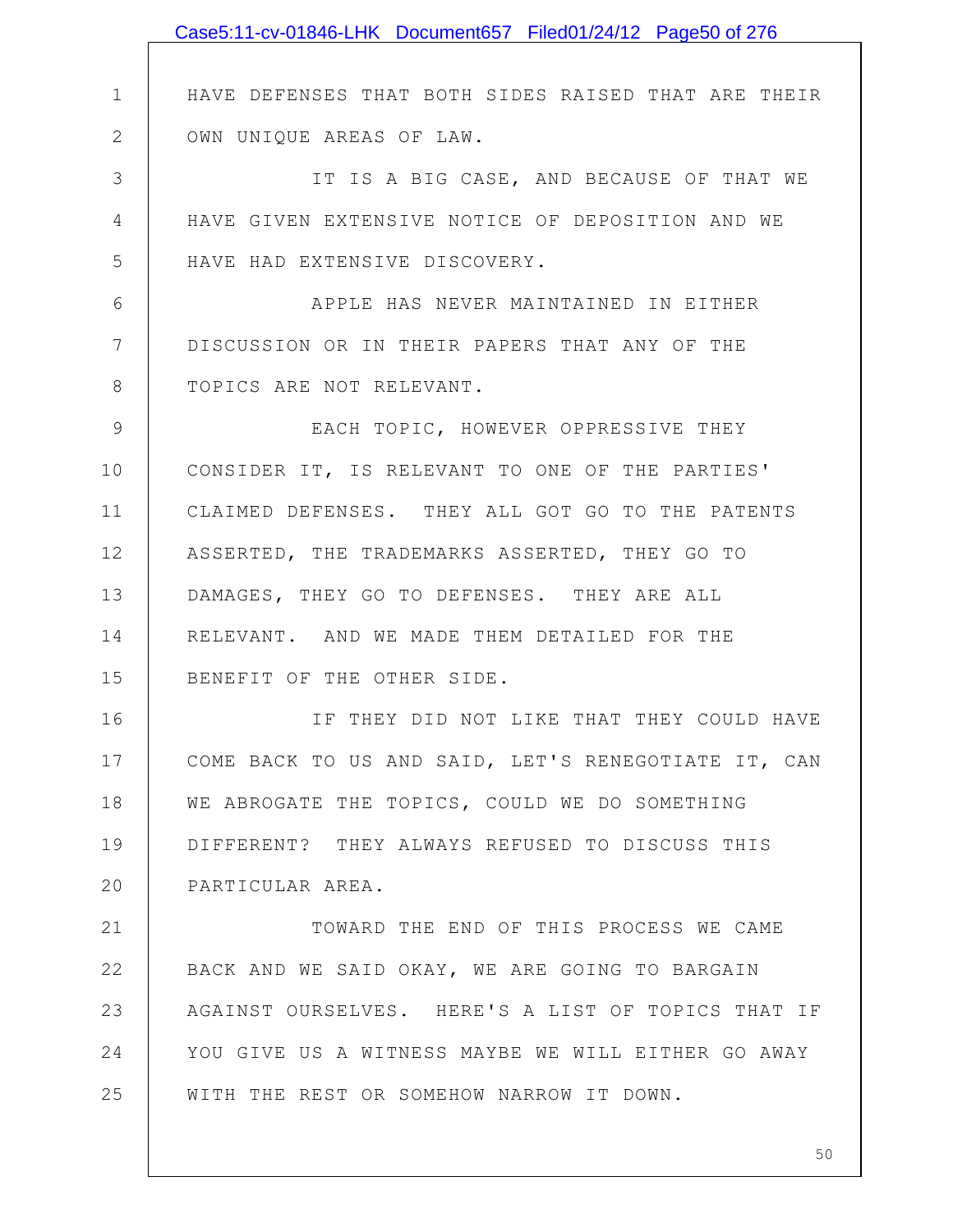HAVE DEFENSES THAT BOTH SIDES RAISED THAT ARE THEIR OWN UNIQUE AREAS OF LAW.

IT IS A BIG CASE, AND BECAUSE OF THAT WE HAVE GIVEN EXTENSIVE NOTICE OF DEPOSITION AND WE HAVE HAD EXTENSIVE DISCOVERY.

APPLE HAS NEVER MAINTAINED IN EITHER DISCUSSION OR IN THEIR PAPERS THAT ANY OF THE TOPICS ARE NOT RELEVANT.

EACH TOPIC, HOWEVER OPPRESSIVE THEY CONSIDER IT, IS RELEVANT TO ONE OF THE PARTIES' CLAIMED DEFENSES. THEY ALL GOT GO TO THE PATENTS ASSERTED, THE TRADEMARKS ASSERTED, THEY GO TO DAMAGES, THEY GO TO DEFENSES. THEY ARE ALL RELEVANT. AND WE MADE THEM DETAILED FOR THE BENEFIT OF THE OTHER SIDE.

IF THEY DID NOT LIKE THAT THEY COULD HAVE COME BACK TO US AND SAID, LET'S RENEGOTIATE IT, CAN WE ABROGATE THE TOPICS, COULD WE DO SOMETHING DIFFERENT? THEY ALWAYS REFUSED TO DISCUSS THIS PARTICULAR AREA.

TOWARD THE END OF THIS PROCESS WE CAME BACK AND WE SAID OKAY, WE ARE GOING TO BARGAIN AGAINST OURSELVES. HERE'S A LIST OF TOPICS THAT IF YOU GIVE US A WITNESS MAYBE WE WILL EITHER GO AWAY WITH THE REST OR SOMEHOW NARROW IT DOWN.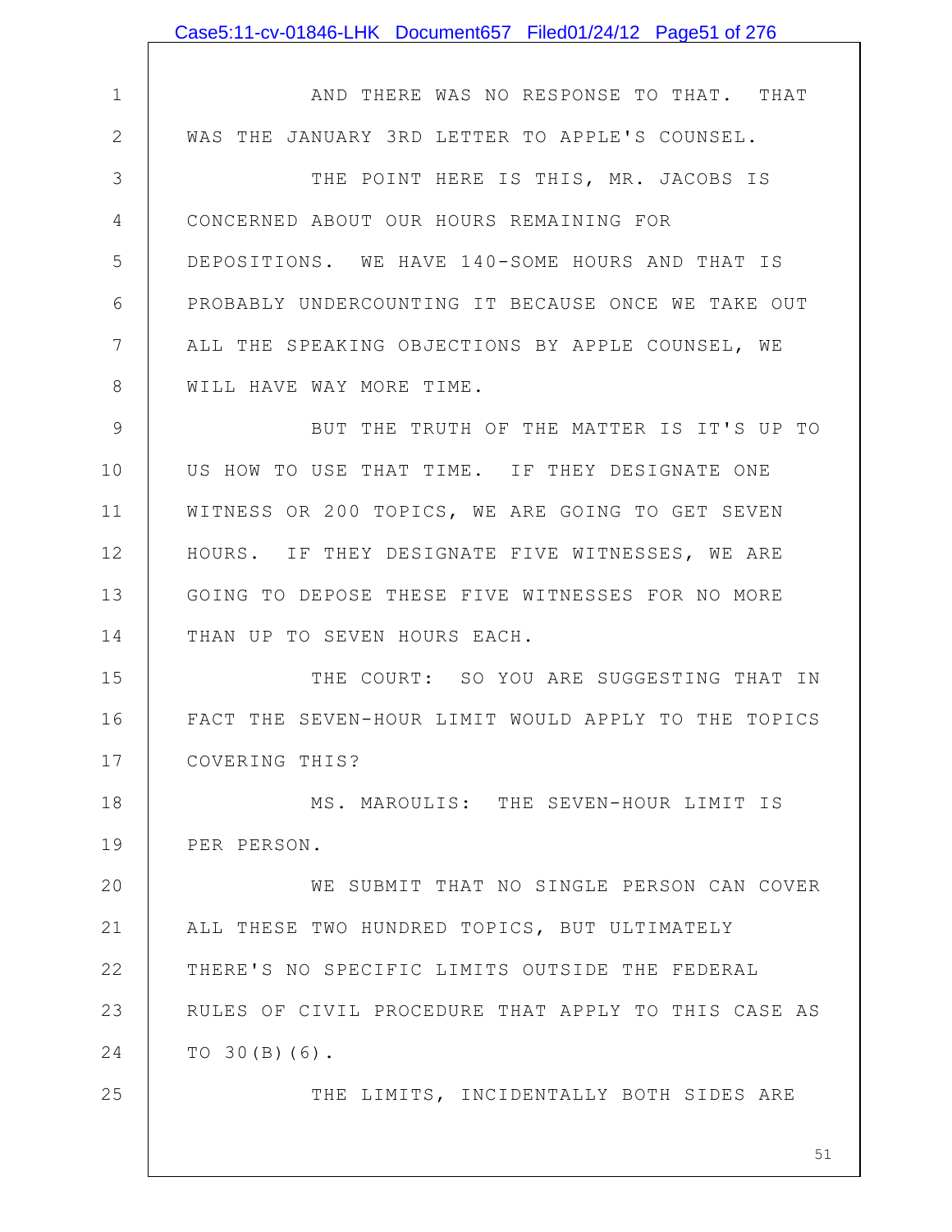AND THERE WAS NO RESPONSE TO THAT. THAT WAS THE JANUARY 3RD LETTER TO APPLE'S COUNSEL.

THE POINT HERE IS THIS, MR. JACOBS IS CONCERNED ABOUT OUR HOURS REMAINING FOR DEPOSITIONS. WE HAVE 140-SOME HOURS AND THAT IS PROBABLY UNDERCOUNTING IT BECAUSE ONCE WE TAKE OUT ALL THE SPEAKING OBJECTIONS BY APPLE COUNSEL, WE WILL HAVE WAY MORE TIME.

BUT THE TRUTH OF THE MATTER IS IT'S UP TO US HOW TO USE THAT TIME. IF THEY DESIGNATE ONE WITNESS OR 200 TOPICS, WE ARE GOING TO GET SEVEN HOURS. IF THEY DESIGNATE FIVE WITNESSES, WE ARE GOING TO DEPOSE THESE FIVE WITNESSES FOR NO MORE THAN UP TO SEVEN HOURS EACH.

THE COURT: SO YOU ARE SUGGESTING THAT IN FACT THE SEVEN-HOUR LIMIT WOULD APPLY TO THE TOPICS COVERING THIS?

MS. MAROULIS: THE SEVEN-HOUR LIMIT IS PER PERSON.

WE SUBMIT THAT NO SINGLE PERSON CAN COVER ALL THESE TWO HUNDRED TOPICS, BUT ULTIMATELY THERE'S NO SPECIFIC LIMITS OUTSIDE THE FEDERAL RULES OF CIVIL PROCEDURE THAT APPLY TO THIS CASE AS TO 30(B)(6).

THE LIMITS, INCIDENTALLY BOTH SIDES ARE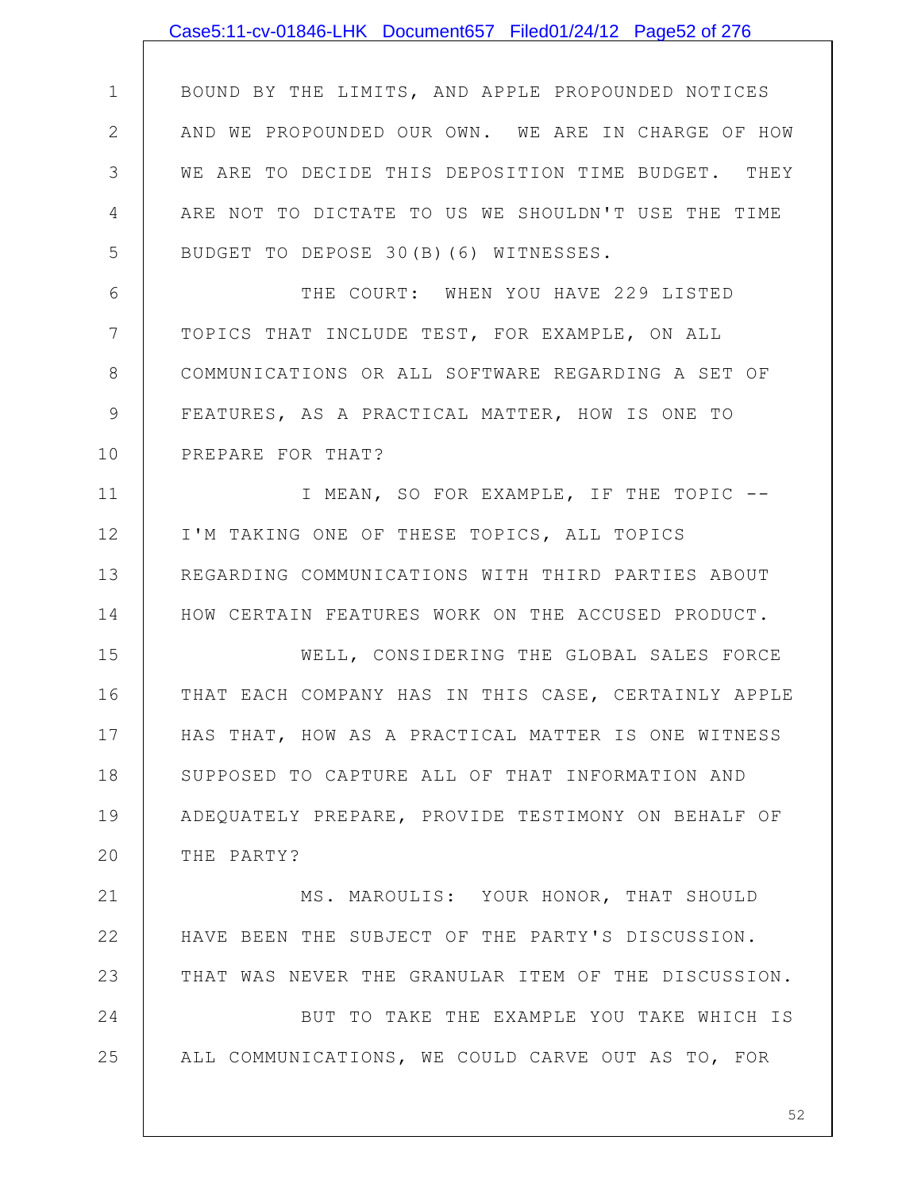BOUND BY THE LIMITS, AND APPLE PROPOUNDED NOTICES AND WE PROPOUNDED OUR OWN. WE ARE IN CHARGE OF HOW WE ARE TO DECIDE THIS DEPOSITION TIME BUDGET. THEY ARE NOT TO DICTATE TO US WE SHOULDN'T USE THE TIME BUDGET TO DEPOSE 30(B)(6) WITNESSES.

THE COURT: WHEN YOU HAVE 229 LISTED TOPICS THAT INCLUDE TEST, FOR EXAMPLE, ON ALL COMMUNICATIONS OR ALL SOFTWARE REGARDING A SET OF FEATURES, AS A PRACTICAL MATTER, HOW IS ONE TO PREPARE FOR THAT?

I MEAN, SO FOR EXAMPLE, IF THE TOPIC -- I'M TAKING ONE OF THESE TOPICS, ALL TOPICS REGARDING COMMUNICATIONS WITH THIRD PARTIES ABOUT HOW CERTAIN FEATURES WORK ON THE ACCUSED PRODUCT.

WELL, CONSIDERING THE GLOBAL SALES FORCE THAT EACH COMPANY HAS IN THIS CASE, CERTAINLY APPLE HAS THAT, HOW AS A PRACTICAL MATTER IS ONE WITNESS SUPPOSED TO CAPTURE ALL OF THAT INFORMATION AND ADEQUATELY PREPARE, PROVIDE TESTIMONY ON BEHALF OF THE PARTY?

MS. MAROULIS: YOUR HONOR, THAT SHOULD HAVE BEEN THE SUBJECT OF THE PARTY'S DISCUSSION. THAT WAS NEVER THE GRANULAR ITEM OF THE DISCUSSION.

BUT TO TAKE THE EXAMPLE YOU TAKE WHICH IS ALL COMMUNICATIONS, WE COULD CARVE OUT AS TO, FOR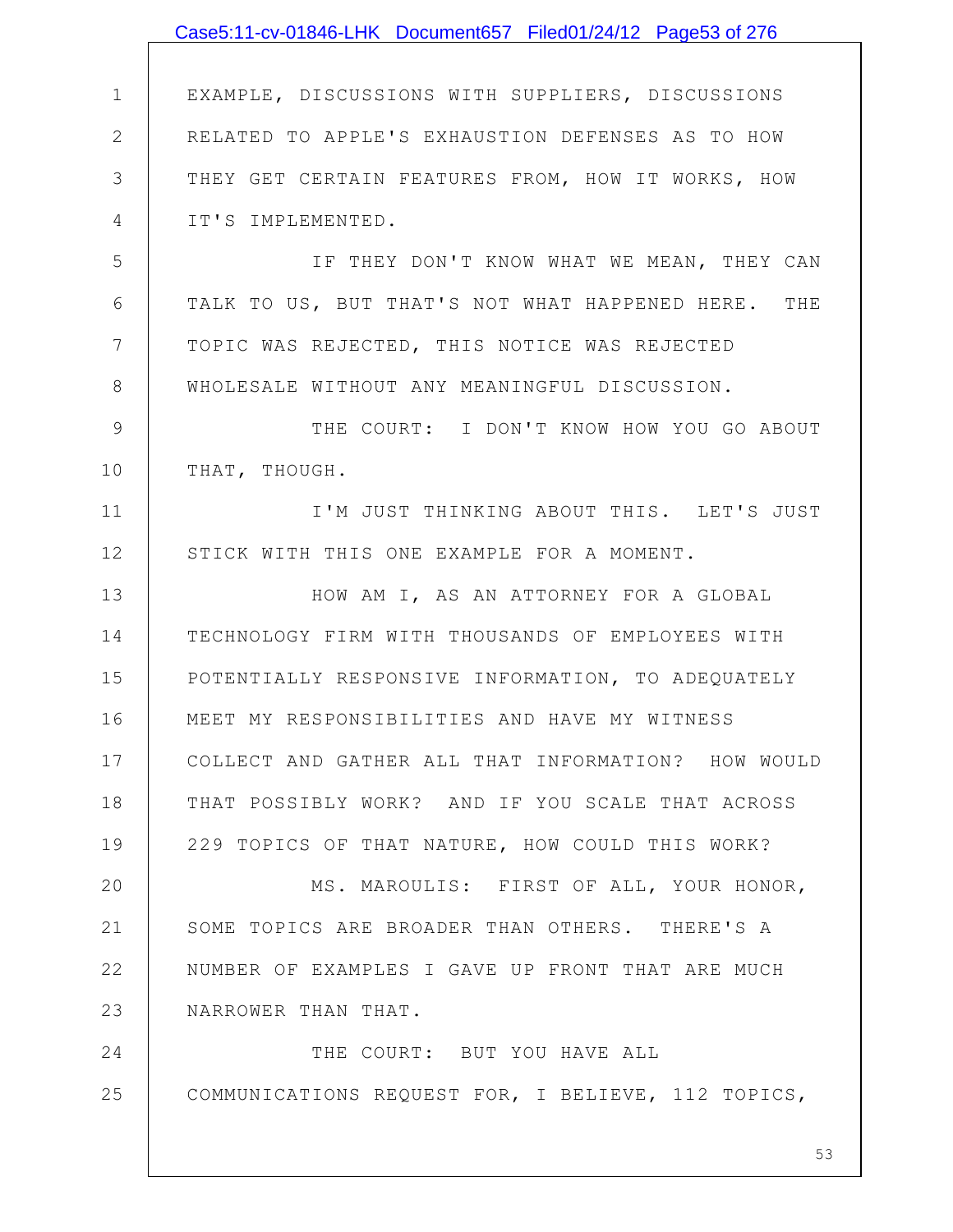EXAMPLE, DISCUSSIONS WITH SUPPLIERS, DISCUSSIONS RELATED TO APPLE'S EXHAUSTION DEFENSES AS TO HOW THEY GET CERTAIN FEATURES FROM, HOW IT WORKS, HOW IT'S IMPLEMENTED.

IF THEY DON'T KNOW WHAT WE MEAN, THEY CAN TALK TO US, BUT THAT'S NOT WHAT HAPPENED HERE. THE TOPIC WAS REJECTED, THIS NOTICE WAS REJECTED WHOLESALE WITHOUT ANY MEANINGFUL DISCUSSION.

THE COURT: I DON'T KNOW HOW YOU GO ABOUT THAT, THOUGH.

I'M JUST THINKING ABOUT THIS. LET'S JUST STICK WITH THIS ONE EXAMPLE FOR A MOMENT.

HOW AM I, AS AN ATTORNEY FOR A GLOBAL TECHNOLOGY FIRM WITH THOUSANDS OF EMPLOYEES WITH POTENTIALLY RESPONSIVE INFORMATION, TO ADEQUATELY MEET MY RESPONSIBILITIES AND HAVE MY WITNESS COLLECT AND GATHER ALL THAT INFORMATION? HOW WOULD THAT POSSIBLY WORK? AND IF YOU SCALE THAT ACROSS 229 TOPICS OF THAT NATURE, HOW COULD THIS WORK?

MS. MAROULIS: FIRST OF ALL, YOUR HONOR, SOME TOPICS ARE BROADER THAN OTHERS. THERE'S A NUMBER OF EXAMPLES I GAVE UP FRONT THAT ARE MUCH NARROWER THAN THAT.

THE COURT: BUT YOU HAVE ALL COMMUNICATIONS REQUEST FOR, I BELIEVE, 112 TOPICS,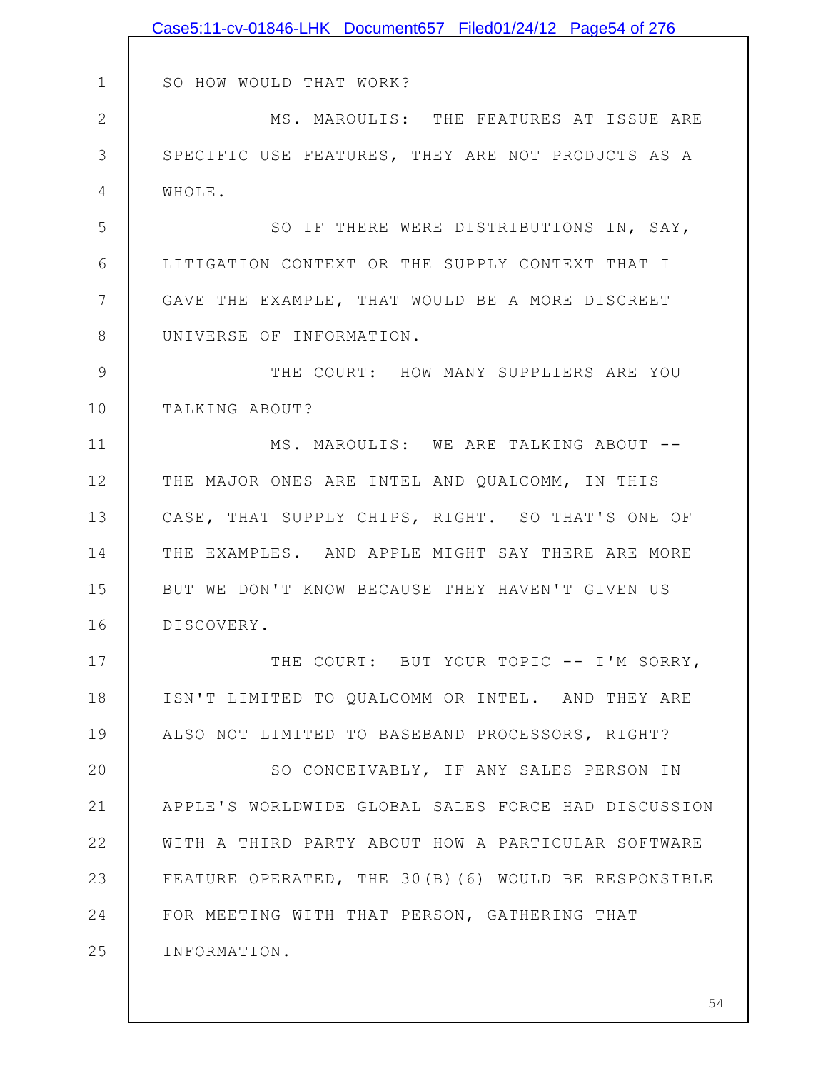SO HOW WOULD THAT WORK?

MS. MAROULIS: THE FEATURES AT ISSUE ARE SPECIFIC USE FEATURES, THEY ARE NOT PRODUCTS AS A WHOLE.

SO IF THERE WERE DISTRIBUTIONS IN, SAY, LITIGATION CONTEXT OR THE SUPPLY CONTEXT THAT I GAVE THE EXAMPLE, THAT WOULD BE A MORE DISCREET UNIVERSE OF INFORMATION.

THE COURT: HOW MANY SUPPLIERS ARE YOU TALKING ABOUT?

MS. MAROULIS: WE ARE TALKING ABOUT -- THE MAJOR ONES ARE INTEL AND QUALCOMM, IN THIS CASE, THAT SUPPLY CHIPS, RIGHT. SO THAT'S ONE OF THE EXAMPLES. AND APPLE MIGHT SAY THERE ARE MORE BUT WE DON'T KNOW BECAUSE THEY HAVEN'T GIVEN US DISCOVERY.

THE COURT: BUT YOUR TOPIC -- I'M SORRY, ISN'T LIMITED TO QUALCOMM OR INTEL. AND THEY ARE ALSO NOT LIMITED TO BASEBAND PROCESSORS, RIGHT?

SO CONCEIVABLY, IF ANY SALES PERSON IN APPLE'S WORLDWIDE GLOBAL SALES FORCE HAD DISCUSSION WITH A THIRD PARTY ABOUT HOW A PARTICULAR SOFTWARE FEATURE OPERATED, THE 30(B)(6) WOULD BE RESPONSIBLE FOR MEETING WITH THAT PERSON, GATHERING THAT INFORMATION.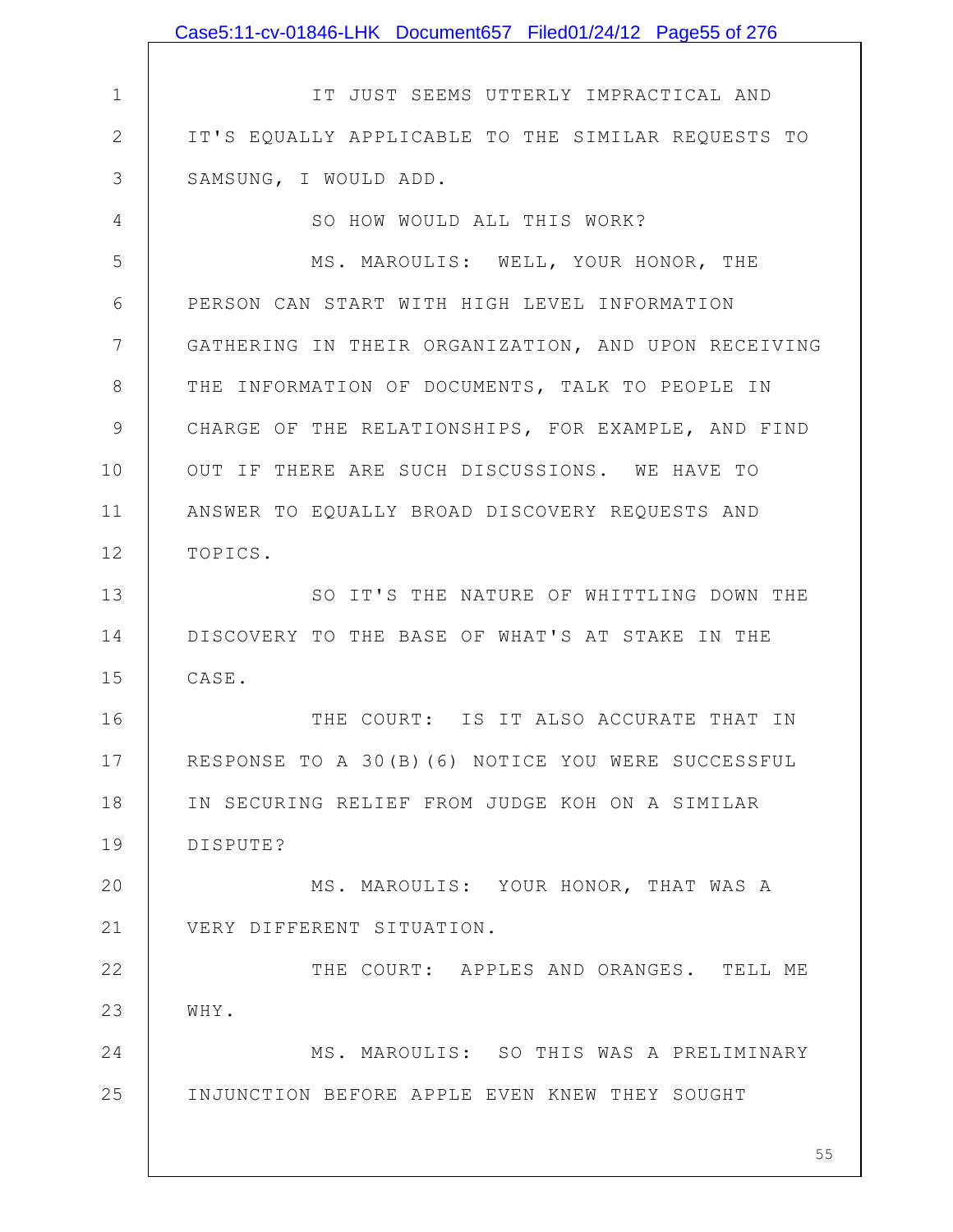IT JUST SEEMS UTTERLY IMPRACTICAL AND IT'S EQUALLY APPLICABLE TO THE SIMILAR REQUESTS TO SAMSUNG, I WOULD ADD.

SO HOW WOULD ALL THIS WORK?

MS. MAROULIS: WELL, YOUR HONOR, THE PERSON CAN START WITH HIGH LEVEL INFORMATION GATHERING IN THEIR ORGANIZATION, AND UPON RECEIVING THE INFORMATION OF DOCUMENTS, TALK TO PEOPLE IN CHARGE OF THE RELATIONSHIPS, FOR EXAMPLE, AND FIND OUT IF THERE ARE SUCH DISCUSSIONS. WE HAVE TO ANSWER TO EQUALLY BROAD DISCOVERY REQUESTS AND TOPICS.

SO IT'S THE NATURE OF WHITTLING DOWN THE DISCOVERY TO THE BASE OF WHAT'S AT STAKE IN THE CASE.

THE COURT: IS IT ALSO ACCURATE THAT IN RESPONSE TO A 30(B)(6) NOTICE YOU WERE SUCCESSFUL IN SECURING RELIEF FROM JUDGE KOH ON A SIMILAR DISPUTE?

MS. MAROULIS: YOUR HONOR, THAT WAS A VERY DIFFERENT SITUATION.

THE COURT: APPLES AND ORANGES. TELL ME WHY.

MS. MAROULIS: SO THIS WAS A PRELIMINARY INJUNCTION BEFORE APPLE EVEN KNEW THEY SOUGHT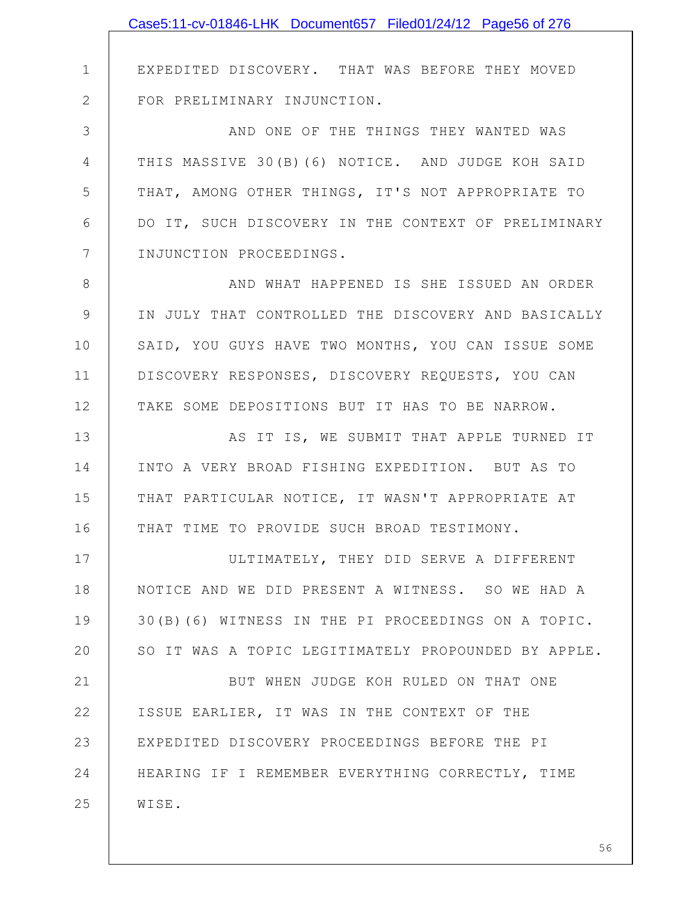EXPEDITED DISCOVERY. THAT WAS BEFORE THEY MOVED FOR PRELIMINARY INJUNCTION.

AND ONE OF THE THINGS THEY WANTED WAS THIS MASSIVE 30(B)(6) NOTICE. AND JUDGE KOH SAID THAT, AMONG OTHER THINGS, IT'S NOT APPROPRIATE TO DO IT, SUCH DISCOVERY IN THE CONTEXT OF PRELIMINARY INJUNCTION PROCEEDINGS.

AND WHAT HAPPENED IS SHE ISSUED AN ORDER IN JULY THAT CONTROLLED THE DISCOVERY AND BASICALLY SAID, YOU GUYS HAVE TWO MONTHS, YOU CAN ISSUE SOME DISCOVERY RESPONSES, DISCOVERY REQUESTS, YOU CAN TAKE SOME DEPOSITIONS BUT IT HAS TO BE NARROW.

AS IT IS, WE SUBMIT THAT APPLE TURNED IT INTO A VERY BROAD FISHING EXPEDITION. BUT AS TO THAT PARTICULAR NOTICE, IT WASN'T APPROPRIATE AT THAT TIME TO PROVIDE SUCH BROAD TESTIMONY.

ULTIMATELY, THEY DID SERVE A DIFFERENT NOTICE AND WE DID PRESENT A WITNESS. SO WE HAD A 30(B)(6) WITNESS IN THE PI PROCEEDINGS ON A TOPIC. SO IT WAS A TOPIC LEGITIMATELY PROPOUNDED BY APPLE.

BUT WHEN JUDGE KOH RULED ON THAT ONE ISSUE EARLIER, IT WAS IN THE CONTEXT OF THE EXPEDITED DISCOVERY PROCEEDINGS BEFORE THE PI HEARING IF I REMEMBER EVERYTHING CORRECTLY, TIME WISE.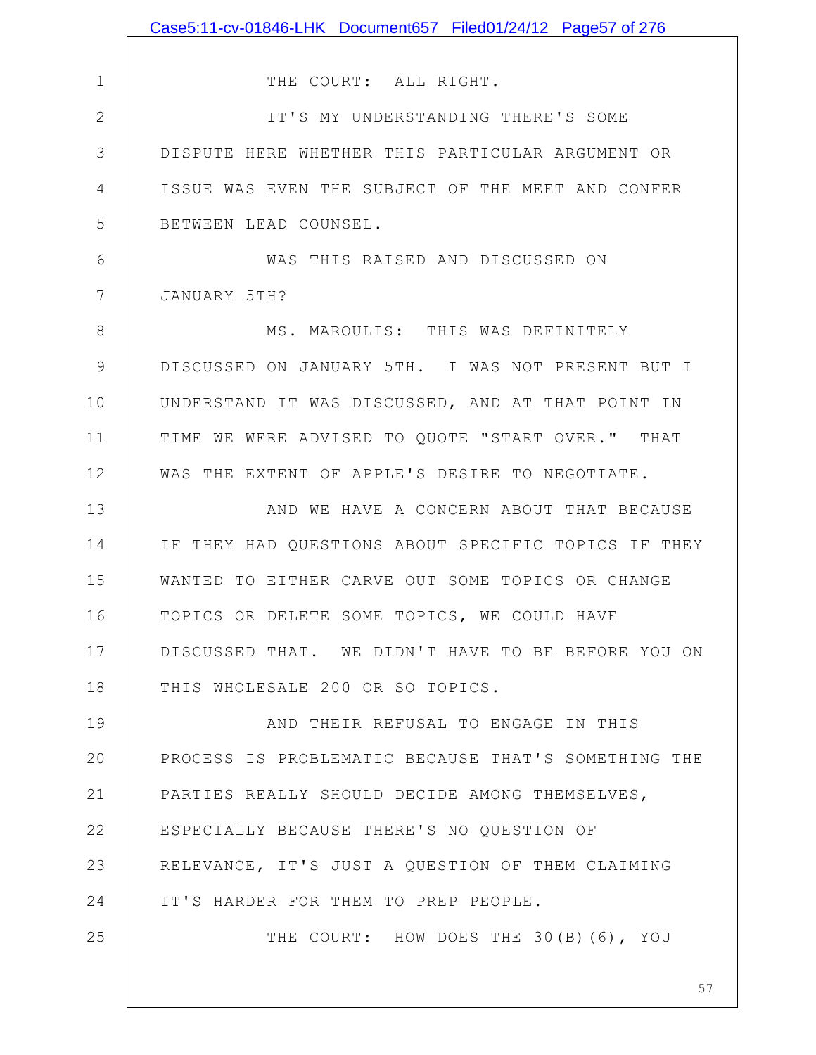THE COURT: ALL RIGHT.

IT'S MY UNDERSTANDING THERE'S SOME DISPUTE HERE WHETHER THIS PARTICULAR ARGUMENT OR ISSUE WAS EVEN THE SUBJECT OF THE MEET AND CONFER BETWEEN LEAD COUNSEL.

WAS THIS RAISED AND DISCUSSED ON JANUARY 5TH?

MS. MAROULIS: THIS WAS DEFINITELY DISCUSSED ON JANUARY 5TH. I WAS NOT PRESENT BUT I UNDERSTAND IT WAS DISCUSSED, AND AT THAT POINT IN TIME WE WERE ADVISED TO QUOTE "START OVER." THAT WAS THE EXTENT OF APPLE'S DESIRE TO NEGOTIATE.

AND WE HAVE A CONCERN ABOUT THAT BECAUSE IF THEY HAD QUESTIONS ABOUT SPECIFIC TOPICS IF THEY WANTED TO EITHER CARVE OUT SOME TOPICS OR CHANGE TOPICS OR DELETE SOME TOPICS, WE COULD HAVE DISCUSSED THAT. WE DIDN'T HAVE TO BE BEFORE YOU ON THIS WHOLESALE 200 OR SO TOPICS.

AND THEIR REFUSAL TO ENGAGE IN THIS PROCESS IS PROBLEMATIC BECAUSE THAT'S SOMETHING THE PARTIES REALLY SHOULD DECIDE AMONG THEMSELVES, ESPECIALLY BECAUSE THERE'S NO QUESTION OF RELEVANCE, IT'S JUST A QUESTION OF THEM CLAIMING IT'S HARDER FOR THEM TO PREP PEOPLE.

THE COURT: HOW DOES THE 30(B)(6), YOU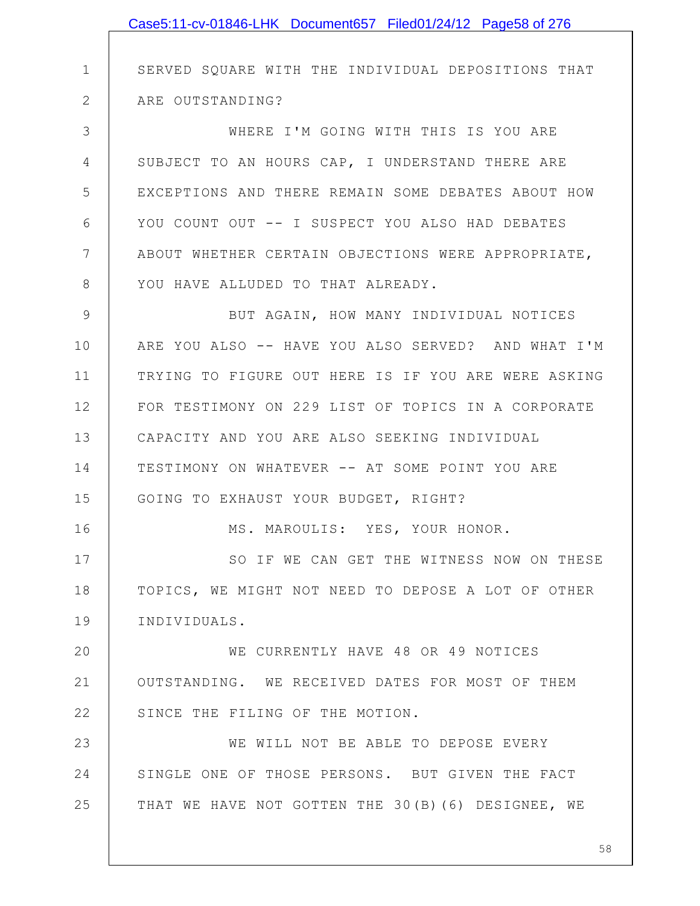SERVED SQUARE WITH THE INDIVIDUAL DEPOSITIONS THAT ARE OUTSTANDING?

WHERE I'M GOING WITH THIS IS YOU ARE SUBJECT TO AN HOURS CAP, I UNDERSTAND THERE ARE EXCEPTIONS AND THERE REMAIN SOME DEBATES ABOUT HOW YOU COUNT OUT -- I SUSPECT YOU ALSO HAD DEBATES ABOUT WHETHER CERTAIN OBJECTIONS WERE APPROPRIATE, YOU HAVE ALLUDED TO THAT ALREADY.

BUT AGAIN, HOW MANY INDIVIDUAL NOTICES ARE YOU ALSO -- HAVE YOU ALSO SERVED? AND WHAT I'M TRYING TO FIGURE OUT HERE IS IF YOU ARE WERE ASKING FOR TESTIMONY ON 229 LIST OF TOPICS IN A CORPORATE CAPACITY AND YOU ARE ALSO SEEKING INDIVIDUAL TESTIMONY ON WHATEVER -- AT SOME POINT YOU ARE GOING TO EXHAUST YOUR BUDGET, RIGHT?

MS. MAROULIS: YES, YOUR HONOR.

SO IF WE CAN GET THE WITNESS NOW ON THESE TOPICS, WE MIGHT NOT NEED TO DEPOSE A LOT OF OTHER INDIVIDUALS.

WE CURRENTLY HAVE 48 OR 49 NOTICES OUTSTANDING. WE RECEIVED DATES FOR MOST OF THEM SINCE THE FILING OF THE MOTION.

WE WILL NOT BE ABLE TO DEPOSE EVERY SINGLE ONE OF THOSE PERSONS. BUT GIVEN THE FACT THAT WE HAVE NOT GOTTEN THE 30(B)(6) DESIGNEE, WE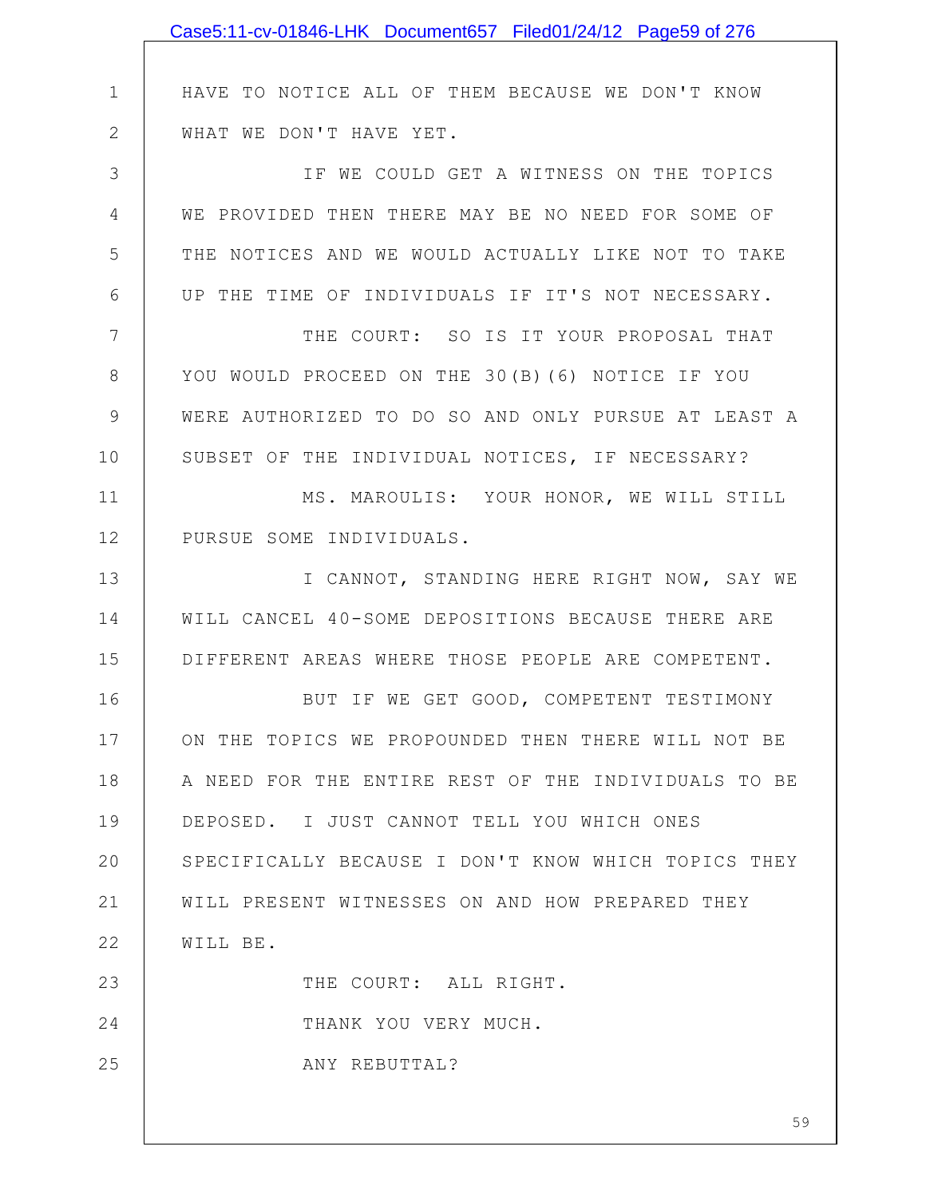HAVE TO NOTICE ALL OF THEM BECAUSE WE DON'T KNOW WHAT WE DON'T HAVE YET.

IF WE COULD GET A WITNESS ON THE TOPICS WE PROVIDED THEN THERE MAY BE NO NEED FOR SOME OF THE NOTICES AND WE WOULD ACTUALLY LIKE NOT TO TAKE UP THE TIME OF INDIVIDUALS IF IT'S NOT NECESSARY.

THE COURT: SO IS IT YOUR PROPOSAL THAT YOU WOULD PROCEED ON THE 30(B)(6) NOTICE IF YOU WERE AUTHORIZED TO DO SO AND ONLY PURSUE AT LEAST A SUBSET OF THE INDIVIDUAL NOTICES, IF NECESSARY?

MS. MAROULIS: YOUR HONOR, WE WILL STILL PURSUE SOME INDIVIDUALS.

I CANNOT, STANDING HERE RIGHT NOW, SAY WE WILL CANCEL 40-SOME DEPOSITIONS BECAUSE THERE ARE DIFFERENT AREAS WHERE THOSE PEOPLE ARE COMPETENT.

BUT IF WE GET GOOD, COMPETENT TESTIMONY ON THE TOPICS WE PROPOUNDED THEN THERE WILL NOT BE A NEED FOR THE ENTIRE REST OF THE INDIVIDUALS TO BE DEPOSED. I JUST CANNOT TELL YOU WHICH ONES SPECIFICALLY BECAUSE I DON'T KNOW WHICH TOPICS THEY WILL PRESENT WITNESSES ON AND HOW PREPARED THEY WILL BE.

THE COURT: ALL RIGHT.

THANK YOU VERY MUCH.

ANY REBUTTAL?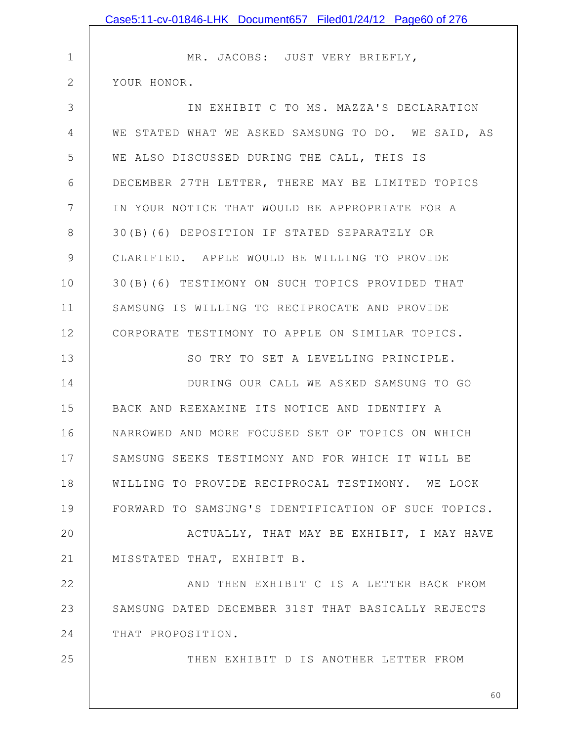MR. JACOBS: JUST VERY BRIEFLY, YOUR HONOR.

IN EXHIBIT C TO MS. MAZZA'S DECLARATION WE STATED WHAT WE ASKED SAMSUNG TO DO. WE SAID, AS WE ALSO DISCUSSED DURING THE CALL, THIS IS DECEMBER 27TH LETTER, THERE MAY BE LIMITED TOPICS IN YOUR NOTICE THAT WOULD BE APPROPRIATE FOR A 30(B)(6) DEPOSITION IF STATED SEPARATELY OR CLARIFIED. APPLE WOULD BE WILLING TO PROVIDE 30(B)(6) TESTIMONY ON SUCH TOPICS PROVIDED THAT SAMSUNG IS WILLING TO RECIPROCATE AND PROVIDE CORPORATE TESTIMONY TO APPLE ON SIMILAR TOPICS.

SO TRY TO SET A LEVELLING PRINCIPLE.

DURING OUR CALL WE ASKED SAMSUNG TO GO BACK AND REEXAMINE ITS NOTICE AND IDENTIFY A NARROWED AND MORE FOCUSED SET OF TOPICS ON WHICH SAMSUNG SEEKS TESTIMONY AND FOR WHICH IT WILL BE WILLING TO PROVIDE RECIPROCAL TESTIMONY. WE LOOK FORWARD TO SAMSUNG'S IDENTIFICATION OF SUCH TOPICS.

ACTUALLY, THAT MAY BE EXHIBIT, I MAY HAVE MISSTATED THAT, EXHIBIT B.

AND THEN EXHIBIT C IS A LETTER BACK FROM SAMSUNG DATED DECEMBER 31ST THAT BASICALLY REJECTS THAT PROPOSITION.

THEN EXHIBIT D IS ANOTHER LETTER FROM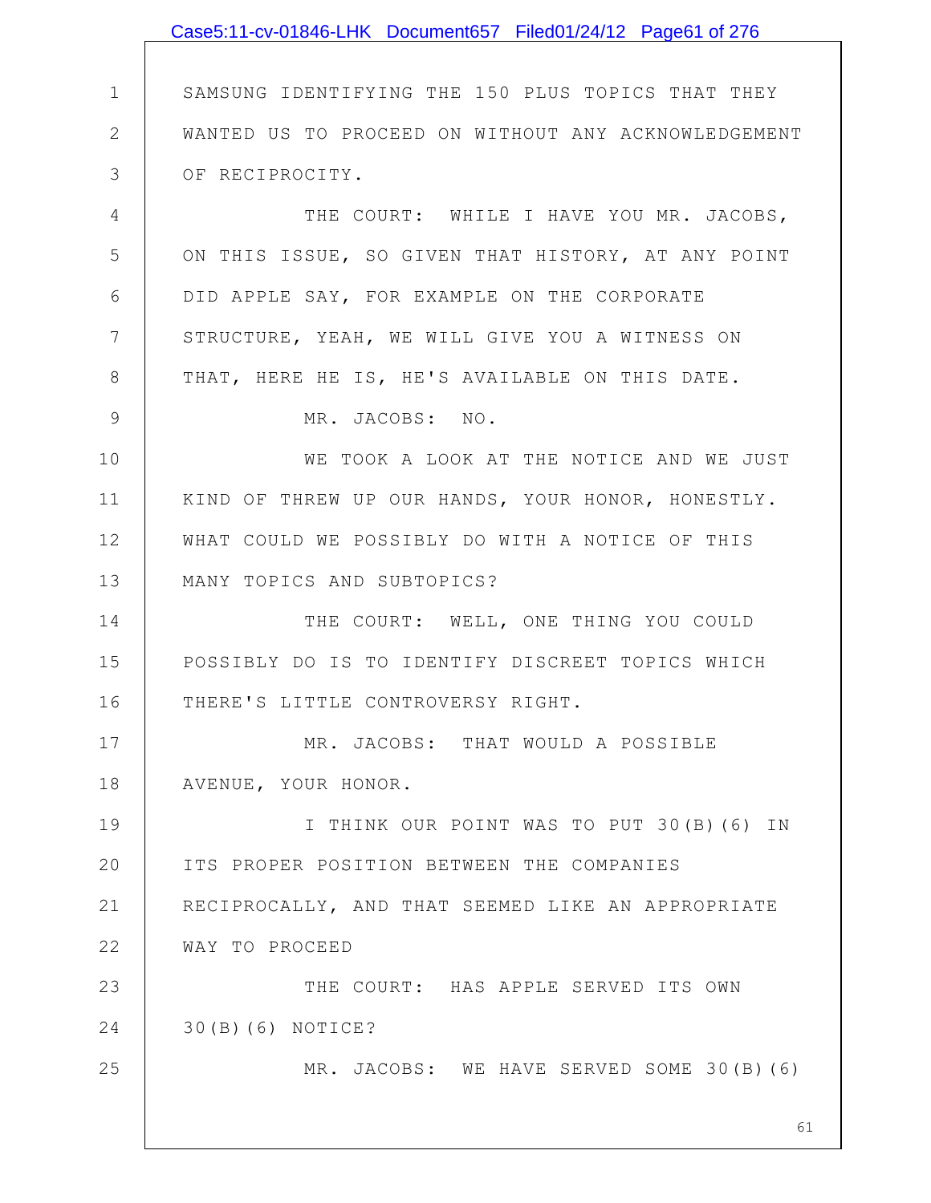SAMSUNG IDENTIFYING THE 150 PLUS TOPICS THAT THEY WANTED US TO PROCEED ON WITHOUT ANY ACKNOWLEDGEMENT OF RECIPROCITY.

THE COURT: WHILE I HAVE YOU MR. JACOBS, ON THIS ISSUE, SO GIVEN THAT HISTORY, AT ANY POINT DID APPLE SAY, FOR EXAMPLE ON THE CORPORATE STRUCTURE, YEAH, WE WILL GIVE YOU A WITNESS ON THAT, HERE HE IS, HE'S AVAILABLE ON THIS DATE.

MR. JACOBS: NO.

WE TOOK A LOOK AT THE NOTICE AND WE JUST KIND OF THREW UP OUR HANDS, YOUR HONOR, HONESTLY. WHAT COULD WE POSSIBLY DO WITH A NOTICE OF THIS MANY TOPICS AND SUBTOPICS?

THE COURT: WELL, ONE THING YOU COULD POSSIBLY DO IS TO IDENTIFY DISCREET TOPICS WHICH THERE'S LITTLE CONTROVERSY RIGHT.

MR. JACOBS: THAT WOULD A POSSIBLE AVENUE, YOUR HONOR.

I THINK OUR POINT WAS TO PUT 30(B)(6) IN ITS PROPER POSITION BETWEEN THE COMPANIES RECIPROCALLY, AND THAT SEEMED LIKE AN APPROPRIATE WAY TO PROCEED

THE COURT: HAS APPLE SERVED ITS OWN 30(B)(6) NOTICE?

MR. JACOBS: WE HAVE SERVED SOME 30(B)(6)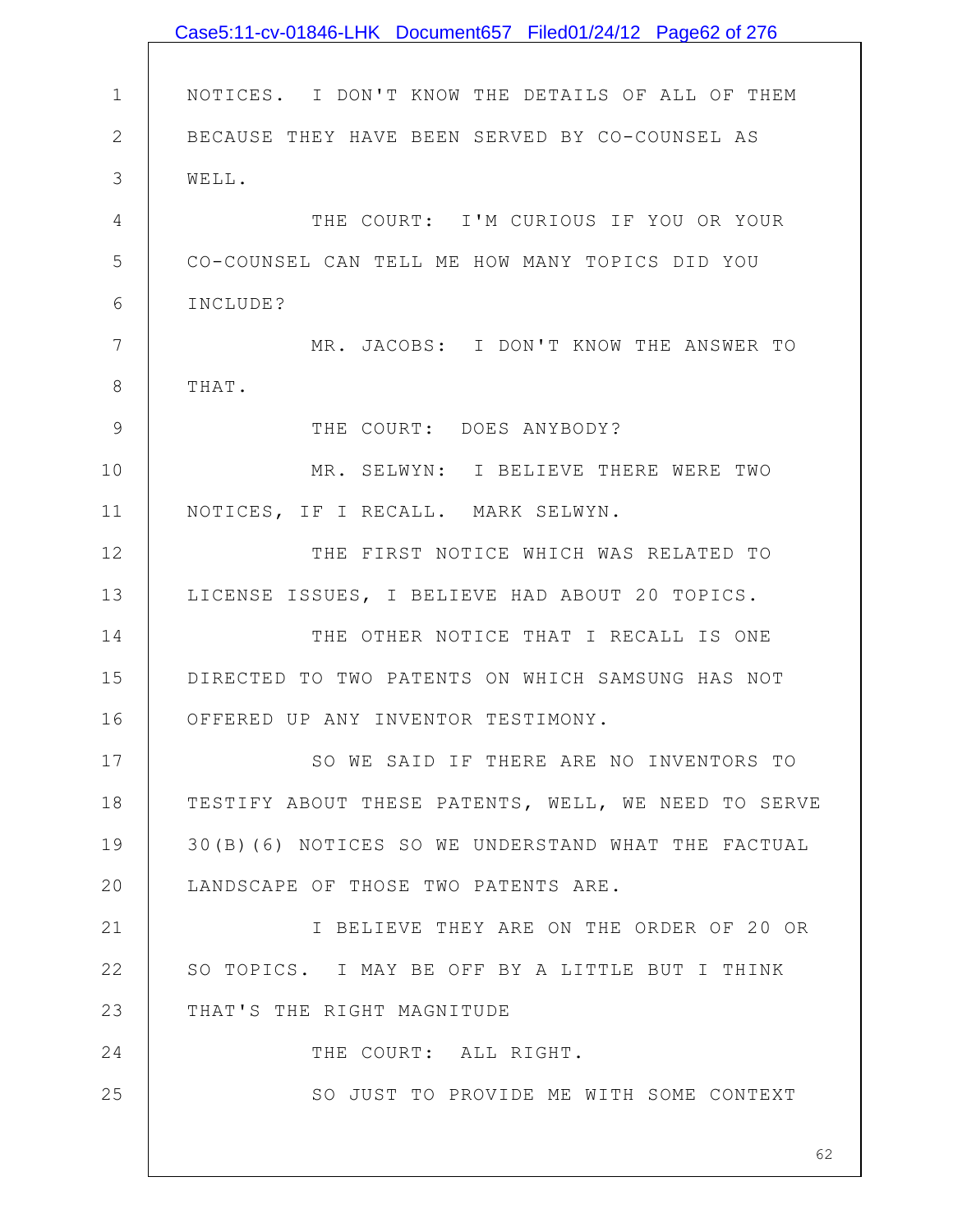NOTICES. I DON'T KNOW THE DETAILS OF ALL OF THEM BECAUSE THEY HAVE BEEN SERVED BY CO-COUNSEL AS WELL.

THE COURT: I'M CURIOUS IF YOU OR YOUR CO-COUNSEL CAN TELL ME HOW MANY TOPICS DID YOU INCLUDE?

MR. JACOBS: I DON'T KNOW THE ANSWER TO THAT.

THE COURT: DOES ANYBODY?

MR. SELWYN: I BELIEVE THERE WERE TWO NOTICES, IF I RECALL. MARK SELWYN.

THE FIRST NOTICE WHICH WAS RELATED TO LICENSE ISSUES, I BELIEVE HAD ABOUT 20 TOPICS.

THE OTHER NOTICE THAT I RECALL IS ONE DIRECTED TO TWO PATENTS ON WHICH SAMSUNG HAS NOT OFFERED UP ANY INVENTOR TESTIMONY.

SO WE SAID IF THERE ARE NO INVENTORS TO TESTIFY ABOUT THESE PATENTS, WELL, WE NEED TO SERVE 30(B)(6) NOTICES SO WE UNDERSTAND WHAT THE FACTUAL LANDSCAPE OF THOSE TWO PATENTS ARE.

I BELIEVE THEY ARE ON THE ORDER OF 20 OR SO TOPICS. I MAY BE OFF BY A LITTLE BUT I THINK THAT'S THE RIGHT MAGNITUDE

THE COURT: ALL RIGHT.

SO JUST TO PROVIDE ME WITH SOME CONTEXT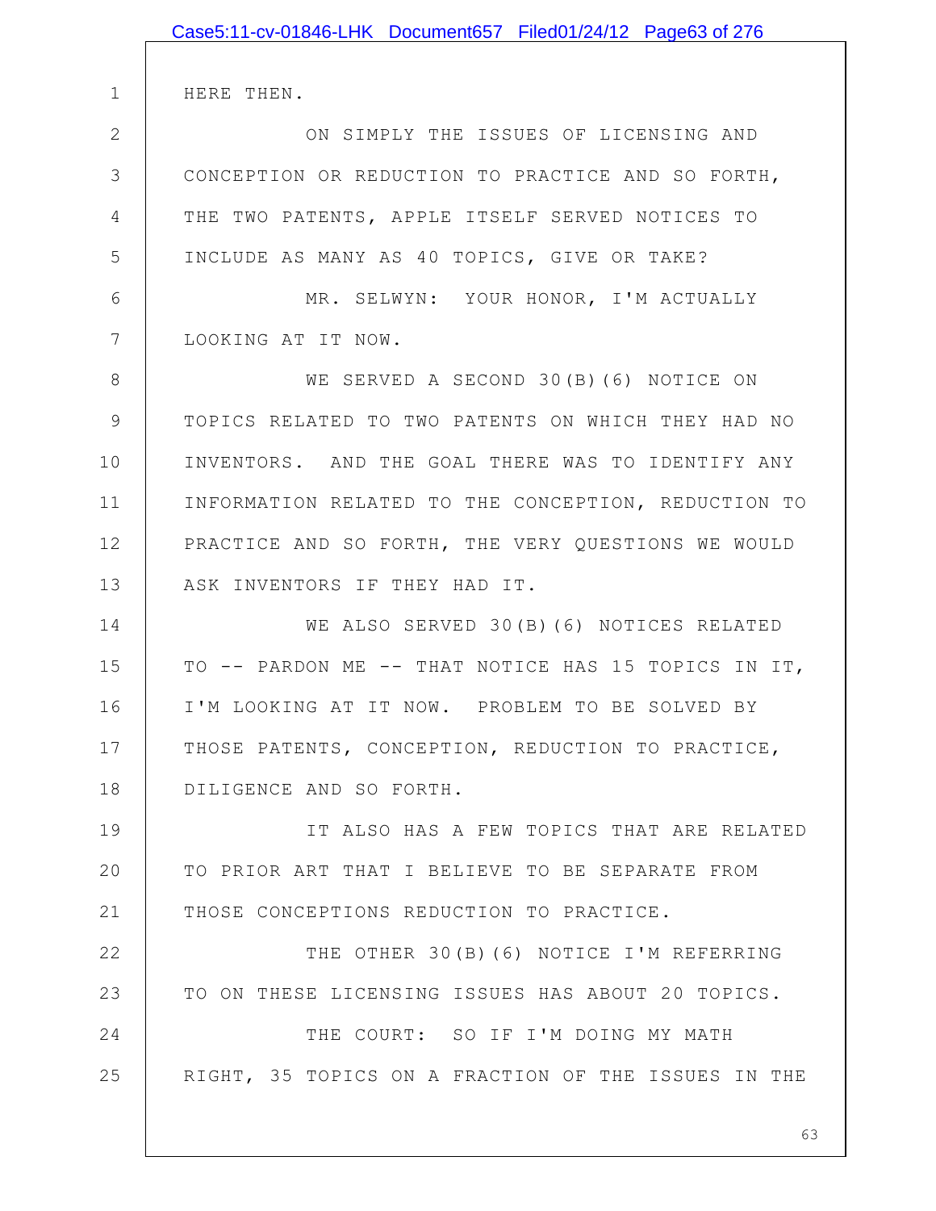HERE THEN.

ON SIMPLY THE ISSUES OF LICENSING AND CONCEPTION OR REDUCTION TO PRACTICE AND SO FORTH, THE TWO PATENTS, APPLE ITSELF SERVED NOTICES TO INCLUDE AS MANY AS 40 TOPICS, GIVE OR TAKE?

MR. SELWYN: YOUR HONOR, I'M ACTUALLY LOOKING AT IT NOW.

WE SERVED A SECOND 30(B)(6) NOTICE ON TOPICS RELATED TO TWO PATENTS ON WHICH THEY HAD NO INVENTORS. AND THE GOAL THERE WAS TO IDENTIFY ANY INFORMATION RELATED TO THE CONCEPTION, REDUCTION TO PRACTICE AND SO FORTH, THE VERY QUESTIONS WE WOULD ASK INVENTORS IF THEY HAD IT.

WE ALSO SERVED 30(B)(6) NOTICES RELATED TO -- PARDON ME -- THAT NOTICE HAS 15 TOPICS IN IT, I'M LOOKING AT IT NOW. PROBLEM TO BE SOLVED BY THOSE PATENTS, CONCEPTION, REDUCTION TO PRACTICE, DILIGENCE AND SO FORTH.

IT ALSO HAS A FEW TOPICS THAT ARE RELATED TO PRIOR ART THAT I BELIEVE TO BE SEPARATE FROM THOSE CONCEPTIONS REDUCTION TO PRACTICE.

THE OTHER 30(B)(6) NOTICE I'M REFERRING TO ON THESE LICENSING ISSUES HAS ABOUT 20 TOPICS.

THE COURT: SO IF I'M DOING MY MATH RIGHT, 35 TOPICS ON A FRACTION OF THE ISSUES IN THE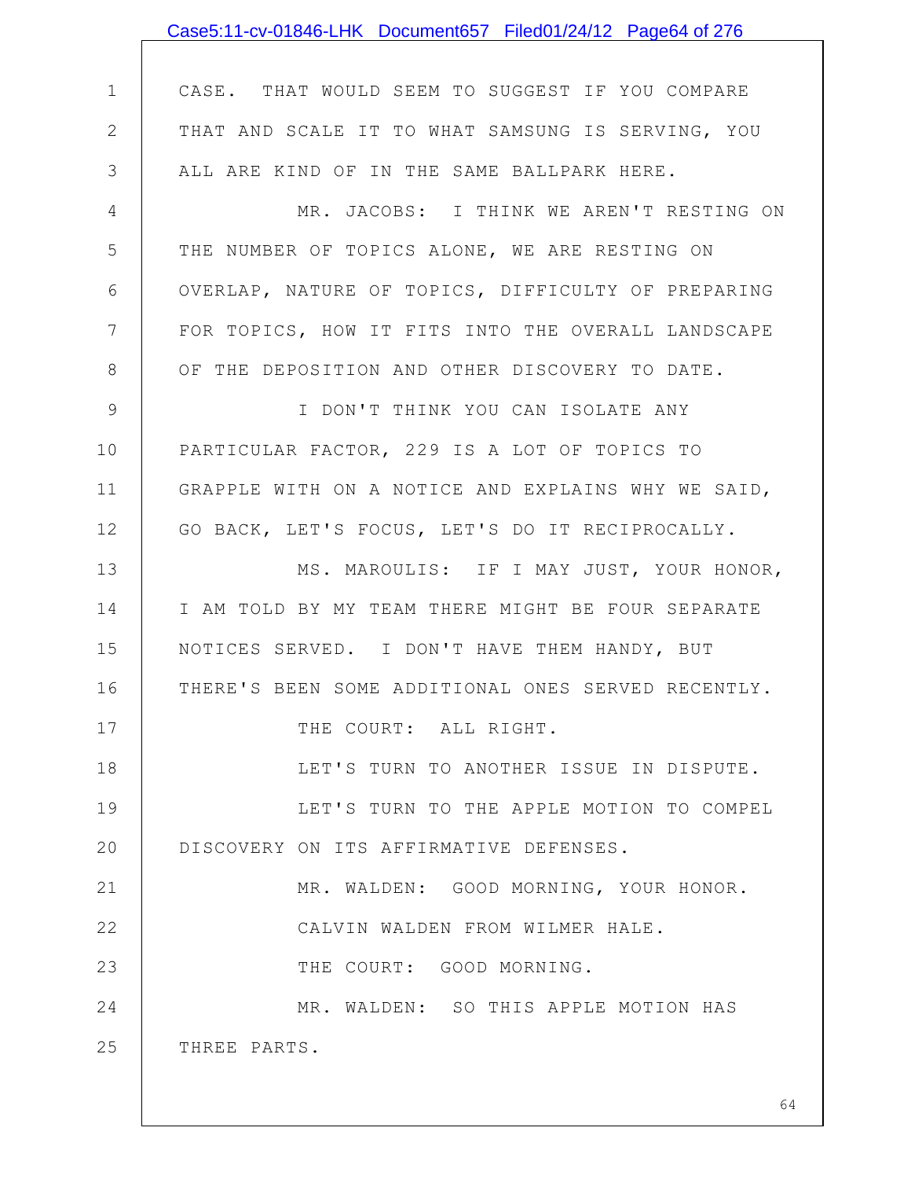CASE. THAT WOULD SEEM TO SUGGEST IF YOU COMPARE THAT AND SCALE IT TO WHAT SAMSUNG IS SERVING, YOU ALL ARE KIND OF IN THE SAME BALLPARK HERE.

MR. JACOBS: I THINK WE AREN'T RESTING ON THE NUMBER OF TOPICS ALONE, WE ARE RESTING ON OVERLAP, NATURE OF TOPICS, DIFFICULTY OF PREPARING FOR TOPICS, HOW IT FITS INTO THE OVERALL LANDSCAPE OF THE DEPOSITION AND OTHER DISCOVERY TO DATE.

I DON'T THINK YOU CAN ISOLATE ANY PARTICULAR FACTOR, 229 IS A LOT OF TOPICS TO GRAPPLE WITH ON A NOTICE AND EXPLAINS WHY WE SAID, GO BACK, LET'S FOCUS, LET'S DO IT RECIPROCALLY.

MS. MAROULIS: IF I MAY JUST, YOUR HONOR, I AM TOLD BY MY TEAM THERE MIGHT BE FOUR SEPARATE NOTICES SERVED. I DON'T HAVE THEM HANDY, BUT THERE'S BEEN SOME ADDITIONAL ONES SERVED RECENTLY.

THE COURT: ALL RIGHT.

LET'S TURN TO ANOTHER ISSUE IN DISPUTE.

LET'S TURN TO THE APPLE MOTION TO COMPEL DISCOVERY ON ITS AFFIRMATIVE DEFENSES.

MR. WALDEN: GOOD MORNING, YOUR HONOR.

CALVIN WALDEN FROM WILMER HALE.

THE COURT: GOOD MORNING.

MR. WALDEN: SO THIS APPLE MOTION HAS THREE PARTS.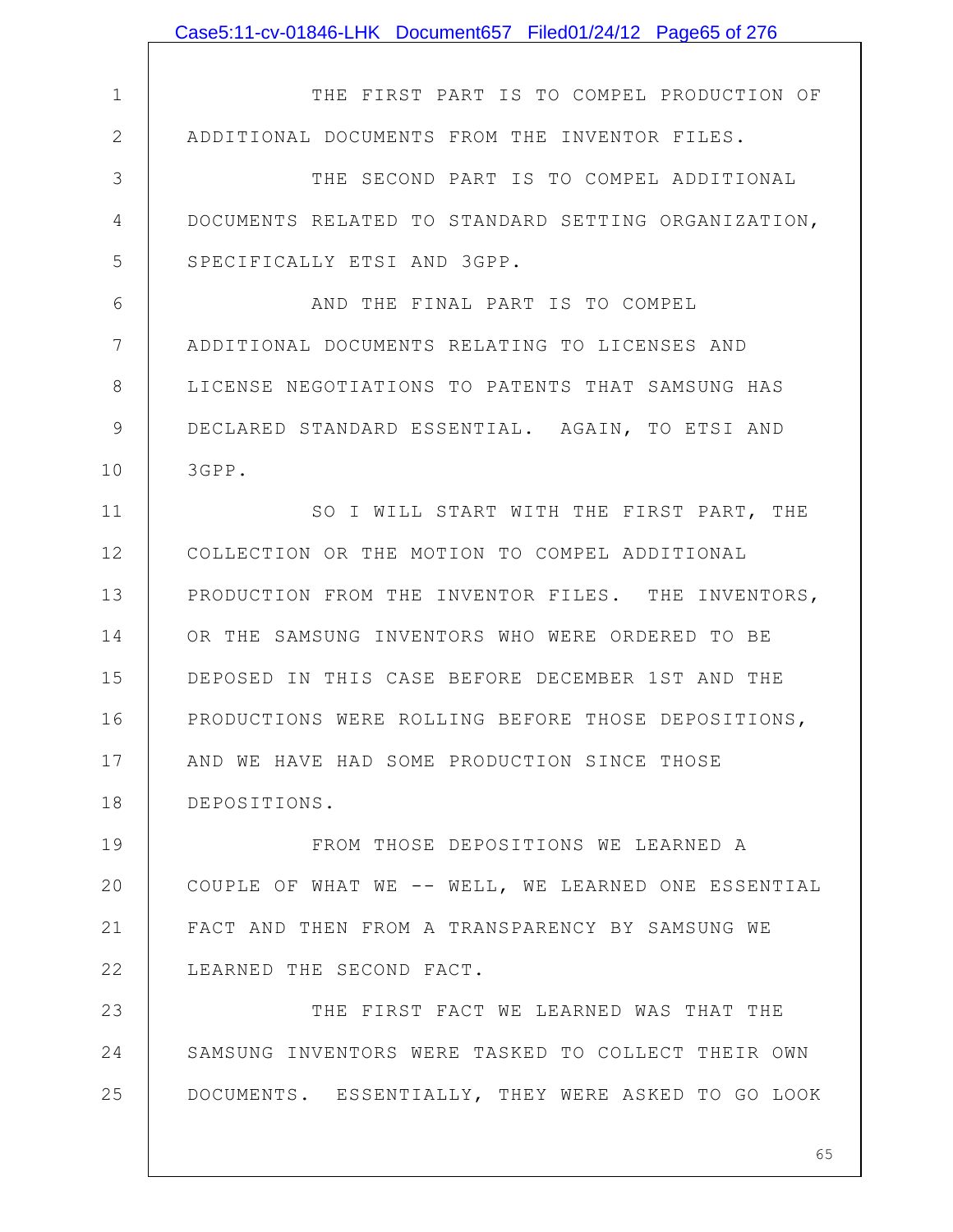THE FIRST PART IS TO COMPEL PRODUCTION OF ADDITIONAL DOCUMENTS FROM THE INVENTOR FILES.

THE SECOND PART IS TO COMPEL ADDITIONAL DOCUMENTS RELATED TO STANDARD SETTING ORGANIZATION, SPECIFICALLY ETSI AND 3GPP.

AND THE FINAL PART IS TO COMPEL ADDITIONAL DOCUMENTS RELATING TO LICENSES AND LICENSE NEGOTIATIONS TO PATENTS THAT SAMSUNG HAS DECLARED STANDARD ESSENTIAL. AGAIN, TO ETSI AND 3GPP.

SO I WILL START WITH THE FIRST PART, THE COLLECTION OR THE MOTION TO COMPEL ADDITIONAL PRODUCTION FROM THE INVENTOR FILES. THE INVENTORS, OR THE SAMSUNG INVENTORS WHO WERE ORDERED TO BE DEPOSED IN THIS CASE BEFORE DECEMBER 1ST AND THE PRODUCTIONS WERE ROLLING BEFORE THOSE DEPOSITIONS, AND WE HAVE HAD SOME PRODUCTION SINCE THOSE DEPOSITIONS.

FROM THOSE DEPOSITIONS WE LEARNED A COUPLE OF WHAT WE -- WELL, WE LEARNED ONE ESSENTIAL FACT AND THEN FROM A TRANSPARENCY BY SAMSUNG WE LEARNED THE SECOND FACT.

THE FIRST FACT WE LEARNED WAS THAT THE SAMSUNG INVENTORS WERE TASKED TO COLLECT THEIR OWN DOCUMENTS. ESSENTIALLY, THEY WERE ASKED TO GO LOOK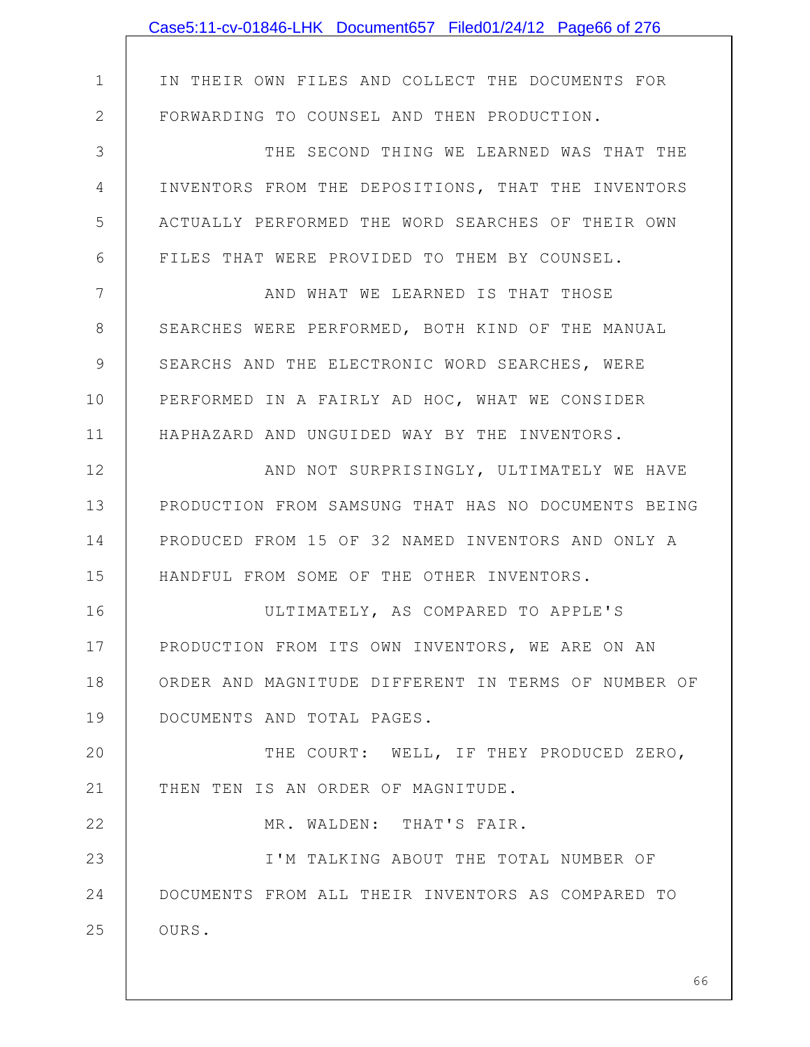IN THEIR OWN FILES AND COLLECT THE DOCUMENTS FOR FORWARDING TO COUNSEL AND THEN PRODUCTION.

THE SECOND THING WE LEARNED WAS THAT THE INVENTORS FROM THE DEPOSITIONS, THAT THE INVENTORS ACTUALLY PERFORMED THE WORD SEARCHES OF THEIR OWN FILES THAT WERE PROVIDED TO THEM BY COUNSEL.

AND WHAT WE LEARNED IS THAT THOSE SEARCHES WERE PERFORMED, BOTH KIND OF THE MANUAL SEARCHS AND THE ELECTRONIC WORD SEARCHES, WERE PERFORMED IN A FAIRLY AD HOC, WHAT WE CONSIDER HAPHAZARD AND UNGUIDED WAY BY THE INVENTORS.

AND NOT SURPRISINGLY, ULTIMATELY WE HAVE PRODUCTION FROM SAMSUNG THAT HAS NO DOCUMENTS BEING PRODUCED FROM 15 OF 32 NAMED INVENTORS AND ONLY A HANDFUL FROM SOME OF THE OTHER INVENTORS.

ULTIMATELY, AS COMPARED TO APPLE'S PRODUCTION FROM ITS OWN INVENTORS, WE ARE ON AN ORDER AND MAGNITUDE DIFFERENT IN TERMS OF NUMBER OF DOCUMENTS AND TOTAL PAGES.

THE COURT: WELL, IF THEY PRODUCED ZERO, THEN TEN IS AN ORDER OF MAGNITUDE.

MR. WALDEN: THAT'S FAIR.

I'M TALKING ABOUT THE TOTAL NUMBER OF DOCUMENTS FROM ALL THEIR INVENTORS AS COMPARED TO OURS.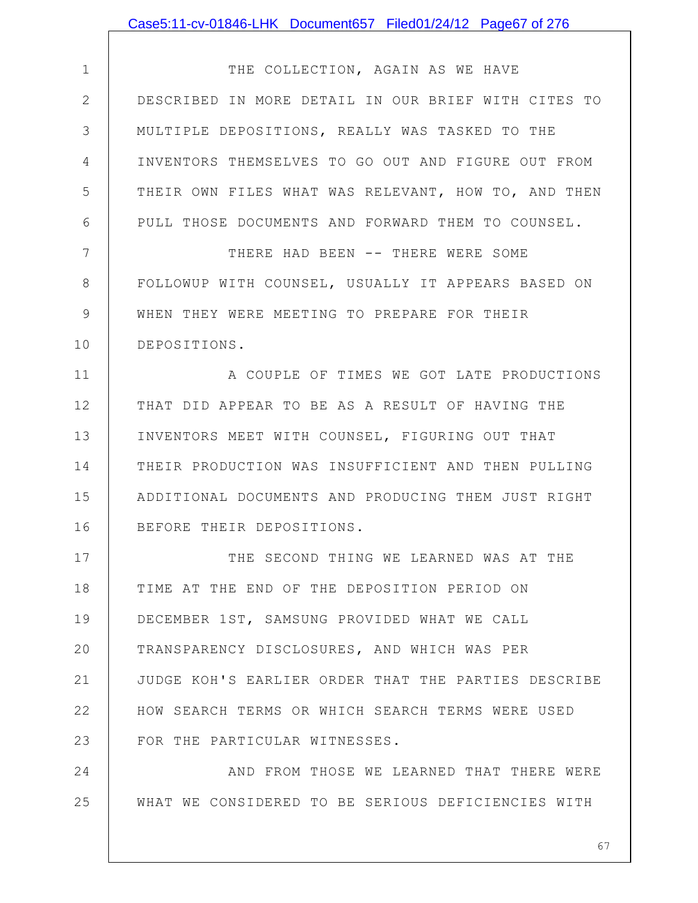THE COLLECTION, AGAIN AS WE HAVE DESCRIBED IN MORE DETAIL IN OUR BRIEF WITH CITES TO MULTIPLE DEPOSITIONS, REALLY WAS TASKED TO THE INVENTORS THEMSELVES TO GO OUT AND FIGURE OUT FROM THEIR OWN FILES WHAT WAS RELEVANT, HOW TO, AND THEN PULL THOSE DOCUMENTS AND FORWARD THEM TO COUNSEL.

THERE HAD BEEN -- THERE WERE SOME FOLLOWUP WITH COUNSEL, USUALLY IT APPEARS BASED ON WHEN THEY WERE MEETING TO PREPARE FOR THEIR DEPOSITIONS.

A COUPLE OF TIMES WE GOT LATE PRODUCTIONS THAT DID APPEAR TO BE AS A RESULT OF HAVING THE INVENTORS MEET WITH COUNSEL, FIGURING OUT THAT THEIR PRODUCTION WAS INSUFFICIENT AND THEN PULLING ADDITIONAL DOCUMENTS AND PRODUCING THEM JUST RIGHT BEFORE THEIR DEPOSITIONS.

THE SECOND THING WE LEARNED WAS AT THE TIME AT THE END OF THE DEPOSITION PERIOD ON DECEMBER 1ST, SAMSUNG PROVIDED WHAT WE CALL TRANSPARENCY DISCLOSURES, AND WHICH WAS PER JUDGE KOH'S EARLIER ORDER THAT THE PARTIES DESCRIBE HOW SEARCH TERMS OR WHICH SEARCH TERMS WERE USED FOR THE PARTICULAR WITNESSES.

AND FROM THOSE WE LEARNED THAT THERE WERE WHAT WE CONSIDERED TO BE SERIOUS DEFICIENCIES WITH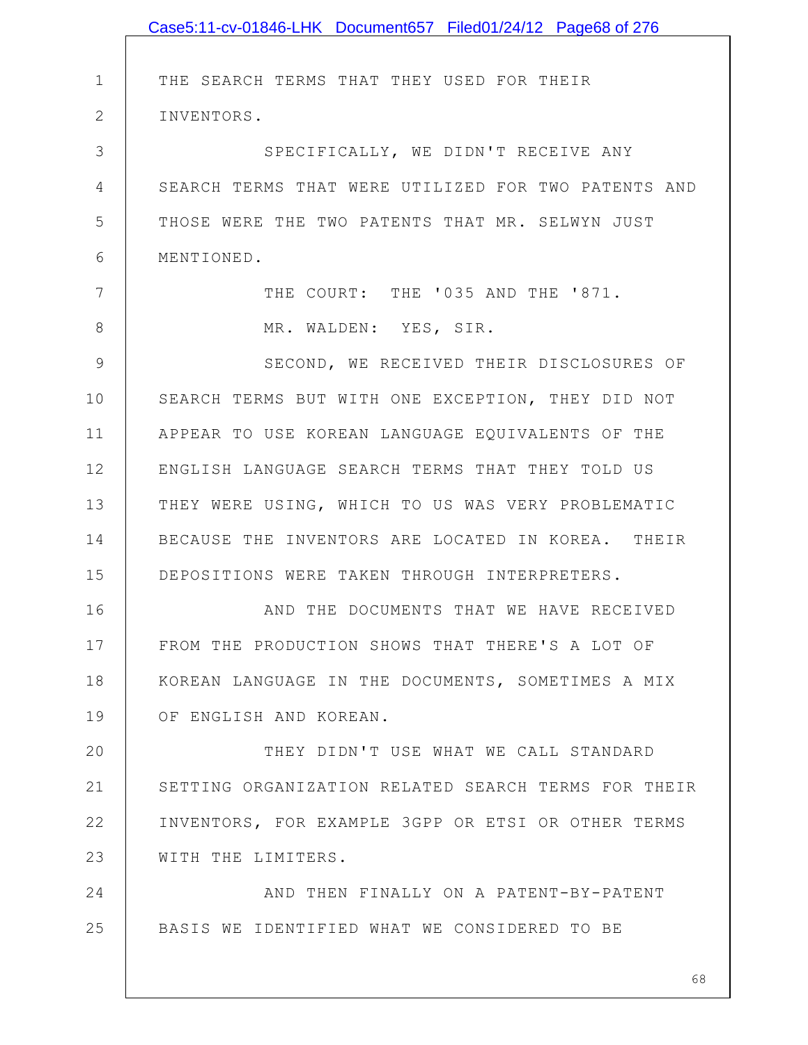THE SEARCH TERMS THAT THEY USED FOR THEIR INVENTORS.

SPECIFICALLY, WE DIDN'T RECEIVE ANY SEARCH TERMS THAT WERE UTILIZED FOR TWO PATENTS AND THOSE WERE THE TWO PATENTS THAT MR. SELWYN JUST MENTIONED.

THE COURT: THE '035 AND THE '871.

MR. WALDEN: YES, SIR.

SECOND, WE RECEIVED THEIR DISCLOSURES OF SEARCH TERMS BUT WITH ONE EXCEPTION, THEY DID NOT APPEAR TO USE KOREAN LANGUAGE EQUIVALENTS OF THE ENGLISH LANGUAGE SEARCH TERMS THAT THEY TOLD US THEY WERE USING, WHICH TO US WAS VERY PROBLEMATIC BECAUSE THE INVENTORS ARE LOCATED IN KOREA. THEIR DEPOSITIONS WERE TAKEN THROUGH INTERPRETERS.

AND THE DOCUMENTS THAT WE HAVE RECEIVED FROM THE PRODUCTION SHOWS THAT THERE'S A LOT OF KOREAN LANGUAGE IN THE DOCUMENTS, SOMETIMES A MIX OF ENGLISH AND KOREAN.

THEY DIDN'T USE WHAT WE CALL STANDARD SETTING ORGANIZATION RELATED SEARCH TERMS FOR THEIR INVENTORS, FOR EXAMPLE 3GPP OR ETSI OR OTHER TERMS WITH THE LIMITERS.

AND THEN FINALLY ON A PATENT-BY-PATENT BASIS WE IDENTIFIED WHAT WE CONSIDERED TO BE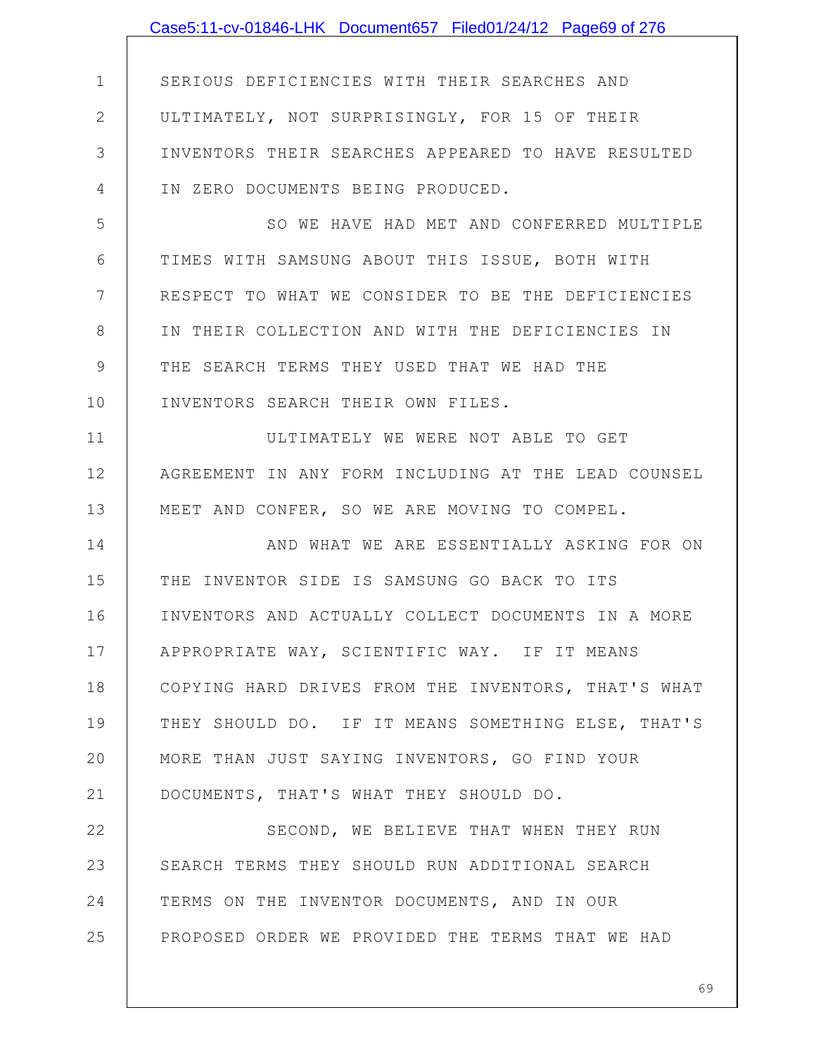SERIOUS DEFICIENCIES WITH THEIR SEARCHES AND ULTIMATELY, NOT SURPRISINGLY, FOR 15 OF THEIR INVENTORS THEIR SEARCHES APPEARED TO HAVE RESULTED IN ZERO DOCUMENTS BEING PRODUCED.

SO WE HAVE HAD MET AND CONFERRED MULTIPLE TIMES WITH SAMSUNG ABOUT THIS ISSUE, BOTH WITH RESPECT TO WHAT WE CONSIDER TO BE THE DEFICIENCIES IN THEIR COLLECTION AND WITH THE DEFICIENCIES IN THE SEARCH TERMS THEY USED THAT WE HAD THE INVENTORS SEARCH THEIR OWN FILES.

ULTIMATELY WE WERE NOT ABLE TO GET AGREEMENT IN ANY FORM INCLUDING AT THE LEAD COUNSEL MEET AND CONFER, SO WE ARE MOVING TO COMPEL.

AND WHAT WE ARE ESSENTIALLY ASKING FOR ON THE INVENTOR SIDE IS SAMSUNG GO BACK TO ITS INVENTORS AND ACTUALLY COLLECT DOCUMENTS IN A MORE APPROPRIATE WAY, SCIENTIFIC WAY. IF IT MEANS COPYING HARD DRIVES FROM THE INVENTORS, THAT'S WHAT THEY SHOULD DO. IF IT MEANS SOMETHING ELSE, THAT'S MORE THAN JUST SAYING INVENTORS, GO FIND YOUR DOCUMENTS, THAT'S WHAT THEY SHOULD DO.

SECOND, WE BELIEVE THAT WHEN THEY RUN SEARCH TERMS THEY SHOULD RUN ADDITIONAL SEARCH TERMS ON THE INVENTOR DOCUMENTS, AND IN OUR PROPOSED ORDER WE PROVIDED THE TERMS THAT WE HAD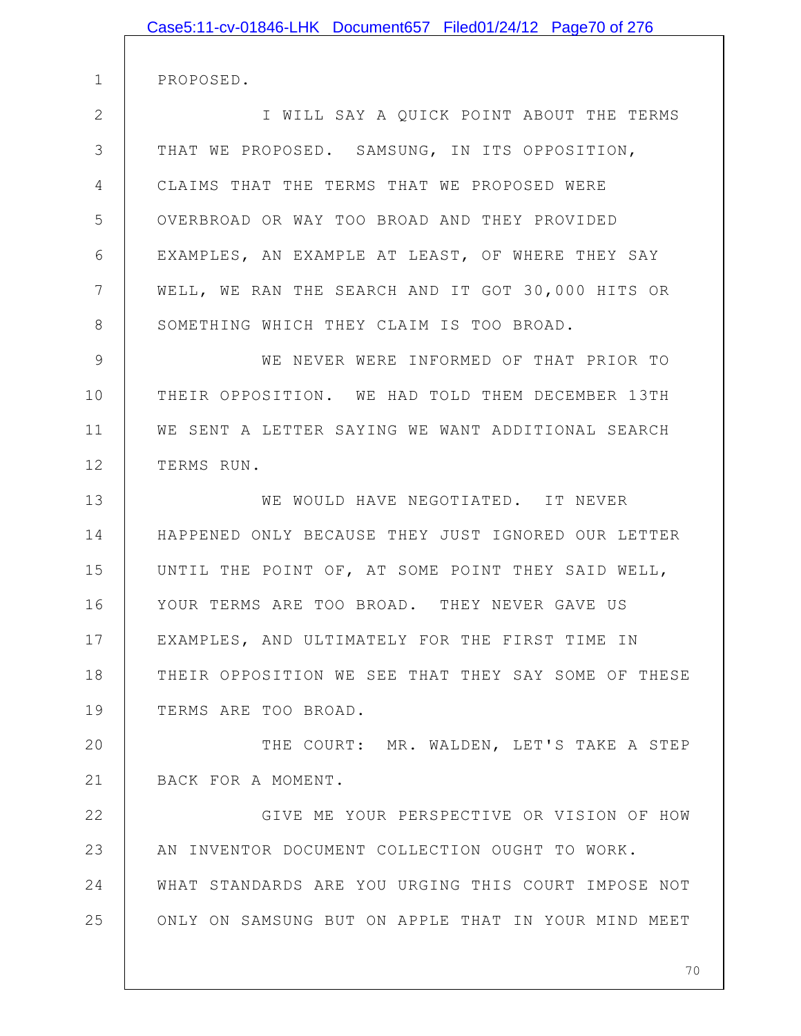PROPOSED.

I WILL SAY A QUICK POINT ABOUT THE TERMS THAT WE PROPOSED. SAMSUNG, IN ITS OPPOSITION, CLAIMS THAT THE TERMS THAT WE PROPOSED WERE OVERBROAD OR WAY TOO BROAD AND THEY PROVIDED EXAMPLES, AN EXAMPLE AT LEAST, OF WHERE THEY SAY WELL, WE RAN THE SEARCH AND IT GOT 30,000 HITS OR SOMETHING WHICH THEY CLAIM IS TOO BROAD.

WE NEVER WERE INFORMED OF THAT PRIOR TO THEIR OPPOSITION. WE HAD TOLD THEM DECEMBER 13TH WE SENT A LETTER SAYING WE WANT ADDITIONAL SEARCH TERMS RUN.

WE WOULD HAVE NEGOTIATED. IT NEVER HAPPENED ONLY BECAUSE THEY JUST IGNORED OUR LETTER UNTIL THE POINT OF, AT SOME POINT THEY SAID WELL, YOUR TERMS ARE TOO BROAD. THEY NEVER GAVE US EXAMPLES, AND ULTIMATELY FOR THE FIRST TIME IN THEIR OPPOSITION WE SEE THAT THEY SAY SOME OF THESE TERMS ARE TOO BROAD.

THE COURT: MR. WALDEN, LET'S TAKE A STEP BACK FOR A MOMENT.

GIVE ME YOUR PERSPECTIVE OR VISION OF HOW AN INVENTOR DOCUMENT COLLECTION OUGHT TO WORK. WHAT STANDARDS ARE YOU URGING THIS COURT IMPOSE NOT ONLY ON SAMSUNG BUT ON APPLE THAT IN YOUR MIND MEET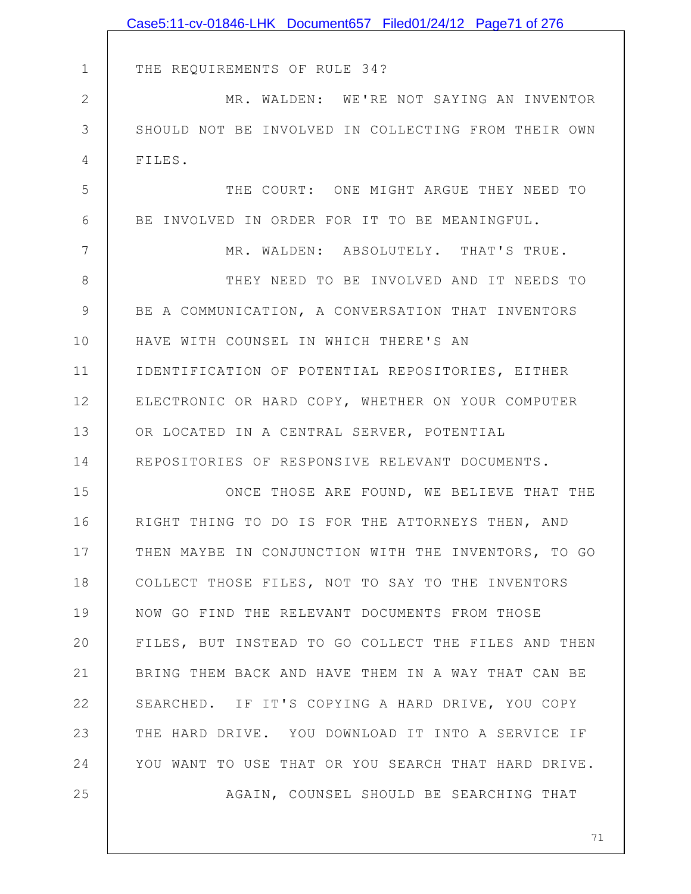THE REQUIREMENTS OF RULE 34?

MR. WALDEN: WE'RE NOT SAYING AN INVENTOR SHOULD NOT BE INVOLVED IN COLLECTING FROM THEIR OWN FILES.

THE COURT: ONE MIGHT ARGUE THEY NEED TO BE INVOLVED IN ORDER FOR IT TO BE MEANINGFUL.

MR. WALDEN: ABSOLUTELY. THAT'S TRUE.

THEY NEED TO BE INVOLVED AND IT NEEDS TO BE A COMMUNICATION, A CONVERSATION THAT INVENTORS HAVE WITH COUNSEL IN WHICH THERE'S AN IDENTIFICATION OF POTENTIAL REPOSITORIES, EITHER ELECTRONIC OR HARD COPY, WHETHER ON YOUR COMPUTER OR LOCATED IN A CENTRAL SERVER, POTENTIAL REPOSITORIES OF RESPONSIVE RELEVANT DOCUMENTS.

ONCE THOSE ARE FOUND, WE BELIEVE THAT THE RIGHT THING TO DO IS FOR THE ATTORNEYS THEN, AND THEN MAYBE IN CONJUNCTION WITH THE INVENTORS, TO GO COLLECT THOSE FILES, NOT TO SAY TO THE INVENTORS NOW GO FIND THE RELEVANT DOCUMENTS FROM THOSE FILES, BUT INSTEAD TO GO COLLECT THE FILES AND THEN BRING THEM BACK AND HAVE THEM IN A WAY THAT CAN BE SEARCHED. IF IT'S COPYING A HARD DRIVE, YOU COPY THE HARD DRIVE. YOU DOWNLOAD IT INTO A SERVICE IF YOU WANT TO USE THAT OR YOU SEARCH THAT HARD DRIVE.

AGAIN, COUNSEL SHOULD BE SEARCHING THAT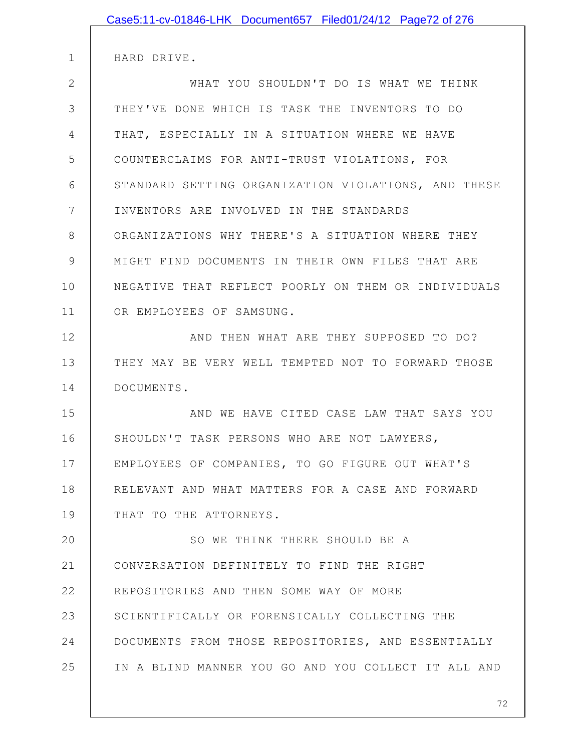HARD DRIVE.

WHAT YOU SHOULDN'T DO IS WHAT WE THINK THEY'VE DONE WHICH IS TASK THE INVENTORS TO DO THAT, ESPECIALLY IN A SITUATION WHERE WE HAVE COUNTERCLAIMS FOR ANTI-TRUST VIOLATIONS, FOR STANDARD SETTING ORGANIZATION VIOLATIONS, AND THESE INVENTORS ARE INVOLVED IN THE STANDARDS ORGANIZATIONS WHY THERE'S A SITUATION WHERE THEY MIGHT FIND DOCUMENTS IN THEIR OWN FILES THAT ARE NEGATIVE THAT REFLECT POORLY ON THEM OR INDIVIDUALS OR EMPLOYEES OF SAMSUNG.

AND THEN WHAT ARE THEY SUPPOSED TO DO? THEY MAY BE VERY WELL TEMPTED NOT TO FORWARD THOSE DOCUMENTS.

AND WE HAVE CITED CASE LAW THAT SAYS YOU SHOULDN'T TASK PERSONS WHO ARE NOT LAWYERS, EMPLOYEES OF COMPANIES, TO GO FIGURE OUT WHAT'S RELEVANT AND WHAT MATTERS FOR A CASE AND FORWARD THAT TO THE ATTORNEYS.

SO WE THINK THERE SHOULD BE A CONVERSATION DEFINITELY TO FIND THE RIGHT REPOSITORIES AND THEN SOME WAY OF MORE SCIENTIFICALLY OR FORENSICALLY COLLECTING THE DOCUMENTS FROM THOSE REPOSITORIES, AND ESSENTIALLY IN A BLIND MANNER YOU GO AND YOU COLLECT IT ALL AND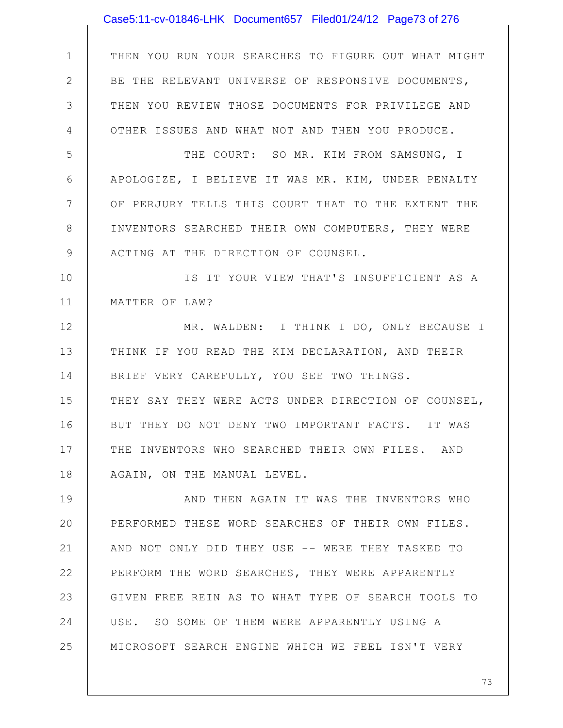THEN YOU RUN YOUR SEARCHES TO FIGURE OUT WHAT MIGHT BE THE RELEVANT UNIVERSE OF RESPONSIVE DOCUMENTS, THEN YOU REVIEW THOSE DOCUMENTS FOR PRIVILEGE AND OTHER ISSUES AND WHAT NOT AND THEN YOU PRODUCE.

THE COURT: SO MR. KIM FROM SAMSUNG, I APOLOGIZE, I BELIEVE IT WAS MR. KIM, UNDER PENALTY OF PERJURY TELLS THIS COURT THAT TO THE EXTENT THE INVENTORS SEARCHED THEIR OWN COMPUTERS, THEY WERE ACTING AT THE DIRECTION OF COUNSEL.

IS IT YOUR VIEW THAT'S INSUFFICIENT AS A MATTER OF LAW?

MR. WALDEN: I THINK I DO, ONLY BECAUSE I THINK IF YOU READ THE KIM DECLARATION, AND THEIR BRIEF VERY CAREFULLY, YOU SEE TWO THINGS. THEY SAY THEY WERE ACTS UNDER DIRECTION OF COUNSEL, BUT THEY DO NOT DENY TWO IMPORTANT FACTS. IT WAS THE INVENTORS WHO SEARCHED THEIR OWN FILES. AND AGAIN, ON THE MANUAL LEVEL.

AND THEN AGAIN IT WAS THE INVENTORS WHO PERFORMED THESE WORD SEARCHES OF THEIR OWN FILES. AND NOT ONLY DID THEY USE -- WERE THEY TASKED TO PERFORM THE WORD SEARCHES, THEY WERE APPARENTLY GIVEN FREE REIN AS TO WHAT TYPE OF SEARCH TOOLS TO USE. SO SOME OF THEM WERE APPARENTLY USING A MICROSOFT SEARCH ENGINE WHICH WE FEEL ISN'T VERY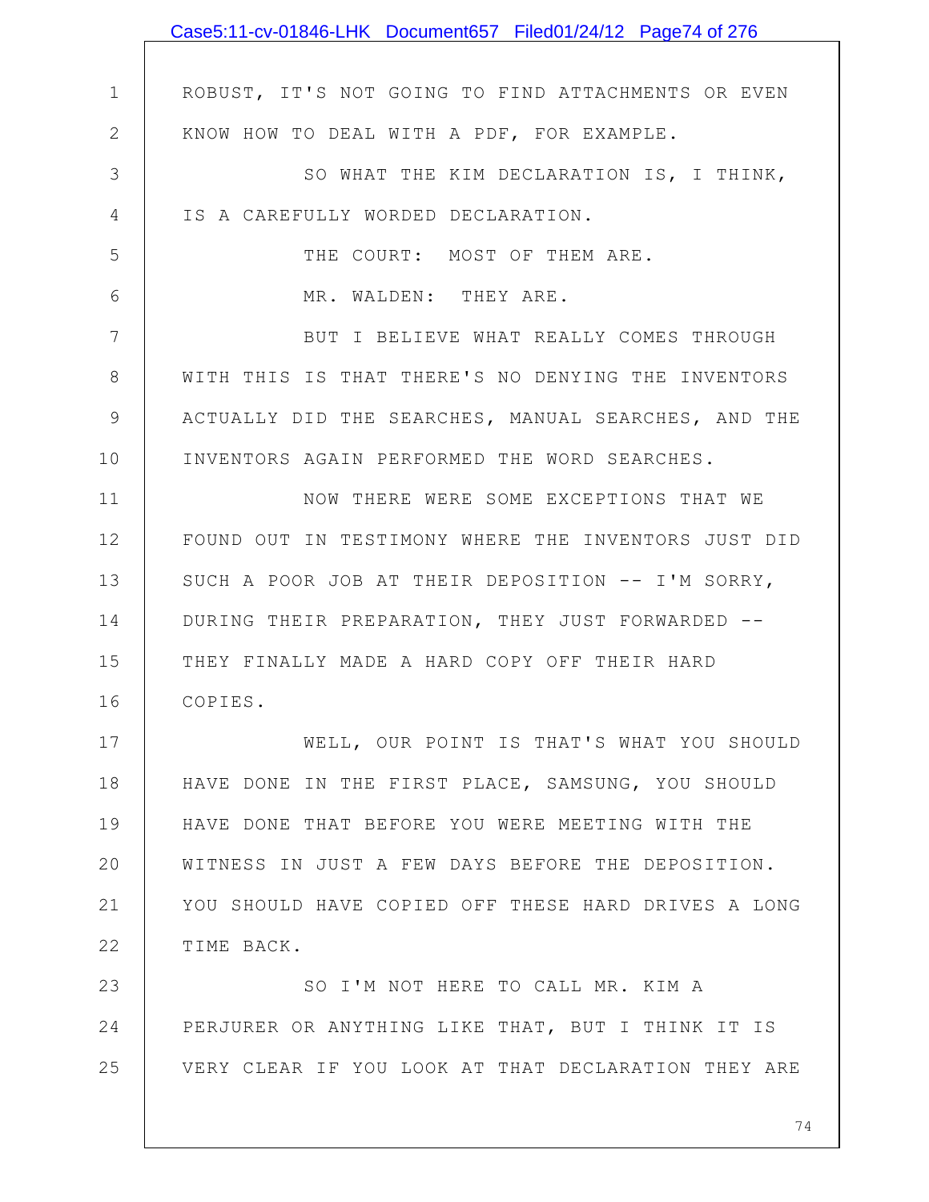ROBUST, IT'S NOT GOING TO FIND ATTACHMENTS OR EVEN KNOW HOW TO DEAL WITH A PDF, FOR EXAMPLE.

SO WHAT THE KIM DECLARATION IS, I THINK, IS A CAREFULLY WORDED DECLARATION.

THE COURT: MOST OF THEM ARE.

MR. WALDEN: THEY ARE.

BUT I BELIEVE WHAT REALLY COMES THROUGH WITH THIS IS THAT THERE'S NO DENYING THE INVENTORS ACTUALLY DID THE SEARCHES, MANUAL SEARCHES, AND THE INVENTORS AGAIN PERFORMED THE WORD SEARCHES.

NOW THERE WERE SOME EXCEPTIONS THAT WE FOUND OUT IN TESTIMONY WHERE THE INVENTORS JUST DID SUCH A POOR JOB AT THEIR DEPOSITION -- I'M SORRY, DURING THEIR PREPARATION, THEY JUST FORWARDED -- THEY FINALLY MADE A HARD COPY OFF THEIR HARD COPIES.

WELL, OUR POINT IS THAT'S WHAT YOU SHOULD HAVE DONE IN THE FIRST PLACE, SAMSUNG, YOU SHOULD HAVE DONE THAT BEFORE YOU WERE MEETING WITH THE WITNESS IN JUST A FEW DAYS BEFORE THE DEPOSITION. YOU SHOULD HAVE COPIED OFF THESE HARD DRIVES A LONG TIME BACK.

SO I'M NOT HERE TO CALL MR. KIM A PERJURER OR ANYTHING LIKE THAT, BUT I THINK IT IS VERY CLEAR IF YOU LOOK AT THAT DECLARATION THEY ARE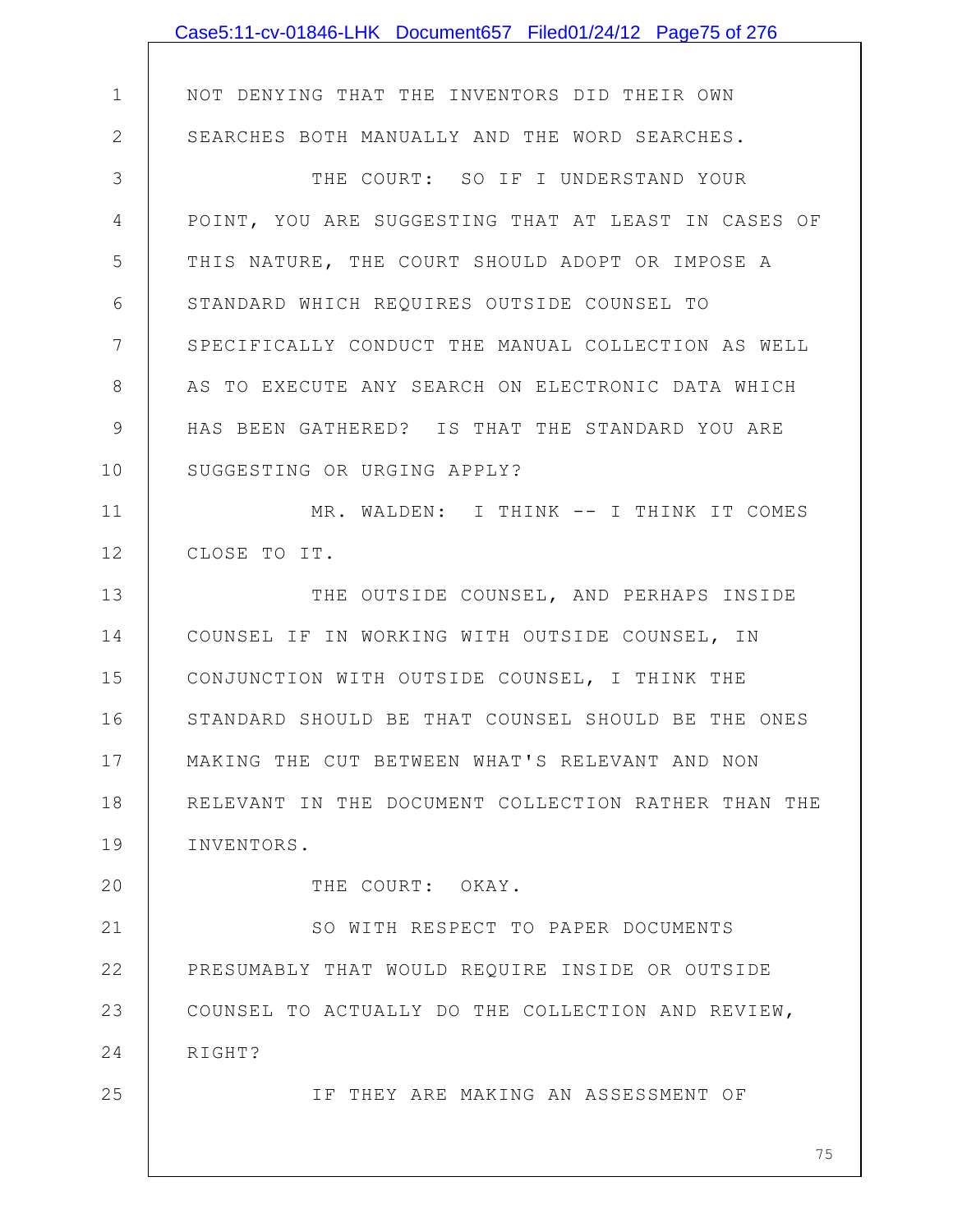NOT DENYING THAT THE INVENTORS DID THEIR OWN SEARCHES BOTH MANUALLY AND THE WORD SEARCHES.

THE COURT: SO IF I UNDERSTAND YOUR POINT, YOU ARE SUGGESTING THAT AT LEAST IN CASES OF THIS NATURE, THE COURT SHOULD ADOPT OR IMPOSE A STANDARD WHICH REQUIRES OUTSIDE COUNSEL TO SPECIFICALLY CONDUCT THE MANUAL COLLECTION AS WELL AS TO EXECUTE ANY SEARCH ON ELECTRONIC DATA WHICH HAS BEEN GATHERED? IS THAT THE STANDARD YOU ARE SUGGESTING OR URGING APPLY?

MR. WALDEN: I THINK -- I THINK IT COMES CLOSE TO IT.

THE OUTSIDE COUNSEL, AND PERHAPS INSIDE COUNSEL IF IN WORKING WITH OUTSIDE COUNSEL, IN CONJUNCTION WITH OUTSIDE COUNSEL, I THINK THE STANDARD SHOULD BE THAT COUNSEL SHOULD BE THE ONES MAKING THE CUT BETWEEN WHAT'S RELEVANT AND NON RELEVANT IN THE DOCUMENT COLLECTION RATHER THAN THE INVENTORS.

THE COURT: OKAY.

SO WITH RESPECT TO PAPER DOCUMENTS PRESUMABLY THAT WOULD REQUIRE INSIDE OR OUTSIDE COUNSEL TO ACTUALLY DO THE COLLECTION AND REVIEW, RIGHT?

IF THEY ARE MAKING AN ASSESSMENT OF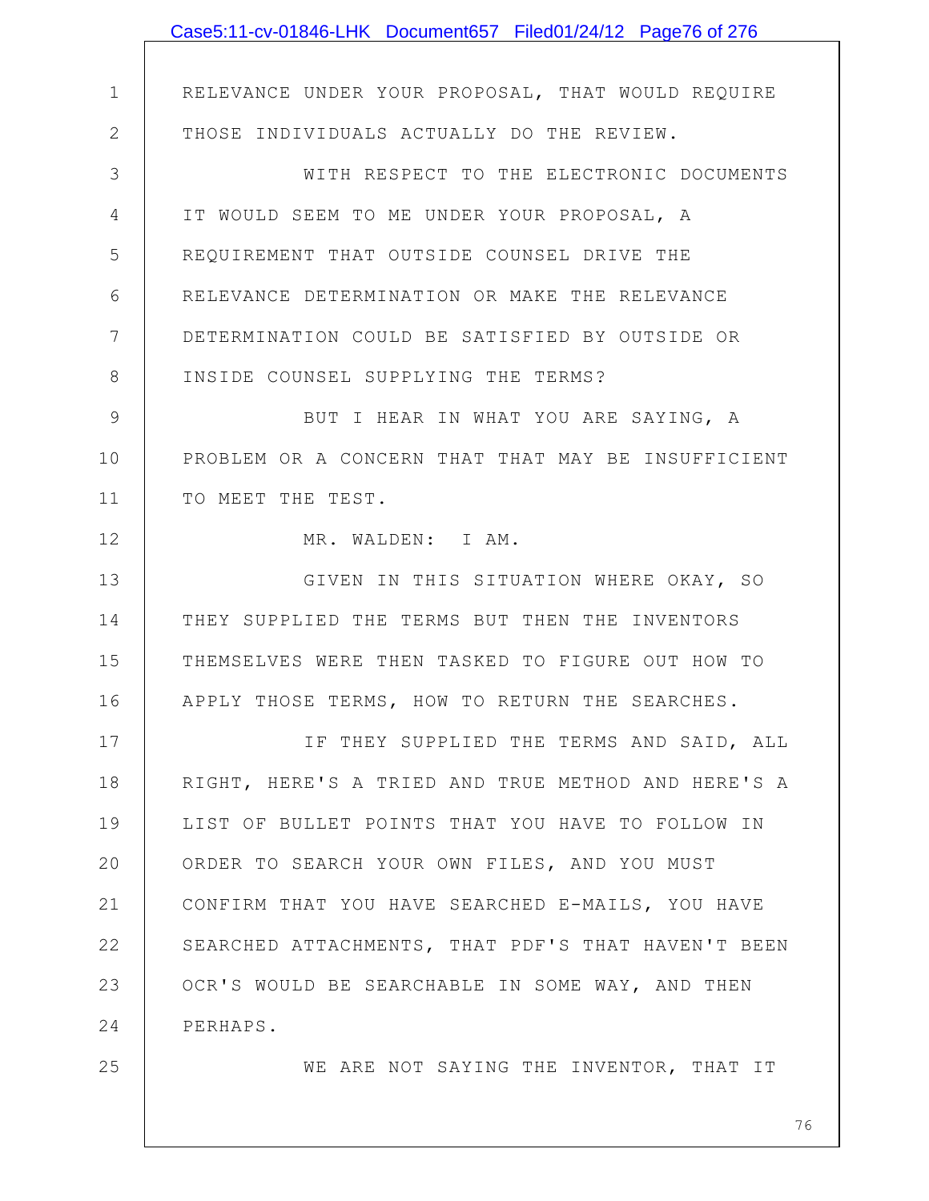RELEVANCE UNDER YOUR PROPOSAL, THAT WOULD REQUIRE THOSE INDIVIDUALS ACTUALLY DO THE REVIEW.

WITH RESPECT TO THE ELECTRONIC DOCUMENTS IT WOULD SEEM TO ME UNDER YOUR PROPOSAL, A REQUIREMENT THAT OUTSIDE COUNSEL DRIVE THE RELEVANCE DETERMINATION OR MAKE THE RELEVANCE DETERMINATION COULD BE SATISFIED BY OUTSIDE OR INSIDE COUNSEL SUPPLYING THE TERMS?

BUT I HEAR IN WHAT YOU ARE SAYING, A PROBLEM OR A CONCERN THAT THAT MAY BE INSUFFICIENT TO MEET THE TEST.

MR. WALDEN: I AM.

GIVEN IN THIS SITUATION WHERE OKAY, SO THEY SUPPLIED THE TERMS BUT THEN THE INVENTORS THEMSELVES WERE THEN TASKED TO FIGURE OUT HOW TO APPLY THOSE TERMS, HOW TO RETURN THE SEARCHES.

IF THEY SUPPLIED THE TERMS AND SAID, ALL RIGHT, HERE'S A TRIED AND TRUE METHOD AND HERE'S A LIST OF BULLET POINTS THAT YOU HAVE TO FOLLOW IN ORDER TO SEARCH YOUR OWN FILES, AND YOU MUST CONFIRM THAT YOU HAVE SEARCHED E-MAILS, YOU HAVE SEARCHED ATTACHMENTS, THAT PDF'S THAT HAVEN'T BEEN OCR'S WOULD BE SEARCHABLE IN SOME WAY, AND THEN PERHAPS.

WE ARE NOT SAYING THE INVENTOR, THAT IT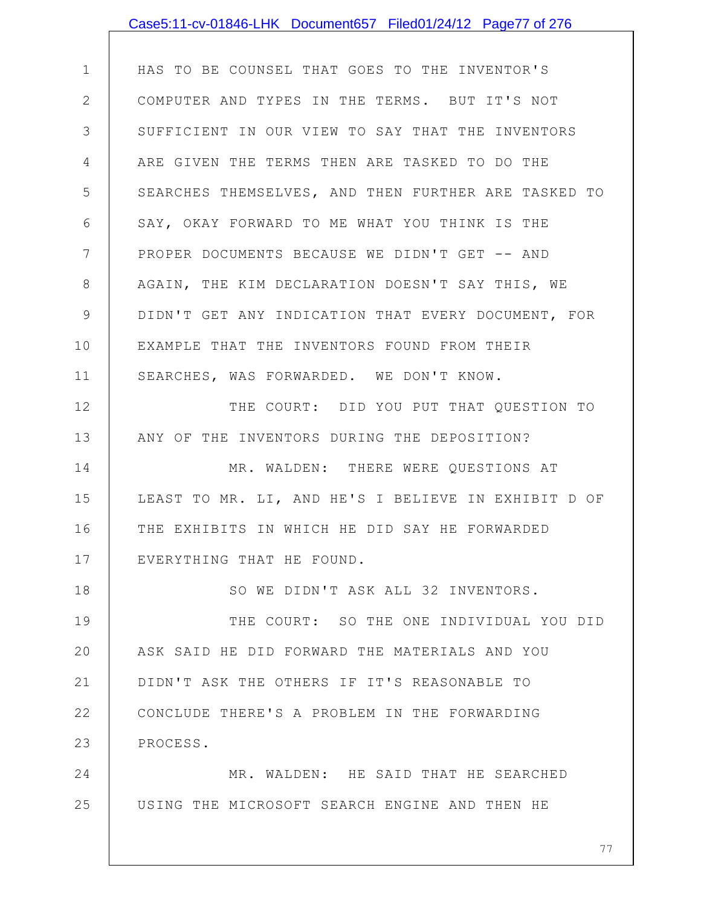HAS TO BE COUNSEL THAT GOES TO THE INVENTOR'S COMPUTER AND TYPES IN THE TERMS. BUT IT'S NOT SUFFICIENT IN OUR VIEW TO SAY THAT THE INVENTORS ARE GIVEN THE TERMS THEN ARE TASKED TO DO THE SEARCHES THEMSELVES, AND THEN FURTHER ARE TASKED TO SAY, OKAY FORWARD TO ME WHAT YOU THINK IS THE PROPER DOCUMENTS BECAUSE WE DIDN'T GET -- AND AGAIN, THE KIM DECLARATION DOESN'T SAY THIS, WE DIDN'T GET ANY INDICATION THAT EVERY DOCUMENT, FOR EXAMPLE THAT THE INVENTORS FOUND FROM THEIR SEARCHES, WAS FORWARDED. WE DON'T KNOW.

THE COURT: DID YOU PUT THAT QUESTION TO ANY OF THE INVENTORS DURING THE DEPOSITION?

MR. WALDEN: THERE WERE QUESTIONS AT LEAST TO MR. LI, AND HE'S I BELIEVE IN EXHIBIT D OF THE EXHIBITS IN WHICH HE DID SAY HE FORWARDED EVERYTHING THAT HE FOUND.

SO WE DIDN'T ASK ALL 32 INVENTORS.

THE COURT: SO THE ONE INDIVIDUAL YOU DID ASK SAID HE DID FORWARD THE MATERIALS AND YOU DIDN'T ASK THE OTHERS IF IT'S REASONABLE TO CONCLUDE THERE'S A PROBLEM IN THE FORWARDING PROCESS.

MR. WALDEN: HE SAID THAT HE SEARCHED USING THE MICROSOFT SEARCH ENGINE AND THEN HE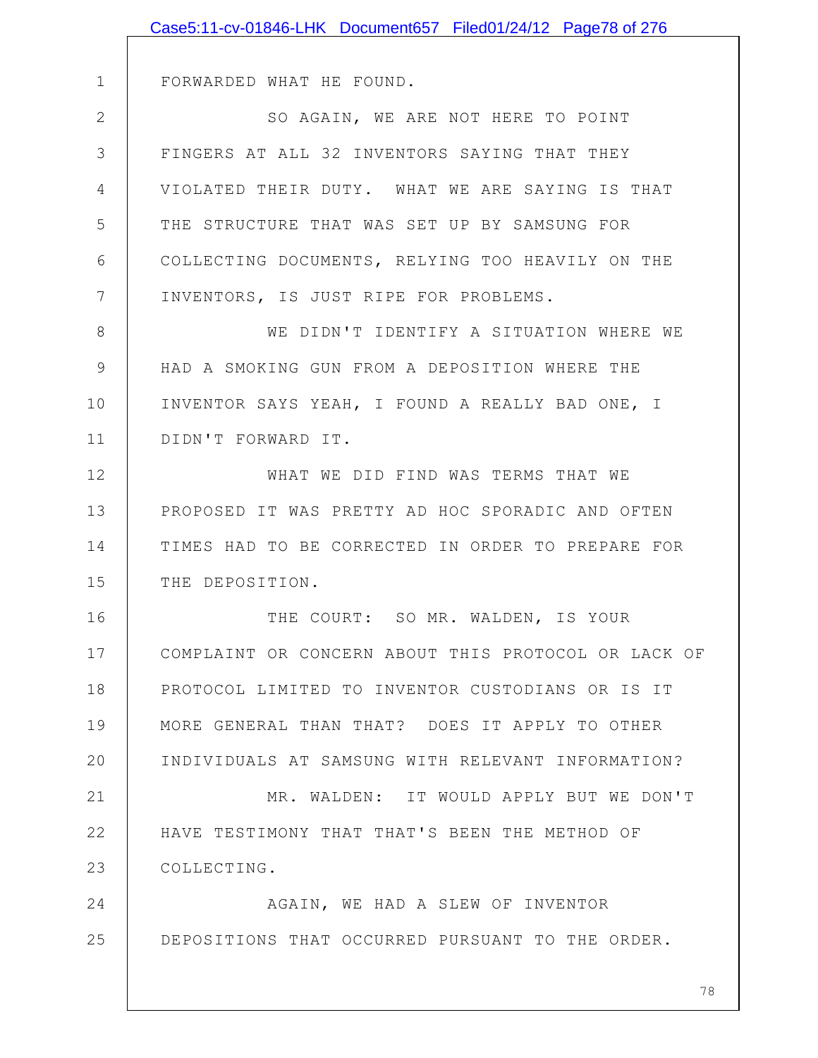FORWARDED WHAT HE FOUND.

SO AGAIN, WE ARE NOT HERE TO POINT FINGERS AT ALL 32 INVENTORS SAYING THAT THEY VIOLATED THEIR DUTY. WHAT WE ARE SAYING IS THAT THE STRUCTURE THAT WAS SET UP BY SAMSUNG FOR COLLECTING DOCUMENTS, RELYING TOO HEAVILY ON THE INVENTORS, IS JUST RIPE FOR PROBLEMS.

WE DIDN'T IDENTIFY A SITUATION WHERE WE HAD A SMOKING GUN FROM A DEPOSITION WHERE THE INVENTOR SAYS YEAH, I FOUND A REALLY BAD ONE, I DIDN'T FORWARD IT.

WHAT WE DID FIND WAS TERMS THAT WE PROPOSED IT WAS PRETTY AD HOC SPORADIC AND OFTEN TIMES HAD TO BE CORRECTED IN ORDER TO PREPARE FOR THE DEPOSITION.

THE COURT: SO MR. WALDEN, IS YOUR COMPLAINT OR CONCERN ABOUT THIS PROTOCOL OR LACK OF PROTOCOL LIMITED TO INVENTOR CUSTODIANS OR IS IT MORE GENERAL THAN THAT? DOES IT APPLY TO OTHER INDIVIDUALS AT SAMSUNG WITH RELEVANT INFORMATION?

MR. WALDEN: IT WOULD APPLY BUT WE DON'T HAVE TESTIMONY THAT THAT'S BEEN THE METHOD OF COLLECTING.

AGAIN, WE HAD A SLEW OF INVENTOR DEPOSITIONS THAT OCCURRED PURSUANT TO THE ORDER.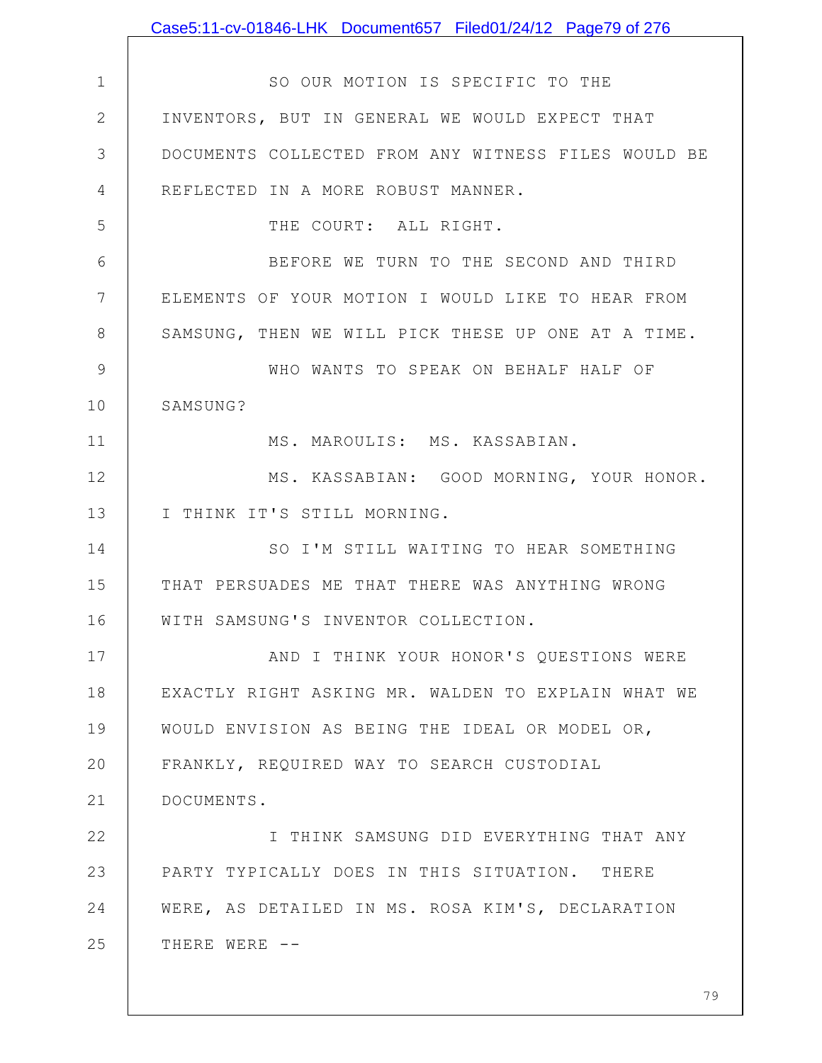SO OUR MOTION IS SPECIFIC TO THE INVENTORS, BUT IN GENERAL WE WOULD EXPECT THAT DOCUMENTS COLLECTED FROM ANY WITNESS FILES WOULD BE REFLECTED IN A MORE ROBUST MANNER.

THE COURT: ALL RIGHT.

BEFORE WE TURN TO THE SECOND AND THIRD ELEMENTS OF YOUR MOTION I WOULD LIKE TO HEAR FROM SAMSUNG, THEN WE WILL PICK THESE UP ONE AT A TIME.

WHO WANTS TO SPEAK ON BEHALF HALF OF SAMSUNG?

MS. MAROULIS: MS. KASSABIAN.

MS. KASSABIAN: GOOD MORNING, YOUR HONOR. I THINK IT'S STILL MORNING.

SO I'M STILL WAITING TO HEAR SOMETHING THAT PERSUADES ME THAT THERE WAS ANYTHING WRONG WITH SAMSUNG'S INVENTOR COLLECTION.

AND I THINK YOUR HONOR'S QUESTIONS WERE EXACTLY RIGHT ASKING MR. WALDEN TO EXPLAIN WHAT WE WOULD ENVISION AS BEING THE IDEAL OR MODEL OR, FRANKLY, REQUIRED WAY TO SEARCH CUSTODIAL DOCUMENTS.

I THINK SAMSUNG DID EVERYTHING THAT ANY PARTY TYPICALLY DOES IN THIS SITUATION. THERE WERE, AS DETAILED IN MS. ROSA KIM'S, DECLARATION THERE WERE --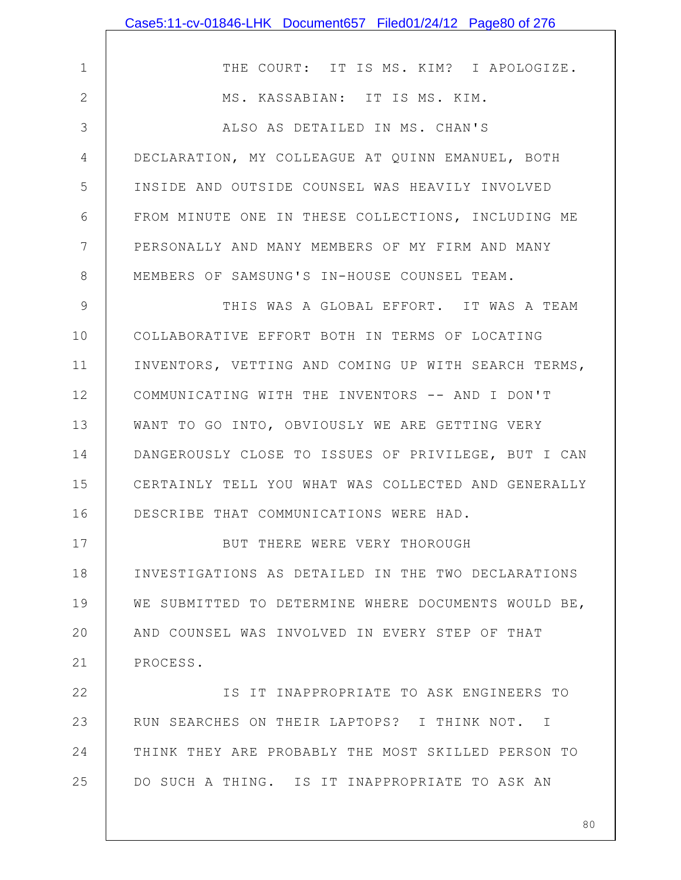THE COURT: IT IS MS. KIM? I APOLOGIZE.

MS. KASSABIAN: IT IS MS. KIM.

ALSO AS DETAILED IN MS. CHAN'S DECLARATION, MY COLLEAGUE AT QUINN EMANUEL, BOTH INSIDE AND OUTSIDE COUNSEL WAS HEAVILY INVOLVED FROM MINUTE ONE IN THESE COLLECTIONS, INCLUDING ME PERSONALLY AND MANY MEMBERS OF MY FIRM AND MANY MEMBERS OF SAMSUNG'S IN-HOUSE COUNSEL TEAM.

THIS WAS A GLOBAL EFFORT. IT WAS A TEAM COLLABORATIVE EFFORT BOTH IN TERMS OF LOCATING INVENTORS, VETTING AND COMING UP WITH SEARCH TERMS, COMMUNICATING WITH THE INVENTORS -- AND I DON'T WANT TO GO INTO, OBVIOUSLY WE ARE GETTING VERY DANGEROUSLY CLOSE TO ISSUES OF PRIVILEGE, BUT I CAN CERTAINLY TELL YOU WHAT WAS COLLECTED AND GENERALLY DESCRIBE THAT COMMUNICATIONS WERE HAD.

BUT THERE WERE VERY THOROUGH INVESTIGATIONS AS DETAILED IN THE TWO DECLARATIONS WE SUBMITTED TO DETERMINE WHERE DOCUMENTS WOULD BE, AND COUNSEL WAS INVOLVED IN EVERY STEP OF THAT PROCESS.

IS IT INAPPROPRIATE TO ASK ENGINEERS TO RUN SEARCHES ON THEIR LAPTOPS? I THINK NOT. I THINK THEY ARE PROBABLY THE MOST SKILLED PERSON TO DO SUCH A THING. IS IT INAPPROPRIATE TO ASK AN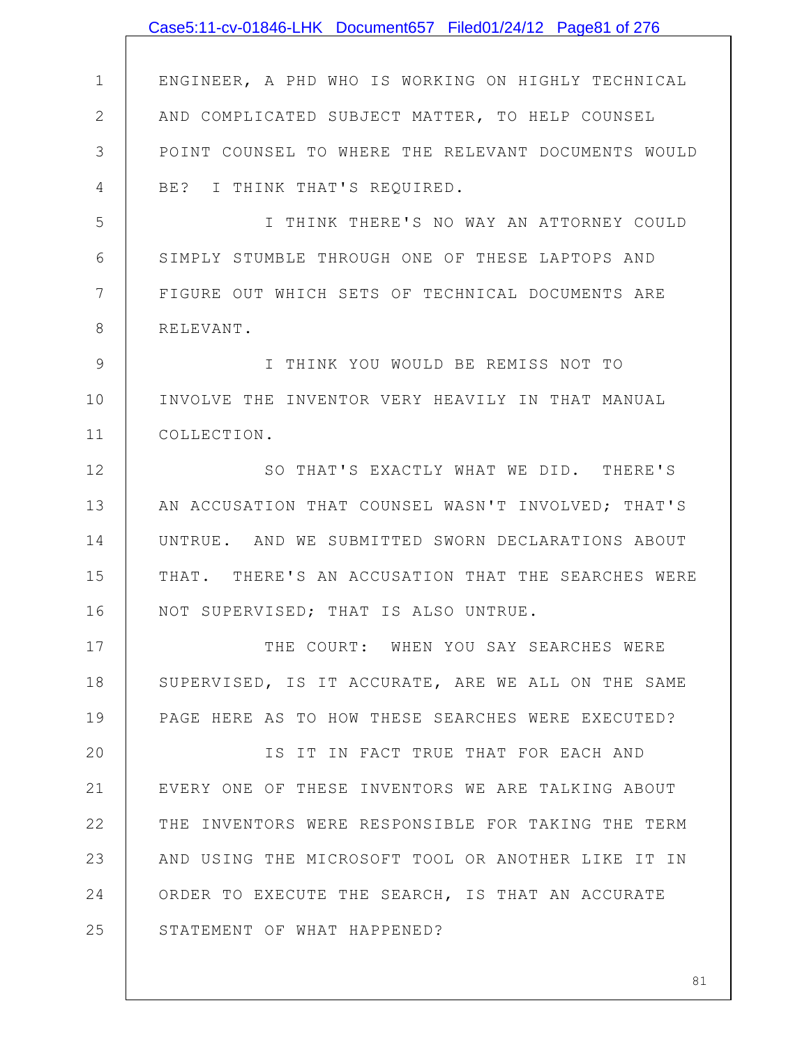ENGINEER, A PHD WHO IS WORKING ON HIGHLY TECHNICAL AND COMPLICATED SUBJECT MATTER, TO HELP COUNSEL POINT COUNSEL TO WHERE THE RELEVANT DOCUMENTS WOULD BE? I THINK THAT'S REQUIRED.

I THINK THERE'S NO WAY AN ATTORNEY COULD SIMPLY STUMBLE THROUGH ONE OF THESE LAPTOPS AND FIGURE OUT WHICH SETS OF TECHNICAL DOCUMENTS ARE RELEVANT.

I THINK YOU WOULD BE REMISS NOT TO INVOLVE THE INVENTOR VERY HEAVILY IN THAT MANUAL COLLECTION.

SO THAT'S EXACTLY WHAT WE DID. THERE'S AN ACCUSATION THAT COUNSEL WASN'T INVOLVED; THAT'S UNTRUE. AND WE SUBMITTED SWORN DECLARATIONS ABOUT THAT. THERE'S AN ACCUSATION THAT THE SEARCHES WERE NOT SUPERVISED; THAT IS ALSO UNTRUE.

THE COURT: WHEN YOU SAY SEARCHES WERE SUPERVISED, IS IT ACCURATE, ARE WE ALL ON THE SAME PAGE HERE AS TO HOW THESE SEARCHES WERE EXECUTED?

IS IT IN FACT TRUE THAT FOR EACH AND EVERY ONE OF THESE INVENTORS WE ARE TALKING ABOUT THE INVENTORS WERE RESPONSIBLE FOR TAKING THE TERM AND USING THE MICROSOFT TOOL OR ANOTHER LIKE IT IN ORDER TO EXECUTE THE SEARCH, IS THAT AN ACCURATE STATEMENT OF WHAT HAPPENED?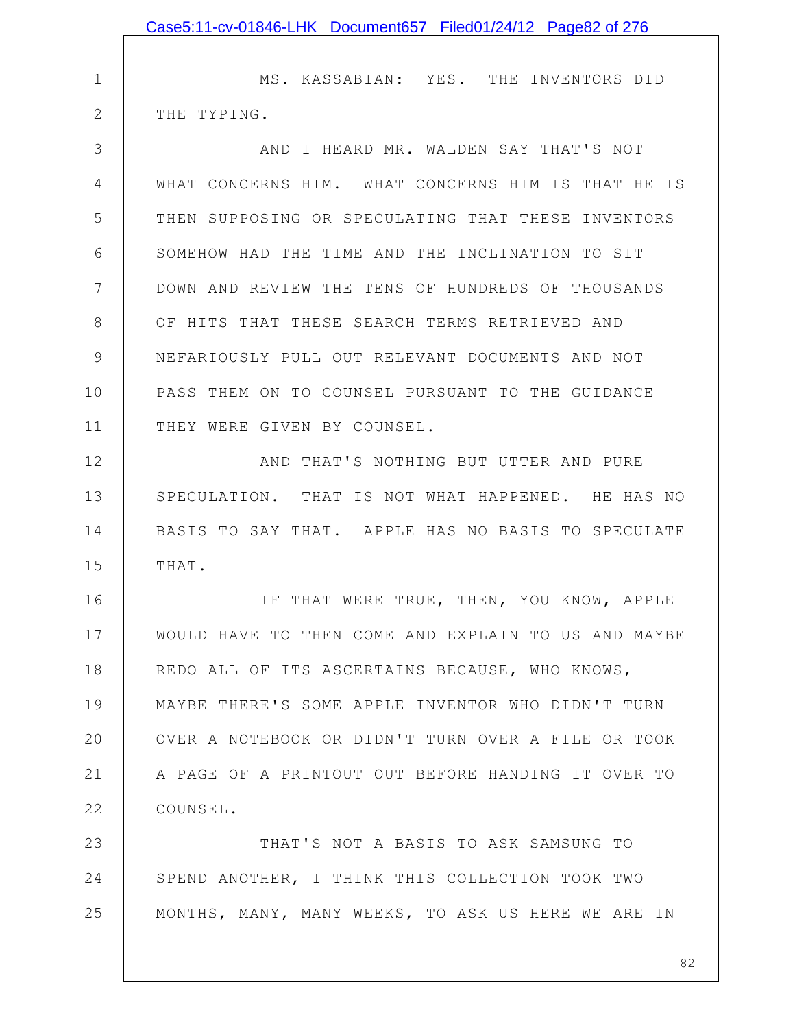MS. KASSABIAN: YES. THE INVENTORS DID THE TYPING.

AND I HEARD MR. WALDEN SAY THAT'S NOT WHAT CONCERNS HIM. WHAT CONCERNS HIM IS THAT HE IS THEN SUPPOSING OR SPECULATING THAT THESE INVENTORS SOMEHOW HAD THE TIME AND THE INCLINATION TO SIT DOWN AND REVIEW THE TENS OF HUNDREDS OF THOUSANDS OF HITS THAT THESE SEARCH TERMS RETRIEVED AND NEFARIOUSLY PULL OUT RELEVANT DOCUMENTS AND NOT PASS THEM ON TO COUNSEL PURSUANT TO THE GUIDANCE THEY WERE GIVEN BY COUNSEL.

AND THAT'S NOTHING BUT UTTER AND PURE SPECULATION. THAT IS NOT WHAT HAPPENED. HE HAS NO BASIS TO SAY THAT. APPLE HAS NO BASIS TO SPECULATE THAT.

IF THAT WERE TRUE, THEN, YOU KNOW, APPLE WOULD HAVE TO THEN COME AND EXPLAIN TO US AND MAYBE REDO ALL OF ITS ASCERTAINS BECAUSE, WHO KNOWS, MAYBE THERE'S SOME APPLE INVENTOR WHO DIDN'T TURN OVER A NOTEBOOK OR DIDN'T TURN OVER A FILE OR TOOK A PAGE OF A PRINTOUT OUT BEFORE HANDING IT OVER TO COUNSEL.

THAT'S NOT A BASIS TO ASK SAMSUNG TO SPEND ANOTHER, I THINK THIS COLLECTION TOOK TWO MONTHS, MANY, MANY WEEKS, TO ASK US HERE WE ARE IN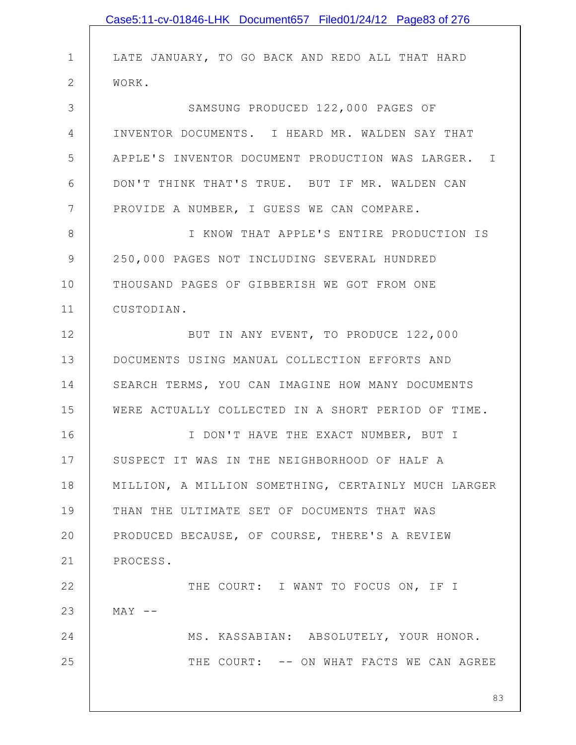LATE JANUARY, TO GO BACK AND REDO ALL THAT HARD WORK.

SAMSUNG PRODUCED 122,000 PAGES OF INVENTOR DOCUMENTS. I HEARD MR. WALDEN SAY THAT APPLE'S INVENTOR DOCUMENT PRODUCTION WAS LARGER. I DON'T THINK THAT'S TRUE. BUT IF MR. WALDEN CAN PROVIDE A NUMBER, I GUESS WE CAN COMPARE.

I KNOW THAT APPLE'S ENTIRE PRODUCTION IS 250,000 PAGES NOT INCLUDING SEVERAL HUNDRED THOUSAND PAGES OF GIBBERISH WE GOT FROM ONE CUSTODIAN.

BUT IN ANY EVENT, TO PRODUCE 122,000 DOCUMENTS USING MANUAL COLLECTION EFFORTS AND SEARCH TERMS, YOU CAN IMAGINE HOW MANY DOCUMENTS WERE ACTUALLY COLLECTED IN A SHORT PERIOD OF TIME.

I DON'T HAVE THE EXACT NUMBER, BUT I SUSPECT IT WAS IN THE NEIGHBORHOOD OF HALF A MILLION, A MILLION SOMETHING, CERTAINLY MUCH LARGER THAN THE ULTIMATE SET OF DOCUMENTS THAT WAS PRODUCED BECAUSE, OF COURSE, THERE'S A REVIEW PROCESS.

THE COURT: I WANT TO FOCUS ON, IF I MAY --

MS. KASSABIAN: ABSOLUTELY, YOUR HONOR.

THE COURT: -- ON WHAT FACTS WE CAN AGREE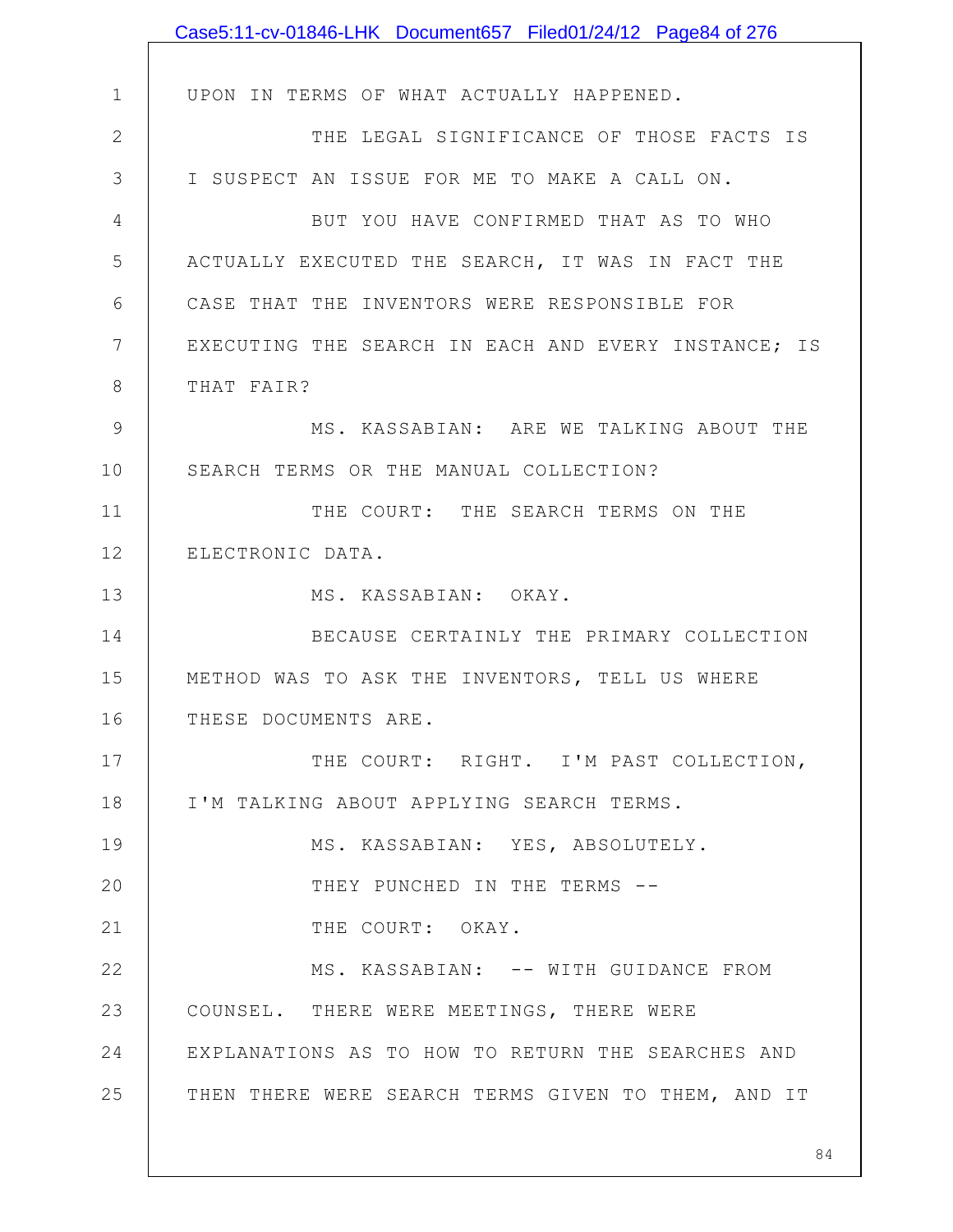UPON IN TERMS OF WHAT ACTUALLY HAPPENED.

THE LEGAL SIGNIFICANCE OF THOSE FACTS IS I SUSPECT AN ISSUE FOR ME TO MAKE A CALL ON.

BUT YOU HAVE CONFIRMED THAT AS TO WHO ACTUALLY EXECUTED THE SEARCH, IT WAS IN FACT THE CASE THAT THE INVENTORS WERE RESPONSIBLE FOR EXECUTING THE SEARCH IN EACH AND EVERY INSTANCE; IS THAT FAIR?

MS. KASSABIAN: ARE WE TALKING ABOUT THE SEARCH TERMS OR THE MANUAL COLLECTION?

THE COURT: THE SEARCH TERMS ON THE ELECTRONIC DATA.

MS. KASSABIAN: OKAY.

BECAUSE CERTAINLY THE PRIMARY COLLECTION METHOD WAS TO ASK THE INVENTORS, TELL US WHERE THESE DOCUMENTS ARE.

THE COURT: RIGHT. I'M PAST COLLECTION, I'M TALKING ABOUT APPLYING SEARCH TERMS.

MS. KASSABIAN: YES, ABSOLUTELY.

THEY PUNCHED IN THE TERMS --

THE COURT: OKAY.

MS. KASSABIAN: -- WITH GUIDANCE FROM COUNSEL. THERE WERE MEETINGS, THERE WERE EXPLANATIONS AS TO HOW TO RETURN THE SEARCHES AND THEN THERE WERE SEARCH TERMS GIVEN TO THEM, AND IT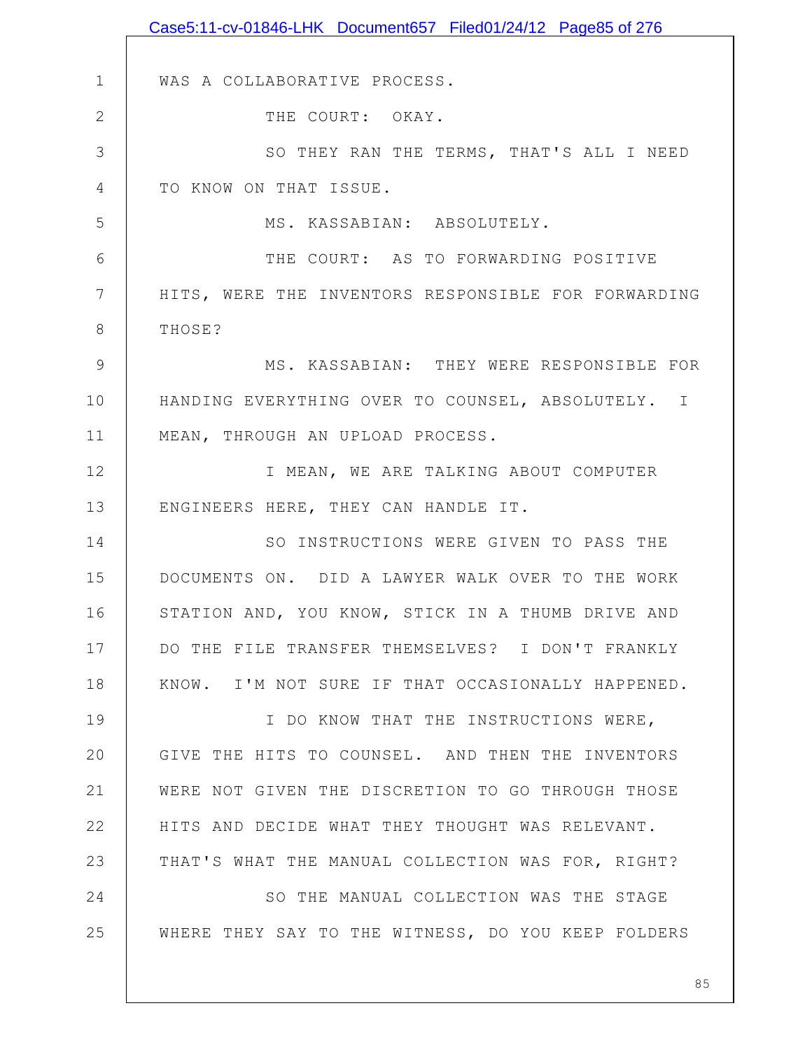WAS A COLLABORATIVE PROCESS.

THE COURT: OKAY.

SO THEY RAN THE TERMS, THAT'S ALL I NEED TO KNOW ON THAT ISSUE.

MS. KASSABIAN: ABSOLUTELY.

THE COURT: AS TO FORWARDING POSITIVE HITS, WERE THE INVENTORS RESPONSIBLE FOR FORWARDING THOSE?

MS. KASSABIAN: THEY WERE RESPONSIBLE FOR HANDING EVERYTHING OVER TO COUNSEL, ABSOLUTELY. I MEAN, THROUGH AN UPLOAD PROCESS.

I MEAN, WE ARE TALKING ABOUT COMPUTER ENGINEERS HERE, THEY CAN HANDLE IT.

SO INSTRUCTIONS WERE GIVEN TO PASS THE DOCUMENTS ON. DID A LAWYER WALK OVER TO THE WORK STATION AND, YOU KNOW, STICK IN A THUMB DRIVE AND DO THE FILE TRANSFER THEMSELVES? I DON'T FRANKLY KNOW. I'M NOT SURE IF THAT OCCASIONALLY HAPPENED.

I DO KNOW THAT THE INSTRUCTIONS WERE, GIVE THE HITS TO COUNSEL. AND THEN THE INVENTORS WERE NOT GIVEN THE DISCRETION TO GO THROUGH THOSE HITS AND DECIDE WHAT THEY THOUGHT WAS RELEVANT. THAT'S WHAT THE MANUAL COLLECTION WAS FOR, RIGHT?

SO THE MANUAL COLLECTION WAS THE STAGE WHERE THEY SAY TO THE WITNESS, DO YOU KEEP FOLDERS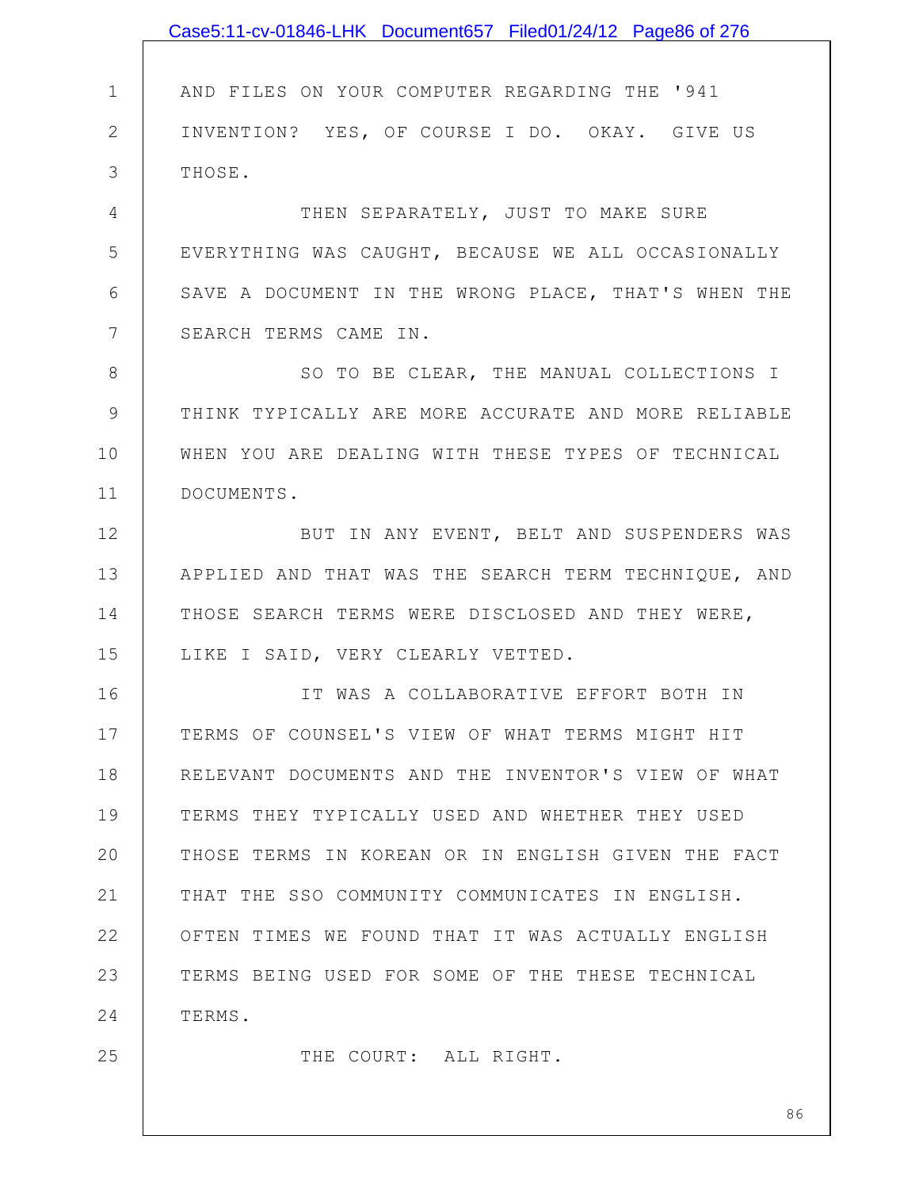AND FILES ON YOUR COMPUTER REGARDING THE '941 INVENTION? YES, OF COURSE I DO. OKAY. GIVE US THOSE.

THEN SEPARATELY, JUST TO MAKE SURE EVERYTHING WAS CAUGHT, BECAUSE WE ALL OCCASIONALLY SAVE A DOCUMENT IN THE WRONG PLACE, THAT'S WHEN THE SEARCH TERMS CAME IN.

SO TO BE CLEAR, THE MANUAL COLLECTIONS I THINK TYPICALLY ARE MORE ACCURATE AND MORE RELIABLE WHEN YOU ARE DEALING WITH THESE TYPES OF TECHNICAL DOCUMENTS.

BUT IN ANY EVENT, BELT AND SUSPENDERS WAS APPLIED AND THAT WAS THE SEARCH TERM TECHNIQUE, AND THOSE SEARCH TERMS WERE DISCLOSED AND THEY WERE, LIKE I SAID, VERY CLEARLY VETTED.

IT WAS A COLLABORATIVE EFFORT BOTH IN TERMS OF COUNSEL'S VIEW OF WHAT TERMS MIGHT HIT RELEVANT DOCUMENTS AND THE INVENTOR'S VIEW OF WHAT TERMS THEY TYPICALLY USED AND WHETHER THEY USED THOSE TERMS IN KOREAN OR IN ENGLISH GIVEN THE FACT THAT THE SSO COMMUNITY COMMUNICATES IN ENGLISH. OFTEN TIMES WE FOUND THAT IT WAS ACTUALLY ENGLISH TERMS BEING USED FOR SOME OF THE THESE TECHNICAL TERMS.

THE COURT: ALL RIGHT.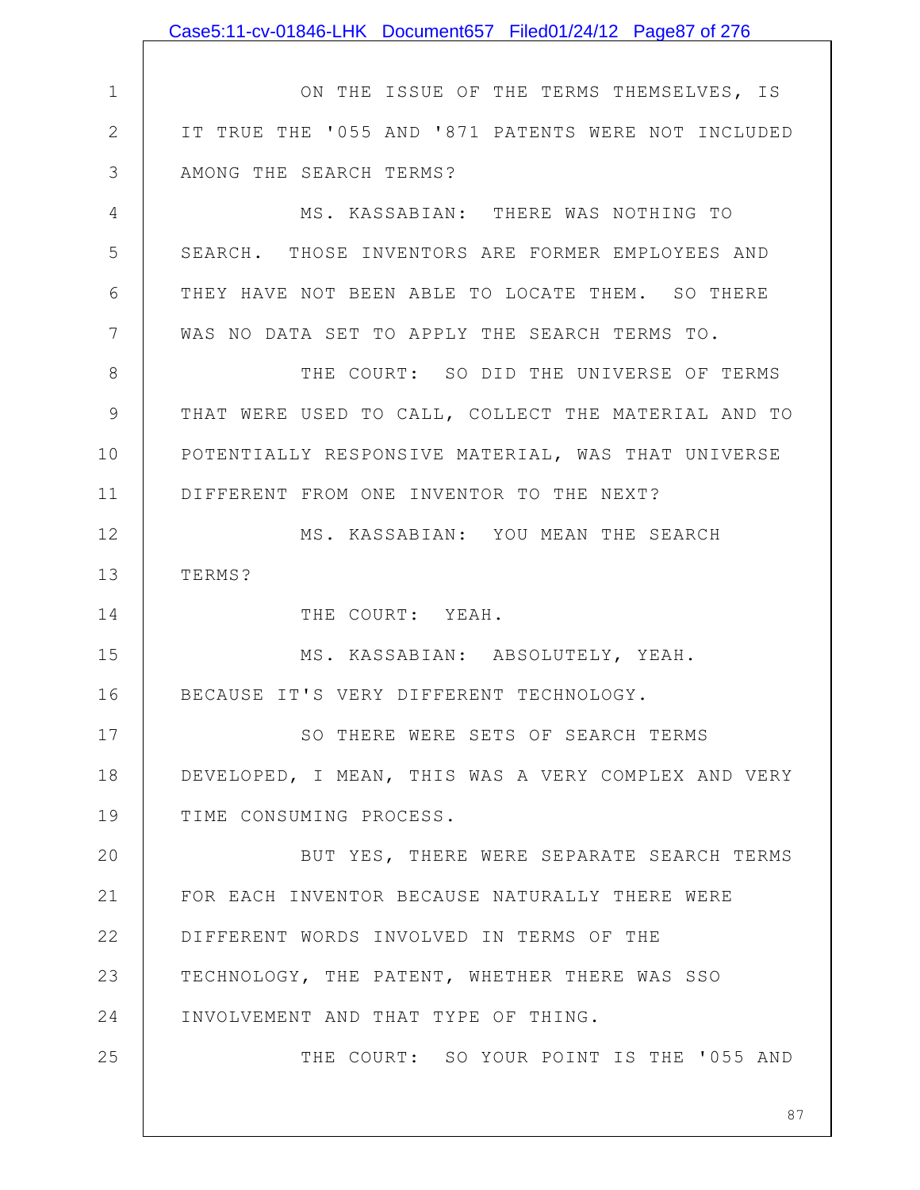ON THE ISSUE OF THE TERMS THEMSELVES, IS IT TRUE THE '055 AND '871 PATENTS WERE NOT INCLUDED AMONG THE SEARCH TERMS?

MS. KASSABIAN: THERE WAS NOTHING TO SEARCH. THOSE INVENTORS ARE FORMER EMPLOYEES AND THEY HAVE NOT BEEN ABLE TO LOCATE THEM. SO THERE WAS NO DATA SET TO APPLY THE SEARCH TERMS TO.

THE COURT: SO DID THE UNIVERSE OF TERMS THAT WERE USED TO CALL, COLLECT THE MATERIAL AND TO POTENTIALLY RESPONSIVE MATERIAL, WAS THAT UNIVERSE DIFFERENT FROM ONE INVENTOR TO THE NEXT?

MS. KASSABIAN: YOU MEAN THE SEARCH TERMS?

THE COURT: YEAH.

MS. KASSABIAN: ABSOLUTELY, YEAH. BECAUSE IT'S VERY DIFFERENT TECHNOLOGY.

SO THERE WERE SETS OF SEARCH TERMS DEVELOPED, I MEAN, THIS WAS A VERY COMPLEX AND VERY TIME CONSUMING PROCESS.

BUT YES, THERE WERE SEPARATE SEARCH TERMS FOR EACH INVENTOR BECAUSE NATURALLY THERE WERE DIFFERENT WORDS INVOLVED IN TERMS OF THE TECHNOLOGY, THE PATENT, WHETHER THERE WAS SSO INVOLVEMENT AND THAT TYPE OF THING.

THE COURT: SO YOUR POINT IS THE '055 AND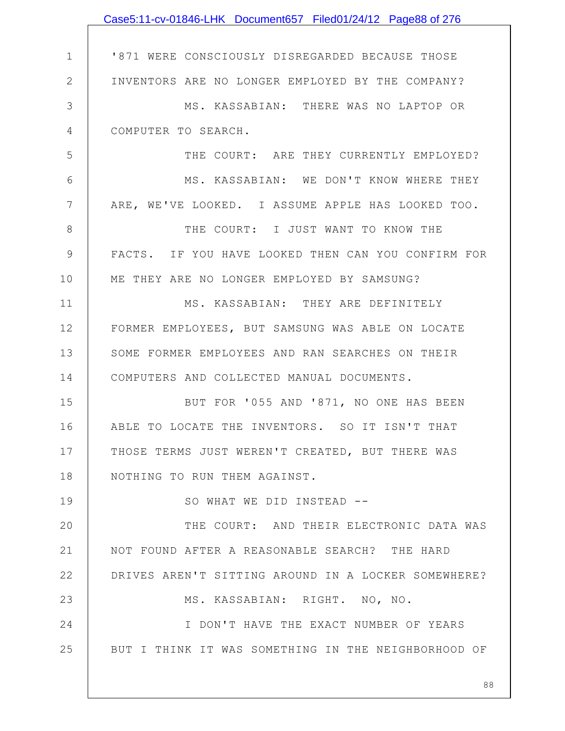'871 WERE CONSCIOUSLY DISREGARDED BECAUSE THOSE INVENTORS ARE NO LONGER EMPLOYED BY THE COMPANY?

MS. KASSABIAN: THERE WAS NO LAPTOP OR COMPUTER TO SEARCH.

THE COURT: ARE THEY CURRENTLY EMPLOYED?

MS. KASSABIAN: WE DON'T KNOW WHERE THEY ARE, WE'VE LOOKED. I ASSUME APPLE HAS LOOKED TOO.

THE COURT: I JUST WANT TO KNOW THE FACTS. IF YOU HAVE LOOKED THEN CAN YOU CONFIRM FOR ME THEY ARE NO LONGER EMPLOYED BY SAMSUNG?

MS. KASSABIAN: THEY ARE DEFINITELY FORMER EMPLOYEES, BUT SAMSUNG WAS ABLE ON LOCATE SOME FORMER EMPLOYEES AND RAN SEARCHES ON THEIR COMPUTERS AND COLLECTED MANUAL DOCUMENTS.

BUT FOR '055 AND '871, NO ONE HAS BEEN ABLE TO LOCATE THE INVENTORS. SO IT ISN'T THAT THOSE TERMS JUST WEREN'T CREATED, BUT THERE WAS NOTHING TO RUN THEM AGAINST.

SO WHAT WE DID INSTEAD --

THE COURT: AND THEIR ELECTRONIC DATA WAS NOT FOUND AFTER A REASONABLE SEARCH? THE HARD DRIVES AREN'T SITTING AROUND IN A LOCKER SOMEWHERE?

MS. KASSABIAN: RIGHT. NO, NO.

I DON'T HAVE THE EXACT NUMBER OF YEARS BUT I THINK IT WAS SOMETHING IN THE NEIGHBORHOOD OF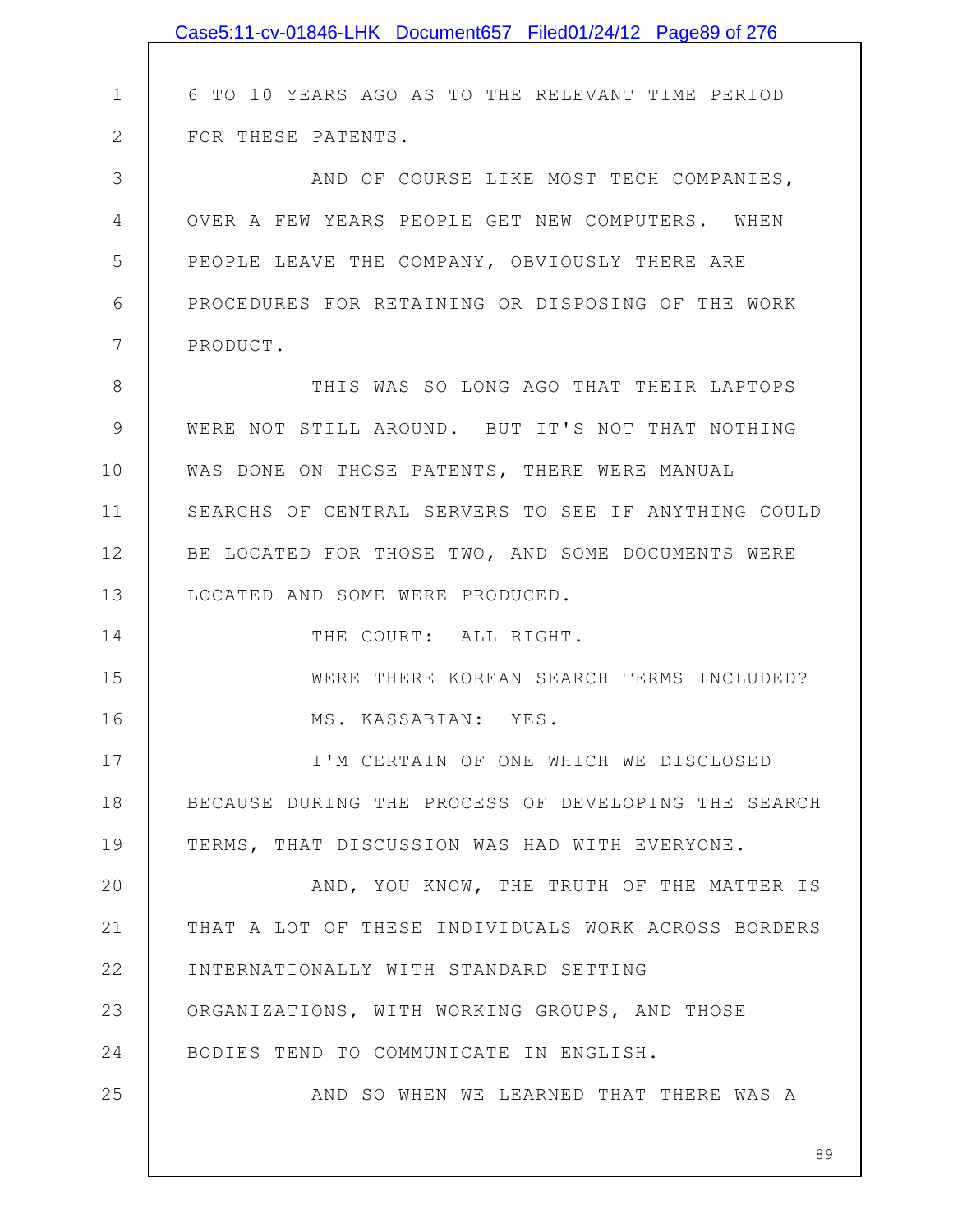6 TO 10 YEARS AGO AS TO THE RELEVANT TIME PERIOD FOR THESE PATENTS.

AND OF COURSE LIKE MOST TECH COMPANIES, OVER A FEW YEARS PEOPLE GET NEW COMPUTERS. WHEN PEOPLE LEAVE THE COMPANY, OBVIOUSLY THERE ARE PROCEDURES FOR RETAINING OR DISPOSING OF THE WORK PRODUCT.

THIS WAS SO LONG AGO THAT THEIR LAPTOPS WERE NOT STILL AROUND. BUT IT'S NOT THAT NOTHING WAS DONE ON THOSE PATENTS, THERE WERE MANUAL SEARCHS OF CENTRAL SERVERS TO SEE IF ANYTHING COULD BE LOCATED FOR THOSE TWO, AND SOME DOCUMENTS WERE LOCATED AND SOME WERE PRODUCED.

THE COURT: ALL RIGHT.

WERE THERE KOREAN SEARCH TERMS INCLUDED?

MS. KASSABIAN: YES.

I'M CERTAIN OF ONE WHICH WE DISCLOSED BECAUSE DURING THE PROCESS OF DEVELOPING THE SEARCH TERMS, THAT DISCUSSION WAS HAD WITH EVERYONE.

AND, YOU KNOW, THE TRUTH OF THE MATTER IS THAT A LOT OF THESE INDIVIDUALS WORK ACROSS BORDERS INTERNATIONALLY WITH STANDARD SETTING ORGANIZATIONS, WITH WORKING GROUPS, AND THOSE BODIES TEND TO COMMUNICATE IN ENGLISH.

AND SO WHEN WE LEARNED THAT THERE WAS A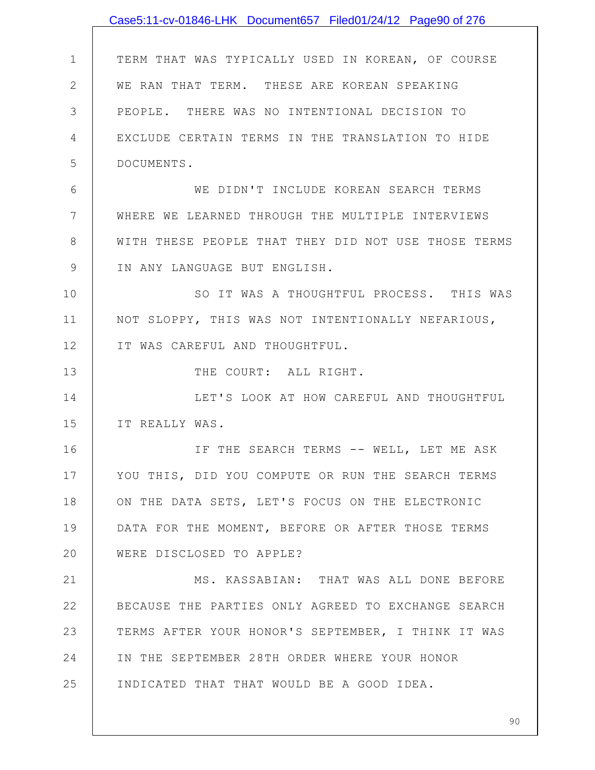TERM THAT WAS TYPICALLY USED IN KOREAN, OF COURSE WE RAN THAT TERM. THESE ARE KOREAN SPEAKING PEOPLE. THERE WAS NO INTENTIONAL DECISION TO EXCLUDE CERTAIN TERMS IN THE TRANSLATION TO HIDE DOCUMENTS.

WE DIDN'T INCLUDE KOREAN SEARCH TERMS WHERE WE LEARNED THROUGH THE MULTIPLE INTERVIEWS WITH THESE PEOPLE THAT THEY DID NOT USE THOSE TERMS IN ANY LANGUAGE BUT ENGLISH.

SO IT WAS A THOUGHTFUL PROCESS. THIS WAS NOT SLOPPY, THIS WAS NOT INTENTIONALLY NEFARIOUS, IT WAS CAREFUL AND THOUGHTFUL.

THE COURT: ALL RIGHT.

LET'S LOOK AT HOW CAREFUL AND THOUGHTFUL IT REALLY WAS.

IF THE SEARCH TERMS -- WELL, LET ME ASK YOU THIS, DID YOU COMPUTE OR RUN THE SEARCH TERMS ON THE DATA SETS, LET'S FOCUS ON THE ELECTRONIC DATA FOR THE MOMENT, BEFORE OR AFTER THOSE TERMS WERE DISCLOSED TO APPLE?

MS. KASSABIAN: THAT WAS ALL DONE BEFORE BECAUSE THE PARTIES ONLY AGREED TO EXCHANGE SEARCH TERMS AFTER YOUR HONOR'S SEPTEMBER, I THINK IT WAS IN THE SEPTEMBER 28TH ORDER WHERE YOUR HONOR INDICATED THAT THAT WOULD BE A GOOD IDEA.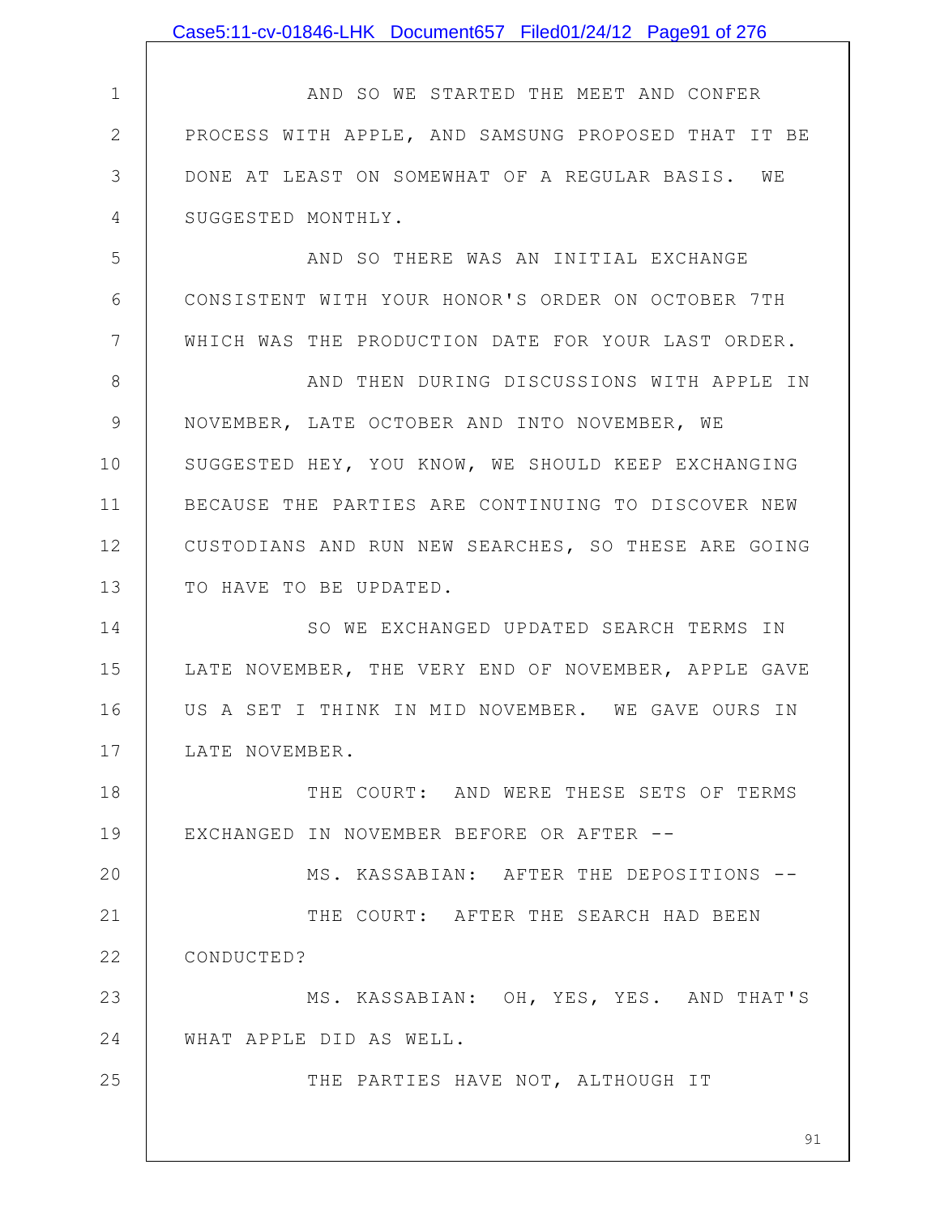AND SO WE STARTED THE MEET AND CONFER PROCESS WITH APPLE, AND SAMSUNG PROPOSED THAT IT BE DONE AT LEAST ON SOMEWHAT OF A REGULAR BASIS. WE SUGGESTED MONTHLY.

AND SO THERE WAS AN INITIAL EXCHANGE CONSISTENT WITH YOUR HONOR'S ORDER ON OCTOBER 7TH WHICH WAS THE PRODUCTION DATE FOR YOUR LAST ORDER.

AND THEN DURING DISCUSSIONS WITH APPLE IN NOVEMBER, LATE OCTOBER AND INTO NOVEMBER, WE SUGGESTED HEY, YOU KNOW, WE SHOULD KEEP EXCHANGING BECAUSE THE PARTIES ARE CONTINUING TO DISCOVER NEW CUSTODIANS AND RUN NEW SEARCHES, SO THESE ARE GOING TO HAVE TO BE UPDATED.

SO WE EXCHANGED UPDATED SEARCH TERMS IN LATE NOVEMBER, THE VERY END OF NOVEMBER, APPLE GAVE US A SET I THINK IN MID NOVEMBER. WE GAVE OURS IN LATE NOVEMBER.

THE COURT: AND WERE THESE SETS OF TERMS EXCHANGED IN NOVEMBER BEFORE OR AFTER --

MS. KASSABIAN: AFTER THE DEPOSITIONS --

THE COURT: AFTER THE SEARCH HAD BEEN CONDUCTED?

MS. KASSABIAN: OH, YES, YES. AND THAT'S WHAT APPLE DID AS WELL.

THE PARTIES HAVE NOT, ALTHOUGH IT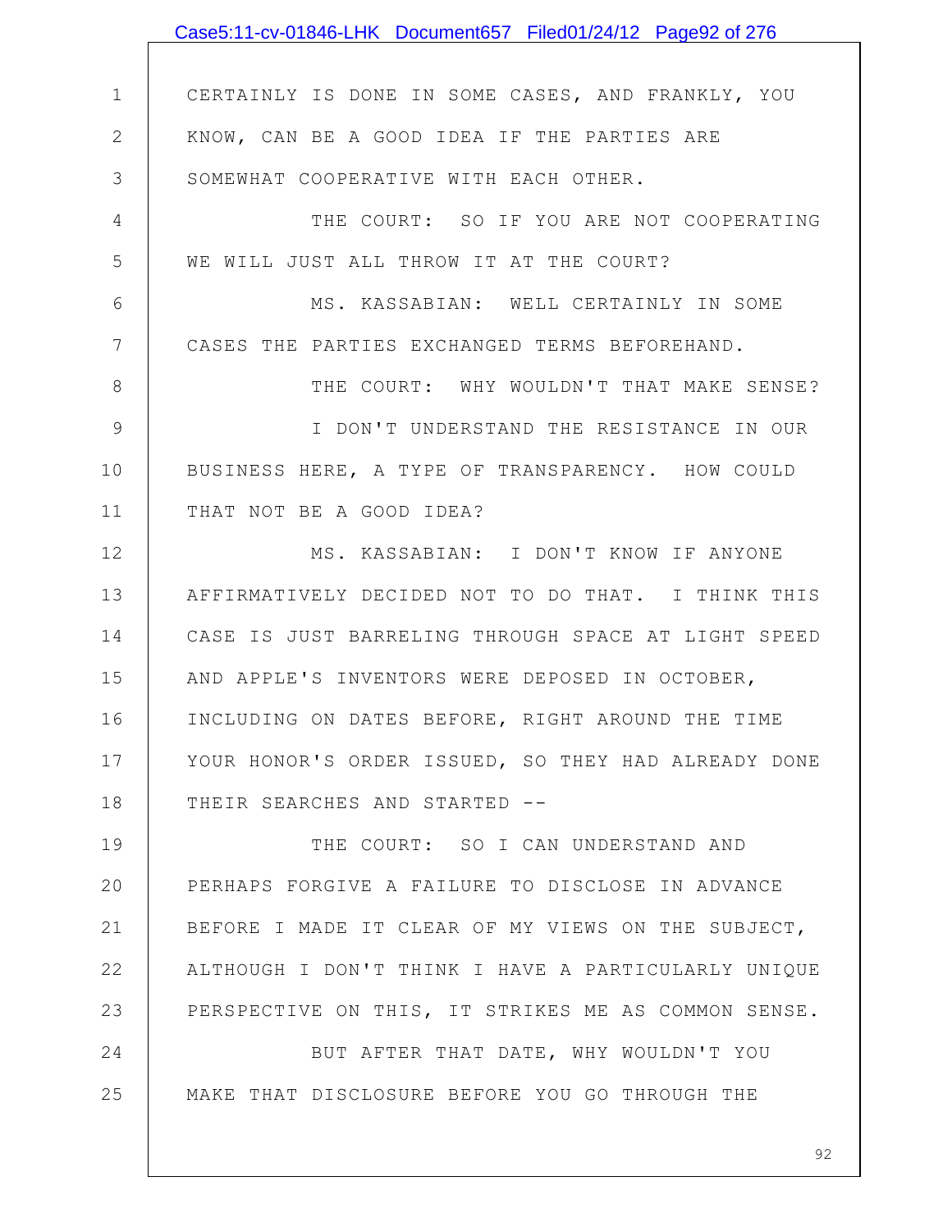CERTAINLY IS DONE IN SOME CASES, AND FRANKLY, YOU KNOW, CAN BE A GOOD IDEA IF THE PARTIES ARE SOMEWHAT COOPERATIVE WITH EACH OTHER.

THE COURT: SO IF YOU ARE NOT COOPERATING WE WILL JUST ALL THROW IT AT THE COURT?

MS. KASSABIAN: WELL CERTAINLY IN SOME CASES THE PARTIES EXCHANGED TERMS BEFOREHAND.

THE COURT: WHY WOULDN'T THAT MAKE SENSE?

I DON'T UNDERSTAND THE RESISTANCE IN OUR BUSINESS HERE, A TYPE OF TRANSPARENCY. HOW COULD THAT NOT BE A GOOD IDEA?

MS. KASSABIAN: I DON'T KNOW IF ANYONE AFFIRMATIVELY DECIDED NOT TO DO THAT. I THINK THIS CASE IS JUST BARRELING THROUGH SPACE AT LIGHT SPEED AND APPLE'S INVENTORS WERE DEPOSED IN OCTOBER, INCLUDING ON DATES BEFORE, RIGHT AROUND THE TIME YOUR HONOR'S ORDER ISSUED, SO THEY HAD ALREADY DONE THEIR SEARCHES AND STARTED --

THE COURT: SO I CAN UNDERSTAND AND PERHAPS FORGIVE A FAILURE TO DISCLOSE IN ADVANCE BEFORE I MADE IT CLEAR OF MY VIEWS ON THE SUBJECT, ALTHOUGH I DON'T THINK I HAVE A PARTICULARLY UNIQUE PERSPECTIVE ON THIS, IT STRIKES ME AS COMMON SENSE.

BUT AFTER THAT DATE, WHY WOULDN'T YOU MAKE THAT DISCLOSURE BEFORE YOU GO THROUGH THE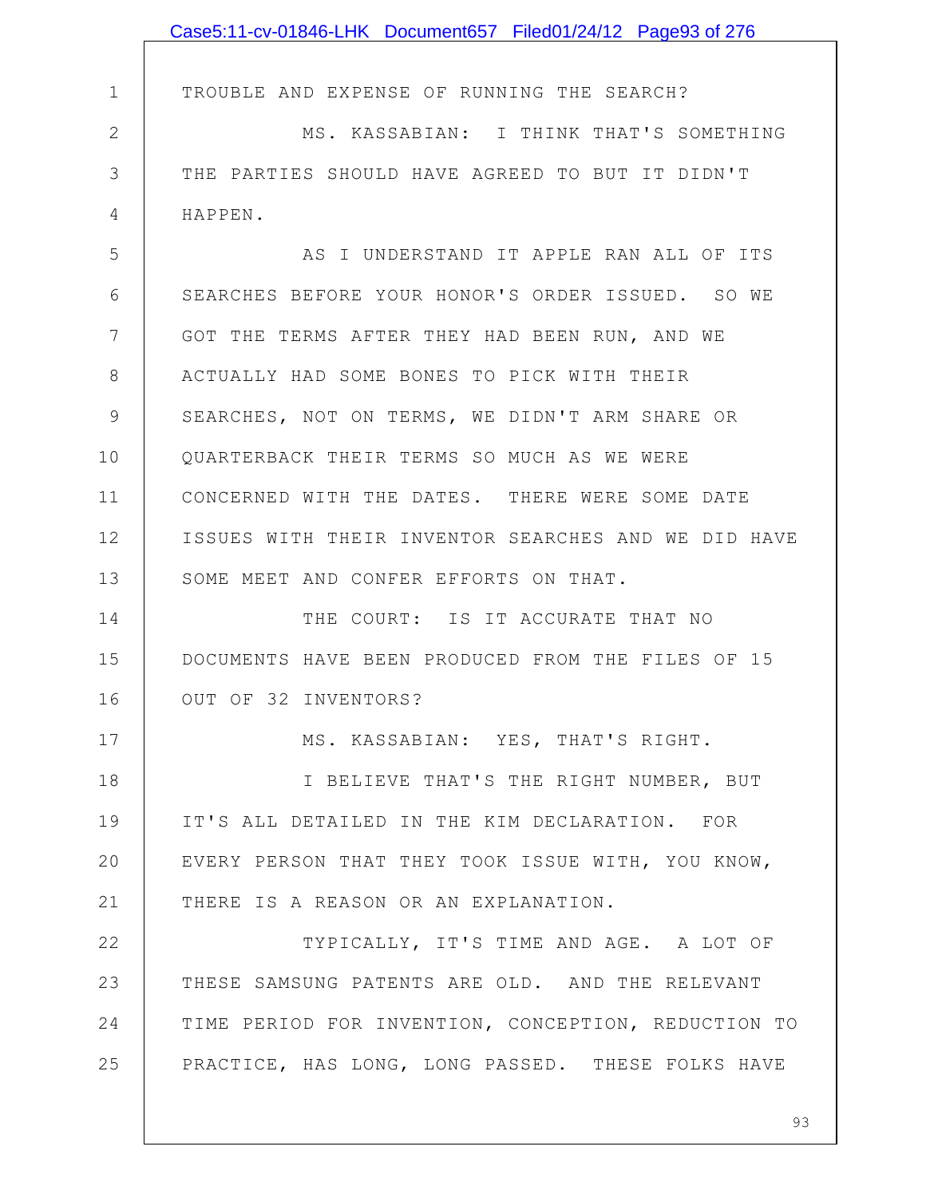TROUBLE AND EXPENSE OF RUNNING THE SEARCH?

MS. KASSABIAN: I THINK THAT'S SOMETHING THE PARTIES SHOULD HAVE AGREED TO BUT IT DIDN'T HAPPEN.

AS I UNDERSTAND IT APPLE RAN ALL OF ITS SEARCHES BEFORE YOUR HONOR'S ORDER ISSUED. SO WE GOT THE TERMS AFTER THEY HAD BEEN RUN, AND WE ACTUALLY HAD SOME BONES TO PICK WITH THEIR SEARCHES, NOT ON TERMS, WE DIDN'T ARM SHARE OR QUARTERBACK THEIR TERMS SO MUCH AS WE WERE CONCERNED WITH THE DATES. THERE WERE SOME DATE ISSUES WITH THEIR INVENTOR SEARCHES AND WE DID HAVE SOME MEET AND CONFER EFFORTS ON THAT.

THE COURT: IS IT ACCURATE THAT NO DOCUMENTS HAVE BEEN PRODUCED FROM THE FILES OF 15 OUT OF 32 INVENTORS?

MS. KASSABIAN: YES, THAT'S RIGHT.

I BELIEVE THAT'S THE RIGHT NUMBER, BUT IT'S ALL DETAILED IN THE KIM DECLARATION. FOR EVERY PERSON THAT THEY TOOK ISSUE WITH, YOU KNOW, THERE IS A REASON OR AN EXPLANATION.

TYPICALLY, IT'S TIME AND AGE. A LOT OF THESE SAMSUNG PATENTS ARE OLD. AND THE RELEVANT TIME PERIOD FOR INVENTION, CONCEPTION, REDUCTION TO PRACTICE, HAS LONG, LONG PASSED. THESE FOLKS HAVE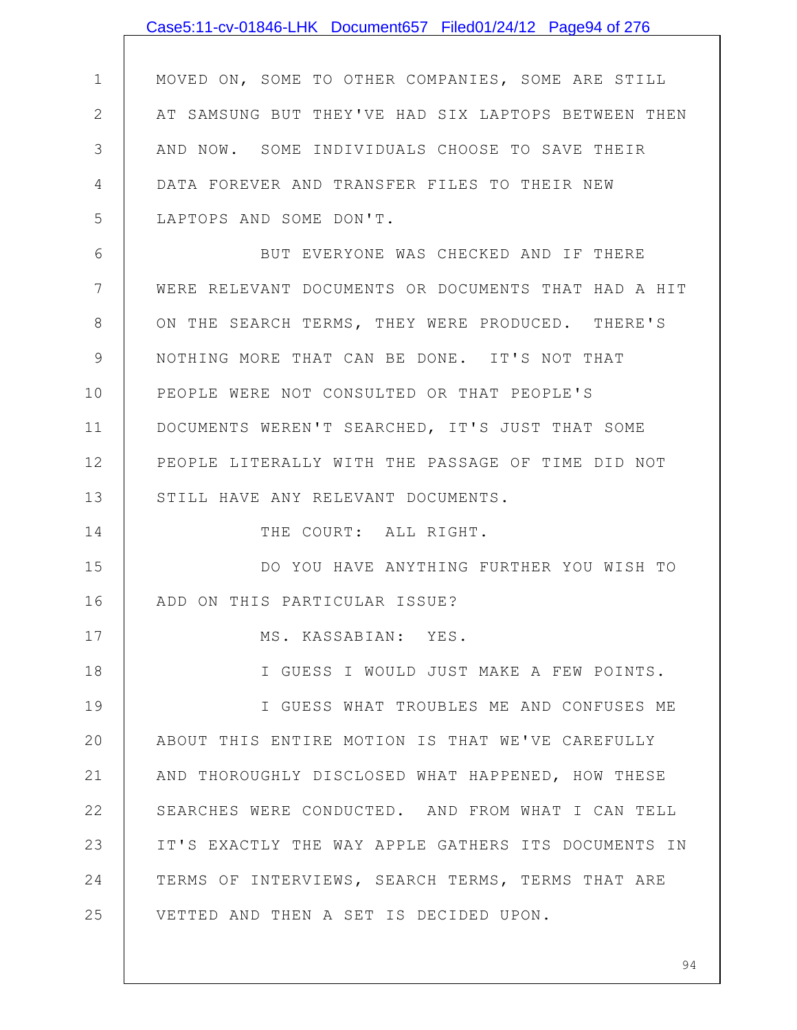MOVED ON, SOME TO OTHER COMPANIES, SOME ARE STILL AT SAMSUNG BUT THEY'VE HAD SIX LAPTOPS BETWEEN THEN AND NOW. SOME INDIVIDUALS CHOOSE TO SAVE THEIR DATA FOREVER AND TRANSFER FILES TO THEIR NEW LAPTOPS AND SOME DON'T.

BUT EVERYONE WAS CHECKED AND IF THERE WERE RELEVANT DOCUMENTS OR DOCUMENTS THAT HAD A HIT ON THE SEARCH TERMS, THEY WERE PRODUCED. THERE'S NOTHING MORE THAT CAN BE DONE. IT'S NOT THAT PEOPLE WERE NOT CONSULTED OR THAT PEOPLE'S DOCUMENTS WEREN'T SEARCHED, IT'S JUST THAT SOME PEOPLE LITERALLY WITH THE PASSAGE OF TIME DID NOT STILL HAVE ANY RELEVANT DOCUMENTS.

THE COURT: ALL RIGHT.

DO YOU HAVE ANYTHING FURTHER YOU WISH TO ADD ON THIS PARTICULAR ISSUE?

MS. KASSABIAN: YES.

I GUESS I WOULD JUST MAKE A FEW POINTS.

I GUESS WHAT TROUBLES ME AND CONFUSES ME ABOUT THIS ENTIRE MOTION IS THAT WE'VE CAREFULLY AND THOROUGHLY DISCLOSED WHAT HAPPENED, HOW THESE SEARCHES WERE CONDUCTED. AND FROM WHAT I CAN TELL IT'S EXACTLY THE WAY APPLE GATHERS ITS DOCUMENTS IN TERMS OF INTERVIEWS, SEARCH TERMS, TERMS THAT ARE VETTED AND THEN A SET IS DECIDED UPON.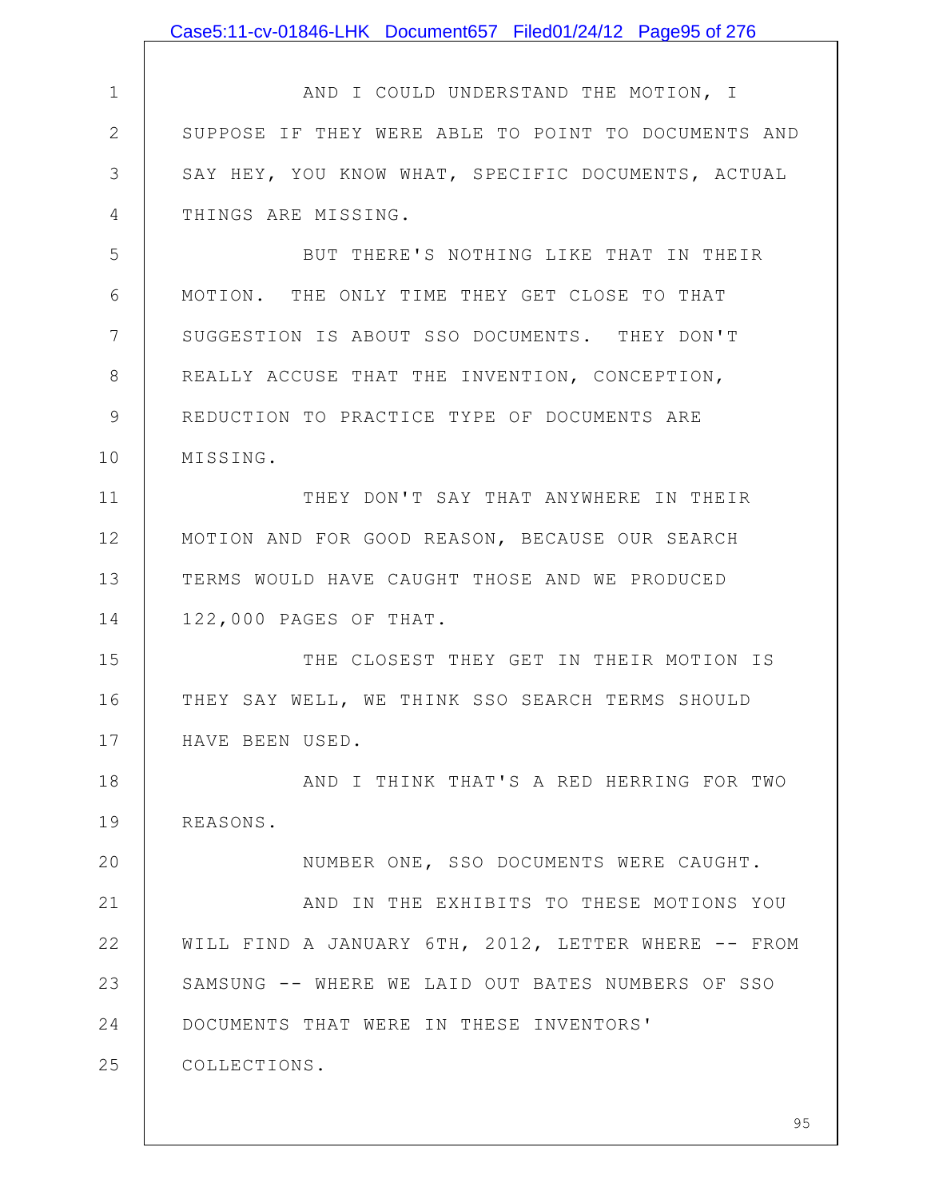AND I COULD UNDERSTAND THE MOTION, I SUPPOSE IF THEY WERE ABLE TO POINT TO DOCUMENTS AND SAY HEY, YOU KNOW WHAT, SPECIFIC DOCUMENTS, ACTUAL THINGS ARE MISSING.

BUT THERE'S NOTHING LIKE THAT IN THEIR MOTION. THE ONLY TIME THEY GET CLOSE TO THAT SUGGESTION IS ABOUT SSO DOCUMENTS. THEY DON'T REALLY ACCUSE THAT THE INVENTION, CONCEPTION, REDUCTION TO PRACTICE TYPE OF DOCUMENTS ARE MISSING.

THEY DON'T SAY THAT ANYWHERE IN THEIR MOTION AND FOR GOOD REASON, BECAUSE OUR SEARCH TERMS WOULD HAVE CAUGHT THOSE AND WE PRODUCED 122,000 PAGES OF THAT.

THE CLOSEST THEY GET IN THEIR MOTION IS THEY SAY WELL, WE THINK SSO SEARCH TERMS SHOULD HAVE BEEN USED.

AND I THINK THAT'S A RED HERRING FOR TWO REASONS.

NUMBER ONE, SSO DOCUMENTS WERE CAUGHT.

AND IN THE EXHIBITS TO THESE MOTIONS YOU WILL FIND A JANUARY 6TH, 2012, LETTER WHERE -- FROM SAMSUNG -- WHERE WE LAID OUT BATES NUMBERS OF SSO DOCUMENTS THAT WERE IN THESE INVENTORS' COLLECTIONS.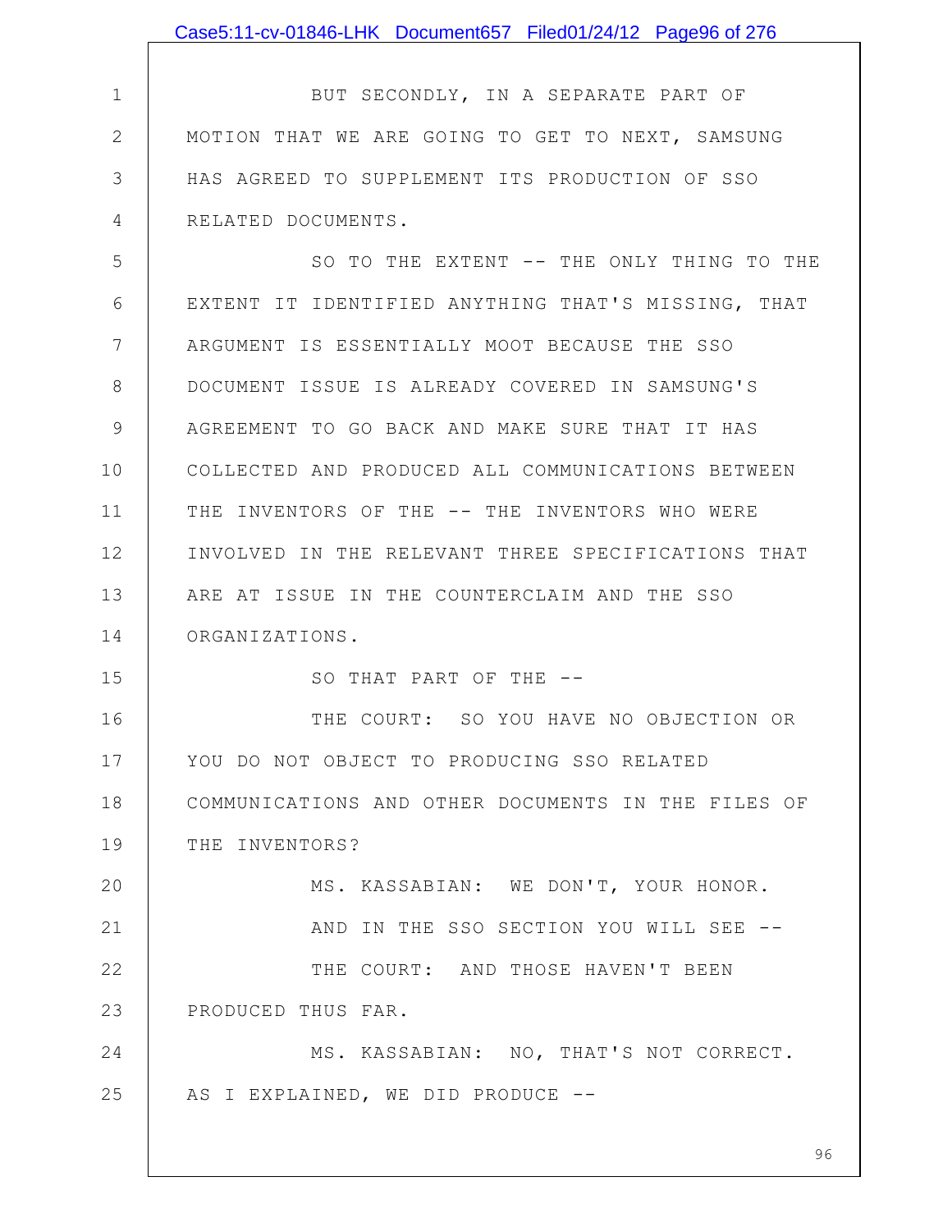BUT SECONDLY, IN A SEPARATE PART OF MOTION THAT WE ARE GOING TO GET TO NEXT, SAMSUNG HAS AGREED TO SUPPLEMENT ITS PRODUCTION OF SSO RELATED DOCUMENTS.

SO TO THE EXTENT -- THE ONLY THING TO THE EXTENT IT IDENTIFIED ANYTHING THAT'S MISSING, THAT ARGUMENT IS ESSENTIALLY MOOT BECAUSE THE SSO DOCUMENT ISSUE IS ALREADY COVERED IN SAMSUNG'S AGREEMENT TO GO BACK AND MAKE SURE THAT IT HAS COLLECTED AND PRODUCED ALL COMMUNICATIONS BETWEEN THE INVENTORS OF THE -- THE INVENTORS WHO WERE INVOLVED IN THE RELEVANT THREE SPECIFICATIONS THAT ARE AT ISSUE IN THE COUNTERCLAIM AND THE SSO ORGANIZATIONS.

SO THAT PART OF THE --

THE COURT: SO YOU HAVE NO OBJECTION OR YOU DO NOT OBJECT TO PRODUCING SSO RELATED COMMUNICATIONS AND OTHER DOCUMENTS IN THE FILES OF THE INVENTORS?

MS. KASSABIAN: WE DON'T, YOUR HONOR.

AND IN THE SSO SECTION YOU WILL SEE --

THE COURT: AND THOSE HAVEN'T BEEN PRODUCED THUS FAR.

MS. KASSABIAN: NO, THAT'S NOT CORRECT. AS I EXPLAINED, WE DID PRODUCE --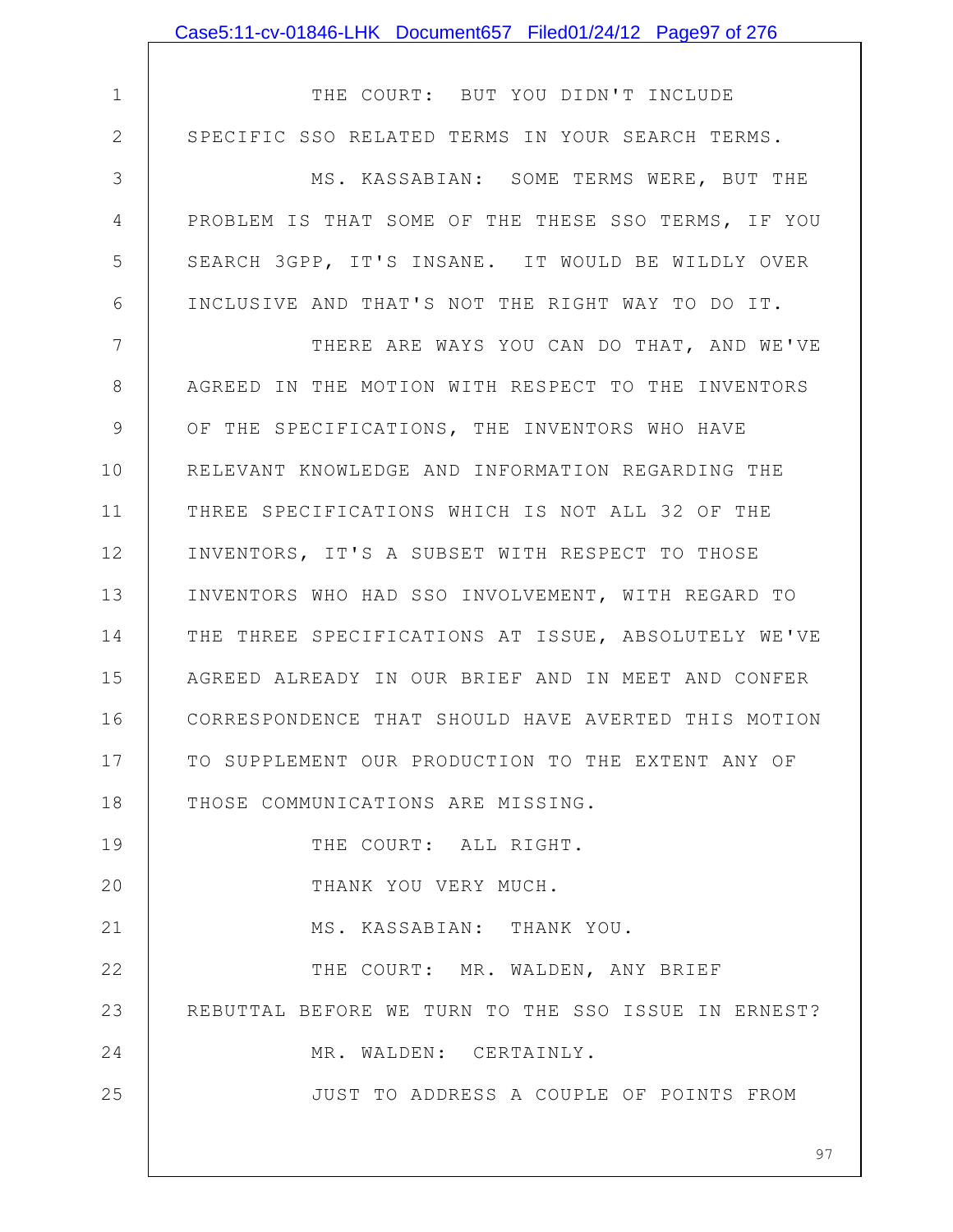THE COURT: BUT YOU DIDN'T INCLUDE SPECIFIC SSO RELATED TERMS IN YOUR SEARCH TERMS.

MS. KASSABIAN: SOME TERMS WERE, BUT THE PROBLEM IS THAT SOME OF THE THESE SSO TERMS, IF YOU SEARCH 3GPP, IT'S INSANE. IT WOULD BE WILDLY OVER INCLUSIVE AND THAT'S NOT THE RIGHT WAY TO DO IT.

THERE ARE WAYS YOU CAN DO THAT, AND WE'VE AGREED IN THE MOTION WITH RESPECT TO THE INVENTORS OF THE SPECIFICATIONS, THE INVENTORS WHO HAVE RELEVANT KNOWLEDGE AND INFORMATION REGARDING THE THREE SPECIFICATIONS WHICH IS NOT ALL 32 OF THE INVENTORS, IT'S A SUBSET WITH RESPECT TO THOSE INVENTORS WHO HAD SSO INVOLVEMENT, WITH REGARD TO THE THREE SPECIFICATIONS AT ISSUE, ABSOLUTELY WE'VE AGREED ALREADY IN OUR BRIEF AND IN MEET AND CONFER CORRESPONDENCE THAT SHOULD HAVE AVERTED THIS MOTION TO SUPPLEMENT OUR PRODUCTION TO THE EXTENT ANY OF THOSE COMMUNICATIONS ARE MISSING.

THE COURT: ALL RIGHT.

THANK YOU VERY MUCH.

MS. KASSABIAN: THANK YOU.

THE COURT: MR. WALDEN, ANY BRIEF REBUTTAL BEFORE WE TURN TO THE SSO ISSUE IN ERNEST?

MR. WALDEN: CERTAINLY.

JUST TO ADDRESS A COUPLE OF POINTS FROM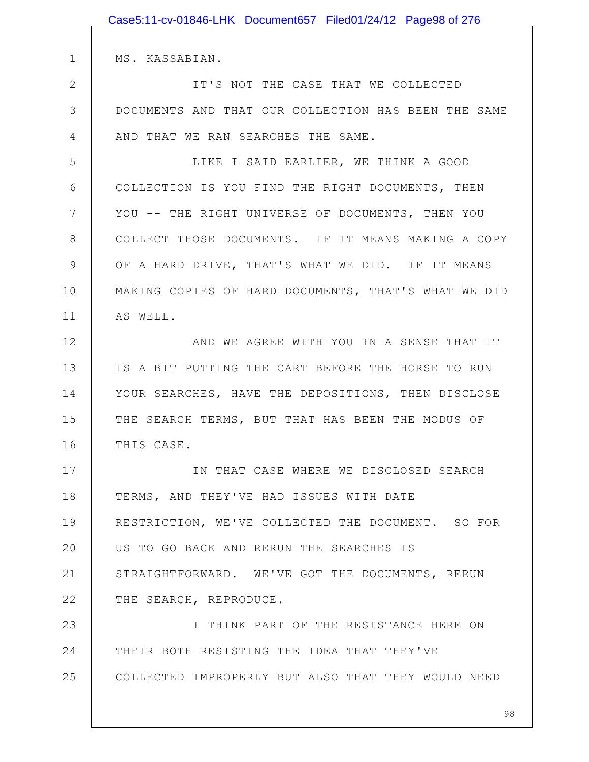MS. KASSABIAN.

IT'S NOT THE CASE THAT WE COLLECTED DOCUMENTS AND THAT OUR COLLECTION HAS BEEN THE SAME AND THAT WE RAN SEARCHES THE SAME.

LIKE I SAID EARLIER, WE THINK A GOOD COLLECTION IS YOU FIND THE RIGHT DOCUMENTS, THEN YOU -- THE RIGHT UNIVERSE OF DOCUMENTS, THEN YOU COLLECT THOSE DOCUMENTS. IF IT MEANS MAKING A COPY OF A HARD DRIVE, THAT'S WHAT WE DID. IF IT MEANS MAKING COPIES OF HARD DOCUMENTS, THAT'S WHAT WE DID AS WELL.

AND WE AGREE WITH YOU IN A SENSE THAT IT IS A BIT PUTTING THE CART BEFORE THE HORSE TO RUN YOUR SEARCHES, HAVE THE DEPOSITIONS, THEN DISCLOSE THE SEARCH TERMS, BUT THAT HAS BEEN THE MODUS OF THIS CASE.

IN THAT CASE WHERE WE DISCLOSED SEARCH TERMS, AND THEY'VE HAD ISSUES WITH DATE RESTRICTION, WE'VE COLLECTED THE DOCUMENT. SO FOR US TO GO BACK AND RERUN THE SEARCHES IS STRAIGHTFORWARD. WE'VE GOT THE DOCUMENTS, RERUN THE SEARCH, REPRODUCE.

I THINK PART OF THE RESISTANCE HERE ON THEIR BOTH RESISTING THE IDEA THAT THEY'VE COLLECTED IMPROPERLY BUT ALSO THAT THEY WOULD NEED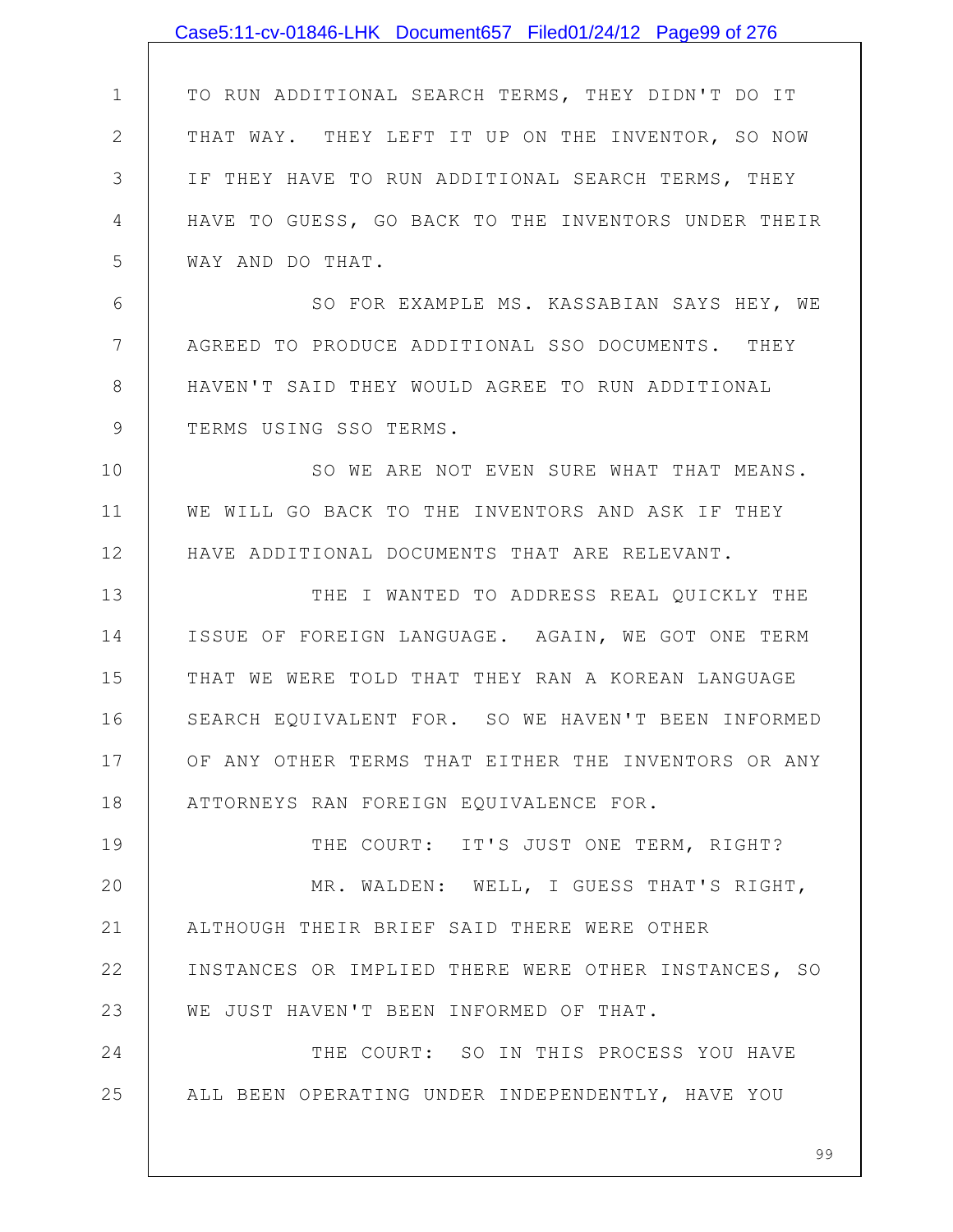TO RUN ADDITIONAL SEARCH TERMS, THEY DIDN'T DO IT THAT WAY. THEY LEFT IT UP ON THE INVENTOR, SO NOW IF THEY HAVE TO RUN ADDITIONAL SEARCH TERMS, THEY HAVE TO GUESS, GO BACK TO THE INVENTORS UNDER THEIR WAY AND DO THAT.

SO FOR EXAMPLE MS. KASSABIAN SAYS HEY, WE AGREED TO PRODUCE ADDITIONAL SSO DOCUMENTS. THEY HAVEN'T SAID THEY WOULD AGREE TO RUN ADDITIONAL TERMS USING SSO TERMS.

SO WE ARE NOT EVEN SURE WHAT THAT MEANS. WE WILL GO BACK TO THE INVENTORS AND ASK IF THEY HAVE ADDITIONAL DOCUMENTS THAT ARE RELEVANT.

THE I WANTED TO ADDRESS REAL QUICKLY THE ISSUE OF FOREIGN LANGUAGE. AGAIN, WE GOT ONE TERM THAT WE WERE TOLD THAT THEY RAN A KOREAN LANGUAGE SEARCH EQUIVALENT FOR. SO WE HAVEN'T BEEN INFORMED OF ANY OTHER TERMS THAT EITHER THE INVENTORS OR ANY ATTORNEYS RAN FOREIGN EQUIVALENCE FOR.

THE COURT: IT'S JUST ONE TERM, RIGHT?

MR. WALDEN: WELL, I GUESS THAT'S RIGHT, ALTHOUGH THEIR BRIEF SAID THERE WERE OTHER INSTANCES OR IMPLIED THERE WERE OTHER INSTANCES, SO WE JUST HAVEN'T BEEN INFORMED OF THAT.

THE COURT: SO IN THIS PROCESS YOU HAVE ALL BEEN OPERATING UNDER INDEPENDENTLY, HAVE YOU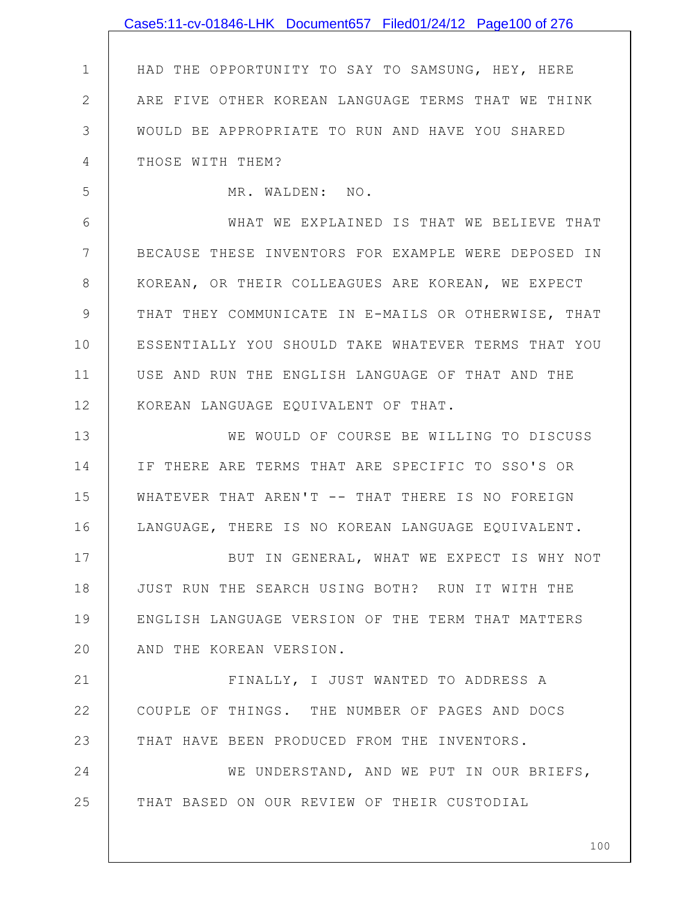HAD THE OPPORTUNITY TO SAY TO SAMSUNG, HEY, HERE ARE FIVE OTHER KOREAN LANGUAGE TERMS THAT WE THINK WOULD BE APPROPRIATE TO RUN AND HAVE YOU SHARED THOSE WITH THEM?

MR. WALDEN: NO.

WHAT WE EXPLAINED IS THAT WE BELIEVE THAT BECAUSE THESE INVENTORS FOR EXAMPLE WERE DEPOSED IN KOREAN, OR THEIR COLLEAGUES ARE KOREAN, WE EXPECT THAT THEY COMMUNICATE IN E-MAILS OR OTHERWISE, THAT ESSENTIALLY YOU SHOULD TAKE WHATEVER TERMS THAT YOU USE AND RUN THE ENGLISH LANGUAGE OF THAT AND THE KOREAN LANGUAGE EQUIVALENT OF THAT.

WE WOULD OF COURSE BE WILLING TO DISCUSS IF THERE ARE TERMS THAT ARE SPECIFIC TO SSO'S OR WHATEVER THAT AREN'T -- THAT THERE IS NO FOREIGN LANGUAGE, THERE IS NO KOREAN LANGUAGE EQUIVALENT.

BUT IN GENERAL, WHAT WE EXPECT IS WHY NOT JUST RUN THE SEARCH USING BOTH? RUN IT WITH THE ENGLISH LANGUAGE VERSION OF THE TERM THAT MATTERS AND THE KOREAN VERSION.

FINALLY, I JUST WANTED TO ADDRESS A COUPLE OF THINGS. THE NUMBER OF PAGES AND DOCS THAT HAVE BEEN PRODUCED FROM THE INVENTORS.

WE UNDERSTAND, AND WE PUT IN OUR BRIEFS, THAT BASED ON OUR REVIEW OF THEIR CUSTODIAL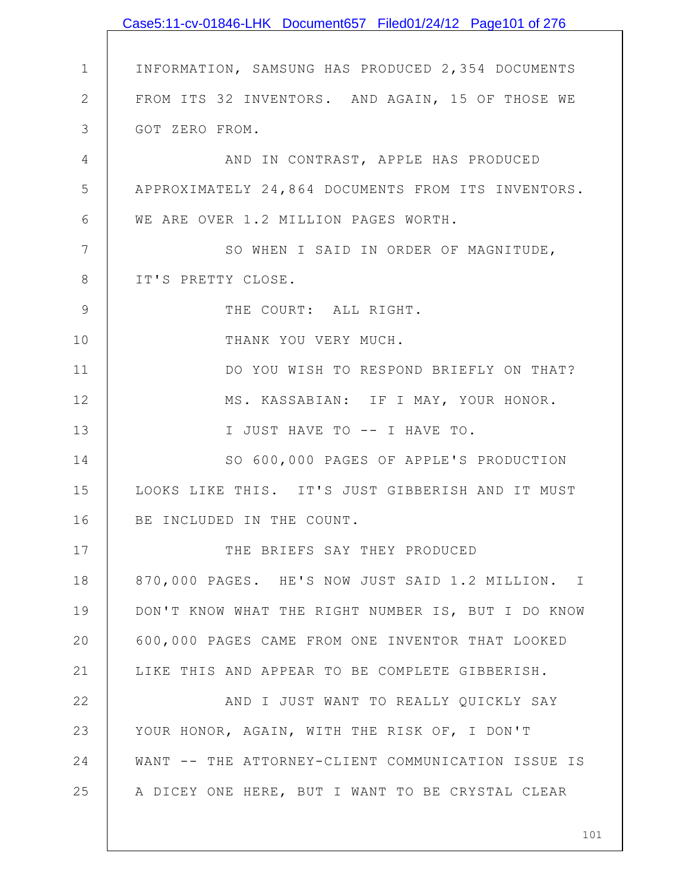INFORMATION, SAMSUNG HAS PRODUCED 2,354 DOCUMENTS FROM ITS 32 INVENTORS. AND AGAIN, 15 OF THOSE WE GOT ZERO FROM.

AND IN CONTRAST, APPLE HAS PRODUCED APPROXIMATELY 24,864 DOCUMENTS FROM ITS INVENTORS. WE ARE OVER 1.2 MILLION PAGES WORTH.

SO WHEN I SAID IN ORDER OF MAGNITUDE, IT'S PRETTY CLOSE.

THE COURT: ALL RIGHT.

THANK YOU VERY MUCH.

DO YOU WISH TO RESPOND BRIEFLY ON THAT?

MS. KASSABIAN: IF I MAY, YOUR HONOR.

I JUST HAVE TO -- I HAVE TO.

SO 600,000 PAGES OF APPLE'S PRODUCTION LOOKS LIKE THIS. IT'S JUST GIBBERISH AND IT MUST BE INCLUDED IN THE COUNT.

THE BRIEFS SAY THEY PRODUCED 870,000 PAGES. HE'S NOW JUST SAID 1.2 MILLION. I DON'T KNOW WHAT THE RIGHT NUMBER IS, BUT I DO KNOW 600,000 PAGES CAME FROM ONE INVENTOR THAT LOOKED LIKE THIS AND APPEAR TO BE COMPLETE GIBBERISH.

AND I JUST WANT TO REALLY QUICKLY SAY YOUR HONOR, AGAIN, WITH THE RISK OF, I DON'T WANT -- THE ATTORNEY-CLIENT COMMUNICATION ISSUE IS A DICEY ONE HERE, BUT I WANT TO BE CRYSTAL CLEAR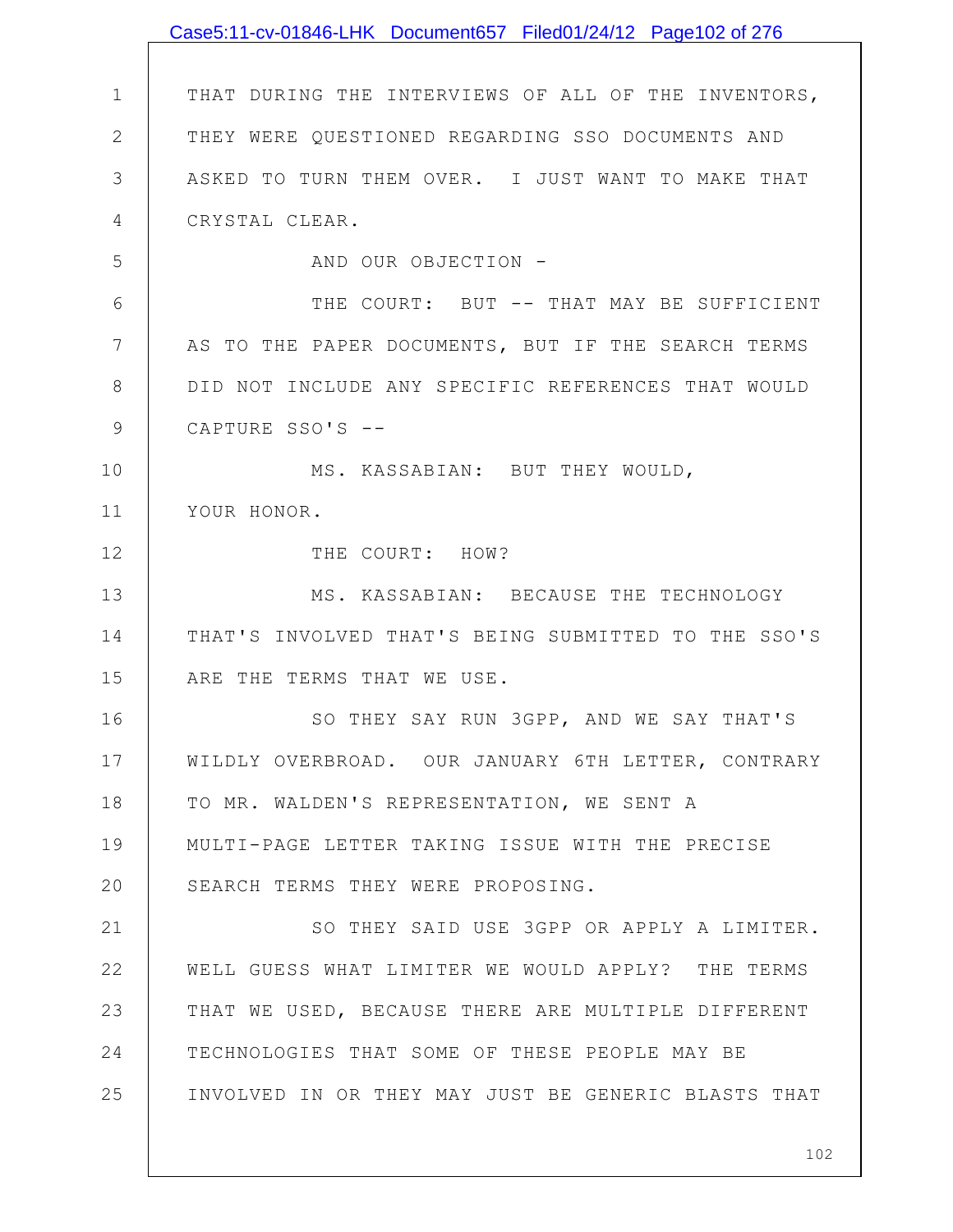THAT DURING THE INTERVIEWS OF ALL OF THE INVENTORS, THEY WERE QUESTIONED REGARDING SSO DOCUMENTS AND ASKED TO TURN THEM OVER. I JUST WANT TO MAKE THAT CRYSTAL CLEAR.

AND OUR OBJECTION -

THE COURT: BUT -- THAT MAY BE SUFFICIENT AS TO THE PAPER DOCUMENTS, BUT IF THE SEARCH TERMS DID NOT INCLUDE ANY SPECIFIC REFERENCES THAT WOULD CAPTURE SSO'S --

MS. KASSABIAN: BUT THEY WOULD, YOUR HONOR.

THE COURT: HOW?

MS. KASSABIAN: BECAUSE THE TECHNOLOGY THAT'S INVOLVED THAT'S BEING SUBMITTED TO THE SSO'S ARE THE TERMS THAT WE USE.

SO THEY SAY RUN 3GPP, AND WE SAY THAT'S WILDLY OVERBROAD. OUR JANUARY 6TH LETTER, CONTRARY TO MR. WALDEN'S REPRESENTATION, WE SENT A MULTI-PAGE LETTER TAKING ISSUE WITH THE PRECISE SEARCH TERMS THEY WERE PROPOSING.

SO THEY SAID USE 3GPP OR APPLY A LIMITER. WELL GUESS WHAT LIMITER WE WOULD APPLY? THE TERMS THAT WE USED, BECAUSE THERE ARE MULTIPLE DIFFERENT TECHNOLOGIES THAT SOME OF THESE PEOPLE MAY BE INVOLVED IN OR THEY MAY JUST BE GENERIC BLASTS THAT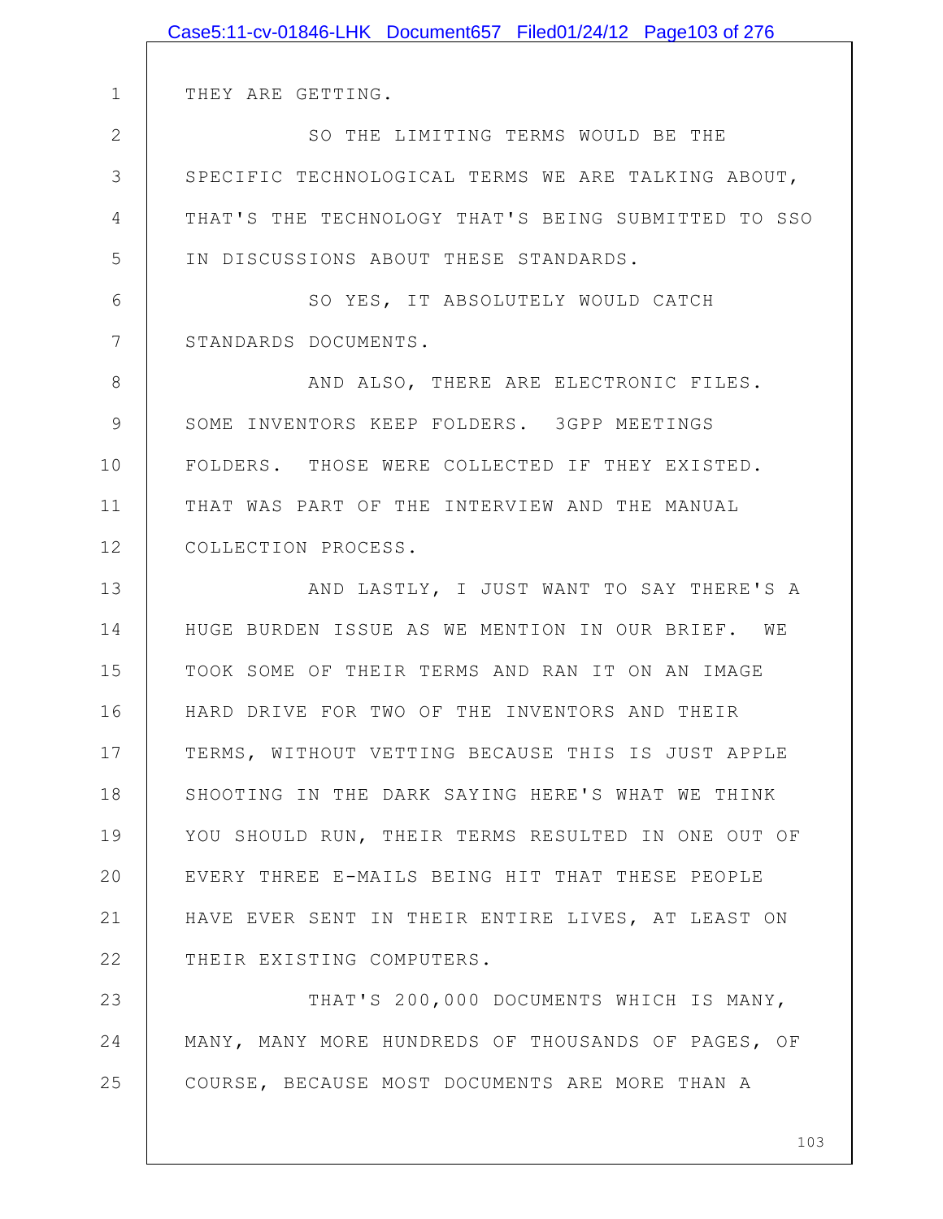THEY ARE GETTING.

SO THE LIMITING TERMS WOULD BE THE SPECIFIC TECHNOLOGICAL TERMS WE ARE TALKING ABOUT, THAT'S THE TECHNOLOGY THAT'S BEING SUBMITTED TO SSO IN DISCUSSIONS ABOUT THESE STANDARDS.

SO YES, IT ABSOLUTELY WOULD CATCH STANDARDS DOCUMENTS.

AND ALSO, THERE ARE ELECTRONIC FILES. SOME INVENTORS KEEP FOLDERS. 3GPP MEETINGS FOLDERS. THOSE WERE COLLECTED IF THEY EXISTED. THAT WAS PART OF THE INTERVIEW AND THE MANUAL COLLECTION PROCESS.

AND LASTLY, I JUST WANT TO SAY THERE'S A HUGE BURDEN ISSUE AS WE MENTION IN OUR BRIEF. WE TOOK SOME OF THEIR TERMS AND RAN IT ON AN IMAGE HARD DRIVE FOR TWO OF THE INVENTORS AND THEIR TERMS, WITHOUT VETTING BECAUSE THIS IS JUST APPLE SHOOTING IN THE DARK SAYING HERE'S WHAT WE THINK YOU SHOULD RUN, THEIR TERMS RESULTED IN ONE OUT OF EVERY THREE E-MAILS BEING HIT THAT THESE PEOPLE HAVE EVER SENT IN THEIR ENTIRE LIVES, AT LEAST ON THEIR EXISTING COMPUTERS.

THAT'S 200,000 DOCUMENTS WHICH IS MANY, MANY, MANY MORE HUNDREDS OF THOUSANDS OF PAGES, OF COURSE, BECAUSE MOST DOCUMENTS ARE MORE THAN A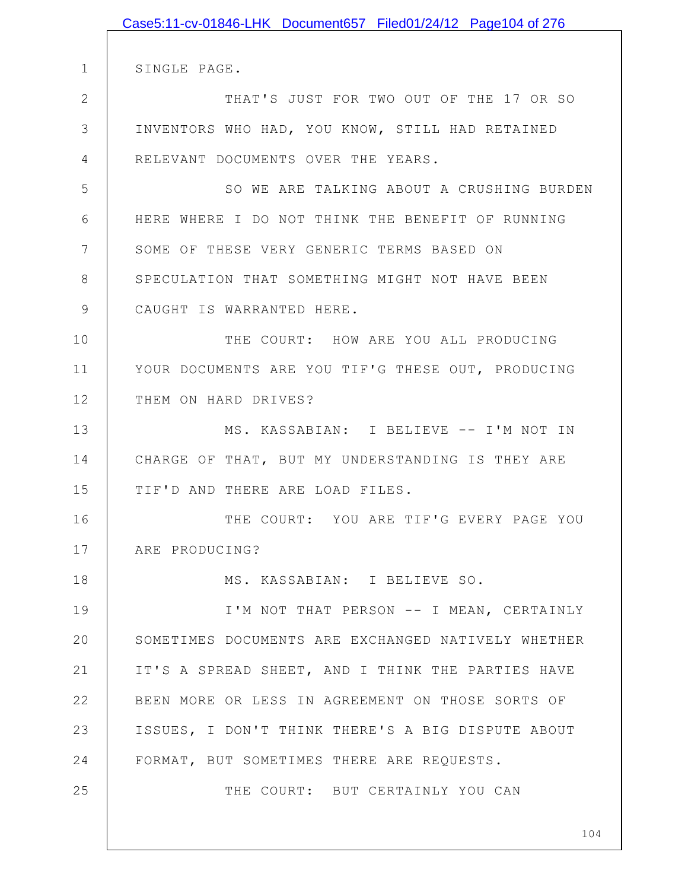SINGLE PAGE.

THAT'S JUST FOR TWO OUT OF THE 17 OR SO INVENTORS WHO HAD, YOU KNOW, STILL HAD RETAINED RELEVANT DOCUMENTS OVER THE YEARS.

SO WE ARE TALKING ABOUT A CRUSHING BURDEN HERE WHERE I DO NOT THINK THE BENEFIT OF RUNNING SOME OF THESE VERY GENERIC TERMS BASED ON SPECULATION THAT SOMETHING MIGHT NOT HAVE BEEN CAUGHT IS WARRANTED HERE.

THE COURT: HOW ARE YOU ALL PRODUCING YOUR DOCUMENTS ARE YOU TIF'G THESE OUT, PRODUCING THEM ON HARD DRIVES?

MS. KASSABIAN: I BELIEVE -- I'M NOT IN CHARGE OF THAT, BUT MY UNDERSTANDING IS THEY ARE TIF'D AND THERE ARE LOAD FILES.

THE COURT: YOU ARE TIF'G EVERY PAGE YOU ARE PRODUCING?

MS. KASSABIAN: I BELIEVE SO.

I'M NOT THAT PERSON -- I MEAN, CERTAINLY SOMETIMES DOCUMENTS ARE EXCHANGED NATIVELY WHETHER IT'S A SPREAD SHEET, AND I THINK THE PARTIES HAVE BEEN MORE OR LESS IN AGREEMENT ON THOSE SORTS OF ISSUES, I DON'T THINK THERE'S A BIG DISPUTE ABOUT FORMAT, BUT SOMETIMES THERE ARE REQUESTS.

THE COURT: BUT CERTAINLY YOU CAN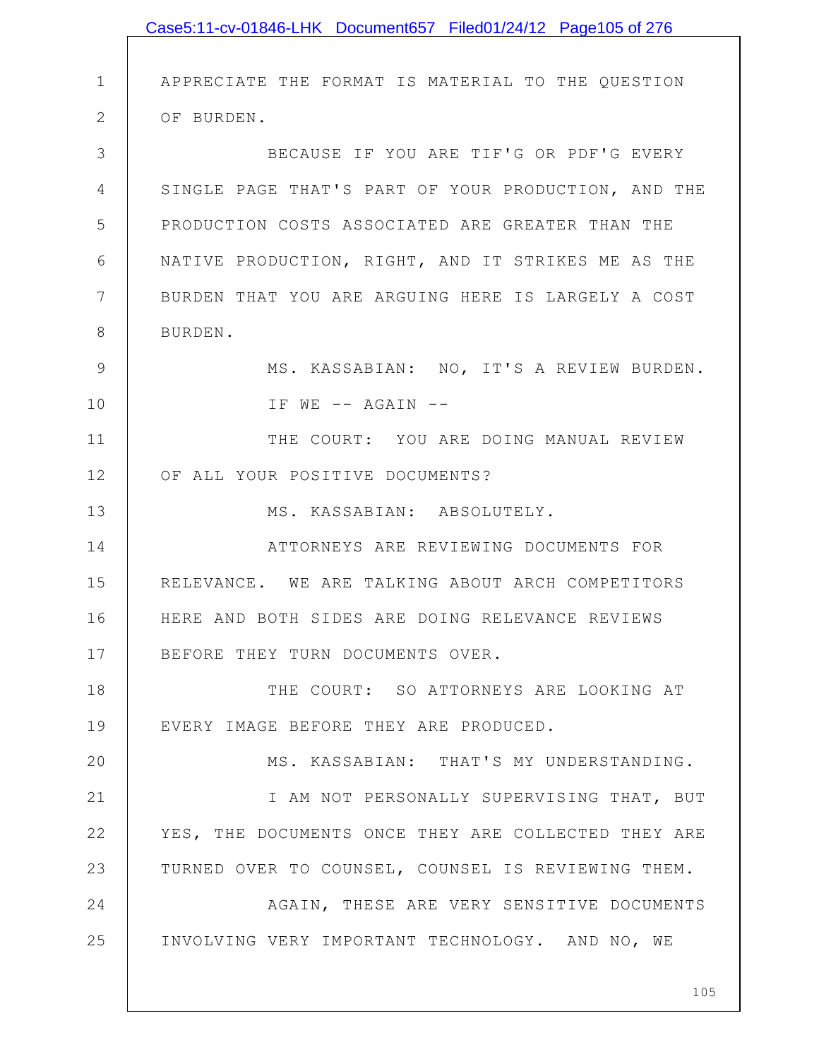APPRECIATE THE FORMAT IS MATERIAL TO THE QUESTION OF BURDEN.

BECAUSE IF YOU ARE TIF'G OR PDF'G EVERY SINGLE PAGE THAT'S PART OF YOUR PRODUCTION, AND THE PRODUCTION COSTS ASSOCIATED ARE GREATER THAN THE NATIVE PRODUCTION, RIGHT, AND IT STRIKES ME AS THE BURDEN THAT YOU ARE ARGUING HERE IS LARGELY A COST BURDEN.

MS. KASSABIAN: NO, IT'S A REVIEW BURDEN.

IF WE -- AGAIN --

THE COURT: YOU ARE DOING MANUAL REVIEW OF ALL YOUR POSITIVE DOCUMENTS?

MS. KASSABIAN: ABSOLUTELY.

ATTORNEYS ARE REVIEWING DOCUMENTS FOR RELEVANCE. WE ARE TALKING ABOUT ARCH COMPETITORS HERE AND BOTH SIDES ARE DOING RELEVANCE REVIEWS BEFORE THEY TURN DOCUMENTS OVER.

THE COURT: SO ATTORNEYS ARE LOOKING AT EVERY IMAGE BEFORE THEY ARE PRODUCED.

MS. KASSABIAN: THAT'S MY UNDERSTANDING.

I AM NOT PERSONALLY SUPERVISING THAT, BUT YES, THE DOCUMENTS ONCE THEY ARE COLLECTED THEY ARE TURNED OVER TO COUNSEL, COUNSEL IS REVIEWING THEM.

AGAIN, THESE ARE VERY SENSITIVE DOCUMENTS INVOLVING VERY IMPORTANT TECHNOLOGY. AND NO, WE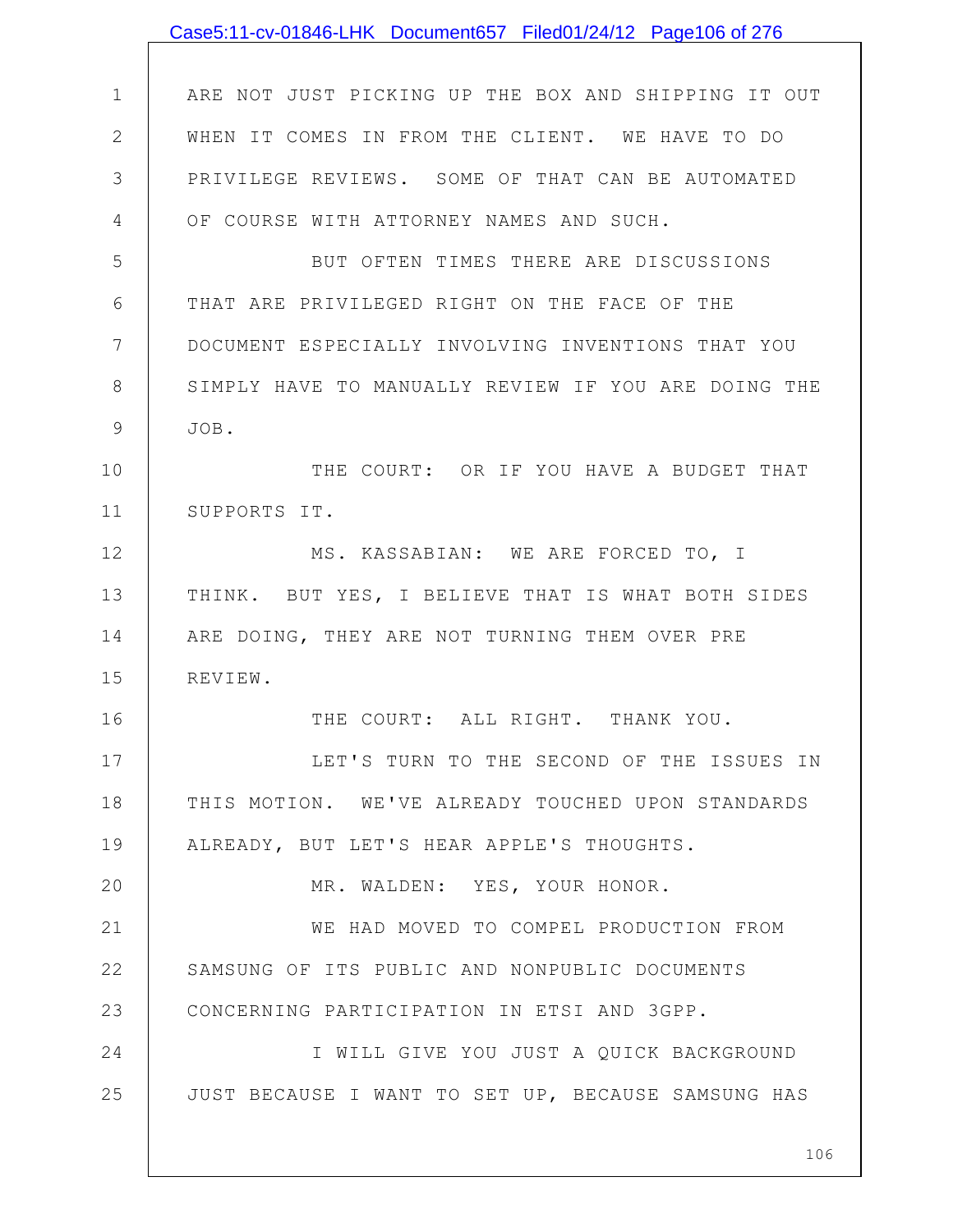ARE NOT JUST PICKING UP THE BOX AND SHIPPING IT OUT WHEN IT COMES IN FROM THE CLIENT. WE HAVE TO DO PRIVILEGE REVIEWS. SOME OF THAT CAN BE AUTOMATED OF COURSE WITH ATTORNEY NAMES AND SUCH.

BUT OFTEN TIMES THERE ARE DISCUSSIONS THAT ARE PRIVILEGED RIGHT ON THE FACE OF THE DOCUMENT ESPECIALLY INVOLVING INVENTIONS THAT YOU SIMPLY HAVE TO MANUALLY REVIEW IF YOU ARE DOING THE JOB.

THE COURT: OR IF YOU HAVE A BUDGET THAT SUPPORTS IT.

MS. KASSABIAN: WE ARE FORCED TO, I THINK. BUT YES, I BELIEVE THAT IS WHAT BOTH SIDES ARE DOING, THEY ARE NOT TURNING THEM OVER PRE REVIEW.

THE COURT: ALL RIGHT. THANK YOU.

LET'S TURN TO THE SECOND OF THE ISSUES IN THIS MOTION. WE'VE ALREADY TOUCHED UPON STANDARDS ALREADY, BUT LET'S HEAR APPLE'S THOUGHTS.

MR. WALDEN: YES, YOUR HONOR.

WE HAD MOVED TO COMPEL PRODUCTION FROM SAMSUNG OF ITS PUBLIC AND NONPUBLIC DOCUMENTS CONCERNING PARTICIPATION IN ETSI AND 3GPP.

I WILL GIVE YOU JUST A QUICK BACKGROUND JUST BECAUSE I WANT TO SET UP, BECAUSE SAMSUNG HAS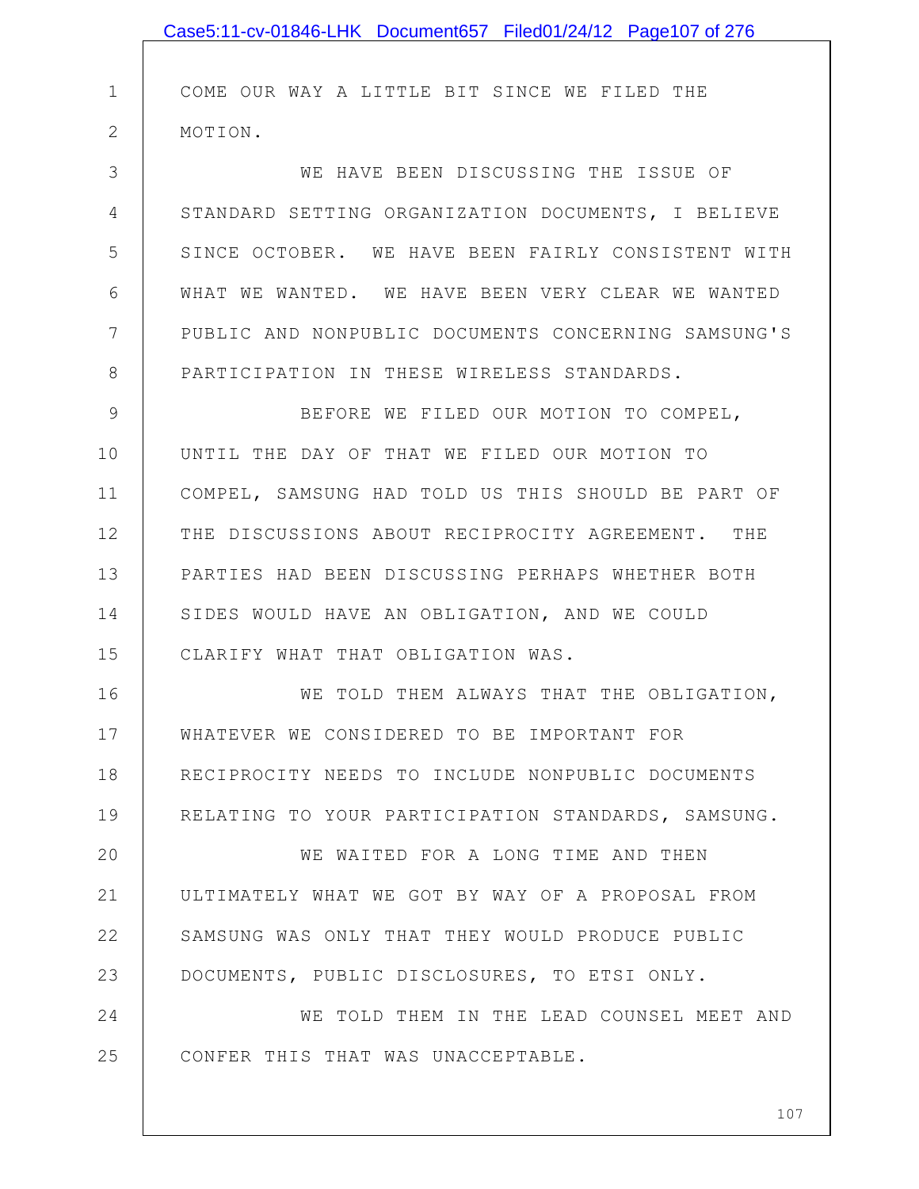COME OUR WAY A LITTLE BIT SINCE WE FILED THE MOTION.

WE HAVE BEEN DISCUSSING THE ISSUE OF STANDARD SETTING ORGANIZATION DOCUMENTS, I BELIEVE SINCE OCTOBER. WE HAVE BEEN FAIRLY CONSISTENT WITH WHAT WE WANTED. WE HAVE BEEN VERY CLEAR WE WANTED PUBLIC AND NONPUBLIC DOCUMENTS CONCERNING SAMSUNG'S PARTICIPATION IN THESE WIRELESS STANDARDS.

BEFORE WE FILED OUR MOTION TO COMPEL, UNTIL THE DAY OF THAT WE FILED OUR MOTION TO COMPEL, SAMSUNG HAD TOLD US THIS SHOULD BE PART OF THE DISCUSSIONS ABOUT RECIPROCITY AGREEMENT. THE PARTIES HAD BEEN DISCUSSING PERHAPS WHETHER BOTH SIDES WOULD HAVE AN OBLIGATION, AND WE COULD CLARIFY WHAT THAT OBLIGATION WAS.

WE TOLD THEM ALWAYS THAT THE OBLIGATION, WHATEVER WE CONSIDERED TO BE IMPORTANT FOR RECIPROCITY NEEDS TO INCLUDE NONPUBLIC DOCUMENTS RELATING TO YOUR PARTICIPATION STANDARDS, SAMSUNG.

WE WAITED FOR A LONG TIME AND THEN ULTIMATELY WHAT WE GOT BY WAY OF A PROPOSAL FROM SAMSUNG WAS ONLY THAT THEY WOULD PRODUCE PUBLIC DOCUMENTS, PUBLIC DISCLOSURES, TO ETSI ONLY.

WE TOLD THEM IN THE LEAD COUNSEL MEET AND CONFER THIS THAT WAS UNACCEPTABLE.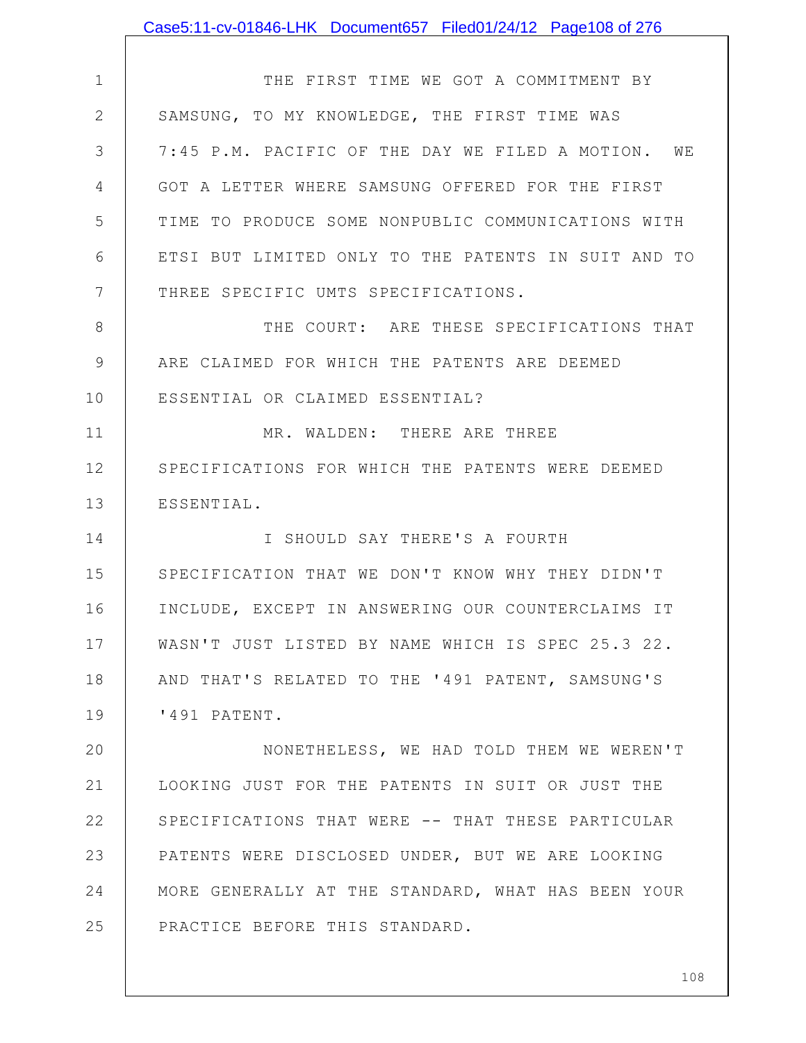THE FIRST TIME WE GOT A COMMITMENT BY SAMSUNG, TO MY KNOWLEDGE, THE FIRST TIME WAS 7:45 P.M. PACIFIC OF THE DAY WE FILED A MOTION. WE GOT A LETTER WHERE SAMSUNG OFFERED FOR THE FIRST TIME TO PRODUCE SOME NONPUBLIC COMMUNICATIONS WITH ETSI BUT LIMITED ONLY TO THE PATENTS IN SUIT AND TO THREE SPECIFIC UMTS SPECIFICATIONS.

THE COURT: ARE THESE SPECIFICATIONS THAT ARE CLAIMED FOR WHICH THE PATENTS ARE DEEMED ESSENTIAL OR CLAIMED ESSENTIAL?

MR. WALDEN: THERE ARE THREE SPECIFICATIONS FOR WHICH THE PATENTS WERE DEEMED ESSENTIAL.

I SHOULD SAY THERE'S A FOURTH SPECIFICATION THAT WE DON'T KNOW WHY THEY DIDN'T INCLUDE, EXCEPT IN ANSWERING OUR COUNTERCLAIMS IT WASN'T JUST LISTED BY NAME WHICH IS SPEC 25.3 22. AND THAT'S RELATED TO THE '491 PATENT, SAMSUNG'S '491 PATENT.

NONETHELESS, WE HAD TOLD THEM WE WEREN'T LOOKING JUST FOR THE PATENTS IN SUIT OR JUST THE SPECIFICATIONS THAT WERE -- THAT THESE PARTICULAR PATENTS WERE DISCLOSED UNDER, BUT WE ARE LOOKING MORE GENERALLY AT THE STANDARD, WHAT HAS BEEN YOUR PRACTICE BEFORE THIS STANDARD.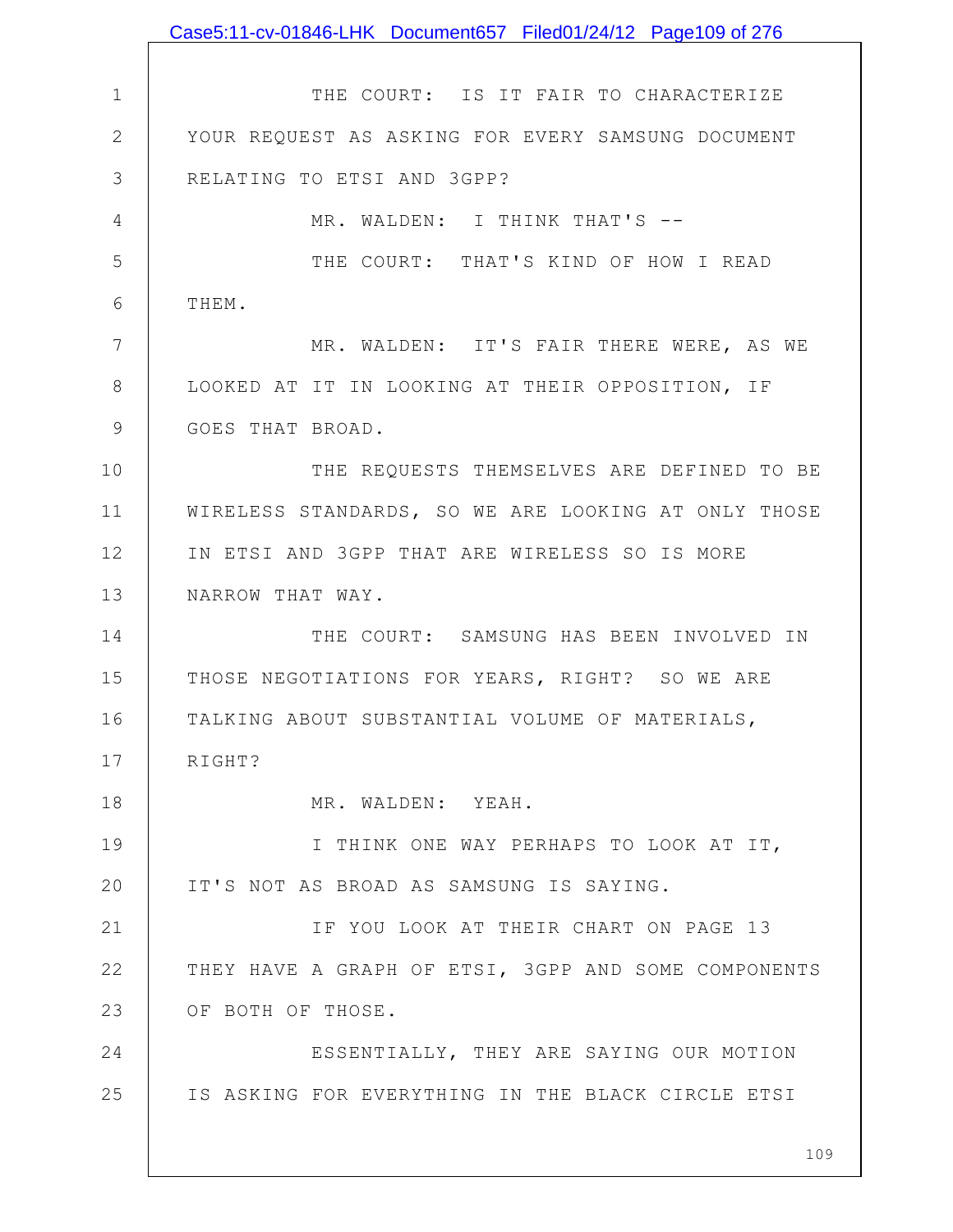THE COURT: IS IT FAIR TO CHARACTERIZE YOUR REQUEST AS ASKING FOR EVERY SAMSUNG DOCUMENT RELATING TO ETSI AND 3GPP?

MR. WALDEN: I THINK THAT'S --

THE COURT: THAT'S KIND OF HOW I READ THEM.

MR. WALDEN: IT'S FAIR THERE WERE, AS WE LOOKED AT IT IN LOOKING AT THEIR OPPOSITION, IF GOES THAT BROAD.

THE REQUESTS THEMSELVES ARE DEFINED TO BE WIRELESS STANDARDS, SO WE ARE LOOKING AT ONLY THOSE IN ETSI AND 3GPP THAT ARE WIRELESS SO IS MORE NARROW THAT WAY.

THE COURT: SAMSUNG HAS BEEN INVOLVED IN THOSE NEGOTIATIONS FOR YEARS, RIGHT? SO WE ARE TALKING ABOUT SUBSTANTIAL VOLUME OF MATERIALS, RIGHT?

MR. WALDEN: YEAH.

I THINK ONE WAY PERHAPS TO LOOK AT IT, IT'S NOT AS BROAD AS SAMSUNG IS SAYING.

IF YOU LOOK AT THEIR CHART ON PAGE 13 THEY HAVE A GRAPH OF ETSI, 3GPP AND SOME COMPONENTS OF BOTH OF THOSE.

ESSENTIALLY, THEY ARE SAYING OUR MOTION IS ASKING FOR EVERYTHING IN THE BLACK CIRCLE ETSI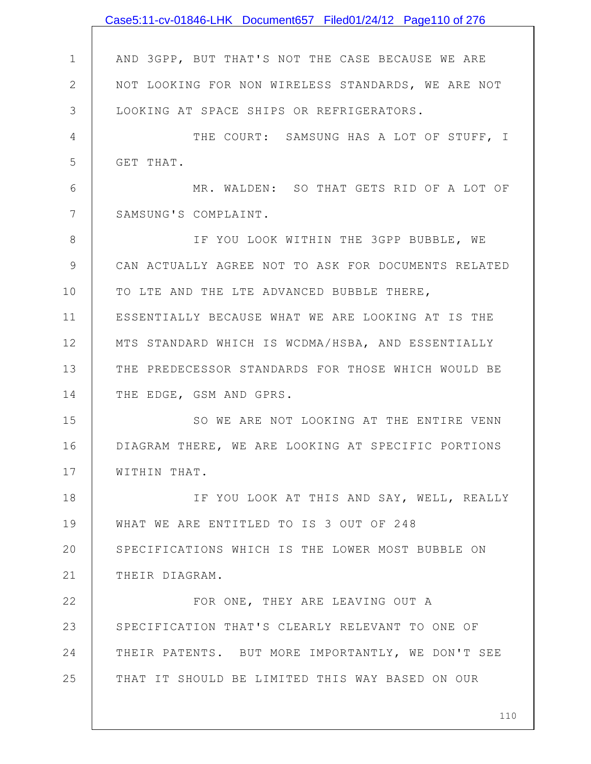AND 3GPP, BUT THAT'S NOT THE CASE BECAUSE WE ARE NOT LOOKING FOR NON WIRELESS STANDARDS, WE ARE NOT LOOKING AT SPACE SHIPS OR REFRIGERATORS.

THE COURT: SAMSUNG HAS A LOT OF STUFF, I GET THAT.

MR. WALDEN: SO THAT GETS RID OF A LOT OF SAMSUNG'S COMPLAINT.

IF YOU LOOK WITHIN THE 3GPP BUBBLE, WE CAN ACTUALLY AGREE NOT TO ASK FOR DOCUMENTS RELATED TO LTE AND THE LTE ADVANCED BUBBLE THERE, ESSENTIALLY BECAUSE WHAT WE ARE LOOKING AT IS THE MTS STANDARD WHICH IS WCDMA/HSBA, AND ESSENTIALLY THE PREDECESSOR STANDARDS FOR THOSE WHICH WOULD BE THE EDGE, GSM AND GPRS.

SO WE ARE NOT LOOKING AT THE ENTIRE VENN DIAGRAM THERE, WE ARE LOOKING AT SPECIFIC PORTIONS WITHIN THAT.

IF YOU LOOK AT THIS AND SAY, WELL, REALLY WHAT WE ARE ENTITLED TO IS 3 OUT OF 248 SPECIFICATIONS WHICH IS THE LOWER MOST BUBBLE ON THEIR DIAGRAM.

FOR ONE, THEY ARE LEAVING OUT A SPECIFICATION THAT'S CLEARLY RELEVANT TO ONE OF THEIR PATENTS. BUT MORE IMPORTANTLY, WE DON'T SEE THAT IT SHOULD BE LIMITED THIS WAY BASED ON OUR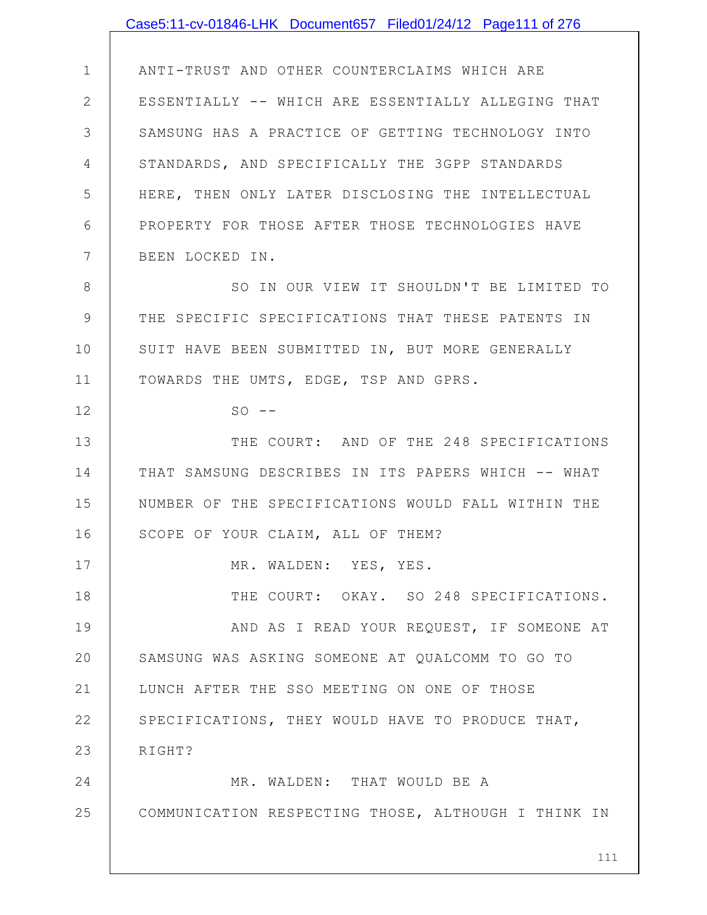ANTI-TRUST AND OTHER COUNTERCLAIMS WHICH ARE ESSENTIALLY -- WHICH ARE ESSENTIALLY ALLEGING THAT SAMSUNG HAS A PRACTICE OF GETTING TECHNOLOGY INTO STANDARDS, AND SPECIFICALLY THE 3GPP STANDARDS HERE, THEN ONLY LATER DISCLOSING THE INTELLECTUAL PROPERTY FOR THOSE AFTER THOSE TECHNOLOGIES HAVE BEEN LOCKED IN.

SO IN OUR VIEW IT SHOULDN'T BE LIMITED TO THE SPECIFIC SPECIFICATIONS THAT THESE PATENTS IN SUIT HAVE BEEN SUBMITTED IN, BUT MORE GENERALLY TOWARDS THE UMTS, EDGE, TSP AND GPRS.

SO --

THE COURT: AND OF THE 248 SPECIFICATIONS THAT SAMSUNG DESCRIBES IN ITS PAPERS WHICH -- WHAT NUMBER OF THE SPECIFICATIONS WOULD FALL WITHIN THE SCOPE OF YOUR CLAIM, ALL OF THEM?

MR. WALDEN: YES, YES.

THE COURT: OKAY. SO 248 SPECIFICATIONS.

AND AS I READ YOUR REQUEST, IF SOMEONE AT SAMSUNG WAS ASKING SOMEONE AT QUALCOMM TO GO TO LUNCH AFTER THE SSO MEETING ON ONE OF THOSE SPECIFICATIONS, THEY WOULD HAVE TO PRODUCE THAT, RIGHT?

MR. WALDEN: THAT WOULD BE A COMMUNICATION RESPECTING THOSE, ALTHOUGH I THINK IN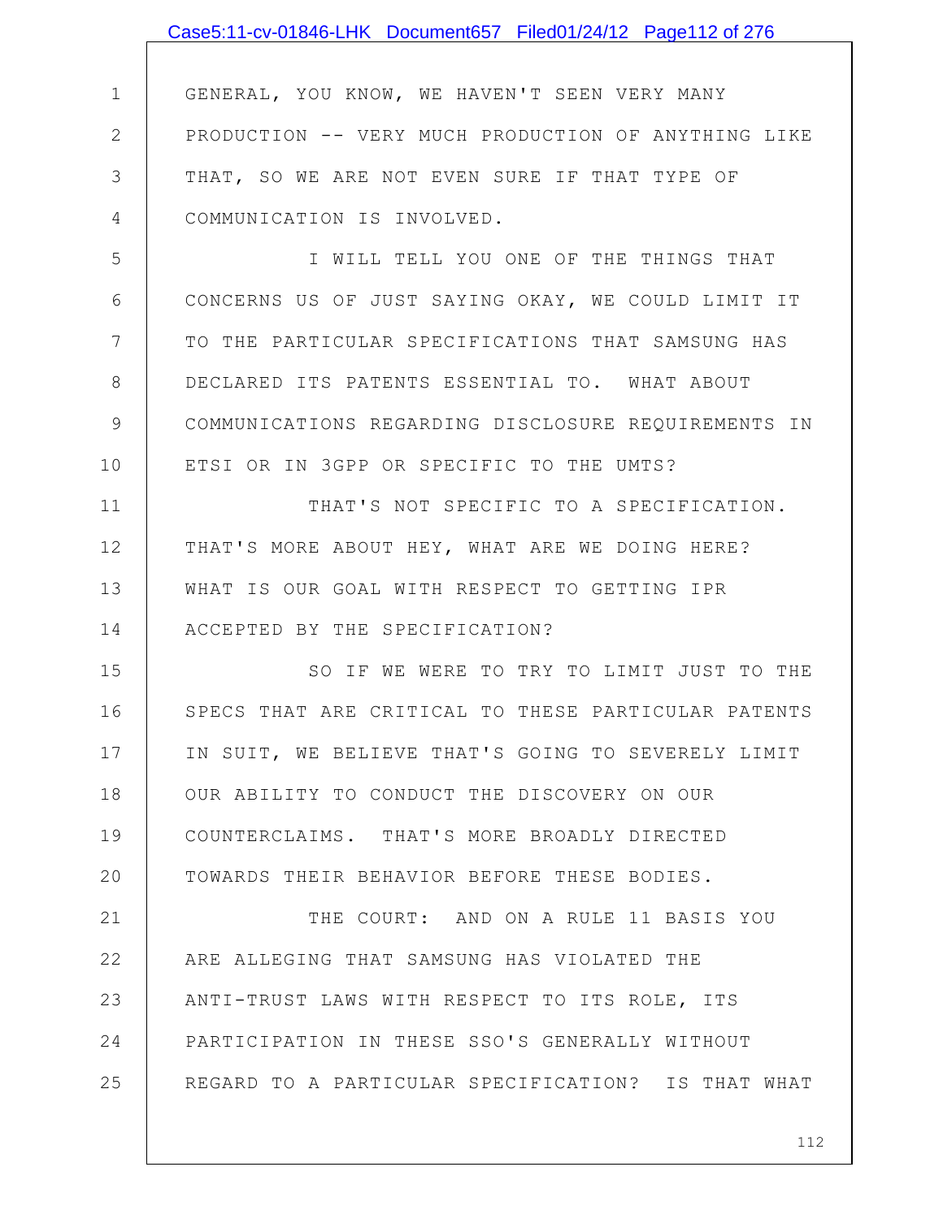GENERAL, YOU KNOW, WE HAVEN'T SEEN VERY MANY PRODUCTION -- VERY MUCH PRODUCTION OF ANYTHING LIKE THAT, SO WE ARE NOT EVEN SURE IF THAT TYPE OF COMMUNICATION IS INVOLVED.

I WILL TELL YOU ONE OF THE THINGS THAT CONCERNS US OF JUST SAYING OKAY, WE COULD LIMIT IT TO THE PARTICULAR SPECIFICATIONS THAT SAMSUNG HAS DECLARED ITS PATENTS ESSENTIAL TO. WHAT ABOUT COMMUNICATIONS REGARDING DISCLOSURE REQUIREMENTS IN ETSI OR IN 3GPP OR SPECIFIC TO THE UMTS?

THAT'S NOT SPECIFIC TO A SPECIFICATION. THAT'S MORE ABOUT HEY, WHAT ARE WE DOING HERE? WHAT IS OUR GOAL WITH RESPECT TO GETTING IPR ACCEPTED BY THE SPECIFICATION?

SO IF WE WERE TO TRY TO LIMIT JUST TO THE SPECS THAT ARE CRITICAL TO THESE PARTICULAR PATENTS IN SUIT, WE BELIEVE THAT'S GOING TO SEVERELY LIMIT OUR ABILITY TO CONDUCT THE DISCOVERY ON OUR COUNTERCLAIMS. THAT'S MORE BROADLY DIRECTED TOWARDS THEIR BEHAVIOR BEFORE THESE BODIES.

THE COURT: AND ON A RULE 11 BASIS YOU ARE ALLEGING THAT SAMSUNG HAS VIOLATED THE ANTI-TRUST LAWS WITH RESPECT TO ITS ROLE, ITS PARTICIPATION IN THESE SSO'S GENERALLY WITHOUT REGARD TO A PARTICULAR SPECIFICATION? IS THAT WHAT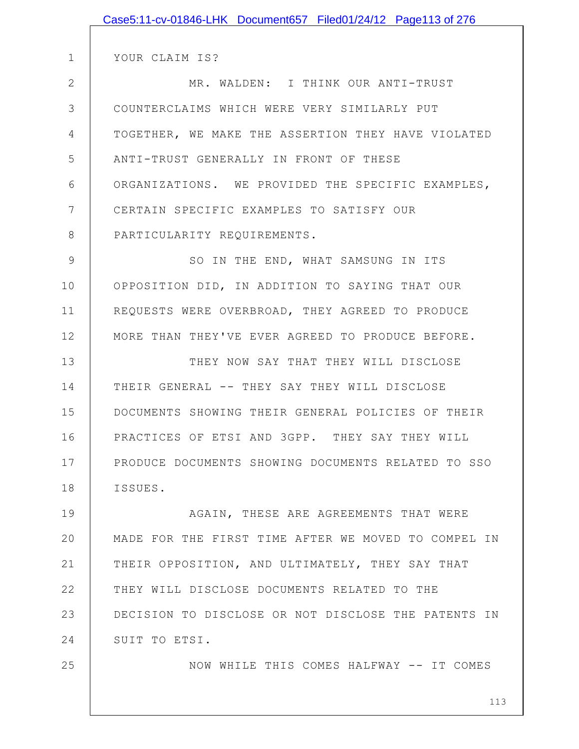YOUR CLAIM IS?

MR. WALDEN: I THINK OUR ANTI-TRUST COUNTERCLAIMS WHICH WERE VERY SIMILARLY PUT TOGETHER, WE MAKE THE ASSERTION THEY HAVE VIOLATED ANTI-TRUST GENERALLY IN FRONT OF THESE ORGANIZATIONS. WE PROVIDED THE SPECIFIC EXAMPLES, CERTAIN SPECIFIC EXAMPLES TO SATISFY OUR PARTICULARITY REQUIREMENTS.

SO IN THE END, WHAT SAMSUNG IN ITS OPPOSITION DID, IN ADDITION TO SAYING THAT OUR REQUESTS WERE OVERBROAD, THEY AGREED TO PRODUCE MORE THAN THEY'VE EVER AGREED TO PRODUCE BEFORE.

THEY NOW SAY THAT THEY WILL DISCLOSE THEIR GENERAL -- THEY SAY THEY WILL DISCLOSE DOCUMENTS SHOWING THEIR GENERAL POLICIES OF THEIR PRACTICES OF ETSI AND 3GPP. THEY SAY THEY WILL PRODUCE DOCUMENTS SHOWING DOCUMENTS RELATED TO SSO ISSUES.

AGAIN, THESE ARE AGREEMENTS THAT WERE MADE FOR THE FIRST TIME AFTER WE MOVED TO COMPEL IN THEIR OPPOSITION, AND ULTIMATELY, THEY SAY THAT THEY WILL DISCLOSE DOCUMENTS RELATED TO THE DECISION TO DISCLOSE OR NOT DISCLOSE THE PATENTS IN SUIT TO ETSI.

NOW WHILE THIS COMES HALFWAY -- IT COMES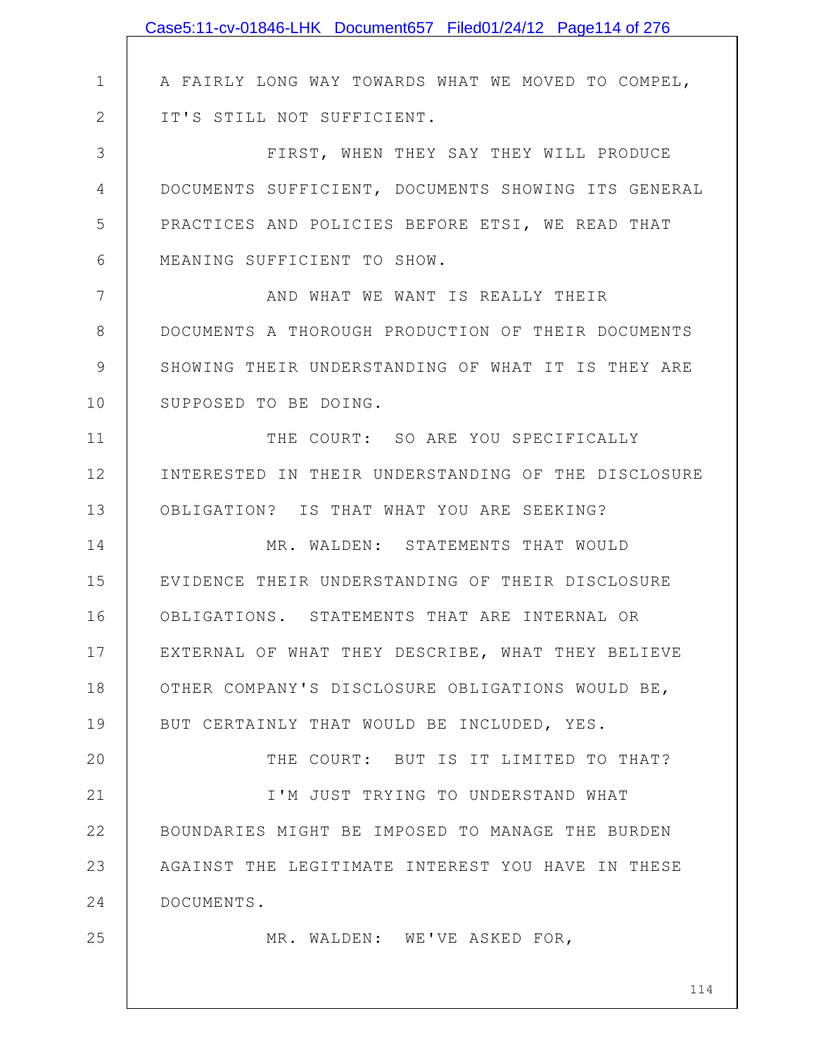A FAIRLY LONG WAY TOWARDS WHAT WE MOVED TO COMPEL, IT'S STILL NOT SUFFICIENT.

FIRST, WHEN THEY SAY THEY WILL PRODUCE DOCUMENTS SUFFICIENT, DOCUMENTS SHOWING ITS GENERAL PRACTICES AND POLICIES BEFORE ETSI, WE READ THAT MEANING SUFFICIENT TO SHOW.

AND WHAT WE WANT IS REALLY THEIR DOCUMENTS A THOROUGH PRODUCTION OF THEIR DOCUMENTS SHOWING THEIR UNDERSTANDING OF WHAT IT IS THEY ARE SUPPOSED TO BE DOING.

THE COURT: SO ARE YOU SPECIFICALLY INTERESTED IN THEIR UNDERSTANDING OF THE DISCLOSURE OBLIGATION? IS THAT WHAT YOU ARE SEEKING?

MR. WALDEN: STATEMENTS THAT WOULD EVIDENCE THEIR UNDERSTANDING OF THEIR DISCLOSURE OBLIGATIONS. STATEMENTS THAT ARE INTERNAL OR EXTERNAL OF WHAT THEY DESCRIBE, WHAT THEY BELIEVE OTHER COMPANY'S DISCLOSURE OBLIGATIONS WOULD BE, BUT CERTAINLY THAT WOULD BE INCLUDED, YES.

THE COURT: BUT IS IT LIMITED TO THAT?

I'M JUST TRYING TO UNDERSTAND WHAT BOUNDARIES MIGHT BE IMPOSED TO MANAGE THE BURDEN AGAINST THE LEGITIMATE INTEREST YOU HAVE IN THESE DOCUMENTS.

MR. WALDEN: WE'VE ASKED FOR,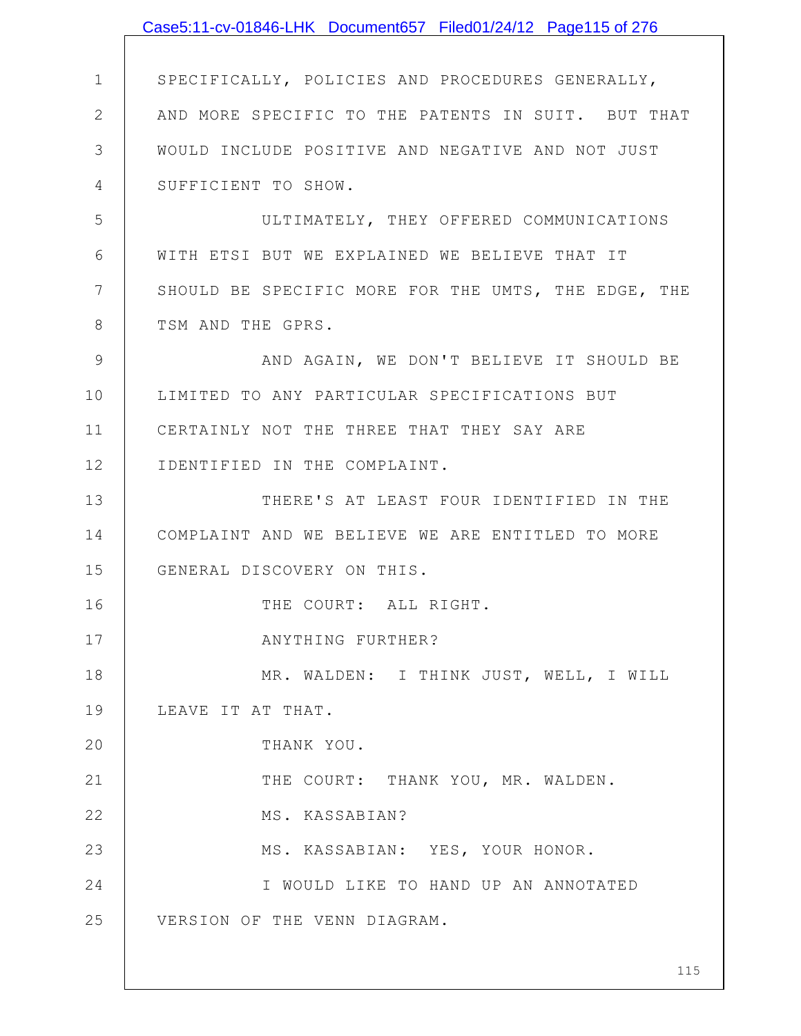SPECIFICALLY, POLICIES AND PROCEDURES GENERALLY, AND MORE SPECIFIC TO THE PATENTS IN SUIT. BUT THAT WOULD INCLUDE POSITIVE AND NEGATIVE AND NOT JUST SUFFICIENT TO SHOW.

ULTIMATELY, THEY OFFERED COMMUNICATIONS WITH ETSI BUT WE EXPLAINED WE BELIEVE THAT IT SHOULD BE SPECIFIC MORE FOR THE UMTS, THE EDGE, THE TSM AND THE GPRS.

AND AGAIN, WE DON'T BELIEVE IT SHOULD BE LIMITED TO ANY PARTICULAR SPECIFICATIONS BUT CERTAINLY NOT THE THREE THAT THEY SAY ARE IDENTIFIED IN THE COMPLAINT.

THERE'S AT LEAST FOUR IDENTIFIED IN THE COMPLAINT AND WE BELIEVE WE ARE ENTITLED TO MORE GENERAL DISCOVERY ON THIS.

THE COURT: ALL RIGHT.

ANYTHING FURTHER?

MR. WALDEN: I THINK JUST, WELL, I WILL LEAVE IT AT THAT.

THANK YOU.

THE COURT: THANK YOU, MR. WALDEN.

MS. KASSABIAN?

MS. KASSABIAN: YES, YOUR HONOR.

I WOULD LIKE TO HAND UP AN ANNOTATED VERSION OF THE VENN DIAGRAM.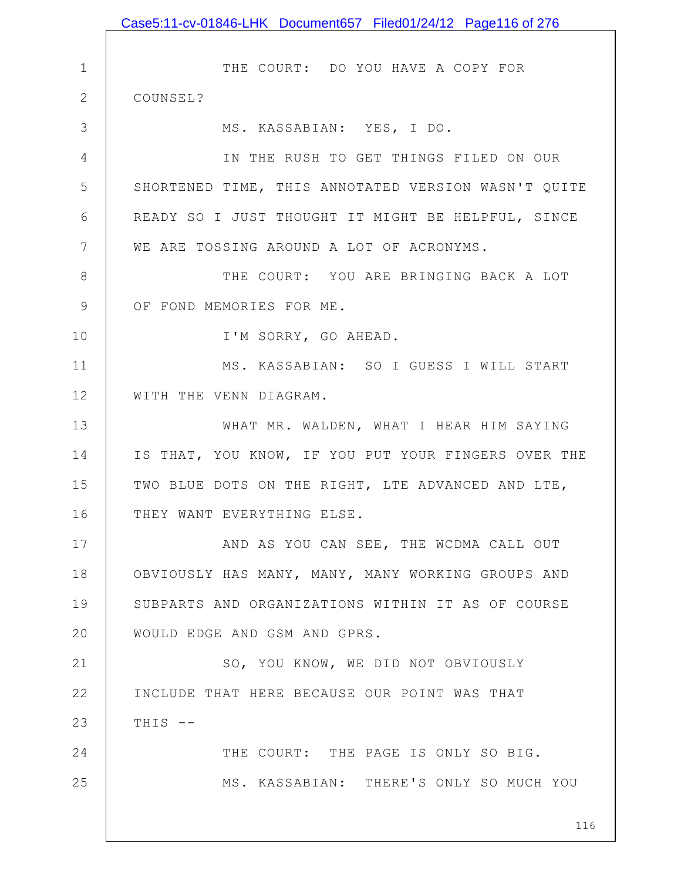THE COURT: DO YOU HAVE A COPY FOR COUNSEL?

MS. KASSABIAN: YES, I DO.

IN THE RUSH TO GET THINGS FILED ON OUR SHORTENED TIME, THIS ANNOTATED VERSION WASN'T QUITE READY SO I JUST THOUGHT IT MIGHT BE HELPFUL, SINCE WE ARE TOSSING AROUND A LOT OF ACRONYMS.

THE COURT: YOU ARE BRINGING BACK A LOT OF FOND MEMORIES FOR ME.

I'M SORRY, GO AHEAD.

MS. KASSABIAN: SO I GUESS I WILL START WITH THE VENN DIAGRAM.

WHAT MR. WALDEN, WHAT I HEAR HIM SAYING IS THAT, YOU KNOW, IF YOU PUT YOUR FINGERS OVER THE TWO BLUE DOTS ON THE RIGHT, LTE ADVANCED AND LTE, THEY WANT EVERYTHING ELSE.

AND AS YOU CAN SEE, THE WCDMA CALL OUT OBVIOUSLY HAS MANY, MANY, MANY WORKING GROUPS AND SUBPARTS AND ORGANIZATIONS WITHIN IT AS OF COURSE WOULD EDGE AND GSM AND GPRS.

SO, YOU KNOW, WE DID NOT OBVIOUSLY INCLUDE THAT HERE BECAUSE OUR POINT WAS THAT THIS --

THE COURT: THE PAGE IS ONLY SO BIG.

MS. KASSABIAN: THERE'S ONLY SO MUCH YOU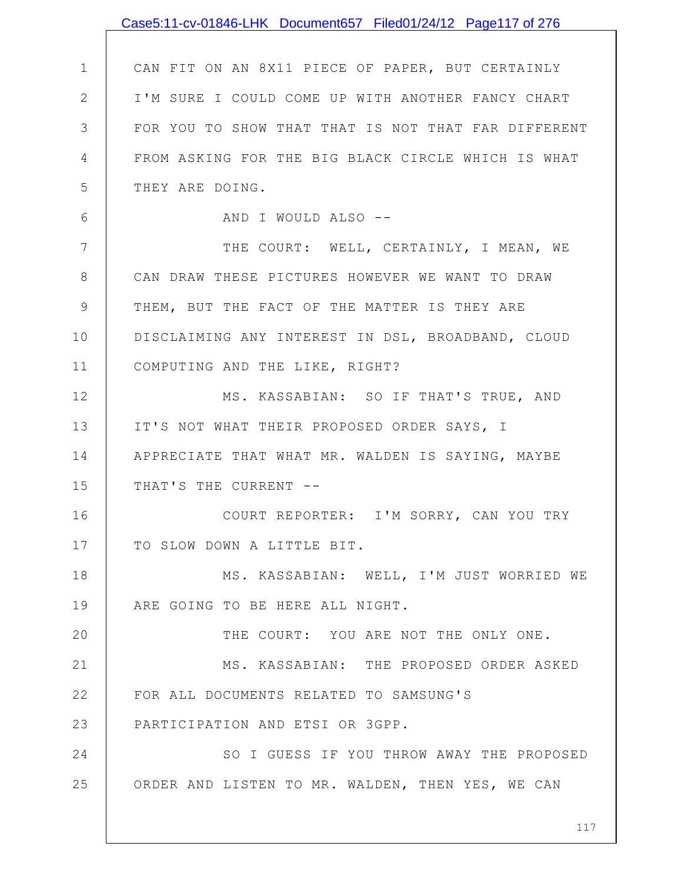CAN FIT ON AN 8X11 PIECE OF PAPER, BUT CERTAINLY I'M SURE I COULD COME UP WITH ANOTHER FANCY CHART FOR YOU TO SHOW THAT THAT IS NOT THAT FAR DIFFERENT FROM ASKING FOR THE BIG BLACK CIRCLE WHICH IS WHAT THEY ARE DOING.

AND I WOULD ALSO --

THE COURT: WELL, CERTAINLY, I MEAN, WE CAN DRAW THESE PICTURES HOWEVER WE WANT TO DRAW THEM, BUT THE FACT OF THE MATTER IS THEY ARE DISCLAIMING ANY INTEREST IN DSL, BROADBAND, CLOUD COMPUTING AND THE LIKE, RIGHT?

MS. KASSABIAN: SO IF THAT'S TRUE, AND IT'S NOT WHAT THEIR PROPOSED ORDER SAYS, I APPRECIATE THAT WHAT MR. WALDEN IS SAYING, MAYBE THAT'S THE CURRENT --

COURT REPORTER: I'M SORRY, CAN YOU TRY TO SLOW DOWN A LITTLE BIT.

MS. KASSABIAN: WELL, I'M JUST WORRIED WE ARE GOING TO BE HERE ALL NIGHT.

THE COURT: YOU ARE NOT THE ONLY ONE.

MS. KASSABIAN: THE PROPOSED ORDER ASKED FOR ALL DOCUMENTS RELATED TO SAMSUNG'S PARTICIPATION AND ETSI OR 3GPP.

SO I GUESS IF YOU THROW AWAY THE PROPOSED ORDER AND LISTEN TO MR. WALDEN, THEN YES, WE CAN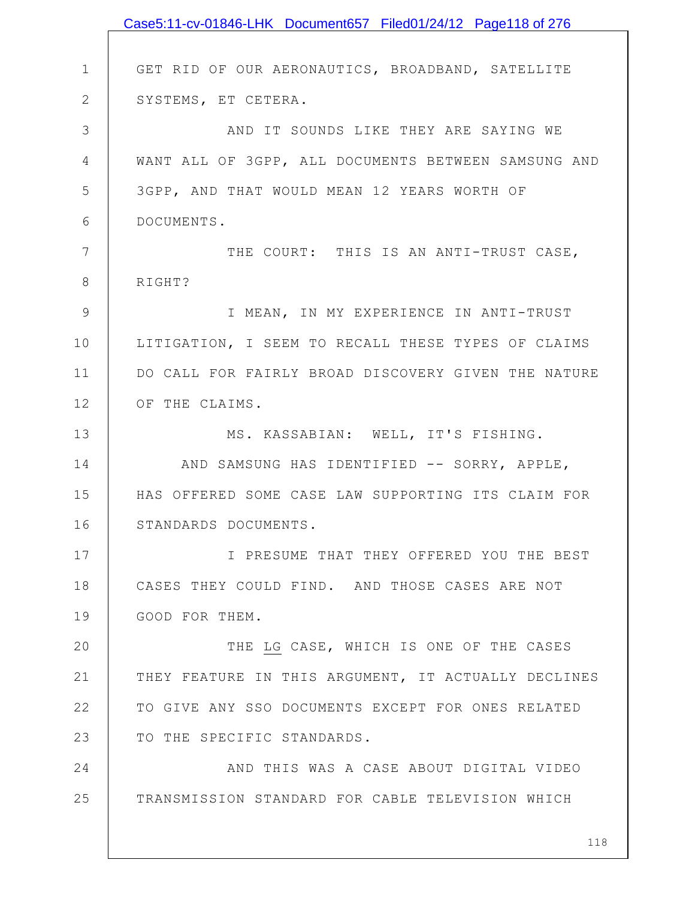GET RID OF OUR AERONAUTICS, BROADBAND, SATELLITE SYSTEMS, ET CETERA.

AND IT SOUNDS LIKE THEY ARE SAYING WE WANT ALL OF 3GPP, ALL DOCUMENTS BETWEEN SAMSUNG AND 3GPP, AND THAT WOULD MEAN 12 YEARS WORTH OF DOCUMENTS.

THE COURT: THIS IS AN ANTI-TRUST CASE, RIGHT?

I MEAN, IN MY EXPERIENCE IN ANTI-TRUST LITIGATION, I SEEM TO RECALL THESE TYPES OF CLAIMS DO CALL FOR FAIRLY BROAD DISCOVERY GIVEN THE NATURE OF THE CLAIMS.

MS. KASSABIAN: WELL, IT'S FISHING.

AND SAMSUNG HAS IDENTIFIED -- SORRY, APPLE, HAS OFFERED SOME CASE LAW SUPPORTING ITS CLAIM FOR STANDARDS DOCUMENTS.

I PRESUME THAT THEY OFFERED YOU THE BEST CASES THEY COULD FIND. AND THOSE CASES ARE NOT GOOD FOR THEM.

THE LG CASE, WHICH IS ONE OF THE CASES THEY FEATURE IN THIS ARGUMENT, IT ACTUALLY DECLINES TO GIVE ANY SSO DOCUMENTS EXCEPT FOR ONES RELATED TO THE SPECIFIC STANDARDS.

AND THIS WAS A CASE ABOUT DIGITAL VIDEO TRANSMISSION STANDARD FOR CABLE TELEVISION WHICH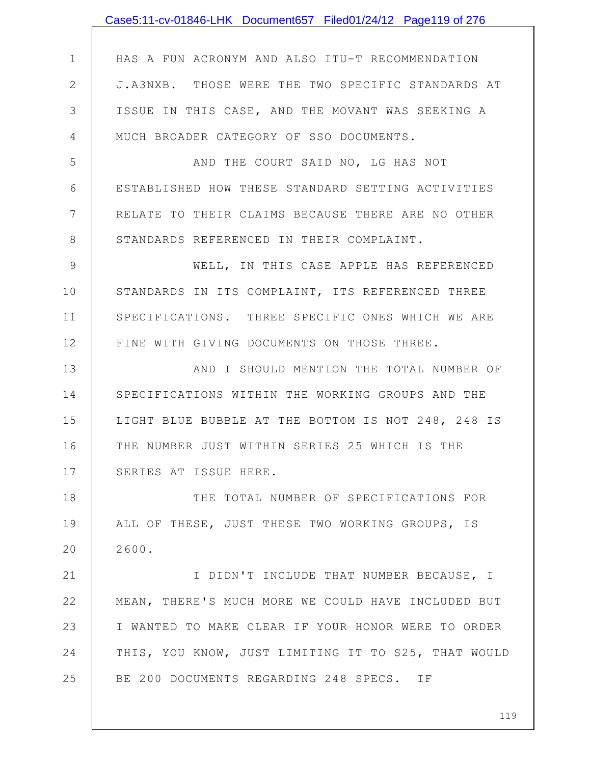HAS A FUN ACRONYM AND ALSO ITU-T RECOMMENDATION J.A3NXB. THOSE WERE THE TWO SPECIFIC STANDARDS AT ISSUE IN THIS CASE, AND THE MOVANT WAS SEEKING A MUCH BROADER CATEGORY OF SSO DOCUMENTS.

AND THE COURT SAID NO, LG HAS NOT ESTABLISHED HOW THESE STANDARD SETTING ACTIVITIES RELATE TO THEIR CLAIMS BECAUSE THERE ARE NO OTHER STANDARDS REFERENCED IN THEIR COMPLAINT.

WELL, IN THIS CASE APPLE HAS REFERENCED STANDARDS IN ITS COMPLAINT, ITS REFERENCED THREE SPECIFICATIONS. THREE SPECIFIC ONES WHICH WE ARE FINE WITH GIVING DOCUMENTS ON THOSE THREE.

AND I SHOULD MENTION THE TOTAL NUMBER OF SPECIFICATIONS WITHIN THE WORKING GROUPS AND THE LIGHT BLUE BUBBLE AT THE BOTTOM IS NOT 248, 248 IS THE NUMBER JUST WITHIN SERIES 25 WHICH IS THE SERIES AT ISSUE HERE.

THE TOTAL NUMBER OF SPECIFICATIONS FOR ALL OF THESE, JUST THESE TWO WORKING GROUPS, IS 2600.

I DIDN'T INCLUDE THAT NUMBER BECAUSE, I MEAN, THERE'S MUCH MORE WE COULD HAVE INCLUDED BUT I WANTED TO MAKE CLEAR IF YOUR HONOR WERE TO ORDER THIS, YOU KNOW, JUST LIMITING IT TO S25, THAT WOULD BE 200 DOCUMENTS REGARDING 248 SPECS. IF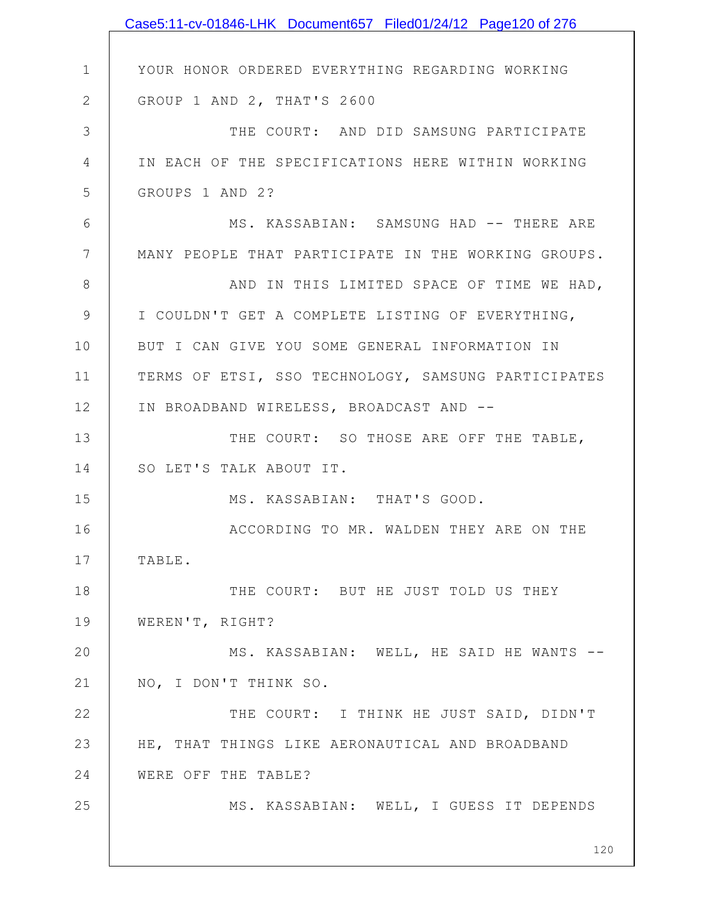YOUR HONOR ORDERED EVERYTHING REGARDING WORKING GROUP 1 AND 2, THAT'S 2600

THE COURT: AND DID SAMSUNG PARTICIPATE IN EACH OF THE SPECIFICATIONS HERE WITHIN WORKING GROUPS 1 AND 2?

MS. KASSABIAN: SAMSUNG HAD -- THERE ARE MANY PEOPLE THAT PARTICIPATE IN THE WORKING GROUPS.

AND IN THIS LIMITED SPACE OF TIME WE HAD, I COULDN'T GET A COMPLETE LISTING OF EVERYTHING, BUT I CAN GIVE YOU SOME GENERAL INFORMATION IN TERMS OF ETSI, SSO TECHNOLOGY, SAMSUNG PARTICIPATES IN BROADBAND WIRELESS, BROADCAST AND --

THE COURT: SO THOSE ARE OFF THE TABLE, SO LET'S TALK ABOUT IT.

MS. KASSABIAN: THAT'S GOOD.

ACCORDING TO MR. WALDEN THEY ARE ON THE TABLE.

THE COURT: BUT HE JUST TOLD US THEY WEREN'T, RIGHT?

MS. KASSABIAN: WELL, HE SAID HE WANTS -- NO, I DON'T THINK SO.

THE COURT: I THINK HE JUST SAID, DIDN'T HE, THAT THINGS LIKE AERONAUTICAL AND BROADBAND WERE OFF THE TABLE?

MS. KASSABIAN: WELL, I GUESS IT DEPENDS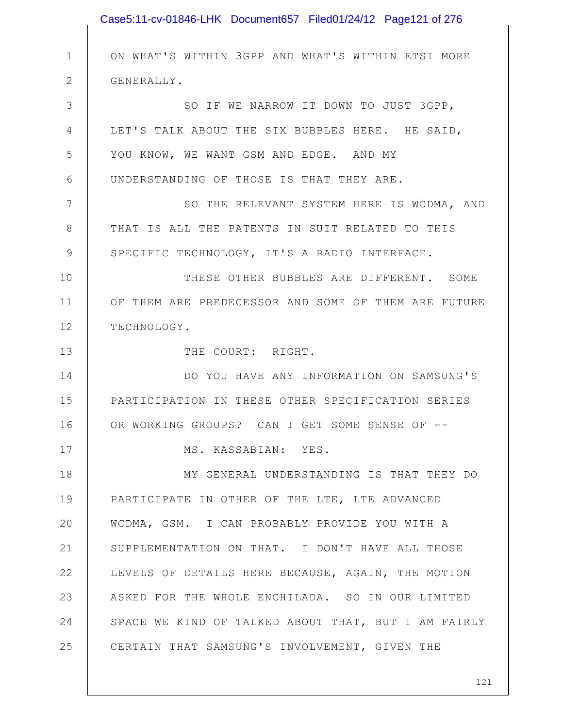ON WHAT'S WITHIN 3GPP AND WHAT'S WITHIN ETSI MORE GENERALLY.

SO IF WE NARROW IT DOWN TO JUST 3GPP, LET'S TALK ABOUT THE SIX BUBBLES HERE. HE SAID, YOU KNOW, WE WANT GSM AND EDGE. AND MY UNDERSTANDING OF THOSE IS THAT THEY ARE.

SO THE RELEVANT SYSTEM HERE IS WCDMA, AND THAT IS ALL THE PATENTS IN SUIT RELATED TO THIS SPECIFIC TECHNOLOGY, IT'S A RADIO INTERFACE.

THESE OTHER BUBBLES ARE DIFFERENT. SOME OF THEM ARE PREDECESSOR AND SOME OF THEM ARE FUTURE TECHNOLOGY.

THE COURT: RIGHT.

DO YOU HAVE ANY INFORMATION ON SAMSUNG'S PARTICIPATION IN THESE OTHER SPECIFICATION SERIES OR WORKING GROUPS? CAN I GET SOME SENSE OF --

MS. KASSABIAN: YES.

MY GENERAL UNDERSTANDING IS THAT THEY DO PARTICIPATE IN OTHER OF THE LTE, LTE ADVANCED WCDMA, GSM. I CAN PROBABLY PROVIDE YOU WITH A SUPPLEMENTATION ON THAT. I DON'T HAVE ALL THOSE LEVELS OF DETAILS HERE BECAUSE, AGAIN, THE MOTION ASKED FOR THE WHOLE ENCHILADA. SO IN OUR LIMITED SPACE WE KIND OF TALKED ABOUT THAT, BUT I AM FAIRLY CERTAIN THAT SAMSUNG'S INVOLVEMENT, GIVEN THE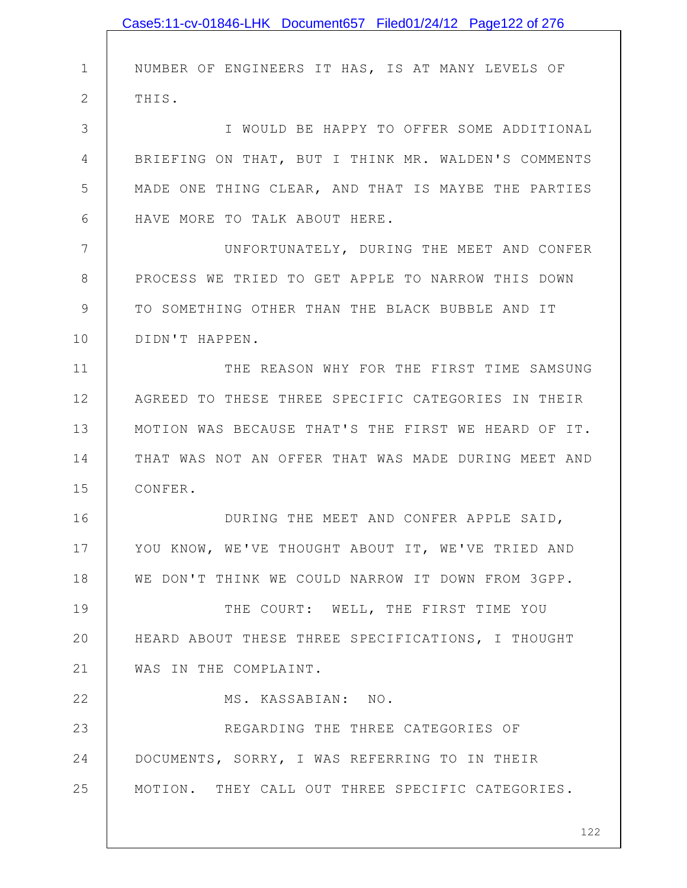NUMBER OF ENGINEERS IT HAS, IS AT MANY LEVELS OF THIS.

I WOULD BE HAPPY TO OFFER SOME ADDITIONAL BRIEFING ON THAT, BUT I THINK MR. WALDEN'S COMMENTS MADE ONE THING CLEAR, AND THAT IS MAYBE THE PARTIES HAVE MORE TO TALK ABOUT HERE.

UNFORTUNATELY, DURING THE MEET AND CONFER PROCESS WE TRIED TO GET APPLE TO NARROW THIS DOWN TO SOMETHING OTHER THAN THE BLACK BUBBLE AND IT DIDN'T HAPPEN.

THE REASON WHY FOR THE FIRST TIME SAMSUNG AGREED TO THESE THREE SPECIFIC CATEGORIES IN THEIR MOTION WAS BECAUSE THAT'S THE FIRST WE HEARD OF IT. THAT WAS NOT AN OFFER THAT WAS MADE DURING MEET AND CONFER.

DURING THE MEET AND CONFER APPLE SAID, YOU KNOW, WE'VE THOUGHT ABOUT IT, WE'VE TRIED AND WE DON'T THINK WE COULD NARROW IT DOWN FROM 3GPP.

THE COURT: WELL, THE FIRST TIME YOU HEARD ABOUT THESE THREE SPECIFICATIONS, I THOUGHT WAS IN THE COMPLAINT.

MS. KASSABIAN: NO.

REGARDING THE THREE CATEGORIES OF DOCUMENTS, SORRY, I WAS REFERRING TO IN THEIR MOTION. THEY CALL OUT THREE SPECIFIC CATEGORIES.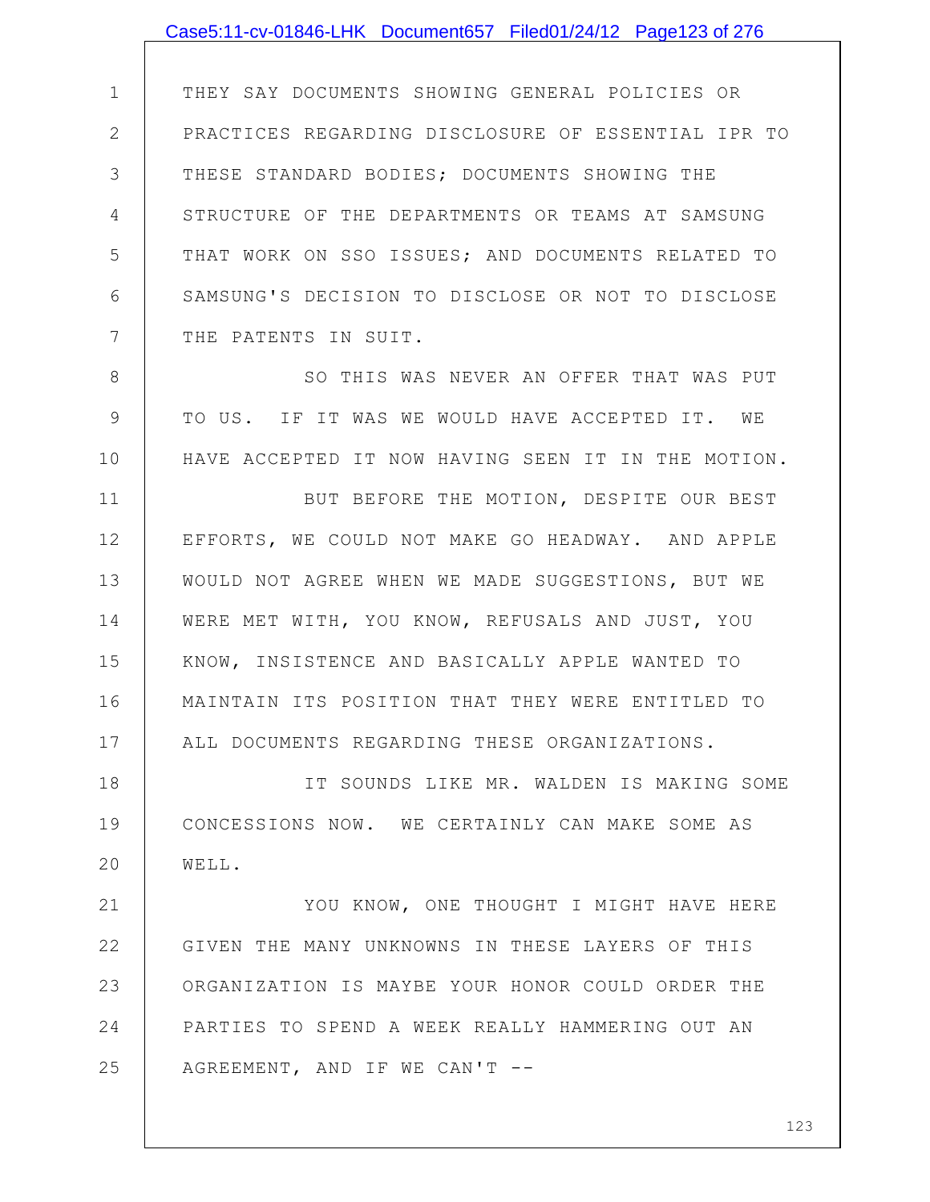THEY SAY DOCUMENTS SHOWING GENERAL POLICIES OR PRACTICES REGARDING DISCLOSURE OF ESSENTIAL IPR TO THESE STANDARD BODIES; DOCUMENTS SHOWING THE STRUCTURE OF THE DEPARTMENTS OR TEAMS AT SAMSUNG THAT WORK ON SSO ISSUES; AND DOCUMENTS RELATED TO SAMSUNG'S DECISION TO DISCLOSE OR NOT TO DISCLOSE THE PATENTS IN SUIT.

SO THIS WAS NEVER AN OFFER THAT WAS PUT TO US. IF IT WAS WE WOULD HAVE ACCEPTED IT. WE HAVE ACCEPTED IT NOW HAVING SEEN IT IN THE MOTION.

BUT BEFORE THE MOTION, DESPITE OUR BEST EFFORTS, WE COULD NOT MAKE GO HEADWAY. AND APPLE WOULD NOT AGREE WHEN WE MADE SUGGESTIONS, BUT WE WERE MET WITH, YOU KNOW, REFUSALS AND JUST, YOU KNOW, INSISTENCE AND BASICALLY APPLE WANTED TO MAINTAIN ITS POSITION THAT THEY WERE ENTITLED TO ALL DOCUMENTS REGARDING THESE ORGANIZATIONS.

IT SOUNDS LIKE MR. WALDEN IS MAKING SOME CONCESSIONS NOW. WE CERTAINLY CAN MAKE SOME AS WELL.

YOU KNOW, ONE THOUGHT I MIGHT HAVE HERE GIVEN THE MANY UNKNOWNS IN THESE LAYERS OF THIS ORGANIZATION IS MAYBE YOUR HONOR COULD ORDER THE PARTIES TO SPEND A WEEK REALLY HAMMERING OUT AN AGREEMENT, AND IF WE CAN'T --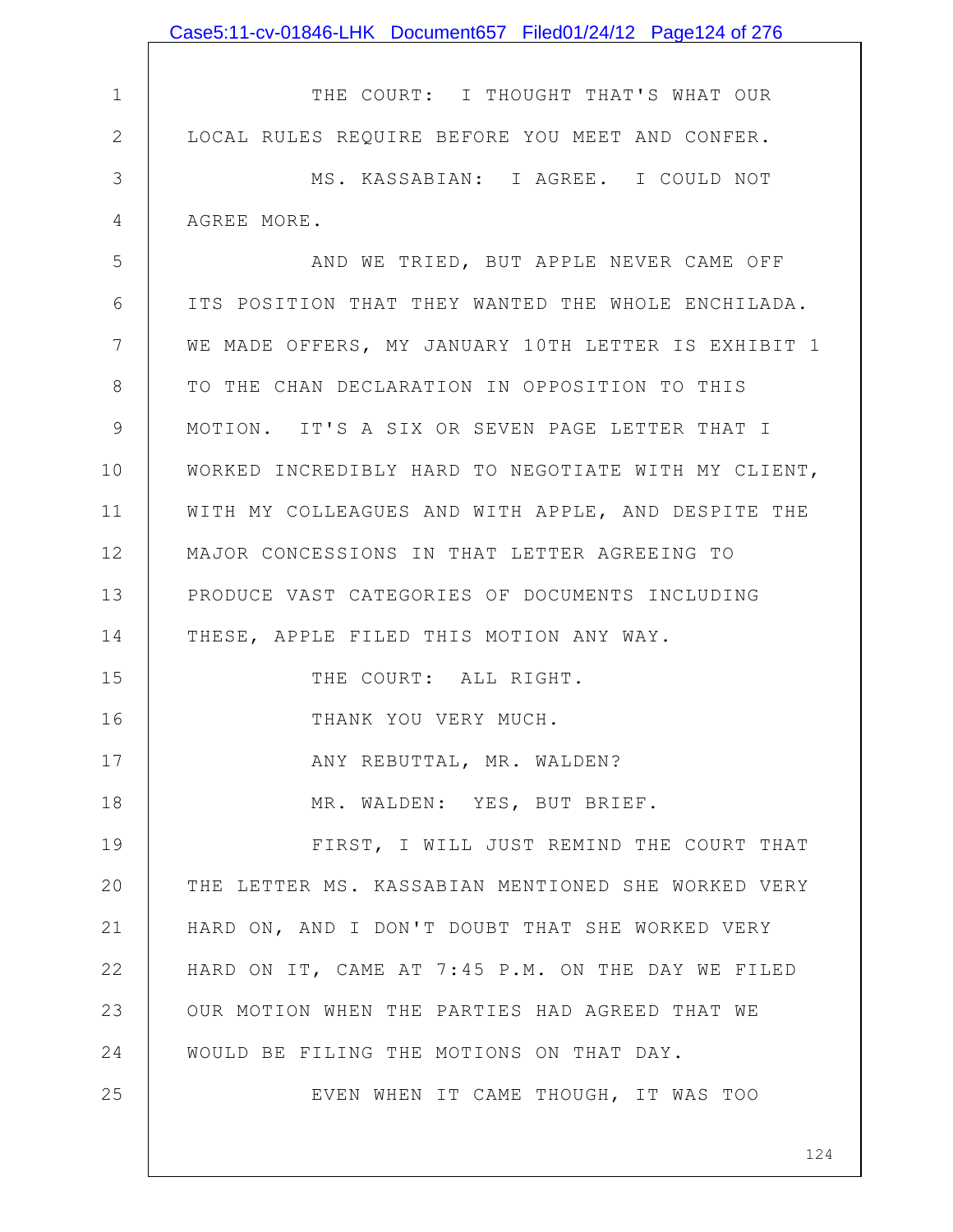THE COURT: I THOUGHT THAT'S WHAT OUR LOCAL RULES REQUIRE BEFORE YOU MEET AND CONFER.

MS. KASSABIAN: I AGREE. I COULD NOT AGREE MORE.

AND WE TRIED, BUT APPLE NEVER CAME OFF ITS POSITION THAT THEY WANTED THE WHOLE ENCHILADA. WE MADE OFFERS, MY JANUARY 10TH LETTER IS EXHIBIT 1 TO THE CHAN DECLARATION IN OPPOSITION TO THIS MOTION. IT'S A SIX OR SEVEN PAGE LETTER THAT I WORKED INCREDIBLY HARD TO NEGOTIATE WITH MY CLIENT, WITH MY COLLEAGUES AND WITH APPLE, AND DESPITE THE MAJOR CONCESSIONS IN THAT LETTER AGREEING TO PRODUCE VAST CATEGORIES OF DOCUMENTS INCLUDING THESE, APPLE FILED THIS MOTION ANY WAY.

THE COURT: ALL RIGHT.

THANK YOU VERY MUCH.

ANY REBUTTAL, MR. WALDEN?

MR. WALDEN: YES, BUT BRIEF.

FIRST, I WILL JUST REMIND THE COURT THAT THE LETTER MS. KASSABIAN MENTIONED SHE WORKED VERY HARD ON, AND I DON'T DOUBT THAT SHE WORKED VERY HARD ON IT, CAME AT 7:45 P.M. ON THE DAY WE FILED OUR MOTION WHEN THE PARTIES HAD AGREED THAT WE WOULD BE FILING THE MOTIONS ON THAT DAY.

EVEN WHEN IT CAME THOUGH, IT WAS TOO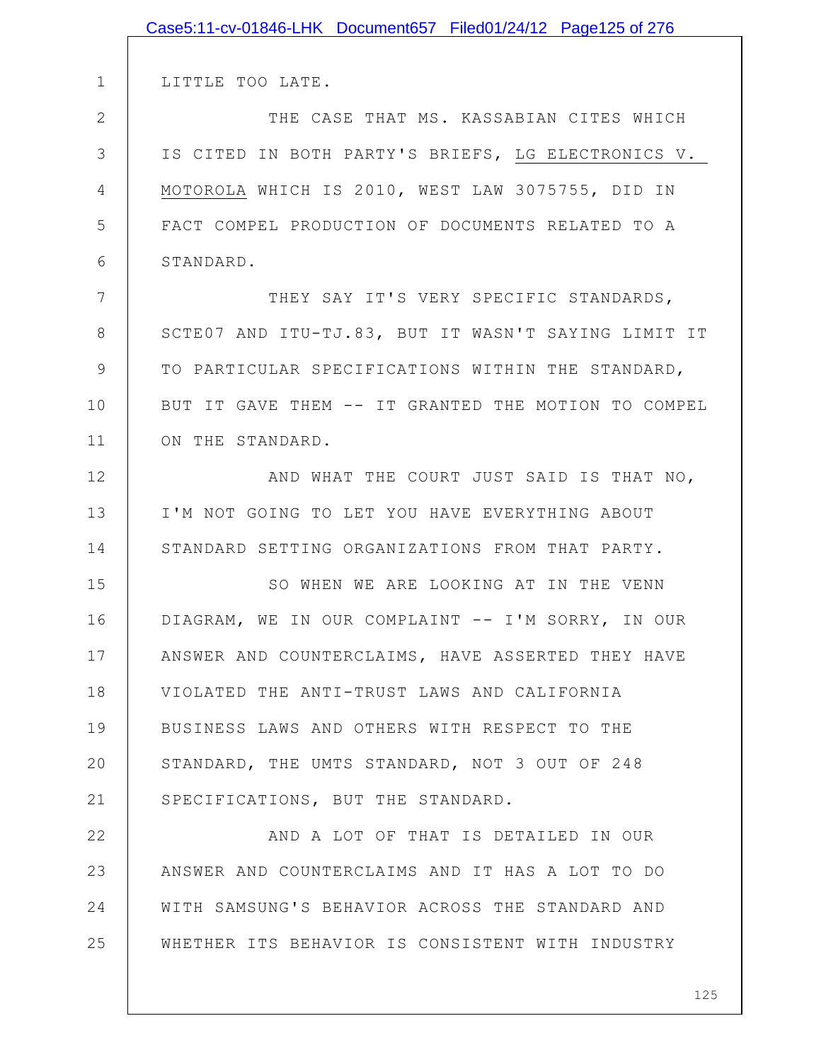LITTLE TOO LATE.

THE CASE THAT MS. KASSABIAN CITES WHICH IS CITED IN BOTH PARTY'S BRIEFS, LG ELECTRONICS V. MOTOROLA WHICH IS 2010, WEST LAW 3075755, DID IN FACT COMPEL PRODUCTION OF DOCUMENTS RELATED TO A STANDARD.

THEY SAY IT'S VERY SPECIFIC STANDARDS, SCTE07 AND ITU-TJ.83, BUT IT WASN'T SAYING LIMIT IT TO PARTICULAR SPECIFICATIONS WITHIN THE STANDARD, BUT IT GAVE THEM -- IT GRANTED THE MOTION TO COMPEL ON THE STANDARD.

AND WHAT THE COURT JUST SAID IS THAT NO, I'M NOT GOING TO LET YOU HAVE EVERYTHING ABOUT STANDARD SETTING ORGANIZATIONS FROM THAT PARTY.

SO WHEN WE ARE LOOKING AT IN THE VENN DIAGRAM, WE IN OUR COMPLAINT -- I'M SORRY, IN OUR ANSWER AND COUNTERCLAIMS, HAVE ASSERTED THEY HAVE VIOLATED THE ANTI-TRUST LAWS AND CALIFORNIA BUSINESS LAWS AND OTHERS WITH RESPECT TO THE STANDARD, THE UMTS STANDARD, NOT 3 OUT OF 248 SPECIFICATIONS, BUT THE STANDARD.

AND A LOT OF THAT IS DETAILED IN OUR ANSWER AND COUNTERCLAIMS AND IT HAS A LOT TO DO WITH SAMSUNG'S BEHAVIOR ACROSS THE STANDARD AND WHETHER ITS BEHAVIOR IS CONSISTENT WITH INDUSTRY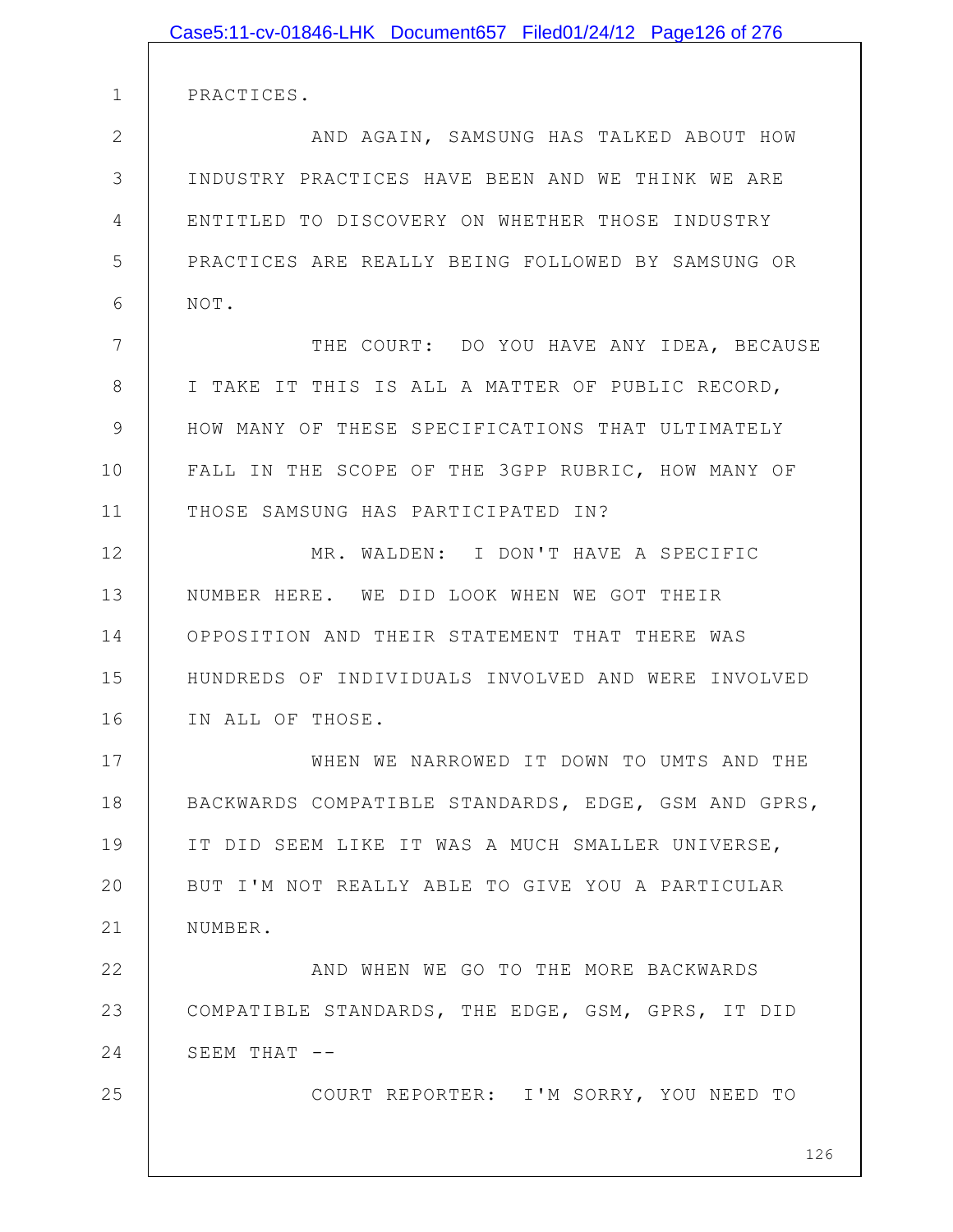PRACTICES.

AND AGAIN, SAMSUNG HAS TALKED ABOUT HOW INDUSTRY PRACTICES HAVE BEEN AND WE THINK WE ARE ENTITLED TO DISCOVERY ON WHETHER THOSE INDUSTRY PRACTICES ARE REALLY BEING FOLLOWED BY SAMSUNG OR NOT.

THE COURT: DO YOU HAVE ANY IDEA, BECAUSE I TAKE IT THIS IS ALL A MATTER OF PUBLIC RECORD, HOW MANY OF THESE SPECIFICATIONS THAT ULTIMATELY FALL IN THE SCOPE OF THE 3GPP RUBRIC, HOW MANY OF THOSE SAMSUNG HAS PARTICIPATED IN?

MR. WALDEN: I DON'T HAVE A SPECIFIC NUMBER HERE. WE DID LOOK WHEN WE GOT THEIR OPPOSITION AND THEIR STATEMENT THAT THERE WAS HUNDREDS OF INDIVIDUALS INVOLVED AND WERE INVOLVED IN ALL OF THOSE.

WHEN WE NARROWED IT DOWN TO UMTS AND THE BACKWARDS COMPATIBLE STANDARDS, EDGE, GSM AND GPRS, IT DID SEEM LIKE IT WAS A MUCH SMALLER UNIVERSE, BUT I'M NOT REALLY ABLE TO GIVE YOU A PARTICULAR NUMBER.

AND WHEN WE GO TO THE MORE BACKWARDS COMPATIBLE STANDARDS, THE EDGE, GSM, GPRS, IT DID SEEM THAT --

COURT REPORTER: I'M SORRY, YOU NEED TO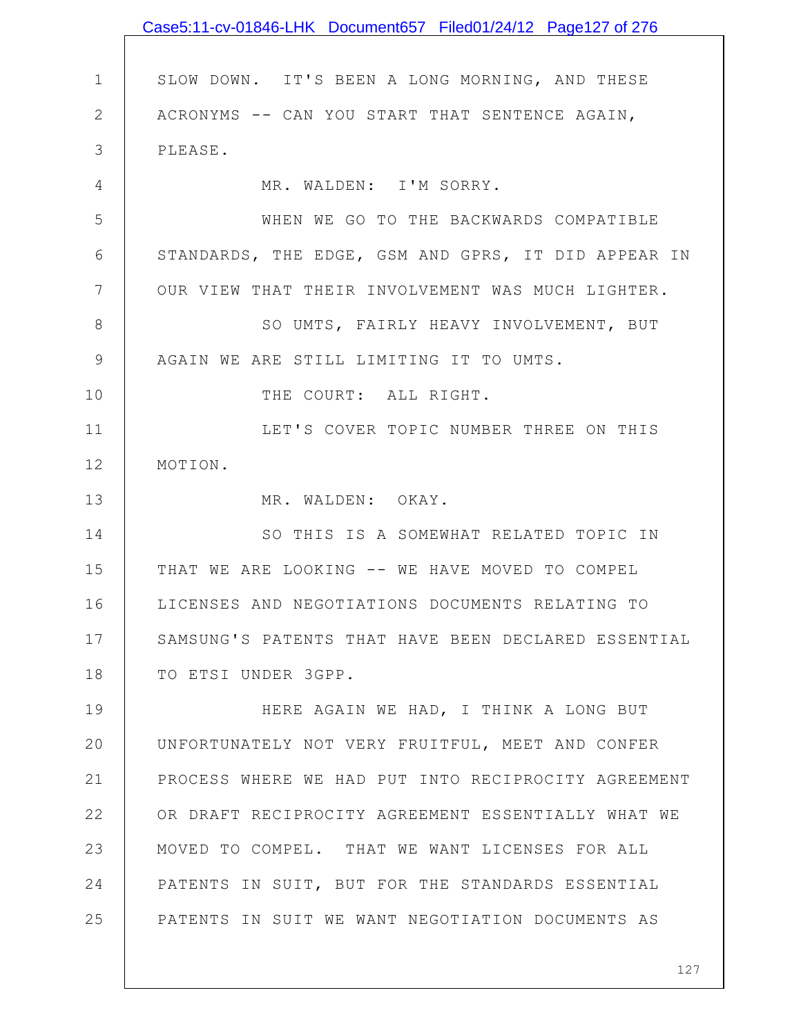SLOW DOWN. IT'S BEEN A LONG MORNING, AND THESE ACRONYMS -- CAN YOU START THAT SENTENCE AGAIN, PLEASE.

MR. WALDEN: I'M SORRY.

WHEN WE GO TO THE BACKWARDS COMPATIBLE STANDARDS, THE EDGE, GSM AND GPRS, IT DID APPEAR IN OUR VIEW THAT THEIR INVOLVEMENT WAS MUCH LIGHTER.

SO UMTS, FAIRLY HEAVY INVOLVEMENT, BUT AGAIN WE ARE STILL LIMITING IT TO UMTS.

THE COURT: ALL RIGHT.

LET'S COVER TOPIC NUMBER THREE ON THIS MOTION.

MR. WALDEN: OKAY.

SO THIS IS A SOMEWHAT RELATED TOPIC IN THAT WE ARE LOOKING -- WE HAVE MOVED TO COMPEL LICENSES AND NEGOTIATIONS DOCUMENTS RELATING TO SAMSUNG'S PATENTS THAT HAVE BEEN DECLARED ESSENTIAL TO ETSI UNDER 3GPP.

HERE AGAIN WE HAD, I THINK A LONG BUT UNFORTUNATELY NOT VERY FRUITFUL, MEET AND CONFER PROCESS WHERE WE HAD PUT INTO RECIPROCITY AGREEMENT OR DRAFT RECIPROCITY AGREEMENT ESSENTIALLY WHAT WE MOVED TO COMPEL. THAT WE WANT LICENSES FOR ALL PATENTS IN SUIT, BUT FOR THE STANDARDS ESSENTIAL PATENTS IN SUIT WE WANT NEGOTIATION DOCUMENTS AS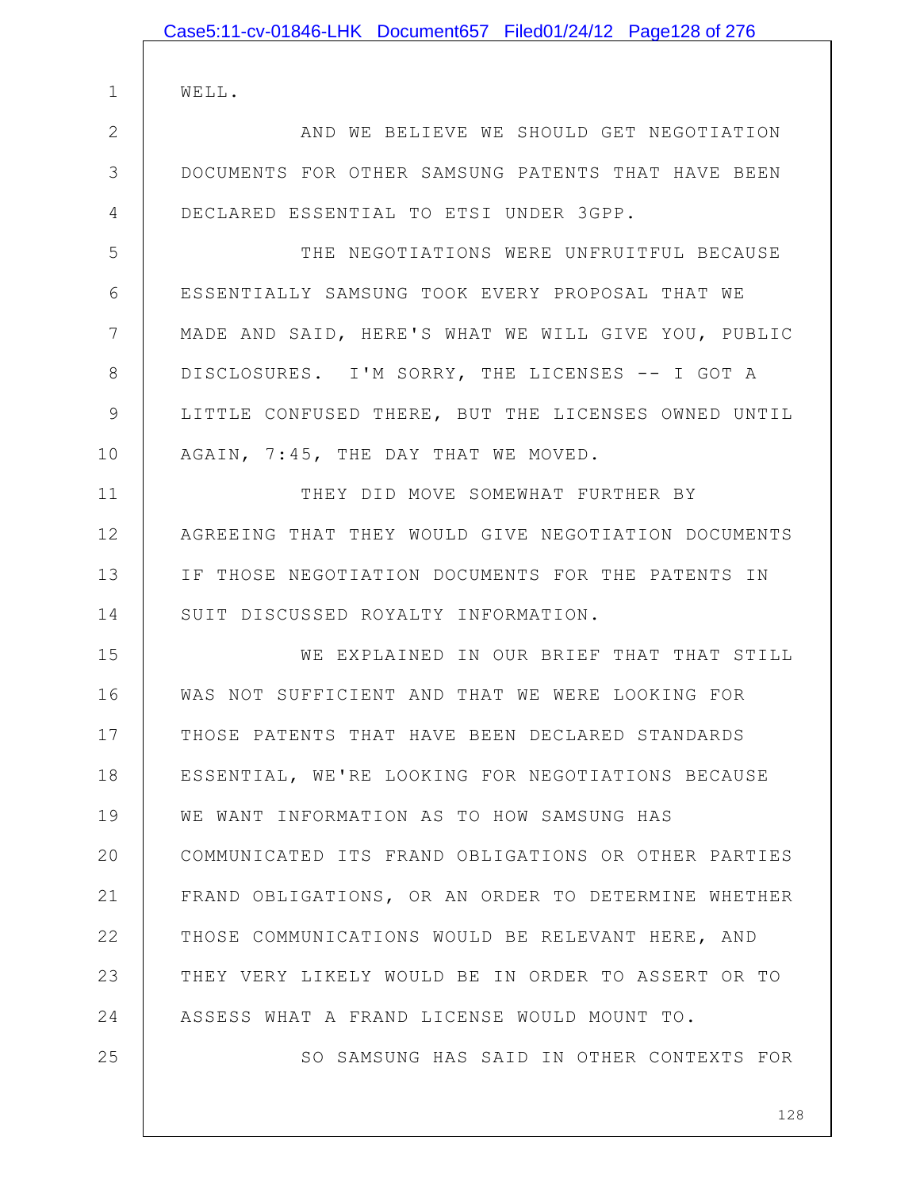WELL.

AND WE BELIEVE WE SHOULD GET NEGOTIATION DOCUMENTS FOR OTHER SAMSUNG PATENTS THAT HAVE BEEN DECLARED ESSENTIAL TO ETSI UNDER 3GPP.

THE NEGOTIATIONS WERE UNFRUITFUL BECAUSE ESSENTIALLY SAMSUNG TOOK EVERY PROPOSAL THAT WE MADE AND SAID, HERE'S WHAT WE WILL GIVE YOU, PUBLIC DISCLOSURES. I'M SORRY, THE LICENSES -- I GOT A LITTLE CONFUSED THERE, BUT THE LICENSES OWNED UNTIL AGAIN, 7:45, THE DAY THAT WE MOVED.

THEY DID MOVE SOMEWHAT FURTHER BY AGREEING THAT THEY WOULD GIVE NEGOTIATION DOCUMENTS IF THOSE NEGOTIATION DOCUMENTS FOR THE PATENTS IN SUIT DISCUSSED ROYALTY INFORMATION.

WE EXPLAINED IN OUR BRIEF THAT THAT STILL WAS NOT SUFFICIENT AND THAT WE WERE LOOKING FOR THOSE PATENTS THAT HAVE BEEN DECLARED STANDARDS ESSENTIAL, WE'RE LOOKING FOR NEGOTIATIONS BECAUSE WE WANT INFORMATION AS TO HOW SAMSUNG HAS COMMUNICATED ITS FRAND OBLIGATIONS OR OTHER PARTIES FRAND OBLIGATIONS, OR AN ORDER TO DETERMINE WHETHER THOSE COMMUNICATIONS WOULD BE RELEVANT HERE, AND THEY VERY LIKELY WOULD BE IN ORDER TO ASSERT OR TO ASSESS WHAT A FRAND LICENSE WOULD MOUNT TO.

SO SAMSUNG HAS SAID IN OTHER CONTEXTS FOR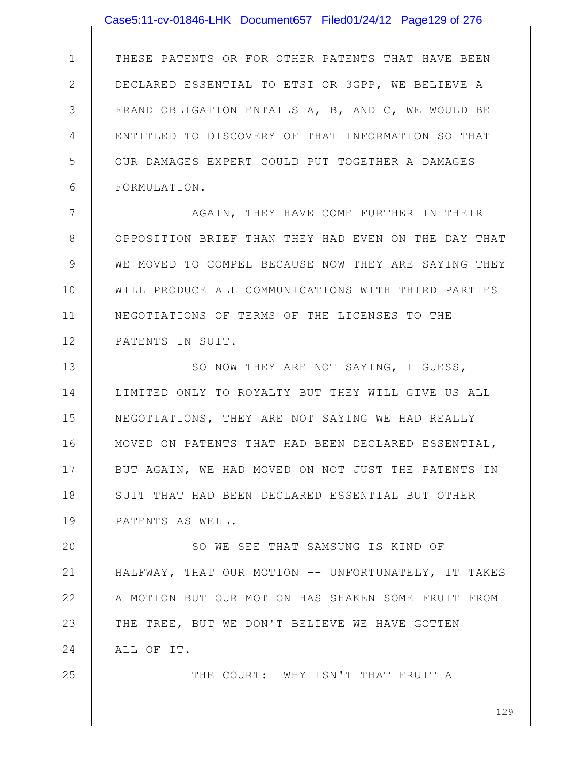THESE PATENTS OR FOR OTHER PATENTS THAT HAVE BEEN DECLARED ESSENTIAL TO ETSI OR 3GPP, WE BELIEVE A FRAND OBLIGATION ENTAILS A, B, AND C, WE WOULD BE ENTITLED TO DISCOVERY OF THAT INFORMATION SO THAT OUR DAMAGES EXPERT COULD PUT TOGETHER A DAMAGES FORMULATION.

AGAIN, THEY HAVE COME FURTHER IN THEIR OPPOSITION BRIEF THAN THEY HAD EVEN ON THE DAY THAT WE MOVED TO COMPEL BECAUSE NOW THEY ARE SAYING THEY WILL PRODUCE ALL COMMUNICATIONS WITH THIRD PARTIES NEGOTIATIONS OF TERMS OF THE LICENSES TO THE PATENTS IN SUIT.

SO NOW THEY ARE NOT SAYING, I GUESS, LIMITED ONLY TO ROYALTY BUT THEY WILL GIVE US ALL NEGOTIATIONS, THEY ARE NOT SAYING WE HAD REALLY MOVED ON PATENTS THAT HAD BEEN DECLARED ESSENTIAL, BUT AGAIN, WE HAD MOVED ON NOT JUST THE PATENTS IN SUIT THAT HAD BEEN DECLARED ESSENTIAL BUT OTHER PATENTS AS WELL.

SO WE SEE THAT SAMSUNG IS KIND OF HALFWAY, THAT OUR MOTION -- UNFORTUNATELY, IT TAKES A MOTION BUT OUR MOTION HAS SHAKEN SOME FRUIT FROM THE TREE, BUT WE DON'T BELIEVE WE HAVE GOTTEN ALL OF IT.

THE COURT: WHY ISN'T THAT FRUIT A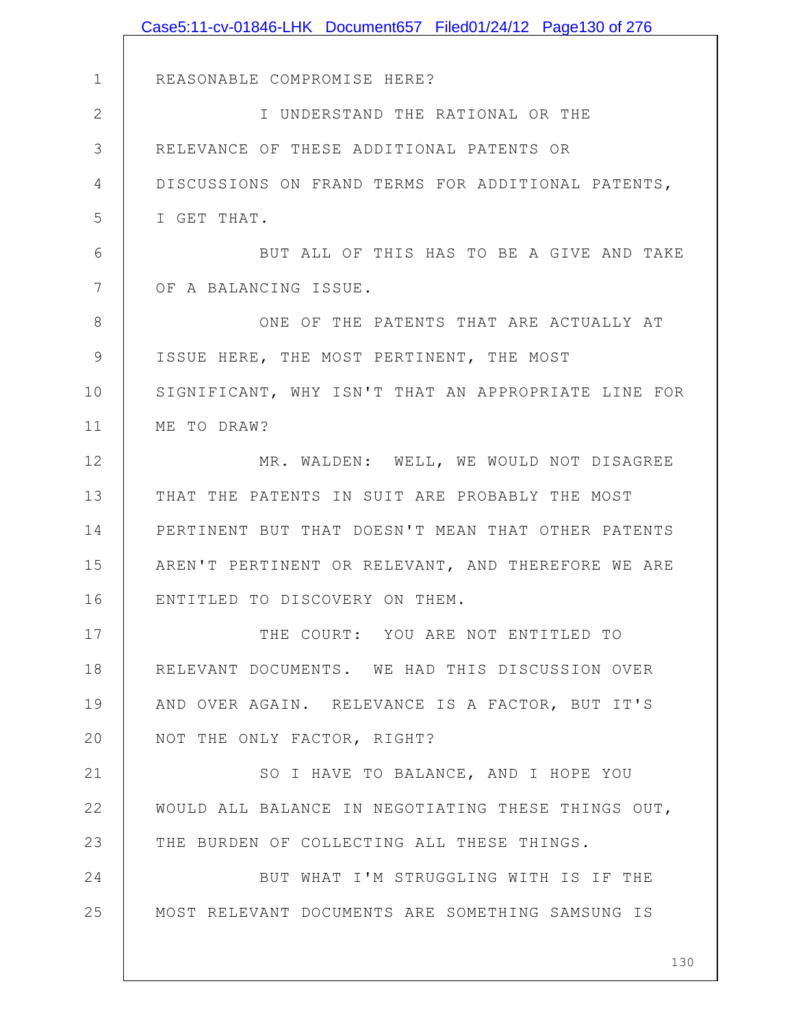REASONABLE COMPROMISE HERE?

I UNDERSTAND THE RATIONAL OR THE RELEVANCE OF THESE ADDITIONAL PATENTS OR DISCUSSIONS ON FRAND TERMS FOR ADDITIONAL PATENTS, I GET THAT.

BUT ALL OF THIS HAS TO BE A GIVE AND TAKE OF A BALANCING ISSUE.

ONE OF THE PATENTS THAT ARE ACTUALLY AT ISSUE HERE, THE MOST PERTINENT, THE MOST SIGNIFICANT, WHY ISN'T THAT AN APPROPRIATE LINE FOR ME TO DRAW?

MR. WALDEN: WELL, WE WOULD NOT DISAGREE THAT THE PATENTS IN SUIT ARE PROBABLY THE MOST PERTINENT BUT THAT DOESN'T MEAN THAT OTHER PATENTS AREN'T PERTINENT OR RELEVANT, AND THEREFORE WE ARE ENTITLED TO DISCOVERY ON THEM.

THE COURT: YOU ARE NOT ENTITLED TO RELEVANT DOCUMENTS. WE HAD THIS DISCUSSION OVER AND OVER AGAIN. RELEVANCE IS A FACTOR, BUT IT'S NOT THE ONLY FACTOR, RIGHT?

SO I HAVE TO BALANCE, AND I HOPE YOU WOULD ALL BALANCE IN NEGOTIATING THESE THINGS OUT, THE BURDEN OF COLLECTING ALL THESE THINGS.

BUT WHAT I'M STRUGGLING WITH IS IF THE MOST RELEVANT DOCUMENTS ARE SOMETHING SAMSUNG IS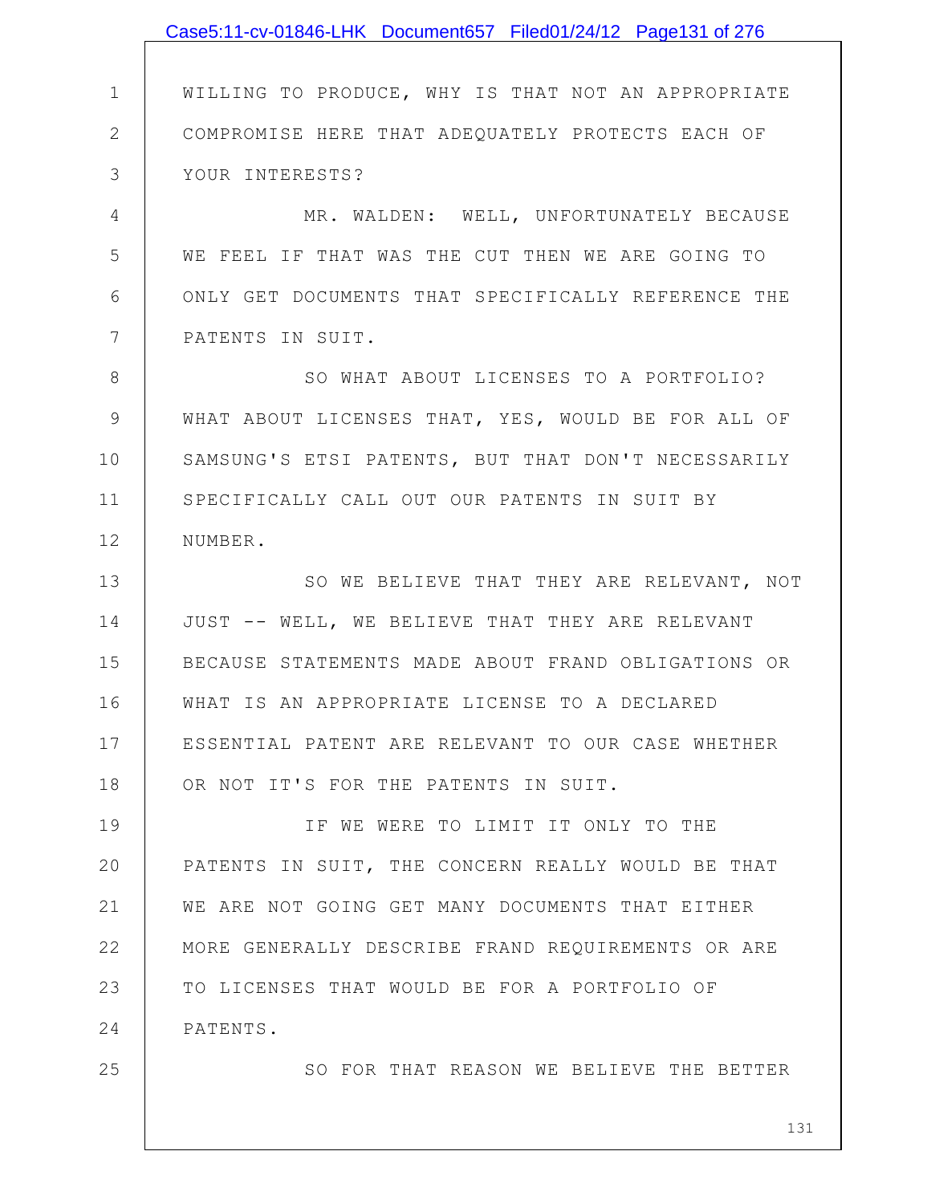WILLING TO PRODUCE, WHY IS THAT NOT AN APPROPRIATE COMPROMISE HERE THAT ADEQUATELY PROTECTS EACH OF YOUR INTERESTS?

MR. WALDEN: WELL, UNFORTUNATELY BECAUSE WE FEEL IF THAT WAS THE CUT THEN WE ARE GOING TO ONLY GET DOCUMENTS THAT SPECIFICALLY REFERENCE THE PATENTS IN SUIT.

SO WHAT ABOUT LICENSES TO A PORTFOLIO? WHAT ABOUT LICENSES THAT, YES, WOULD BE FOR ALL OF SAMSUNG'S ETSI PATENTS, BUT THAT DON'T NECESSARILY SPECIFICALLY CALL OUT OUR PATENTS IN SUIT BY NUMBER.

SO WE BELIEVE THAT THEY ARE RELEVANT, NOT JUST -- WELL, WE BELIEVE THAT THEY ARE RELEVANT BECAUSE STATEMENTS MADE ABOUT FRAND OBLIGATIONS OR WHAT IS AN APPROPRIATE LICENSE TO A DECLARED ESSENTIAL PATENT ARE RELEVANT TO OUR CASE WHETHER OR NOT IT'S FOR THE PATENTS IN SUIT.

IF WE WERE TO LIMIT IT ONLY TO THE PATENTS IN SUIT, THE CONCERN REALLY WOULD BE THAT WE ARE NOT GOING GET MANY DOCUMENTS THAT EITHER MORE GENERALLY DESCRIBE FRAND REQUIREMENTS OR ARE TO LICENSES THAT WOULD BE FOR A PORTFOLIO OF PATENTS.

SO FOR THAT REASON WE BELIEVE THE BETTER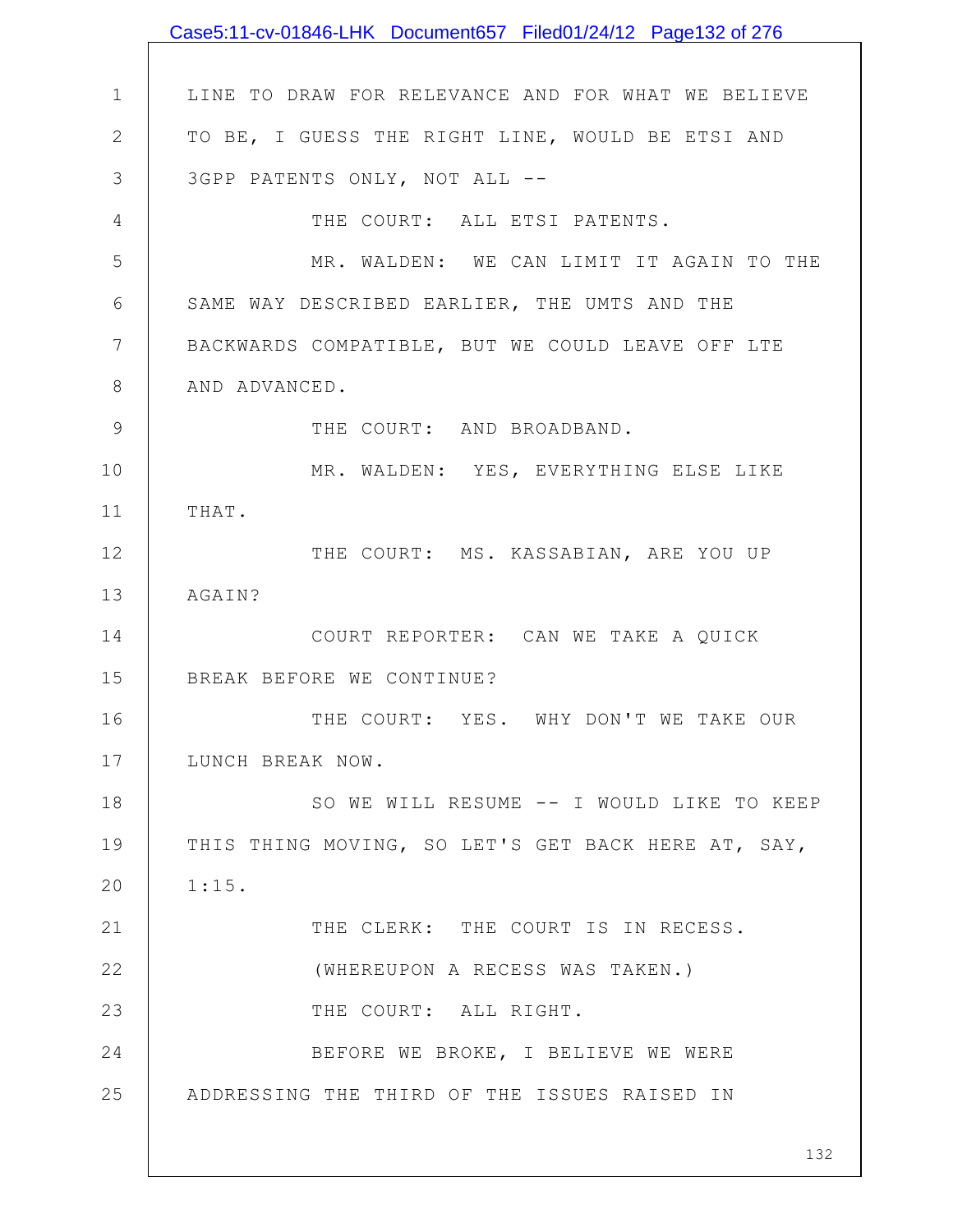LINE TO DRAW FOR RELEVANCE AND FOR WHAT WE BELIEVE TO BE, I GUESS THE RIGHT LINE, WOULD BE ETSI AND 3GPP PATENTS ONLY, NOT ALL --

THE COURT: ALL ETSI PATENTS.

MR. WALDEN: WE CAN LIMIT IT AGAIN TO THE SAME WAY DESCRIBED EARLIER, THE UMTS AND THE BACKWARDS COMPATIBLE, BUT WE COULD LEAVE OFF LTE AND ADVANCED.

THE COURT: AND BROADBAND.

MR. WALDEN: YES, EVERYTHING ELSE LIKE THAT.

THE COURT: MS. KASSABIAN, ARE YOU UP AGAIN?

COURT REPORTER: CAN WE TAKE A QUICK BREAK BEFORE WE CONTINUE?

THE COURT: YES. WHY DON'T WE TAKE OUR LUNCH BREAK NOW.

SO WE WILL RESUME -- I WOULD LIKE TO KEEP THIS THING MOVING, SO LET'S GET BACK HERE AT, SAY, 1:15.

THE CLERK: THE COURT IS IN RECESS.

(WHEREUPON A RECESS WAS TAKEN.)

THE COURT: ALL RIGHT.

BEFORE WE BROKE, I BELIEVE WE WERE ADDRESSING THE THIRD OF THE ISSUES RAISED IN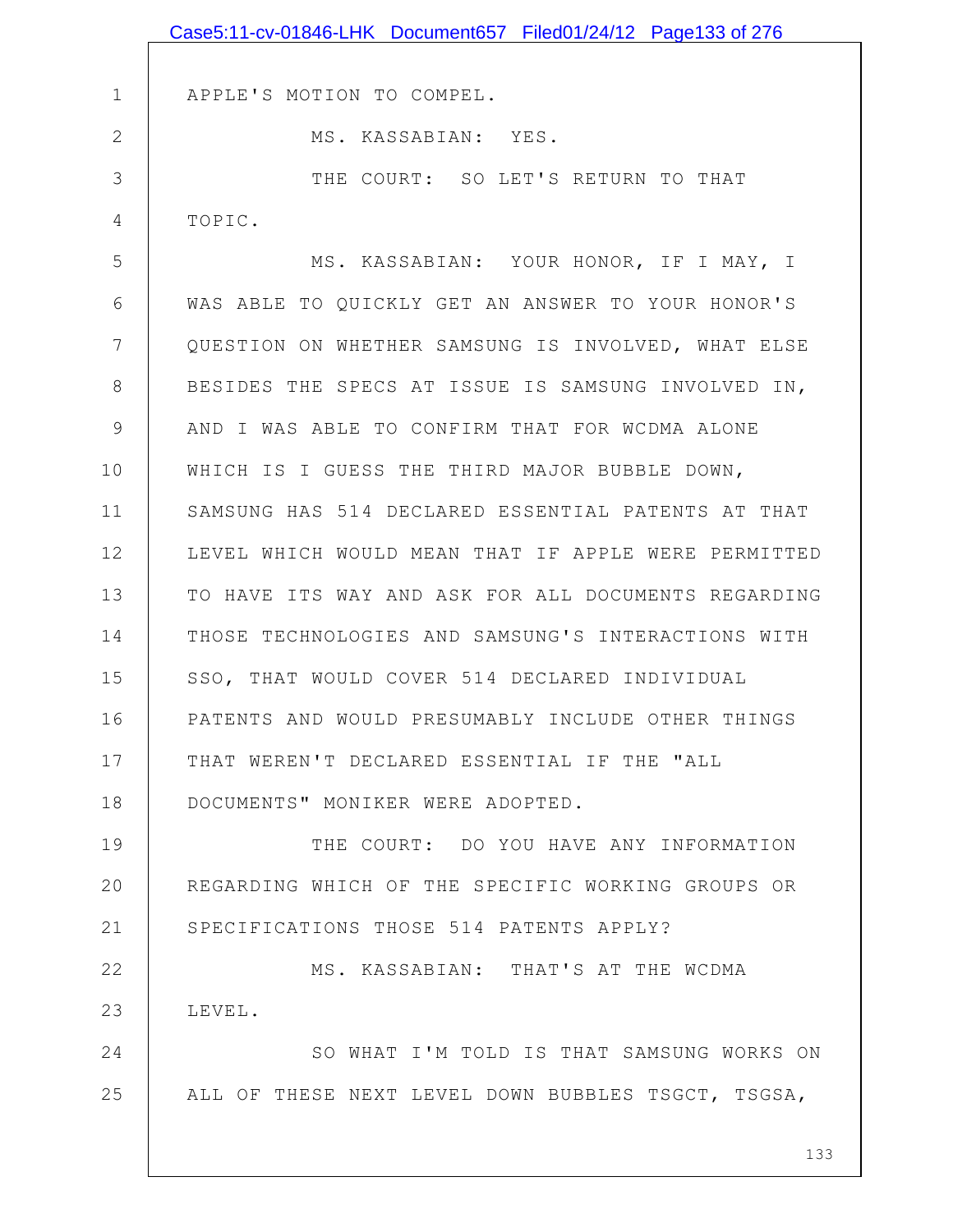APPLE'S MOTION TO COMPEL.

MS. KASSABIAN: YES.

THE COURT: SO LET'S RETURN TO THAT TOPIC.

MS. KASSABIAN: YOUR HONOR, IF I MAY, I WAS ABLE TO QUICKLY GET AN ANSWER TO YOUR HONOR'S QUESTION ON WHETHER SAMSUNG IS INVOLVED, WHAT ELSE BESIDES THE SPECS AT ISSUE IS SAMSUNG INVOLVED IN, AND I WAS ABLE TO CONFIRM THAT FOR WCDMA ALONE WHICH IS I GUESS THE THIRD MAJOR BUBBLE DOWN, SAMSUNG HAS 514 DECLARED ESSENTIAL PATENTS AT THAT LEVEL WHICH WOULD MEAN THAT IF APPLE WERE PERMITTED TO HAVE ITS WAY AND ASK FOR ALL DOCUMENTS REGARDING THOSE TECHNOLOGIES AND SAMSUNG'S INTERACTIONS WITH SSO, THAT WOULD COVER 514 DECLARED INDIVIDUAL PATENTS AND WOULD PRESUMABLY INCLUDE OTHER THINGS THAT WEREN'T DECLARED ESSENTIAL IF THE "ALL DOCUMENTS" MONIKER WERE ADOPTED.

THE COURT: DO YOU HAVE ANY INFORMATION REGARDING WHICH OF THE SPECIFIC WORKING GROUPS OR SPECIFICATIONS THOSE 514 PATENTS APPLY?

MS. KASSABIAN: THAT'S AT THE WCDMA LEVEL.

SO WHAT I'M TOLD IS THAT SAMSUNG WORKS ON ALL OF THESE NEXT LEVEL DOWN BUBBLES TSGCT, TSGSA,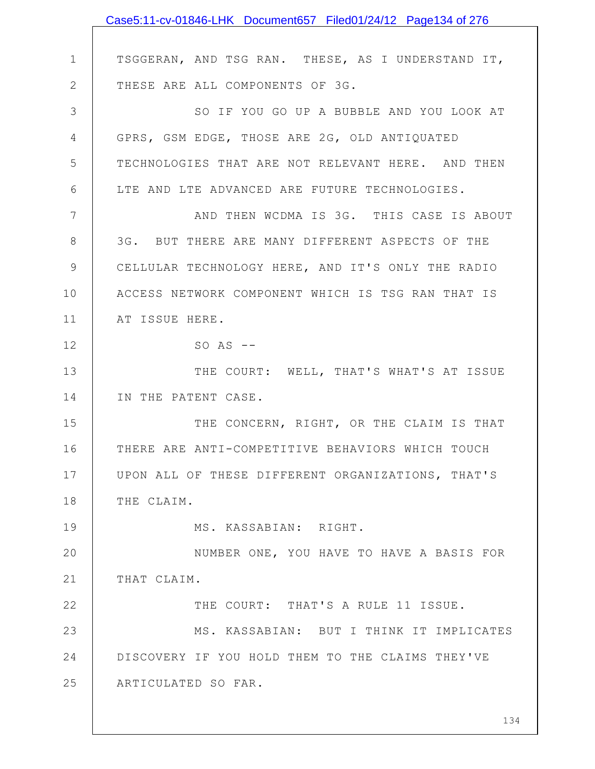TSGGERAN, AND TSG RAN. THESE, AS I UNDERSTAND IT, THESE ARE ALL COMPONENTS OF 3G.

SO IF YOU GO UP A BUBBLE AND YOU LOOK AT GPRS, GSM EDGE, THOSE ARE 2G, OLD ANTIQUATED TECHNOLOGIES THAT ARE NOT RELEVANT HERE. AND THEN LTE AND LTE ADVANCED ARE FUTURE TECHNOLOGIES.

AND THEN WCDMA IS 3G. THIS CASE IS ABOUT 3G. BUT THERE ARE MANY DIFFERENT ASPECTS OF THE CELLULAR TECHNOLOGY HERE, AND IT'S ONLY THE RADIO ACCESS NETWORK COMPONENT WHICH IS TSG RAN THAT IS AT ISSUE HERE.

SO AS --

THE COURT: WELL, THAT'S WHAT'S AT ISSUE IN THE PATENT CASE.

THE CONCERN, RIGHT, OR THE CLAIM IS THAT THERE ARE ANTI-COMPETITIVE BEHAVIORS WHICH TOUCH UPON ALL OF THESE DIFFERENT ORGANIZATIONS, THAT'S THE CLAIM.

MS. KASSABIAN: RIGHT.

NUMBER ONE, YOU HAVE TO HAVE A BASIS FOR THAT CLAIM.

THE COURT: THAT'S A RULE 11 ISSUE.

MS. KASSABIAN: BUT I THINK IT IMPLICATES DISCOVERY IF YOU HOLD THEM TO THE CLAIMS THEY'VE ARTICULATED SO FAR.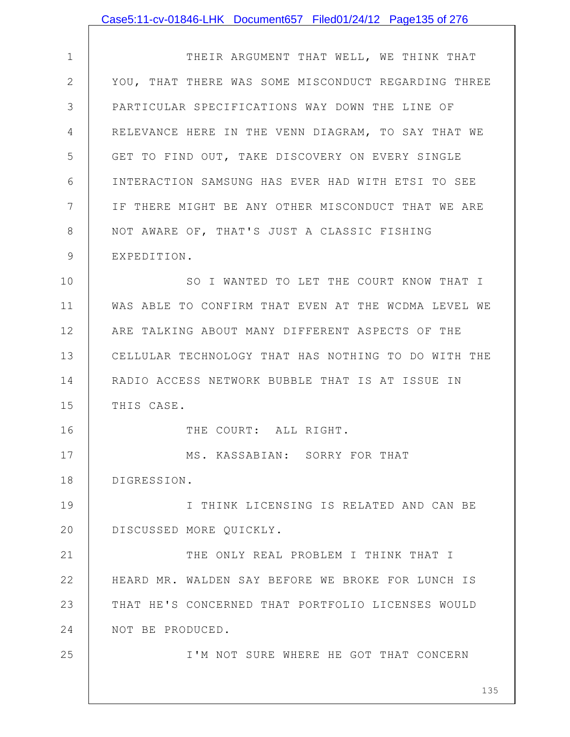THEIR ARGUMENT THAT WELL, WE THINK THAT YOU, THAT THERE WAS SOME MISCONDUCT REGARDING THREE PARTICULAR SPECIFICATIONS WAY DOWN THE LINE OF RELEVANCE HERE IN THE VENN DIAGRAM, TO SAY THAT WE GET TO FIND OUT, TAKE DISCOVERY ON EVERY SINGLE INTERACTION SAMSUNG HAS EVER HAD WITH ETSI TO SEE IF THERE MIGHT BE ANY OTHER MISCONDUCT THAT WE ARE NOT AWARE OF, THAT'S JUST A CLASSIC FISHING EXPEDITION.

SO I WANTED TO LET THE COURT KNOW THAT I WAS ABLE TO CONFIRM THAT EVEN AT THE WCDMA LEVEL WE ARE TALKING ABOUT MANY DIFFERENT ASPECTS OF THE CELLULAR TECHNOLOGY THAT HAS NOTHING TO DO WITH THE RADIO ACCESS NETWORK BUBBLE THAT IS AT ISSUE IN THIS CASE.

THE COURT: ALL RIGHT.

MS. KASSABIAN: SORRY FOR THAT DIGRESSION.

I THINK LICENSING IS RELATED AND CAN BE DISCUSSED MORE QUICKLY.

THE ONLY REAL PROBLEM I THINK THAT I HEARD MR. WALDEN SAY BEFORE WE BROKE FOR LUNCH IS THAT HE'S CONCERNED THAT PORTFOLIO LICENSES WOULD NOT BE PRODUCED.

I'M NOT SURE WHERE HE GOT THAT CONCERN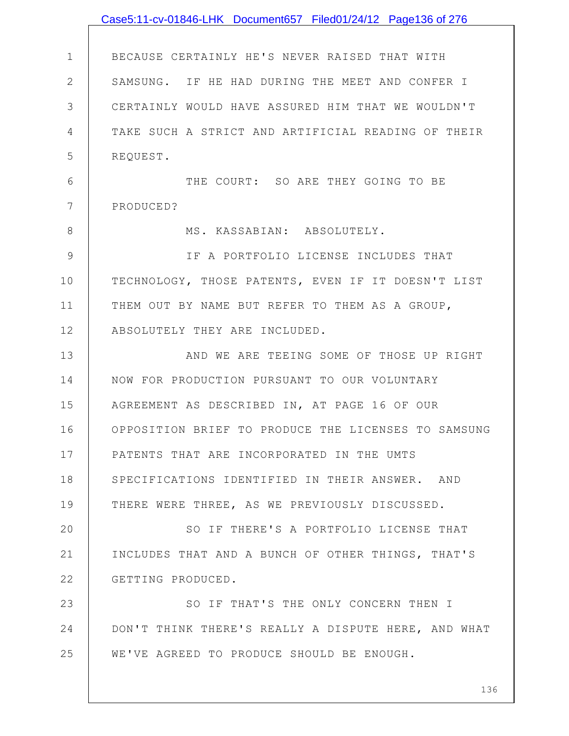BECAUSE CERTAINLY HE'S NEVER RAISED THAT WITH SAMSUNG. IF HE HAD DURING THE MEET AND CONFER I CERTAINLY WOULD HAVE ASSURED HIM THAT WE WOULDN'T TAKE SUCH A STRICT AND ARTIFICIAL READING OF THEIR REQUEST.

THE COURT: SO ARE THEY GOING TO BE PRODUCED?

MS. KASSABIAN: ABSOLUTELY.

IF A PORTFOLIO LICENSE INCLUDES THAT TECHNOLOGY, THOSE PATENTS, EVEN IF IT DOESN'T LIST THEM OUT BY NAME BUT REFER TO THEM AS A GROUP, ABSOLUTELY THEY ARE INCLUDED.

AND WE ARE TEEING SOME OF THOSE UP RIGHT NOW FOR PRODUCTION PURSUANT TO OUR VOLUNTARY AGREEMENT AS DESCRIBED IN, AT PAGE 16 OF OUR OPPOSITION BRIEF TO PRODUCE THE LICENSES TO SAMSUNG PATENTS THAT ARE INCORPORATED IN THE UMTS SPECIFICATIONS IDENTIFIED IN THEIR ANSWER. AND THERE WERE THREE, AS WE PREVIOUSLY DISCUSSED.

SO IF THERE'S A PORTFOLIO LICENSE THAT INCLUDES THAT AND A BUNCH OF OTHER THINGS, THAT'S GETTING PRODUCED.

SO IF THAT'S THE ONLY CONCERN THEN I DON'T THINK THERE'S REALLY A DISPUTE HERE, AND WHAT WE'VE AGREED TO PRODUCE SHOULD BE ENOUGH.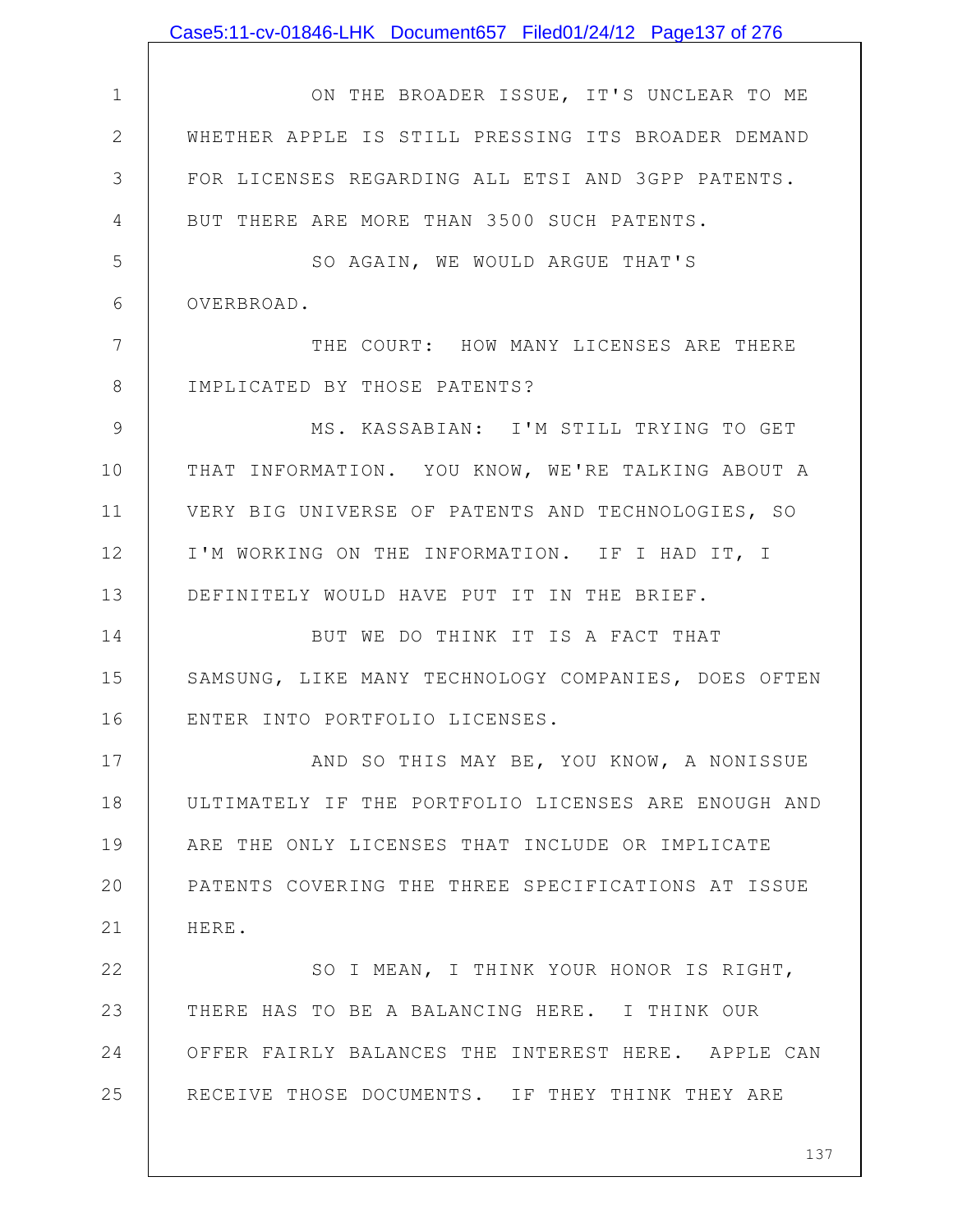ON THE BROADER ISSUE, IT'S UNCLEAR TO ME WHETHER APPLE IS STILL PRESSING ITS BROADER DEMAND FOR LICENSES REGARDING ALL ETSI AND 3GPP PATENTS. BUT THERE ARE MORE THAN 3500 SUCH PATENTS.

SO AGAIN, WE WOULD ARGUE THAT'S OVERBROAD.

THE COURT: HOW MANY LICENSES ARE THERE IMPLICATED BY THOSE PATENTS?

MS. KASSABIAN: I'M STILL TRYING TO GET THAT INFORMATION. YOU KNOW, WE'RE TALKING ABOUT A VERY BIG UNIVERSE OF PATENTS AND TECHNOLOGIES, SO I'M WORKING ON THE INFORMATION. IF I HAD IT, I DEFINITELY WOULD HAVE PUT IT IN THE BRIEF.

BUT WE DO THINK IT IS A FACT THAT SAMSUNG, LIKE MANY TECHNOLOGY COMPANIES, DOES OFTEN ENTER INTO PORTFOLIO LICENSES.

AND SO THIS MAY BE, YOU KNOW, A NONISSUE ULTIMATELY IF THE PORTFOLIO LICENSES ARE ENOUGH AND ARE THE ONLY LICENSES THAT INCLUDE OR IMPLICATE PATENTS COVERING THE THREE SPECIFICATIONS AT ISSUE HERE.

SO I MEAN, I THINK YOUR HONOR IS RIGHT, THERE HAS TO BE A BALANCING HERE. I THINK OUR OFFER FAIRLY BALANCES THE INTEREST HERE. APPLE CAN RECEIVE THOSE DOCUMENTS. IF THEY THINK THEY ARE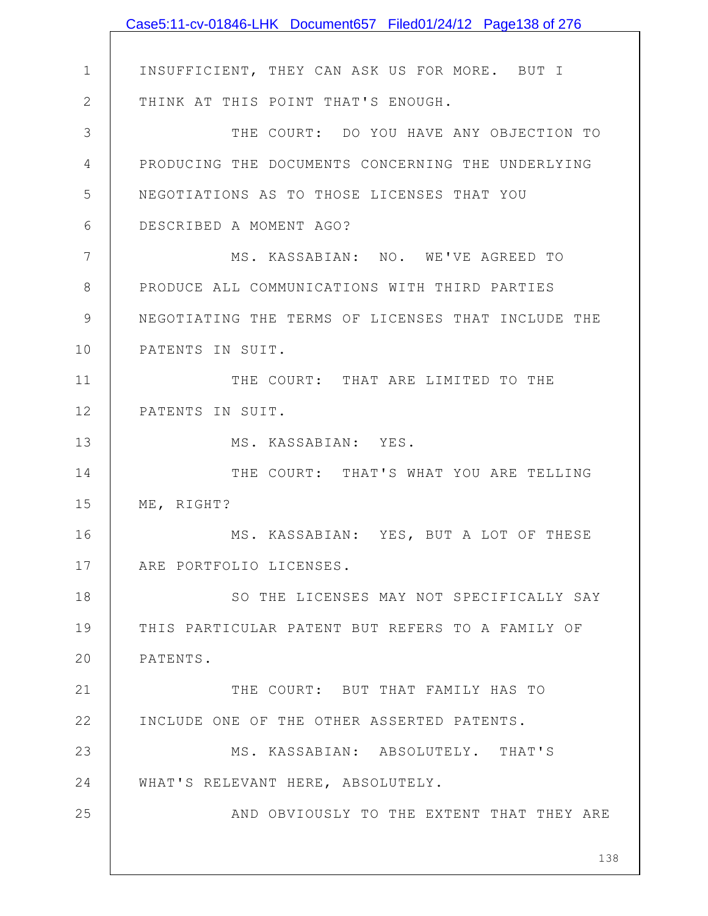INSUFFICIENT, THEY CAN ASK US FOR MORE. BUT I THINK AT THIS POINT THAT'S ENOUGH.

THE COURT: DO YOU HAVE ANY OBJECTION TO PRODUCING THE DOCUMENTS CONCERNING THE UNDERLYING NEGOTIATIONS AS TO THOSE LICENSES THAT YOU DESCRIBED A MOMENT AGO?

MS. KASSABIAN: NO. WE'VE AGREED TO PRODUCE ALL COMMUNICATIONS WITH THIRD PARTIES NEGOTIATING THE TERMS OF LICENSES THAT INCLUDE THE PATENTS IN SUIT.

THE COURT: THAT ARE LIMITED TO THE PATENTS IN SUIT.

MS. KASSABIAN: YES.

THE COURT: THAT'S WHAT YOU ARE TELLING ME, RIGHT?

MS. KASSABIAN: YES, BUT A LOT OF THESE ARE PORTFOLIO LICENSES.

SO THE LICENSES MAY NOT SPECIFICALLY SAY THIS PARTICULAR PATENT BUT REFERS TO A FAMILY OF PATENTS.

THE COURT: BUT THAT FAMILY HAS TO INCLUDE ONE OF THE OTHER ASSERTED PATENTS.

MS. KASSABIAN: ABSOLUTELY. THAT'S WHAT'S RELEVANT HERE, ABSOLUTELY.

AND OBVIOUSLY TO THE EXTENT THAT THEY ARE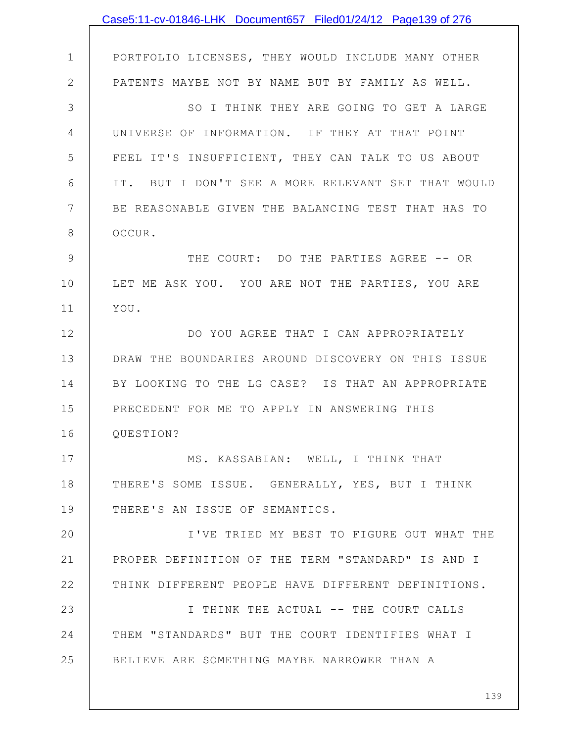PORTFOLIO LICENSES, THEY WOULD INCLUDE MANY OTHER PATENTS MAYBE NOT BY NAME BUT BY FAMILY AS WELL.

SO I THINK THEY ARE GOING TO GET A LARGE UNIVERSE OF INFORMATION. IF THEY AT THAT POINT FEEL IT'S INSUFFICIENT, THEY CAN TALK TO US ABOUT IT. BUT I DON'T SEE A MORE RELEVANT SET THAT WOULD BE REASONABLE GIVEN THE BALANCING TEST THAT HAS TO OCCUR.

THE COURT: DO THE PARTIES AGREE -- OR LET ME ASK YOU. YOU ARE NOT THE PARTIES, YOU ARE YOU.

DO YOU AGREE THAT I CAN APPROPRIATELY DRAW THE BOUNDARIES AROUND DISCOVERY ON THIS ISSUE BY LOOKING TO THE LG CASE? IS THAT AN APPROPRIATE PRECEDENT FOR ME TO APPLY IN ANSWERING THIS QUESTION?

MS. KASSABIAN: WELL, I THINK THAT THERE'S SOME ISSUE. GENERALLY, YES, BUT I THINK THERE'S AN ISSUE OF SEMANTICS.

I'VE TRIED MY BEST TO FIGURE OUT WHAT THE PROPER DEFINITION OF THE TERM "STANDARD" IS AND I THINK DIFFERENT PEOPLE HAVE DIFFERENT DEFINITIONS.

I THINK THE ACTUAL -- THE COURT CALLS THEM "STANDARDS" BUT THE COURT IDENTIFIES WHAT I BELIEVE ARE SOMETHING MAYBE NARROWER THAN A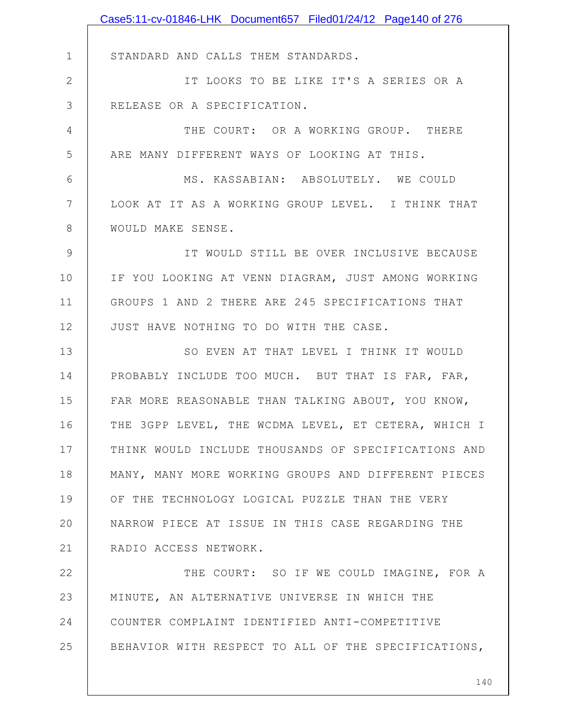STANDARD AND CALLS THEM STANDARDS.

IT LOOKS TO BE LIKE IT'S A SERIES OR A RELEASE OR A SPECIFICATION.

THE COURT: OR A WORKING GROUP. THERE ARE MANY DIFFERENT WAYS OF LOOKING AT THIS.

MS. KASSABIAN: ABSOLUTELY. WE COULD LOOK AT IT AS A WORKING GROUP LEVEL. I THINK THAT WOULD MAKE SENSE.

IT WOULD STILL BE OVER INCLUSIVE BECAUSE IF YOU LOOKING AT VENN DIAGRAM, JUST AMONG WORKING GROUPS 1 AND 2 THERE ARE 245 SPECIFICATIONS THAT JUST HAVE NOTHING TO DO WITH THE CASE.

SO EVEN AT THAT LEVEL I THINK IT WOULD PROBABLY INCLUDE TOO MUCH. BUT THAT IS FAR, FAR, FAR MORE REASONABLE THAN TALKING ABOUT, YOU KNOW, THE 3GPP LEVEL, THE WCDMA LEVEL, ET CETERA, WHICH I THINK WOULD INCLUDE THOUSANDS OF SPECIFICATIONS AND MANY, MANY MORE WORKING GROUPS AND DIFFERENT PIECES OF THE TECHNOLOGY LOGICAL PUZZLE THAN THE VERY NARROW PIECE AT ISSUE IN THIS CASE REGARDING THE RADIO ACCESS NETWORK.

THE COURT: SO IF WE COULD IMAGINE, FOR A MINUTE, AN ALTERNATIVE UNIVERSE IN WHICH THE COUNTER COMPLAINT IDENTIFIED ANTI-COMPETITIVE BEHAVIOR WITH RESPECT TO ALL OF THE SPECIFICATIONS,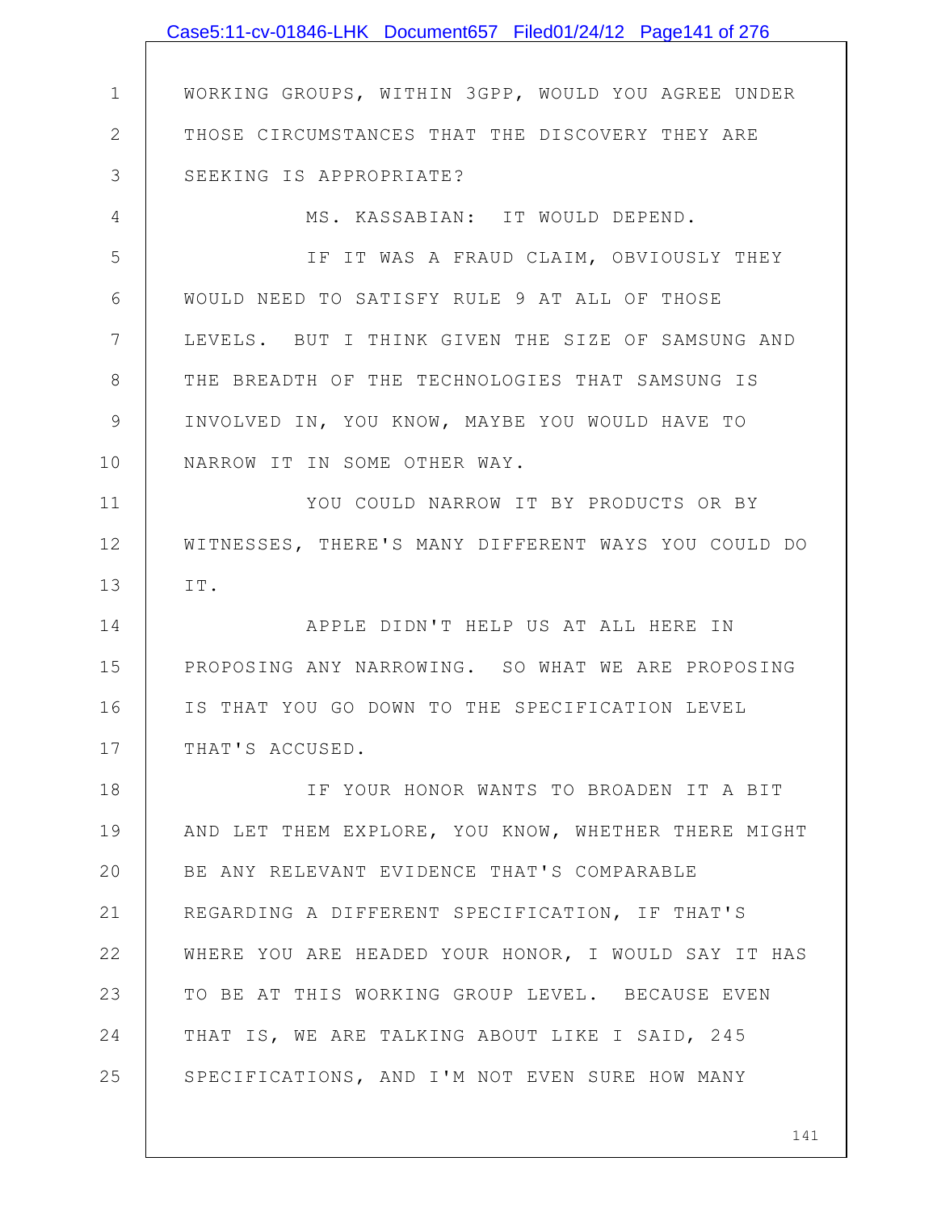WORKING GROUPS, WITHIN 3GPP, WOULD YOU AGREE UNDER THOSE CIRCUMSTANCES THAT THE DISCOVERY THEY ARE SEEKING IS APPROPRIATE?

MS. KASSABIAN: IT WOULD DEPEND.

IF IT WAS A FRAUD CLAIM, OBVIOUSLY THEY WOULD NEED TO SATISFY RULE 9 AT ALL OF THOSE LEVELS. BUT I THINK GIVEN THE SIZE OF SAMSUNG AND THE BREADTH OF THE TECHNOLOGIES THAT SAMSUNG IS INVOLVED IN, YOU KNOW, MAYBE YOU WOULD HAVE TO NARROW IT IN SOME OTHER WAY.

YOU COULD NARROW IT BY PRODUCTS OR BY WITNESSES, THERE'S MANY DIFFERENT WAYS YOU COULD DO IT.

APPLE DIDN'T HELP US AT ALL HERE IN PROPOSING ANY NARROWING. SO WHAT WE ARE PROPOSING IS THAT YOU GO DOWN TO THE SPECIFICATION LEVEL THAT'S ACCUSED.

IF YOUR HONOR WANTS TO BROADEN IT A BIT AND LET THEM EXPLORE, YOU KNOW, WHETHER THERE MIGHT BE ANY RELEVANT EVIDENCE THAT'S COMPARABLE REGARDING A DIFFERENT SPECIFICATION, IF THAT'S WHERE YOU ARE HEADED YOUR HONOR, I WOULD SAY IT HAS TO BE AT THIS WORKING GROUP LEVEL. BECAUSE EVEN THAT IS, WE ARE TALKING ABOUT LIKE I SAID, 245 SPECIFICATIONS, AND I'M NOT EVEN SURE HOW MANY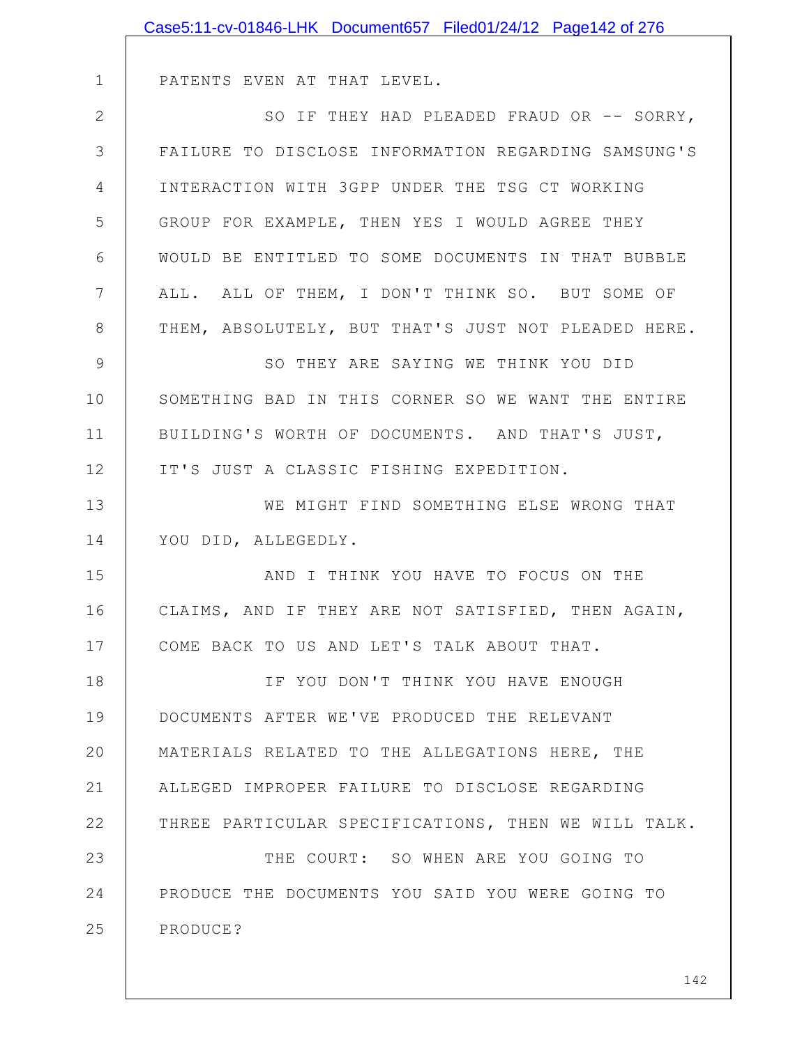PATENTS EVEN AT THAT LEVEL.

SO IF THEY HAD PLEADED FRAUD OR -- SORRY, FAILURE TO DISCLOSE INFORMATION REGARDING SAMSUNG'S INTERACTION WITH 3GPP UNDER THE TSG CT WORKING GROUP FOR EXAMPLE, THEN YES I WOULD AGREE THEY WOULD BE ENTITLED TO SOME DOCUMENTS IN THAT BUBBLE ALL. ALL OF THEM, I DON'T THINK SO. BUT SOME OF THEM, ABSOLUTELY, BUT THAT'S JUST NOT PLEADED HERE.

SO THEY ARE SAYING WE THINK YOU DID SOMETHING BAD IN THIS CORNER SO WE WANT THE ENTIRE BUILDING'S WORTH OF DOCUMENTS. AND THAT'S JUST, IT'S JUST A CLASSIC FISHING EXPEDITION.

WE MIGHT FIND SOMETHING ELSE WRONG THAT YOU DID, ALLEGEDLY.

AND I THINK YOU HAVE TO FOCUS ON THE CLAIMS, AND IF THEY ARE NOT SATISFIED, THEN AGAIN, COME BACK TO US AND LET'S TALK ABOUT THAT.

IF YOU DON'T THINK YOU HAVE ENOUGH DOCUMENTS AFTER WE'VE PRODUCED THE RELEVANT MATERIALS RELATED TO THE ALLEGATIONS HERE, THE ALLEGED IMPROPER FAILURE TO DISCLOSE REGARDING THREE PARTICULAR SPECIFICATIONS, THEN WE WILL TALK.

THE COURT: SO WHEN ARE YOU GOING TO PRODUCE THE DOCUMENTS YOU SAID YOU WERE GOING TO PRODUCE?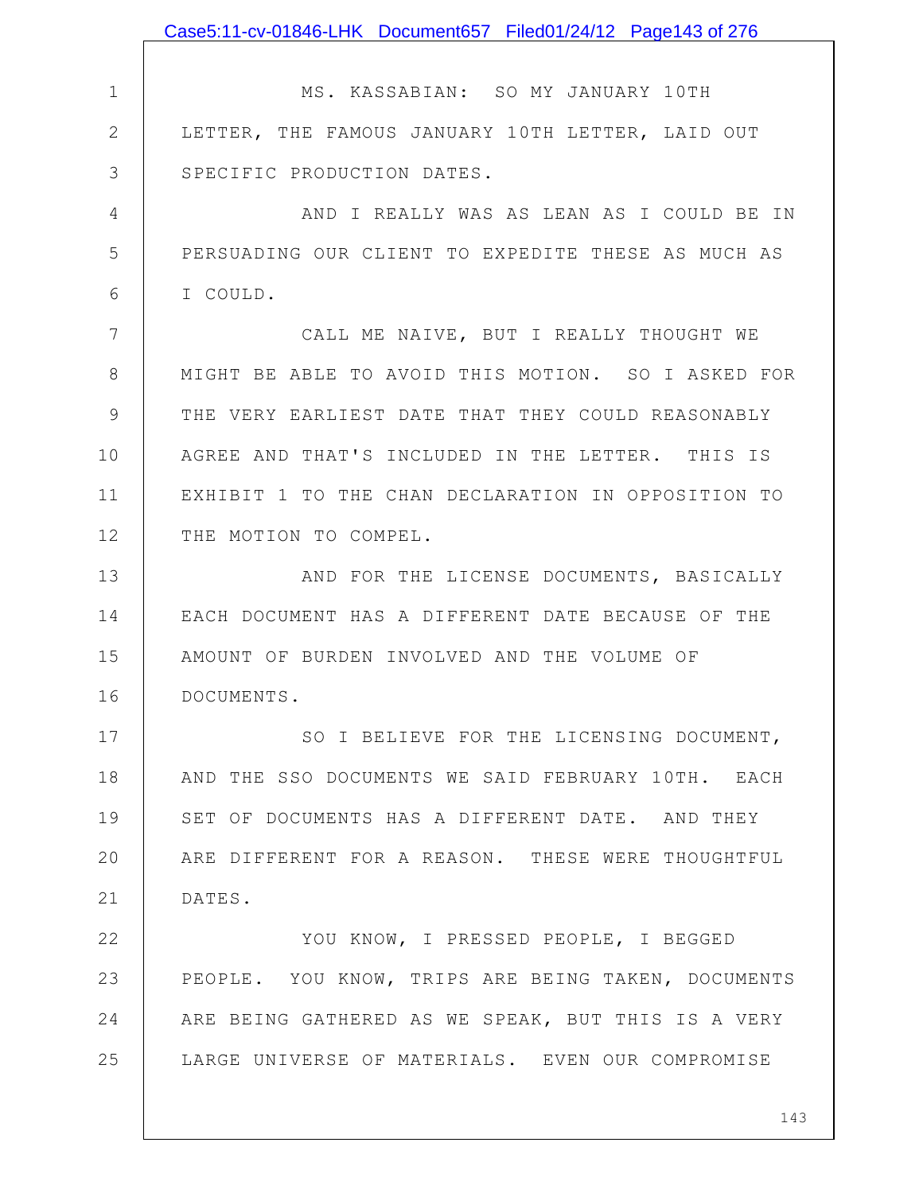MS. KASSABIAN: SO MY JANUARY 10TH LETTER, THE FAMOUS JANUARY 10TH LETTER, LAID OUT SPECIFIC PRODUCTION DATES.

AND I REALLY WAS AS LEAN AS I COULD BE IN PERSUADING OUR CLIENT TO EXPEDITE THESE AS MUCH AS I COULD.

CALL ME NAIVE, BUT I REALLY THOUGHT WE MIGHT BE ABLE TO AVOID THIS MOTION. SO I ASKED FOR THE VERY EARLIEST DATE THAT THEY COULD REASONABLY AGREE AND THAT'S INCLUDED IN THE LETTER. THIS IS EXHIBIT 1 TO THE CHAN DECLARATION IN OPPOSITION TO THE MOTION TO COMPEL.

AND FOR THE LICENSE DOCUMENTS, BASICALLY EACH DOCUMENT HAS A DIFFERENT DATE BECAUSE OF THE AMOUNT OF BURDEN INVOLVED AND THE VOLUME OF DOCUMENTS.

SO I BELIEVE FOR THE LICENSING DOCUMENT, AND THE SSO DOCUMENTS WE SAID FEBRUARY 10TH. EACH SET OF DOCUMENTS HAS A DIFFERENT DATE. AND THEY ARE DIFFERENT FOR A REASON. THESE WERE THOUGHTFUL DATES.

YOU KNOW, I PRESSED PEOPLE, I BEGGED PEOPLE. YOU KNOW, TRIPS ARE BEING TAKEN, DOCUMENTS ARE BEING GATHERED AS WE SPEAK, BUT THIS IS A VERY LARGE UNIVERSE OF MATERIALS. EVEN OUR COMPROMISE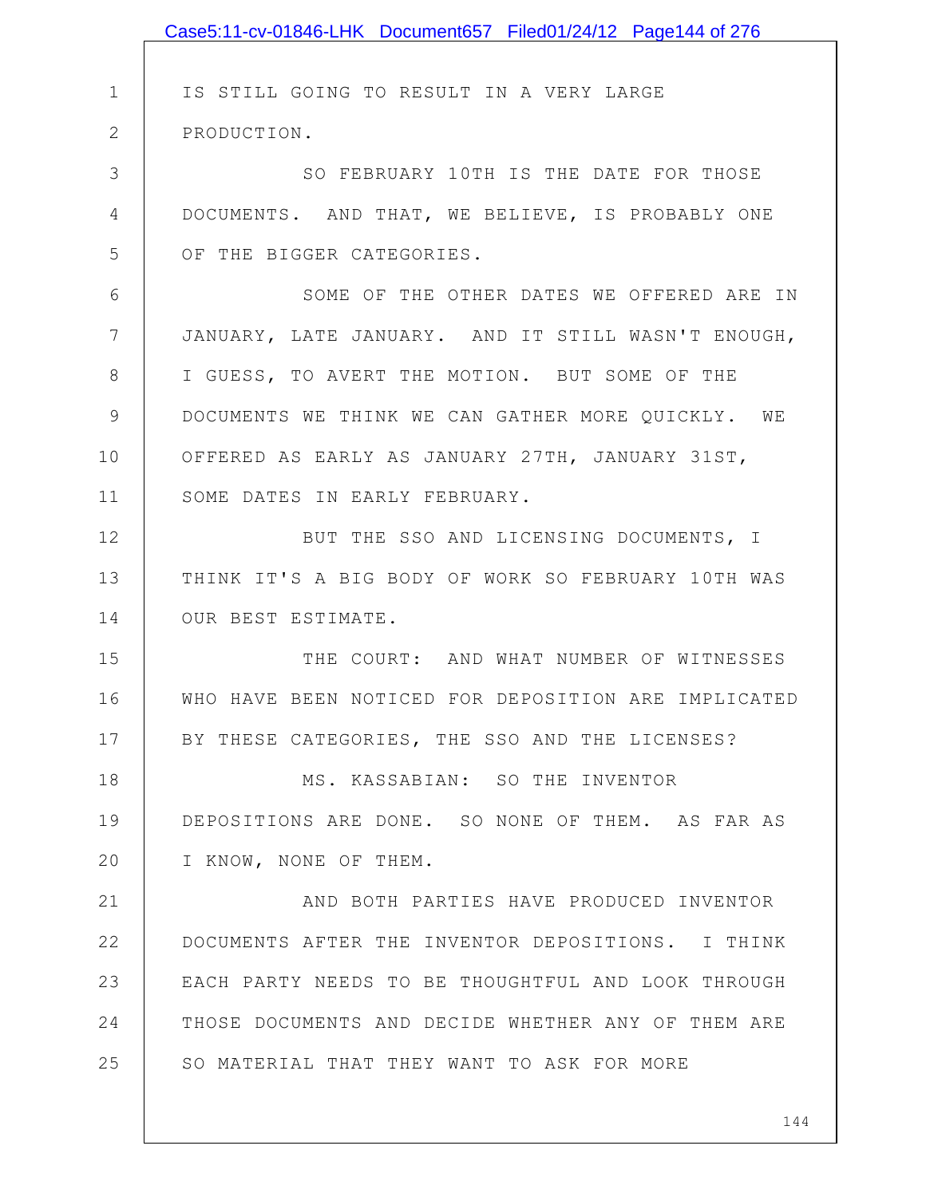IS STILL GOING TO RESULT IN A VERY LARGE PRODUCTION.

SO FEBRUARY 10TH IS THE DATE FOR THOSE DOCUMENTS. AND THAT, WE BELIEVE, IS PROBABLY ONE OF THE BIGGER CATEGORIES.

SOME OF THE OTHER DATES WE OFFERED ARE IN JANUARY, LATE JANUARY. AND IT STILL WASN'T ENOUGH, I GUESS, TO AVERT THE MOTION. BUT SOME OF THE DOCUMENTS WE THINK WE CAN GATHER MORE QUICKLY. WE OFFERED AS EARLY AS JANUARY 27TH, JANUARY 31ST, SOME DATES IN EARLY FEBRUARY.

BUT THE SSO AND LICENSING DOCUMENTS, I THINK IT'S A BIG BODY OF WORK SO FEBRUARY 10TH WAS OUR BEST ESTIMATE.

THE COURT: AND WHAT NUMBER OF WITNESSES WHO HAVE BEEN NOTICED FOR DEPOSITION ARE IMPLICATED BY THESE CATEGORIES, THE SSO AND THE LICENSES?

MS. KASSABIAN: SO THE INVENTOR DEPOSITIONS ARE DONE. SO NONE OF THEM. AS FAR AS I KNOW, NONE OF THEM.

AND BOTH PARTIES HAVE PRODUCED INVENTOR DOCUMENTS AFTER THE INVENTOR DEPOSITIONS. I THINK EACH PARTY NEEDS TO BE THOUGHTFUL AND LOOK THROUGH THOSE DOCUMENTS AND DECIDE WHETHER ANY OF THEM ARE SO MATERIAL THAT THEY WANT TO ASK FOR MORE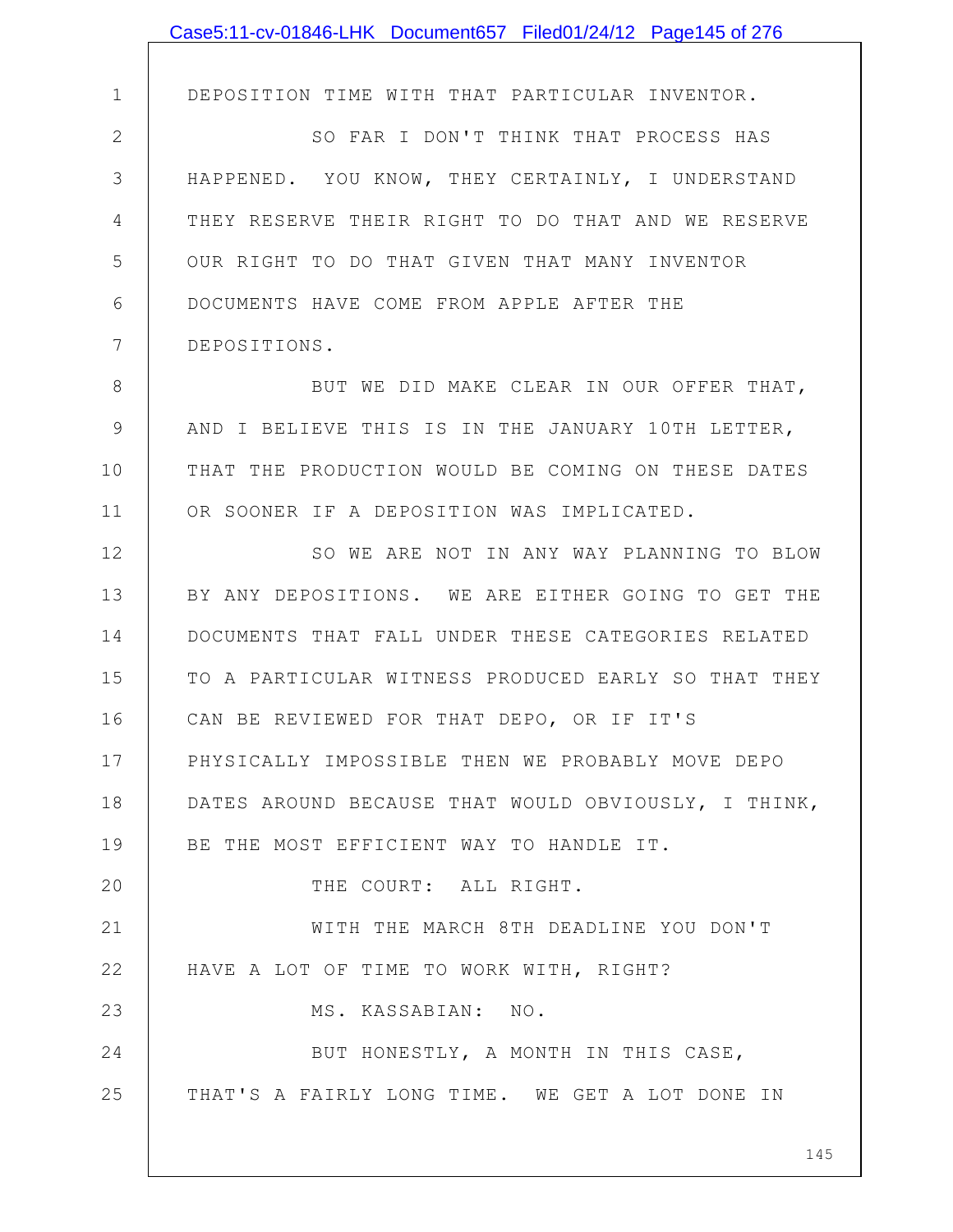DEPOSITION TIME WITH THAT PARTICULAR INVENTOR.

SO FAR I DON'T THINK THAT PROCESS HAS HAPPENED. YOU KNOW, THEY CERTAINLY, I UNDERSTAND THEY RESERVE THEIR RIGHT TO DO THAT AND WE RESERVE OUR RIGHT TO DO THAT GIVEN THAT MANY INVENTOR DOCUMENTS HAVE COME FROM APPLE AFTER THE DEPOSITIONS.

BUT WE DID MAKE CLEAR IN OUR OFFER THAT, AND I BELIEVE THIS IS IN THE JANUARY 10TH LETTER, THAT THE PRODUCTION WOULD BE COMING ON THESE DATES OR SOONER IF A DEPOSITION WAS IMPLICATED.

SO WE ARE NOT IN ANY WAY PLANNING TO BLOW BY ANY DEPOSITIONS. WE ARE EITHER GOING TO GET THE DOCUMENTS THAT FALL UNDER THESE CATEGORIES RELATED TO A PARTICULAR WITNESS PRODUCED EARLY SO THAT THEY CAN BE REVIEWED FOR THAT DEPO, OR IF IT'S PHYSICALLY IMPOSSIBLE THEN WE PROBABLY MOVE DEPO DATES AROUND BECAUSE THAT WOULD OBVIOUSLY, I THINK, BE THE MOST EFFICIENT WAY TO HANDLE IT.

THE COURT: ALL RIGHT.

WITH THE MARCH 8TH DEADLINE YOU DON'T HAVE A LOT OF TIME TO WORK WITH, RIGHT?

MS. KASSABIAN: NO.

BUT HONESTLY, A MONTH IN THIS CASE, THAT'S A FAIRLY LONG TIME. WE GET A LOT DONE IN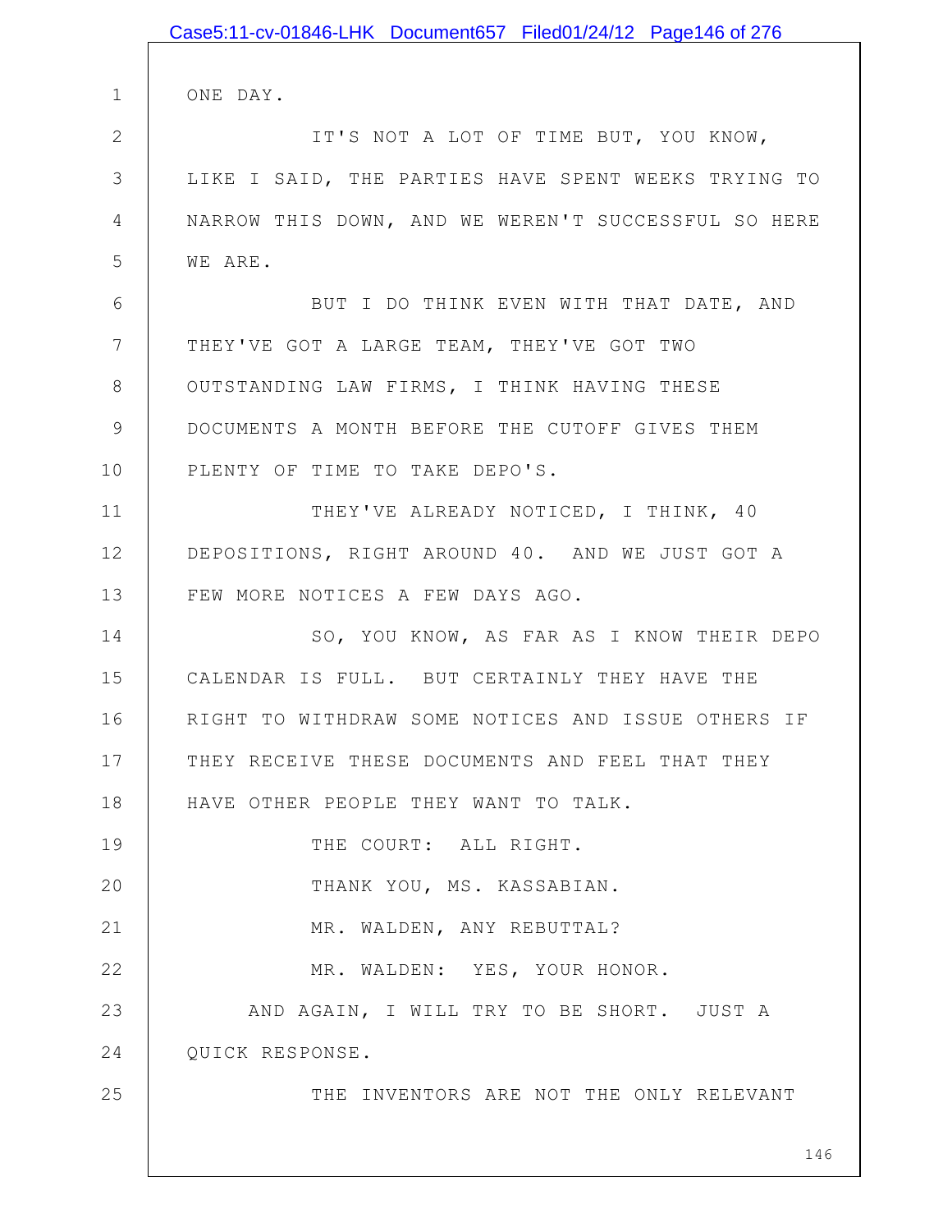ONE DAY.

IT'S NOT A LOT OF TIME BUT, YOU KNOW, LIKE I SAID, THE PARTIES HAVE SPENT WEEKS TRYING TO NARROW THIS DOWN, AND WE WEREN'T SUCCESSFUL SO HERE WE ARE.

BUT I DO THINK EVEN WITH THAT DATE, AND THEY'VE GOT A LARGE TEAM, THEY'VE GOT TWO OUTSTANDING LAW FIRMS, I THINK HAVING THESE DOCUMENTS A MONTH BEFORE THE CUTOFF GIVES THEM PLENTY OF TIME TO TAKE DEPO'S.

THEY'VE ALREADY NOTICED, I THINK, 40 DEPOSITIONS, RIGHT AROUND 40. AND WE JUST GOT A FEW MORE NOTICES A FEW DAYS AGO.

SO, YOU KNOW, AS FAR AS I KNOW THEIR DEPO CALENDAR IS FULL. BUT CERTAINLY THEY HAVE THE RIGHT TO WITHDRAW SOME NOTICES AND ISSUE OTHERS IF THEY RECEIVE THESE DOCUMENTS AND FEEL THAT THEY HAVE OTHER PEOPLE THEY WANT TO TALK.

THE COURT: ALL RIGHT.

THANK YOU, MS. KASSABIAN.

MR. WALDEN, ANY REBUTTAL?

MR. WALDEN: YES, YOUR HONOR.

AND AGAIN, I WILL TRY TO BE SHORT. JUST A QUICK RESPONSE.

THE INVENTORS ARE NOT THE ONLY RELEVANT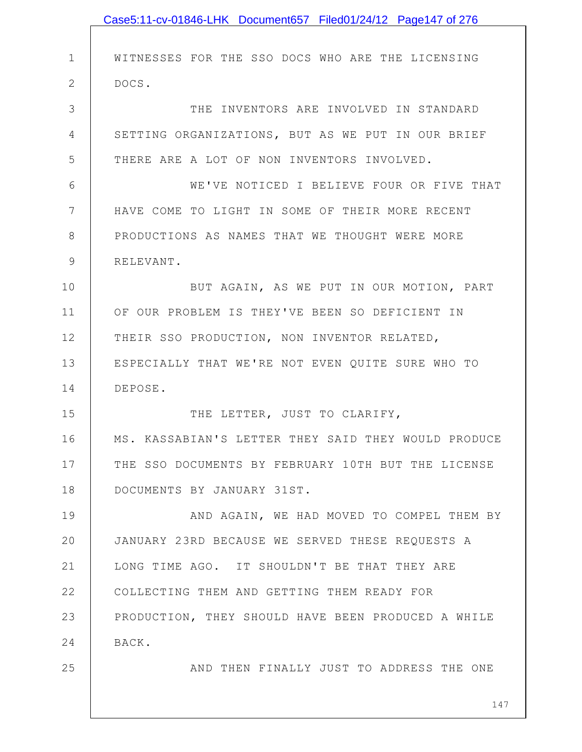WITNESSES FOR THE SSO DOCS WHO ARE THE LICENSING DOCS.

THE INVENTORS ARE INVOLVED IN STANDARD SETTING ORGANIZATIONS, BUT AS WE PUT IN OUR BRIEF THERE ARE A LOT OF NON INVENTORS INVOLVED.

WE'VE NOTICED I BELIEVE FOUR OR FIVE THAT HAVE COME TO LIGHT IN SOME OF THEIR MORE RECENT PRODUCTIONS AS NAMES THAT WE THOUGHT WERE MORE RELEVANT.

BUT AGAIN, AS WE PUT IN OUR MOTION, PART OF OUR PROBLEM IS THEY'VE BEEN SO DEFICIENT IN THEIR SSO PRODUCTION, NON INVENTOR RELATED, ESPECIALLY THAT WE'RE NOT EVEN QUITE SURE WHO TO DEPOSE.

THE LETTER, JUST TO CLARIFY, MS. KASSABIAN'S LETTER THEY SAID THEY WOULD PRODUCE THE SSO DOCUMENTS BY FEBRUARY 10TH BUT THE LICENSE DOCUMENTS BY JANUARY 31ST.

AND AGAIN, WE HAD MOVED TO COMPEL THEM BY JANUARY 23RD BECAUSE WE SERVED THESE REQUESTS A LONG TIME AGO. IT SHOULDN'T BE THAT THEY ARE COLLECTING THEM AND GETTING THEM READY FOR PRODUCTION, THEY SHOULD HAVE BEEN PRODUCED A WHILE BACK.

AND THEN FINALLY JUST TO ADDRESS THE ONE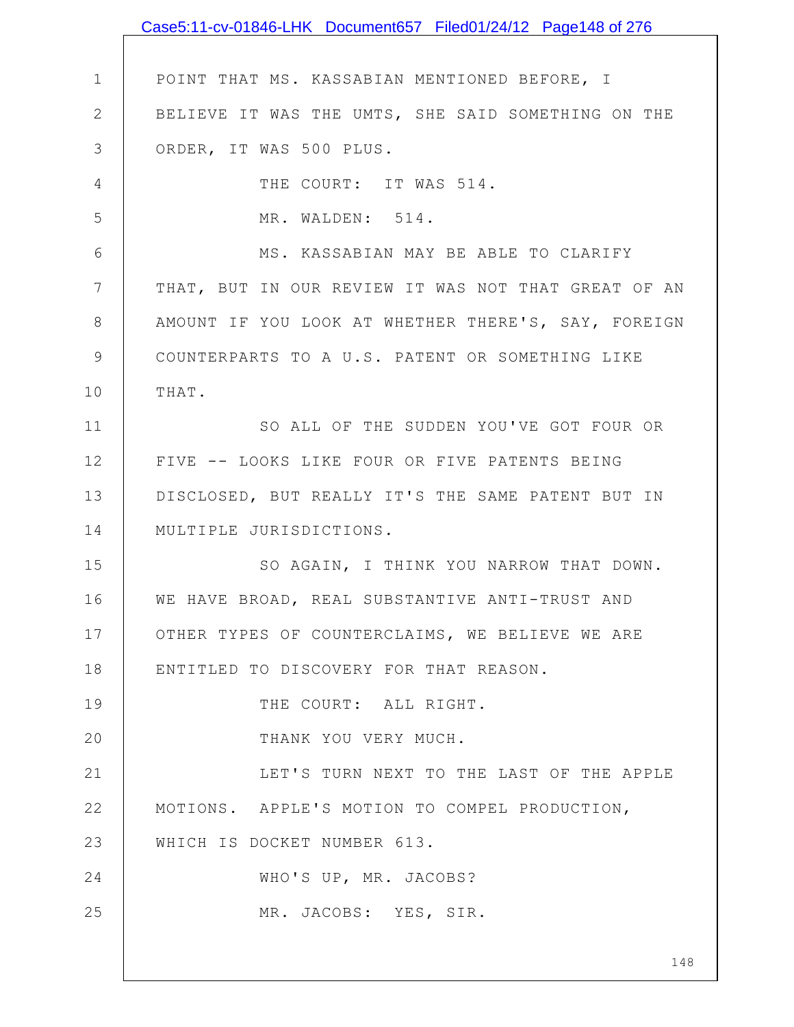POINT THAT MS. KASSABIAN MENTIONED BEFORE, I BELIEVE IT WAS THE UMTS, SHE SAID SOMETHING ON THE ORDER, IT WAS 500 PLUS.

THE COURT: IT WAS 514.

MR. WALDEN: 514.

MS. KASSABIAN MAY BE ABLE TO CLARIFY THAT, BUT IN OUR REVIEW IT WAS NOT THAT GREAT OF AN AMOUNT IF YOU LOOK AT WHETHER THERE'S, SAY, FOREIGN COUNTERPARTS TO A U.S. PATENT OR SOMETHING LIKE THAT.

SO ALL OF THE SUDDEN YOU'VE GOT FOUR OR FIVE -- LOOKS LIKE FOUR OR FIVE PATENTS BEING DISCLOSED, BUT REALLY IT'S THE SAME PATENT BUT IN MULTIPLE JURISDICTIONS.

SO AGAIN, I THINK YOU NARROW THAT DOWN. WE HAVE BROAD, REAL SUBSTANTIVE ANTI-TRUST AND OTHER TYPES OF COUNTERCLAIMS, WE BELIEVE WE ARE ENTITLED TO DISCOVERY FOR THAT REASON.

THE COURT: ALL RIGHT.

THANK YOU VERY MUCH.

LET'S TURN NEXT TO THE LAST OF THE APPLE MOTIONS. APPLE'S MOTION TO COMPEL PRODUCTION, WHICH IS DOCKET NUMBER 613.

WHO'S UP, MR. JACOBS?

MR. JACOBS: YES, SIR.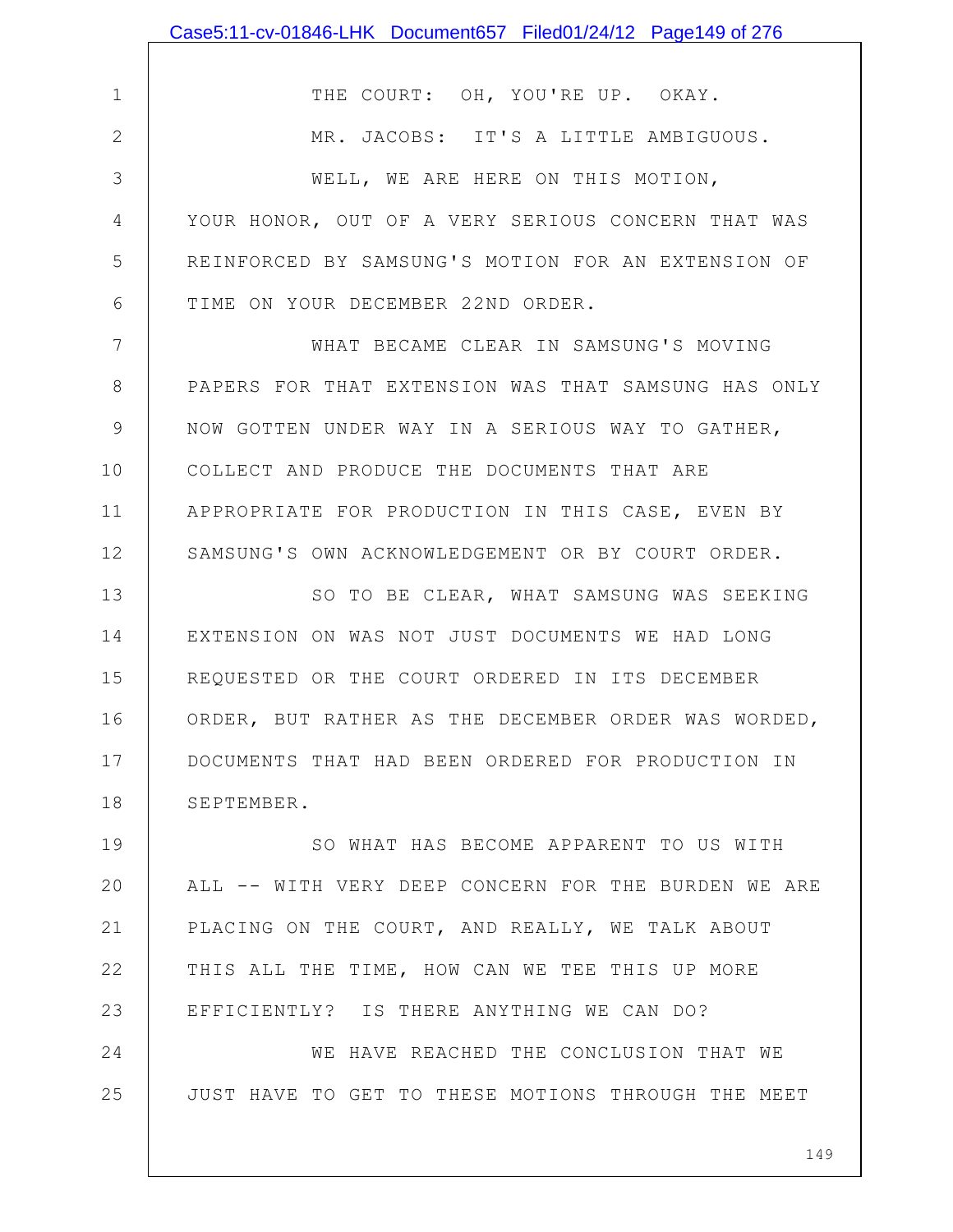THE COURT: OH, YOU'RE UP. OKAY.

MR. JACOBS: IT'S A LITTLE AMBIGUOUS.

WELL, WE ARE HERE ON THIS MOTION, YOUR HONOR, OUT OF A VERY SERIOUS CONCERN THAT WAS REINFORCED BY SAMSUNG'S MOTION FOR AN EXTENSION OF TIME ON YOUR DECEMBER 22ND ORDER.

WHAT BECAME CLEAR IN SAMSUNG'S MOVING PAPERS FOR THAT EXTENSION WAS THAT SAMSUNG HAS ONLY NOW GOTTEN UNDER WAY IN A SERIOUS WAY TO GATHER, COLLECT AND PRODUCE THE DOCUMENTS THAT ARE APPROPRIATE FOR PRODUCTION IN THIS CASE, EVEN BY SAMSUNG'S OWN ACKNOWLEDGEMENT OR BY COURT ORDER.

SO TO BE CLEAR, WHAT SAMSUNG WAS SEEKING EXTENSION ON WAS NOT JUST DOCUMENTS WE HAD LONG REQUESTED OR THE COURT ORDERED IN ITS DECEMBER ORDER, BUT RATHER AS THE DECEMBER ORDER WAS WORDED, DOCUMENTS THAT HAD BEEN ORDERED FOR PRODUCTION IN SEPTEMBER.

SO WHAT HAS BECOME APPARENT TO US WITH ALL -- WITH VERY DEEP CONCERN FOR THE BURDEN WE ARE PLACING ON THE COURT, AND REALLY, WE TALK ABOUT THIS ALL THE TIME, HOW CAN WE TEE THIS UP MORE EFFICIENTLY? IS THERE ANYTHING WE CAN DO?

WE HAVE REACHED THE CONCLUSION THAT WE JUST HAVE TO GET TO THESE MOTIONS THROUGH THE MEET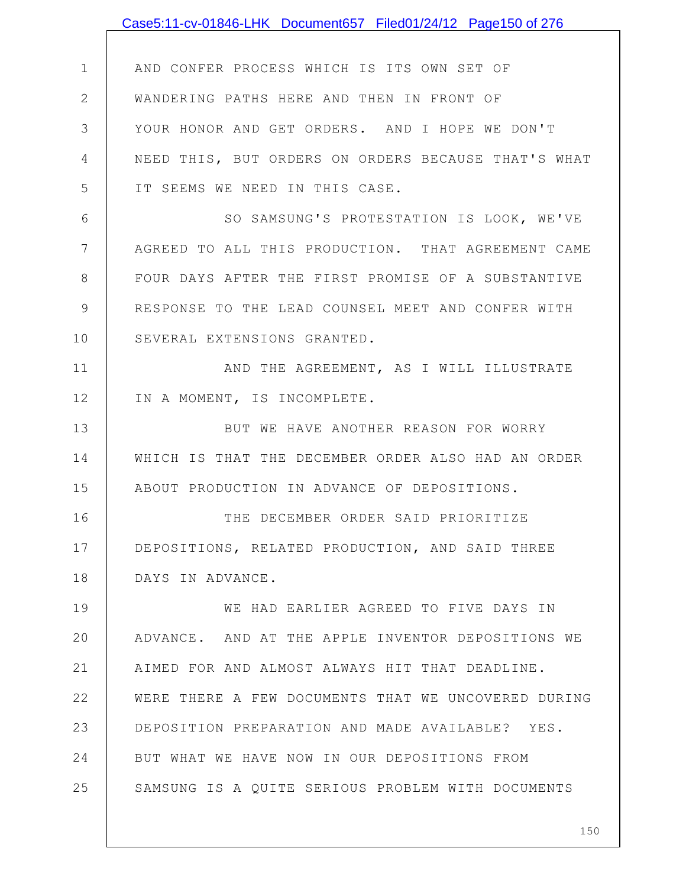AND CONFER PROCESS WHICH IS ITS OWN SET OF WANDERING PATHS HERE AND THEN IN FRONT OF YOUR HONOR AND GET ORDERS. AND I HOPE WE DON'T NEED THIS, BUT ORDERS ON ORDERS BECAUSE THAT'S WHAT IT SEEMS WE NEED IN THIS CASE.

SO SAMSUNG'S PROTESTATION IS LOOK, WE'VE AGREED TO ALL THIS PRODUCTION. THAT AGREEMENT CAME FOUR DAYS AFTER THE FIRST PROMISE OF A SUBSTANTIVE RESPONSE TO THE LEAD COUNSEL MEET AND CONFER WITH SEVERAL EXTENSIONS GRANTED.

AND THE AGREEMENT, AS I WILL ILLUSTRATE IN A MOMENT, IS INCOMPLETE.

BUT WE HAVE ANOTHER REASON FOR WORRY WHICH IS THAT THE DECEMBER ORDER ALSO HAD AN ORDER ABOUT PRODUCTION IN ADVANCE OF DEPOSITIONS.

THE DECEMBER ORDER SAID PRIORITIZE DEPOSITIONS, RELATED PRODUCTION, AND SAID THREE DAYS IN ADVANCE.

WE HAD EARLIER AGREED TO FIVE DAYS IN ADVANCE. AND AT THE APPLE INVENTOR DEPOSITIONS WE AIMED FOR AND ALMOST ALWAYS HIT THAT DEADLINE. WERE THERE A FEW DOCUMENTS THAT WE UNCOVERED DURING DEPOSITION PREPARATION AND MADE AVAILABLE? YES. BUT WHAT WE HAVE NOW IN OUR DEPOSITIONS FROM SAMSUNG IS A QUITE SERIOUS PROBLEM WITH DOCUMENTS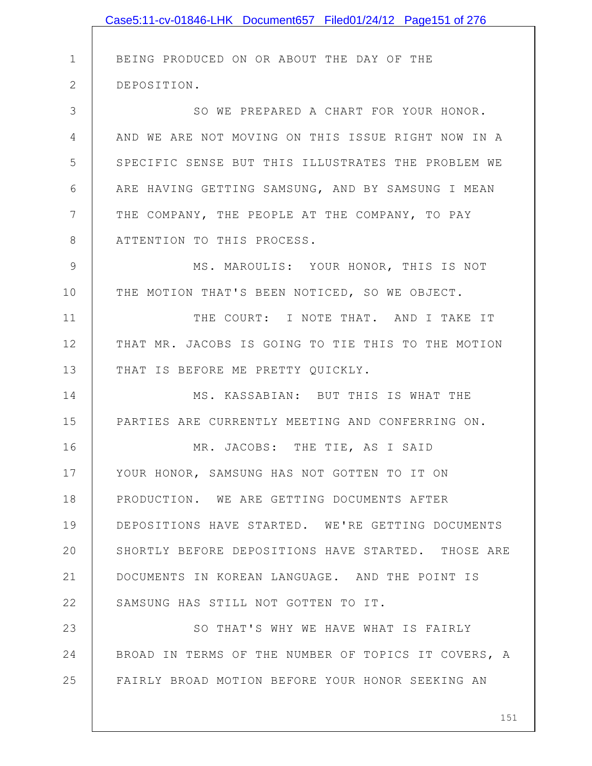BEING PRODUCED ON OR ABOUT THE DAY OF THE DEPOSITION.

SO WE PREPARED A CHART FOR YOUR HONOR. AND WE ARE NOT MOVING ON THIS ISSUE RIGHT NOW IN A SPECIFIC SENSE BUT THIS ILLUSTRATES THE PROBLEM WE ARE HAVING GETTING SAMSUNG, AND BY SAMSUNG I MEAN THE COMPANY, THE PEOPLE AT THE COMPANY, TO PAY ATTENTION TO THIS PROCESS.

MS. MAROULIS: YOUR HONOR, THIS IS NOT THE MOTION THAT'S BEEN NOTICED, SO WE OBJECT.

THE COURT: I NOTE THAT. AND I TAKE IT THAT MR. JACOBS IS GOING TO TIE THIS TO THE MOTION THAT IS BEFORE ME PRETTY QUICKLY.

MS. KASSABIAN: BUT THIS IS WHAT THE PARTIES ARE CURRENTLY MEETING AND CONFERRING ON.

MR. JACOBS: THE TIE, AS I SAID YOUR HONOR, SAMSUNG HAS NOT GOTTEN TO IT ON PRODUCTION. WE ARE GETTING DOCUMENTS AFTER DEPOSITIONS HAVE STARTED. WE'RE GETTING DOCUMENTS SHORTLY BEFORE DEPOSITIONS HAVE STARTED. THOSE ARE DOCUMENTS IN KOREAN LANGUAGE. AND THE POINT IS SAMSUNG HAS STILL NOT GOTTEN TO IT.

SO THAT'S WHY WE HAVE WHAT IS FAIRLY BROAD IN TERMS OF THE NUMBER OF TOPICS IT COVERS, A FAIRLY BROAD MOTION BEFORE YOUR HONOR SEEKING AN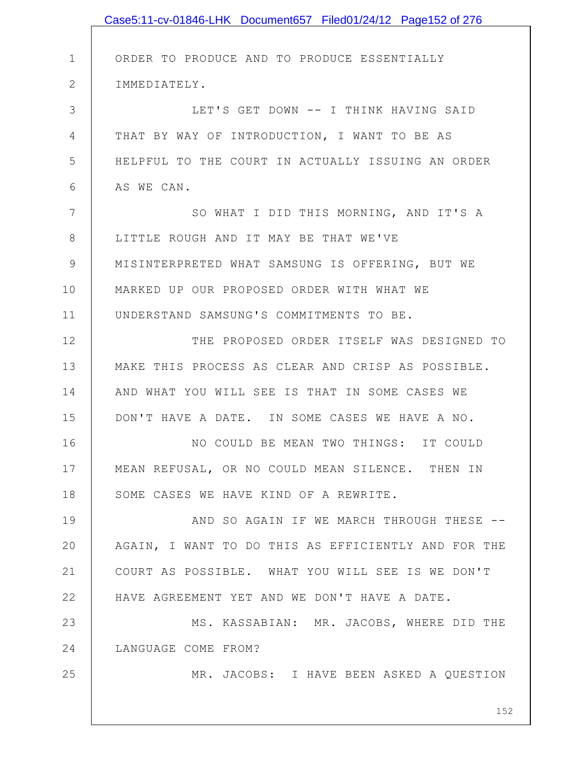ORDER TO PRODUCE AND TO PRODUCE ESSENTIALLY IMMEDIATELY.

LET'S GET DOWN -- I THINK HAVING SAID THAT BY WAY OF INTRODUCTION, I WANT TO BE AS HELPFUL TO THE COURT IN ACTUALLY ISSUING AN ORDER AS WE CAN.

SO WHAT I DID THIS MORNING, AND IT'S A LITTLE ROUGH AND IT MAY BE THAT WE'VE MISINTERPRETED WHAT SAMSUNG IS OFFERING, BUT WE MARKED UP OUR PROPOSED ORDER WITH WHAT WE UNDERSTAND SAMSUNG'S COMMITMENTS TO BE.

THE PROPOSED ORDER ITSELF WAS DESIGNED TO MAKE THIS PROCESS AS CLEAR AND CRISP AS POSSIBLE. AND WHAT YOU WILL SEE IS THAT IN SOME CASES WE DON'T HAVE A DATE. IN SOME CASES WE HAVE A NO.

NO COULD BE MEAN TWO THINGS: IT COULD MEAN REFUSAL, OR NO COULD MEAN SILENCE. THEN IN SOME CASES WE HAVE KIND OF A REWRITE.

AND SO AGAIN IF WE MARCH THROUGH THESE -- AGAIN, I WANT TO DO THIS AS EFFICIENTLY AND FOR THE COURT AS POSSIBLE. WHAT YOU WILL SEE IS WE DON'T HAVE AGREEMENT YET AND WE DON'T HAVE A DATE.

MS. KASSABIAN: MR. JACOBS, WHERE DID THE LANGUAGE COME FROM?

MR. JACOBS: I HAVE BEEN ASKED A QUESTION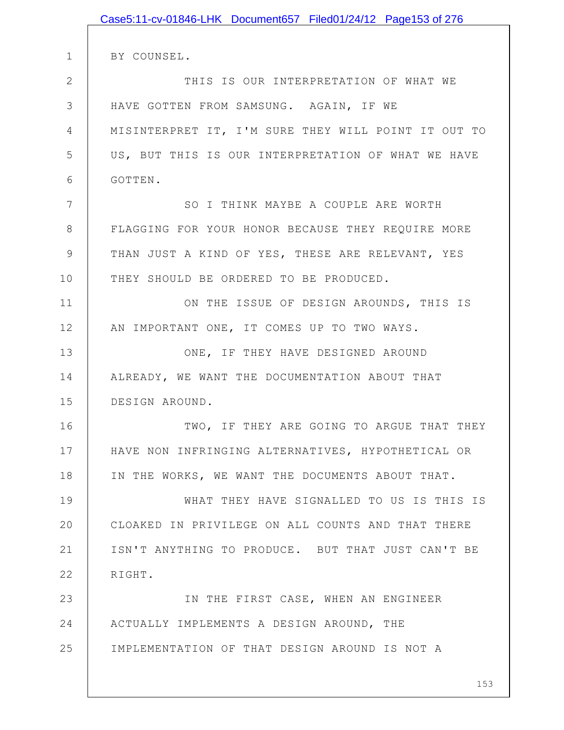BY COUNSEL.

THIS IS OUR INTERPRETATION OF WHAT WE HAVE GOTTEN FROM SAMSUNG. AGAIN, IF WE MISINTERPRET IT, I'M SURE THEY WILL POINT IT OUT TO US, BUT THIS IS OUR INTERPRETATION OF WHAT WE HAVE GOTTEN.

SO I THINK MAYBE A COUPLE ARE WORTH FLAGGING FOR YOUR HONOR BECAUSE THEY REQUIRE MORE THAN JUST A KIND OF YES, THESE ARE RELEVANT, YES THEY SHOULD BE ORDERED TO BE PRODUCED.

ON THE ISSUE OF DESIGN AROUNDS, THIS IS AN IMPORTANT ONE, IT COMES UP TO TWO WAYS.

ONE, IF THEY HAVE DESIGNED AROUND ALREADY, WE WANT THE DOCUMENTATION ABOUT THAT DESIGN AROUND.

TWO, IF THEY ARE GOING TO ARGUE THAT THEY HAVE NON INFRINGING ALTERNATIVES, HYPOTHETICAL OR IN THE WORKS, WE WANT THE DOCUMENTS ABOUT THAT.

WHAT THEY HAVE SIGNALLED TO US IS THIS IS CLOAKED IN PRIVILEGE ON ALL COUNTS AND THAT THERE ISN'T ANYTHING TO PRODUCE. BUT THAT JUST CAN'T BE RIGHT.

IN THE FIRST CASE, WHEN AN ENGINEER ACTUALLY IMPLEMENTS A DESIGN AROUND, THE IMPLEMENTATION OF THAT DESIGN AROUND IS NOT A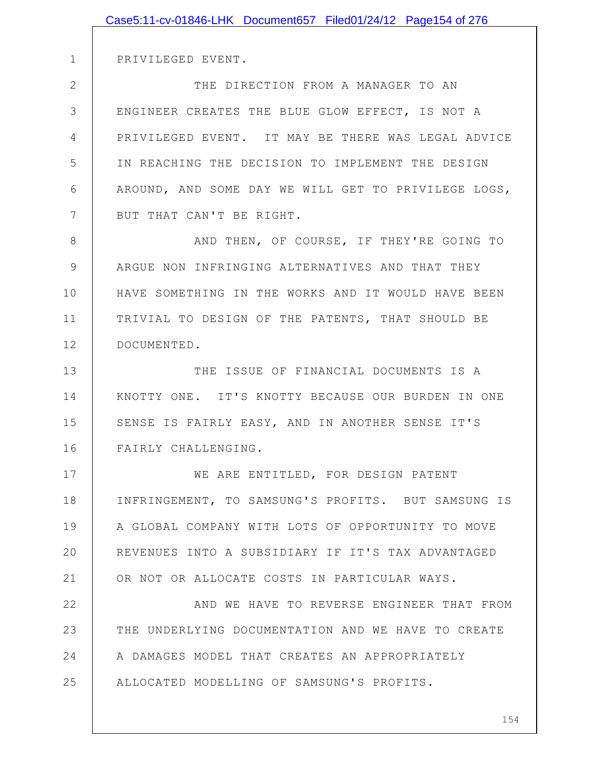PRIVILEGED EVENT.

THE DIRECTION FROM A MANAGER TO AN ENGINEER CREATES THE BLUE GLOW EFFECT, IS NOT A PRIVILEGED EVENT. IT MAY BE THERE WAS LEGAL ADVICE IN REACHING THE DECISION TO IMPLEMENT THE DESIGN AROUND, AND SOME DAY WE WILL GET TO PRIVILEGE LOGS, BUT THAT CAN'T BE RIGHT.

AND THEN, OF COURSE, IF THEY'RE GOING TO ARGUE NON INFRINGING ALTERNATIVES AND THAT THEY HAVE SOMETHING IN THE WORKS AND IT WOULD HAVE BEEN TRIVIAL TO DESIGN OF THE PATENTS, THAT SHOULD BE DOCUMENTED.

THE ISSUE OF FINANCIAL DOCUMENTS IS A KNOTTY ONE. IT'S KNOTTY BECAUSE OUR BURDEN IN ONE SENSE IS FAIRLY EASY, AND IN ANOTHER SENSE IT'S FAIRLY CHALLENGING.

WE ARE ENTITLED, FOR DESIGN PATENT INFRINGEMENT, TO SAMSUNG'S PROFITS. BUT SAMSUNG IS A GLOBAL COMPANY WITH LOTS OF OPPORTUNITY TO MOVE REVENUES INTO A SUBSIDIARY IF IT'S TAX ADVANTAGED OR NOT OR ALLOCATE COSTS IN PARTICULAR WAYS.

AND WE HAVE TO REVERSE ENGINEER THAT FROM THE UNDERLYING DOCUMENTATION AND WE HAVE TO CREATE A DAMAGES MODEL THAT CREATES AN APPROPRIATELY ALLOCATED MODELLING OF SAMSUNG'S PROFITS.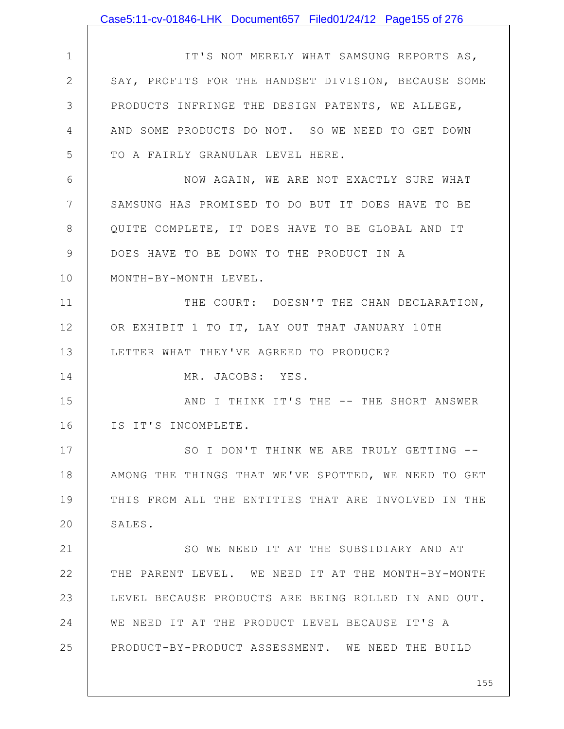IT'S NOT MERELY WHAT SAMSUNG REPORTS AS, SAY, PROFITS FOR THE HANDSET DIVISION, BECAUSE SOME PRODUCTS INFRINGE THE DESIGN PATENTS, WE ALLEGE, AND SOME PRODUCTS DO NOT. SO WE NEED TO GET DOWN TO A FAIRLY GRANULAR LEVEL HERE.

NOW AGAIN, WE ARE NOT EXACTLY SURE WHAT SAMSUNG HAS PROMISED TO DO BUT IT DOES HAVE TO BE QUITE COMPLETE, IT DOES HAVE TO BE GLOBAL AND IT DOES HAVE TO BE DOWN TO THE PRODUCT IN A MONTH-BY-MONTH LEVEL.

THE COURT: DOESN'T THE CHAN DECLARATION, OR EXHIBIT 1 TO IT, LAY OUT THAT JANUARY 10TH LETTER WHAT THEY'VE AGREED TO PRODUCE?

MR. JACOBS: YES.

AND I THINK IT'S THE -- THE SHORT ANSWER IS IT'S INCOMPLETE.

SO I DON'T THINK WE ARE TRULY GETTING -- AMONG THE THINGS THAT WE'VE SPOTTED, WE NEED TO GET THIS FROM ALL THE ENTITIES THAT ARE INVOLVED IN THE SALES.

SO WE NEED IT AT THE SUBSIDIARY AND AT THE PARENT LEVEL. WE NEED IT AT THE MONTH-BY-MONTH LEVEL BECAUSE PRODUCTS ARE BEING ROLLED IN AND OUT. WE NEED IT AT THE PRODUCT LEVEL BECAUSE IT'S A PRODUCT-BY-PRODUCT ASSESSMENT. WE NEED THE BUILD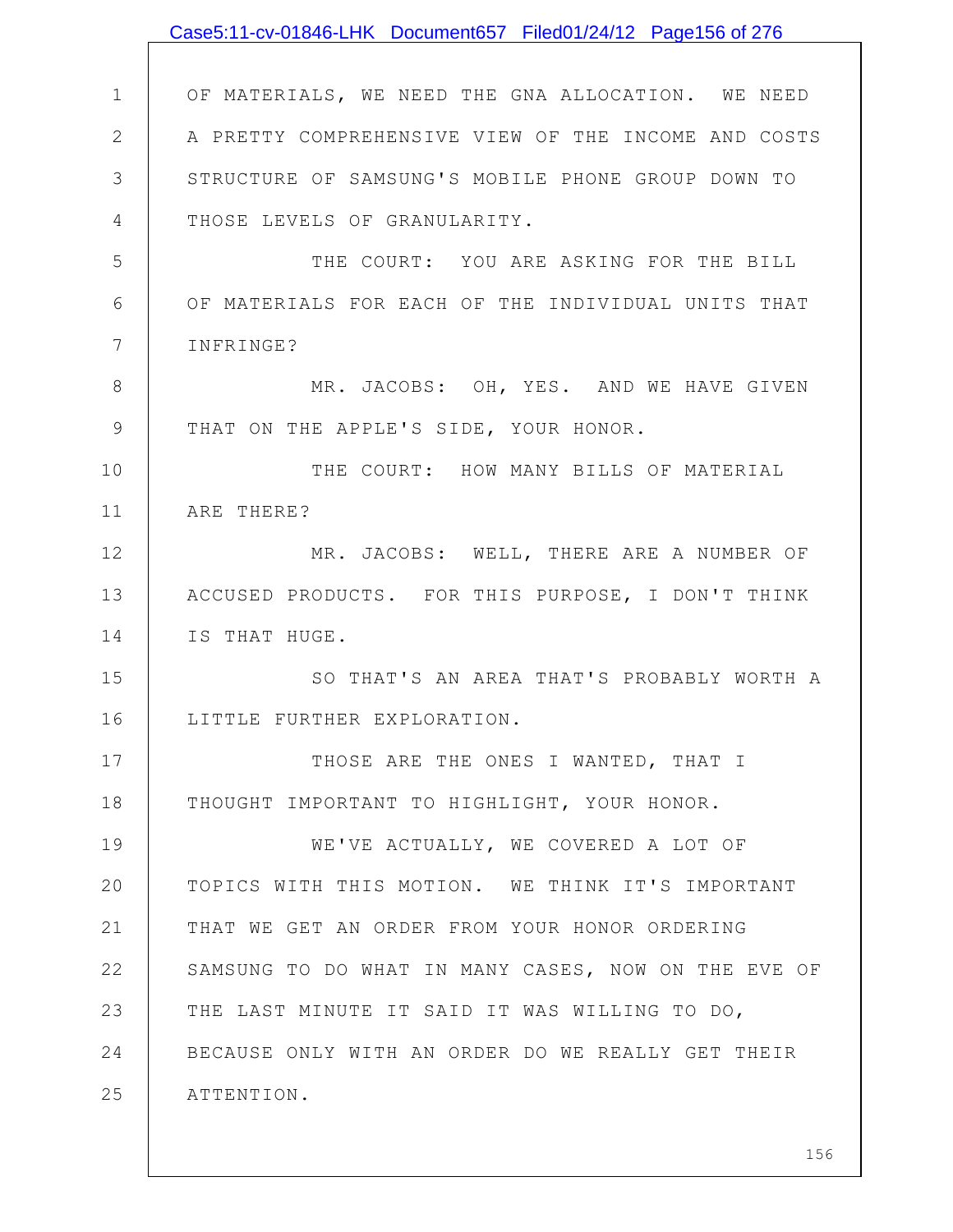OF MATERIALS, WE NEED THE GNA ALLOCATION. WE NEED A PRETTY COMPREHENSIVE VIEW OF THE INCOME AND COSTS STRUCTURE OF SAMSUNG'S MOBILE PHONE GROUP DOWN TO THOSE LEVELS OF GRANULARITY.

THE COURT: YOU ARE ASKING FOR THE BILL OF MATERIALS FOR EACH OF THE INDIVIDUAL UNITS THAT INFRINGE?

MR. JACOBS: OH, YES. AND WE HAVE GIVEN THAT ON THE APPLE'S SIDE, YOUR HONOR.

THE COURT: HOW MANY BILLS OF MATERIAL ARE THERE?

MR. JACOBS: WELL, THERE ARE A NUMBER OF ACCUSED PRODUCTS. FOR THIS PURPOSE, I DON'T THINK IS THAT HUGE.

SO THAT'S AN AREA THAT'S PROBABLY WORTH A LITTLE FURTHER EXPLORATION.

THOSE ARE THE ONES I WANTED, THAT I THOUGHT IMPORTANT TO HIGHLIGHT, YOUR HONOR.

WE'VE ACTUALLY, WE COVERED A LOT OF TOPICS WITH THIS MOTION. WE THINK IT'S IMPORTANT THAT WE GET AN ORDER FROM YOUR HONOR ORDERING SAMSUNG TO DO WHAT IN MANY CASES, NOW ON THE EVE OF THE LAST MINUTE IT SAID IT WAS WILLING TO DO, BECAUSE ONLY WITH AN ORDER DO WE REALLY GET THEIR ATTENTION.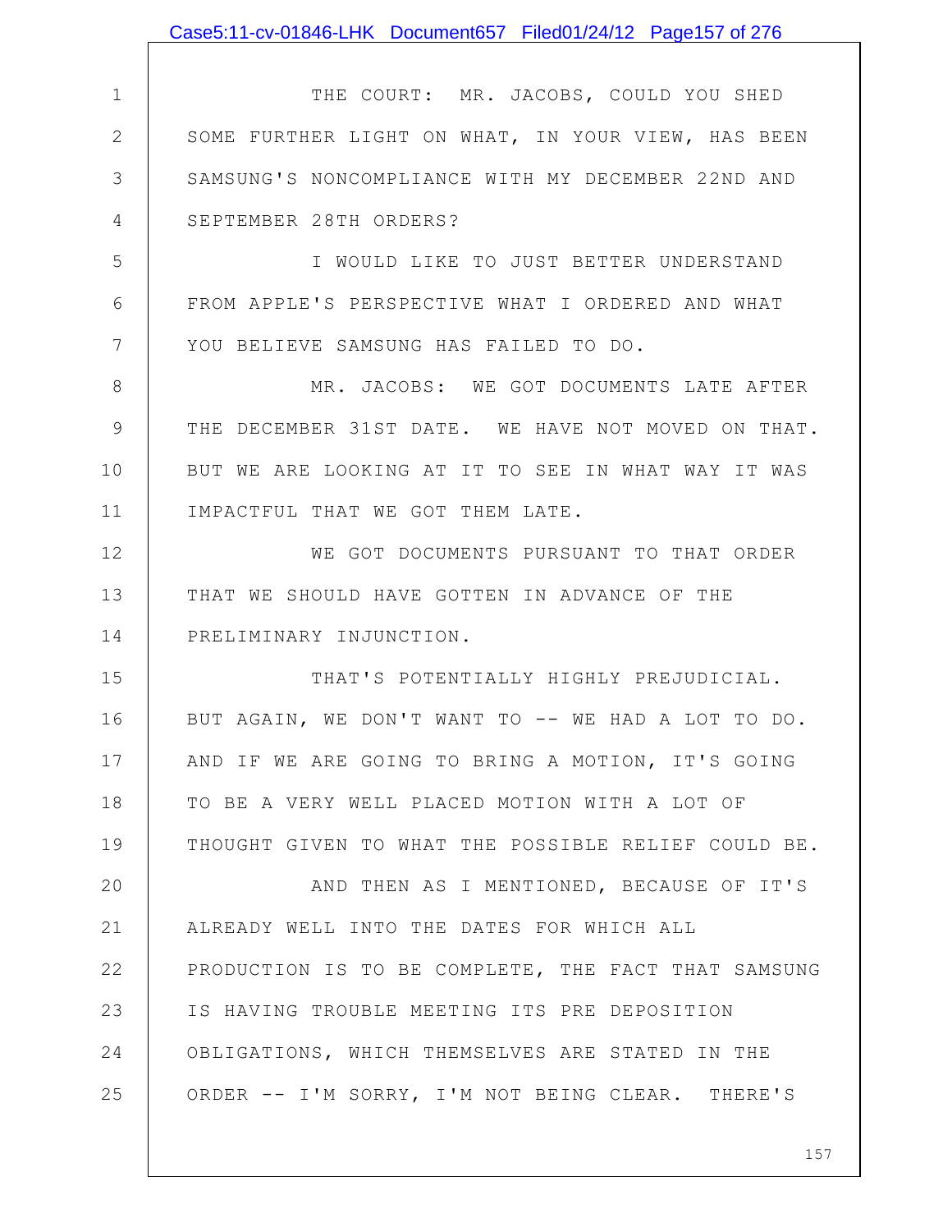THE COURT: MR. JACOBS, COULD YOU SHED SOME FURTHER LIGHT ON WHAT, IN YOUR VIEW, HAS BEEN SAMSUNG'S NONCOMPLIANCE WITH MY DECEMBER 22ND AND SEPTEMBER 28TH ORDERS?

I WOULD LIKE TO JUST BETTER UNDERSTAND FROM APPLE'S PERSPECTIVE WHAT I ORDERED AND WHAT YOU BELIEVE SAMSUNG HAS FAILED TO DO.

MR. JACOBS: WE GOT DOCUMENTS LATE AFTER THE DECEMBER 31ST DATE. WE HAVE NOT MOVED ON THAT. BUT WE ARE LOOKING AT IT TO SEE IN WHAT WAY IT WAS IMPACTFUL THAT WE GOT THEM LATE.

WE GOT DOCUMENTS PURSUANT TO THAT ORDER THAT WE SHOULD HAVE GOTTEN IN ADVANCE OF THE PRELIMINARY INJUNCTION.

THAT'S POTENTIALLY HIGHLY PREJUDICIAL. BUT AGAIN, WE DON'T WANT TO -- WE HAD A LOT TO DO. AND IF WE ARE GOING TO BRING A MOTION, IT'S GOING TO BE A VERY WELL PLACED MOTION WITH A LOT OF THOUGHT GIVEN TO WHAT THE POSSIBLE RELIEF COULD BE.

AND THEN AS I MENTIONED, BECAUSE OF IT'S ALREADY WELL INTO THE DATES FOR WHICH ALL PRODUCTION IS TO BE COMPLETE, THE FACT THAT SAMSUNG IS HAVING TROUBLE MEETING ITS PRE DEPOSITION OBLIGATIONS, WHICH THEMSELVES ARE STATED IN THE ORDER -- I'M SORRY, I'M NOT BEING CLEAR. THERE'S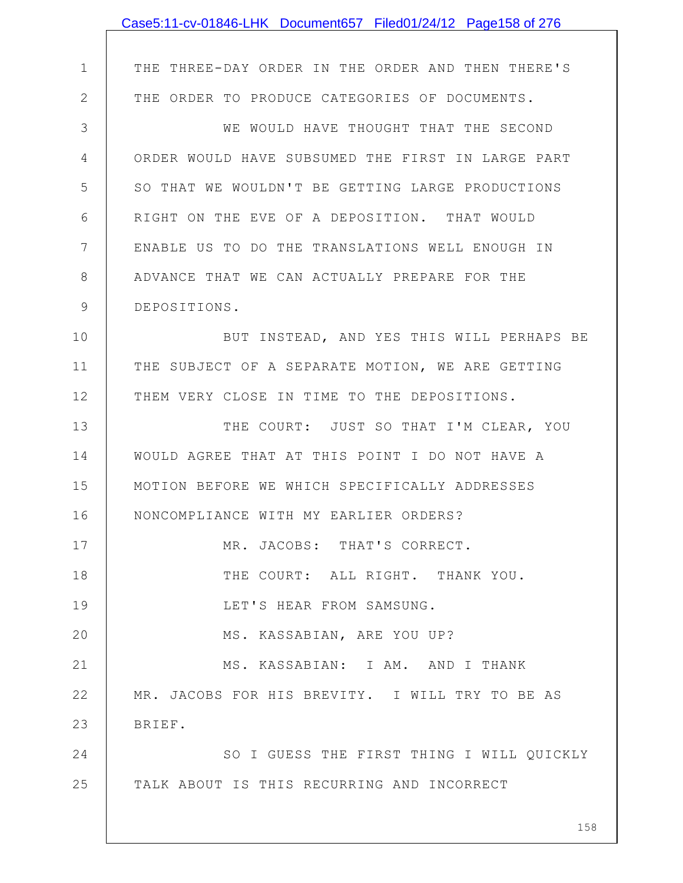THE THREE-DAY ORDER IN THE ORDER AND THEN THERE'S THE ORDER TO PRODUCE CATEGORIES OF DOCUMENTS.

WE WOULD HAVE THOUGHT THAT THE SECOND ORDER WOULD HAVE SUBSUMED THE FIRST IN LARGE PART SO THAT WE WOULDN'T BE GETTING LARGE PRODUCTIONS RIGHT ON THE EVE OF A DEPOSITION. THAT WOULD ENABLE US TO DO THE TRANSLATIONS WELL ENOUGH IN ADVANCE THAT WE CAN ACTUALLY PREPARE FOR THE DEPOSITIONS.

BUT INSTEAD, AND YES THIS WILL PERHAPS BE THE SUBJECT OF A SEPARATE MOTION, WE ARE GETTING THEM VERY CLOSE IN TIME TO THE DEPOSITIONS.

THE COURT: JUST SO THAT I'M CLEAR, YOU WOULD AGREE THAT AT THIS POINT I DO NOT HAVE A MOTION BEFORE WE WHICH SPECIFICALLY ADDRESSES NONCOMPLIANCE WITH MY EARLIER ORDERS?

MR. JACOBS: THAT'S CORRECT.

THE COURT: ALL RIGHT. THANK YOU.

LET'S HEAR FROM SAMSUNG.

MS. KASSABIAN, ARE YOU UP?

MS. KASSABIAN: I AM. AND I THANK MR. JACOBS FOR HIS BREVITY. I WILL TRY TO BE AS BRIEF.

SO I GUESS THE FIRST THING I WILL QUICKLY TALK ABOUT IS THIS RECURRING AND INCORRECT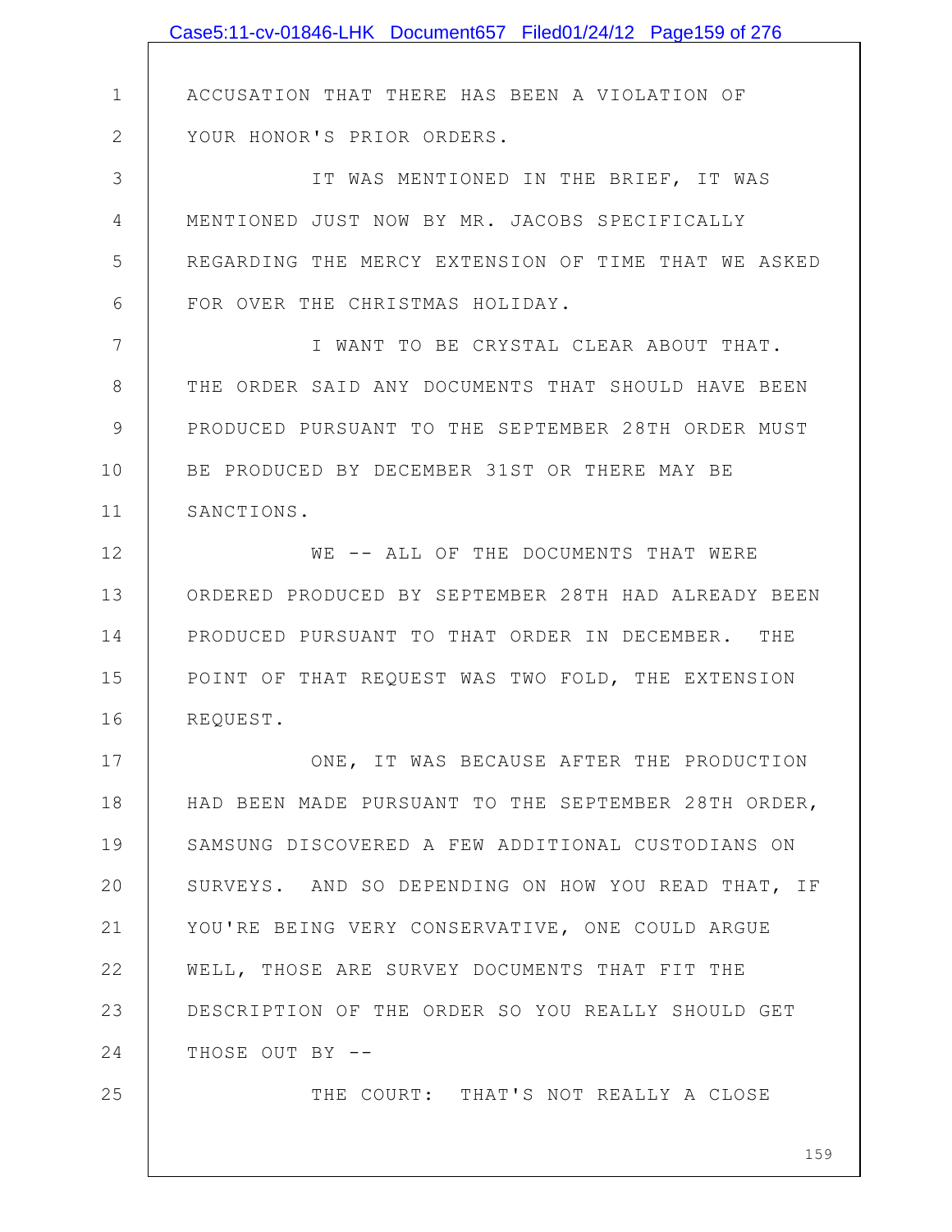ACCUSATION THAT THERE HAS BEEN A VIOLATION OF YOUR HONOR'S PRIOR ORDERS.

IT WAS MENTIONED IN THE BRIEF, IT WAS MENTIONED JUST NOW BY MR. JACOBS SPECIFICALLY REGARDING THE MERCY EXTENSION OF TIME THAT WE ASKED FOR OVER THE CHRISTMAS HOLIDAY.

I WANT TO BE CRYSTAL CLEAR ABOUT THAT. THE ORDER SAID ANY DOCUMENTS THAT SHOULD HAVE BEEN PRODUCED PURSUANT TO THE SEPTEMBER 28TH ORDER MUST BE PRODUCED BY DECEMBER 31ST OR THERE MAY BE SANCTIONS.

WE -- ALL OF THE DOCUMENTS THAT WERE ORDERED PRODUCED BY SEPTEMBER 28TH HAD ALREADY BEEN PRODUCED PURSUANT TO THAT ORDER IN DECEMBER. THE POINT OF THAT REQUEST WAS TWO FOLD, THE EXTENSION REQUEST.

ONE, IT WAS BECAUSE AFTER THE PRODUCTION HAD BEEN MADE PURSUANT TO THE SEPTEMBER 28TH ORDER, SAMSUNG DISCOVERED A FEW ADDITIONAL CUSTODIANS ON SURVEYS. AND SO DEPENDING ON HOW YOU READ THAT, IF YOU'RE BEING VERY CONSERVATIVE, ONE COULD ARGUE WELL, THOSE ARE SURVEY DOCUMENTS THAT FIT THE DESCRIPTION OF THE ORDER SO YOU REALLY SHOULD GET THOSE OUT BY --

THE COURT: THAT'S NOT REALLY A CLOSE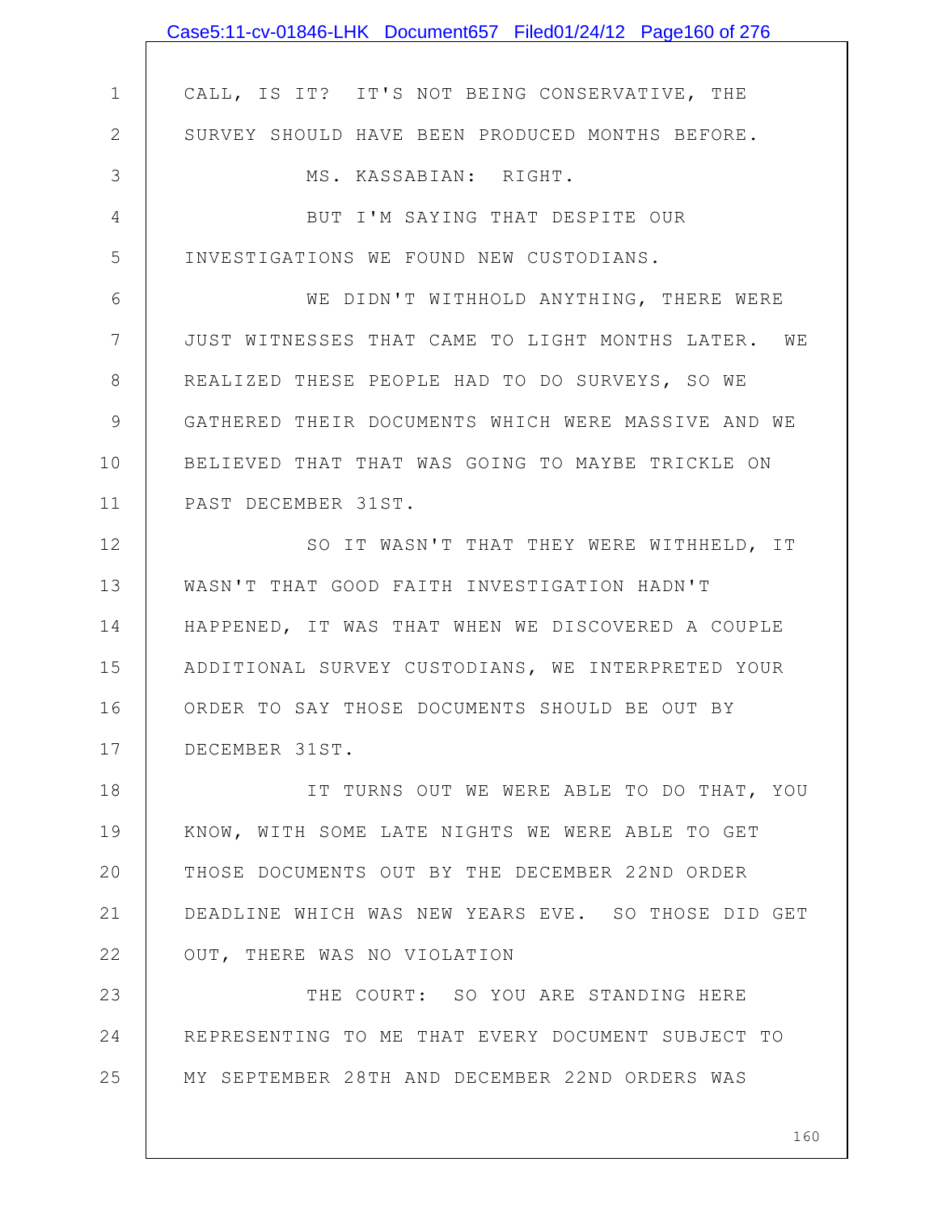CALL, IS IT? IT'S NOT BEING CONSERVATIVE, THE SURVEY SHOULD HAVE BEEN PRODUCED MONTHS BEFORE.

MS. KASSABIAN: RIGHT.

BUT I'M SAYING THAT DESPITE OUR INVESTIGATIONS WE FOUND NEW CUSTODIANS.

WE DIDN'T WITHHOLD ANYTHING, THERE WERE JUST WITNESSES THAT CAME TO LIGHT MONTHS LATER. WE REALIZED THESE PEOPLE HAD TO DO SURVEYS, SO WE GATHERED THEIR DOCUMENTS WHICH WERE MASSIVE AND WE BELIEVED THAT THAT WAS GOING TO MAYBE TRICKLE ON PAST DECEMBER 31ST.

SO IT WASN'T THAT THEY WERE WITHHELD, IT WASN'T THAT GOOD FAITH INVESTIGATION HADN'T HAPPENED, IT WAS THAT WHEN WE DISCOVERED A COUPLE ADDITIONAL SURVEY CUSTODIANS, WE INTERPRETED YOUR ORDER TO SAY THOSE DOCUMENTS SHOULD BE OUT BY DECEMBER 31ST.

IT TURNS OUT WE WERE ABLE TO DO THAT, YOU KNOW, WITH SOME LATE NIGHTS WE WERE ABLE TO GET THOSE DOCUMENTS OUT BY THE DECEMBER 22ND ORDER DEADLINE WHICH WAS NEW YEARS EVE. SO THOSE DID GET OUT, THERE WAS NO VIOLATION

THE COURT: SO YOU ARE STANDING HERE REPRESENTING TO ME THAT EVERY DOCUMENT SUBJECT TO MY SEPTEMBER 28TH AND DECEMBER 22ND ORDERS WAS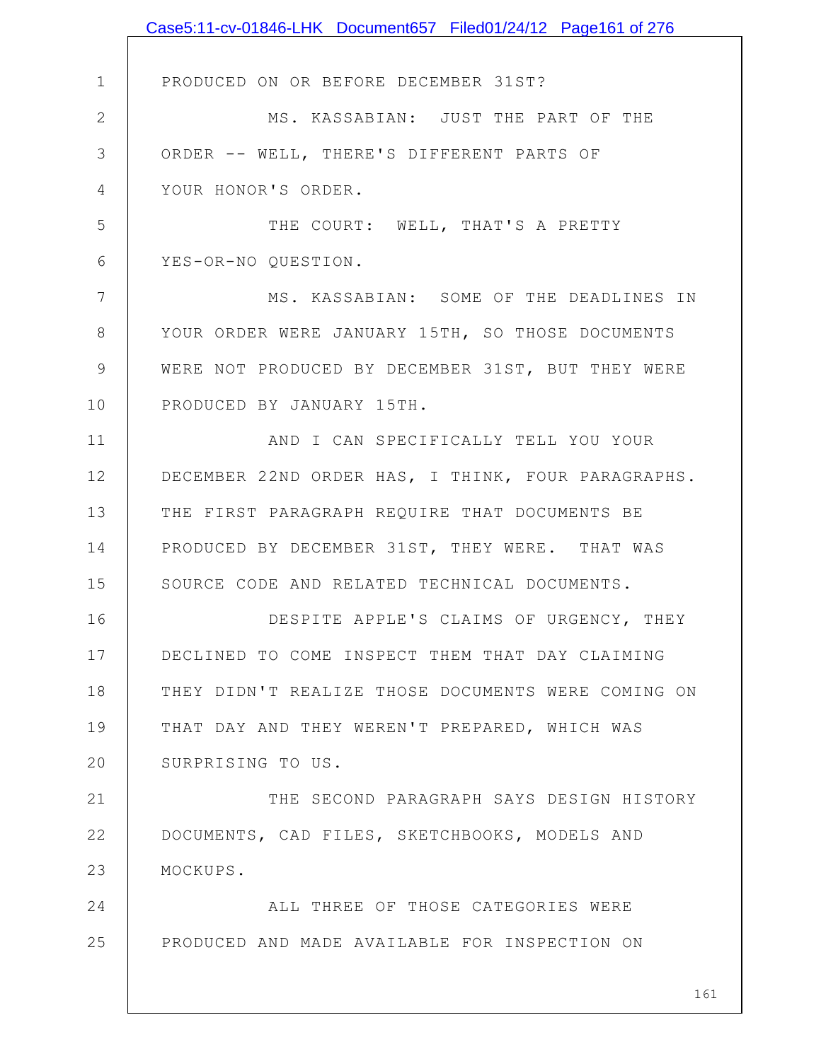PRODUCED ON OR BEFORE DECEMBER 31ST?

MS. KASSABIAN: JUST THE PART OF THE ORDER -- WELL, THERE'S DIFFERENT PARTS OF YOUR HONOR'S ORDER.

THE COURT: WELL, THAT'S A PRETTY YES-OR-NO QUESTION.

MS. KASSABIAN: SOME OF THE DEADLINES IN YOUR ORDER WERE JANUARY 15TH, SO THOSE DOCUMENTS WERE NOT PRODUCED BY DECEMBER 31ST, BUT THEY WERE PRODUCED BY JANUARY 15TH.

AND I CAN SPECIFICALLY TELL YOU YOUR DECEMBER 22ND ORDER HAS, I THINK, FOUR PARAGRAPHS. THE FIRST PARAGRAPH REQUIRE THAT DOCUMENTS BE PRODUCED BY DECEMBER 31ST, THEY WERE. THAT WAS SOURCE CODE AND RELATED TECHNICAL DOCUMENTS.

DESPITE APPLE'S CLAIMS OF URGENCY, THEY DECLINED TO COME INSPECT THEM THAT DAY CLAIMING THEY DIDN'T REALIZE THOSE DOCUMENTS WERE COMING ON THAT DAY AND THEY WEREN'T PREPARED, WHICH WAS SURPRISING TO US.

THE SECOND PARAGRAPH SAYS DESIGN HISTORY DOCUMENTS, CAD FILES, SKETCHBOOKS, MODELS AND MOCKUPS.

ALL THREE OF THOSE CATEGORIES WERE PRODUCED AND MADE AVAILABLE FOR INSPECTION ON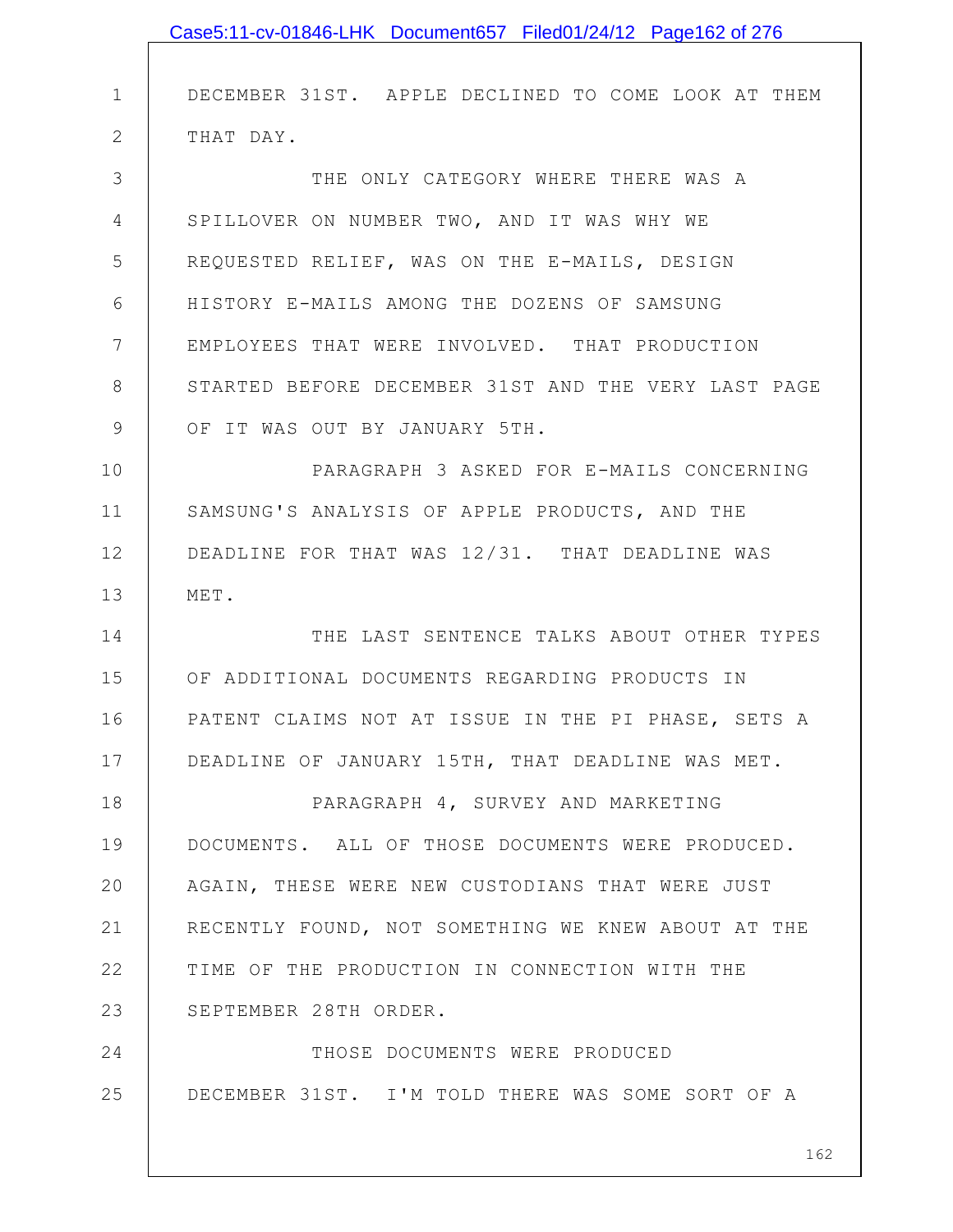DECEMBER 31ST. APPLE DECLINED TO COME LOOK AT THEM THAT DAY.

THE ONLY CATEGORY WHERE THERE WAS A SPILLOVER ON NUMBER TWO, AND IT WAS WHY WE REQUESTED RELIEF, WAS ON THE E-MAILS, DESIGN HISTORY E-MAILS AMONG THE DOZENS OF SAMSUNG EMPLOYEES THAT WERE INVOLVED. THAT PRODUCTION STARTED BEFORE DECEMBER 31ST AND THE VERY LAST PAGE OF IT WAS OUT BY JANUARY 5TH.

PARAGRAPH 3 ASKED FOR E-MAILS CONCERNING SAMSUNG'S ANALYSIS OF APPLE PRODUCTS, AND THE DEADLINE FOR THAT WAS 12/31. THAT DEADLINE WAS MET.

THE LAST SENTENCE TALKS ABOUT OTHER TYPES OF ADDITIONAL DOCUMENTS REGARDING PRODUCTS IN PATENT CLAIMS NOT AT ISSUE IN THE PI PHASE, SETS A DEADLINE OF JANUARY 15TH, THAT DEADLINE WAS MET.

PARAGRAPH 4, SURVEY AND MARKETING DOCUMENTS. ALL OF THOSE DOCUMENTS WERE PRODUCED. AGAIN, THESE WERE NEW CUSTODIANS THAT WERE JUST RECENTLY FOUND, NOT SOMETHING WE KNEW ABOUT AT THE TIME OF THE PRODUCTION IN CONNECTION WITH THE SEPTEMBER 28TH ORDER.

THOSE DOCUMENTS WERE PRODUCED DECEMBER 31ST. I'M TOLD THERE WAS SOME SORT OF A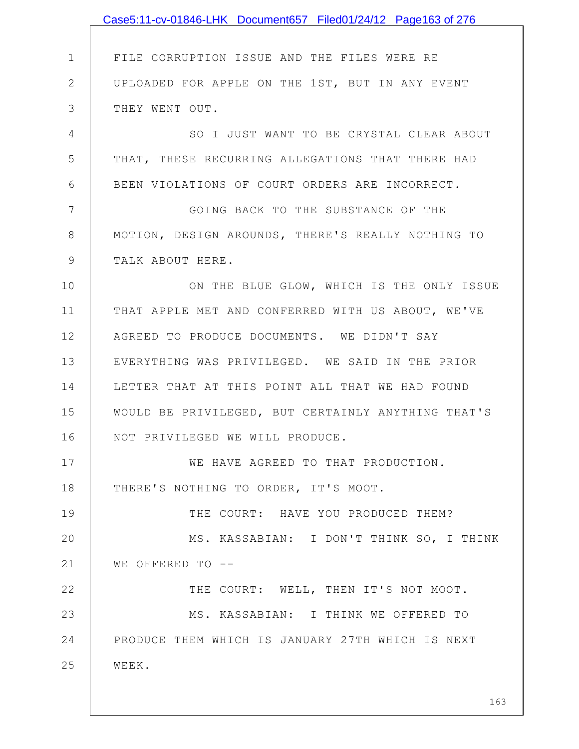FILE CORRUPTION ISSUE AND THE FILES WERE RE UPLOADED FOR APPLE ON THE 1ST, BUT IN ANY EVENT THEY WENT OUT.

SO I JUST WANT TO BE CRYSTAL CLEAR ABOUT THAT, THESE RECURRING ALLEGATIONS THAT THERE HAD BEEN VIOLATIONS OF COURT ORDERS ARE INCORRECT.

GOING BACK TO THE SUBSTANCE OF THE MOTION, DESIGN AROUNDS, THERE'S REALLY NOTHING TO TALK ABOUT HERE.

ON THE BLUE GLOW, WHICH IS THE ONLY ISSUE THAT APPLE MET AND CONFERRED WITH US ABOUT, WE'VE AGREED TO PRODUCE DOCUMENTS. WE DIDN'T SAY EVERYTHING WAS PRIVILEGED. WE SAID IN THE PRIOR LETTER THAT AT THIS POINT ALL THAT WE HAD FOUND WOULD BE PRIVILEGED, BUT CERTAINLY ANYTHING THAT'S NOT PRIVILEGED WE WILL PRODUCE.

WE HAVE AGREED TO THAT PRODUCTION. THERE'S NOTHING TO ORDER, IT'S MOOT.

THE COURT: HAVE YOU PRODUCED THEM?

MS. KASSABIAN: I DON'T THINK SO, I THINK WE OFFERED TO --

THE COURT: WELL, THEN IT'S NOT MOOT.

MS. KASSABIAN: I THINK WE OFFERED TO PRODUCE THEM WHICH IS JANUARY 27TH WHICH IS NEXT WEEK.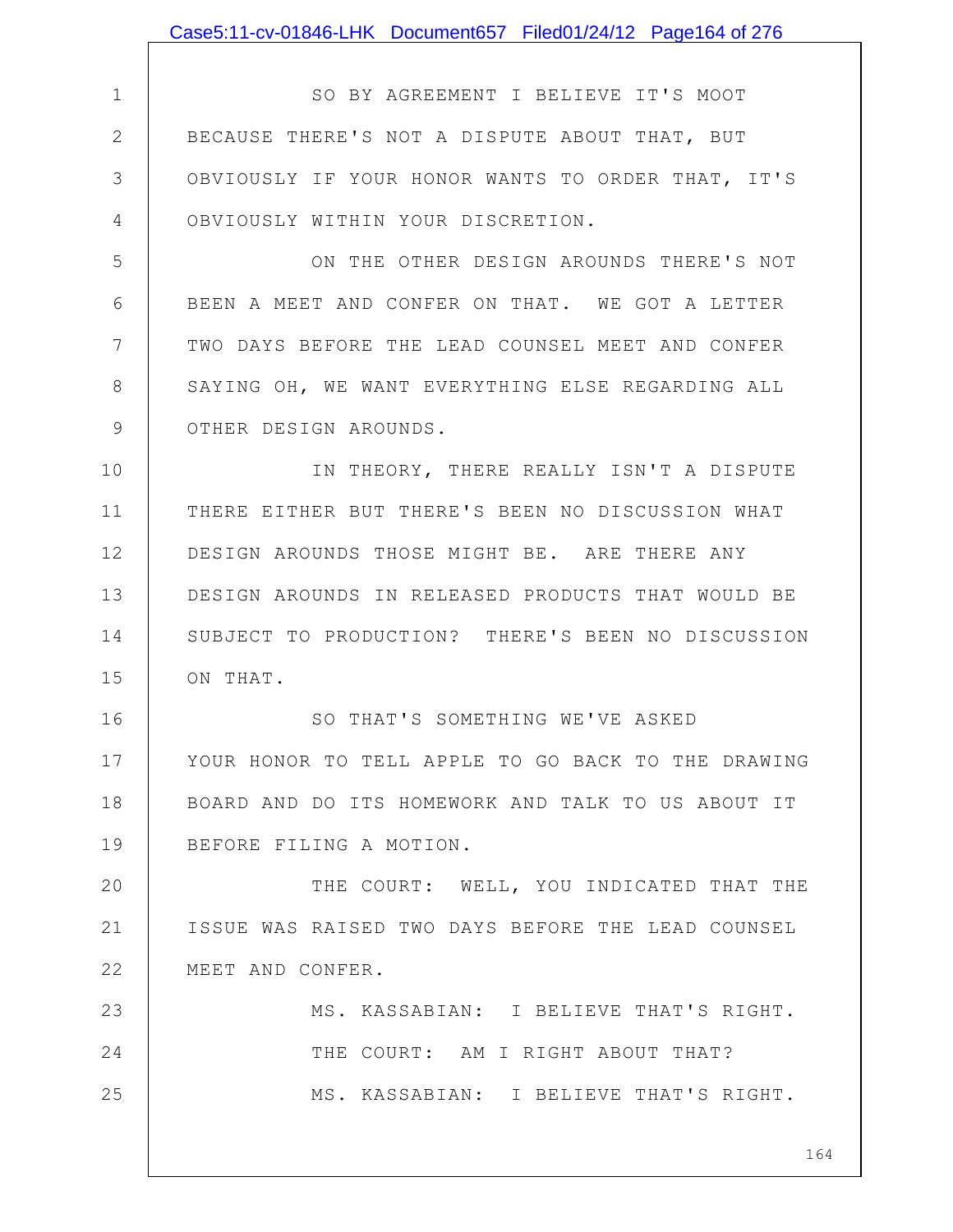SO BY AGREEMENT I BELIEVE IT'S MOOT BECAUSE THERE'S NOT A DISPUTE ABOUT THAT, BUT OBVIOUSLY IF YOUR HONOR WANTS TO ORDER THAT, IT'S OBVIOUSLY WITHIN YOUR DISCRETION.

ON THE OTHER DESIGN AROUNDS THERE'S NOT BEEN A MEET AND CONFER ON THAT. WE GOT A LETTER TWO DAYS BEFORE THE LEAD COUNSEL MEET AND CONFER SAYING OH, WE WANT EVERYTHING ELSE REGARDING ALL OTHER DESIGN AROUNDS.

IN THEORY, THERE REALLY ISN'T A DISPUTE THERE EITHER BUT THERE'S BEEN NO DISCUSSION WHAT DESIGN AROUNDS THOSE MIGHT BE. ARE THERE ANY DESIGN AROUNDS IN RELEASED PRODUCTS THAT WOULD BE SUBJECT TO PRODUCTION? THERE'S BEEN NO DISCUSSION ON THAT.

SO THAT'S SOMETHING WE'VE ASKED YOUR HONOR TO TELL APPLE TO GO BACK TO THE DRAWING BOARD AND DO ITS HOMEWORK AND TALK TO US ABOUT IT BEFORE FILING A MOTION.

THE COURT: WELL, YOU INDICATED THAT THE ISSUE WAS RAISED TWO DAYS BEFORE THE LEAD COUNSEL MEET AND CONFER.

MS. KASSABIAN: I BELIEVE THAT'S RIGHT.

THE COURT: AM I RIGHT ABOUT THAT?

MS. KASSABIAN: I BELIEVE THAT'S RIGHT.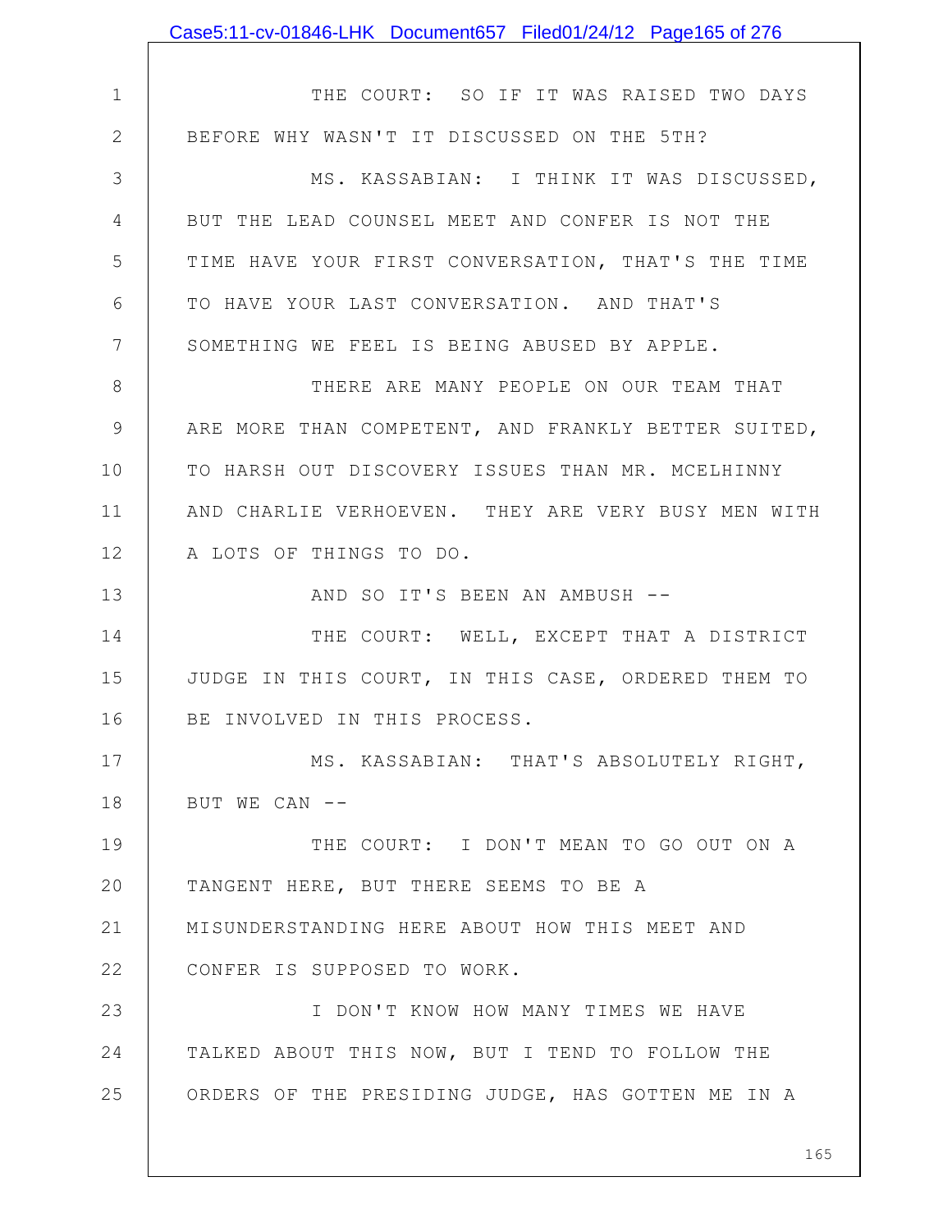THE COURT: SO IF IT WAS RAISED TWO DAYS BEFORE WHY WASN'T IT DISCUSSED ON THE 5TH?

MS. KASSABIAN: I THINK IT WAS DISCUSSED, BUT THE LEAD COUNSEL MEET AND CONFER IS NOT THE TIME HAVE YOUR FIRST CONVERSATION, THAT'S THE TIME TO HAVE YOUR LAST CONVERSATION. AND THAT'S SOMETHING WE FEEL IS BEING ABUSED BY APPLE.

THERE ARE MANY PEOPLE ON OUR TEAM THAT ARE MORE THAN COMPETENT, AND FRANKLY BETTER SUITED, TO HARSH OUT DISCOVERY ISSUES THAN MR. MCELHINNY AND CHARLIE VERHOEVEN. THEY ARE VERY BUSY MEN WITH A LOTS OF THINGS TO DO.

AND SO IT'S BEEN AN AMBUSH --

THE COURT: WELL, EXCEPT THAT A DISTRICT JUDGE IN THIS COURT, IN THIS CASE, ORDERED THEM TO BE INVOLVED IN THIS PROCESS.

MS. KASSABIAN: THAT'S ABSOLUTELY RIGHT, BUT WE CAN --

THE COURT: I DON'T MEAN TO GO OUT ON A TANGENT HERE, BUT THERE SEEMS TO BE A MISUNDERSTANDING HERE ABOUT HOW THIS MEET AND CONFER IS SUPPOSED TO WORK.

I DON'T KNOW HOW MANY TIMES WE HAVE TALKED ABOUT THIS NOW, BUT I TEND TO FOLLOW THE ORDERS OF THE PRESIDING JUDGE, HAS GOTTEN ME IN A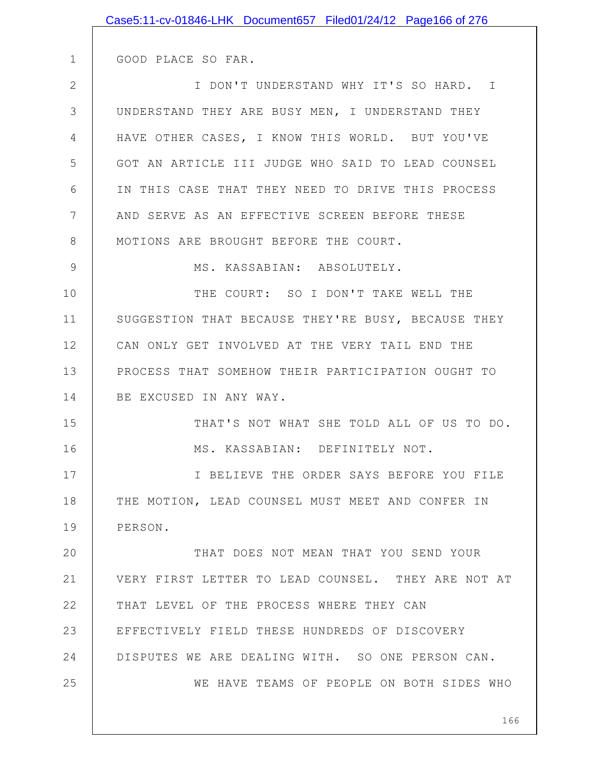GOOD PLACE SO FAR.

I DON'T UNDERSTAND WHY IT'S SO HARD. I UNDERSTAND THEY ARE BUSY MEN, I UNDERSTAND THEY HAVE OTHER CASES, I KNOW THIS WORLD. BUT YOU'VE GOT AN ARTICLE III JUDGE WHO SAID TO LEAD COUNSEL IN THIS CASE THAT THEY NEED TO DRIVE THIS PROCESS AND SERVE AS AN EFFECTIVE SCREEN BEFORE THESE MOTIONS ARE BROUGHT BEFORE THE COURT.

MS. KASSABIAN: ABSOLUTELY.

THE COURT: SO I DON'T TAKE WELL THE SUGGESTION THAT BECAUSE THEY'RE BUSY, BECAUSE THEY CAN ONLY GET INVOLVED AT THE VERY TAIL END THE PROCESS THAT SOMEHOW THEIR PARTICIPATION OUGHT TO BE EXCUSED IN ANY WAY.

THAT'S NOT WHAT SHE TOLD ALL OF US TO DO.

MS. KASSABIAN: DEFINITELY NOT.

I BELIEVE THE ORDER SAYS BEFORE YOU FILE THE MOTION, LEAD COUNSEL MUST MEET AND CONFER IN PERSON.

THAT DOES NOT MEAN THAT YOU SEND YOUR VERY FIRST LETTER TO LEAD COUNSEL. THEY ARE NOT AT THAT LEVEL OF THE PROCESS WHERE THEY CAN EFFECTIVELY FIELD THESE HUNDREDS OF DISCOVERY DISPUTES WE ARE DEALING WITH. SO ONE PERSON CAN.

WE HAVE TEAMS OF PEOPLE ON BOTH SIDES WHO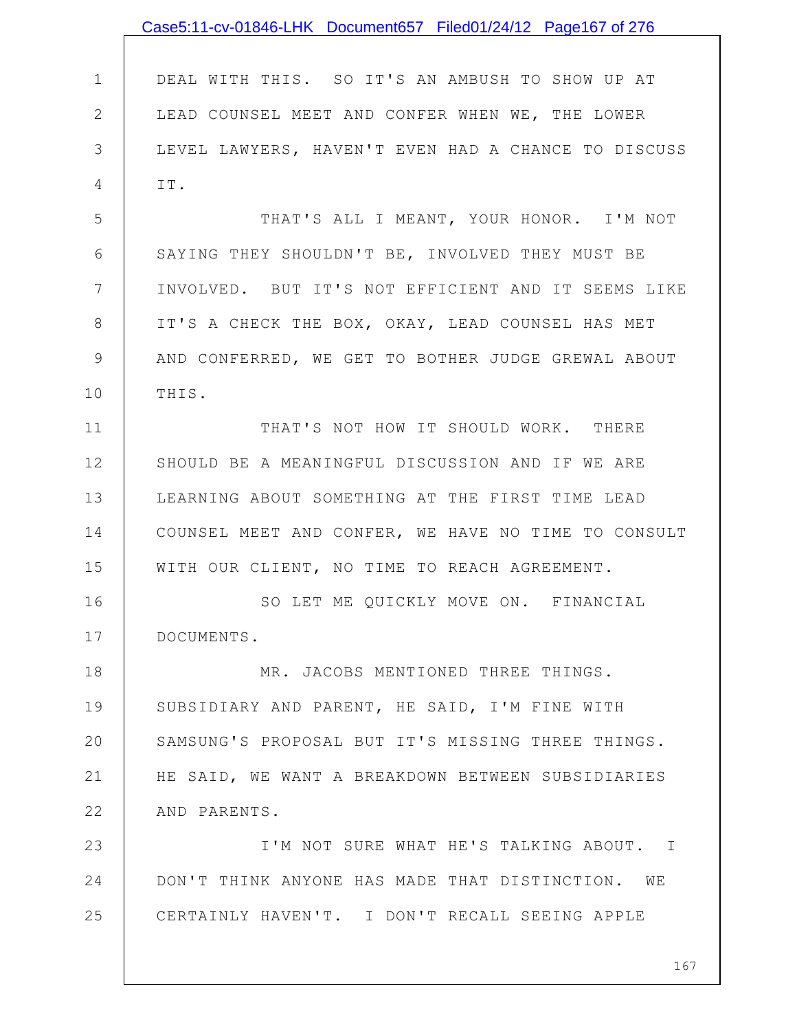DEAL WITH THIS. SO IT'S AN AMBUSH TO SHOW UP AT LEAD COUNSEL MEET AND CONFER WHEN WE, THE LOWER LEVEL LAWYERS, HAVEN'T EVEN HAD A CHANCE TO DISCUSS IT.

THAT'S ALL I MEANT, YOUR HONOR. I'M NOT SAYING THEY SHOULDN'T BE, INVOLVED THEY MUST BE INVOLVED. BUT IT'S NOT EFFICIENT AND IT SEEMS LIKE IT'S A CHECK THE BOX, OKAY, LEAD COUNSEL HAS MET AND CONFERRED, WE GET TO BOTHER JUDGE GREWAL ABOUT THIS.

THAT'S NOT HOW IT SHOULD WORK. THERE SHOULD BE A MEANINGFUL DISCUSSION AND IF WE ARE LEARNING ABOUT SOMETHING AT THE FIRST TIME LEAD COUNSEL MEET AND CONFER, WE HAVE NO TIME TO CONSULT WITH OUR CLIENT, NO TIME TO REACH AGREEMENT.

SO LET ME QUICKLY MOVE ON. FINANCIAL DOCUMENTS.

MR. JACOBS MENTIONED THREE THINGS. SUBSIDIARY AND PARENT, HE SAID, I'M FINE WITH SAMSUNG'S PROPOSAL BUT IT'S MISSING THREE THINGS. HE SAID, WE WANT A BREAKDOWN BETWEEN SUBSIDIARIES AND PARENTS.

I'M NOT SURE WHAT HE'S TALKING ABOUT. I DON'T THINK ANYONE HAS MADE THAT DISTINCTION. WE CERTAINLY HAVEN'T. I DON'T RECALL SEEING APPLE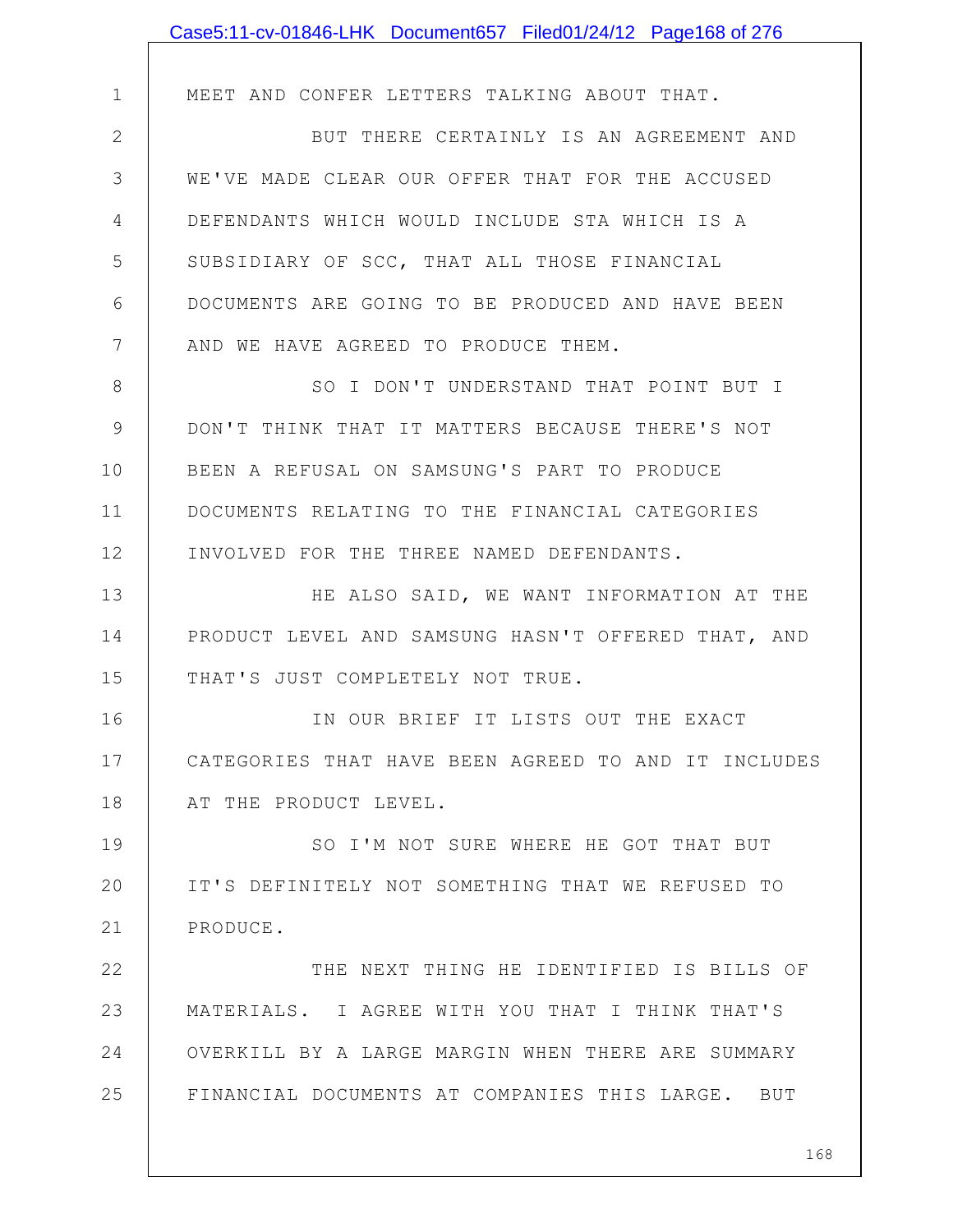MEET AND CONFER LETTERS TALKING ABOUT THAT.

BUT THERE CERTAINLY IS AN AGREEMENT AND WE'VE MADE CLEAR OUR OFFER THAT FOR THE ACCUSED DEFENDANTS WHICH WOULD INCLUDE STA WHICH IS A SUBSIDIARY OF SCC, THAT ALL THOSE FINANCIAL DOCUMENTS ARE GOING TO BE PRODUCED AND HAVE BEEN AND WE HAVE AGREED TO PRODUCE THEM.

SO I DON'T UNDERSTAND THAT POINT BUT I DON'T THINK THAT IT MATTERS BECAUSE THERE'S NOT BEEN A REFUSAL ON SAMSUNG'S PART TO PRODUCE DOCUMENTS RELATING TO THE FINANCIAL CATEGORIES INVOLVED FOR THE THREE NAMED DEFENDANTS.

HE ALSO SAID, WE WANT INFORMATION AT THE PRODUCT LEVEL AND SAMSUNG HASN'T OFFERED THAT, AND THAT'S JUST COMPLETELY NOT TRUE.

IN OUR BRIEF IT LISTS OUT THE EXACT CATEGORIES THAT HAVE BEEN AGREED TO AND IT INCLUDES AT THE PRODUCT LEVEL.

SO I'M NOT SURE WHERE HE GOT THAT BUT IT'S DEFINITELY NOT SOMETHING THAT WE REFUSED TO PRODUCE.

THE NEXT THING HE IDENTIFIED IS BILLS OF MATERIALS. I AGREE WITH YOU THAT I THINK THAT'S OVERKILL BY A LARGE MARGIN WHEN THERE ARE SUMMARY FINANCIAL DOCUMENTS AT COMPANIES THIS LARGE. BUT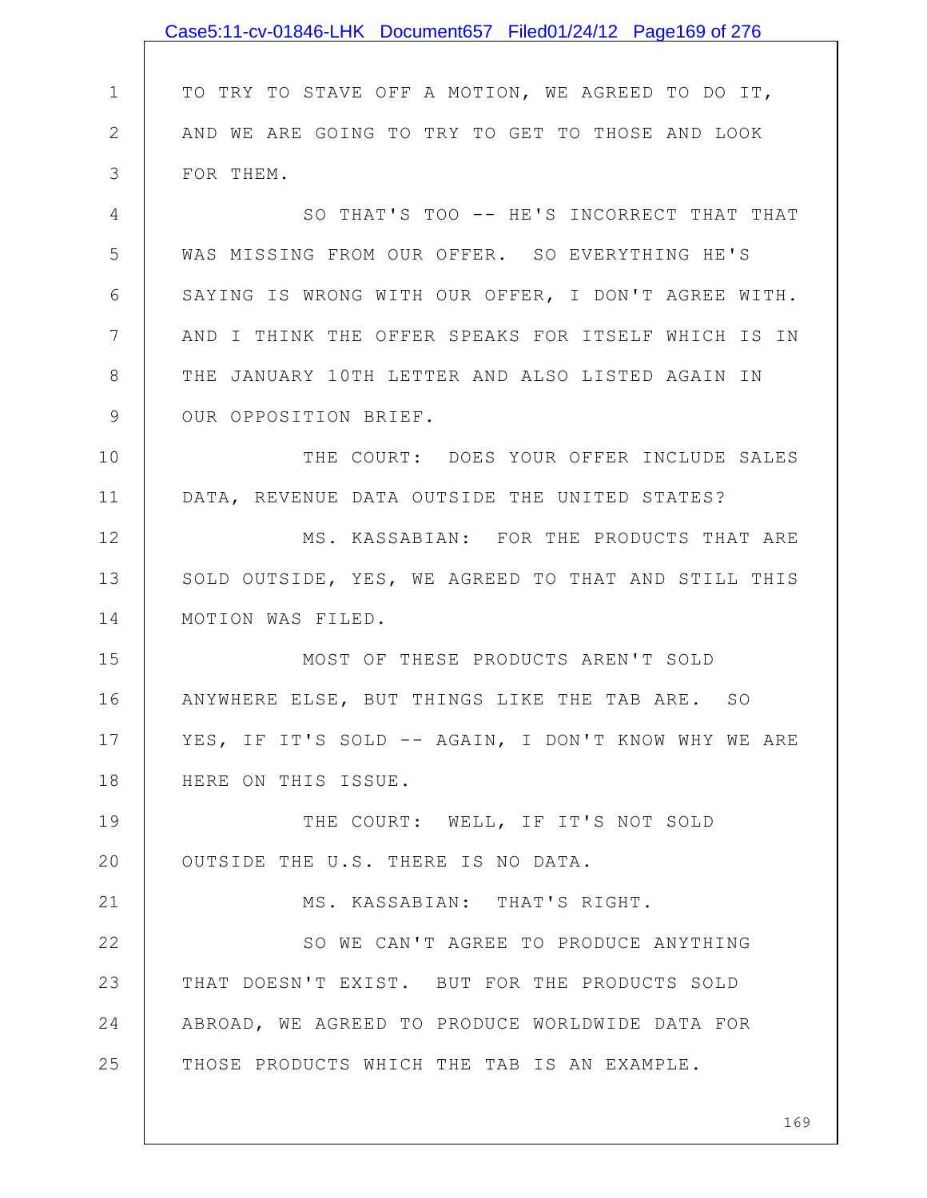TO TRY TO STAVE OFF A MOTION, WE AGREED TO DO IT, AND WE ARE GOING TO TRY TO GET TO THOSE AND LOOK FOR THEM.

SO THAT'S TOO -- HE'S INCORRECT THAT THAT WAS MISSING FROM OUR OFFER. SO EVERYTHING HE'S SAYING IS WRONG WITH OUR OFFER, I DON'T AGREE WITH. AND I THINK THE OFFER SPEAKS FOR ITSELF WHICH IS IN THE JANUARY 10TH LETTER AND ALSO LISTED AGAIN IN OUR OPPOSITION BRIEF.

THE COURT: DOES YOUR OFFER INCLUDE SALES DATA, REVENUE DATA OUTSIDE THE UNITED STATES?

MS. KASSABIAN: FOR THE PRODUCTS THAT ARE SOLD OUTSIDE, YES, WE AGREED TO THAT AND STILL THIS MOTION WAS FILED.

MOST OF THESE PRODUCTS AREN'T SOLD ANYWHERE ELSE, BUT THINGS LIKE THE TAB ARE. SO YES, IF IT'S SOLD -- AGAIN, I DON'T KNOW WHY WE ARE HERE ON THIS ISSUE.

THE COURT: WELL, IF IT'S NOT SOLD OUTSIDE THE U.S. THERE IS NO DATA.

MS. KASSABIAN: THAT'S RIGHT.

SO WE CAN'T AGREE TO PRODUCE ANYTHING THAT DOESN'T EXIST. BUT FOR THE PRODUCTS SOLD ABROAD, WE AGREED TO PRODUCE WORLDWIDE DATA FOR THOSE PRODUCTS WHICH THE TAB IS AN EXAMPLE.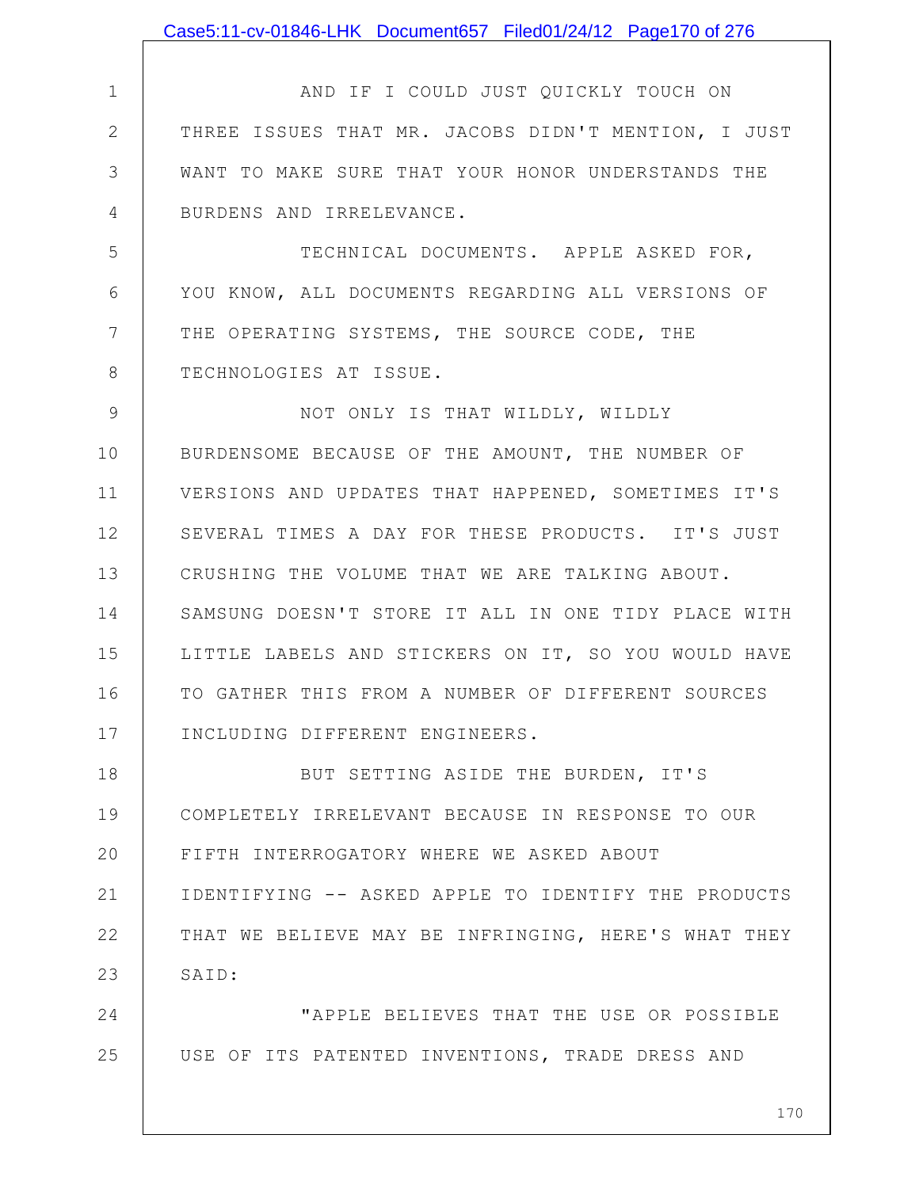AND IF I COULD JUST QUICKLY TOUCH ON THREE ISSUES THAT MR. JACOBS DIDN'T MENTION, I JUST WANT TO MAKE SURE THAT YOUR HONOR UNDERSTANDS THE BURDENS AND IRRELEVANCE.

TECHNICAL DOCUMENTS. APPLE ASKED FOR, YOU KNOW, ALL DOCUMENTS REGARDING ALL VERSIONS OF THE OPERATING SYSTEMS, THE SOURCE CODE, THE TECHNOLOGIES AT ISSUE.

NOT ONLY IS THAT WILDLY, WILDLY BURDENSOME BECAUSE OF THE AMOUNT, THE NUMBER OF VERSIONS AND UPDATES THAT HAPPENED, SOMETIMES IT'S SEVERAL TIMES A DAY FOR THESE PRODUCTS. IT'S JUST CRUSHING THE VOLUME THAT WE ARE TALKING ABOUT. SAMSUNG DOESN'T STORE IT ALL IN ONE TIDY PLACE WITH LITTLE LABELS AND STICKERS ON IT, SO YOU WOULD HAVE TO GATHER THIS FROM A NUMBER OF DIFFERENT SOURCES INCLUDING DIFFERENT ENGINEERS.

BUT SETTING ASIDE THE BURDEN, IT'S COMPLETELY IRRELEVANT BECAUSE IN RESPONSE TO OUR FIFTH INTERROGATORY WHERE WE ASKED ABOUT IDENTIFYING -- ASKED APPLE TO IDENTIFY THE PRODUCTS THAT WE BELIEVE MAY BE INFRINGING, HERE'S WHAT THEY SAID:

"APPLE BELIEVES THAT THE USE OR POSSIBLE USE OF ITS PATENTED INVENTIONS, TRADE DRESS AND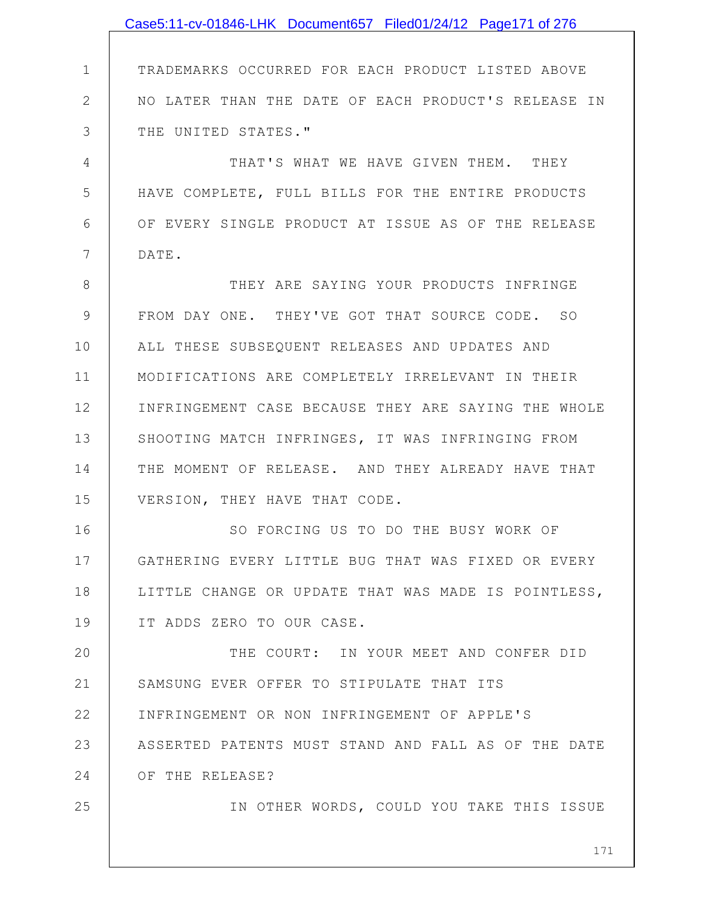TRADEMARKS OCCURRED FOR EACH PRODUCT LISTED ABOVE NO LATER THAN THE DATE OF EACH PRODUCT'S RELEASE IN THE UNITED STATES."

THAT'S WHAT WE HAVE GIVEN THEM. THEY HAVE COMPLETE, FULL BILLS FOR THE ENTIRE PRODUCTS OF EVERY SINGLE PRODUCT AT ISSUE AS OF THE RELEASE DATE.

THEY ARE SAYING YOUR PRODUCTS INFRINGE FROM DAY ONE. THEY'VE GOT THAT SOURCE CODE. SO ALL THESE SUBSEQUENT RELEASES AND UPDATES AND MODIFICATIONS ARE COMPLETELY IRRELEVANT IN THEIR INFRINGEMENT CASE BECAUSE THEY ARE SAYING THE WHOLE SHOOTING MATCH INFRINGES, IT WAS INFRINGING FROM THE MOMENT OF RELEASE. AND THEY ALREADY HAVE THAT VERSION, THEY HAVE THAT CODE.

SO FORCING US TO DO THE BUSY WORK OF GATHERING EVERY LITTLE BUG THAT WAS FIXED OR EVERY LITTLE CHANGE OR UPDATE THAT WAS MADE IS POINTLESS, IT ADDS ZERO TO OUR CASE.

THE COURT: IN YOUR MEET AND CONFER DID SAMSUNG EVER OFFER TO STIPULATE THAT ITS INFRINGEMENT OR NON INFRINGEMENT OF APPLE'S ASSERTED PATENTS MUST STAND AND FALL AS OF THE DATE OF THE RELEASE?

IN OTHER WORDS, COULD YOU TAKE THIS ISSUE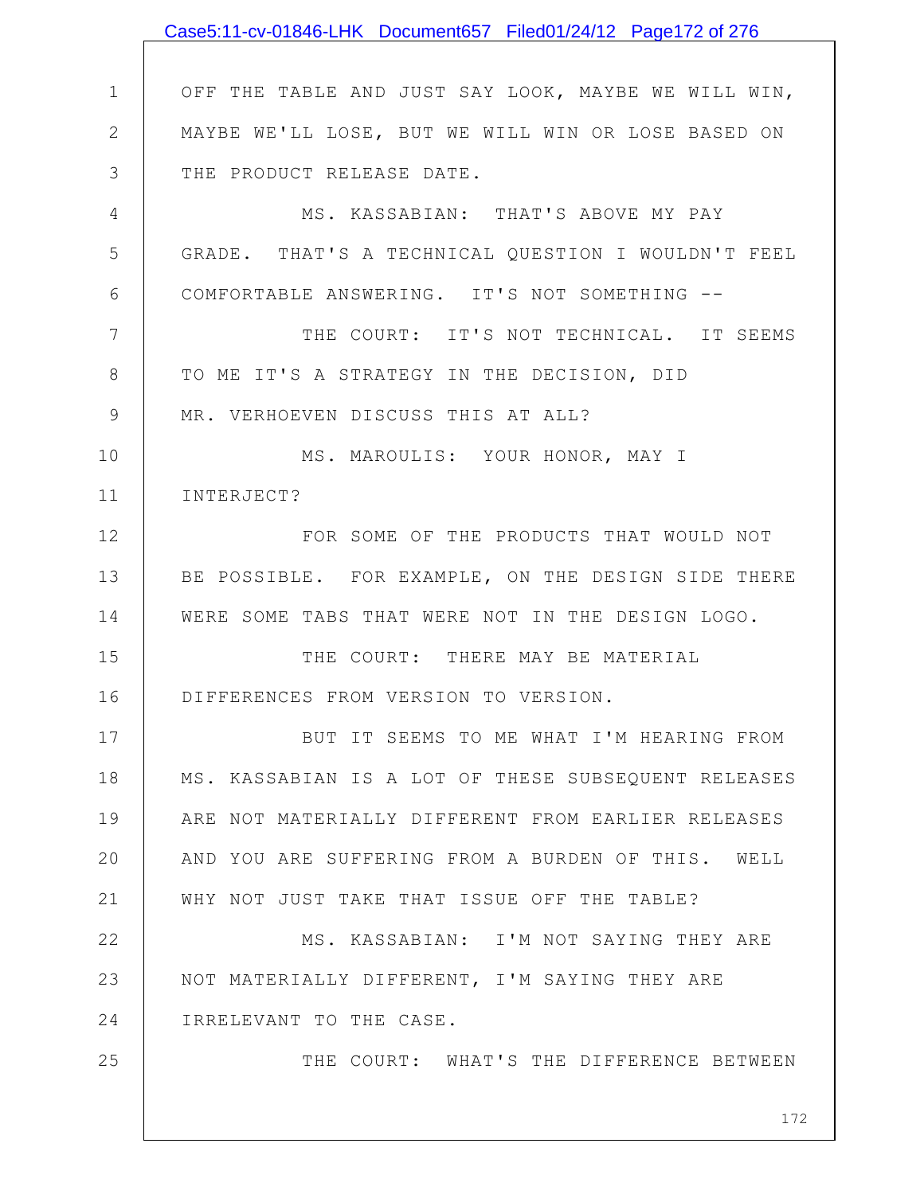OFF THE TABLE AND JUST SAY LOOK, MAYBE WE WILL WIN, MAYBE WE'LL LOSE, BUT WE WILL WIN OR LOSE BASED ON THE PRODUCT RELEASE DATE.

MS. KASSABIAN: THAT'S ABOVE MY PAY GRADE. THAT'S A TECHNICAL QUESTION I WOULDN'T FEEL COMFORTABLE ANSWERING. IT'S NOT SOMETHING --

THE COURT: IT'S NOT TECHNICAL. IT SEEMS TO ME IT'S A STRATEGY IN THE DECISION, DID MR. VERHOEVEN DISCUSS THIS AT ALL?

MS. MAROULIS: YOUR HONOR, MAY I INTERJECT?

FOR SOME OF THE PRODUCTS THAT WOULD NOT BE POSSIBLE. FOR EXAMPLE, ON THE DESIGN SIDE THERE WERE SOME TABS THAT WERE NOT IN THE DESIGN LOGO.

THE COURT: THERE MAY BE MATERIAL DIFFERENCES FROM VERSION TO VERSION.

BUT IT SEEMS TO ME WHAT I'M HEARING FROM MS. KASSABIAN IS A LOT OF THESE SUBSEQUENT RELEASES ARE NOT MATERIALLY DIFFERENT FROM EARLIER RELEASES AND YOU ARE SUFFERING FROM A BURDEN OF THIS. WELL WHY NOT JUST TAKE THAT ISSUE OFF THE TABLE?

MS. KASSABIAN: I'M NOT SAYING THEY ARE NOT MATERIALLY DIFFERENT, I'M SAYING THEY ARE IRRELEVANT TO THE CASE.

THE COURT: WHAT'S THE DIFFERENCE BETWEEN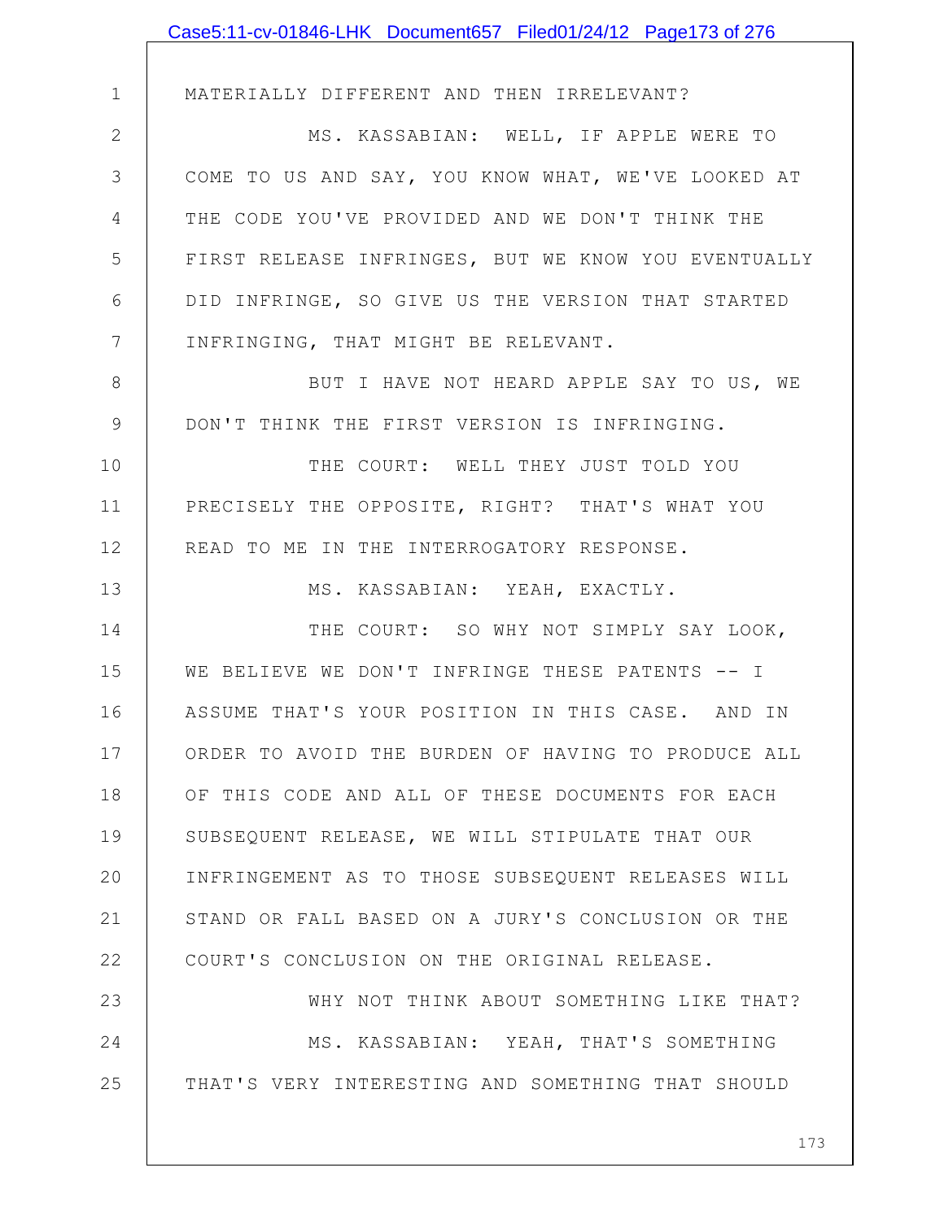MATERIALLY DIFFERENT AND THEN IRRELEVANT?

MS. KASSABIAN: WELL, IF APPLE WERE TO COME TO US AND SAY, YOU KNOW WHAT, WE'VE LOOKED AT THE CODE YOU'VE PROVIDED AND WE DON'T THINK THE FIRST RELEASE INFRINGES, BUT WE KNOW YOU EVENTUALLY DID INFRINGE, SO GIVE US THE VERSION THAT STARTED INFRINGING, THAT MIGHT BE RELEVANT.

BUT I HAVE NOT HEARD APPLE SAY TO US, WE DON'T THINK THE FIRST VERSION IS INFRINGING.

THE COURT: WELL THEY JUST TOLD YOU PRECISELY THE OPPOSITE, RIGHT? THAT'S WHAT YOU READ TO ME IN THE INTERROGATORY RESPONSE.

MS. KASSABIAN: YEAH, EXACTLY.

THE COURT: SO WHY NOT SIMPLY SAY LOOK, WE BELIEVE WE DON'T INFRINGE THESE PATENTS -- I ASSUME THAT'S YOUR POSITION IN THIS CASE. AND IN ORDER TO AVOID THE BURDEN OF HAVING TO PRODUCE ALL OF THIS CODE AND ALL OF THESE DOCUMENTS FOR EACH SUBSEQUENT RELEASE, WE WILL STIPULATE THAT OUR INFRINGEMENT AS TO THOSE SUBSEQUENT RELEASES WILL STAND OR FALL BASED ON A JURY'S CONCLUSION OR THE COURT'S CONCLUSION ON THE ORIGINAL RELEASE.

WHY NOT THINK ABOUT SOMETHING LIKE THAT?

MS. KASSABIAN: YEAH, THAT'S SOMETHING THAT'S VERY INTERESTING AND SOMETHING THAT SHOULD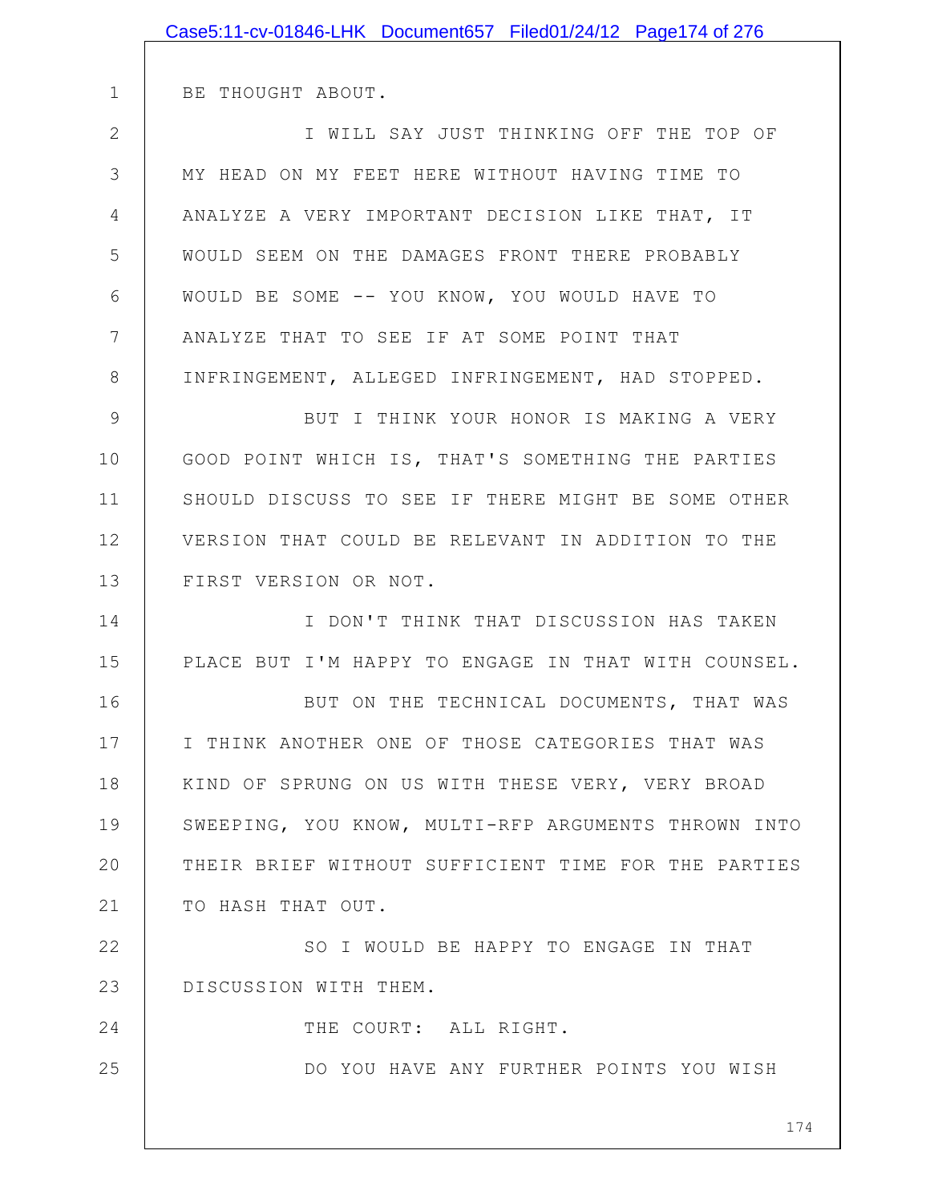BE THOUGHT ABOUT.

I WILL SAY JUST THINKING OFF THE TOP OF MY HEAD ON MY FEET HERE WITHOUT HAVING TIME TO ANALYZE A VERY IMPORTANT DECISION LIKE THAT, IT WOULD SEEM ON THE DAMAGES FRONT THERE PROBABLY WOULD BE SOME -- YOU KNOW, YOU WOULD HAVE TO ANALYZE THAT TO SEE IF AT SOME POINT THAT INFRINGEMENT, ALLEGED INFRINGEMENT, HAD STOPPED.

BUT I THINK YOUR HONOR IS MAKING A VERY GOOD POINT WHICH IS, THAT'S SOMETHING THE PARTIES SHOULD DISCUSS TO SEE IF THERE MIGHT BE SOME OTHER VERSION THAT COULD BE RELEVANT IN ADDITION TO THE FIRST VERSION OR NOT.

I DON'T THINK THAT DISCUSSION HAS TAKEN PLACE BUT I'M HAPPY TO ENGAGE IN THAT WITH COUNSEL.

BUT ON THE TECHNICAL DOCUMENTS, THAT WAS I THINK ANOTHER ONE OF THOSE CATEGORIES THAT WAS KIND OF SPRUNG ON US WITH THESE VERY, VERY BROAD SWEEPING, YOU KNOW, MULTI-RFP ARGUMENTS THROWN INTO THEIR BRIEF WITHOUT SUFFICIENT TIME FOR THE PARTIES TO HASH THAT OUT.

SO I WOULD BE HAPPY TO ENGAGE IN THAT DISCUSSION WITH THEM.

THE COURT: ALL RIGHT.

DO YOU HAVE ANY FURTHER POINTS YOU WISH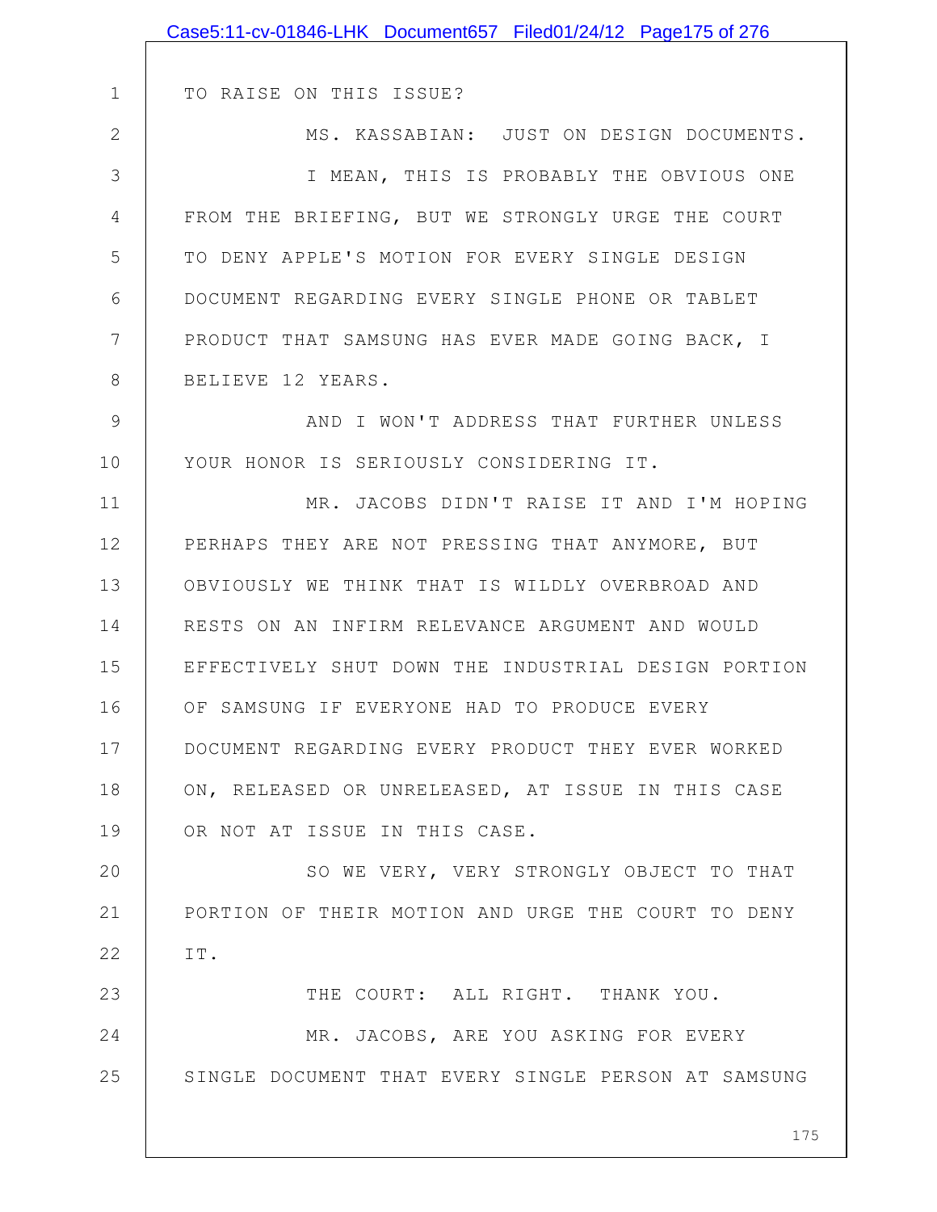TO RAISE ON THIS ISSUE?

MS. KASSABIAN: JUST ON DESIGN DOCUMENTS.

I MEAN, THIS IS PROBABLY THE OBVIOUS ONE FROM THE BRIEFING, BUT WE STRONGLY URGE THE COURT TO DENY APPLE'S MOTION FOR EVERY SINGLE DESIGN DOCUMENT REGARDING EVERY SINGLE PHONE OR TABLET PRODUCT THAT SAMSUNG HAS EVER MADE GOING BACK, I BELIEVE 12 YEARS.

AND I WON'T ADDRESS THAT FURTHER UNLESS YOUR HONOR IS SERIOUSLY CONSIDERING IT.

MR. JACOBS DIDN'T RAISE IT AND I'M HOPING PERHAPS THEY ARE NOT PRESSING THAT ANYMORE, BUT OBVIOUSLY WE THINK THAT IS WILDLY OVERBROAD AND RESTS ON AN INFIRM RELEVANCE ARGUMENT AND WOULD EFFECTIVELY SHUT DOWN THE INDUSTRIAL DESIGN PORTION OF SAMSUNG IF EVERYONE HAD TO PRODUCE EVERY DOCUMENT REGARDING EVERY PRODUCT THEY EVER WORKED ON, RELEASED OR UNRELEASED, AT ISSUE IN THIS CASE OR NOT AT ISSUE IN THIS CASE.

SO WE VERY, VERY STRONGLY OBJECT TO THAT PORTION OF THEIR MOTION AND URGE THE COURT TO DENY IT.

THE COURT: ALL RIGHT. THANK YOU.

MR. JACOBS, ARE YOU ASKING FOR EVERY SINGLE DOCUMENT THAT EVERY SINGLE PERSON AT SAMSUNG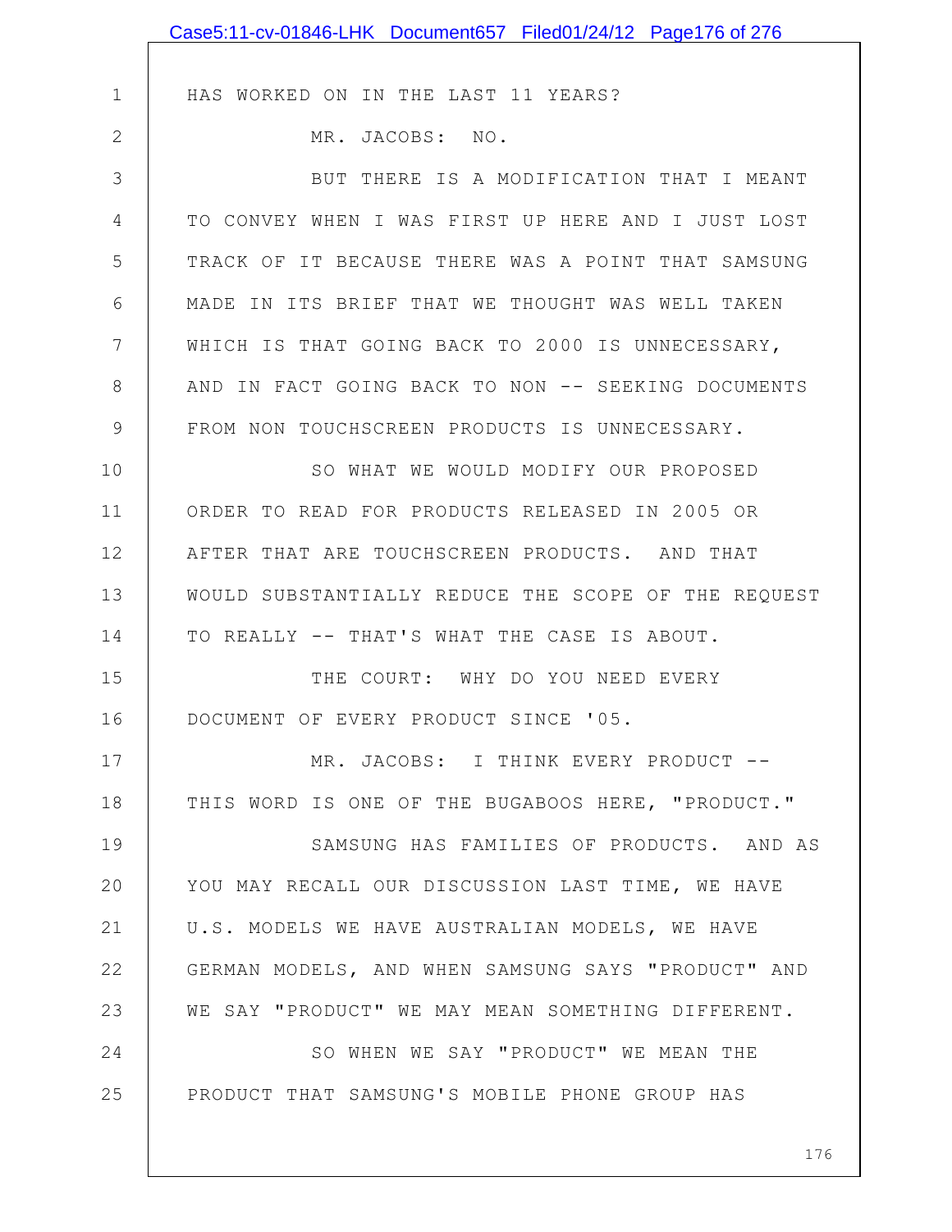HAS WORKED ON IN THE LAST 11 YEARS?

MR. JACOBS: NO.

BUT THERE IS A MODIFICATION THAT I MEANT TO CONVEY WHEN I WAS FIRST UP HERE AND I JUST LOST TRACK OF IT BECAUSE THERE WAS A POINT THAT SAMSUNG MADE IN ITS BRIEF THAT WE THOUGHT WAS WELL TAKEN WHICH IS THAT GOING BACK TO 2000 IS UNNECESSARY, AND IN FACT GOING BACK TO NON -- SEEKING DOCUMENTS FROM NON TOUCHSCREEN PRODUCTS IS UNNECESSARY.

SO WHAT WE WOULD MODIFY OUR PROPOSED ORDER TO READ FOR PRODUCTS RELEASED IN 2005 OR AFTER THAT ARE TOUCHSCREEN PRODUCTS. AND THAT WOULD SUBSTANTIALLY REDUCE THE SCOPE OF THE REQUEST TO REALLY -- THAT'S WHAT THE CASE IS ABOUT.

THE COURT: WHY DO YOU NEED EVERY DOCUMENT OF EVERY PRODUCT SINCE '05.

MR. JACOBS: I THINK EVERY PRODUCT -- THIS WORD IS ONE OF THE BUGABOOS HERE, "PRODUCT."

SAMSUNG HAS FAMILIES OF PRODUCTS. AND AS YOU MAY RECALL OUR DISCUSSION LAST TIME, WE HAVE U.S. MODELS WE HAVE AUSTRALIAN MODELS, WE HAVE GERMAN MODELS, AND WHEN SAMSUNG SAYS "PRODUCT" AND WE SAY "PRODUCT" WE MAY MEAN SOMETHING DIFFERENT.

SO WHEN WE SAY "PRODUCT" WE MEAN THE PRODUCT THAT SAMSUNG'S MOBILE PHONE GROUP HAS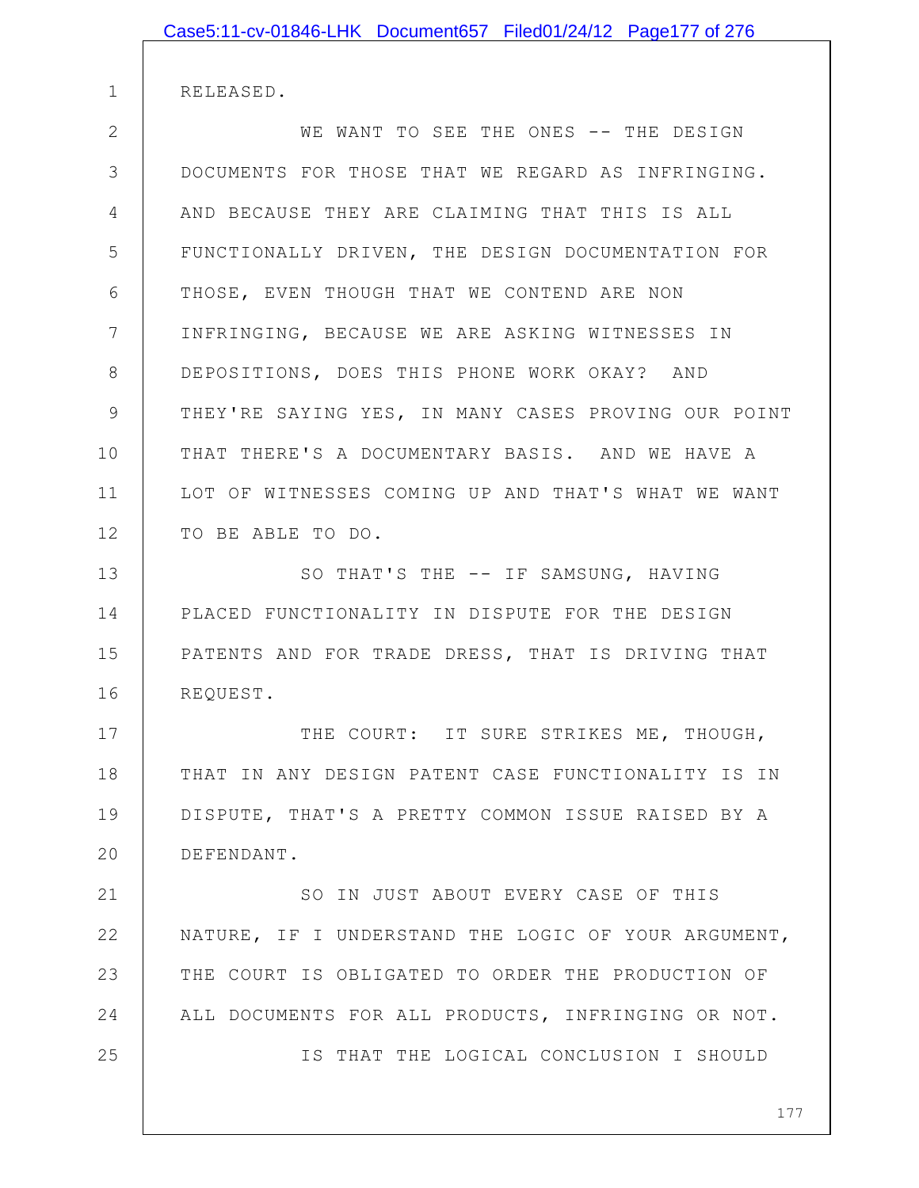RELEASED.

WE WANT TO SEE THE ONES -- THE DESIGN DOCUMENTS FOR THOSE THAT WE REGARD AS INFRINGING. AND BECAUSE THEY ARE CLAIMING THAT THIS IS ALL FUNCTIONALLY DRIVEN, THE DESIGN DOCUMENTATION FOR THOSE, EVEN THOUGH THAT WE CONTEND ARE NON INFRINGING, BECAUSE WE ARE ASKING WITNESSES IN DEPOSITIONS, DOES THIS PHONE WORK OKAY? AND THEY'RE SAYING YES, IN MANY CASES PROVING OUR POINT THAT THERE'S A DOCUMENTARY BASIS. AND WE HAVE A LOT OF WITNESSES COMING UP AND THAT'S WHAT WE WANT TO BE ABLE TO DO.

SO THAT'S THE -- IF SAMSUNG, HAVING PLACED FUNCTIONALITY IN DISPUTE FOR THE DESIGN PATENTS AND FOR TRADE DRESS, THAT IS DRIVING THAT REQUEST.

THE COURT: IT SURE STRIKES ME, THOUGH, THAT IN ANY DESIGN PATENT CASE FUNCTIONALITY IS IN DISPUTE, THAT'S A PRETTY COMMON ISSUE RAISED BY A DEFENDANT.

SO IN JUST ABOUT EVERY CASE OF THIS NATURE, IF I UNDERSTAND THE LOGIC OF YOUR ARGUMENT, THE COURT IS OBLIGATED TO ORDER THE PRODUCTION OF ALL DOCUMENTS FOR ALL PRODUCTS, INFRINGING OR NOT.

IS THAT THE LOGICAL CONCLUSION I SHOULD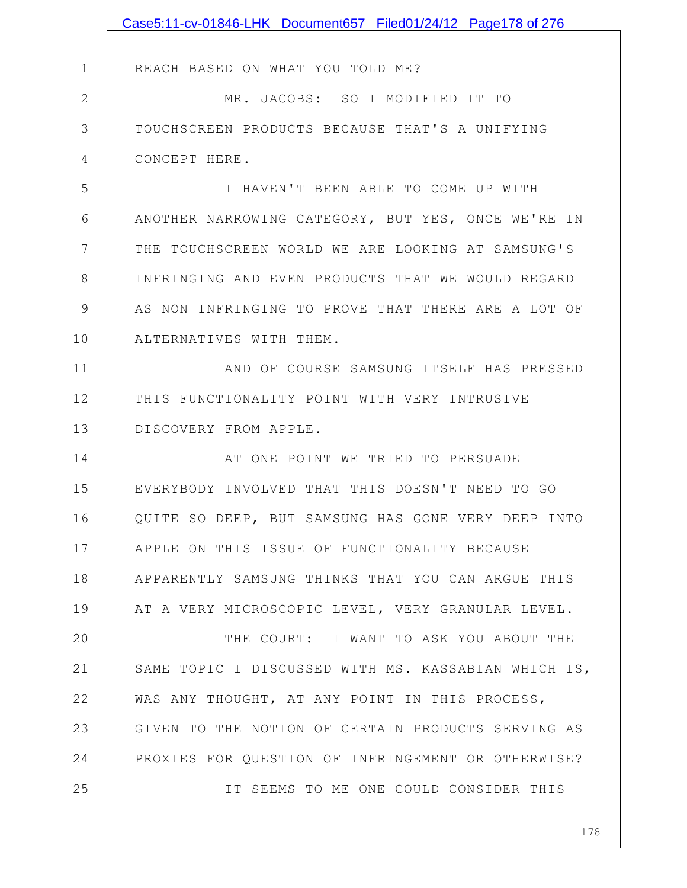REACH BASED ON WHAT YOU TOLD ME?

MR. JACOBS: SO I MODIFIED IT TO TOUCHSCREEN PRODUCTS BECAUSE THAT'S A UNIFYING CONCEPT HERE.

I HAVEN'T BEEN ABLE TO COME UP WITH ANOTHER NARROWING CATEGORY, BUT YES, ONCE WE'RE IN THE TOUCHSCREEN WORLD WE ARE LOOKING AT SAMSUNG'S INFRINGING AND EVEN PRODUCTS THAT WE WOULD REGARD AS NON INFRINGING TO PROVE THAT THERE ARE A LOT OF ALTERNATIVES WITH THEM.

AND OF COURSE SAMSUNG ITSELF HAS PRESSED THIS FUNCTIONALITY POINT WITH VERY INTRUSIVE DISCOVERY FROM APPLE.

AT ONE POINT WE TRIED TO PERSUADE EVERYBODY INVOLVED THAT THIS DOESN'T NEED TO GO QUITE SO DEEP, BUT SAMSUNG HAS GONE VERY DEEP INTO APPLE ON THIS ISSUE OF FUNCTIONALITY BECAUSE APPARENTLY SAMSUNG THINKS THAT YOU CAN ARGUE THIS AT A VERY MICROSCOPIC LEVEL, VERY GRANULAR LEVEL.

THE COURT: I WANT TO ASK YOU ABOUT THE SAME TOPIC I DISCUSSED WITH MS. KASSABIAN WHICH IS, WAS ANY THOUGHT, AT ANY POINT IN THIS PROCESS, GIVEN TO THE NOTION OF CERTAIN PRODUCTS SERVING AS PROXIES FOR QUESTION OF INFRINGEMENT OR OTHERWISE?

IT SEEMS TO ME ONE COULD CONSIDER THIS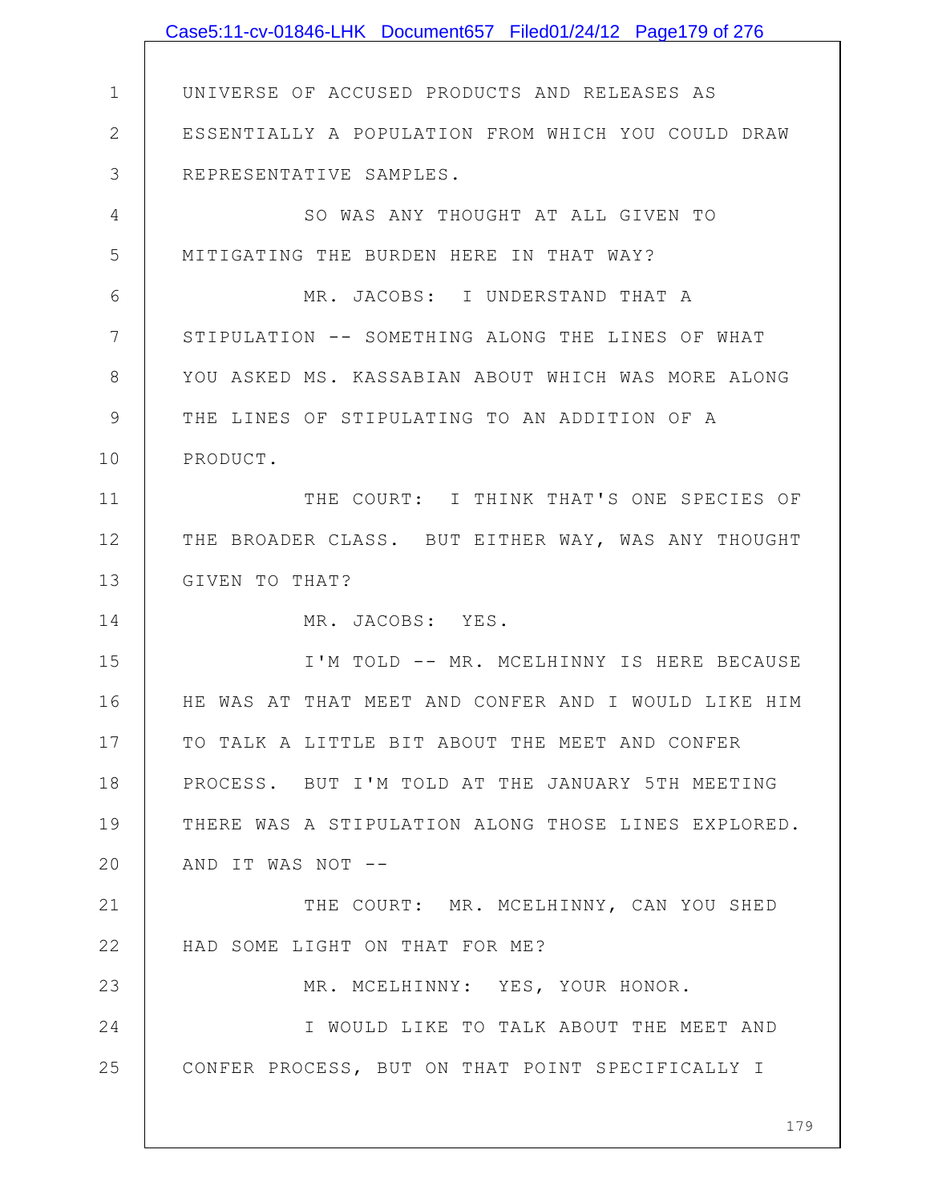UNIVERSE OF ACCUSED PRODUCTS AND RELEASES AS ESSENTIALLY A POPULATION FROM WHICH YOU COULD DRAW REPRESENTATIVE SAMPLES.

SO WAS ANY THOUGHT AT ALL GIVEN TO MITIGATING THE BURDEN HERE IN THAT WAY?

MR. JACOBS: I UNDERSTAND THAT A STIPULATION -- SOMETHING ALONG THE LINES OF WHAT YOU ASKED MS. KASSABIAN ABOUT WHICH WAS MORE ALONG THE LINES OF STIPULATING TO AN ADDITION OF A PRODUCT.

THE COURT: I THINK THAT'S ONE SPECIES OF THE BROADER CLASS. BUT EITHER WAY, WAS ANY THOUGHT GIVEN TO THAT?

MR. JACOBS: YES.

I'M TOLD -- MR. MCELHINNY IS HERE BECAUSE HE WAS AT THAT MEET AND CONFER AND I WOULD LIKE HIM TO TALK A LITTLE BIT ABOUT THE MEET AND CONFER PROCESS. BUT I'M TOLD AT THE JANUARY 5TH MEETING THERE WAS A STIPULATION ALONG THOSE LINES EXPLORED. AND IT WAS NOT --

THE COURT: MR. MCELHINNY, CAN YOU SHED HAD SOME LIGHT ON THAT FOR ME?

MR. MCELHINNY: YES, YOUR HONOR.

I WOULD LIKE TO TALK ABOUT THE MEET AND CONFER PROCESS, BUT ON THAT POINT SPECIFICALLY I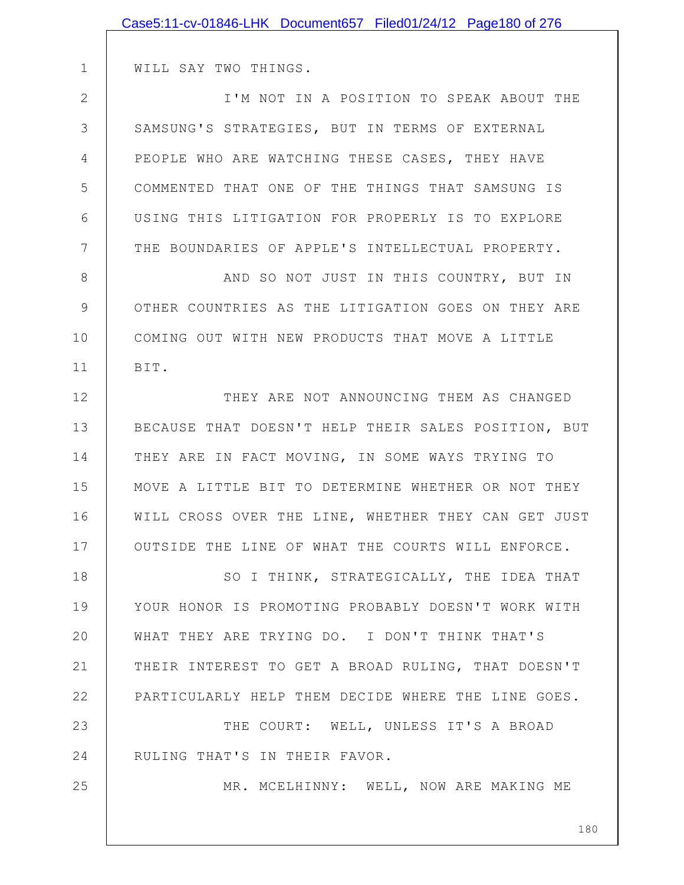WILL SAY TWO THINGS.

I'M NOT IN A POSITION TO SPEAK ABOUT THE SAMSUNG'S STRATEGIES, BUT IN TERMS OF EXTERNAL PEOPLE WHO ARE WATCHING THESE CASES, THEY HAVE COMMENTED THAT ONE OF THE THINGS THAT SAMSUNG IS USING THIS LITIGATION FOR PROPERLY IS TO EXPLORE THE BOUNDARIES OF APPLE'S INTELLECTUAL PROPERTY.

AND SO NOT JUST IN THIS COUNTRY, BUT IN OTHER COUNTRIES AS THE LITIGATION GOES ON THEY ARE COMING OUT WITH NEW PRODUCTS THAT MOVE A LITTLE BIT.

THEY ARE NOT ANNOUNCING THEM AS CHANGED BECAUSE THAT DOESN'T HELP THEIR SALES POSITION, BUT THEY ARE IN FACT MOVING, IN SOME WAYS TRYING TO MOVE A LITTLE BIT TO DETERMINE WHETHER OR NOT THEY WILL CROSS OVER THE LINE, WHETHER THEY CAN GET JUST OUTSIDE THE LINE OF WHAT THE COURTS WILL ENFORCE.

SO I THINK, STRATEGICALLY, THE IDEA THAT YOUR HONOR IS PROMOTING PROBABLY DOESN'T WORK WITH WHAT THEY ARE TRYING DO. I DON'T THINK THAT'S THEIR INTEREST TO GET A BROAD RULING, THAT DOESN'T PARTICULARLY HELP THEM DECIDE WHERE THE LINE GOES.

THE COURT: WELL, UNLESS IT'S A BROAD RULING THAT'S IN THEIR FAVOR.

MR. MCELHINNY: WELL, NOW ARE MAKING ME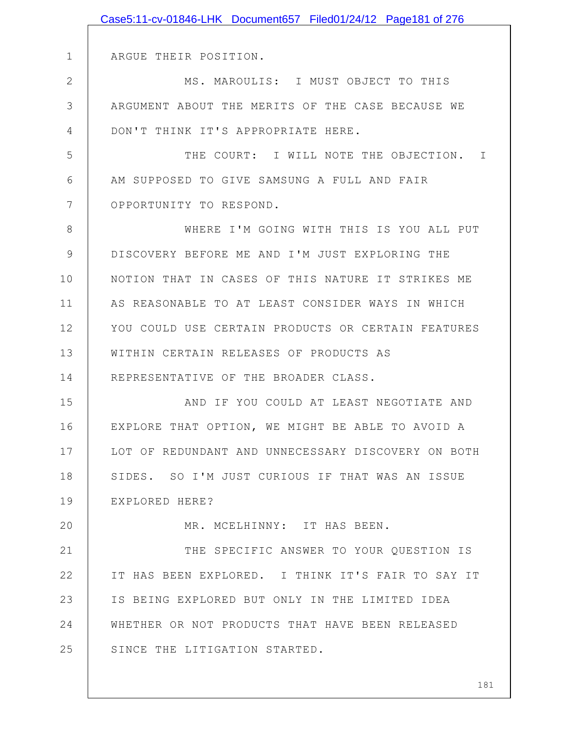ARGUE THEIR POSITION.

MS. MAROULIS: I MUST OBJECT TO THIS ARGUMENT ABOUT THE MERITS OF THE CASE BECAUSE WE DON'T THINK IT'S APPROPRIATE HERE.

THE COURT: I WILL NOTE THE OBJECTION. I AM SUPPOSED TO GIVE SAMSUNG A FULL AND FAIR OPPORTUNITY TO RESPOND.

WHERE I'M GOING WITH THIS IS YOU ALL PUT DISCOVERY BEFORE ME AND I'M JUST EXPLORING THE NOTION THAT IN CASES OF THIS NATURE IT STRIKES ME AS REASONABLE TO AT LEAST CONSIDER WAYS IN WHICH YOU COULD USE CERTAIN PRODUCTS OR CERTAIN FEATURES WITHIN CERTAIN RELEASES OF PRODUCTS AS REPRESENTATIVE OF THE BROADER CLASS.

AND IF YOU COULD AT LEAST NEGOTIATE AND EXPLORE THAT OPTION, WE MIGHT BE ABLE TO AVOID A LOT OF REDUNDANT AND UNNECESSARY DISCOVERY ON BOTH SIDES. SO I'M JUST CURIOUS IF THAT WAS AN ISSUE EXPLORED HERE?

MR. MCELHINNY: IT HAS BEEN.

THE SPECIFIC ANSWER TO YOUR QUESTION IS IT HAS BEEN EXPLORED. I THINK IT'S FAIR TO SAY IT IS BEING EXPLORED BUT ONLY IN THE LIMITED IDEA WHETHER OR NOT PRODUCTS THAT HAVE BEEN RELEASED SINCE THE LITIGATION STARTED.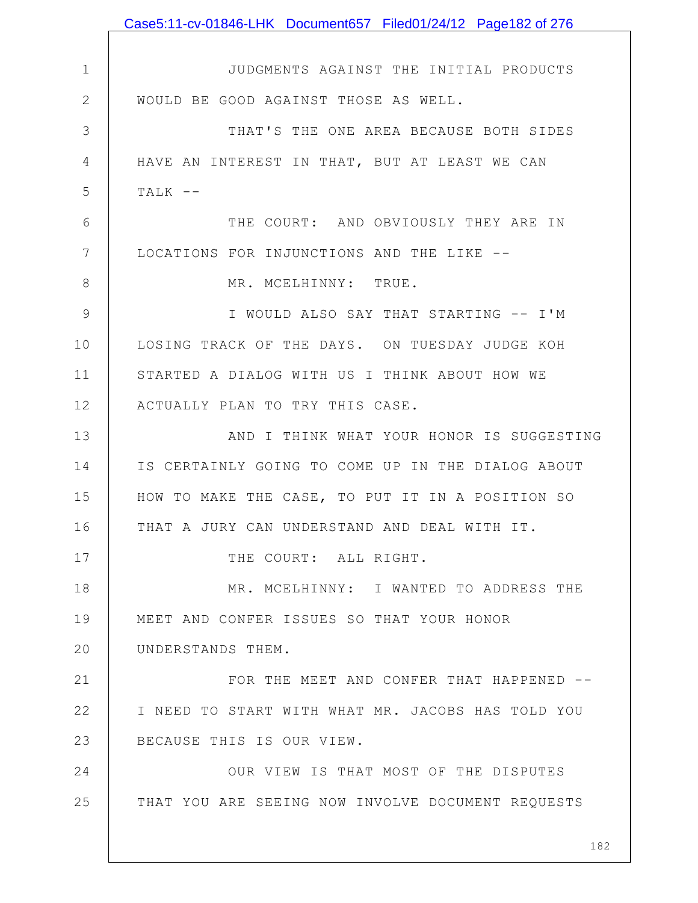JUDGMENTS AGAINST THE INITIAL PRODUCTS WOULD BE GOOD AGAINST THOSE AS WELL.

THAT'S THE ONE AREA BECAUSE BOTH SIDES HAVE AN INTEREST IN THAT, BUT AT LEAST WE CAN TALK --

THE COURT: AND OBVIOUSLY THEY ARE IN LOCATIONS FOR INJUNCTIONS AND THE LIKE --

MR. MCELHINNY: TRUE.

I WOULD ALSO SAY THAT STARTING -- I'M LOSING TRACK OF THE DAYS. ON TUESDAY JUDGE KOH STARTED A DIALOG WITH US I THINK ABOUT HOW WE ACTUALLY PLAN TO TRY THIS CASE.

AND I THINK WHAT YOUR HONOR IS SUGGESTING IS CERTAINLY GOING TO COME UP IN THE DIALOG ABOUT HOW TO MAKE THE CASE, TO PUT IT IN A POSITION SO THAT A JURY CAN UNDERSTAND AND DEAL WITH IT.

THE COURT: ALL RIGHT.

MR. MCELHINNY: I WANTED TO ADDRESS THE MEET AND CONFER ISSUES SO THAT YOUR HONOR UNDERSTANDS THEM.

FOR THE MEET AND CONFER THAT HAPPENED -- I NEED TO START WITH WHAT MR. JACOBS HAS TOLD YOU BECAUSE THIS IS OUR VIEW.

OUR VIEW IS THAT MOST OF THE DISPUTES THAT YOU ARE SEEING NOW INVOLVE DOCUMENT REQUESTS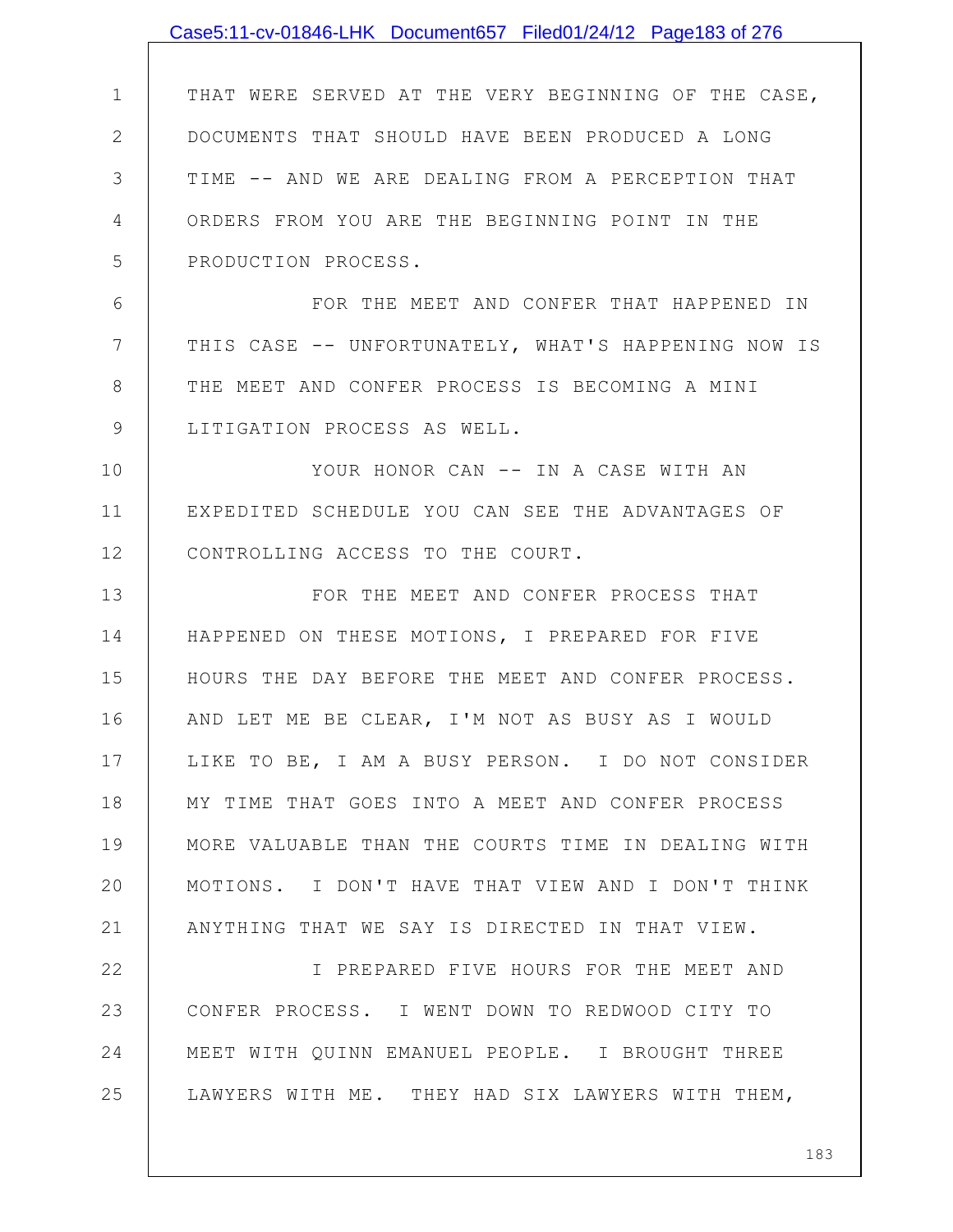THAT WERE SERVED AT THE VERY BEGINNING OF THE CASE, DOCUMENTS THAT SHOULD HAVE BEEN PRODUCED A LONG TIME -- AND WE ARE DEALING FROM A PERCEPTION THAT ORDERS FROM YOU ARE THE BEGINNING POINT IN THE PRODUCTION PROCESS.

FOR THE MEET AND CONFER THAT HAPPENED IN THIS CASE -- UNFORTUNATELY, WHAT'S HAPPENING NOW IS THE MEET AND CONFER PROCESS IS BECOMING A MINI LITIGATION PROCESS AS WELL.

YOUR HONOR CAN -- IN A CASE WITH AN EXPEDITED SCHEDULE YOU CAN SEE THE ADVANTAGES OF CONTROLLING ACCESS TO THE COURT.

FOR THE MEET AND CONFER PROCESS THAT HAPPENED ON THESE MOTIONS, I PREPARED FOR FIVE HOURS THE DAY BEFORE THE MEET AND CONFER PROCESS. AND LET ME BE CLEAR, I'M NOT AS BUSY AS I WOULD LIKE TO BE, I AM A BUSY PERSON. I DO NOT CONSIDER MY TIME THAT GOES INTO A MEET AND CONFER PROCESS MORE VALUABLE THAN THE COURTS TIME IN DEALING WITH MOTIONS. I DON'T HAVE THAT VIEW AND I DON'T THINK ANYTHING THAT WE SAY IS DIRECTED IN THAT VIEW.

I PREPARED FIVE HOURS FOR THE MEET AND CONFER PROCESS. I WENT DOWN TO REDWOOD CITY TO MEET WITH QUINN EMANUEL PEOPLE. I BROUGHT THREE LAWYERS WITH ME. THEY HAD SIX LAWYERS WITH THEM,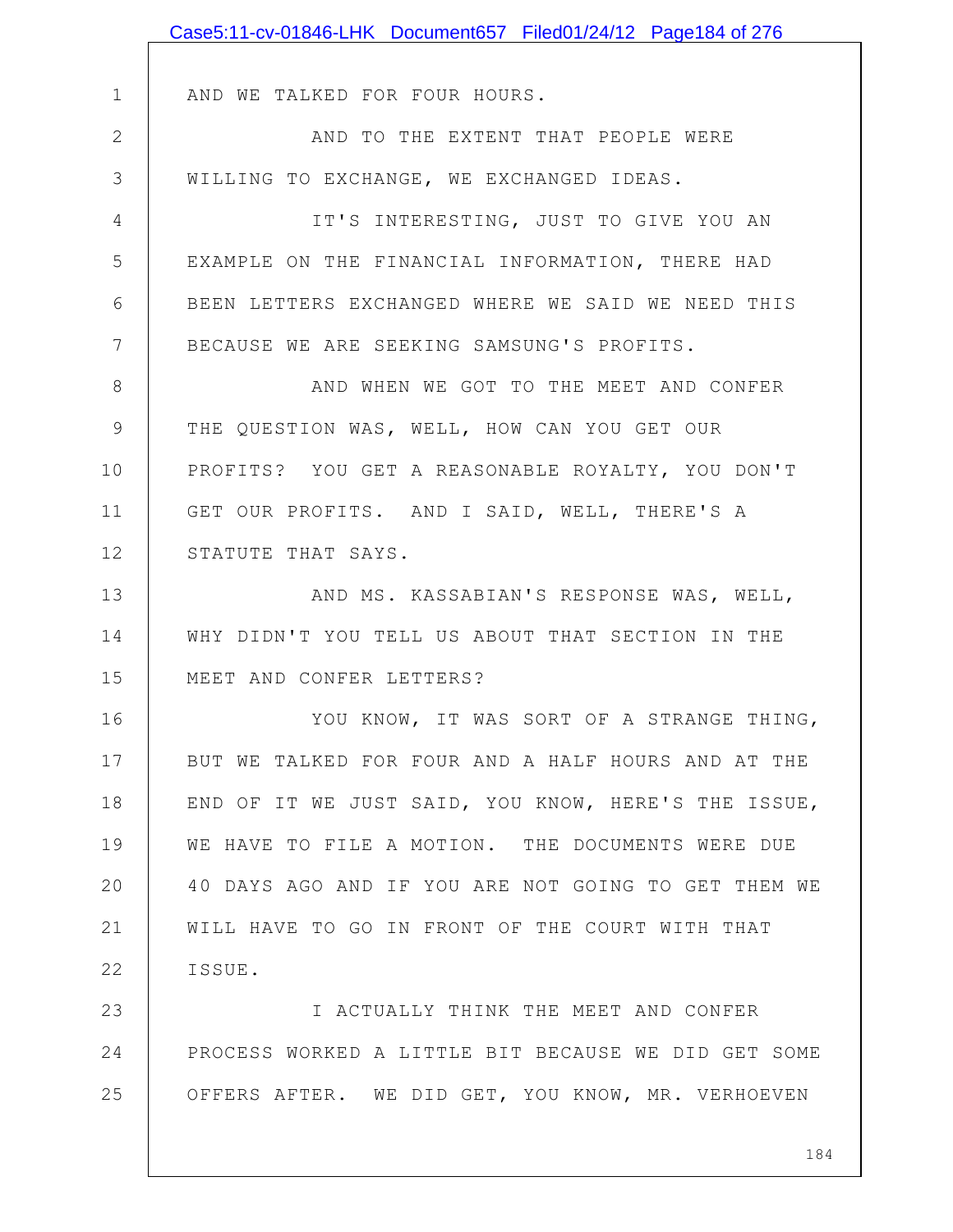AND WE TALKED FOR FOUR HOURS.

AND TO THE EXTENT THAT PEOPLE WERE WILLING TO EXCHANGE, WE EXCHANGED IDEAS.

IT'S INTERESTING, JUST TO GIVE YOU AN EXAMPLE ON THE FINANCIAL INFORMATION, THERE HAD BEEN LETTERS EXCHANGED WHERE WE SAID WE NEED THIS BECAUSE WE ARE SEEKING SAMSUNG'S PROFITS.

AND WHEN WE GOT TO THE MEET AND CONFER THE QUESTION WAS, WELL, HOW CAN YOU GET OUR PROFITS? YOU GET A REASONABLE ROYALTY, YOU DON'T GET OUR PROFITS. AND I SAID, WELL, THERE'S A STATUTE THAT SAYS.

AND MS. KASSABIAN'S RESPONSE WAS, WELL, WHY DIDN'T YOU TELL US ABOUT THAT SECTION IN THE MEET AND CONFER LETTERS?

YOU KNOW, IT WAS SORT OF A STRANGE THING, BUT WE TALKED FOR FOUR AND A HALF HOURS AND AT THE END OF IT WE JUST SAID, YOU KNOW, HERE'S THE ISSUE, WE HAVE TO FILE A MOTION. THE DOCUMENTS WERE DUE 40 DAYS AGO AND IF YOU ARE NOT GOING TO GET THEM WE WILL HAVE TO GO IN FRONT OF THE COURT WITH THAT ISSUE.

I ACTUALLY THINK THE MEET AND CONFER PROCESS WORKED A LITTLE BIT BECAUSE WE DID GET SOME OFFERS AFTER. WE DID GET, YOU KNOW, MR. VERHOEVEN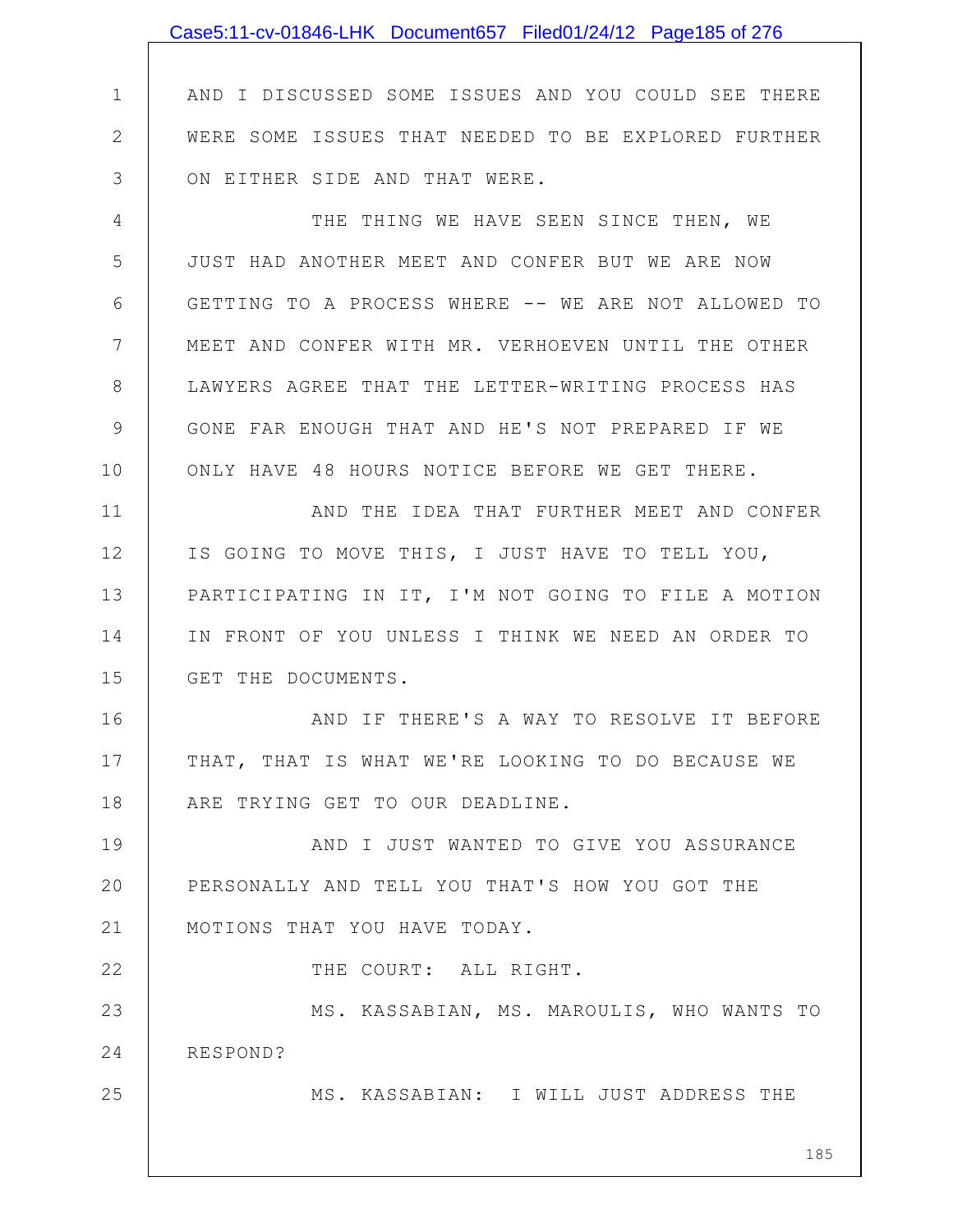AND I DISCUSSED SOME ISSUES AND YOU COULD SEE THERE WERE SOME ISSUES THAT NEEDED TO BE EXPLORED FURTHER ON EITHER SIDE AND THAT WERE.

THE THING WE HAVE SEEN SINCE THEN, WE JUST HAD ANOTHER MEET AND CONFER BUT WE ARE NOW GETTING TO A PROCESS WHERE -- WE ARE NOT ALLOWED TO MEET AND CONFER WITH MR. VERHOEVEN UNTIL THE OTHER LAWYERS AGREE THAT THE LETTER-WRITING PROCESS HAS GONE FAR ENOUGH THAT AND HE'S NOT PREPARED IF WE ONLY HAVE 48 HOURS NOTICE BEFORE WE GET THERE.

AND THE IDEA THAT FURTHER MEET AND CONFER IS GOING TO MOVE THIS, I JUST HAVE TO TELL YOU, PARTICIPATING IN IT, I'M NOT GOING TO FILE A MOTION IN FRONT OF YOU UNLESS I THINK WE NEED AN ORDER TO GET THE DOCUMENTS.

AND IF THERE'S A WAY TO RESOLVE IT BEFORE THAT, THAT IS WHAT WE'RE LOOKING TO DO BECAUSE WE ARE TRYING GET TO OUR DEADLINE.

AND I JUST WANTED TO GIVE YOU ASSURANCE PERSONALLY AND TELL YOU THAT'S HOW YOU GOT THE MOTIONS THAT YOU HAVE TODAY.

THE COURT: ALL RIGHT.

MS. KASSABIAN, MS. MAROULIS, WHO WANTS TO RESPOND?

MS. KASSABIAN: I WILL JUST ADDRESS THE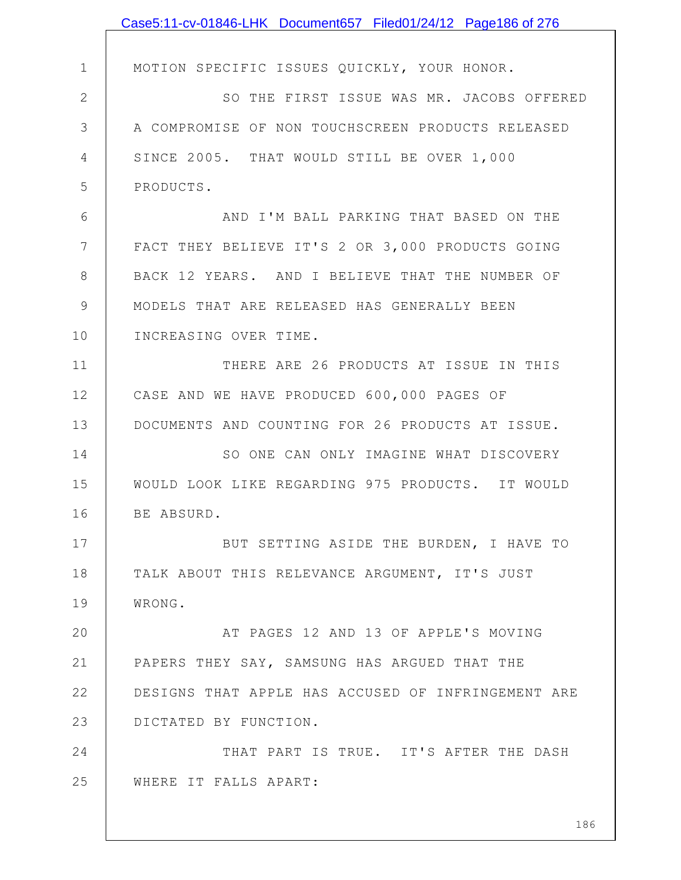MOTION SPECIFIC ISSUES QUICKLY, YOUR HONOR.

SO THE FIRST ISSUE WAS MR. JACOBS OFFERED A COMPROMISE OF NON TOUCHSCREEN PRODUCTS RELEASED SINCE 2005. THAT WOULD STILL BE OVER 1,000 PRODUCTS.

AND I'M BALL PARKING THAT BASED ON THE FACT THEY BELIEVE IT'S 2 OR 3,000 PRODUCTS GOING BACK 12 YEARS. AND I BELIEVE THAT THE NUMBER OF MODELS THAT ARE RELEASED HAS GENERALLY BEEN INCREASING OVER TIME.

THERE ARE 26 PRODUCTS AT ISSUE IN THIS CASE AND WE HAVE PRODUCED 600,000 PAGES OF DOCUMENTS AND COUNTING FOR 26 PRODUCTS AT ISSUE.

SO ONE CAN ONLY IMAGINE WHAT DISCOVERY WOULD LOOK LIKE REGARDING 975 PRODUCTS. IT WOULD BE ABSURD.

BUT SETTING ASIDE THE BURDEN, I HAVE TO TALK ABOUT THIS RELEVANCE ARGUMENT, IT'S JUST WRONG.

AT PAGES 12 AND 13 OF APPLE'S MOVING PAPERS THEY SAY, SAMSUNG HAS ARGUED THAT THE DESIGNS THAT APPLE HAS ACCUSED OF INFRINGEMENT ARE DICTATED BY FUNCTION.

THAT PART IS TRUE. IT'S AFTER THE DASH WHERE IT FALLS APART: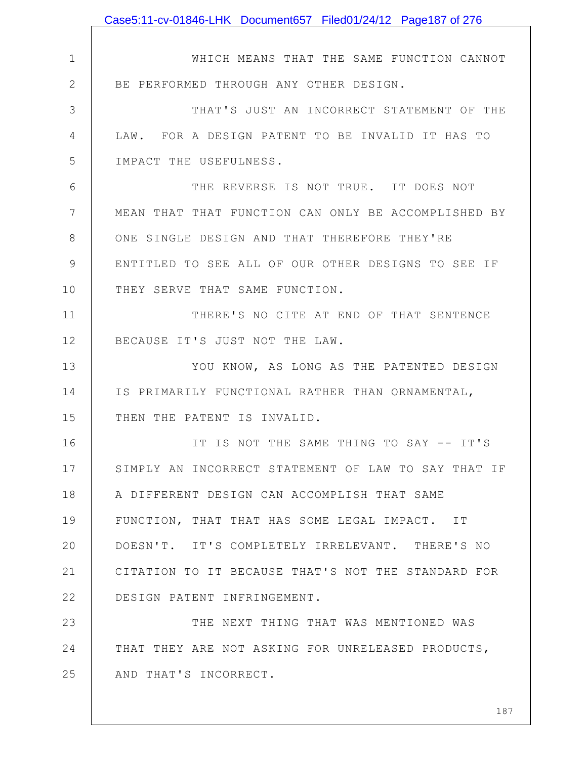WHICH MEANS THAT THE SAME FUNCTION CANNOT BE PERFORMED THROUGH ANY OTHER DESIGN.

THAT'S JUST AN INCORRECT STATEMENT OF THE LAW. FOR A DESIGN PATENT TO BE INVALID IT HAS TO IMPACT THE USEFULNESS.

THE REVERSE IS NOT TRUE. IT DOES NOT MEAN THAT THAT FUNCTION CAN ONLY BE ACCOMPLISHED BY ONE SINGLE DESIGN AND THAT THEREFORE THEY'RE ENTITLED TO SEE ALL OF OUR OTHER DESIGNS TO SEE IF THEY SERVE THAT SAME FUNCTION.

THERE'S NO CITE AT END OF THAT SENTENCE BECAUSE IT'S JUST NOT THE LAW.

YOU KNOW, AS LONG AS THE PATENTED DESIGN IS PRIMARILY FUNCTIONAL RATHER THAN ORNAMENTAL, THEN THE PATENT IS INVALID.

IT IS NOT THE SAME THING TO SAY -- IT'S SIMPLY AN INCORRECT STATEMENT OF LAW TO SAY THAT IF A DIFFERENT DESIGN CAN ACCOMPLISH THAT SAME FUNCTION, THAT THAT HAS SOME LEGAL IMPACT. IT DOESN'T. IT'S COMPLETELY IRRELEVANT. THERE'S NO CITATION TO IT BECAUSE THAT'S NOT THE STANDARD FOR DESIGN PATENT INFRINGEMENT.

THE NEXT THING THAT WAS MENTIONED WAS THAT THEY ARE NOT ASKING FOR UNRELEASED PRODUCTS, AND THAT'S INCORRECT.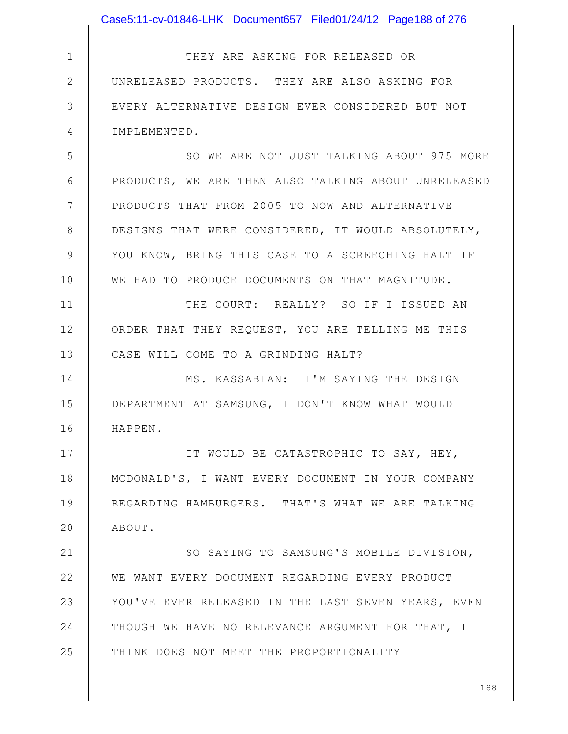THEY ARE ASKING FOR RELEASED OR UNRELEASED PRODUCTS. THEY ARE ALSO ASKING FOR EVERY ALTERNATIVE DESIGN EVER CONSIDERED BUT NOT IMPLEMENTED.

SO WE ARE NOT JUST TALKING ABOUT 975 MORE PRODUCTS, WE ARE THEN ALSO TALKING ABOUT UNRELEASED PRODUCTS THAT FROM 2005 TO NOW AND ALTERNATIVE DESIGNS THAT WERE CONSIDERED, IT WOULD ABSOLUTELY, YOU KNOW, BRING THIS CASE TO A SCREECHING HALT IF WE HAD TO PRODUCE DOCUMENTS ON THAT MAGNITUDE.

THE COURT: REALLY? SO IF I ISSUED AN ORDER THAT THEY REQUEST, YOU ARE TELLING ME THIS CASE WILL COME TO A GRINDING HALT?

MS. KASSABIAN: I'M SAYING THE DESIGN DEPARTMENT AT SAMSUNG, I DON'T KNOW WHAT WOULD HAPPEN.

IT WOULD BE CATASTROPHIC TO SAY, HEY, MCDONALD'S, I WANT EVERY DOCUMENT IN YOUR COMPANY REGARDING HAMBURGERS. THAT'S WHAT WE ARE TALKING ABOUT.

SO SAYING TO SAMSUNG'S MOBILE DIVISION, WE WANT EVERY DOCUMENT REGARDING EVERY PRODUCT YOU'VE EVER RELEASED IN THE LAST SEVEN YEARS, EVEN THOUGH WE HAVE NO RELEVANCE ARGUMENT FOR THAT, I THINK DOES NOT MEET THE PROPORTIONALITY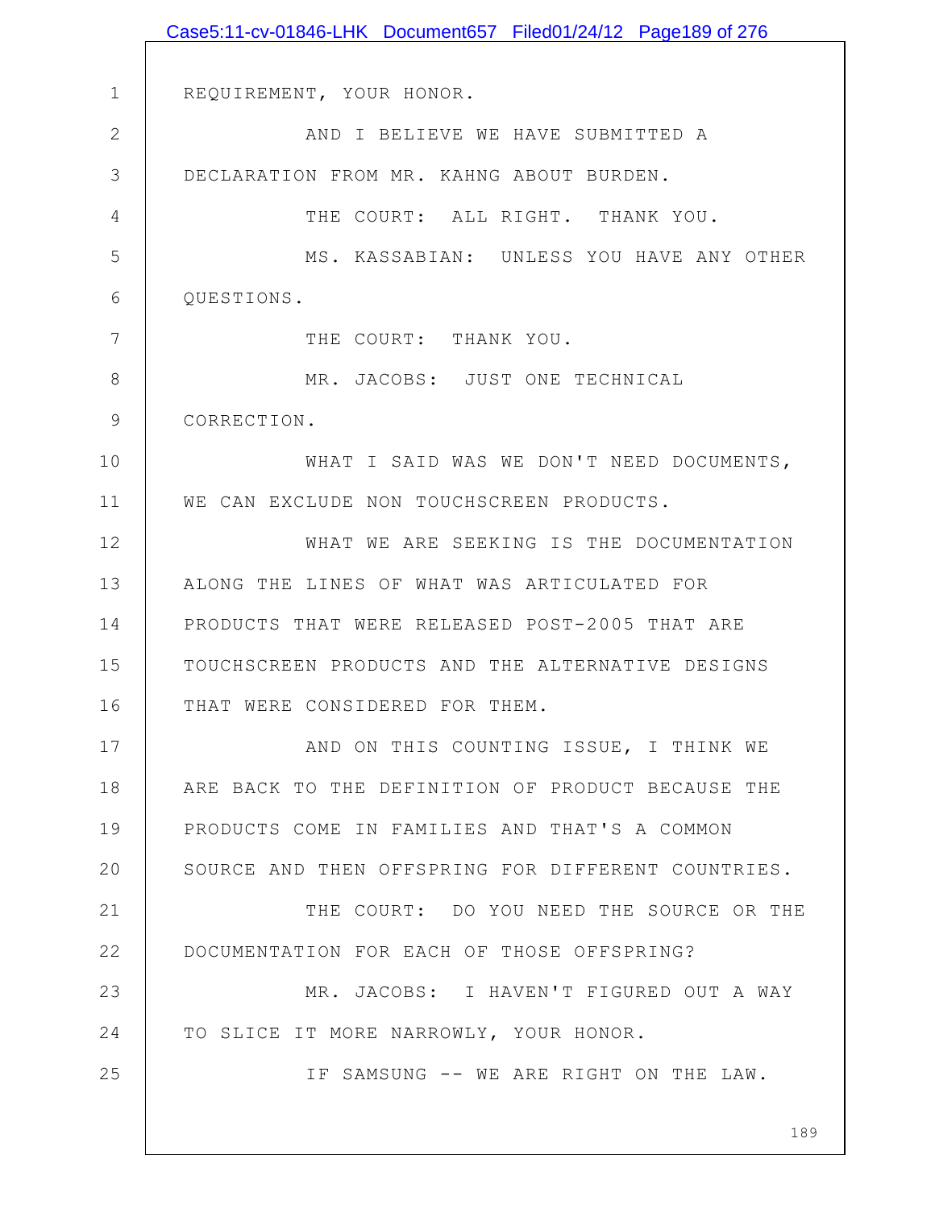REQUIREMENT, YOUR HONOR.

AND I BELIEVE WE HAVE SUBMITTED A DECLARATION FROM MR. KAHNG ABOUT BURDEN.

THE COURT: ALL RIGHT. THANK YOU.

MS. KASSABIAN: UNLESS YOU HAVE ANY OTHER QUESTIONS.

THE COURT: THANK YOU.

MR. JACOBS: JUST ONE TECHNICAL CORRECTION.

WHAT I SAID WAS WE DON'T NEED DOCUMENTS, WE CAN EXCLUDE NON TOUCHSCREEN PRODUCTS.

WHAT WE ARE SEEKING IS THE DOCUMENTATION ALONG THE LINES OF WHAT WAS ARTICULATED FOR PRODUCTS THAT WERE RELEASED POST-2005 THAT ARE TOUCHSCREEN PRODUCTS AND THE ALTERNATIVE DESIGNS THAT WERE CONSIDERED FOR THEM.

AND ON THIS COUNTING ISSUE, I THINK WE ARE BACK TO THE DEFINITION OF PRODUCT BECAUSE THE PRODUCTS COME IN FAMILIES AND THAT'S A COMMON SOURCE AND THEN OFFSPRING FOR DIFFERENT COUNTRIES.

THE COURT: DO YOU NEED THE SOURCE OR THE DOCUMENTATION FOR EACH OF THOSE OFFSPRING?

MR. JACOBS: I HAVEN'T FIGURED OUT A WAY TO SLICE IT MORE NARROWLY, YOUR HONOR.

IF SAMSUNG -- WE ARE RIGHT ON THE LAW.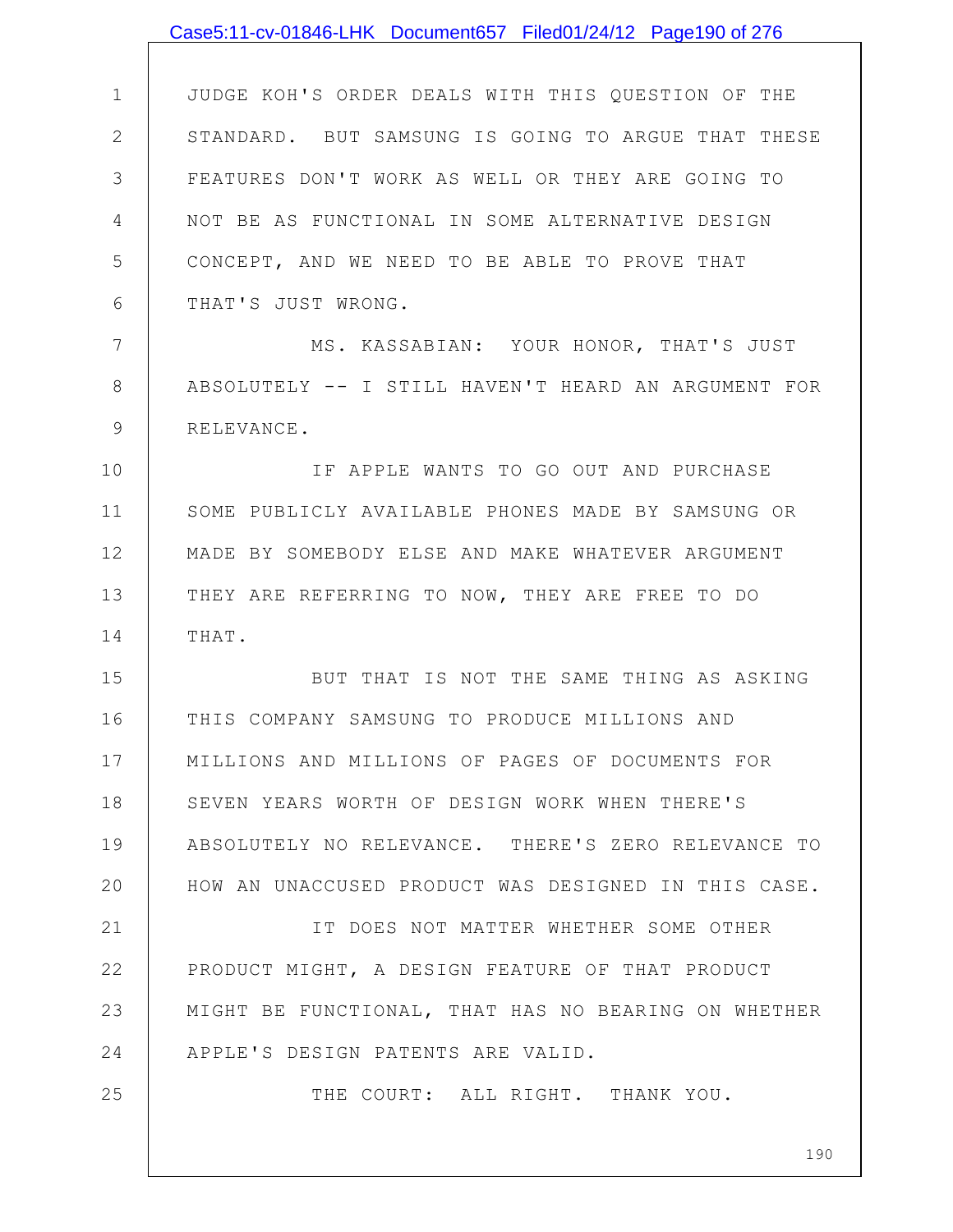JUDGE KOH'S ORDER DEALS WITH THIS QUESTION OF THE STANDARD. BUT SAMSUNG IS GOING TO ARGUE THAT THESE FEATURES DON'T WORK AS WELL OR THEY ARE GOING TO NOT BE AS FUNCTIONAL IN SOME ALTERNATIVE DESIGN CONCEPT, AND WE NEED TO BE ABLE TO PROVE THAT THAT'S JUST WRONG.

MS. KASSABIAN: YOUR HONOR, THAT'S JUST ABSOLUTELY -- I STILL HAVEN'T HEARD AN ARGUMENT FOR RELEVANCE.

IF APPLE WANTS TO GO OUT AND PURCHASE SOME PUBLICLY AVAILABLE PHONES MADE BY SAMSUNG OR MADE BY SOMEBODY ELSE AND MAKE WHATEVER ARGUMENT THEY ARE REFERRING TO NOW, THEY ARE FREE TO DO THAT.

BUT THAT IS NOT THE SAME THING AS ASKING THIS COMPANY SAMSUNG TO PRODUCE MILLIONS AND MILLIONS AND MILLIONS OF PAGES OF DOCUMENTS FOR SEVEN YEARS WORTH OF DESIGN WORK WHEN THERE'S ABSOLUTELY NO RELEVANCE. THERE'S ZERO RELEVANCE TO HOW AN UNACCUSED PRODUCT WAS DESIGNED IN THIS CASE.

IT DOES NOT MATTER WHETHER SOME OTHER PRODUCT MIGHT, A DESIGN FEATURE OF THAT PRODUCT MIGHT BE FUNCTIONAL, THAT HAS NO BEARING ON WHETHER APPLE'S DESIGN PATENTS ARE VALID.

THE COURT: ALL RIGHT. THANK YOU.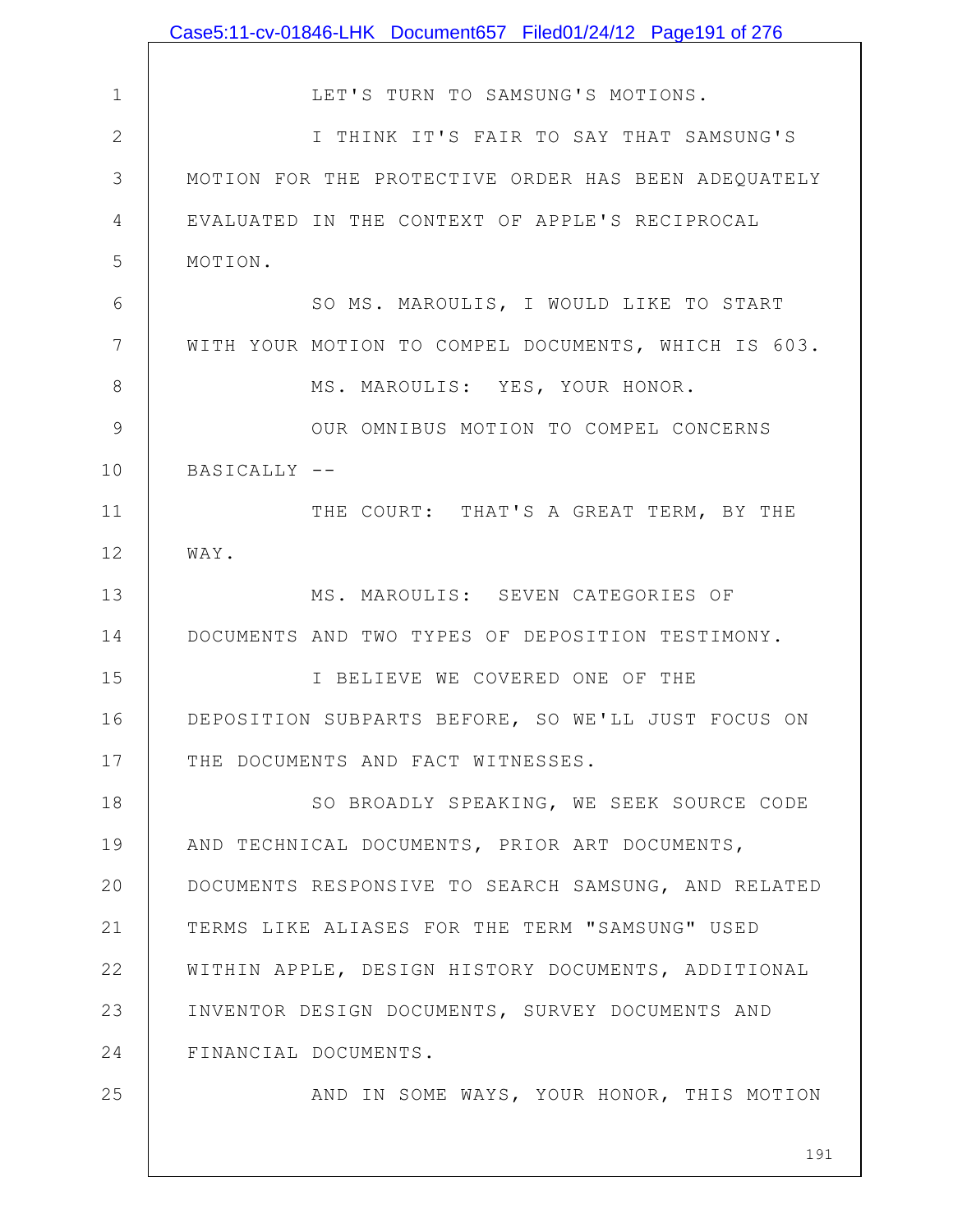LET'S TURN TO SAMSUNG'S MOTIONS.

I THINK IT'S FAIR TO SAY THAT SAMSUNG'S MOTION FOR THE PROTECTIVE ORDER HAS BEEN ADEQUATELY EVALUATED IN THE CONTEXT OF APPLE'S RECIPROCAL MOTION.

SO MS. MAROULIS, I WOULD LIKE TO START WITH YOUR MOTION TO COMPEL DOCUMENTS, WHICH IS 603.

MS. MAROULIS: YES, YOUR HONOR.

OUR OMNIBUS MOTION TO COMPEL CONCERNS BASICALLY --

THE COURT: THAT'S A GREAT TERM, BY THE WAY.

MS. MAROULIS: SEVEN CATEGORIES OF DOCUMENTS AND TWO TYPES OF DEPOSITION TESTIMONY.

I BELIEVE WE COVERED ONE OF THE DEPOSITION SUBPARTS BEFORE, SO WE'LL JUST FOCUS ON THE DOCUMENTS AND FACT WITNESSES.

SO BROADLY SPEAKING, WE SEEK SOURCE CODE AND TECHNICAL DOCUMENTS, PRIOR ART DOCUMENTS, DOCUMENTS RESPONSIVE TO SEARCH SAMSUNG, AND RELATED TERMS LIKE ALIASES FOR THE TERM "SAMSUNG" USED WITHIN APPLE, DESIGN HISTORY DOCUMENTS, ADDITIONAL INVENTOR DESIGN DOCUMENTS, SURVEY DOCUMENTS AND FINANCIAL DOCUMENTS.

AND IN SOME WAYS, YOUR HONOR, THIS MOTION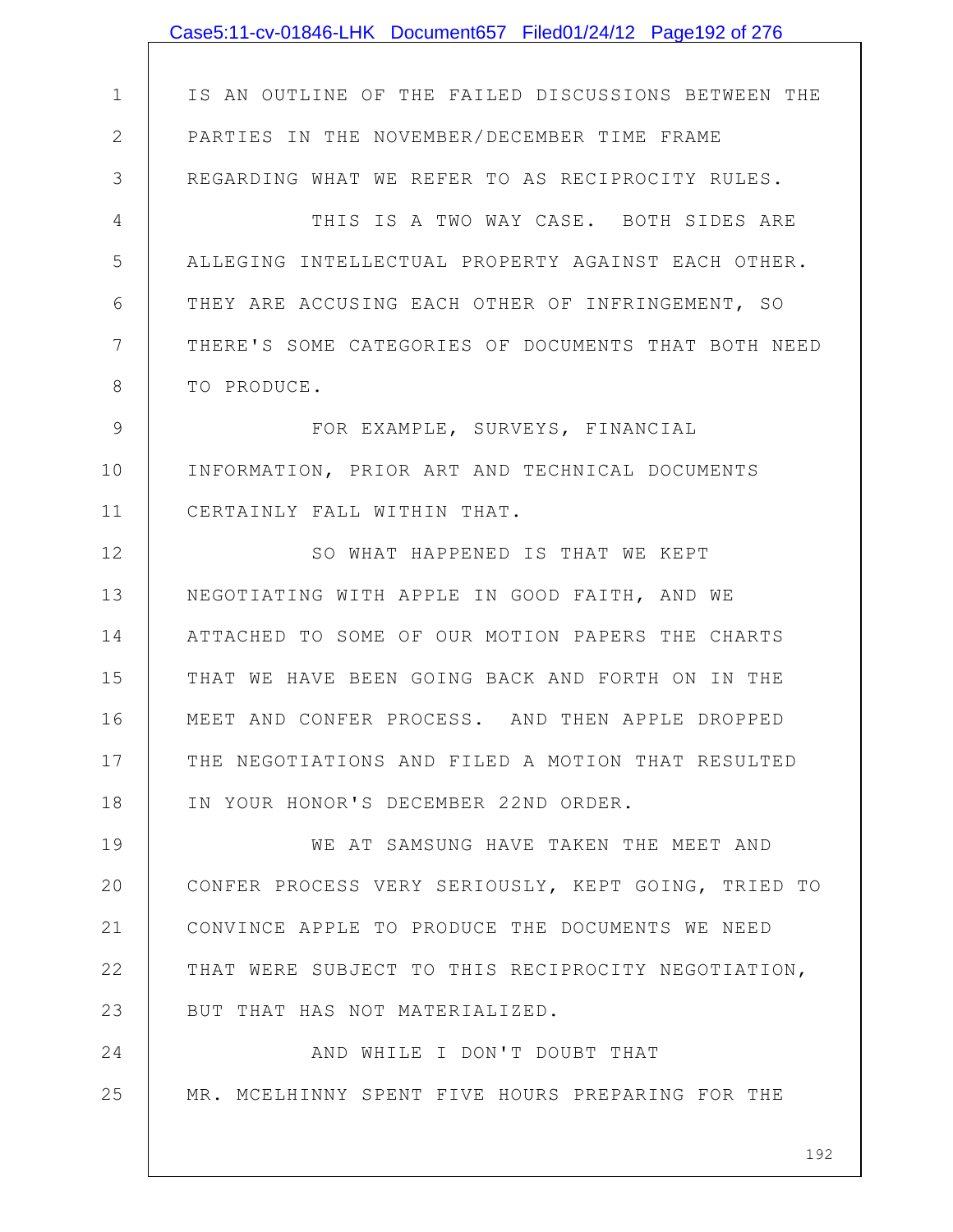IS AN OUTLINE OF THE FAILED DISCUSSIONS BETWEEN THE PARTIES IN THE NOVEMBER/DECEMBER TIME FRAME REGARDING WHAT WE REFER TO AS RECIPROCITY RULES.

THIS IS A TWO WAY CASE. BOTH SIDES ARE ALLEGING INTELLECTUAL PROPERTY AGAINST EACH OTHER. THEY ARE ACCUSING EACH OTHER OF INFRINGEMENT, SO THERE'S SOME CATEGORIES OF DOCUMENTS THAT BOTH NEED TO PRODUCE.

FOR EXAMPLE, SURVEYS, FINANCIAL INFORMATION, PRIOR ART AND TECHNICAL DOCUMENTS CERTAINLY FALL WITHIN THAT.

SO WHAT HAPPENED IS THAT WE KEPT NEGOTIATING WITH APPLE IN GOOD FAITH, AND WE ATTACHED TO SOME OF OUR MOTION PAPERS THE CHARTS THAT WE HAVE BEEN GOING BACK AND FORTH ON IN THE MEET AND CONFER PROCESS. AND THEN APPLE DROPPED THE NEGOTIATIONS AND FILED A MOTION THAT RESULTED IN YOUR HONOR'S DECEMBER 22ND ORDER.

WE AT SAMSUNG HAVE TAKEN THE MEET AND CONFER PROCESS VERY SERIOUSLY, KEPT GOING, TRIED TO CONVINCE APPLE TO PRODUCE THE DOCUMENTS WE NEED THAT WERE SUBJECT TO THIS RECIPROCITY NEGOTIATION, BUT THAT HAS NOT MATERIALIZED.

AND WHILE I DON'T DOUBT THAT MR. MCELHINNY SPENT FIVE HOURS PREPARING FOR THE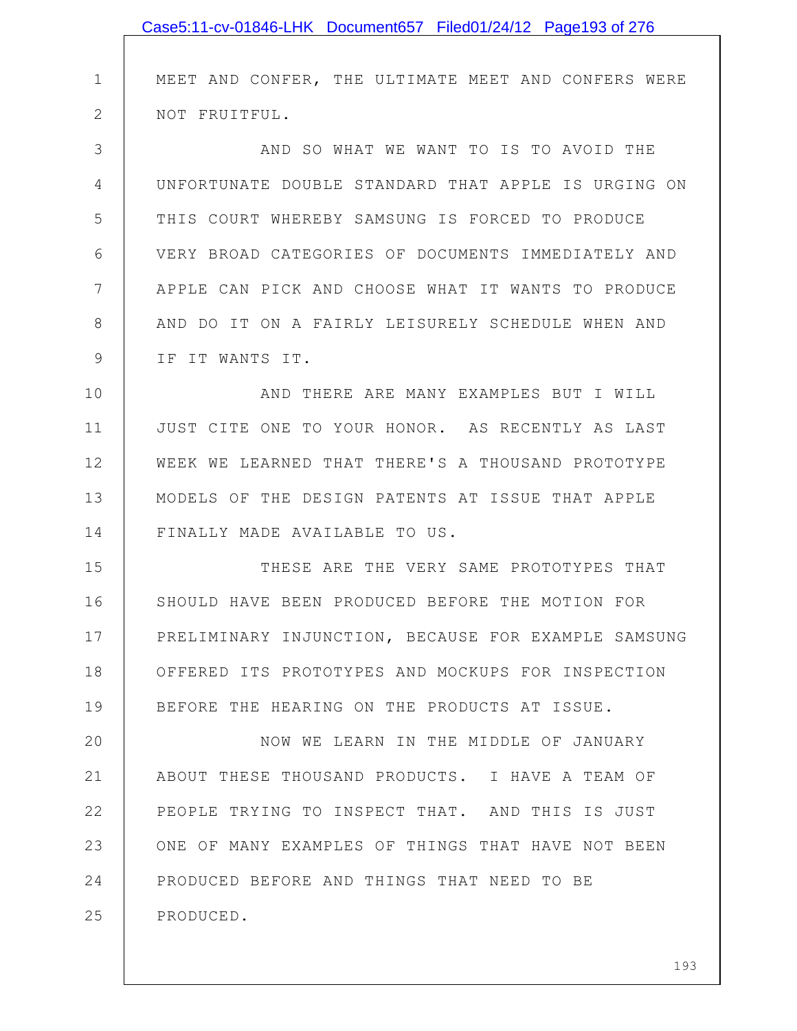MEET AND CONFER, THE ULTIMATE MEET AND CONFERS WERE NOT FRUITFUL.

AND SO WHAT WE WANT TO IS TO AVOID THE UNFORTUNATE DOUBLE STANDARD THAT APPLE IS URGING ON THIS COURT WHEREBY SAMSUNG IS FORCED TO PRODUCE VERY BROAD CATEGORIES OF DOCUMENTS IMMEDIATELY AND APPLE CAN PICK AND CHOOSE WHAT IT WANTS TO PRODUCE AND DO IT ON A FAIRLY LEISURELY SCHEDULE WHEN AND IF IT WANTS IT.

AND THERE ARE MANY EXAMPLES BUT I WILL JUST CITE ONE TO YOUR HONOR. AS RECENTLY AS LAST WEEK WE LEARNED THAT THERE'S A THOUSAND PROTOTYPE MODELS OF THE DESIGN PATENTS AT ISSUE THAT APPLE FINALLY MADE AVAILABLE TO US.

THESE ARE THE VERY SAME PROTOTYPES THAT SHOULD HAVE BEEN PRODUCED BEFORE THE MOTION FOR PRELIMINARY INJUNCTION, BECAUSE FOR EXAMPLE SAMSUNG OFFERED ITS PROTOTYPES AND MOCKUPS FOR INSPECTION BEFORE THE HEARING ON THE PRODUCTS AT ISSUE.

NOW WE LEARN IN THE MIDDLE OF JANUARY ABOUT THESE THOUSAND PRODUCTS. I HAVE A TEAM OF PEOPLE TRYING TO INSPECT THAT. AND THIS IS JUST ONE OF MANY EXAMPLES OF THINGS THAT HAVE NOT BEEN PRODUCED BEFORE AND THINGS THAT NEED TO BE PRODUCED.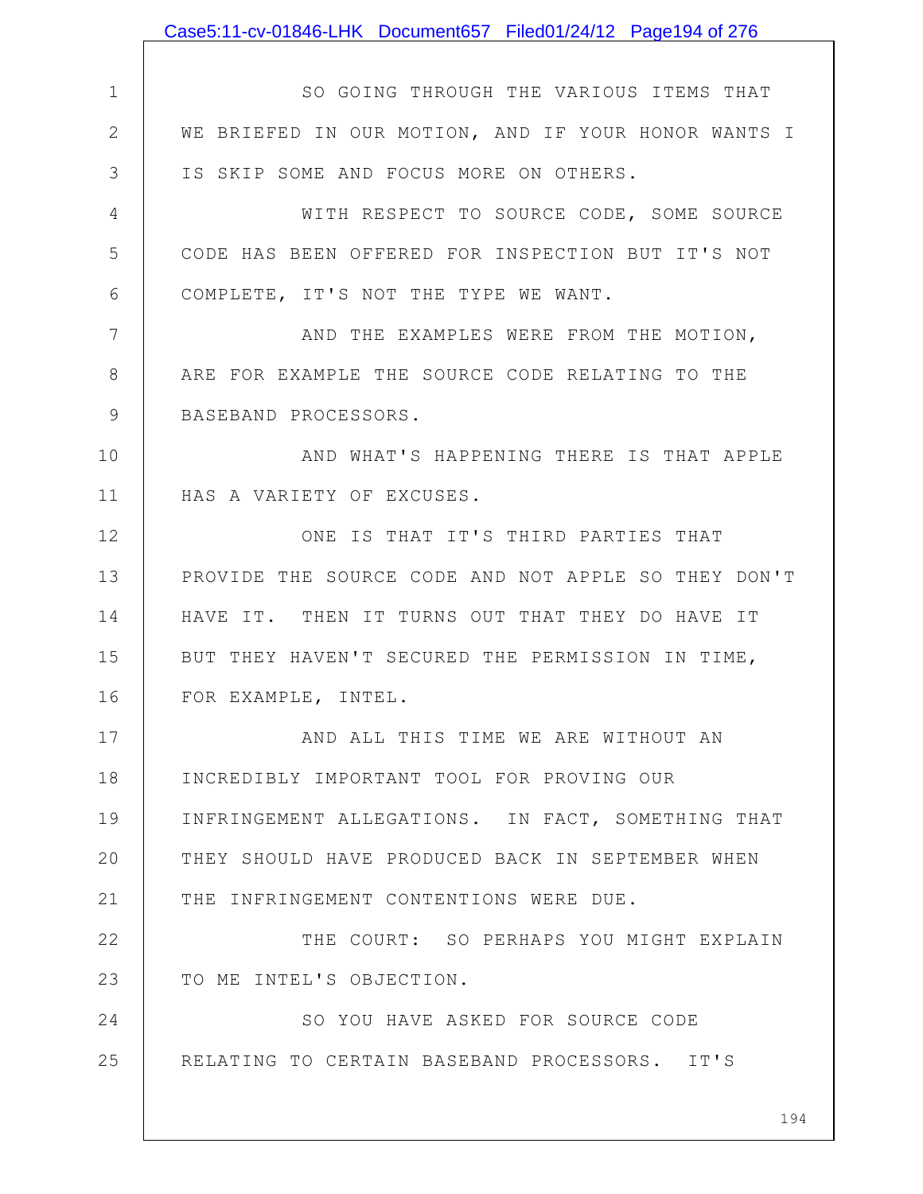SO GOING THROUGH THE VARIOUS ITEMS THAT WE BRIEFED IN OUR MOTION, AND IF YOUR HONOR WANTS I IS SKIP SOME AND FOCUS MORE ON OTHERS.

WITH RESPECT TO SOURCE CODE, SOME SOURCE CODE HAS BEEN OFFERED FOR INSPECTION BUT IT'S NOT COMPLETE, IT'S NOT THE TYPE WE WANT.

AND THE EXAMPLES WERE FROM THE MOTION, ARE FOR EXAMPLE THE SOURCE CODE RELATING TO THE BASEBAND PROCESSORS.

AND WHAT'S HAPPENING THERE IS THAT APPLE HAS A VARIETY OF EXCUSES.

ONE IS THAT IT'S THIRD PARTIES THAT PROVIDE THE SOURCE CODE AND NOT APPLE SO THEY DON'T HAVE IT. THEN IT TURNS OUT THAT THEY DO HAVE IT BUT THEY HAVEN'T SECURED THE PERMISSION IN TIME, FOR EXAMPLE, INTEL.

AND ALL THIS TIME WE ARE WITHOUT AN INCREDIBLY IMPORTANT TOOL FOR PROVING OUR INFRINGEMENT ALLEGATIONS. IN FACT, SOMETHING THAT THEY SHOULD HAVE PRODUCED BACK IN SEPTEMBER WHEN THE INFRINGEMENT CONTENTIONS WERE DUE.

THE COURT: SO PERHAPS YOU MIGHT EXPLAIN TO ME INTEL'S OBJECTION.

SO YOU HAVE ASKED FOR SOURCE CODE RELATING TO CERTAIN BASEBAND PROCESSORS. IT'S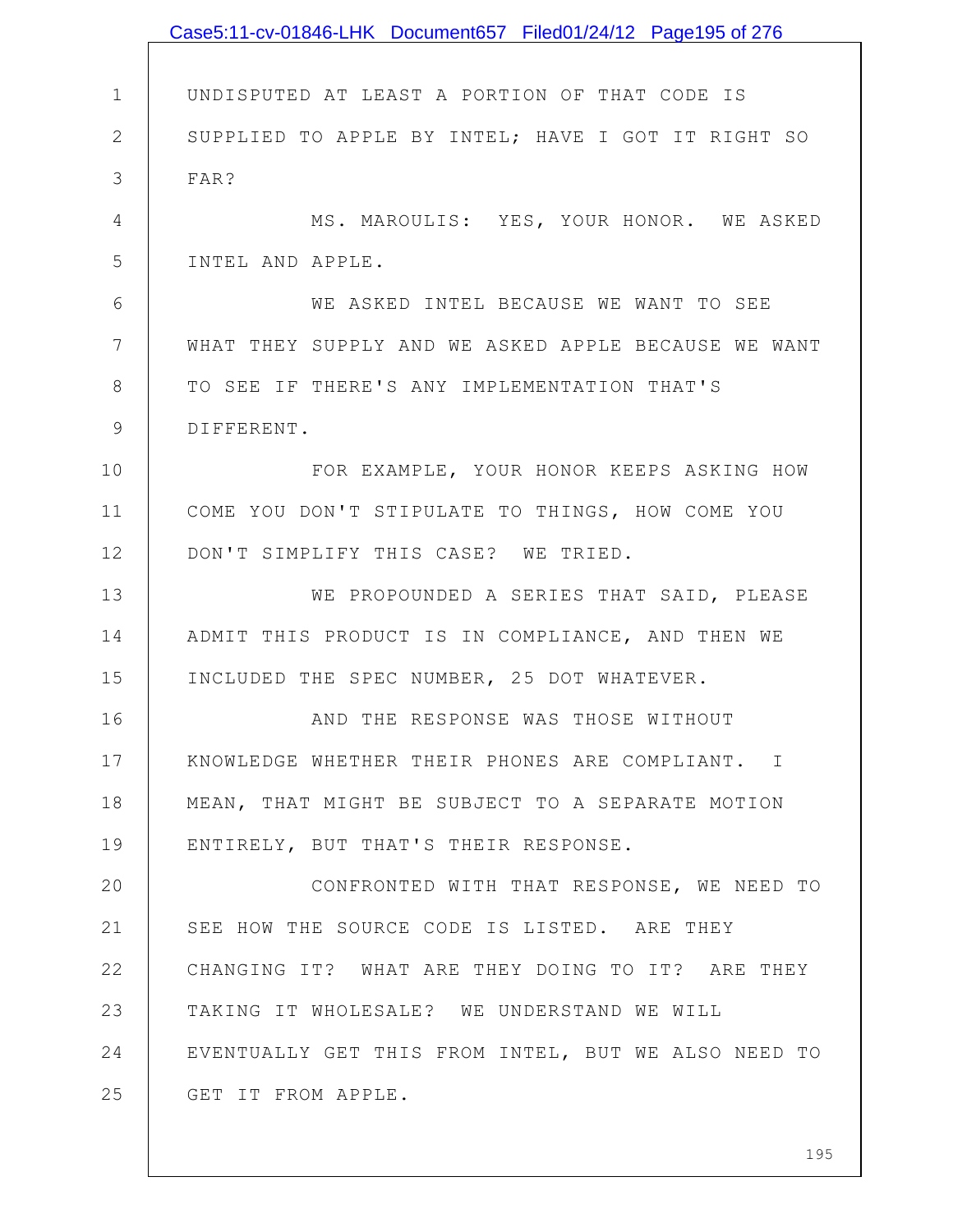UNDISPUTED AT LEAST A PORTION OF THAT CODE IS SUPPLIED TO APPLE BY INTEL; HAVE I GOT IT RIGHT SO FAR?

MS. MAROULIS: YES, YOUR HONOR. WE ASKED INTEL AND APPLE.

WE ASKED INTEL BECAUSE WE WANT TO SEE WHAT THEY SUPPLY AND WE ASKED APPLE BECAUSE WE WANT TO SEE IF THERE'S ANY IMPLEMENTATION THAT'S DIFFERENT.

FOR EXAMPLE, YOUR HONOR KEEPS ASKING HOW COME YOU DON'T STIPULATE TO THINGS, HOW COME YOU DON'T SIMPLIFY THIS CASE? WE TRIED.

WE PROPOUNDED A SERIES THAT SAID, PLEASE ADMIT THIS PRODUCT IS IN COMPLIANCE, AND THEN WE INCLUDED THE SPEC NUMBER, 25 DOT WHATEVER.

AND THE RESPONSE WAS THOSE WITHOUT KNOWLEDGE WHETHER THEIR PHONES ARE COMPLIANT. I MEAN, THAT MIGHT BE SUBJECT TO A SEPARATE MOTION ENTIRELY, BUT THAT'S THEIR RESPONSE.

CONFRONTED WITH THAT RESPONSE, WE NEED TO SEE HOW THE SOURCE CODE IS LISTED. ARE THEY CHANGING IT? WHAT ARE THEY DOING TO IT? ARE THEY TAKING IT WHOLESALE? WE UNDERSTAND WE WILL EVENTUALLY GET THIS FROM INTEL, BUT WE ALSO NEED TO GET IT FROM APPLE.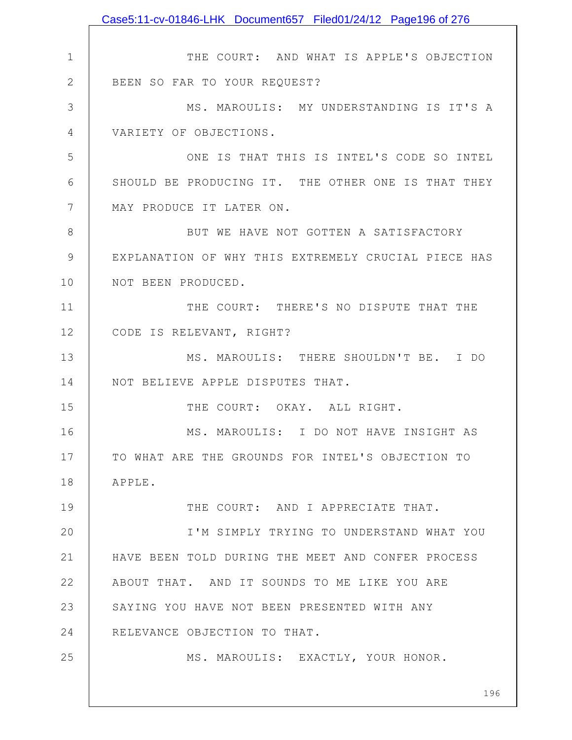THE COURT: AND WHAT IS APPLE'S OBJECTION BEEN SO FAR TO YOUR REQUEST?

MS. MAROULIS: MY UNDERSTANDING IS IT'S A VARIETY OF OBJECTIONS.

ONE IS THAT THIS IS INTEL'S CODE SO INTEL SHOULD BE PRODUCING IT. THE OTHER ONE IS THAT THEY MAY PRODUCE IT LATER ON.

BUT WE HAVE NOT GOTTEN A SATISFACTORY EXPLANATION OF WHY THIS EXTREMELY CRUCIAL PIECE HAS NOT BEEN PRODUCED.

THE COURT: THERE'S NO DISPUTE THAT THE CODE IS RELEVANT, RIGHT?

MS. MAROULIS: THERE SHOULDN'T BE. I DO NOT BELIEVE APPLE DISPUTES THAT.

THE COURT: OKAY. ALL RIGHT.

MS. MAROULIS: I DO NOT HAVE INSIGHT AS TO WHAT ARE THE GROUNDS FOR INTEL'S OBJECTION TO APPLE.

THE COURT: AND I APPRECIATE THAT.

I'M SIMPLY TRYING TO UNDERSTAND WHAT YOU HAVE BEEN TOLD DURING THE MEET AND CONFER PROCESS ABOUT THAT. AND IT SOUNDS TO ME LIKE YOU ARE SAYING YOU HAVE NOT BEEN PRESENTED WITH ANY RELEVANCE OBJECTION TO THAT.

MS. MAROULIS: EXACTLY, YOUR HONOR.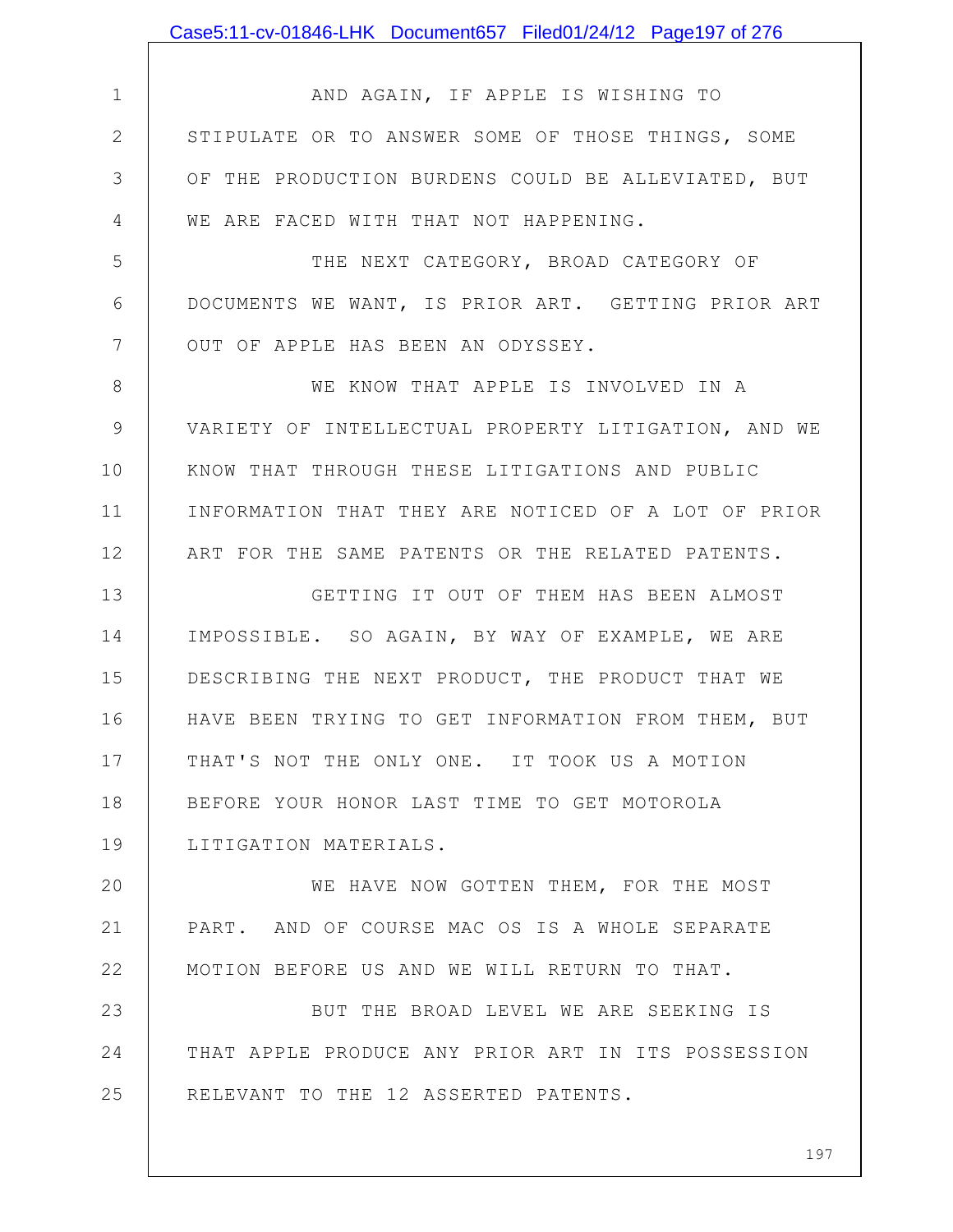AND AGAIN, IF APPLE IS WISHING TO STIPULATE OR TO ANSWER SOME OF THOSE THINGS, SOME OF THE PRODUCTION BURDENS COULD BE ALLEVIATED, BUT WE ARE FACED WITH THAT NOT HAPPENING.

THE NEXT CATEGORY, BROAD CATEGORY OF DOCUMENTS WE WANT, IS PRIOR ART. GETTING PRIOR ART OUT OF APPLE HAS BEEN AN ODYSSEY.

WE KNOW THAT APPLE IS INVOLVED IN A VARIETY OF INTELLECTUAL PROPERTY LITIGATION, AND WE KNOW THAT THROUGH THESE LITIGATIONS AND PUBLIC INFORMATION THAT THEY ARE NOTICED OF A LOT OF PRIOR ART FOR THE SAME PATENTS OR THE RELATED PATENTS.

GETTING IT OUT OF THEM HAS BEEN ALMOST IMPOSSIBLE. SO AGAIN, BY WAY OF EXAMPLE, WE ARE DESCRIBING THE NEXT PRODUCT, THE PRODUCT THAT WE HAVE BEEN TRYING TO GET INFORMATION FROM THEM, BUT THAT'S NOT THE ONLY ONE. IT TOOK US A MOTION BEFORE YOUR HONOR LAST TIME TO GET MOTOROLA LITIGATION MATERIALS.

WE HAVE NOW GOTTEN THEM, FOR THE MOST PART. AND OF COURSE MAC OS IS A WHOLE SEPARATE MOTION BEFORE US AND WE WILL RETURN TO THAT.

BUT THE BROAD LEVEL WE ARE SEEKING IS THAT APPLE PRODUCE ANY PRIOR ART IN ITS POSSESSION RELEVANT TO THE 12 ASSERTED PATENTS.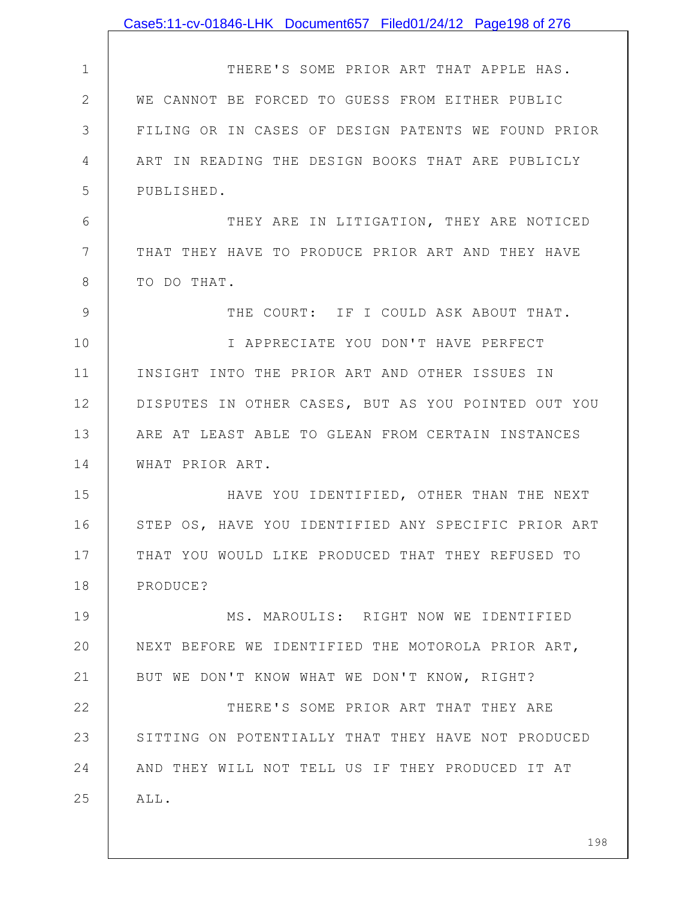THERE'S SOME PRIOR ART THAT APPLE HAS. WE CANNOT BE FORCED TO GUESS FROM EITHER PUBLIC FILING OR IN CASES OF DESIGN PATENTS WE FOUND PRIOR ART IN READING THE DESIGN BOOKS THAT ARE PUBLICLY PUBLISHED.

THEY ARE IN LITIGATION, THEY ARE NOTICED THAT THEY HAVE TO PRODUCE PRIOR ART AND THEY HAVE TO DO THAT.

THE COURT: IF I COULD ASK ABOUT THAT.

I APPRECIATE YOU DON'T HAVE PERFECT INSIGHT INTO THE PRIOR ART AND OTHER ISSUES IN DISPUTES IN OTHER CASES, BUT AS YOU POINTED OUT YOU ARE AT LEAST ABLE TO GLEAN FROM CERTAIN INSTANCES WHAT PRIOR ART.

HAVE YOU IDENTIFIED, OTHER THAN THE NEXT STEP OS, HAVE YOU IDENTIFIED ANY SPECIFIC PRIOR ART THAT YOU WOULD LIKE PRODUCED THAT THEY REFUSED TO PRODUCE?

MS. MAROULIS: RIGHT NOW WE IDENTIFIED NEXT BEFORE WE IDENTIFIED THE MOTOROLA PRIOR ART, BUT WE DON'T KNOW WHAT WE DON'T KNOW, RIGHT?

THERE'S SOME PRIOR ART THAT THEY ARE SITTING ON POTENTIALLY THAT THEY HAVE NOT PRODUCED AND THEY WILL NOT TELL US IF THEY PRODUCED IT AT ALL.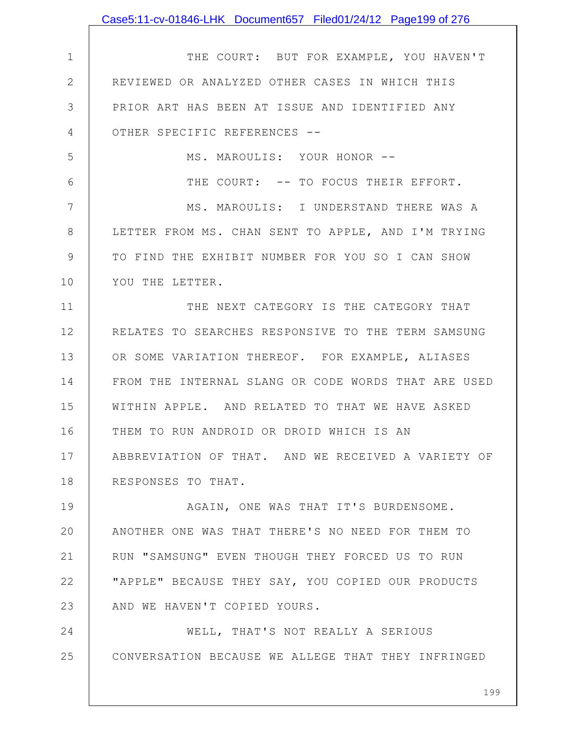THE COURT: BUT FOR EXAMPLE, YOU HAVEN'T REVIEWED OR ANALYZED OTHER CASES IN WHICH THIS PRIOR ART HAS BEEN AT ISSUE AND IDENTIFIED ANY OTHER SPECIFIC REFERENCES --

MS. MAROULIS: YOUR HONOR --

THE COURT: -- TO FOCUS THEIR EFFORT.

MS. MAROULIS: I UNDERSTAND THERE WAS A LETTER FROM MS. CHAN SENT TO APPLE, AND I'M TRYING TO FIND THE EXHIBIT NUMBER FOR YOU SO I CAN SHOW YOU THE LETTER.

THE NEXT CATEGORY IS THE CATEGORY THAT RELATES TO SEARCHES RESPONSIVE TO THE TERM SAMSUNG OR SOME VARIATION THEREOF. FOR EXAMPLE, ALIASES FROM THE INTERNAL SLANG OR CODE WORDS THAT ARE USED WITHIN APPLE. AND RELATED TO THAT WE HAVE ASKED THEM TO RUN ANDROID OR DROID WHICH IS AN ABBREVIATION OF THAT. AND WE RECEIVED A VARIETY OF RESPONSES TO THAT.

AGAIN, ONE WAS THAT IT'S BURDENSOME. ANOTHER ONE WAS THAT THERE'S NO NEED FOR THEM TO RUN "SAMSUNG" EVEN THOUGH THEY FORCED US TO RUN "APPLE" BECAUSE THEY SAY, YOU COPIED OUR PRODUCTS AND WE HAVEN'T COPIED YOURS.

WELL, THAT'S NOT REALLY A SERIOUS CONVERSATION BECAUSE WE ALLEGE THAT THEY INFRINGED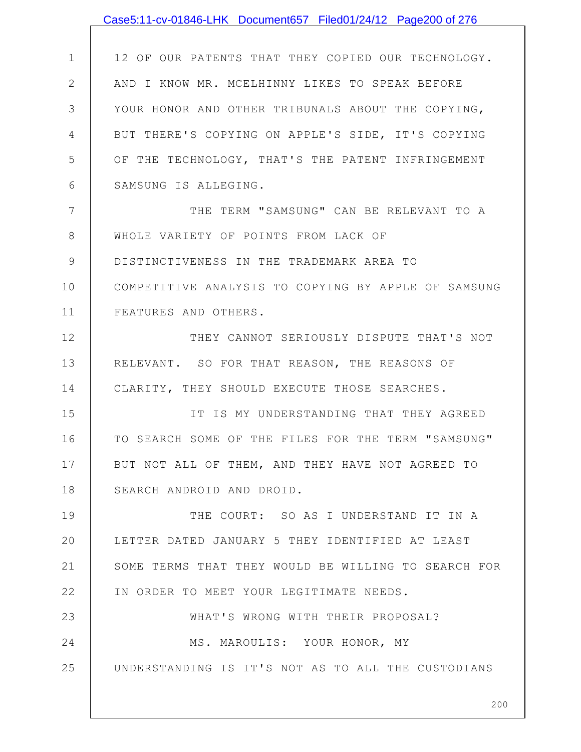12 OF OUR PATENTS THAT THEY COPIED OUR TECHNOLOGY. AND I KNOW MR. MCELHINNY LIKES TO SPEAK BEFORE YOUR HONOR AND OTHER TRIBUNALS ABOUT THE COPYING, BUT THERE'S COPYING ON APPLE'S SIDE, IT'S COPYING OF THE TECHNOLOGY, THAT'S THE PATENT INFRINGEMENT SAMSUNG IS ALLEGING.

THE TERM "SAMSUNG" CAN BE RELEVANT TO A WHOLE VARIETY OF POINTS FROM LACK OF DISTINCTIVENESS IN THE TRADEMARK AREA TO COMPETITIVE ANALYSIS TO COPYING BY APPLE OF SAMSUNG FEATURES AND OTHERS.

THEY CANNOT SERIOUSLY DISPUTE THAT'S NOT RELEVANT. SO FOR THAT REASON, THE REASONS OF CLARITY, THEY SHOULD EXECUTE THOSE SEARCHES.

IT IS MY UNDERSTANDING THAT THEY AGREED TO SEARCH SOME OF THE FILES FOR THE TERM "SAMSUNG" BUT NOT ALL OF THEM, AND THEY HAVE NOT AGREED TO SEARCH ANDROID AND DROID.

THE COURT: SO AS I UNDERSTAND IT IN A LETTER DATED JANUARY 5 THEY IDENTIFIED AT LEAST SOME TERMS THAT THEY WOULD BE WILLING TO SEARCH FOR IN ORDER TO MEET YOUR LEGITIMATE NEEDS.

WHAT'S WRONG WITH THEIR PROPOSAL?

MS. MAROULIS: YOUR HONOR, MY UNDERSTANDING IS IT'S NOT AS TO ALL THE CUSTODIANS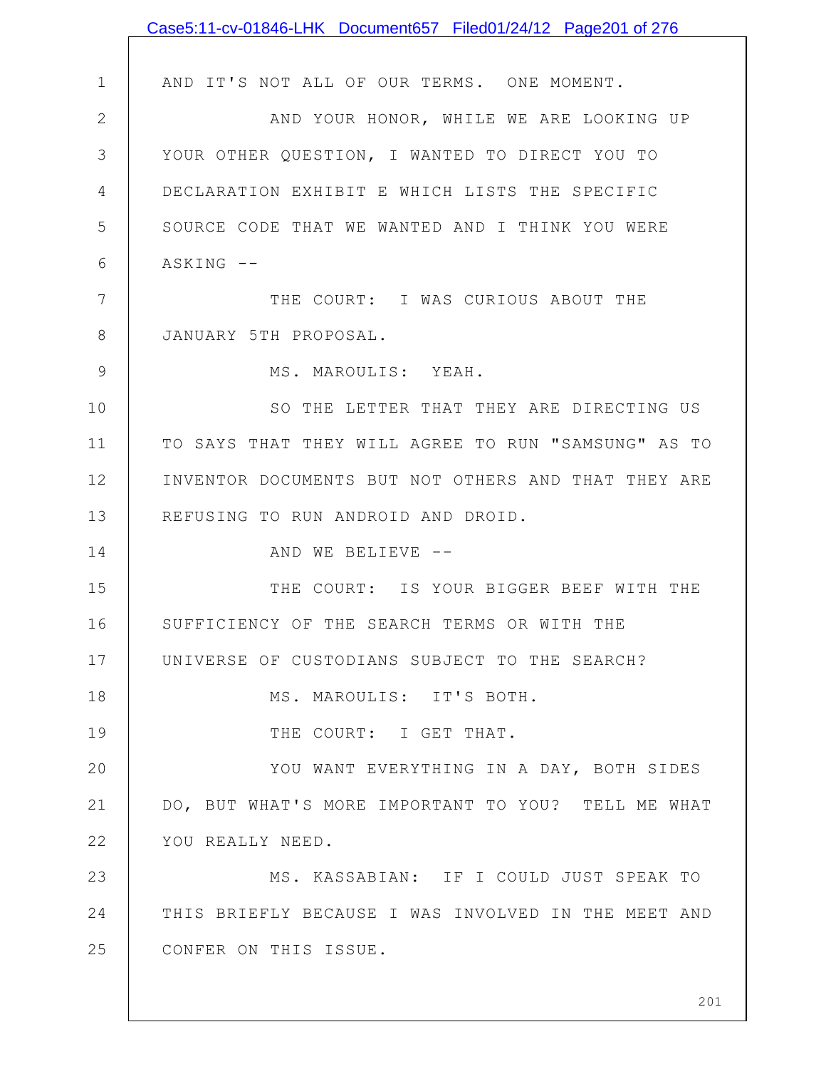AND IT'S NOT ALL OF OUR TERMS. ONE MOMENT.

AND YOUR HONOR, WHILE WE ARE LOOKING UP YOUR OTHER QUESTION, I WANTED TO DIRECT YOU TO DECLARATION EXHIBIT E WHICH LISTS THE SPECIFIC SOURCE CODE THAT WE WANTED AND I THINK YOU WERE ASKING --

THE COURT: I WAS CURIOUS ABOUT THE JANUARY 5TH PROPOSAL.

MS. MAROULIS: YEAH.

SO THE LETTER THAT THEY ARE DIRECTING US TO SAYS THAT THEY WILL AGREE TO RUN "SAMSUNG" AS TO INVENTOR DOCUMENTS BUT NOT OTHERS AND THAT THEY ARE REFUSING TO RUN ANDROID AND DROID.

AND WE BELIEVE --

THE COURT: IS YOUR BIGGER BEEF WITH THE SUFFICIENCY OF THE SEARCH TERMS OR WITH THE UNIVERSE OF CUSTODIANS SUBJECT TO THE SEARCH?

MS. MAROULIS: IT'S BOTH.

THE COURT: I GET THAT.

YOU WANT EVERYTHING IN A DAY, BOTH SIDES DO, BUT WHAT'S MORE IMPORTANT TO YOU? TELL ME WHAT YOU REALLY NEED.

MS. KASSABIAN: IF I COULD JUST SPEAK TO THIS BRIEFLY BECAUSE I WAS INVOLVED IN THE MEET AND CONFER ON THIS ISSUE.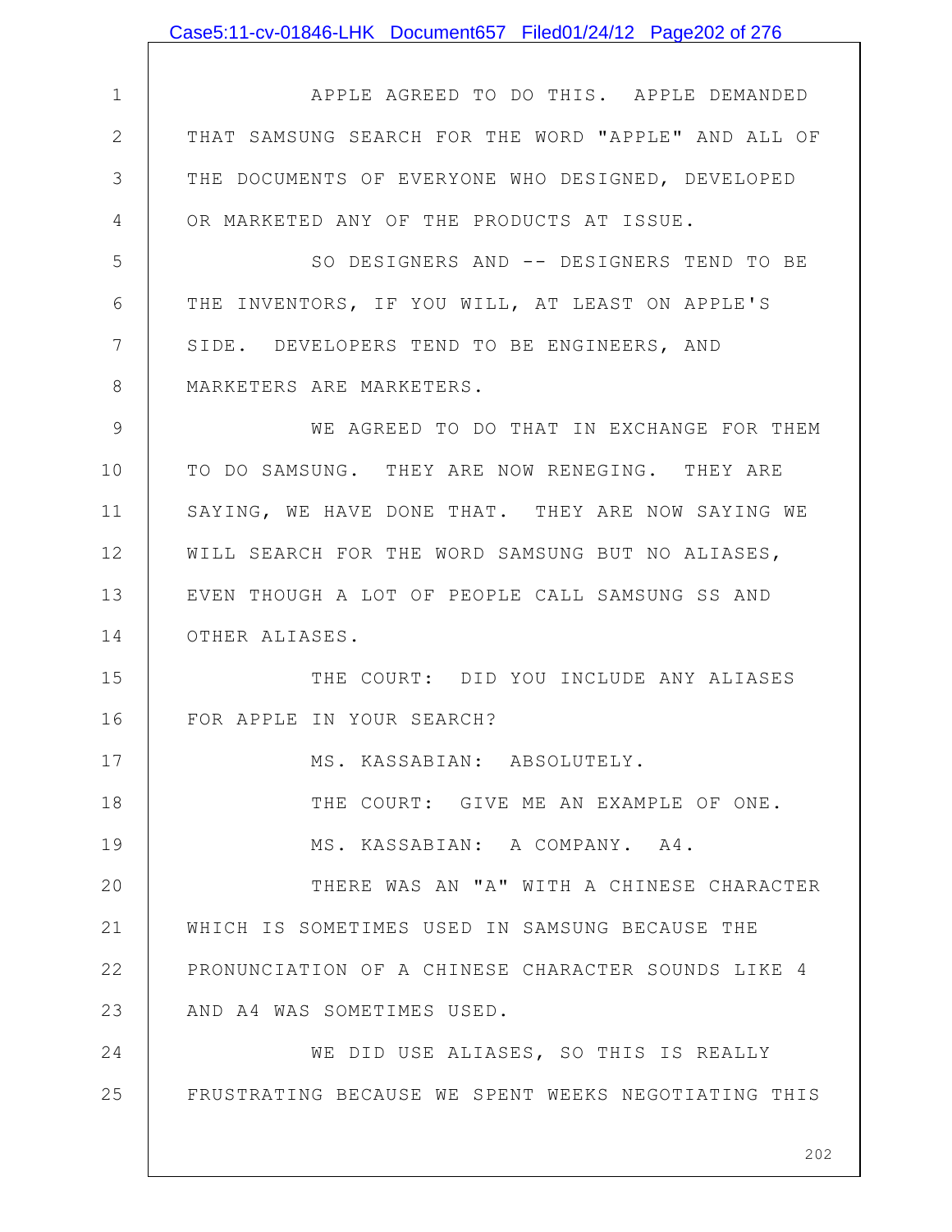APPLE AGREED TO DO THIS. APPLE DEMANDED THAT SAMSUNG SEARCH FOR THE WORD "APPLE" AND ALL OF THE DOCUMENTS OF EVERYONE WHO DESIGNED, DEVELOPED OR MARKETED ANY OF THE PRODUCTS AT ISSUE.

SO DESIGNERS AND -- DESIGNERS TEND TO BE THE INVENTORS, IF YOU WILL, AT LEAST ON APPLE'S SIDE. DEVELOPERS TEND TO BE ENGINEERS, AND MARKETERS ARE MARKETERS.

WE AGREED TO DO THAT IN EXCHANGE FOR THEM TO DO SAMSUNG. THEY ARE NOW RENEGING. THEY ARE SAYING, WE HAVE DONE THAT. THEY ARE NOW SAYING WE WILL SEARCH FOR THE WORD SAMSUNG BUT NO ALIASES, EVEN THOUGH A LOT OF PEOPLE CALL SAMSUNG SS AND OTHER ALIASES.

THE COURT: DID YOU INCLUDE ANY ALIASES FOR APPLE IN YOUR SEARCH?

MS. KASSABIAN: ABSOLUTELY.

THE COURT: GIVE ME AN EXAMPLE OF ONE.

MS. KASSABIAN: A COMPANY. A4.

THERE WAS AN "A" WITH A CHINESE CHARACTER WHICH IS SOMETIMES USED IN SAMSUNG BECAUSE THE PRONUNCIATION OF A CHINESE CHARACTER SOUNDS LIKE 4 AND A4 WAS SOMETIMES USED.

WE DID USE ALIASES, SO THIS IS REALLY FRUSTRATING BECAUSE WE SPENT WEEKS NEGOTIATING THIS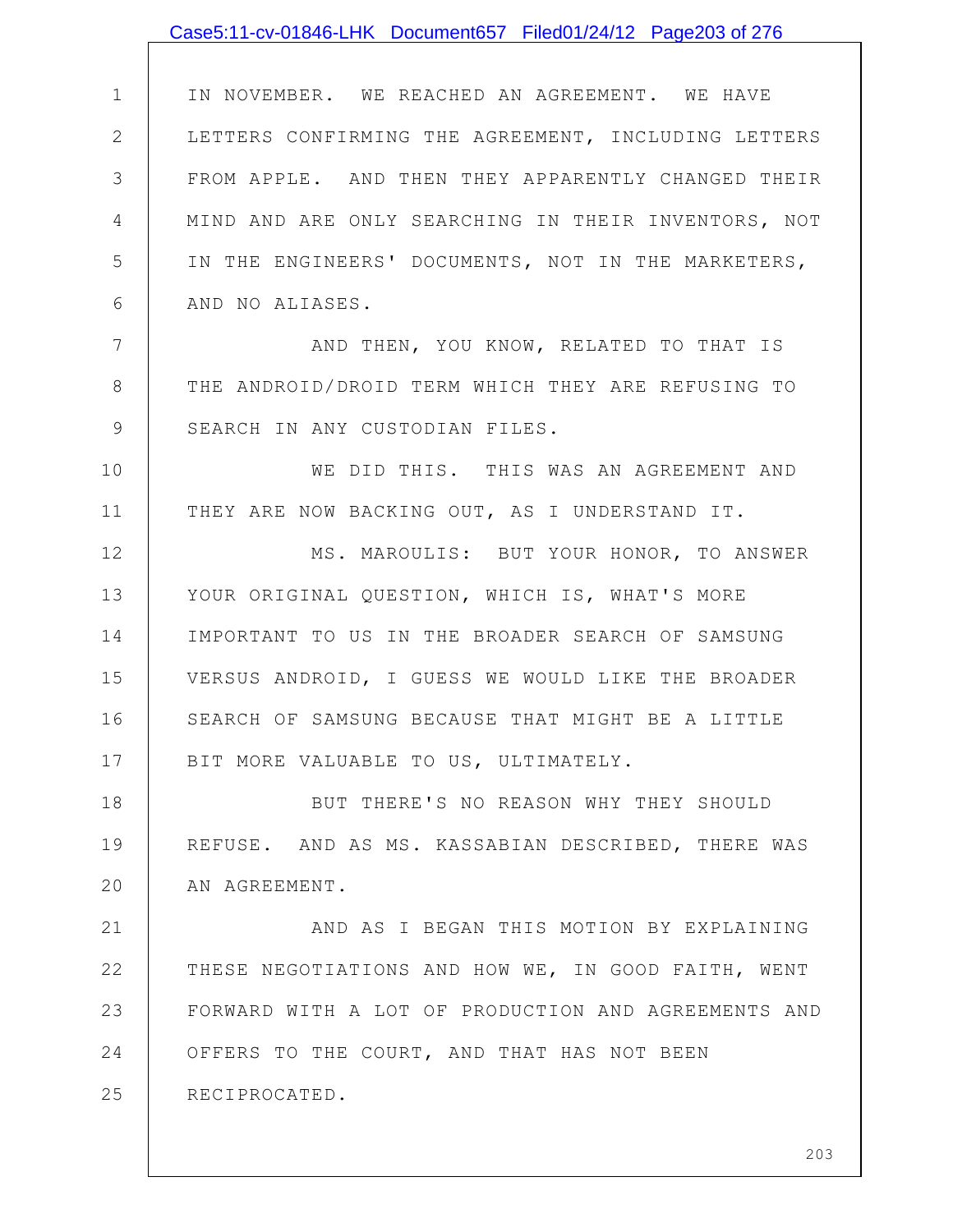IN NOVEMBER. WE REACHED AN AGREEMENT. WE HAVE LETTERS CONFIRMING THE AGREEMENT, INCLUDING LETTERS FROM APPLE. AND THEN THEY APPARENTLY CHANGED THEIR MIND AND ARE ONLY SEARCHING IN THEIR INVENTORS, NOT IN THE ENGINEERS' DOCUMENTS, NOT IN THE MARKETERS, AND NO ALIASES.

AND THEN, YOU KNOW, RELATED TO THAT IS THE ANDROID/DROID TERM WHICH THEY ARE REFUSING TO SEARCH IN ANY CUSTODIAN FILES.

WE DID THIS. THIS WAS AN AGREEMENT AND THEY ARE NOW BACKING OUT, AS I UNDERSTAND IT.

MS. MAROULIS: BUT YOUR HONOR, TO ANSWER YOUR ORIGINAL QUESTION, WHICH IS, WHAT'S MORE IMPORTANT TO US IN THE BROADER SEARCH OF SAMSUNG VERSUS ANDROID, I GUESS WE WOULD LIKE THE BROADER SEARCH OF SAMSUNG BECAUSE THAT MIGHT BE A LITTLE BIT MORE VALUABLE TO US, ULTIMATELY.

BUT THERE'S NO REASON WHY THEY SHOULD REFUSE. AND AS MS. KASSABIAN DESCRIBED, THERE WAS AN AGREEMENT.

AND AS I BEGAN THIS MOTION BY EXPLAINING THESE NEGOTIATIONS AND HOW WE, IN GOOD FAITH, WENT FORWARD WITH A LOT OF PRODUCTION AND AGREEMENTS AND OFFERS TO THE COURT, AND THAT HAS NOT BEEN RECIPROCATED.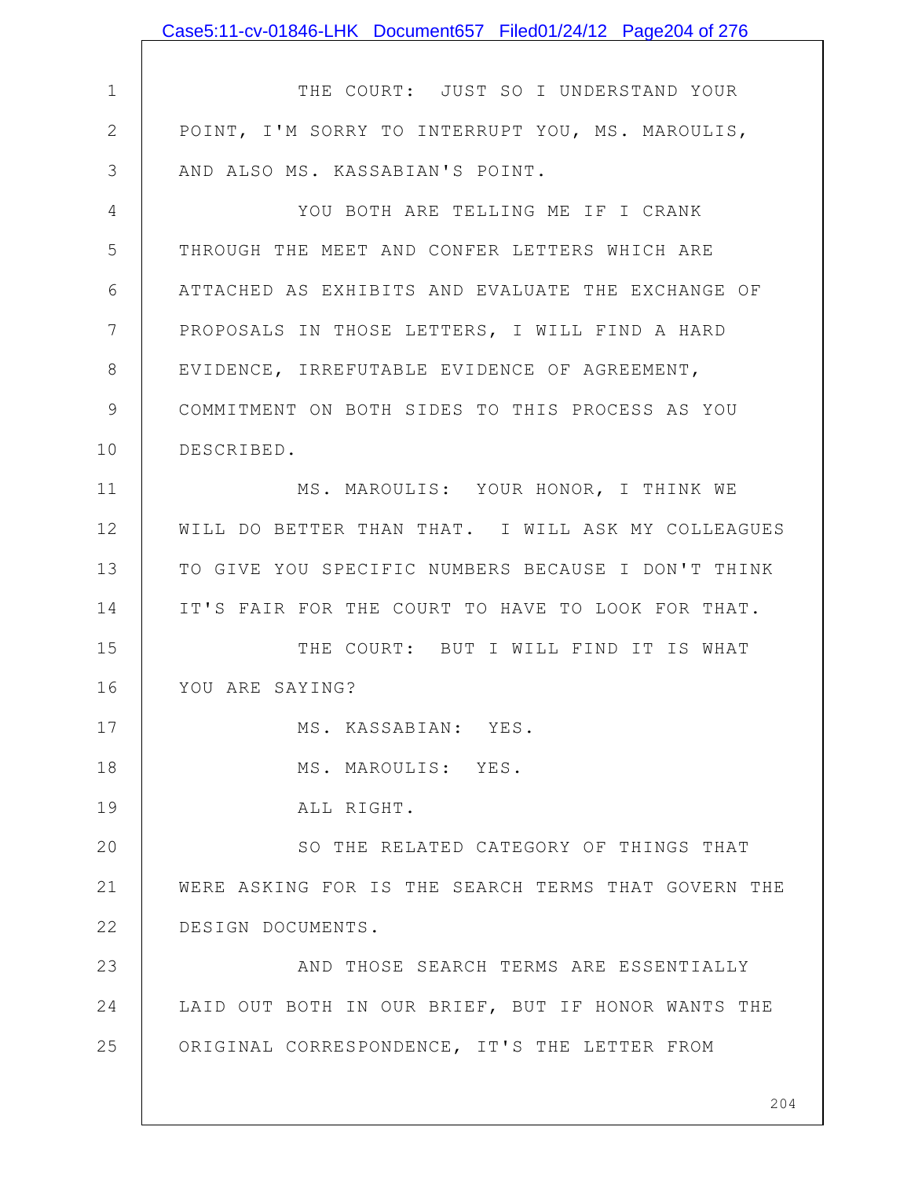THE COURT: JUST SO I UNDERSTAND YOUR POINT, I'M SORRY TO INTERRUPT YOU, MS. MAROULIS, AND ALSO MS. KASSABIAN'S POINT.

YOU BOTH ARE TELLING ME IF I CRANK THROUGH THE MEET AND CONFER LETTERS WHICH ARE ATTACHED AS EXHIBITS AND EVALUATE THE EXCHANGE OF PROPOSALS IN THOSE LETTERS, I WILL FIND A HARD EVIDENCE, IRREFUTABLE EVIDENCE OF AGREEMENT, COMMITMENT ON BOTH SIDES TO THIS PROCESS AS YOU DESCRIBED.

MS. MAROULIS: YOUR HONOR, I THINK WE WILL DO BETTER THAN THAT. I WILL ASK MY COLLEAGUES TO GIVE YOU SPECIFIC NUMBERS BECAUSE I DON'T THINK IT'S FAIR FOR THE COURT TO HAVE TO LOOK FOR THAT.

THE COURT: BUT I WILL FIND IT IS WHAT YOU ARE SAYING?

MS. KASSABIAN: YES.

MS. MAROULIS: YES.

ALL RIGHT.

SO THE RELATED CATEGORY OF THINGS THAT WERE ASKING FOR IS THE SEARCH TERMS THAT GOVERN THE DESIGN DOCUMENTS.

AND THOSE SEARCH TERMS ARE ESSENTIALLY LAID OUT BOTH IN OUR BRIEF, BUT IF HONOR WANTS THE ORIGINAL CORRESPONDENCE, IT'S THE LETTER FROM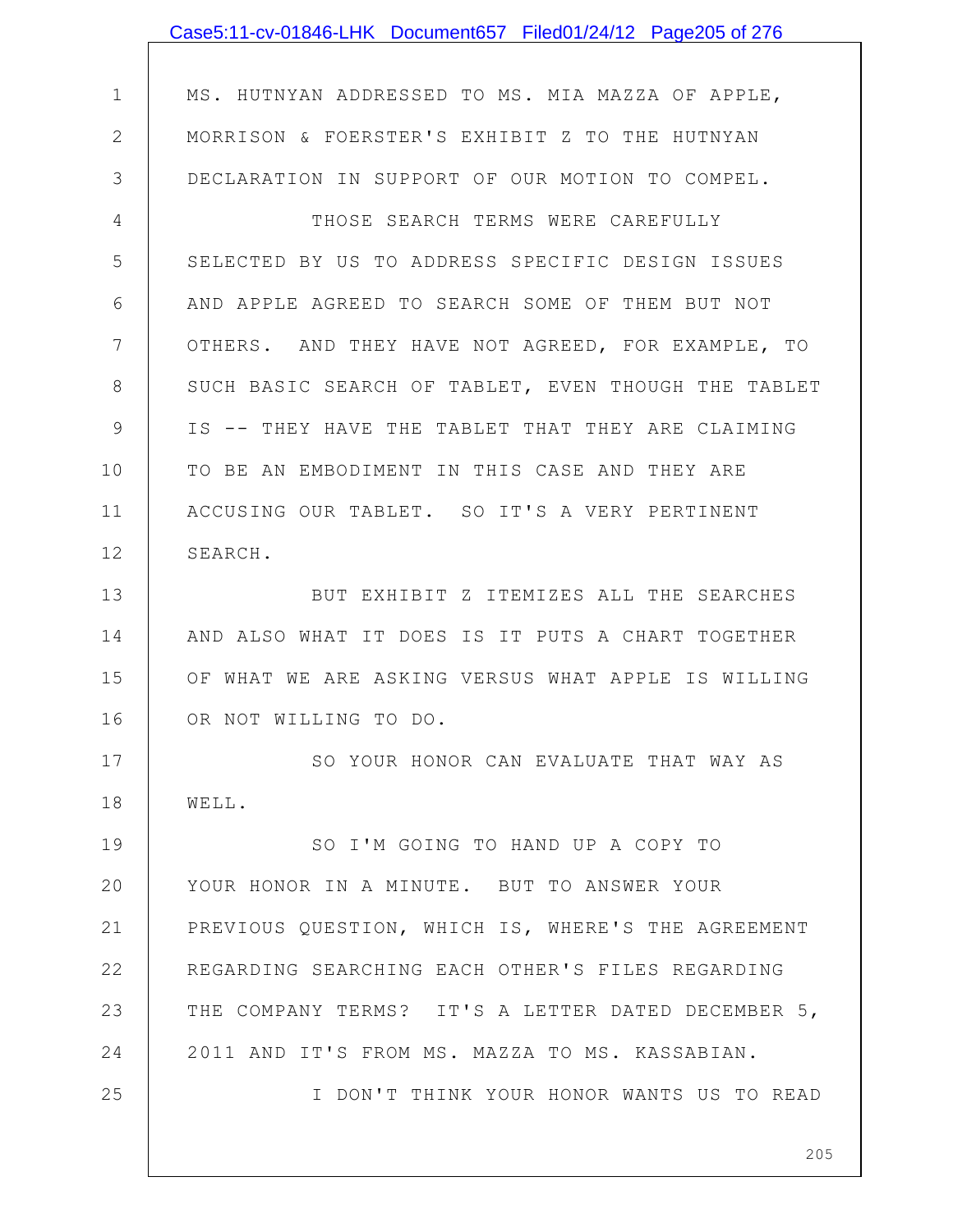MS. HUTNYAN ADDRESSED TO MS. MIA MAZZA OF APPLE, MORRISON & FOERSTER'S EXHIBIT Z TO THE HUTNYAN DECLARATION IN SUPPORT OF OUR MOTION TO COMPEL.

THOSE SEARCH TERMS WERE CAREFULLY SELECTED BY US TO ADDRESS SPECIFIC DESIGN ISSUES AND APPLE AGREED TO SEARCH SOME OF THEM BUT NOT OTHERS. AND THEY HAVE NOT AGREED, FOR EXAMPLE, TO SUCH BASIC SEARCH OF TABLET, EVEN THOUGH THE TABLET IS -- THEY HAVE THE TABLET THAT THEY ARE CLAIMING TO BE AN EMBODIMENT IN THIS CASE AND THEY ARE ACCUSING OUR TABLET. SO IT'S A VERY PERTINENT SEARCH.

BUT EXHIBIT Z ITEMIZES ALL THE SEARCHES AND ALSO WHAT IT DOES IS IT PUTS A CHART TOGETHER OF WHAT WE ARE ASKING VERSUS WHAT APPLE IS WILLING OR NOT WILLING TO DO.

SO YOUR HONOR CAN EVALUATE THAT WAY AS WELL.

SO I'M GOING TO HAND UP A COPY TO YOUR HONOR IN A MINUTE. BUT TO ANSWER YOUR PREVIOUS QUESTION, WHICH IS, WHERE'S THE AGREEMENT REGARDING SEARCHING EACH OTHER'S FILES REGARDING THE COMPANY TERMS? IT'S A LETTER DATED DECEMBER 5, 2011 AND IT'S FROM MS. MAZZA TO MS. KASSABIAN.

I DON'T THINK YOUR HONOR WANTS US TO READ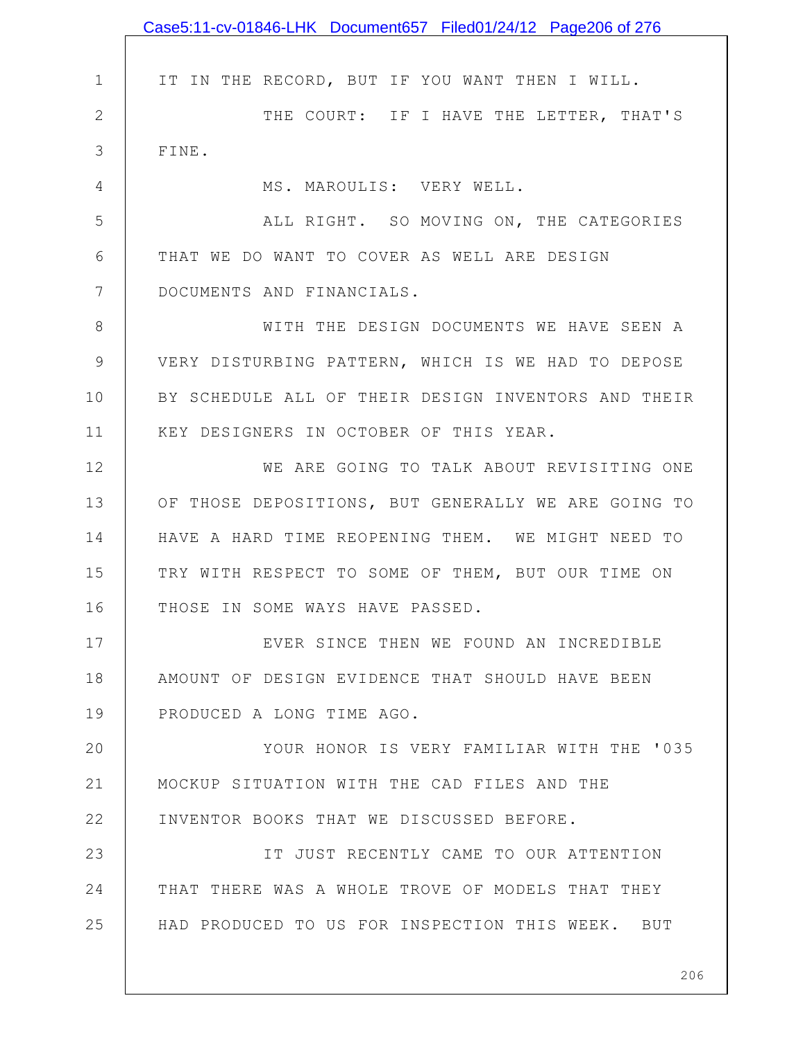IT IN THE RECORD, BUT IF YOU WANT THEN I WILL.

THE COURT: IF I HAVE THE LETTER, THAT'S FINE.

MS. MAROULIS: VERY WELL.

ALL RIGHT. SO MOVING ON, THE CATEGORIES THAT WE DO WANT TO COVER AS WELL ARE DESIGN DOCUMENTS AND FINANCIALS.

WITH THE DESIGN DOCUMENTS WE HAVE SEEN A VERY DISTURBING PATTERN, WHICH IS WE HAD TO DEPOSE BY SCHEDULE ALL OF THEIR DESIGN INVENTORS AND THEIR KEY DESIGNERS IN OCTOBER OF THIS YEAR.

WE ARE GOING TO TALK ABOUT REVISITING ONE OF THOSE DEPOSITIONS, BUT GENERALLY WE ARE GOING TO HAVE A HARD TIME REOPENING THEM. WE MIGHT NEED TO TRY WITH RESPECT TO SOME OF THEM, BUT OUR TIME ON THOSE IN SOME WAYS HAVE PASSED.

EVER SINCE THEN WE FOUND AN INCREDIBLE AMOUNT OF DESIGN EVIDENCE THAT SHOULD HAVE BEEN PRODUCED A LONG TIME AGO.

YOUR HONOR IS VERY FAMILIAR WITH THE '035 MOCKUP SITUATION WITH THE CAD FILES AND THE INVENTOR BOOKS THAT WE DISCUSSED BEFORE.

IT JUST RECENTLY CAME TO OUR ATTENTION THAT THERE WAS A WHOLE TROVE OF MODELS THAT THEY HAD PRODUCED TO US FOR INSPECTION THIS WEEK. BUT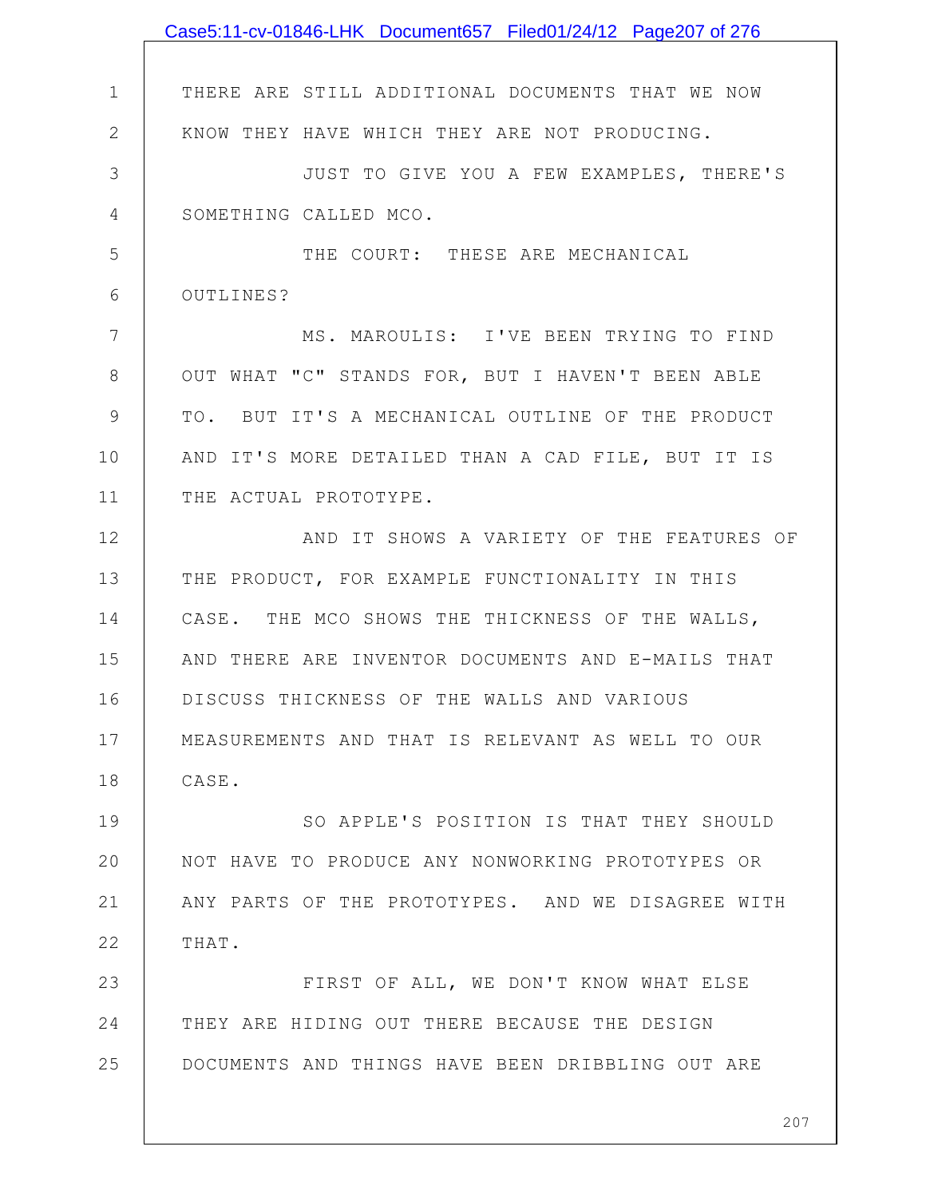THERE ARE STILL ADDITIONAL DOCUMENTS THAT WE NOW KNOW THEY HAVE WHICH THEY ARE NOT PRODUCING.

JUST TO GIVE YOU A FEW EXAMPLES, THERE'S SOMETHING CALLED MCO.

THE COURT: THESE ARE MECHANICAL OUTLINES?

MS. MAROULIS: I'VE BEEN TRYING TO FIND OUT WHAT "C" STANDS FOR, BUT I HAVEN'T BEEN ABLE TO. BUT IT'S A MECHANICAL OUTLINE OF THE PRODUCT AND IT'S MORE DETAILED THAN A CAD FILE, BUT IT IS THE ACTUAL PROTOTYPE.

AND IT SHOWS A VARIETY OF THE FEATURES OF THE PRODUCT, FOR EXAMPLE FUNCTIONALITY IN THIS CASE. THE MCO SHOWS THE THICKNESS OF THE WALLS, AND THERE ARE INVENTOR DOCUMENTS AND E-MAILS THAT DISCUSS THICKNESS OF THE WALLS AND VARIOUS MEASUREMENTS AND THAT IS RELEVANT AS WELL TO OUR CASE.

SO APPLE'S POSITION IS THAT THEY SHOULD NOT HAVE TO PRODUCE ANY NONWORKING PROTOTYPES OR ANY PARTS OF THE PROTOTYPES. AND WE DISAGREE WITH THAT.

FIRST OF ALL, WE DON'T KNOW WHAT ELSE THEY ARE HIDING OUT THERE BECAUSE THE DESIGN DOCUMENTS AND THINGS HAVE BEEN DRIBBLING OUT ARE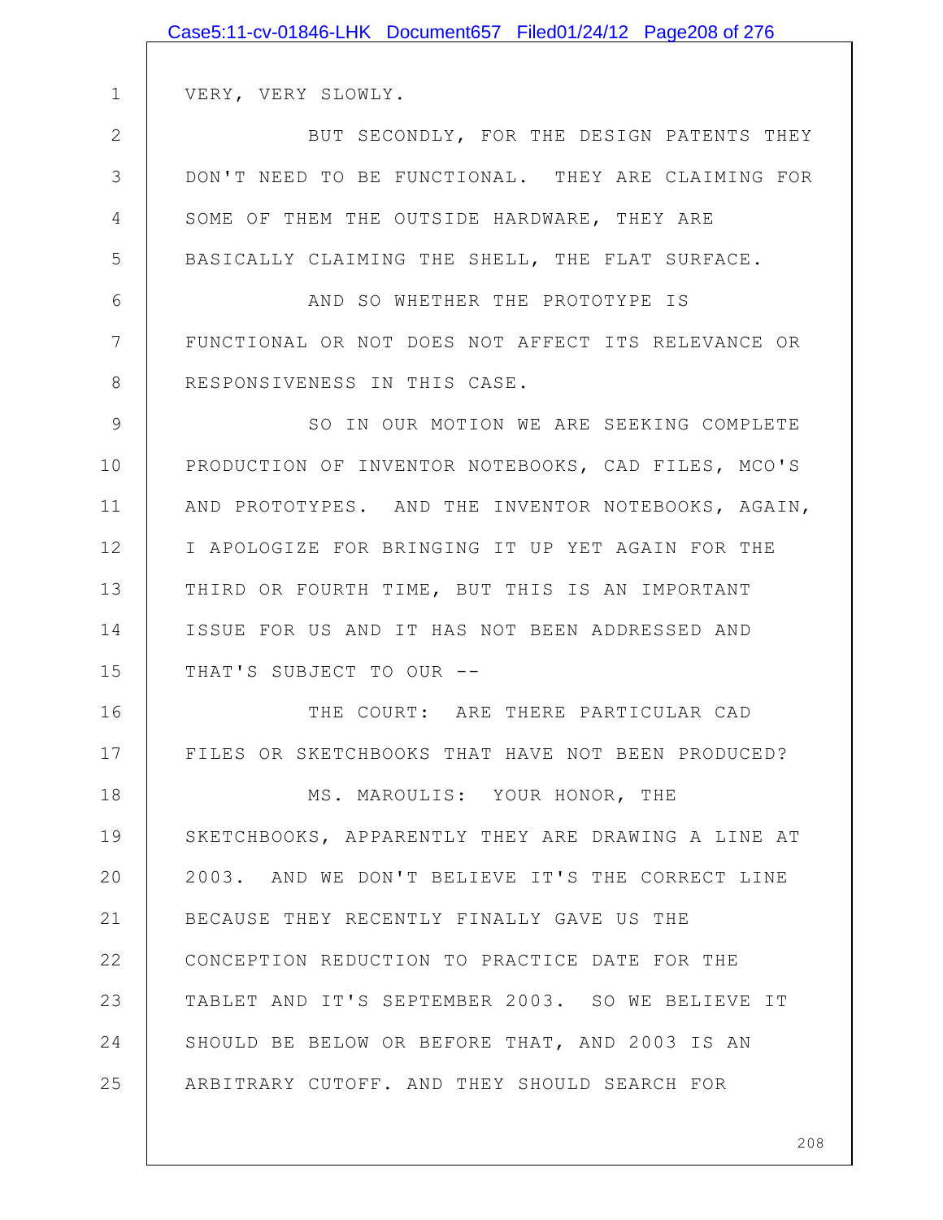VERY, VERY SLOWLY.

BUT SECONDLY, FOR THE DESIGN PATENTS THEY DON'T NEED TO BE FUNCTIONAL. THEY ARE CLAIMING FOR SOME OF THEM THE OUTSIDE HARDWARE, THEY ARE BASICALLY CLAIMING THE SHELL, THE FLAT SURFACE.

AND SO WHETHER THE PROTOTYPE IS FUNCTIONAL OR NOT DOES NOT AFFECT ITS RELEVANCE OR RESPONSIVENESS IN THIS CASE.

SO IN OUR MOTION WE ARE SEEKING COMPLETE PRODUCTION OF INVENTOR NOTEBOOKS, CAD FILES, MCO'S AND PROTOTYPES. AND THE INVENTOR NOTEBOOKS, AGAIN, I APOLOGIZE FOR BRINGING IT UP YET AGAIN FOR THE THIRD OR FOURTH TIME, BUT THIS IS AN IMPORTANT ISSUE FOR US AND IT HAS NOT BEEN ADDRESSED AND THAT'S SUBJECT TO OUR --

THE COURT: ARE THERE PARTICULAR CAD FILES OR SKETCHBOOKS THAT HAVE NOT BEEN PRODUCED?

MS. MAROULIS: YOUR HONOR, THE SKETCHBOOKS, APPARENTLY THEY ARE DRAWING A LINE AT 2003. AND WE DON'T BELIEVE IT'S THE CORRECT LINE BECAUSE THEY RECENTLY FINALLY GAVE US THE CONCEPTION REDUCTION TO PRACTICE DATE FOR THE TABLET AND IT'S SEPTEMBER 2003. SO WE BELIEVE IT SHOULD BE BELOW OR BEFORE THAT, AND 2003 IS AN ARBITRARY CUTOFF. AND THEY SHOULD SEARCH FOR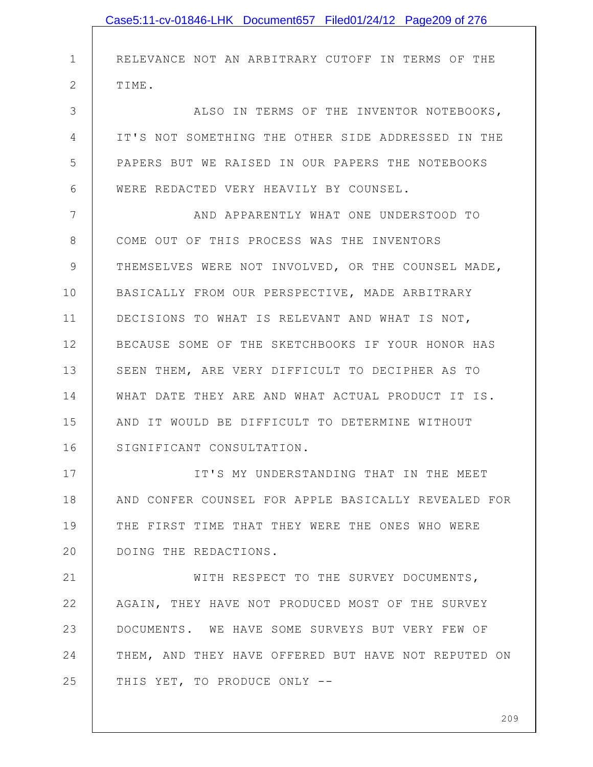RELEVANCE NOT AN ARBITRARY CUTOFF IN TERMS OF THE TIME.

ALSO IN TERMS OF THE INVENTOR NOTEBOOKS, IT'S NOT SOMETHING THE OTHER SIDE ADDRESSED IN THE PAPERS BUT WE RAISED IN OUR PAPERS THE NOTEBOOKS WERE REDACTED VERY HEAVILY BY COUNSEL.

AND APPARENTLY WHAT ONE UNDERSTOOD TO COME OUT OF THIS PROCESS WAS THE INVENTORS THEMSELVES WERE NOT INVOLVED, OR THE COUNSEL MADE, BASICALLY FROM OUR PERSPECTIVE, MADE ARBITRARY DECISIONS TO WHAT IS RELEVANT AND WHAT IS NOT, BECAUSE SOME OF THE SKETCHBOOKS IF YOUR HONOR HAS SEEN THEM, ARE VERY DIFFICULT TO DECIPHER AS TO WHAT DATE THEY ARE AND WHAT ACTUAL PRODUCT IT IS. AND IT WOULD BE DIFFICULT TO DETERMINE WITHOUT SIGNIFICANT CONSULTATION.

IT'S MY UNDERSTANDING THAT IN THE MEET AND CONFER COUNSEL FOR APPLE BASICALLY REVEALED FOR THE FIRST TIME THAT THEY WERE THE ONES WHO WERE DOING THE REDACTIONS.

WITH RESPECT TO THE SURVEY DOCUMENTS, AGAIN, THEY HAVE NOT PRODUCED MOST OF THE SURVEY DOCUMENTS. WE HAVE SOME SURVEYS BUT VERY FEW OF THEM, AND THEY HAVE OFFERED BUT HAVE NOT REPUTED ON THIS YET, TO PRODUCE ONLY --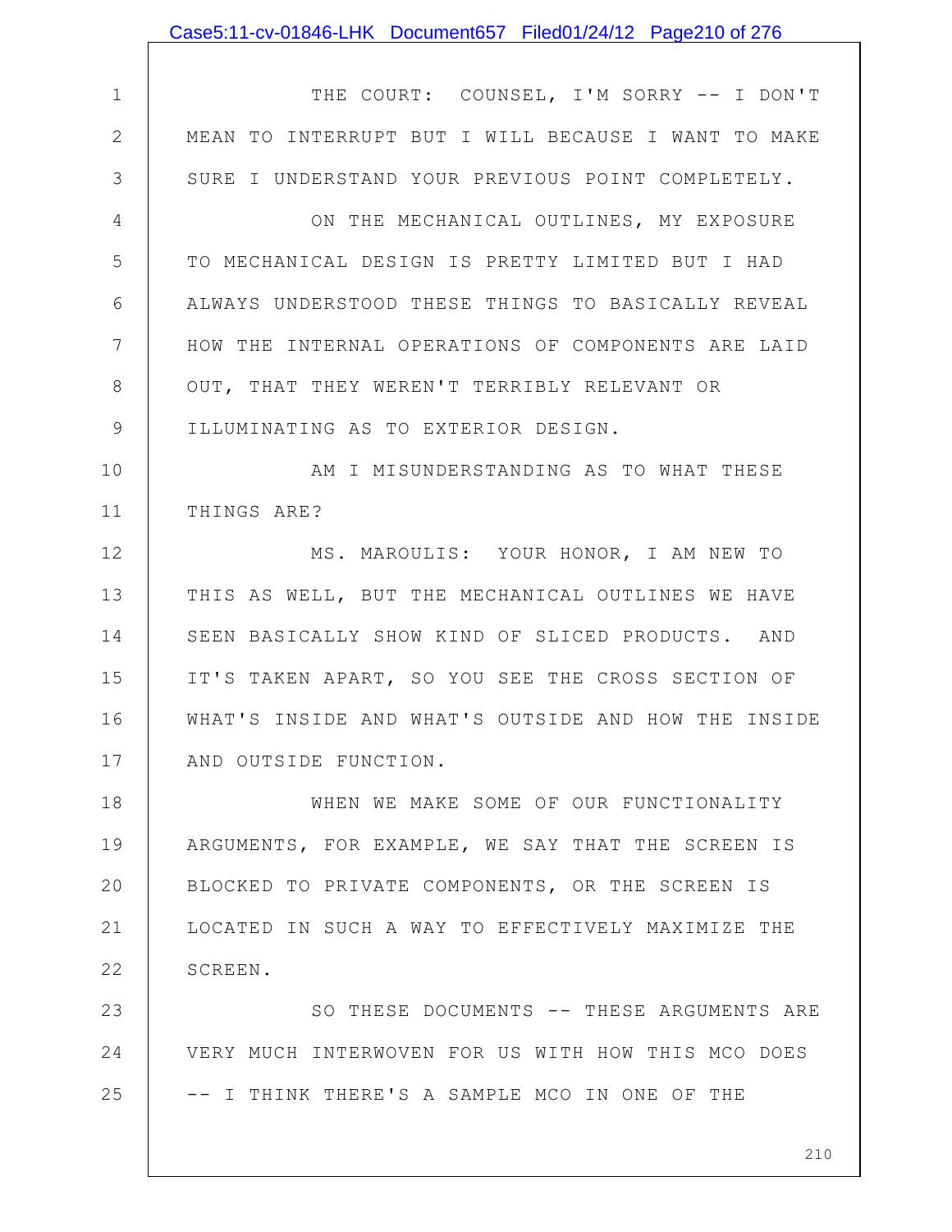THE COURT: COUNSEL, I'M SORRY -- I DON'T MEAN TO INTERRUPT BUT I WILL BECAUSE I WANT TO MAKE SURE I UNDERSTAND YOUR PREVIOUS POINT COMPLETELY.

ON THE MECHANICAL OUTLINES, MY EXPOSURE TO MECHANICAL DESIGN IS PRETTY LIMITED BUT I HAD ALWAYS UNDERSTOOD THESE THINGS TO BASICALLY REVEAL HOW THE INTERNAL OPERATIONS OF COMPONENTS ARE LAID OUT, THAT THEY WEREN'T TERRIBLY RELEVANT OR ILLUMINATING AS TO EXTERIOR DESIGN.

AM I MISUNDERSTANDING AS TO WHAT THESE THINGS ARE?

MS. MAROULIS: YOUR HONOR, I AM NEW TO THIS AS WELL, BUT THE MECHANICAL OUTLINES WE HAVE SEEN BASICALLY SHOW KIND OF SLICED PRODUCTS. AND IT'S TAKEN APART, SO YOU SEE THE CROSS SECTION OF WHAT'S INSIDE AND WHAT'S OUTSIDE AND HOW THE INSIDE AND OUTSIDE FUNCTION.

WHEN WE MAKE SOME OF OUR FUNCTIONALITY ARGUMENTS, FOR EXAMPLE, WE SAY THAT THE SCREEN IS BLOCKED TO PRIVATE COMPONENTS, OR THE SCREEN IS LOCATED IN SUCH A WAY TO EFFECTIVELY MAXIMIZE THE SCREEN.

SO THESE DOCUMENTS -- THESE ARGUMENTS ARE VERY MUCH INTERWOVEN FOR US WITH HOW THIS MCO DOES -- I THINK THERE'S A SAMPLE MCO IN ONE OF THE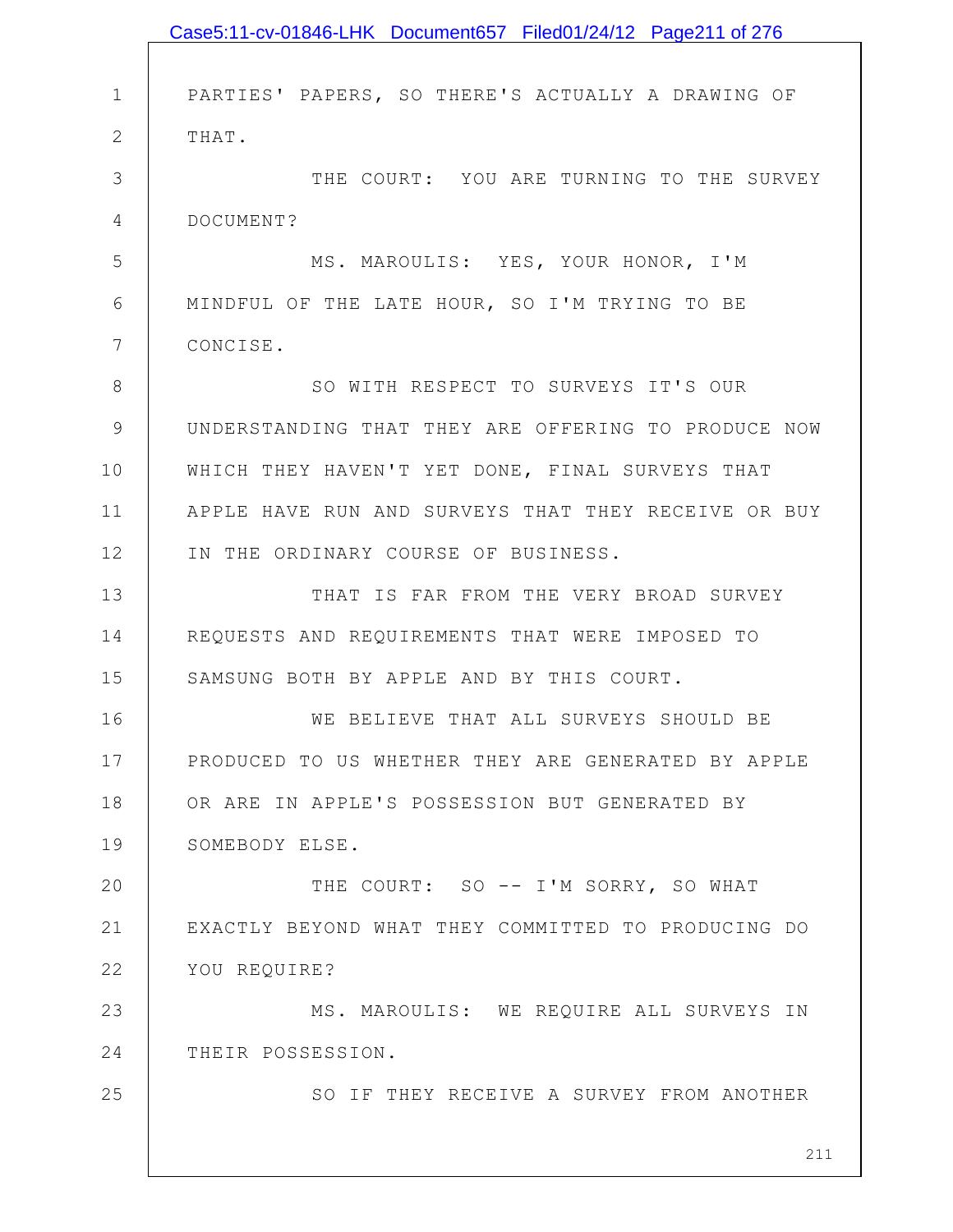PARTIES' PAPERS, SO THERE'S ACTUALLY A DRAWING OF THAT.

THE COURT: YOU ARE TURNING TO THE SURVEY DOCUMENT?

MS. MAROULIS: YES, YOUR HONOR, I'M MINDFUL OF THE LATE HOUR, SO I'M TRYING TO BE CONCISE.

SO WITH RESPECT TO SURVEYS IT'S OUR UNDERSTANDING THAT THEY ARE OFFERING TO PRODUCE NOW WHICH THEY HAVEN'T YET DONE, FINAL SURVEYS THAT APPLE HAVE RUN AND SURVEYS THAT THEY RECEIVE OR BUY IN THE ORDINARY COURSE OF BUSINESS.

THAT IS FAR FROM THE VERY BROAD SURVEY REQUESTS AND REQUIREMENTS THAT WERE IMPOSED TO SAMSUNG BOTH BY APPLE AND BY THIS COURT.

WE BELIEVE THAT ALL SURVEYS SHOULD BE PRODUCED TO US WHETHER THEY ARE GENERATED BY APPLE OR ARE IN APPLE'S POSSESSION BUT GENERATED BY SOMEBODY ELSE.

THE COURT: SO -- I'M SORRY, SO WHAT EXACTLY BEYOND WHAT THEY COMMITTED TO PRODUCING DO YOU REQUIRE?

MS. MAROULIS: WE REQUIRE ALL SURVEYS IN THEIR POSSESSION.

SO IF THEY RECEIVE A SURVEY FROM ANOTHER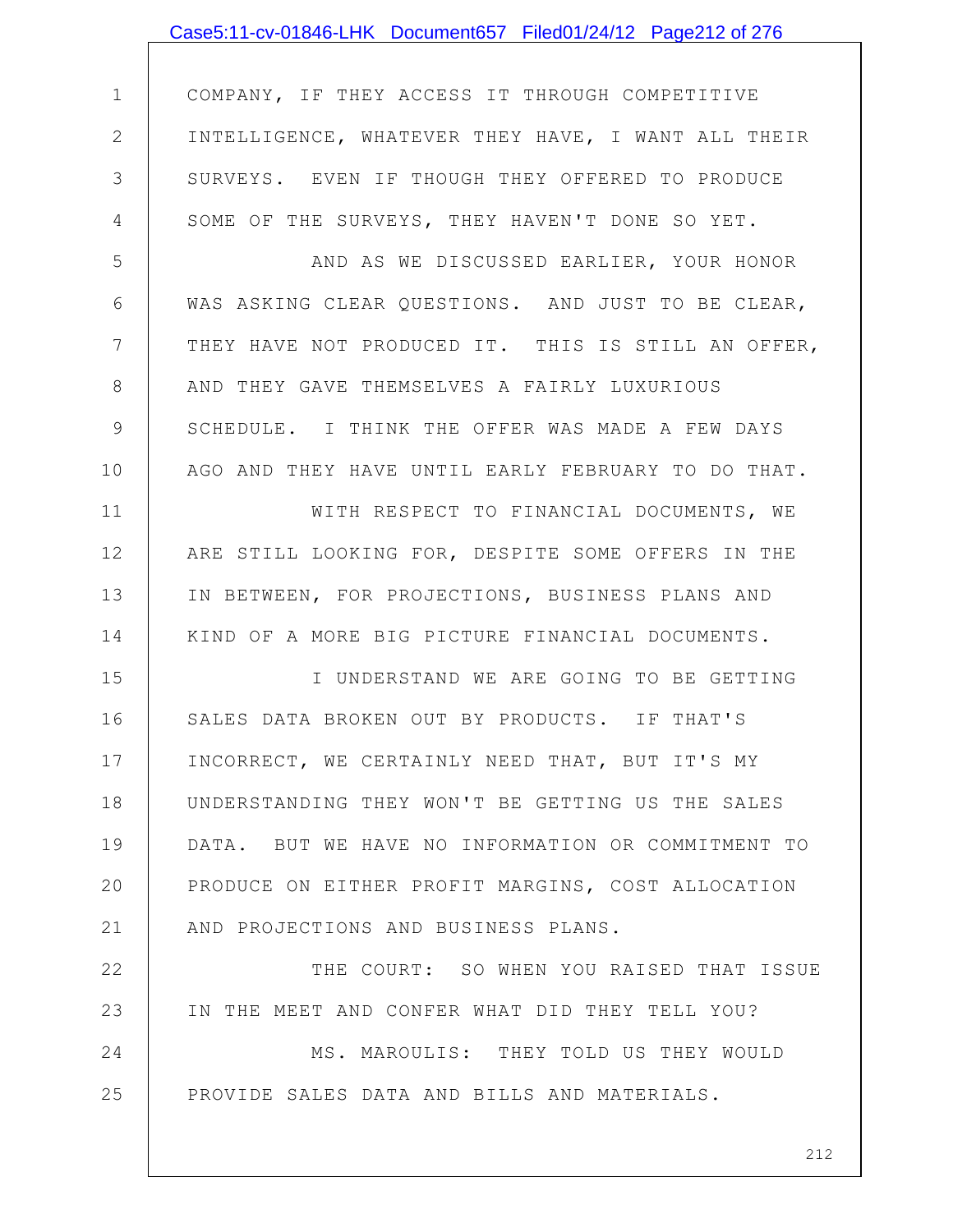COMPANY, IF THEY ACCESS IT THROUGH COMPETITIVE INTELLIGENCE, WHATEVER THEY HAVE, I WANT ALL THEIR SURVEYS. EVEN IF THOUGH THEY OFFERED TO PRODUCE SOME OF THE SURVEYS, THEY HAVEN'T DONE SO YET.

AND AS WE DISCUSSED EARLIER, YOUR HONOR WAS ASKING CLEAR QUESTIONS. AND JUST TO BE CLEAR, THEY HAVE NOT PRODUCED IT. THIS IS STILL AN OFFER, AND THEY GAVE THEMSELVES A FAIRLY LUXURIOUS SCHEDULE. I THINK THE OFFER WAS MADE A FEW DAYS AGO AND THEY HAVE UNTIL EARLY FEBRUARY TO DO THAT.

WITH RESPECT TO FINANCIAL DOCUMENTS, WE ARE STILL LOOKING FOR, DESPITE SOME OFFERS IN THE IN BETWEEN, FOR PROJECTIONS, BUSINESS PLANS AND KIND OF A MORE BIG PICTURE FINANCIAL DOCUMENTS.

I UNDERSTAND WE ARE GOING TO BE GETTING SALES DATA BROKEN OUT BY PRODUCTS. IF THAT'S INCORRECT, WE CERTAINLY NEED THAT, BUT IT'S MY UNDERSTANDING THEY WON'T BE GETTING US THE SALES DATA. BUT WE HAVE NO INFORMATION OR COMMITMENT TO PRODUCE ON EITHER PROFIT MARGINS, COST ALLOCATION AND PROJECTIONS AND BUSINESS PLANS.

THE COURT: SO WHEN YOU RAISED THAT ISSUE IN THE MEET AND CONFER WHAT DID THEY TELL YOU?

MS. MAROULIS: THEY TOLD US THEY WOULD PROVIDE SALES DATA AND BILLS AND MATERIALS.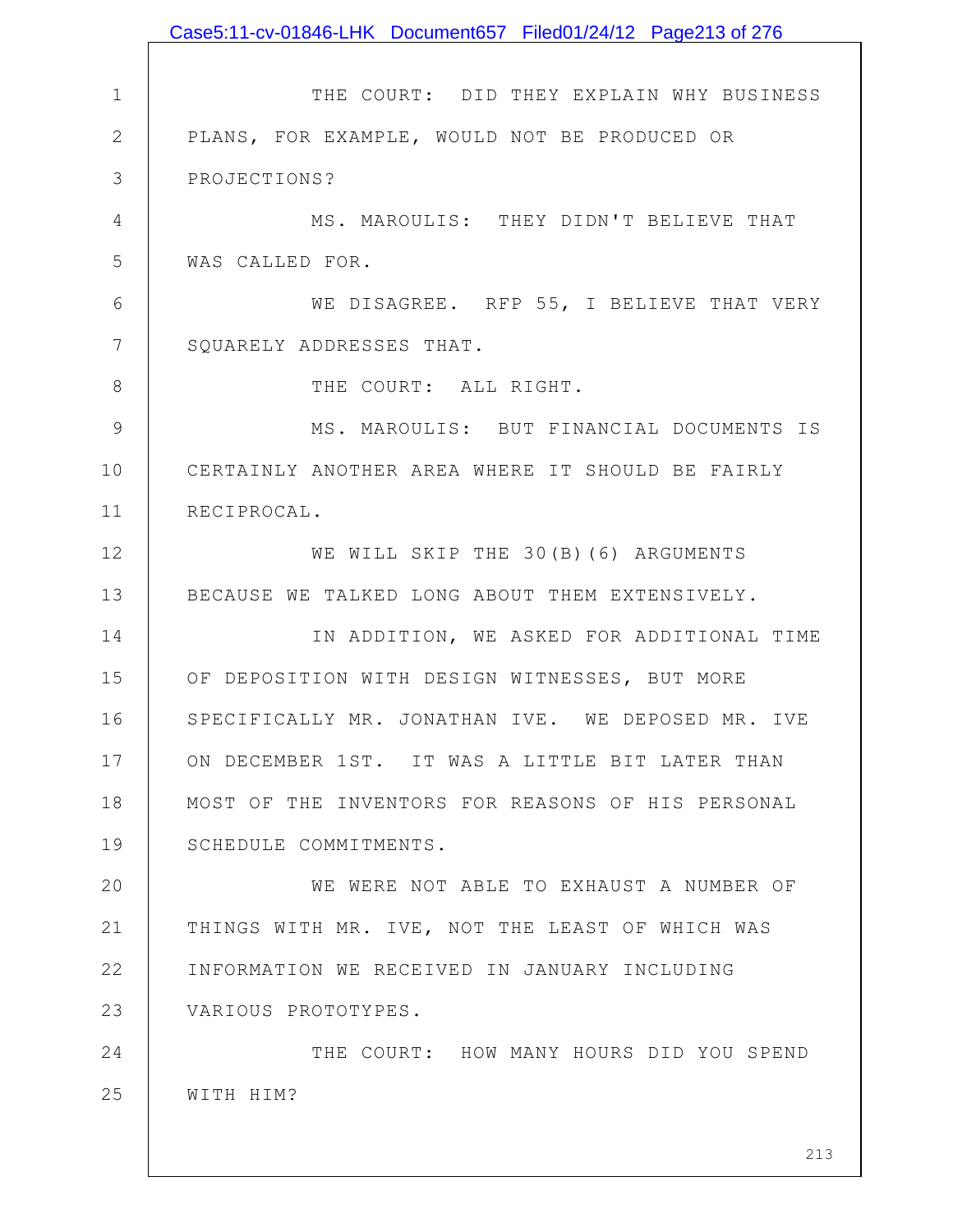THE COURT: DID THEY EXPLAIN WHY BUSINESS PLANS, FOR EXAMPLE, WOULD NOT BE PRODUCED OR PROJECTIONS?

MS. MAROULIS: THEY DIDN'T BELIEVE THAT WAS CALLED FOR.

WE DISAGREE. RFP 55, I BELIEVE THAT VERY SQUARELY ADDRESSES THAT.

THE COURT: ALL RIGHT.

MS. MAROULIS: BUT FINANCIAL DOCUMENTS IS CERTAINLY ANOTHER AREA WHERE IT SHOULD BE FAIRLY RECIPROCAL.

WE WILL SKIP THE 30(B)(6) ARGUMENTS BECAUSE WE TALKED LONG ABOUT THEM EXTENSIVELY.

IN ADDITION, WE ASKED FOR ADDITIONAL TIME OF DEPOSITION WITH DESIGN WITNESSES, BUT MORE SPECIFICALLY MR. JONATHAN IVE. WE DEPOSED MR. IVE ON DECEMBER 1ST. IT WAS A LITTLE BIT LATER THAN MOST OF THE INVENTORS FOR REASONS OF HIS PERSONAL SCHEDULE COMMITMENTS.

WE WERE NOT ABLE TO EXHAUST A NUMBER OF THINGS WITH MR. IVE, NOT THE LEAST OF WHICH WAS INFORMATION WE RECEIVED IN JANUARY INCLUDING VARIOUS PROTOTYPES.

THE COURT: HOW MANY HOURS DID YOU SPEND WITH HIM?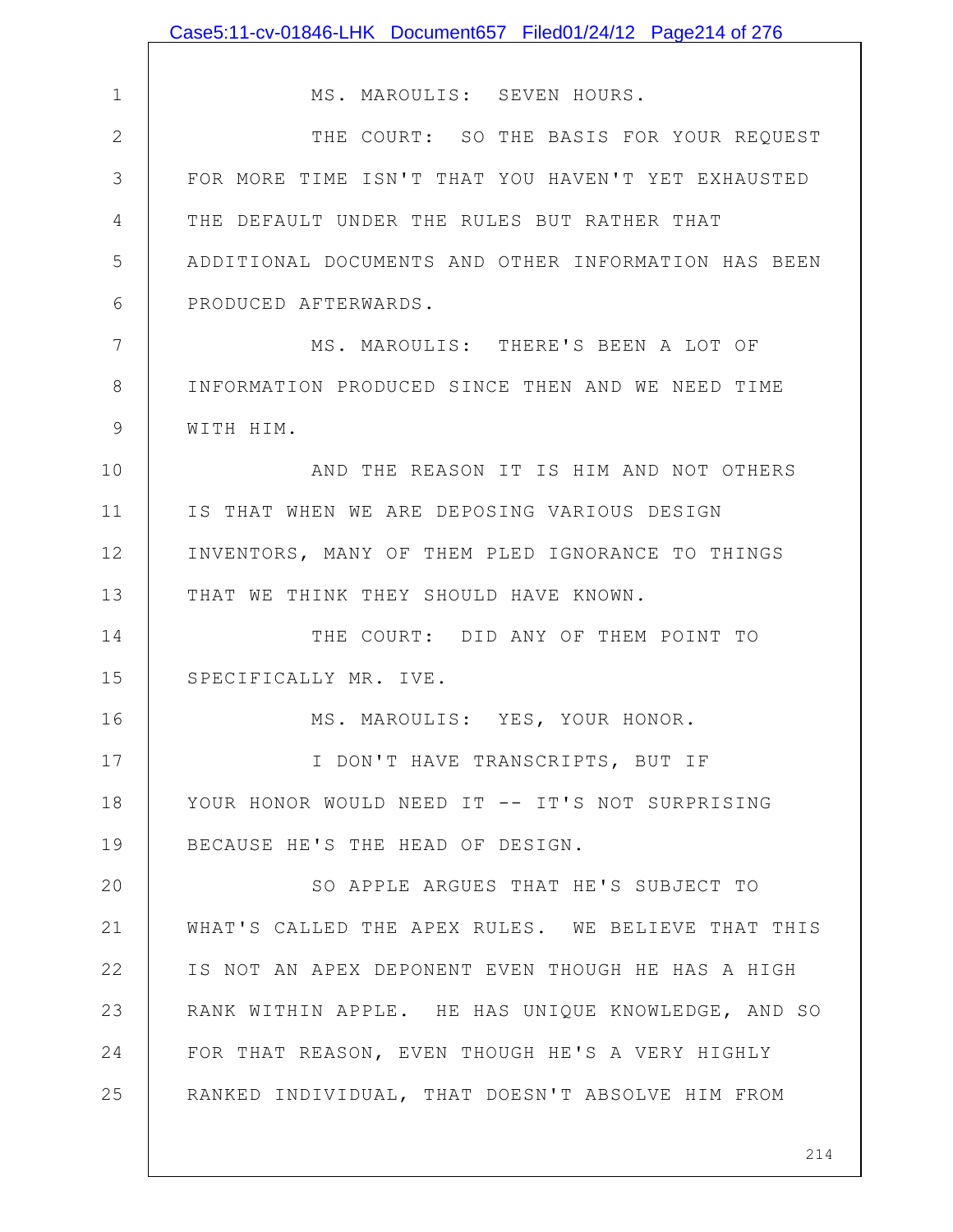MS. MAROULIS: SEVEN HOURS.

THE COURT: SO THE BASIS FOR YOUR REQUEST FOR MORE TIME ISN'T THAT YOU HAVEN'T YET EXHAUSTED THE DEFAULT UNDER THE RULES BUT RATHER THAT ADDITIONAL DOCUMENTS AND OTHER INFORMATION HAS BEEN PRODUCED AFTERWARDS.

MS. MAROULIS: THERE'S BEEN A LOT OF INFORMATION PRODUCED SINCE THEN AND WE NEED TIME WITH HIM.

AND THE REASON IT IS HIM AND NOT OTHERS IS THAT WHEN WE ARE DEPOSING VARIOUS DESIGN INVENTORS, MANY OF THEM PLED IGNORANCE TO THINGS THAT WE THINK THEY SHOULD HAVE KNOWN.

THE COURT: DID ANY OF THEM POINT TO SPECIFICALLY MR. IVE.

MS. MAROULIS: YES, YOUR HONOR.

I DON'T HAVE TRANSCRIPTS, BUT IF YOUR HONOR WOULD NEED IT -- IT'S NOT SURPRISING BECAUSE HE'S THE HEAD OF DESIGN.

SO APPLE ARGUES THAT HE'S SUBJECT TO WHAT'S CALLED THE APEX RULES. WE BELIEVE THAT THIS IS NOT AN APEX DEPONENT EVEN THOUGH HE HAS A HIGH RANK WITHIN APPLE. HE HAS UNIQUE KNOWLEDGE, AND SO FOR THAT REASON, EVEN THOUGH HE'S A VERY HIGHLY RANKED INDIVIDUAL, THAT DOESN'T ABSOLVE HIM FROM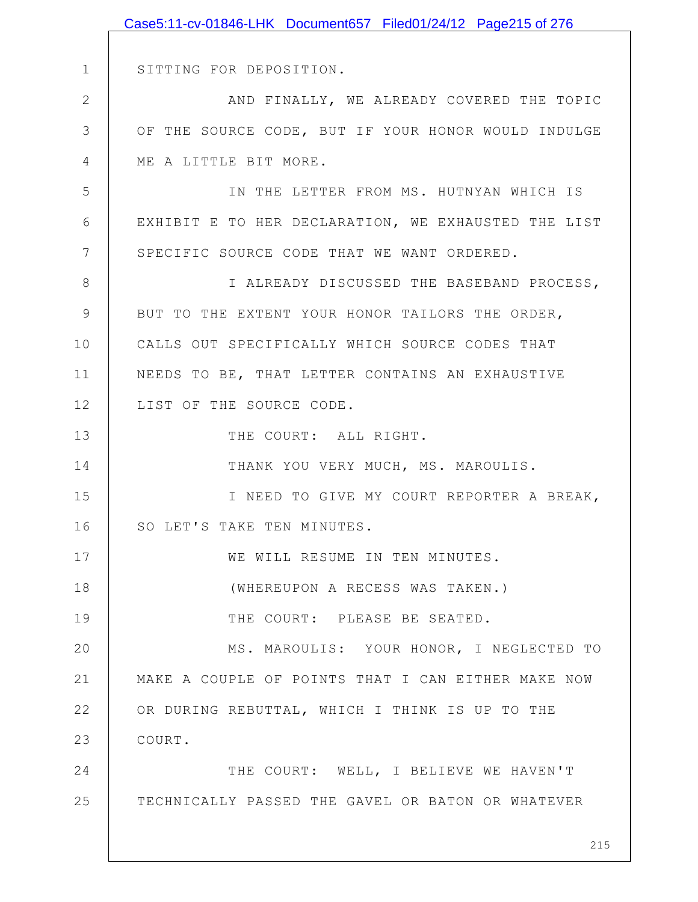SITTING FOR DEPOSITION.

AND FINALLY, WE ALREADY COVERED THE TOPIC OF THE SOURCE CODE, BUT IF YOUR HONOR WOULD INDULGE ME A LITTLE BIT MORE.

IN THE LETTER FROM MS. HUTNYAN WHICH IS EXHIBIT E TO HER DECLARATION, WE EXHAUSTED THE LIST SPECIFIC SOURCE CODE THAT WE WANT ORDERED.

I ALREADY DISCUSSED THE BASEBAND PROCESS, BUT TO THE EXTENT YOUR HONOR TAILORS THE ORDER, CALLS OUT SPECIFICALLY WHICH SOURCE CODES THAT NEEDS TO BE, THAT LETTER CONTAINS AN EXHAUSTIVE LIST OF THE SOURCE CODE.

THE COURT: ALL RIGHT.

THANK YOU VERY MUCH, MS. MAROULIS.

I NEED TO GIVE MY COURT REPORTER A BREAK, SO LET'S TAKE TEN MINUTES.

WE WILL RESUME IN TEN MINUTES.

(WHEREUPON A RECESS WAS TAKEN.)

THE COURT: PLEASE BE SEATED.

MS. MAROULIS: YOUR HONOR, I NEGLECTED TO MAKE A COUPLE OF POINTS THAT I CAN EITHER MAKE NOW OR DURING REBUTTAL, WHICH I THINK IS UP TO THE COURT.

THE COURT: WELL, I BELIEVE WE HAVEN'T TECHNICALLY PASSED THE GAVEL OR BATON OR WHATEVER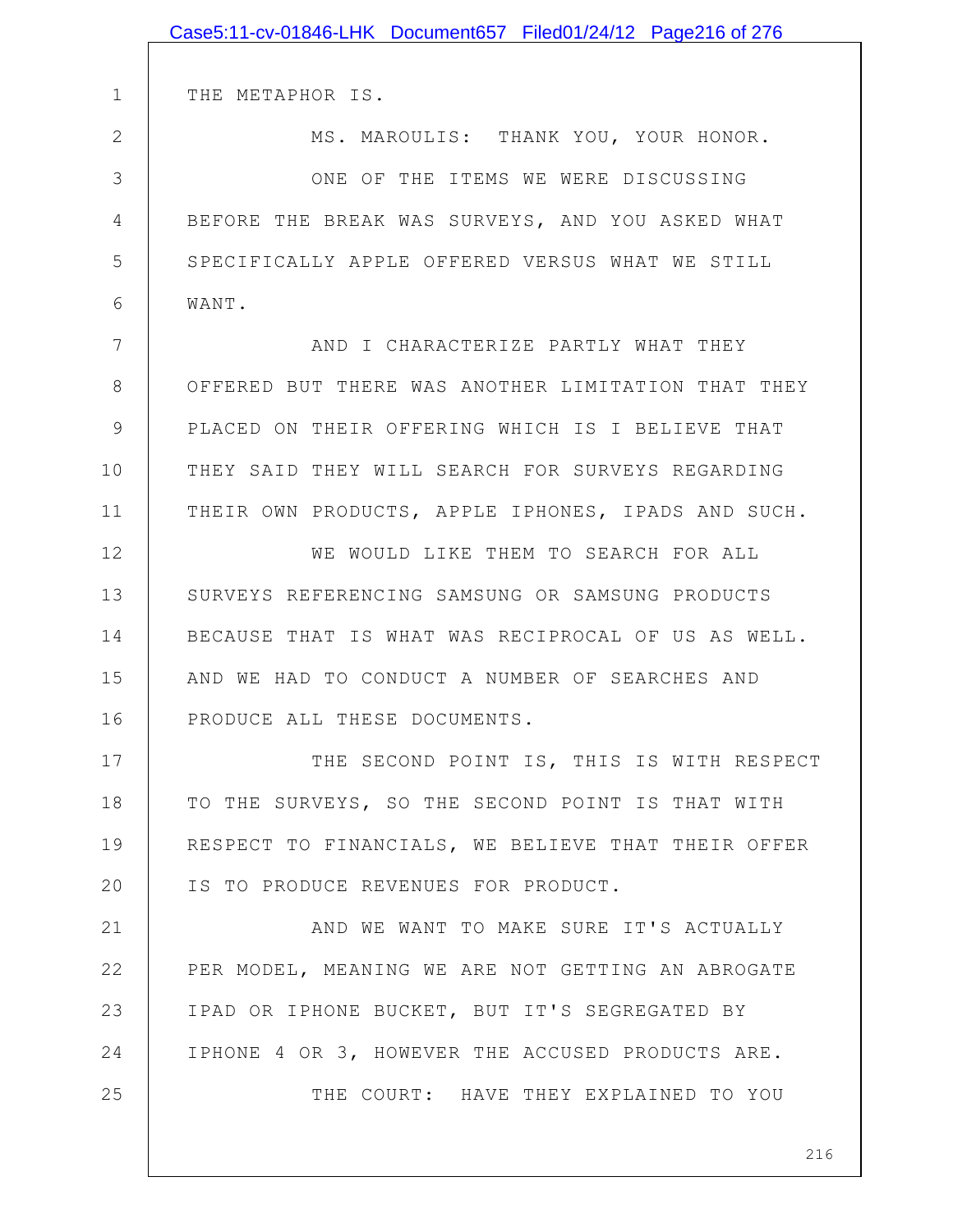THE METAPHOR IS.

MS. MAROULIS: THANK YOU, YOUR HONOR.

ONE OF THE ITEMS WE WERE DISCUSSING BEFORE THE BREAK WAS SURVEYS, AND YOU ASKED WHAT SPECIFICALLY APPLE OFFERED VERSUS WHAT WE STILL WANT.

AND I CHARACTERIZE PARTLY WHAT THEY OFFERED BUT THERE WAS ANOTHER LIMITATION THAT THEY PLACED ON THEIR OFFERING WHICH IS I BELIEVE THAT THEY SAID THEY WILL SEARCH FOR SURVEYS REGARDING THEIR OWN PRODUCTS, APPLE IPHONES, IPADS AND SUCH.

WE WOULD LIKE THEM TO SEARCH FOR ALL SURVEYS REFERENCING SAMSUNG OR SAMSUNG PRODUCTS BECAUSE THAT IS WHAT WAS RECIPROCAL OF US AS WELL. AND WE HAD TO CONDUCT A NUMBER OF SEARCHES AND PRODUCE ALL THESE DOCUMENTS.

THE SECOND POINT IS, THIS IS WITH RESPECT TO THE SURVEYS, SO THE SECOND POINT IS THAT WITH RESPECT TO FINANCIALS, WE BELIEVE THAT THEIR OFFER IS TO PRODUCE REVENUES FOR PRODUCT.

AND WE WANT TO MAKE SURE IT'S ACTUALLY PER MODEL, MEANING WE ARE NOT GETTING AN ABROGATE IPAD OR IPHONE BUCKET, BUT IT'S SEGREGATED BY IPHONE 4 OR 3, HOWEVER THE ACCUSED PRODUCTS ARE.

THE COURT: HAVE THEY EXPLAINED TO YOU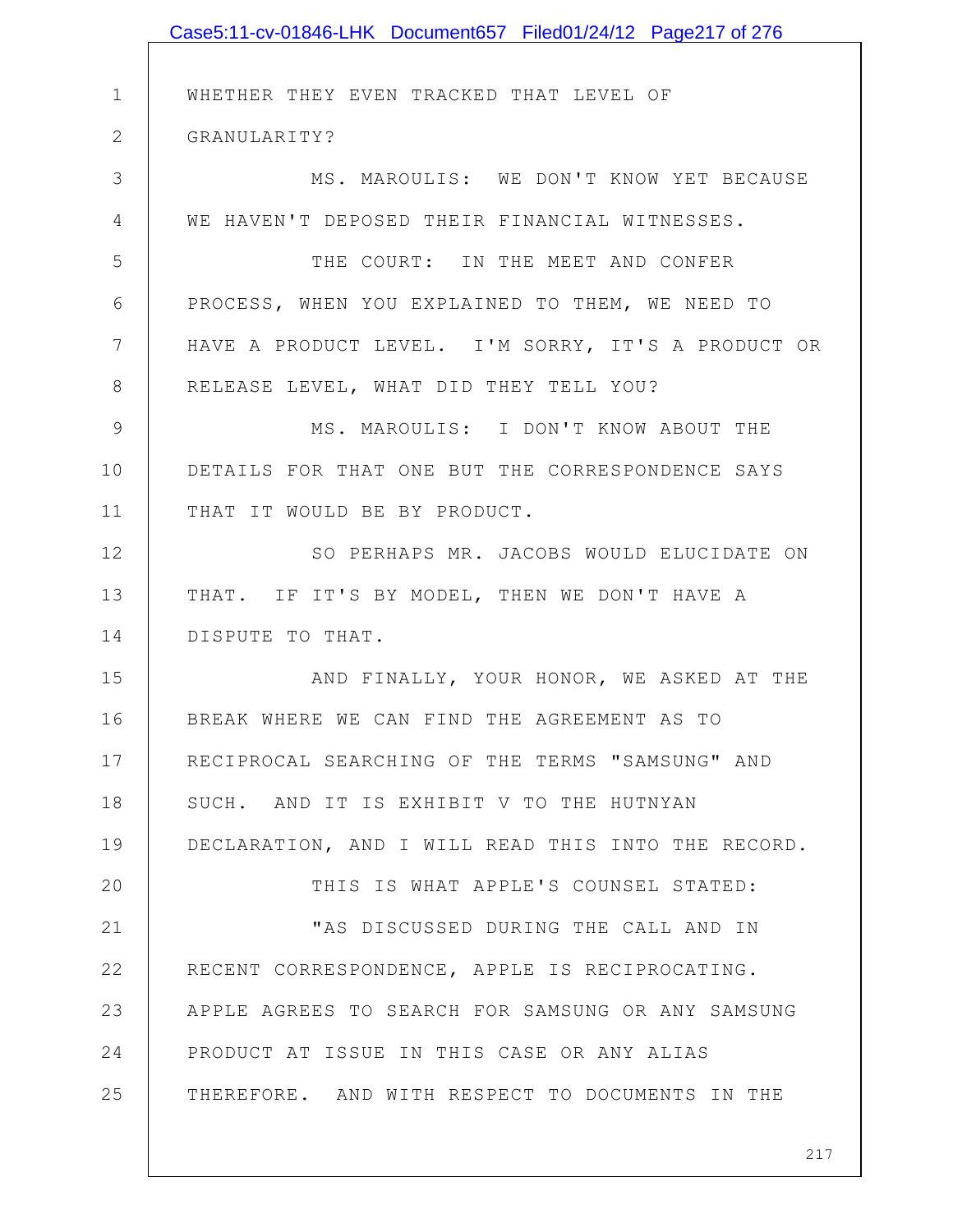WHETHER THEY EVEN TRACKED THAT LEVEL OF GRANULARITY?

MS. MAROULIS: WE DON'T KNOW YET BECAUSE WE HAVEN'T DEPOSED THEIR FINANCIAL WITNESSES.

THE COURT: IN THE MEET AND CONFER PROCESS, WHEN YOU EXPLAINED TO THEM, WE NEED TO HAVE A PRODUCT LEVEL. I'M SORRY, IT'S A PRODUCT OR RELEASE LEVEL, WHAT DID THEY TELL YOU?

MS. MAROULIS: I DON'T KNOW ABOUT THE DETAILS FOR THAT ONE BUT THE CORRESPONDENCE SAYS THAT IT WOULD BE BY PRODUCT.

SO PERHAPS MR. JACOBS WOULD ELUCIDATE ON THAT. IF IT'S BY MODEL, THEN WE DON'T HAVE A DISPUTE TO THAT.

AND FINALLY, YOUR HONOR, WE ASKED AT THE BREAK WHERE WE CAN FIND THE AGREEMENT AS TO RECIPROCAL SEARCHING OF THE TERMS "SAMSUNG" AND SUCH. AND IT IS EXHIBIT V TO THE HUTNYAN DECLARATION, AND I WILL READ THIS INTO THE RECORD.

THIS IS WHAT APPLE'S COUNSEL STATED:

"AS DISCUSSED DURING THE CALL AND IN RECENT CORRESPONDENCE, APPLE IS RECIPROCATING. APPLE AGREES TO SEARCH FOR SAMSUNG OR ANY SAMSUNG PRODUCT AT ISSUE IN THIS CASE OR ANY ALIAS THEREFORE. AND WITH RESPECT TO DOCUMENTS IN THE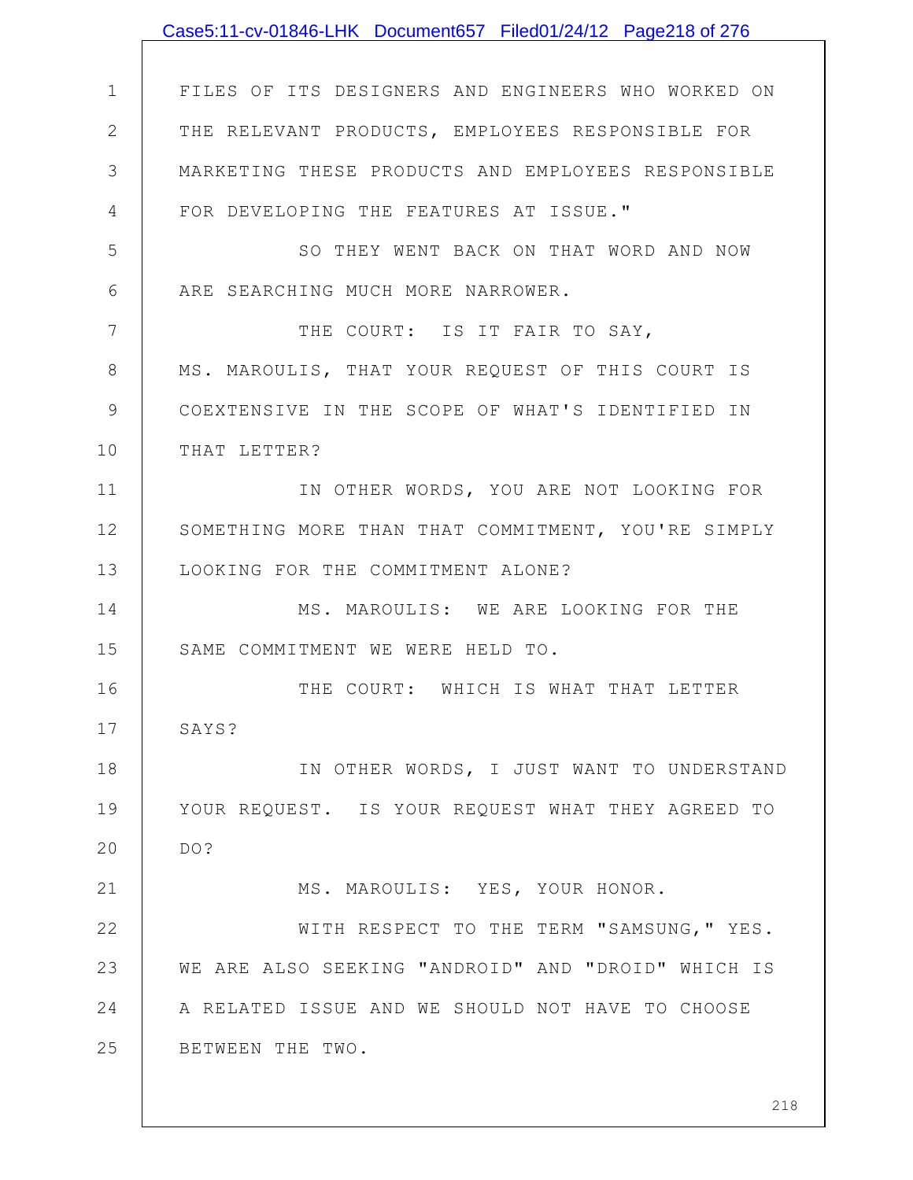FILES OF ITS DESIGNERS AND ENGINEERS WHO WORKED ON THE RELEVANT PRODUCTS, EMPLOYEES RESPONSIBLE FOR MARKETING THESE PRODUCTS AND EMPLOYEES RESPONSIBLE FOR DEVELOPING THE FEATURES AT ISSUE."

SO THEY WENT BACK ON THAT WORD AND NOW ARE SEARCHING MUCH MORE NARROWER.

THE COURT: IS IT FAIR TO SAY, MS. MAROULIS, THAT YOUR REQUEST OF THIS COURT IS COEXTENSIVE IN THE SCOPE OF WHAT'S IDENTIFIED IN THAT LETTER?

IN OTHER WORDS, YOU ARE NOT LOOKING FOR SOMETHING MORE THAN THAT COMMITMENT, YOU'RE SIMPLY LOOKING FOR THE COMMITMENT ALONE?

MS. MAROULIS: WE ARE LOOKING FOR THE SAME COMMITMENT WE WERE HELD TO.

THE COURT: WHICH IS WHAT THAT LETTER SAYS?

IN OTHER WORDS, I JUST WANT TO UNDERSTAND YOUR REQUEST. IS YOUR REQUEST WHAT THEY AGREED TO DO?

MS. MAROULIS: YES, YOUR HONOR.

WITH RESPECT TO THE TERM "SAMSUNG," YES. WE ARE ALSO SEEKING "ANDROID" AND "DROID" WHICH IS A RELATED ISSUE AND WE SHOULD NOT HAVE TO CHOOSE BETWEEN THE TWO.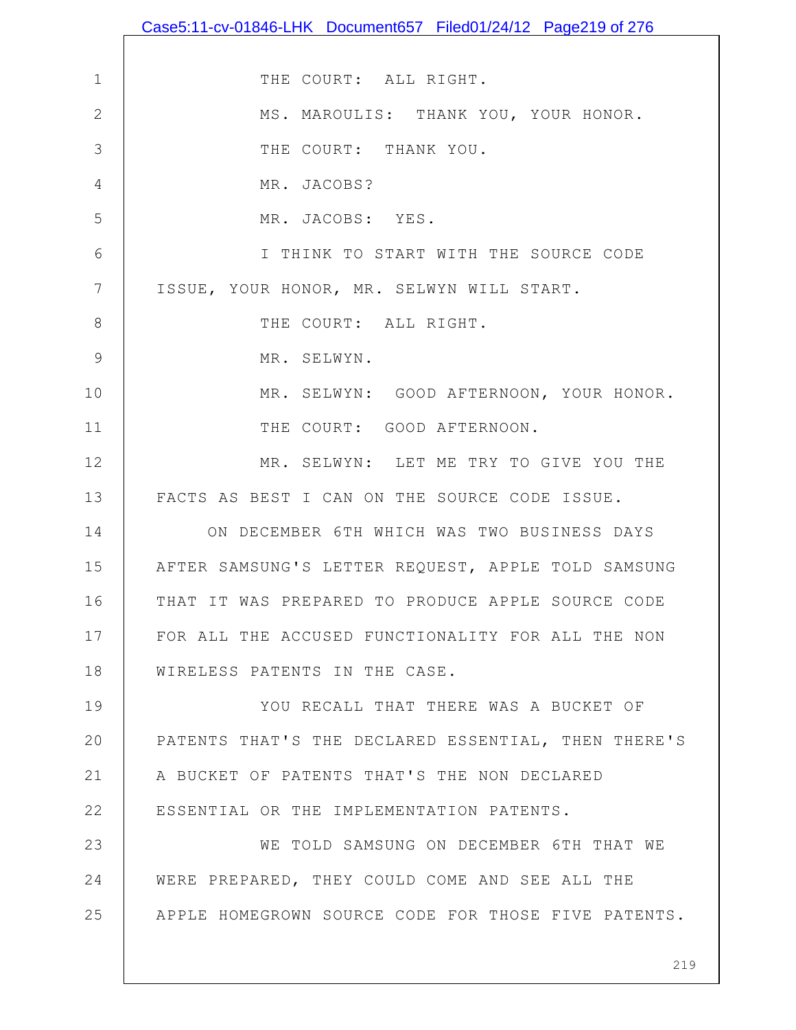THE COURT: ALL RIGHT.

MS. MAROULIS: THANK YOU, YOUR HONOR.

THE COURT: THANK YOU.

MR. JACOBS?

MR. JACOBS: YES.

I THINK TO START WITH THE SOURCE CODE ISSUE, YOUR HONOR, MR. SELWYN WILL START.

THE COURT: ALL RIGHT.

MR. SELWYN.

MR. SELWYN: GOOD AFTERNOON, YOUR HONOR.

THE COURT: GOOD AFTERNOON.

MR. SELWYN: LET ME TRY TO GIVE YOU THE FACTS AS BEST I CAN ON THE SOURCE CODE ISSUE.

ON DECEMBER 6TH WHICH WAS TWO BUSINESS DAYS AFTER SAMSUNG'S LETTER REQUEST, APPLE TOLD SAMSUNG THAT IT WAS PREPARED TO PRODUCE APPLE SOURCE CODE FOR ALL THE ACCUSED FUNCTIONALITY FOR ALL THE NON WIRELESS PATENTS IN THE CASE.

YOU RECALL THAT THERE WAS A BUCKET OF PATENTS THAT'S THE DECLARED ESSENTIAL, THEN THERE'S A BUCKET OF PATENTS THAT'S THE NON DECLARED ESSENTIAL OR THE IMPLEMENTATION PATENTS.

WE TOLD SAMSUNG ON DECEMBER 6TH THAT WE WERE PREPARED, THEY COULD COME AND SEE ALL THE APPLE HOMEGROWN SOURCE CODE FOR THOSE FIVE PATENTS.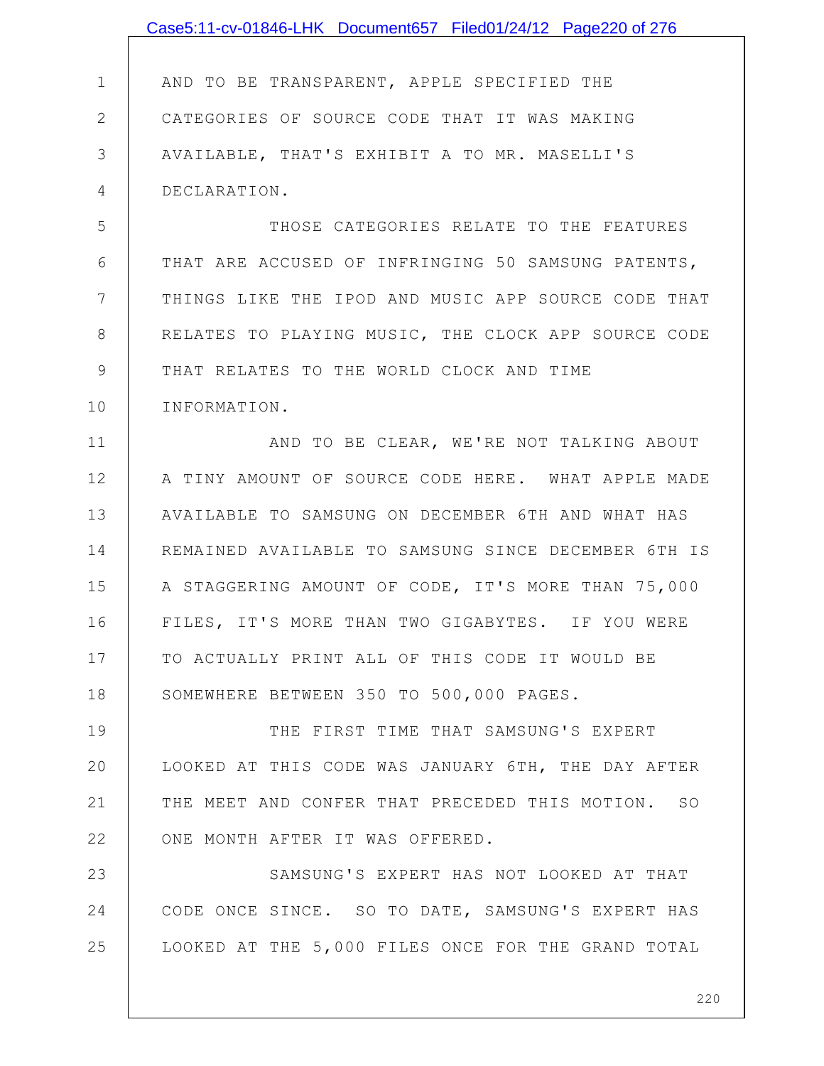AND TO BE TRANSPARENT, APPLE SPECIFIED THE CATEGORIES OF SOURCE CODE THAT IT WAS MAKING AVAILABLE, THAT'S EXHIBIT A TO MR. MASELLI'S DECLARATION.

THOSE CATEGORIES RELATE TO THE FEATURES THAT ARE ACCUSED OF INFRINGING 50 SAMSUNG PATENTS, THINGS LIKE THE IPOD AND MUSIC APP SOURCE CODE THAT RELATES TO PLAYING MUSIC, THE CLOCK APP SOURCE CODE THAT RELATES TO THE WORLD CLOCK AND TIME INFORMATION.

AND TO BE CLEAR, WE'RE NOT TALKING ABOUT A TINY AMOUNT OF SOURCE CODE HERE. WHAT APPLE MADE AVAILABLE TO SAMSUNG ON DECEMBER 6TH AND WHAT HAS REMAINED AVAILABLE TO SAMSUNG SINCE DECEMBER 6TH IS A STAGGERING AMOUNT OF CODE, IT'S MORE THAN 75,000 FILES, IT'S MORE THAN TWO GIGABYTES. IF YOU WERE TO ACTUALLY PRINT ALL OF THIS CODE IT WOULD BE SOMEWHERE BETWEEN 350 TO 500,000 PAGES.

THE FIRST TIME THAT SAMSUNG'S EXPERT LOOKED AT THIS CODE WAS JANUARY 6TH, THE DAY AFTER THE MEET AND CONFER THAT PRECEDED THIS MOTION. SO ONE MONTH AFTER IT WAS OFFERED.

SAMSUNG'S EXPERT HAS NOT LOOKED AT THAT CODE ONCE SINCE. SO TO DATE, SAMSUNG'S EXPERT HAS LOOKED AT THE 5,000 FILES ONCE FOR THE GRAND TOTAL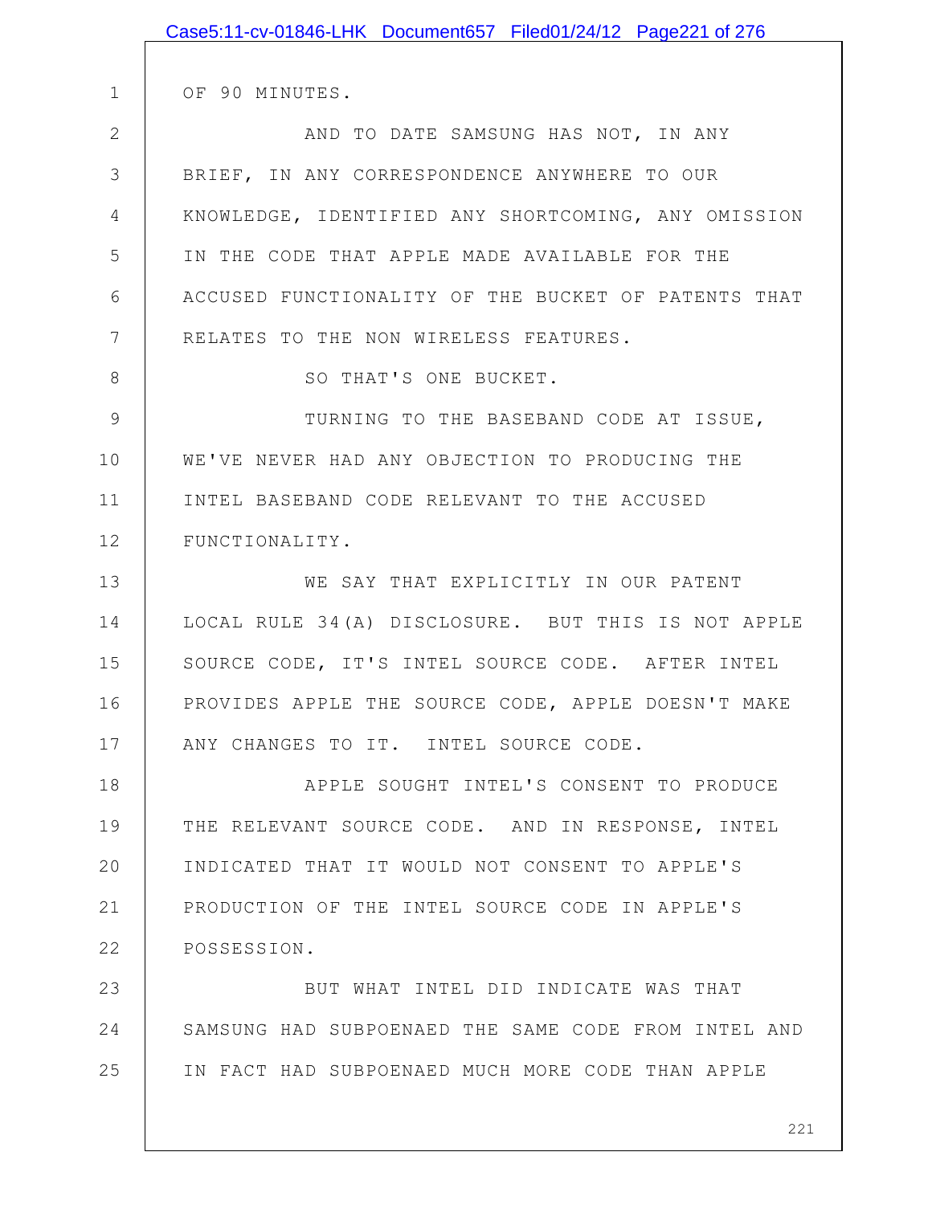OF 90 MINUTES.

AND TO DATE SAMSUNG HAS NOT, IN ANY BRIEF, IN ANY CORRESPONDENCE ANYWHERE TO OUR KNOWLEDGE, IDENTIFIED ANY SHORTCOMING, ANY OMISSION IN THE CODE THAT APPLE MADE AVAILABLE FOR THE ACCUSED FUNCTIONALITY OF THE BUCKET OF PATENTS THAT RELATES TO THE NON WIRELESS FEATURES.

SO THAT'S ONE BUCKET.

TURNING TO THE BASEBAND CODE AT ISSUE, WE'VE NEVER HAD ANY OBJECTION TO PRODUCING THE INTEL BASEBAND CODE RELEVANT TO THE ACCUSED FUNCTIONALITY.

WE SAY THAT EXPLICITLY IN OUR PATENT LOCAL RULE 34(A) DISCLOSURE. BUT THIS IS NOT APPLE SOURCE CODE, IT'S INTEL SOURCE CODE. AFTER INTEL PROVIDES APPLE THE SOURCE CODE, APPLE DOESN'T MAKE ANY CHANGES TO IT. INTEL SOURCE CODE.

APPLE SOUGHT INTEL'S CONSENT TO PRODUCE THE RELEVANT SOURCE CODE. AND IN RESPONSE, INTEL INDICATED THAT IT WOULD NOT CONSENT TO APPLE'S PRODUCTION OF THE INTEL SOURCE CODE IN APPLE'S POSSESSION.

BUT WHAT INTEL DID INDICATE WAS THAT SAMSUNG HAD SUBPOENAED THE SAME CODE FROM INTEL AND IN FACT HAD SUBPOENAED MUCH MORE CODE THAN APPLE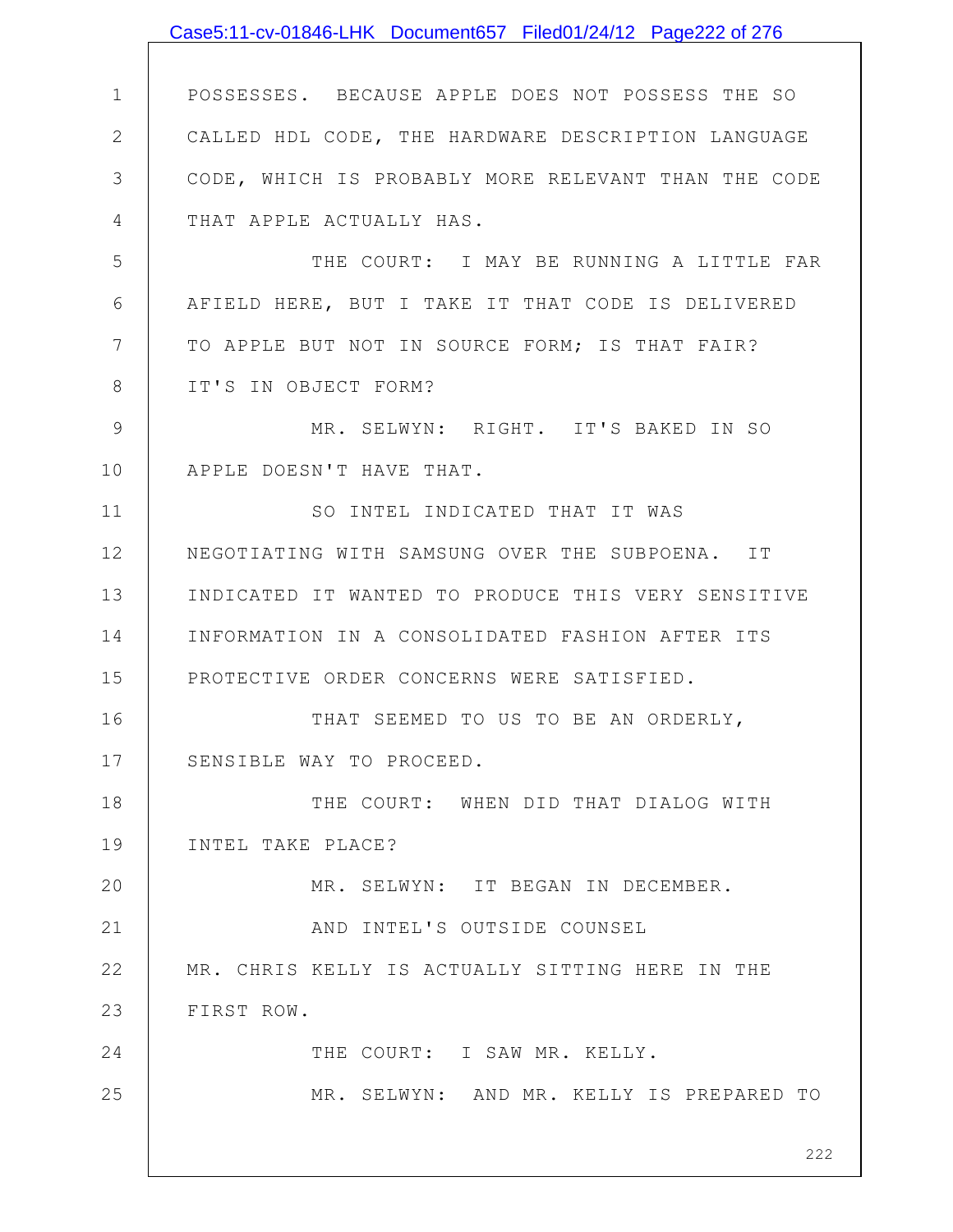POSSESSES. BECAUSE APPLE DOES NOT POSSESS THE SO CALLED HDL CODE, THE HARDWARE DESCRIPTION LANGUAGE CODE, WHICH IS PROBABLY MORE RELEVANT THAN THE CODE THAT APPLE ACTUALLY HAS.

THE COURT: I MAY BE RUNNING A LITTLE FAR AFIELD HERE, BUT I TAKE IT THAT CODE IS DELIVERED TO APPLE BUT NOT IN SOURCE FORM; IS THAT FAIR? IT'S IN OBJECT FORM?

MR. SELWYN: RIGHT. IT'S BAKED IN SO APPLE DOESN'T HAVE THAT.

SO INTEL INDICATED THAT IT WAS NEGOTIATING WITH SAMSUNG OVER THE SUBPOENA. IT INDICATED IT WANTED TO PRODUCE THIS VERY SENSITIVE INFORMATION IN A CONSOLIDATED FASHION AFTER ITS PROTECTIVE ORDER CONCERNS WERE SATISFIED.

THAT SEEMED TO US TO BE AN ORDERLY, SENSIBLE WAY TO PROCEED.

THE COURT: WHEN DID THAT DIALOG WITH INTEL TAKE PLACE?

MR. SELWYN: IT BEGAN IN DECEMBER.

AND INTEL'S OUTSIDE COUNSEL MR. CHRIS KELLY IS ACTUALLY SITTING HERE IN THE FIRST ROW.

THE COURT: I SAW MR. KELLY.

MR. SELWYN: AND MR. KELLY IS PREPARED TO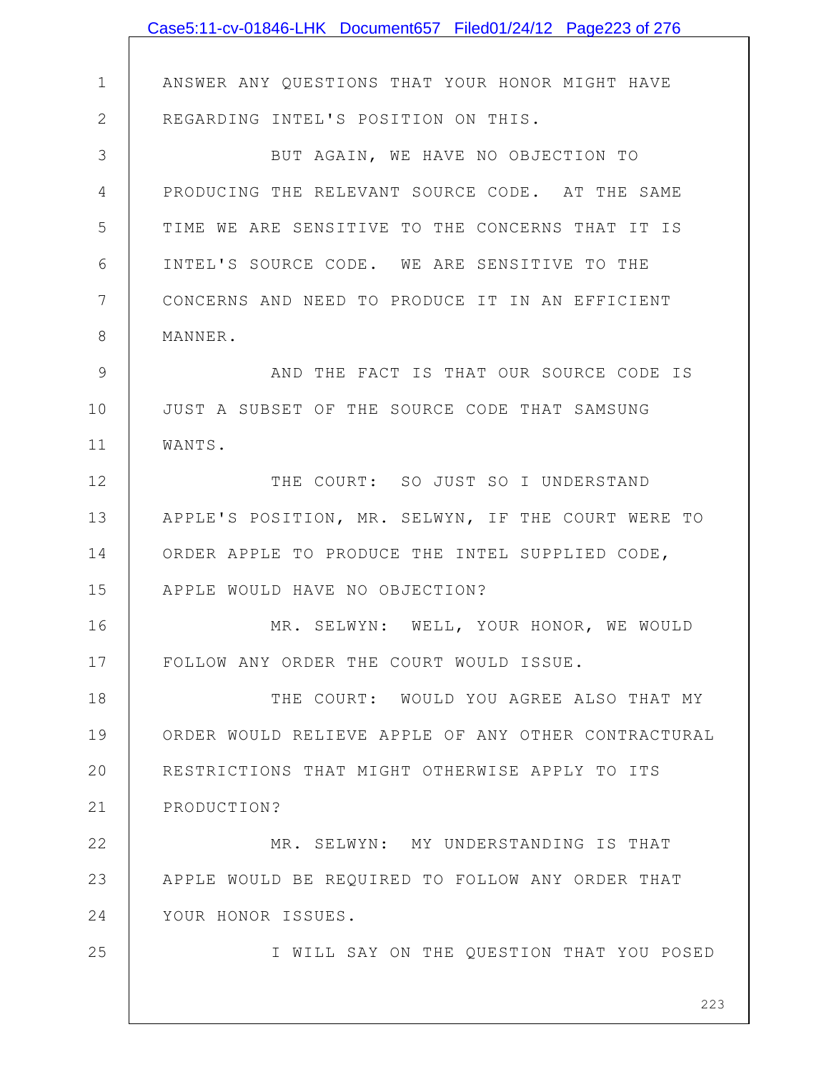ANSWER ANY QUESTIONS THAT YOUR HONOR MIGHT HAVE REGARDING INTEL'S POSITION ON THIS.

BUT AGAIN, WE HAVE NO OBJECTION TO PRODUCING THE RELEVANT SOURCE CODE. AT THE SAME TIME WE ARE SENSITIVE TO THE CONCERNS THAT IT IS INTEL'S SOURCE CODE. WE ARE SENSITIVE TO THE CONCERNS AND NEED TO PRODUCE IT IN AN EFFICIENT MANNER.

AND THE FACT IS THAT OUR SOURCE CODE IS JUST A SUBSET OF THE SOURCE CODE THAT SAMSUNG WANTS.

THE COURT: SO JUST SO I UNDERSTAND APPLE'S POSITION, MR. SELWYN, IF THE COURT WERE TO ORDER APPLE TO PRODUCE THE INTEL SUPPLIED CODE, APPLE WOULD HAVE NO OBJECTION?

MR. SELWYN: WELL, YOUR HONOR, WE WOULD FOLLOW ANY ORDER THE COURT WOULD ISSUE.

THE COURT: WOULD YOU AGREE ALSO THAT MY ORDER WOULD RELIEVE APPLE OF ANY OTHER CONTRACTURAL RESTRICTIONS THAT MIGHT OTHERWISE APPLY TO ITS PRODUCTION?

MR. SELWYN: MY UNDERSTANDING IS THAT APPLE WOULD BE REQUIRED TO FOLLOW ANY ORDER THAT YOUR HONOR ISSUES.

I WILL SAY ON THE QUESTION THAT YOU POSED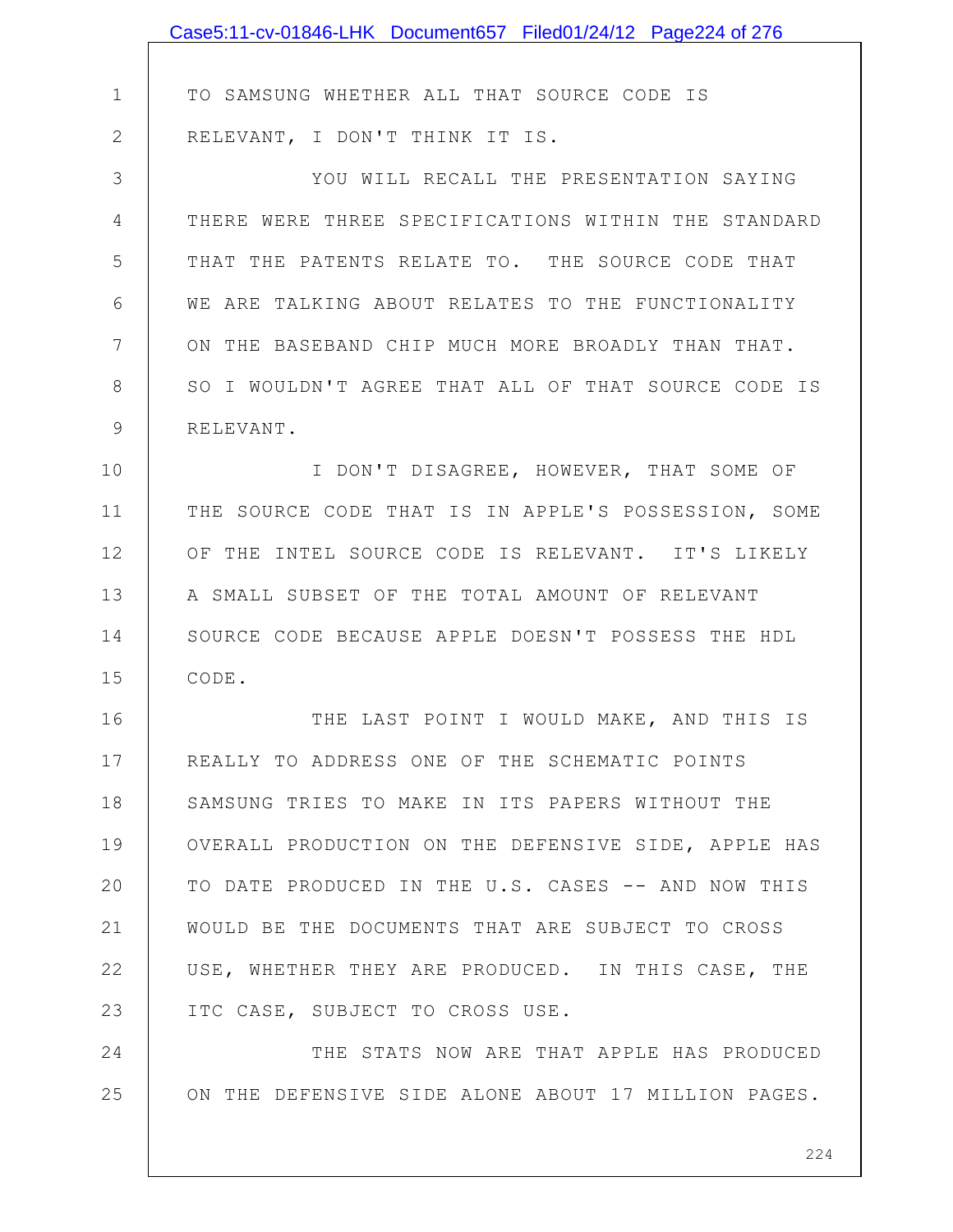TO SAMSUNG WHETHER ALL THAT SOURCE CODE IS RELEVANT, I DON'T THINK IT IS.

YOU WILL RECALL THE PRESENTATION SAYING THERE WERE THREE SPECIFICATIONS WITHIN THE STANDARD THAT THE PATENTS RELATE TO. THE SOURCE CODE THAT WE ARE TALKING ABOUT RELATES TO THE FUNCTIONALITY ON THE BASEBAND CHIP MUCH MORE BROADLY THAN THAT. SO I WOULDN'T AGREE THAT ALL OF THAT SOURCE CODE IS RELEVANT.

I DON'T DISAGREE, HOWEVER, THAT SOME OF THE SOURCE CODE THAT IS IN APPLE'S POSSESSION, SOME OF THE INTEL SOURCE CODE IS RELEVANT. IT'S LIKELY A SMALL SUBSET OF THE TOTAL AMOUNT OF RELEVANT SOURCE CODE BECAUSE APPLE DOESN'T POSSESS THE HDL CODE.

THE LAST POINT I WOULD MAKE, AND THIS IS REALLY TO ADDRESS ONE OF THE SCHEMATIC POINTS SAMSUNG TRIES TO MAKE IN ITS PAPERS WITHOUT THE OVERALL PRODUCTION ON THE DEFENSIVE SIDE, APPLE HAS TO DATE PRODUCED IN THE U.S. CASES -- AND NOW THIS WOULD BE THE DOCUMENTS THAT ARE SUBJECT TO CROSS USE, WHETHER THEY ARE PRODUCED. IN THIS CASE, THE ITC CASE, SUBJECT TO CROSS USE.

THE STATS NOW ARE THAT APPLE HAS PRODUCED ON THE DEFENSIVE SIDE ALONE ABOUT 17 MILLION PAGES.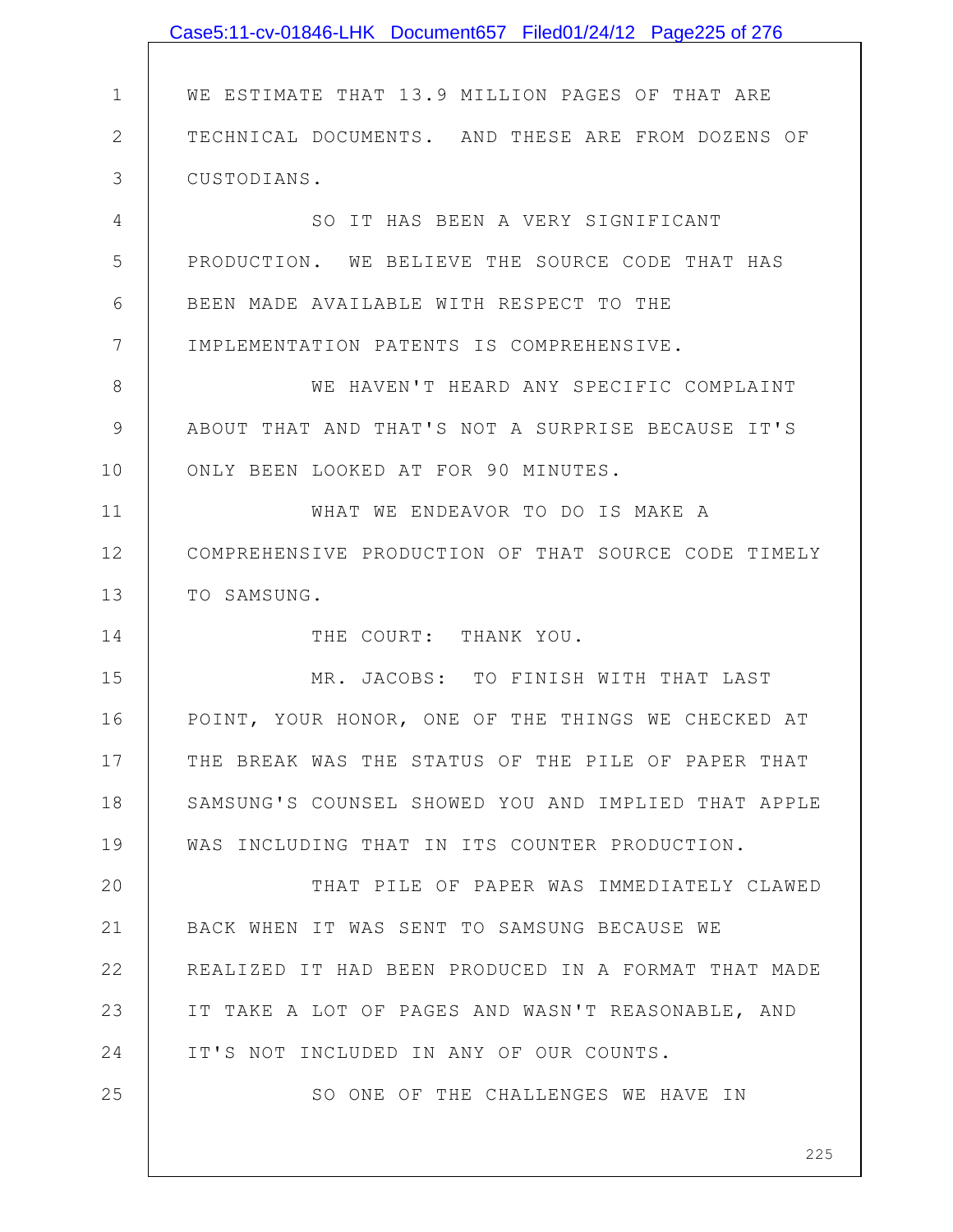WE ESTIMATE THAT 13.9 MILLION PAGES OF THAT ARE TECHNICAL DOCUMENTS. AND THESE ARE FROM DOZENS OF CUSTODIANS.

SO IT HAS BEEN A VERY SIGNIFICANT PRODUCTION. WE BELIEVE THE SOURCE CODE THAT HAS BEEN MADE AVAILABLE WITH RESPECT TO THE IMPLEMENTATION PATENTS IS COMPREHENSIVE.

WE HAVEN'T HEARD ANY SPECIFIC COMPLAINT ABOUT THAT AND THAT'S NOT A SURPRISE BECAUSE IT'S ONLY BEEN LOOKED AT FOR 90 MINUTES.

WHAT WE ENDEAVOR TO DO IS MAKE A COMPREHENSIVE PRODUCTION OF THAT SOURCE CODE TIMELY TO SAMSUNG.

THE COURT: THANK YOU.

MR. JACOBS: TO FINISH WITH THAT LAST POINT, YOUR HONOR, ONE OF THE THINGS WE CHECKED AT THE BREAK WAS THE STATUS OF THE PILE OF PAPER THAT SAMSUNG'S COUNSEL SHOWED YOU AND IMPLIED THAT APPLE WAS INCLUDING THAT IN ITS COUNTER PRODUCTION.

THAT PILE OF PAPER WAS IMMEDIATELY CLAWED BACK WHEN IT WAS SENT TO SAMSUNG BECAUSE WE REALIZED IT HAD BEEN PRODUCED IN A FORMAT THAT MADE IT TAKE A LOT OF PAGES AND WASN'T REASONABLE, AND IT'S NOT INCLUDED IN ANY OF OUR COUNTS.

SO ONE OF THE CHALLENGES WE HAVE IN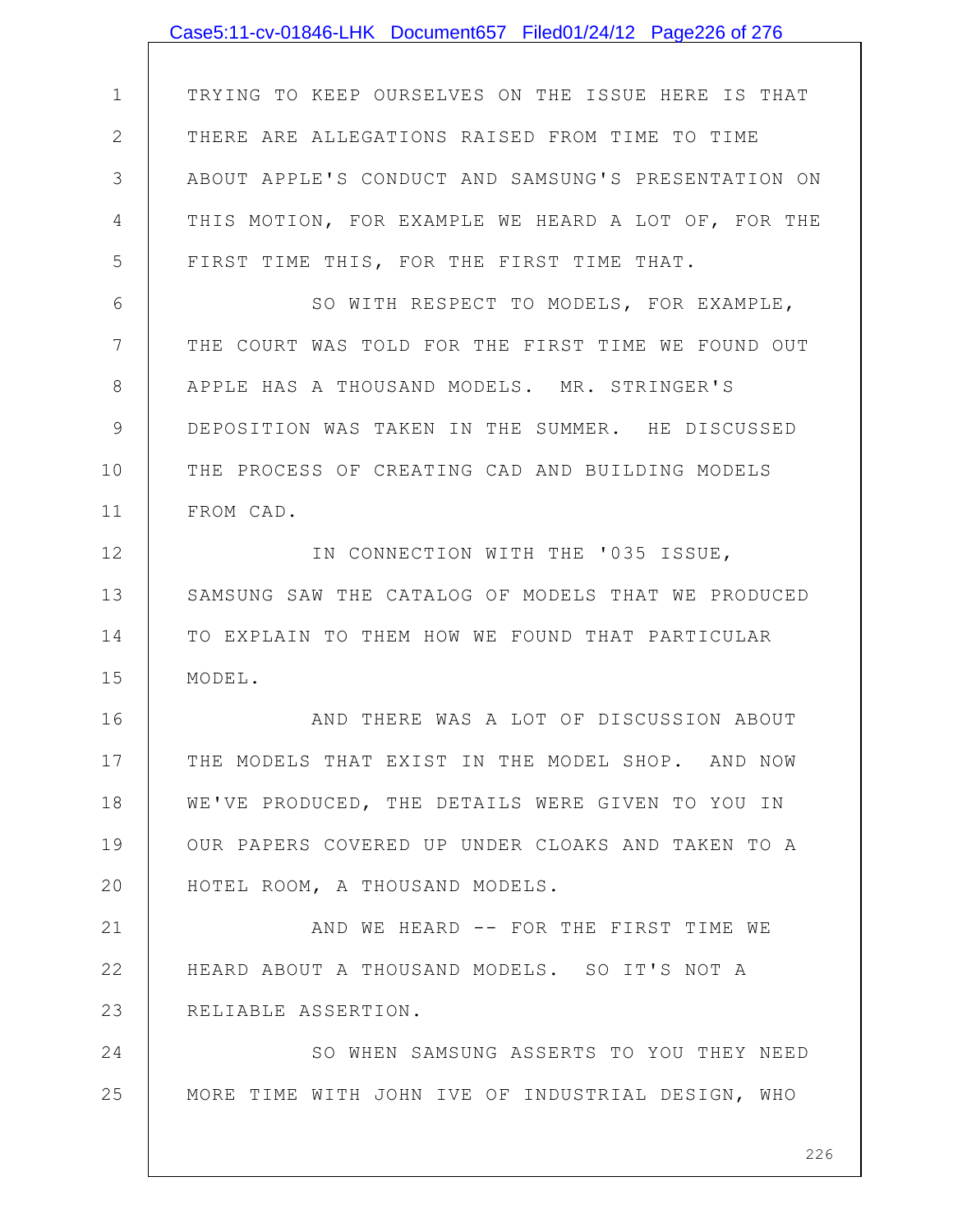TRYING TO KEEP OURSELVES ON THE ISSUE HERE IS THAT THERE ARE ALLEGATIONS RAISED FROM TIME TO TIME ABOUT APPLE'S CONDUCT AND SAMSUNG'S PRESENTATION ON THIS MOTION, FOR EXAMPLE WE HEARD A LOT OF, FOR THE FIRST TIME THIS, FOR THE FIRST TIME THAT.

SO WITH RESPECT TO MODELS, FOR EXAMPLE, THE COURT WAS TOLD FOR THE FIRST TIME WE FOUND OUT APPLE HAS A THOUSAND MODELS. MR. STRINGER'S DEPOSITION WAS TAKEN IN THE SUMMER. HE DISCUSSED THE PROCESS OF CREATING CAD AND BUILDING MODELS FROM CAD.

IN CONNECTION WITH THE '035 ISSUE, SAMSUNG SAW THE CATALOG OF MODELS THAT WE PRODUCED TO EXPLAIN TO THEM HOW WE FOUND THAT PARTICULAR MODEL.

AND THERE WAS A LOT OF DISCUSSION ABOUT THE MODELS THAT EXIST IN THE MODEL SHOP. AND NOW WE'VE PRODUCED, THE DETAILS WERE GIVEN TO YOU IN OUR PAPERS COVERED UP UNDER CLOAKS AND TAKEN TO A HOTEL ROOM, A THOUSAND MODELS.

AND WE HEARD -- FOR THE FIRST TIME WE HEARD ABOUT A THOUSAND MODELS. SO IT'S NOT A RELIABLE ASSERTION.

SO WHEN SAMSUNG ASSERTS TO YOU THEY NEED MORE TIME WITH JOHN IVE OF INDUSTRIAL DESIGN, WHO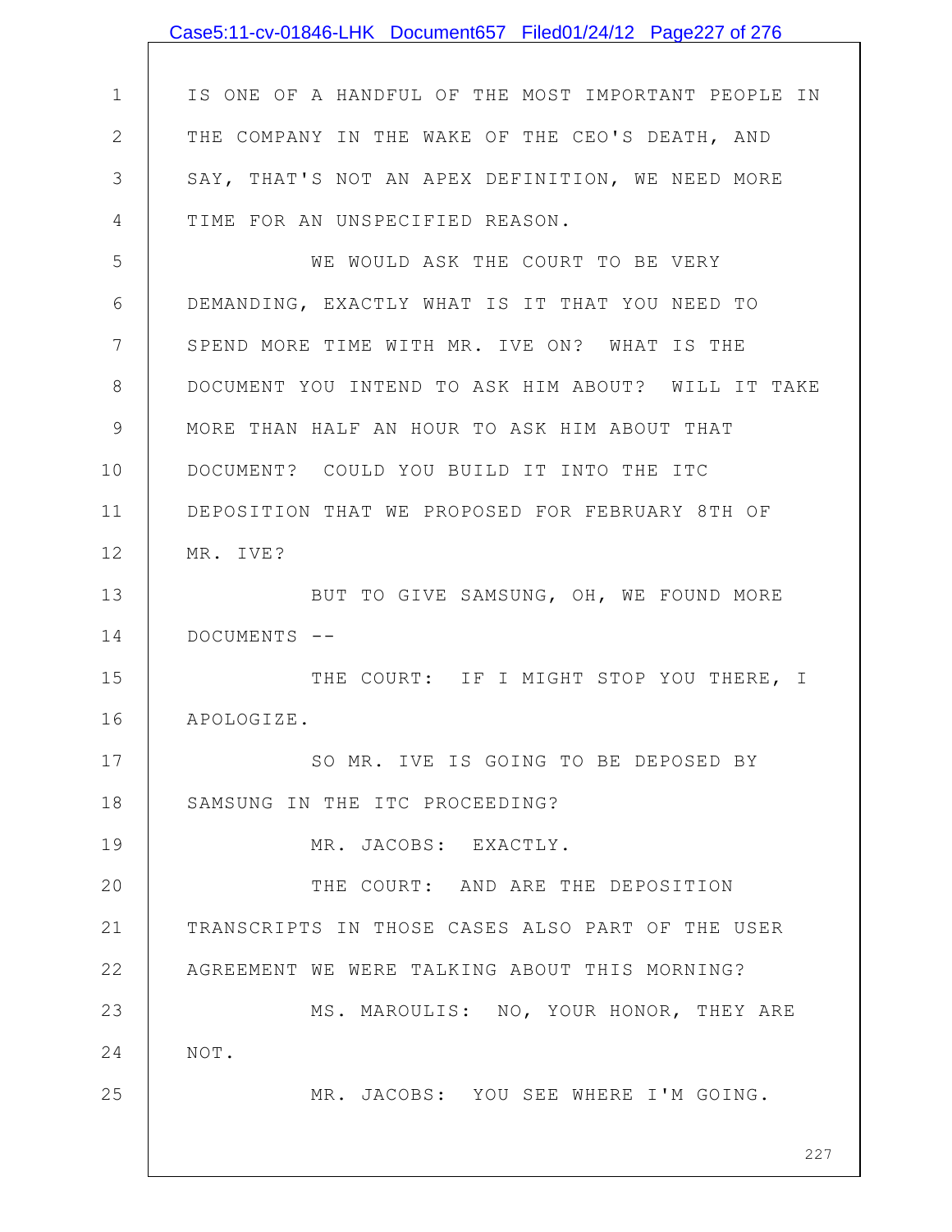IS ONE OF A HANDFUL OF THE MOST IMPORTANT PEOPLE IN THE COMPANY IN THE WAKE OF THE CEO'S DEATH, AND SAY, THAT'S NOT AN APEX DEFINITION, WE NEED MORE TIME FOR AN UNSPECIFIED REASON.

WE WOULD ASK THE COURT TO BE VERY DEMANDING, EXACTLY WHAT IS IT THAT YOU NEED TO SPEND MORE TIME WITH MR. IVE ON? WHAT IS THE DOCUMENT YOU INTEND TO ASK HIM ABOUT? WILL IT TAKE MORE THAN HALF AN HOUR TO ASK HIM ABOUT THAT DOCUMENT? COULD YOU BUILD IT INTO THE ITC DEPOSITION THAT WE PROPOSED FOR FEBRUARY 8TH OF MR. IVE?

BUT TO GIVE SAMSUNG, OH, WE FOUND MORE DOCUMENTS --

THE COURT: IF I MIGHT STOP YOU THERE, I APOLOGIZE.

SO MR. IVE IS GOING TO BE DEPOSED BY SAMSUNG IN THE ITC PROCEEDING?

MR. JACOBS: EXACTLY.

THE COURT: AND ARE THE DEPOSITION TRANSCRIPTS IN THOSE CASES ALSO PART OF THE USER AGREEMENT WE WERE TALKING ABOUT THIS MORNING?

MS. MAROULIS: NO, YOUR HONOR, THEY ARE NOT.

MR. JACOBS: YOU SEE WHERE I'M GOING.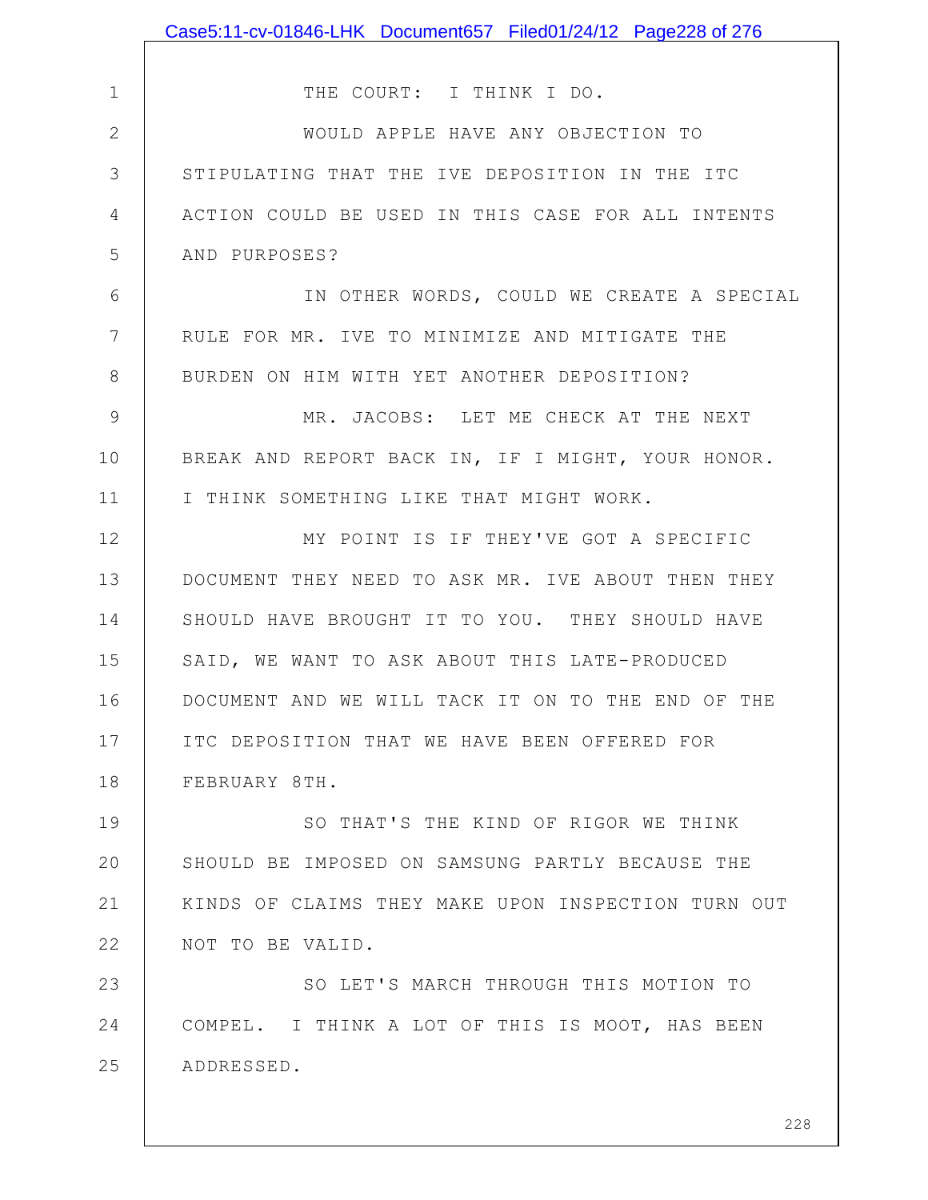THE COURT: I THINK I DO.

WOULD APPLE HAVE ANY OBJECTION TO STIPULATING THAT THE IVE DEPOSITION IN THE ITC ACTION COULD BE USED IN THIS CASE FOR ALL INTENTS AND PURPOSES?

IN OTHER WORDS, COULD WE CREATE A SPECIAL RULE FOR MR. IVE TO MINIMIZE AND MITIGATE THE BURDEN ON HIM WITH YET ANOTHER DEPOSITION?

MR. JACOBS: LET ME CHECK AT THE NEXT BREAK AND REPORT BACK IN, IF I MIGHT, YOUR HONOR. I THINK SOMETHING LIKE THAT MIGHT WORK.

MY POINT IS IF THEY'VE GOT A SPECIFIC DOCUMENT THEY NEED TO ASK MR. IVE ABOUT THEN THEY SHOULD HAVE BROUGHT IT TO YOU. THEY SHOULD HAVE SAID, WE WANT TO ASK ABOUT THIS LATE-PRODUCED DOCUMENT AND WE WILL TACK IT ON TO THE END OF THE ITC DEPOSITION THAT WE HAVE BEEN OFFERED FOR FEBRUARY 8TH.

SO THAT'S THE KIND OF RIGOR WE THINK SHOULD BE IMPOSED ON SAMSUNG PARTLY BECAUSE THE KINDS OF CLAIMS THEY MAKE UPON INSPECTION TURN OUT NOT TO BE VALID.

SO LET'S MARCH THROUGH THIS MOTION TO COMPEL. I THINK A LOT OF THIS IS MOOT, HAS BEEN ADDRESSED.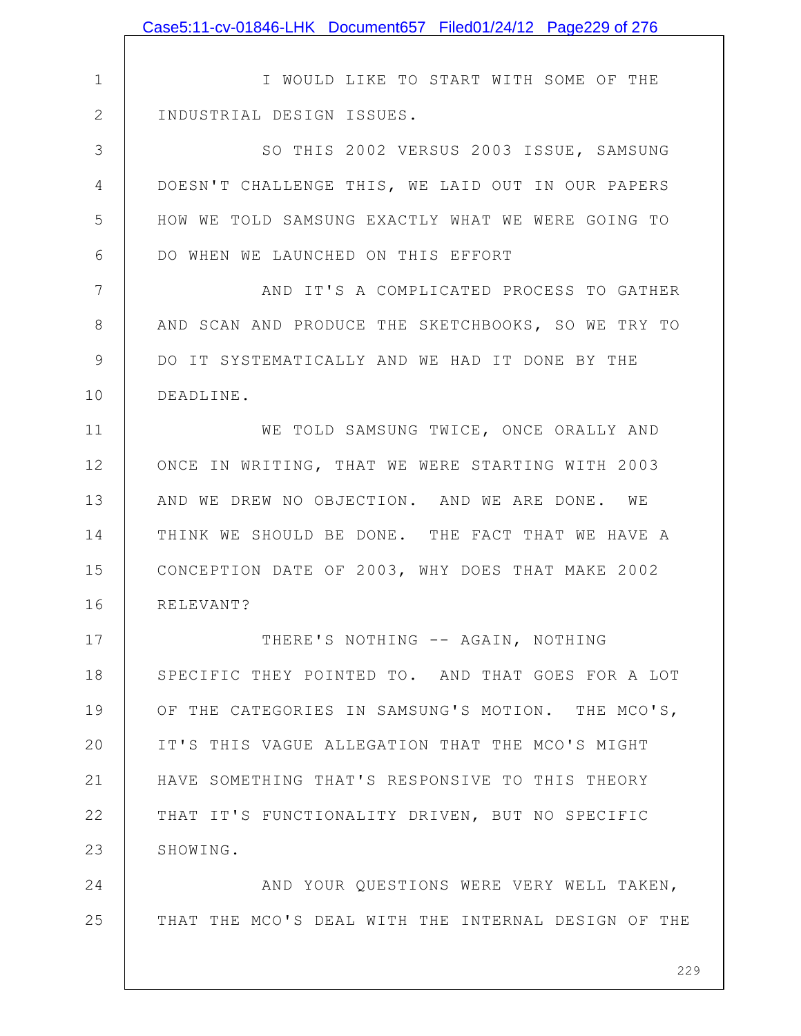I WOULD LIKE TO START WITH SOME OF THE INDUSTRIAL DESIGN ISSUES.

SO THIS 2002 VERSUS 2003 ISSUE, SAMSUNG DOESN'T CHALLENGE THIS, WE LAID OUT IN OUR PAPERS HOW WE TOLD SAMSUNG EXACTLY WHAT WE WERE GOING TO DO WHEN WE LAUNCHED ON THIS EFFORT

AND IT'S A COMPLICATED PROCESS TO GATHER AND SCAN AND PRODUCE THE SKETCHBOOKS, SO WE TRY TO DO IT SYSTEMATICALLY AND WE HAD IT DONE BY THE DEADLINE.

WE TOLD SAMSUNG TWICE, ONCE ORALLY AND ONCE IN WRITING, THAT WE WERE STARTING WITH 2003 AND WE DREW NO OBJECTION. AND WE ARE DONE. WE THINK WE SHOULD BE DONE. THE FACT THAT WE HAVE A CONCEPTION DATE OF 2003, WHY DOES THAT MAKE 2002 RELEVANT?

THERE'S NOTHING -- AGAIN, NOTHING SPECIFIC THEY POINTED TO. AND THAT GOES FOR A LOT OF THE CATEGORIES IN SAMSUNG'S MOTION. THE MCO'S, IT'S THIS VAGUE ALLEGATION THAT THE MCO'S MIGHT HAVE SOMETHING THAT'S RESPONSIVE TO THIS THEORY THAT IT'S FUNCTIONALITY DRIVEN, BUT NO SPECIFIC SHOWING.

AND YOUR QUESTIONS WERE VERY WELL TAKEN, THAT THE MCO'S DEAL WITH THE INTERNAL DESIGN OF THE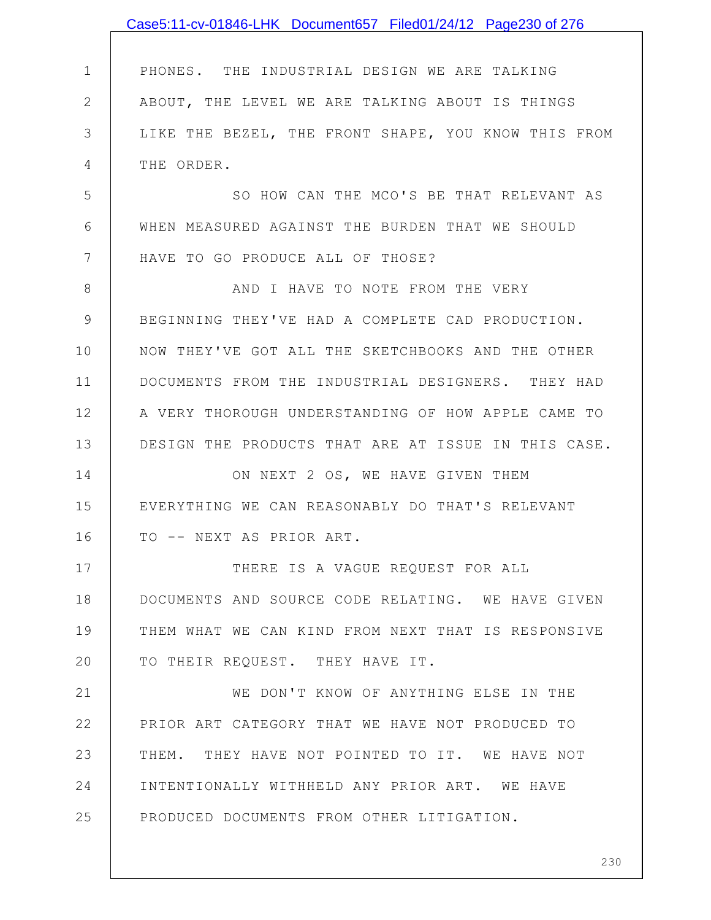PHONES. THE INDUSTRIAL DESIGN WE ARE TALKING ABOUT, THE LEVEL WE ARE TALKING ABOUT IS THINGS LIKE THE BEZEL, THE FRONT SHAPE, YOU KNOW THIS FROM THE ORDER.

SO HOW CAN THE MCO'S BE THAT RELEVANT AS WHEN MEASURED AGAINST THE BURDEN THAT WE SHOULD HAVE TO GO PRODUCE ALL OF THOSE?

AND I HAVE TO NOTE FROM THE VERY BEGINNING THEY'VE HAD A COMPLETE CAD PRODUCTION. NOW THEY'VE GOT ALL THE SKETCHBOOKS AND THE OTHER DOCUMENTS FROM THE INDUSTRIAL DESIGNERS. THEY HAD A VERY THOROUGH UNDERSTANDING OF HOW APPLE CAME TO DESIGN THE PRODUCTS THAT ARE AT ISSUE IN THIS CASE.

ON NEXT 2 OS, WE HAVE GIVEN THEM EVERYTHING WE CAN REASONABLY DO THAT'S RELEVANT TO -- NEXT AS PRIOR ART.

THERE IS A VAGUE REQUEST FOR ALL DOCUMENTS AND SOURCE CODE RELATING. WE HAVE GIVEN THEM WHAT WE CAN KIND FROM NEXT THAT IS RESPONSIVE TO THEIR REQUEST. THEY HAVE IT.

WE DON'T KNOW OF ANYTHING ELSE IN THE PRIOR ART CATEGORY THAT WE HAVE NOT PRODUCED TO THEM. THEY HAVE NOT POINTED TO IT. WE HAVE NOT INTENTIONALLY WITHHELD ANY PRIOR ART. WE HAVE PRODUCED DOCUMENTS FROM OTHER LITIGATION.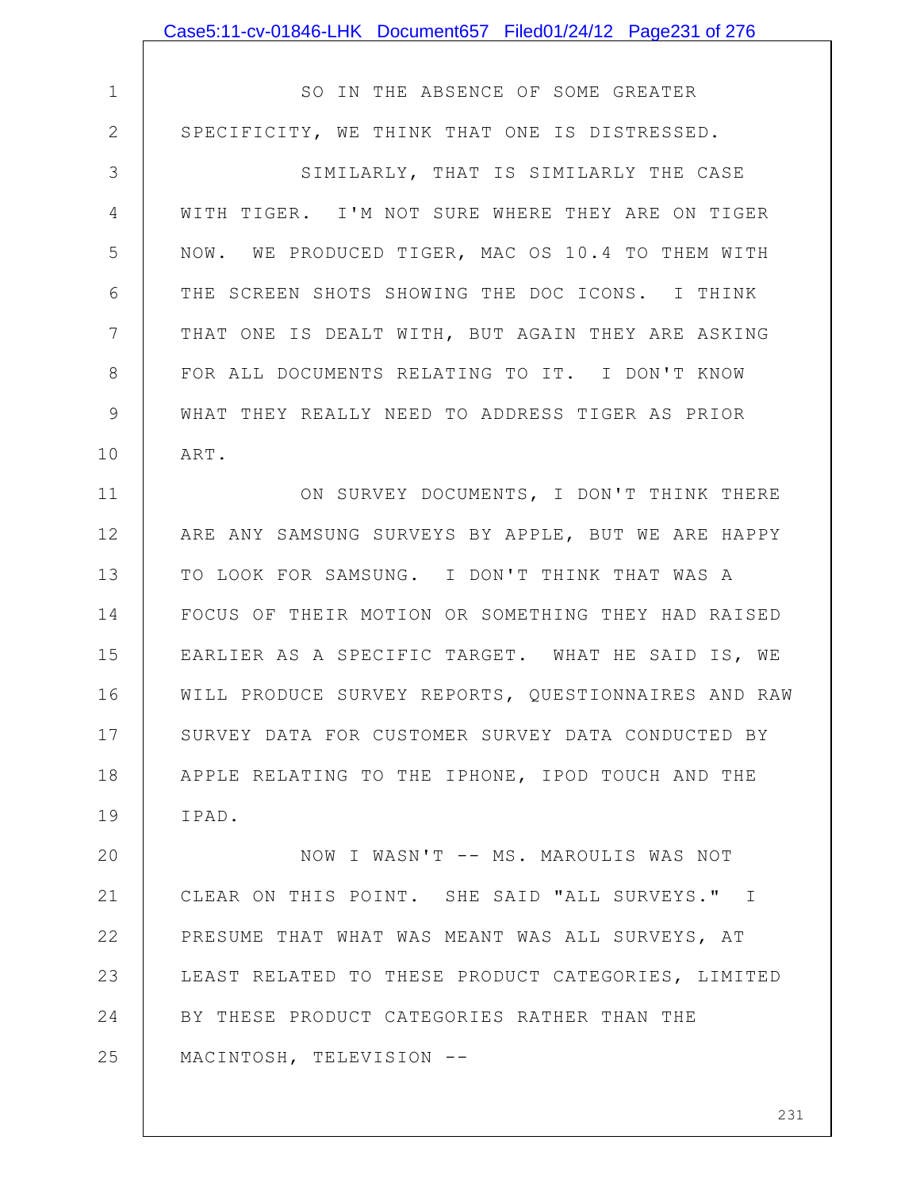SO IN THE ABSENCE OF SOME GREATER SPECIFICITY, WE THINK THAT ONE IS DISTRESSED.

SIMILARLY, THAT IS SIMILARLY THE CASE WITH TIGER. I'M NOT SURE WHERE THEY ARE ON TIGER NOW. WE PRODUCED TIGER, MAC OS 10.4 TO THEM WITH THE SCREEN SHOTS SHOWING THE DOC ICONS. I THINK THAT ONE IS DEALT WITH, BUT AGAIN THEY ARE ASKING FOR ALL DOCUMENTS RELATING TO IT. I DON'T KNOW WHAT THEY REALLY NEED TO ADDRESS TIGER AS PRIOR ART.

ON SURVEY DOCUMENTS, I DON'T THINK THERE ARE ANY SAMSUNG SURVEYS BY APPLE, BUT WE ARE HAPPY TO LOOK FOR SAMSUNG. I DON'T THINK THAT WAS A FOCUS OF THEIR MOTION OR SOMETHING THEY HAD RAISED EARLIER AS A SPECIFIC TARGET. WHAT HE SAID IS, WE WILL PRODUCE SURVEY REPORTS, QUESTIONNAIRES AND RAW SURVEY DATA FOR CUSTOMER SURVEY DATA CONDUCTED BY APPLE RELATING TO THE IPHONE, IPOD TOUCH AND THE IPAD.

NOW I WASN'T -- MS. MAROULIS WAS NOT CLEAR ON THIS POINT. SHE SAID "ALL SURVEYS." I PRESUME THAT WHAT WAS MEANT WAS ALL SURVEYS, AT LEAST RELATED TO THESE PRODUCT CATEGORIES, LIMITED BY THESE PRODUCT CATEGORIES RATHER THAN THE MACINTOSH, TELEVISION --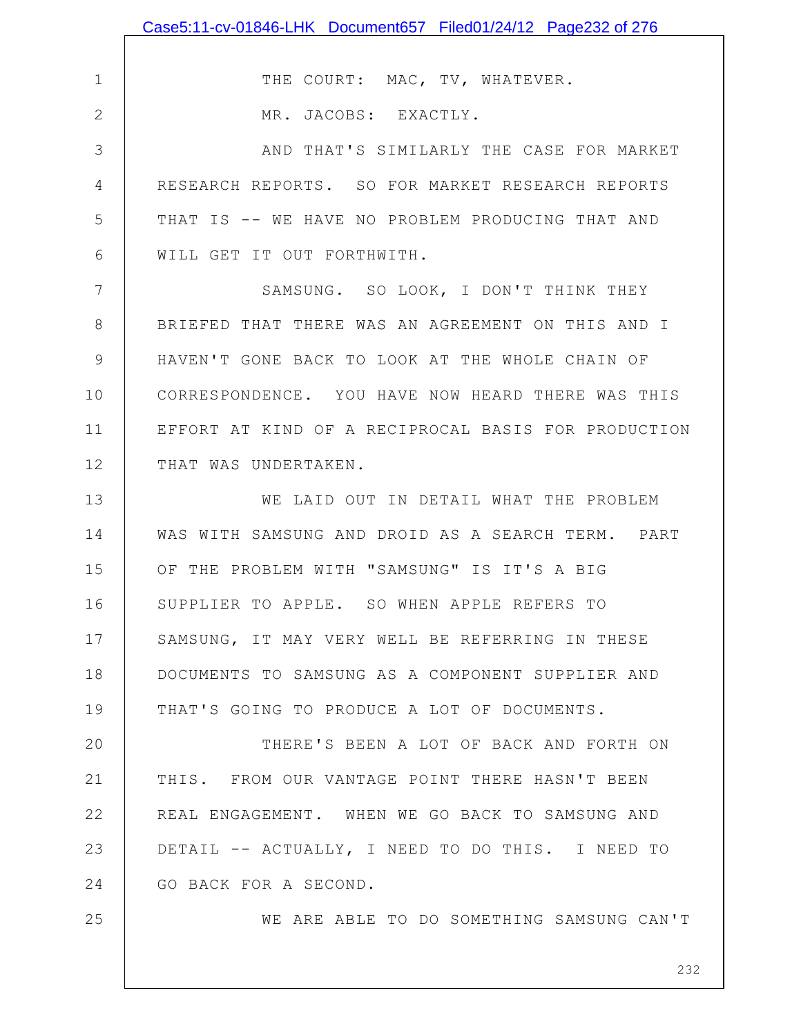THE COURT: MAC, TV, WHATEVER.

MR. JACOBS: EXACTLY.

AND THAT'S SIMILARLY THE CASE FOR MARKET RESEARCH REPORTS. SO FOR MARKET RESEARCH REPORTS THAT IS -- WE HAVE NO PROBLEM PRODUCING THAT AND WILL GET IT OUT FORTHWITH.

SAMSUNG. SO LOOK, I DON'T THINK THEY BRIEFED THAT THERE WAS AN AGREEMENT ON THIS AND I HAVEN'T GONE BACK TO LOOK AT THE WHOLE CHAIN OF CORRESPONDENCE. YOU HAVE NOW HEARD THERE WAS THIS EFFORT AT KIND OF A RECIPROCAL BASIS FOR PRODUCTION THAT WAS UNDERTAKEN.

WE LAID OUT IN DETAIL WHAT THE PROBLEM WAS WITH SAMSUNG AND DROID AS A SEARCH TERM. PART OF THE PROBLEM WITH "SAMSUNG" IS IT'S A BIG SUPPLIER TO APPLE. SO WHEN APPLE REFERS TO SAMSUNG, IT MAY VERY WELL BE REFERRING IN THESE DOCUMENTS TO SAMSUNG AS A COMPONENT SUPPLIER AND THAT'S GOING TO PRODUCE A LOT OF DOCUMENTS.

THERE'S BEEN A LOT OF BACK AND FORTH ON THIS. FROM OUR VANTAGE POINT THERE HASN'T BEEN REAL ENGAGEMENT. WHEN WE GO BACK TO SAMSUNG AND DETAIL -- ACTUALLY, I NEED TO DO THIS. I NEED TO GO BACK FOR A SECOND.

WE ARE ABLE TO DO SOMETHING SAMSUNG CAN'T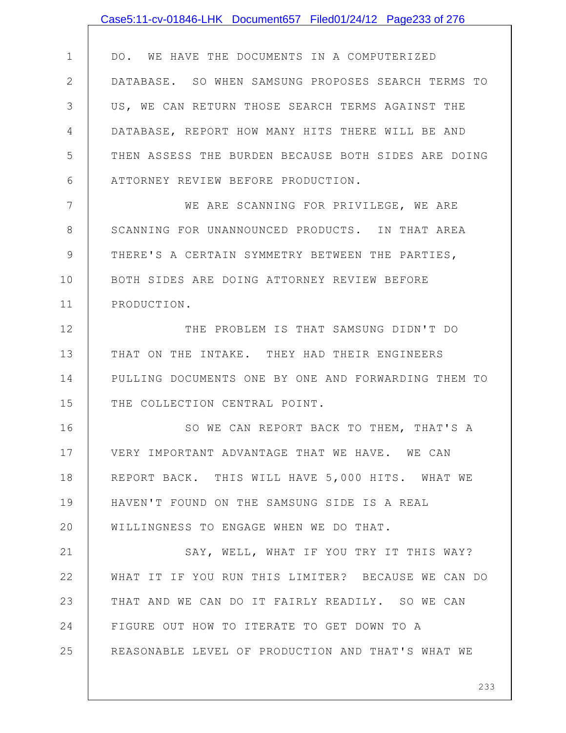DO. WE HAVE THE DOCUMENTS IN A COMPUTERIZED DATABASE. SO WHEN SAMSUNG PROPOSES SEARCH TERMS TO US, WE CAN RETURN THOSE SEARCH TERMS AGAINST THE DATABASE, REPORT HOW MANY HITS THERE WILL BE AND THEN ASSESS THE BURDEN BECAUSE BOTH SIDES ARE DOING ATTORNEY REVIEW BEFORE PRODUCTION.

WE ARE SCANNING FOR PRIVILEGE, WE ARE SCANNING FOR UNANNOUNCED PRODUCTS. IN THAT AREA THERE'S A CERTAIN SYMMETRY BETWEEN THE PARTIES, BOTH SIDES ARE DOING ATTORNEY REVIEW BEFORE PRODUCTION.

THE PROBLEM IS THAT SAMSUNG DIDN'T DO THAT ON THE INTAKE. THEY HAD THEIR ENGINEERS PULLING DOCUMENTS ONE BY ONE AND FORWARDING THEM TO THE COLLECTION CENTRAL POINT.

SO WE CAN REPORT BACK TO THEM, THAT'S A VERY IMPORTANT ADVANTAGE THAT WE HAVE. WE CAN REPORT BACK. THIS WILL HAVE 5,000 HITS. WHAT WE HAVEN'T FOUND ON THE SAMSUNG SIDE IS A REAL WILLINGNESS TO ENGAGE WHEN WE DO THAT.

SAY, WELL, WHAT IF YOU TRY IT THIS WAY? WHAT IT IF YOU RUN THIS LIMITER? BECAUSE WE CAN DO THAT AND WE CAN DO IT FAIRLY READILY. SO WE CAN FIGURE OUT HOW TO ITERATE TO GET DOWN TO A REASONABLE LEVEL OF PRODUCTION AND THAT'S WHAT WE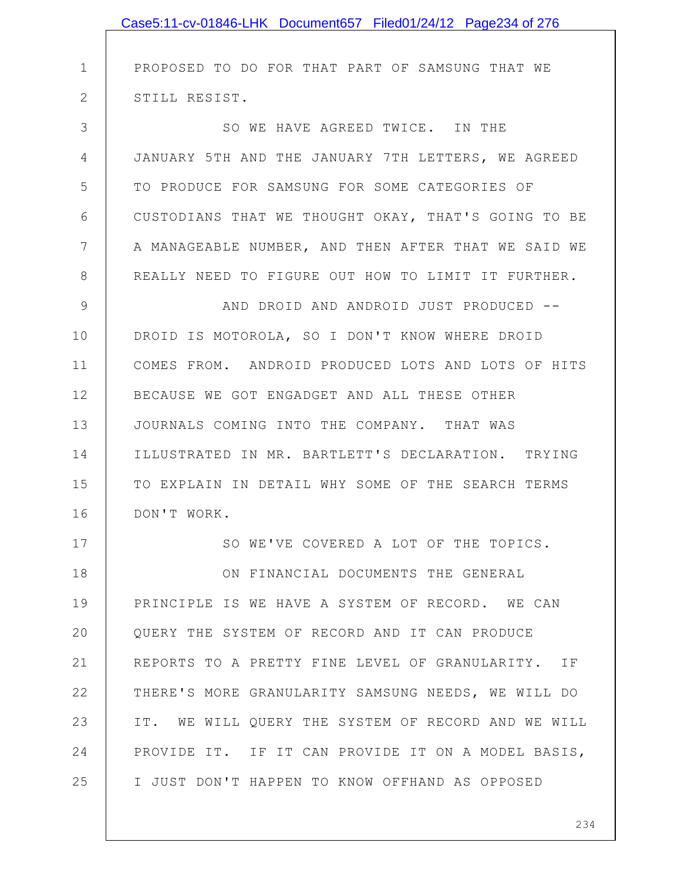PROPOSED TO DO FOR THAT PART OF SAMSUNG THAT WE STILL RESIST.

SO WE HAVE AGREED TWICE. IN THE JANUARY 5TH AND THE JANUARY 7TH LETTERS, WE AGREED TO PRODUCE FOR SAMSUNG FOR SOME CATEGORIES OF CUSTODIANS THAT WE THOUGHT OKAY, THAT'S GOING TO BE A MANAGEABLE NUMBER, AND THEN AFTER THAT WE SAID WE REALLY NEED TO FIGURE OUT HOW TO LIMIT IT FURTHER.

AND DROID AND ANDROID JUST PRODUCED -- DROID IS MOTOROLA, SO I DON'T KNOW WHERE DROID COMES FROM. ANDROID PRODUCED LOTS AND LOTS OF HITS BECAUSE WE GOT ENGADGET AND ALL THESE OTHER JOURNALS COMING INTO THE COMPANY. THAT WAS ILLUSTRATED IN MR. BARTLETT'S DECLARATION. TRYING TO EXPLAIN IN DETAIL WHY SOME OF THE SEARCH TERMS DON'T WORK.

SO WE'VE COVERED A LOT OF THE TOPICS.

ON FINANCIAL DOCUMENTS THE GENERAL PRINCIPLE IS WE HAVE A SYSTEM OF RECORD. WE CAN QUERY THE SYSTEM OF RECORD AND IT CAN PRODUCE REPORTS TO A PRETTY FINE LEVEL OF GRANULARITY. IF THERE'S MORE GRANULARITY SAMSUNG NEEDS, WE WILL DO IT. WE WILL QUERY THE SYSTEM OF RECORD AND WE WILL PROVIDE IT. IF IT CAN PROVIDE IT ON A MODEL BASIS, I JUST DON'T HAPPEN TO KNOW OFFHAND AS OPPOSED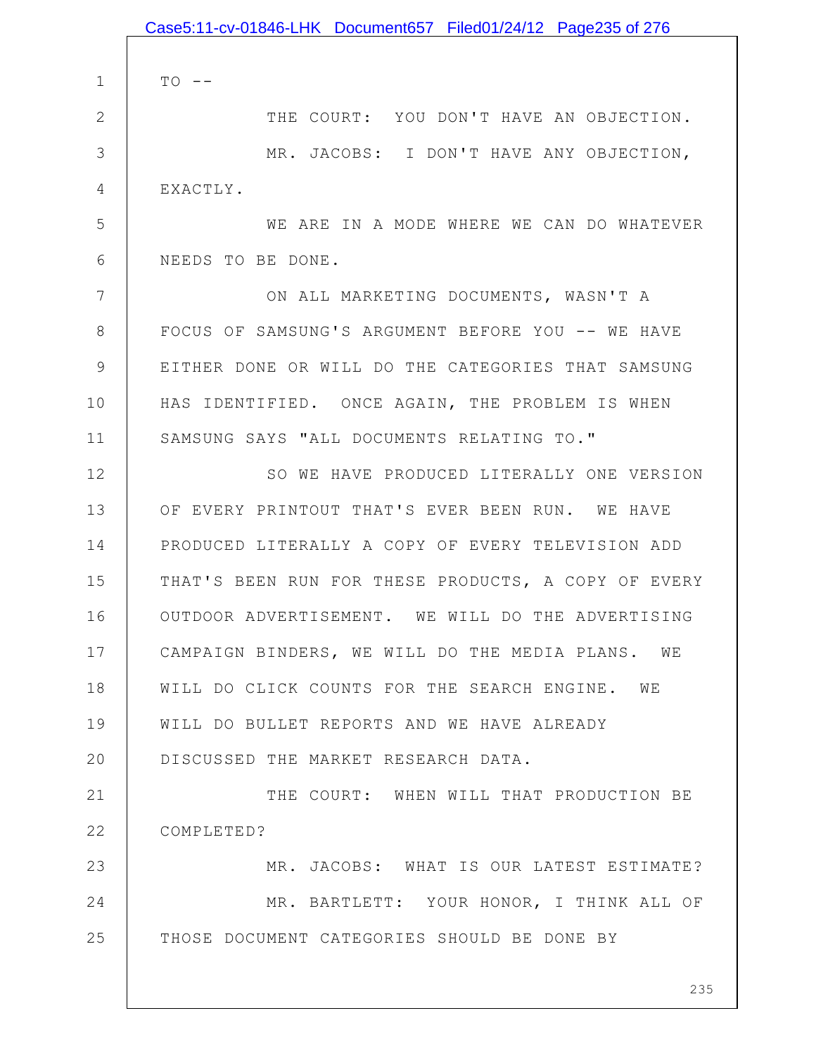TO --

THE COURT: YOU DON'T HAVE AN OBJECTION.

MR. JACOBS: I DON'T HAVE ANY OBJECTION, EXACTLY.

WE ARE IN A MODE WHERE WE CAN DO WHATEVER NEEDS TO BE DONE.

ON ALL MARKETING DOCUMENTS, WASN'T A FOCUS OF SAMSUNG'S ARGUMENT BEFORE YOU -- WE HAVE EITHER DONE OR WILL DO THE CATEGORIES THAT SAMSUNG HAS IDENTIFIED. ONCE AGAIN, THE PROBLEM IS WHEN SAMSUNG SAYS "ALL DOCUMENTS RELATING TO."

SO WE HAVE PRODUCED LITERALLY ONE VERSION OF EVERY PRINTOUT THAT'S EVER BEEN RUN. WE HAVE PRODUCED LITERALLY A COPY OF EVERY TELEVISION ADD THAT'S BEEN RUN FOR THESE PRODUCTS, A COPY OF EVERY OUTDOOR ADVERTISEMENT. WE WILL DO THE ADVERTISING CAMPAIGN BINDERS, WE WILL DO THE MEDIA PLANS. WE WILL DO CLICK COUNTS FOR THE SEARCH ENGINE. WE WILL DO BULLET REPORTS AND WE HAVE ALREADY DISCUSSED THE MARKET RESEARCH DATA.

THE COURT: WHEN WILL THAT PRODUCTION BE COMPLETED?

MR. JACOBS: WHAT IS OUR LATEST ESTIMATE?

MR. BARTLETT: YOUR HONOR, I THINK ALL OF THOSE DOCUMENT CATEGORIES SHOULD BE DONE BY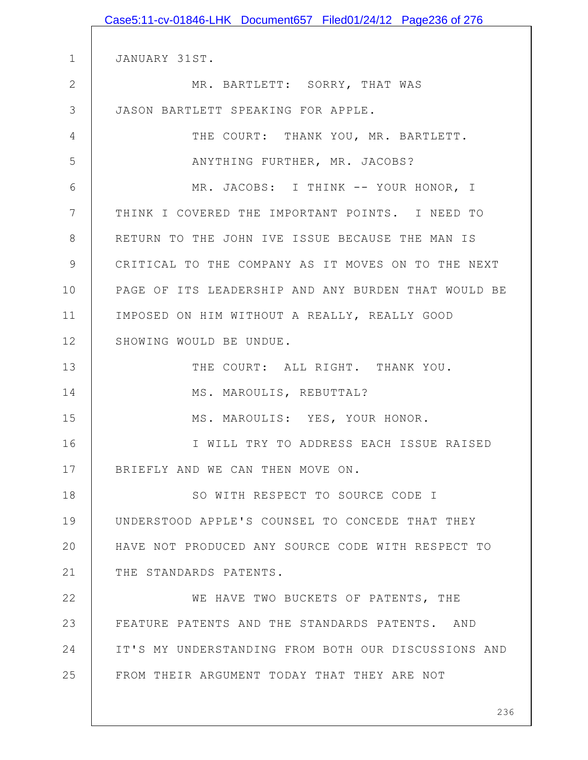JANUARY 31ST.

MR. BARTLETT: SORRY, THAT WAS JASON BARTLETT SPEAKING FOR APPLE.

THE COURT: THANK YOU, MR. BARTLETT.

ANYTHING FURTHER, MR. JACOBS?

MR. JACOBS: I THINK -- YOUR HONOR, I THINK I COVERED THE IMPORTANT POINTS. I NEED TO RETURN TO THE JOHN IVE ISSUE BECAUSE THE MAN IS CRITICAL TO THE COMPANY AS IT MOVES ON TO THE NEXT PAGE OF ITS LEADERSHIP AND ANY BURDEN THAT WOULD BE IMPOSED ON HIM WITHOUT A REALLY, REALLY GOOD SHOWING WOULD BE UNDUE.

THE COURT: ALL RIGHT. THANK YOU.

MS. MAROULIS, REBUTTAL?

MS. MAROULIS: YES, YOUR HONOR.

I WILL TRY TO ADDRESS EACH ISSUE RAISED BRIEFLY AND WE CAN THEN MOVE ON.

SO WITH RESPECT TO SOURCE CODE I UNDERSTOOD APPLE'S COUNSEL TO CONCEDE THAT THEY HAVE NOT PRODUCED ANY SOURCE CODE WITH RESPECT TO THE STANDARDS PATENTS.

WE HAVE TWO BUCKETS OF PATENTS, THE FEATURE PATENTS AND THE STANDARDS PATENTS. AND IT'S MY UNDERSTANDING FROM BOTH OUR DISCUSSIONS AND FROM THEIR ARGUMENT TODAY THAT THEY ARE NOT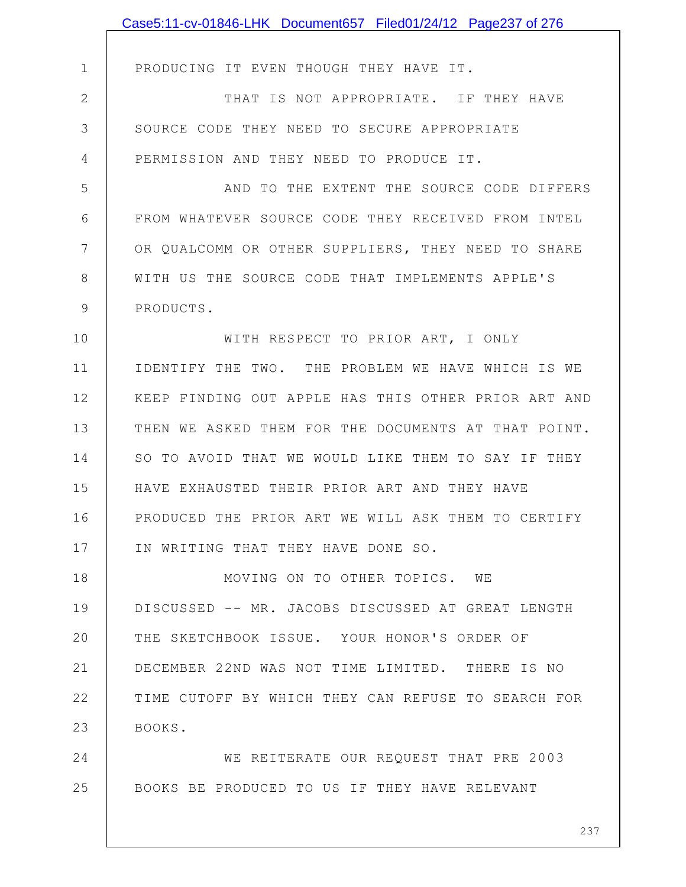PRODUCING IT EVEN THOUGH THEY HAVE IT.

THAT IS NOT APPROPRIATE. IF THEY HAVE SOURCE CODE THEY NEED TO SECURE APPROPRIATE PERMISSION AND THEY NEED TO PRODUCE IT.

AND TO THE EXTENT THE SOURCE CODE DIFFERS FROM WHATEVER SOURCE CODE THEY RECEIVED FROM INTEL OR QUALCOMM OR OTHER SUPPLIERS, THEY NEED TO SHARE WITH US THE SOURCE CODE THAT IMPLEMENTS APPLE'S PRODUCTS.

WITH RESPECT TO PRIOR ART, I ONLY IDENTIFY THE TWO. THE PROBLEM WE HAVE WHICH IS WE KEEP FINDING OUT APPLE HAS THIS OTHER PRIOR ART AND THEN WE ASKED THEM FOR THE DOCUMENTS AT THAT POINT. SO TO AVOID THAT WE WOULD LIKE THEM TO SAY IF THEY HAVE EXHAUSTED THEIR PRIOR ART AND THEY HAVE PRODUCED THE PRIOR ART WE WILL ASK THEM TO CERTIFY IN WRITING THAT THEY HAVE DONE SO.

MOVING ON TO OTHER TOPICS. WE DISCUSSED -- MR. JACOBS DISCUSSED AT GREAT LENGTH THE SKETCHBOOK ISSUE. YOUR HONOR'S ORDER OF DECEMBER 22ND WAS NOT TIME LIMITED. THERE IS NO TIME CUTOFF BY WHICH THEY CAN REFUSE TO SEARCH FOR BOOKS.

WE REITERATE OUR REQUEST THAT PRE 2003 BOOKS BE PRODUCED TO US IF THEY HAVE RELEVANT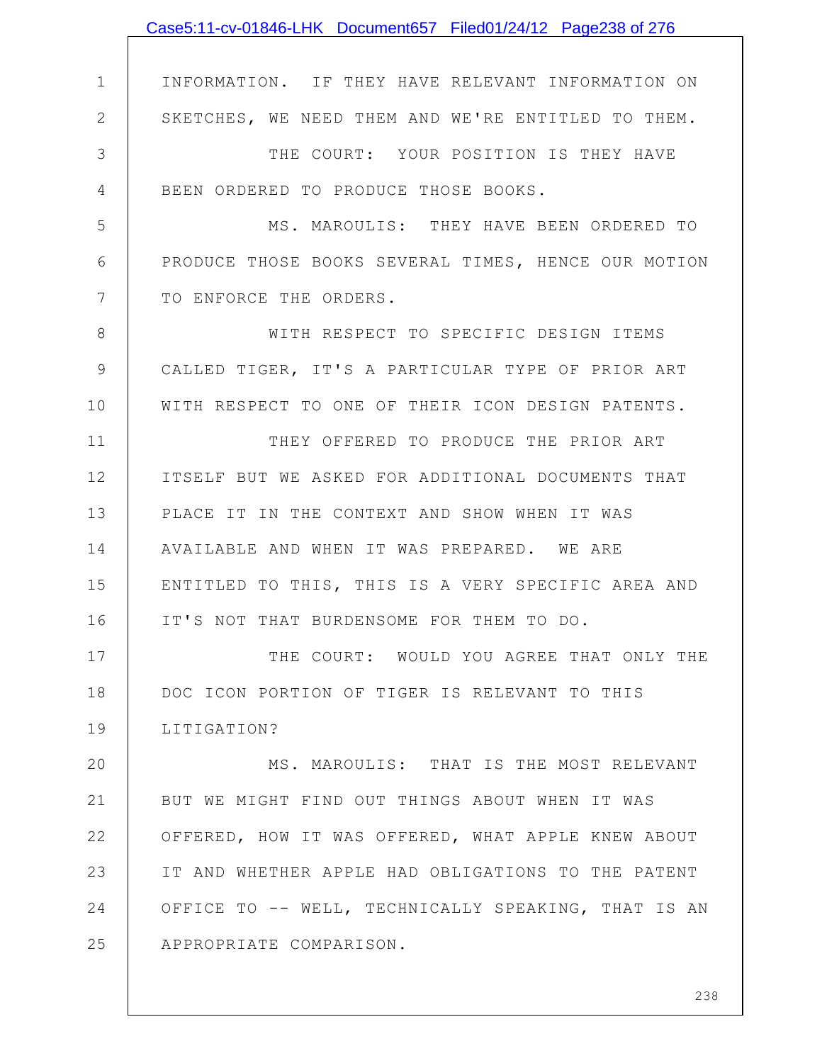INFORMATION. IF THEY HAVE RELEVANT INFORMATION ON SKETCHES, WE NEED THEM AND WE'RE ENTITLED TO THEM.

THE COURT: YOUR POSITION IS THEY HAVE BEEN ORDERED TO PRODUCE THOSE BOOKS.

MS. MAROULIS: THEY HAVE BEEN ORDERED TO PRODUCE THOSE BOOKS SEVERAL TIMES, HENCE OUR MOTION TO ENFORCE THE ORDERS.

WITH RESPECT TO SPECIFIC DESIGN ITEMS CALLED TIGER, IT'S A PARTICULAR TYPE OF PRIOR ART WITH RESPECT TO ONE OF THEIR ICON DESIGN PATENTS.

THEY OFFERED TO PRODUCE THE PRIOR ART ITSELF BUT WE ASKED FOR ADDITIONAL DOCUMENTS THAT PLACE IT IN THE CONTEXT AND SHOW WHEN IT WAS AVAILABLE AND WHEN IT WAS PREPARED. WE ARE ENTITLED TO THIS, THIS IS A VERY SPECIFIC AREA AND IT'S NOT THAT BURDENSOME FOR THEM TO DO.

THE COURT: WOULD YOU AGREE THAT ONLY THE DOC ICON PORTION OF TIGER IS RELEVANT TO THIS LITIGATION?

MS. MAROULIS: THAT IS THE MOST RELEVANT BUT WE MIGHT FIND OUT THINGS ABOUT WHEN IT WAS OFFERED, HOW IT WAS OFFERED, WHAT APPLE KNEW ABOUT IT AND WHETHER APPLE HAD OBLIGATIONS TO THE PATENT OFFICE TO -- WELL, TECHNICALLY SPEAKING, THAT IS AN APPROPRIATE COMPARISON.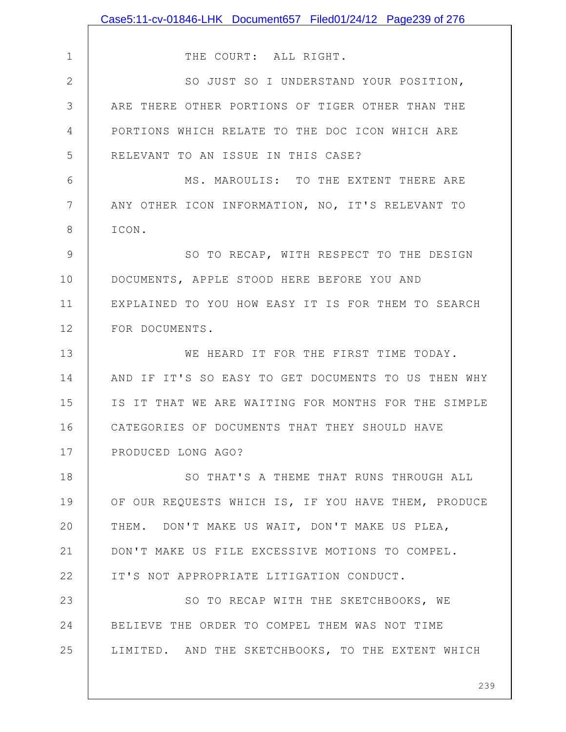THE COURT: ALL RIGHT.

SO JUST SO I UNDERSTAND YOUR POSITION, ARE THERE OTHER PORTIONS OF TIGER OTHER THAN THE PORTIONS WHICH RELATE TO THE DOC ICON WHICH ARE RELEVANT TO AN ISSUE IN THIS CASE?

MS. MAROULIS: TO THE EXTENT THERE ARE ANY OTHER ICON INFORMATION, NO, IT'S RELEVANT TO ICON.

SO TO RECAP, WITH RESPECT TO THE DESIGN DOCUMENTS, APPLE STOOD HERE BEFORE YOU AND EXPLAINED TO YOU HOW EASY IT IS FOR THEM TO SEARCH FOR DOCUMENTS.

WE HEARD IT FOR THE FIRST TIME TODAY. AND IF IT'S SO EASY TO GET DOCUMENTS TO US THEN WHY IS IT THAT WE ARE WAITING FOR MONTHS FOR THE SIMPLE CATEGORIES OF DOCUMENTS THAT THEY SHOULD HAVE PRODUCED LONG AGO?

SO THAT'S A THEME THAT RUNS THROUGH ALL OF OUR REQUESTS WHICH IS, IF YOU HAVE THEM, PRODUCE THEM. DON'T MAKE US WAIT, DON'T MAKE US PLEA, DON'T MAKE US FILE EXCESSIVE MOTIONS TO COMPEL. IT'S NOT APPROPRIATE LITIGATION CONDUCT.

SO TO RECAP WITH THE SKETCHBOOKS, WE BELIEVE THE ORDER TO COMPEL THEM WAS NOT TIME LIMITED. AND THE SKETCHBOOKS, TO THE EXTENT WHICH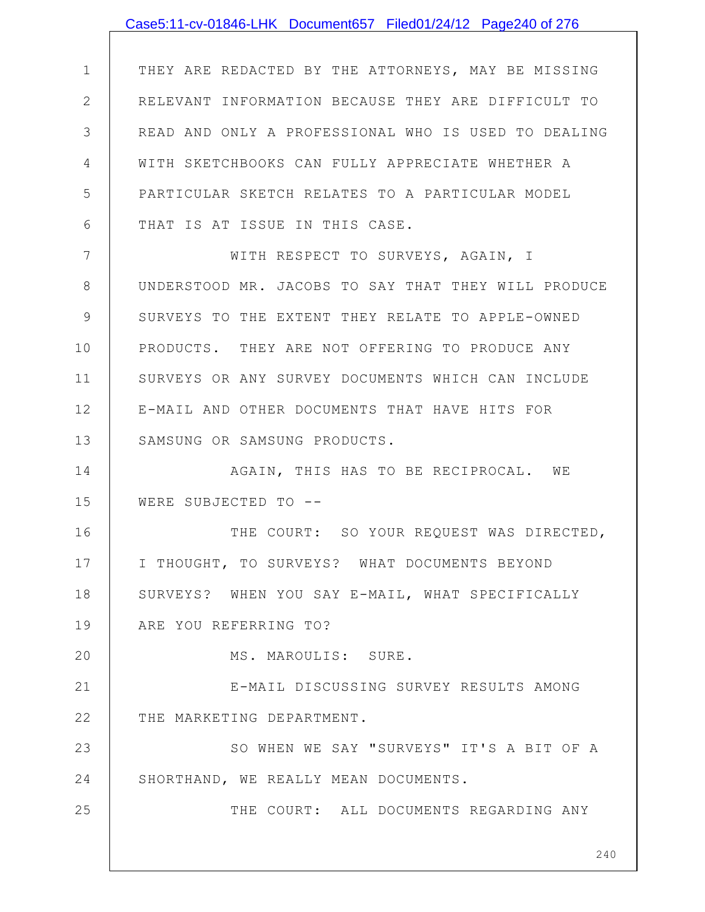THEY ARE REDACTED BY THE ATTORNEYS, MAY BE MISSING RELEVANT INFORMATION BECAUSE THEY ARE DIFFICULT TO READ AND ONLY A PROFESSIONAL WHO IS USED TO DEALING WITH SKETCHBOOKS CAN FULLY APPRECIATE WHETHER A PARTICULAR SKETCH RELATES TO A PARTICULAR MODEL THAT IS AT ISSUE IN THIS CASE.

WITH RESPECT TO SURVEYS, AGAIN, I UNDERSTOOD MR. JACOBS TO SAY THAT THEY WILL PRODUCE SURVEYS TO THE EXTENT THEY RELATE TO APPLE-OWNED PRODUCTS. THEY ARE NOT OFFERING TO PRODUCE ANY SURVEYS OR ANY SURVEY DOCUMENTS WHICH CAN INCLUDE E-MAIL AND OTHER DOCUMENTS THAT HAVE HITS FOR SAMSUNG OR SAMSUNG PRODUCTS.

AGAIN, THIS HAS TO BE RECIPROCAL. WE WERE SUBJECTED TO --

THE COURT: SO YOUR REQUEST WAS DIRECTED, I THOUGHT, TO SURVEYS? WHAT DOCUMENTS BEYOND SURVEYS? WHEN YOU SAY E-MAIL, WHAT SPECIFICALLY ARE YOU REFERRING TO?

MS. MAROULIS: SURE.

E-MAIL DISCUSSING SURVEY RESULTS AMONG THE MARKETING DEPARTMENT.

SO WHEN WE SAY "SURVEYS" IT'S A BIT OF A SHORTHAND, WE REALLY MEAN DOCUMENTS.

THE COURT: ALL DOCUMENTS REGARDING ANY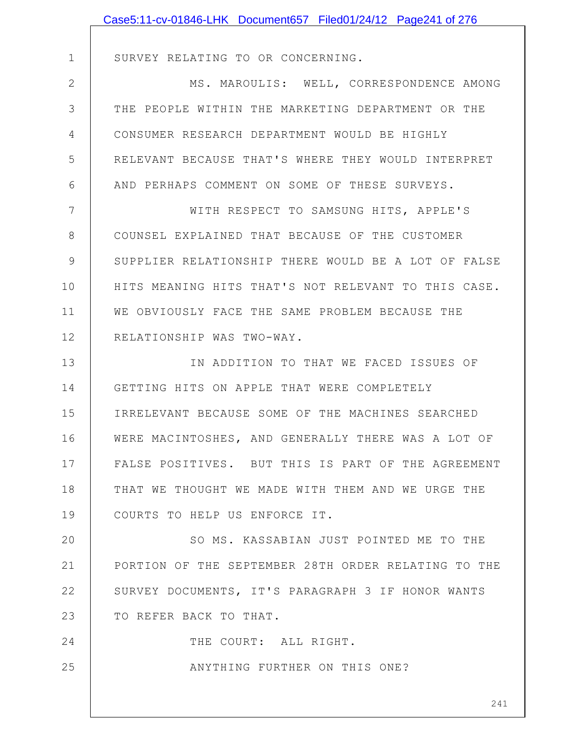SURVEY RELATING TO OR CONCERNING.

MS. MAROULIS: WELL, CORRESPONDENCE AMONG THE PEOPLE WITHIN THE MARKETING DEPARTMENT OR THE CONSUMER RESEARCH DEPARTMENT WOULD BE HIGHLY RELEVANT BECAUSE THAT'S WHERE THEY WOULD INTERPRET AND PERHAPS COMMENT ON SOME OF THESE SURVEYS.

WITH RESPECT TO SAMSUNG HITS, APPLE'S COUNSEL EXPLAINED THAT BECAUSE OF THE CUSTOMER SUPPLIER RELATIONSHIP THERE WOULD BE A LOT OF FALSE HITS MEANING HITS THAT'S NOT RELEVANT TO THIS CASE. WE OBVIOUSLY FACE THE SAME PROBLEM BECAUSE THE RELATIONSHIP WAS TWO-WAY.

IN ADDITION TO THAT WE FACED ISSUES OF GETTING HITS ON APPLE THAT WERE COMPLETELY IRRELEVANT BECAUSE SOME OF THE MACHINES SEARCHED WERE MACINTOSHES, AND GENERALLY THERE WAS A LOT OF FALSE POSITIVES. BUT THIS IS PART OF THE AGREEMENT THAT WE THOUGHT WE MADE WITH THEM AND WE URGE THE COURTS TO HELP US ENFORCE IT.

SO MS. KASSABIAN JUST POINTED ME TO THE PORTION OF THE SEPTEMBER 28TH ORDER RELATING TO THE SURVEY DOCUMENTS, IT'S PARAGRAPH 3 IF HONOR WANTS TO REFER BACK TO THAT.

THE COURT: ALL RIGHT.

ANYTHING FURTHER ON THIS ONE?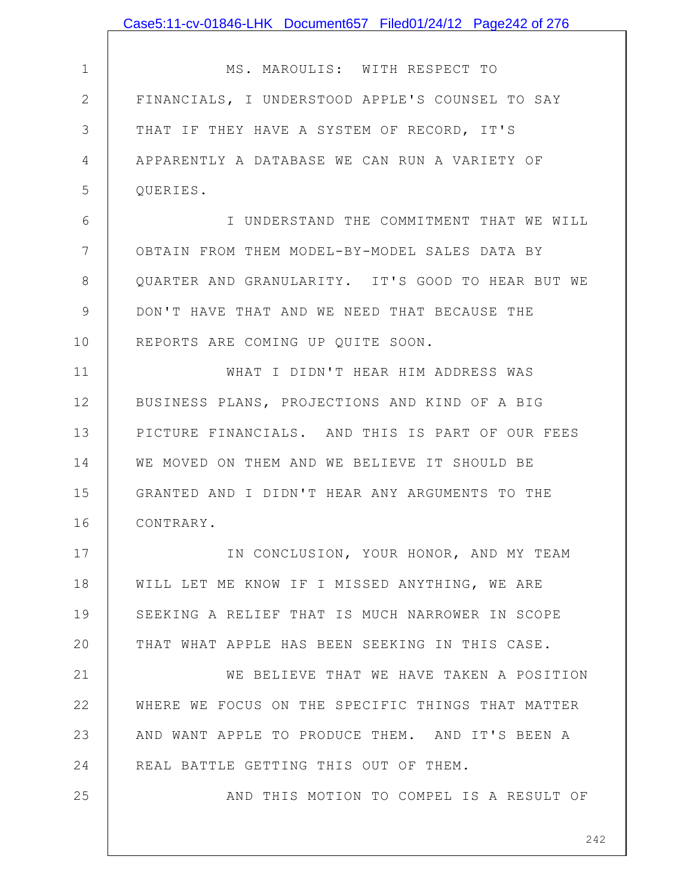MS. MAROULIS: WITH RESPECT TO FINANCIALS, I UNDERSTOOD APPLE'S COUNSEL TO SAY THAT IF THEY HAVE A SYSTEM OF RECORD, IT'S APPARENTLY A DATABASE WE CAN RUN A VARIETY OF QUERIES.

I UNDERSTAND THE COMMITMENT THAT WE WILL OBTAIN FROM THEM MODEL-BY-MODEL SALES DATA BY QUARTER AND GRANULARITY. IT'S GOOD TO HEAR BUT WE DON'T HAVE THAT AND WE NEED THAT BECAUSE THE REPORTS ARE COMING UP QUITE SOON.

WHAT I DIDN'T HEAR HIM ADDRESS WAS BUSINESS PLANS, PROJECTIONS AND KIND OF A BIG PICTURE FINANCIALS. AND THIS IS PART OF OUR FEES WE MOVED ON THEM AND WE BELIEVE IT SHOULD BE GRANTED AND I DIDN'T HEAR ANY ARGUMENTS TO THE CONTRARY.

IN CONCLUSION, YOUR HONOR, AND MY TEAM WILL LET ME KNOW IF I MISSED ANYTHING, WE ARE SEEKING A RELIEF THAT IS MUCH NARROWER IN SCOPE THAT WHAT APPLE HAS BEEN SEEKING IN THIS CASE.

WE BELIEVE THAT WE HAVE TAKEN A POSITION WHERE WE FOCUS ON THE SPECIFIC THINGS THAT MATTER AND WANT APPLE TO PRODUCE THEM. AND IT'S BEEN A REAL BATTLE GETTING THIS OUT OF THEM.

AND THIS MOTION TO COMPEL IS A RESULT OF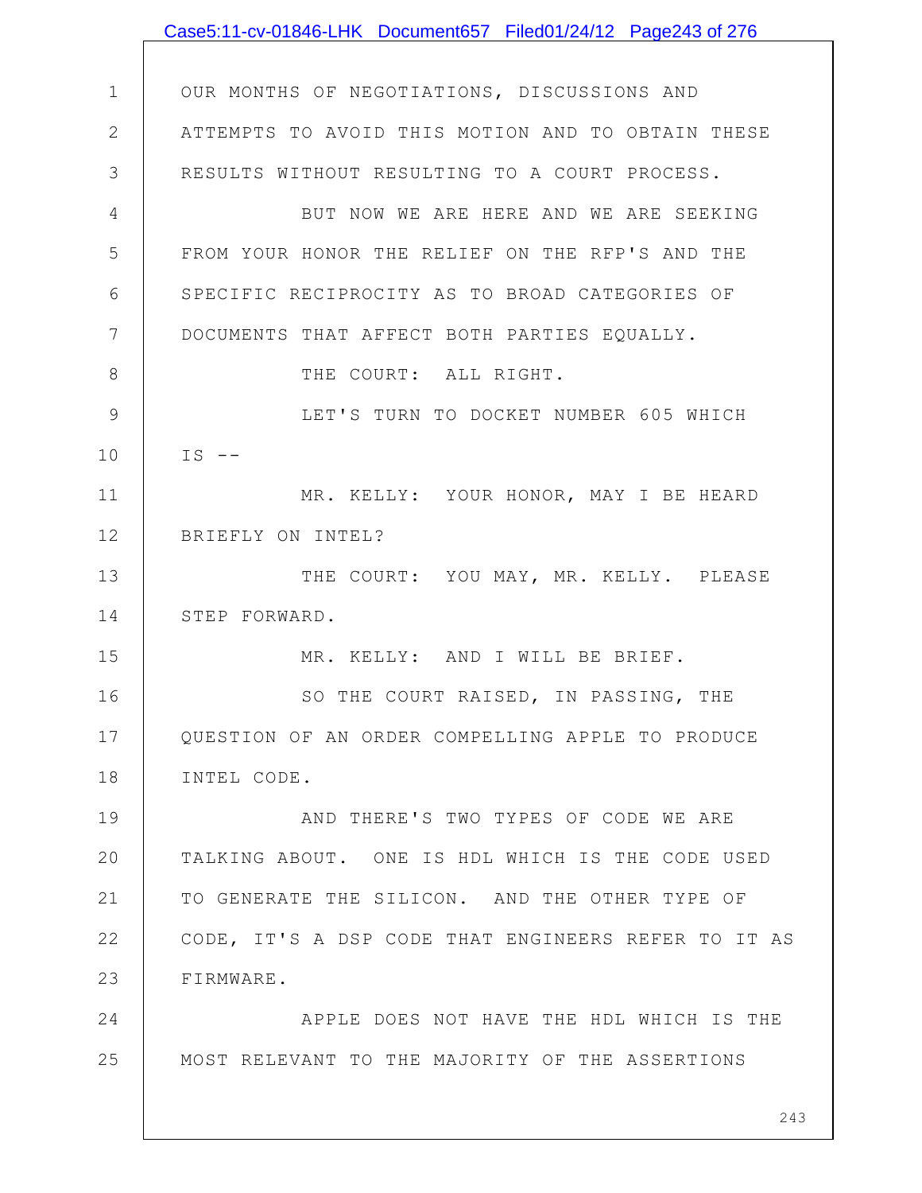OUR MONTHS OF NEGOTIATIONS, DISCUSSIONS AND ATTEMPTS TO AVOID THIS MOTION AND TO OBTAIN THESE RESULTS WITHOUT RESULTING TO A COURT PROCESS.

BUT NOW WE ARE HERE AND WE ARE SEEKING FROM YOUR HONOR THE RELIEF ON THE RFP'S AND THE SPECIFIC RECIPROCITY AS TO BROAD CATEGORIES OF DOCUMENTS THAT AFFECT BOTH PARTIES EQUALLY.

THE COURT: ALL RIGHT.

LET'S TURN TO DOCKET NUMBER 605 WHICH IS --

MR. KELLY: YOUR HONOR, MAY I BE HEARD BRIEFLY ON INTEL?

THE COURT: YOU MAY, MR. KELLY. PLEASE STEP FORWARD.

MR. KELLY: AND I WILL BE BRIEF.

SO THE COURT RAISED, IN PASSING, THE QUESTION OF AN ORDER COMPELLING APPLE TO PRODUCE INTEL CODE.

AND THERE'S TWO TYPES OF CODE WE ARE TALKING ABOUT. ONE IS HDL WHICH IS THE CODE USED TO GENERATE THE SILICON. AND THE OTHER TYPE OF CODE, IT'S A DSP CODE THAT ENGINEERS REFER TO IT AS FIRMWARE.

APPLE DOES NOT HAVE THE HDL WHICH IS THE MOST RELEVANT TO THE MAJORITY OF THE ASSERTIONS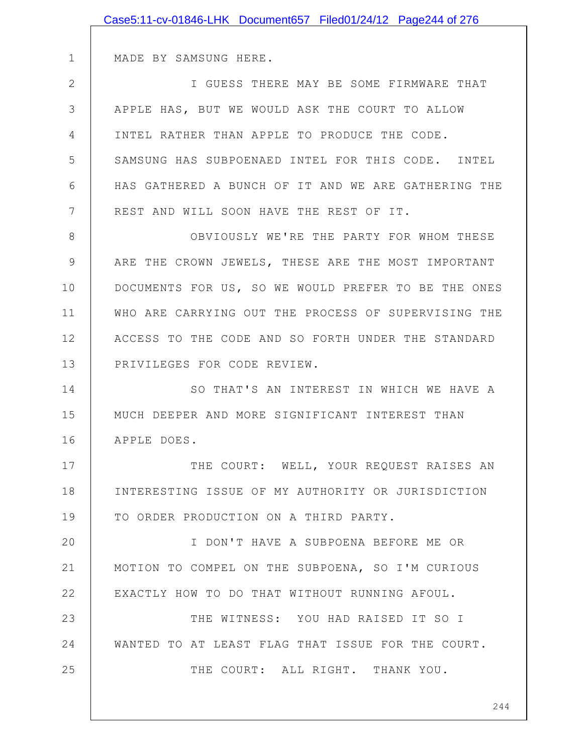MADE BY SAMSUNG HERE.

I GUESS THERE MAY BE SOME FIRMWARE THAT APPLE HAS, BUT WE WOULD ASK THE COURT TO ALLOW INTEL RATHER THAN APPLE TO PRODUCE THE CODE. SAMSUNG HAS SUBPOENAED INTEL FOR THIS CODE. INTEL HAS GATHERED A BUNCH OF IT AND WE ARE GATHERING THE REST AND WILL SOON HAVE THE REST OF IT.

OBVIOUSLY WE'RE THE PARTY FOR WHOM THESE ARE THE CROWN JEWELS, THESE ARE THE MOST IMPORTANT DOCUMENTS FOR US, SO WE WOULD PREFER TO BE THE ONES WHO ARE CARRYING OUT THE PROCESS OF SUPERVISING THE ACCESS TO THE CODE AND SO FORTH UNDER THE STANDARD PRIVILEGES FOR CODE REVIEW.

SO THAT'S AN INTEREST IN WHICH WE HAVE A MUCH DEEPER AND MORE SIGNIFICANT INTEREST THAN APPLE DOES.

THE COURT: WELL, YOUR REQUEST RAISES AN INTERESTING ISSUE OF MY AUTHORITY OR JURISDICTION TO ORDER PRODUCTION ON A THIRD PARTY.

I DON'T HAVE A SUBPOENA BEFORE ME OR MOTION TO COMPEL ON THE SUBPOENA, SO I'M CURIOUS EXACTLY HOW TO DO THAT WITHOUT RUNNING AFOUL.

THE WITNESS: YOU HAD RAISED IT SO I WANTED TO AT LEAST FLAG THAT ISSUE FOR THE COURT.

THE COURT: ALL RIGHT. THANK YOU.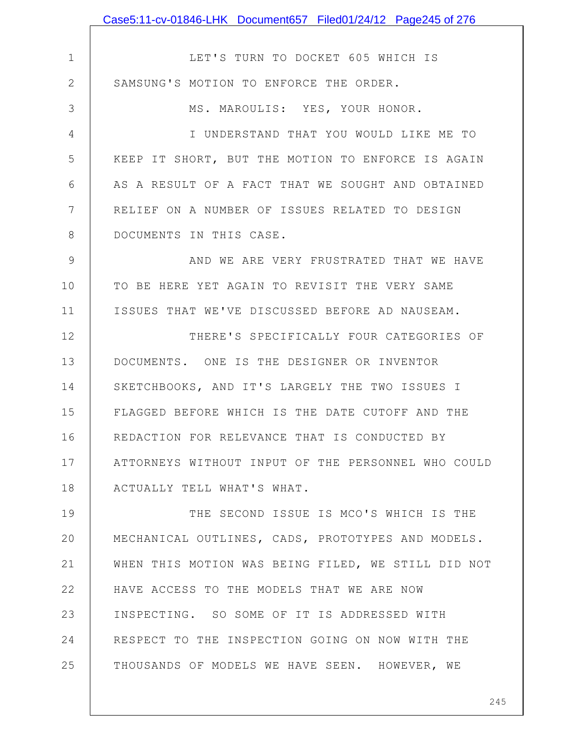LET'S TURN TO DOCKET 605 WHICH IS SAMSUNG'S MOTION TO ENFORCE THE ORDER.

MS. MAROULIS: YES, YOUR HONOR.

I UNDERSTAND THAT YOU WOULD LIKE ME TO KEEP IT SHORT, BUT THE MOTION TO ENFORCE IS AGAIN AS A RESULT OF A FACT THAT WE SOUGHT AND OBTAINED RELIEF ON A NUMBER OF ISSUES RELATED TO DESIGN DOCUMENTS IN THIS CASE.

AND WE ARE VERY FRUSTRATED THAT WE HAVE TO BE HERE YET AGAIN TO REVISIT THE VERY SAME ISSUES THAT WE'VE DISCUSSED BEFORE AD NAUSEAM.

THERE'S SPECIFICALLY FOUR CATEGORIES OF DOCUMENTS. ONE IS THE DESIGNER OR INVENTOR SKETCHBOOKS, AND IT'S LARGELY THE TWO ISSUES I FLAGGED BEFORE WHICH IS THE DATE CUTOFF AND THE REDACTION FOR RELEVANCE THAT IS CONDUCTED BY ATTORNEYS WITHOUT INPUT OF THE PERSONNEL WHO COULD ACTUALLY TELL WHAT'S WHAT.

THE SECOND ISSUE IS MCO'S WHICH IS THE MECHANICAL OUTLINES, CADS, PROTOTYPES AND MODELS. WHEN THIS MOTION WAS BEING FILED, WE STILL DID NOT HAVE ACCESS TO THE MODELS THAT WE ARE NOW INSPECTING. SO SOME OF IT IS ADDRESSED WITH RESPECT TO THE INSPECTION GOING ON NOW WITH THE THOUSANDS OF MODELS WE HAVE SEEN. HOWEVER, WE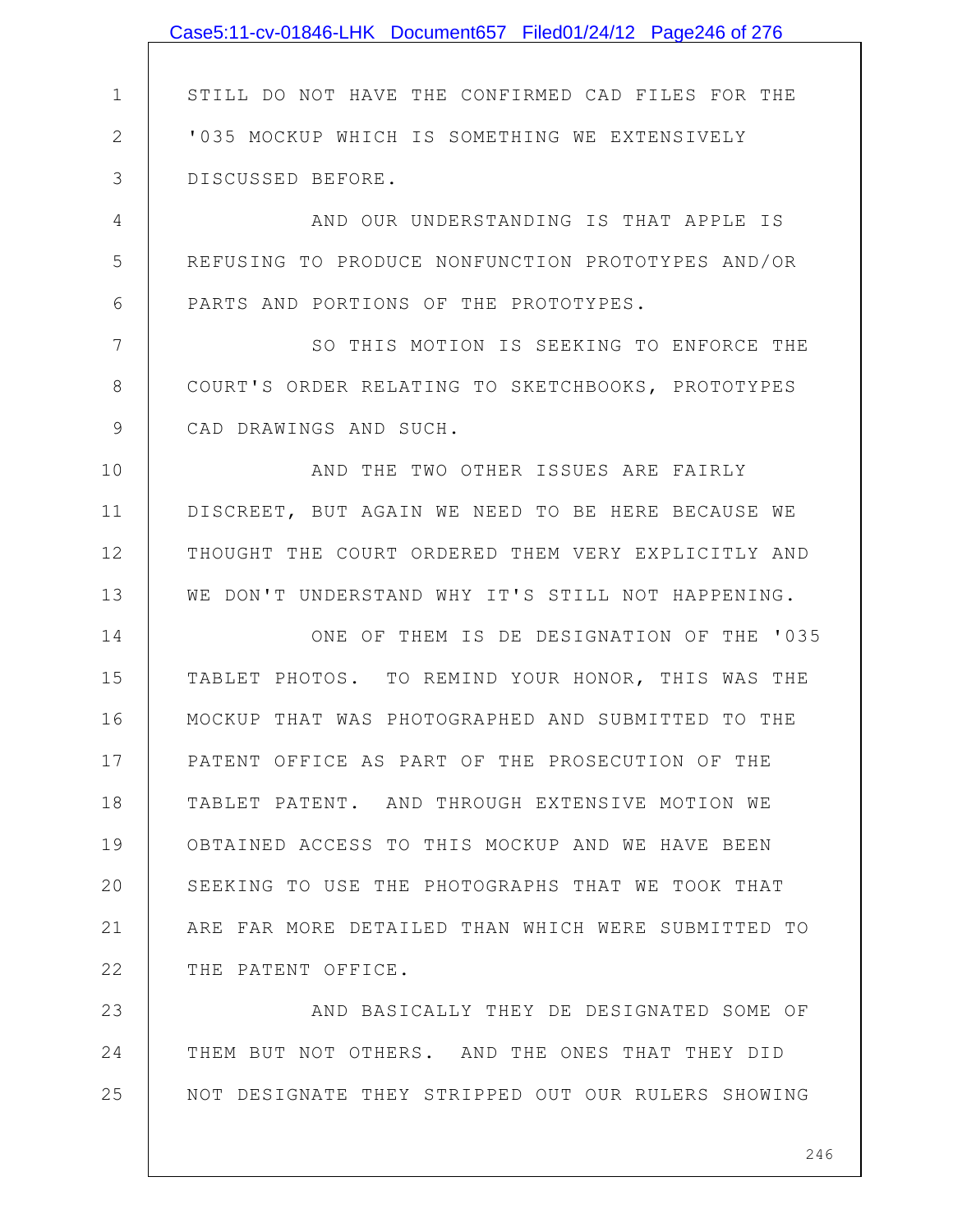STILL DO NOT HAVE THE CONFIRMED CAD FILES FOR THE '035 MOCKUP WHICH IS SOMETHING WE EXTENSIVELY DISCUSSED BEFORE.

AND OUR UNDERSTANDING IS THAT APPLE IS REFUSING TO PRODUCE NONFUNCTION PROTOTYPES AND/OR PARTS AND PORTIONS OF THE PROTOTYPES.

SO THIS MOTION IS SEEKING TO ENFORCE THE COURT'S ORDER RELATING TO SKETCHBOOKS, PROTOTYPES CAD DRAWINGS AND SUCH.

AND THE TWO OTHER ISSUES ARE FAIRLY DISCREET, BUT AGAIN WE NEED TO BE HERE BECAUSE WE THOUGHT THE COURT ORDERED THEM VERY EXPLICITLY AND WE DON'T UNDERSTAND WHY IT'S STILL NOT HAPPENING.

ONE OF THEM IS DE DESIGNATION OF THE '035 TABLET PHOTOS. TO REMIND YOUR HONOR, THIS WAS THE MOCKUP THAT WAS PHOTOGRAPHED AND SUBMITTED TO THE PATENT OFFICE AS PART OF THE PROSECUTION OF THE TABLET PATENT. AND THROUGH EXTENSIVE MOTION WE OBTAINED ACCESS TO THIS MOCKUP AND WE HAVE BEEN SEEKING TO USE THE PHOTOGRAPHS THAT WE TOOK THAT ARE FAR MORE DETAILED THAN WHICH WERE SUBMITTED TO THE PATENT OFFICE.

AND BASICALLY THEY DE DESIGNATED SOME OF THEM BUT NOT OTHERS. AND THE ONES THAT THEY DID NOT DESIGNATE THEY STRIPPED OUT OUR RULERS SHOWING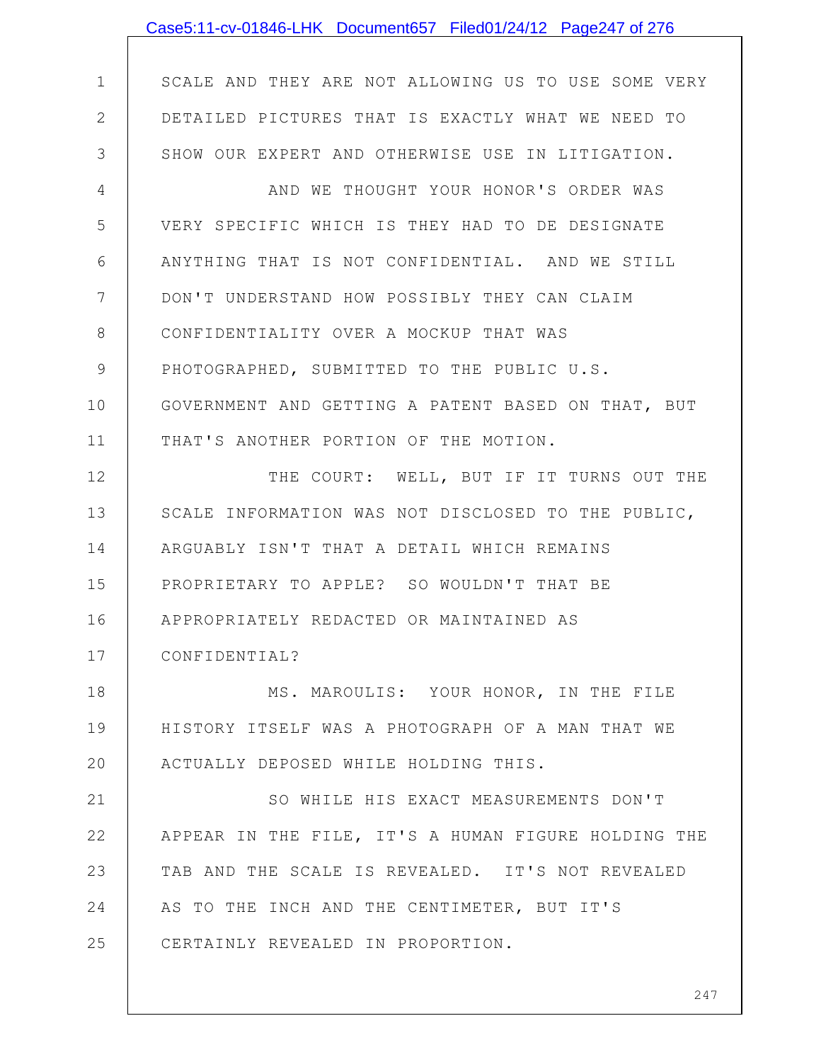SCALE AND THEY ARE NOT ALLOWING US TO USE SOME VERY DETAILED PICTURES THAT IS EXACTLY WHAT WE NEED TO SHOW OUR EXPERT AND OTHERWISE USE IN LITIGATION.

AND WE THOUGHT YOUR HONOR'S ORDER WAS VERY SPECIFIC WHICH IS THEY HAD TO DE DESIGNATE ANYTHING THAT IS NOT CONFIDENTIAL. AND WE STILL DON'T UNDERSTAND HOW POSSIBLY THEY CAN CLAIM CONFIDENTIALITY OVER A MOCKUP THAT WAS PHOTOGRAPHED, SUBMITTED TO THE PUBLIC U.S. GOVERNMENT AND GETTING A PATENT BASED ON THAT, BUT THAT'S ANOTHER PORTION OF THE MOTION.

THE COURT: WELL, BUT IF IT TURNS OUT THE SCALE INFORMATION WAS NOT DISCLOSED TO THE PUBLIC, ARGUABLY ISN'T THAT A DETAIL WHICH REMAINS PROPRIETARY TO APPLE? SO WOULDN'T THAT BE APPROPRIATELY REDACTED OR MAINTAINED AS CONFIDENTIAL?

MS. MAROULIS: YOUR HONOR, IN THE FILE HISTORY ITSELF WAS A PHOTOGRAPH OF A MAN THAT WE ACTUALLY DEPOSED WHILE HOLDING THIS.

SO WHILE HIS EXACT MEASUREMENTS DON'T APPEAR IN THE FILE, IT'S A HUMAN FIGURE HOLDING THE TAB AND THE SCALE IS REVEALED. IT'S NOT REVEALED AS TO THE INCH AND THE CENTIMETER, BUT IT'S CERTAINLY REVEALED IN PROPORTION.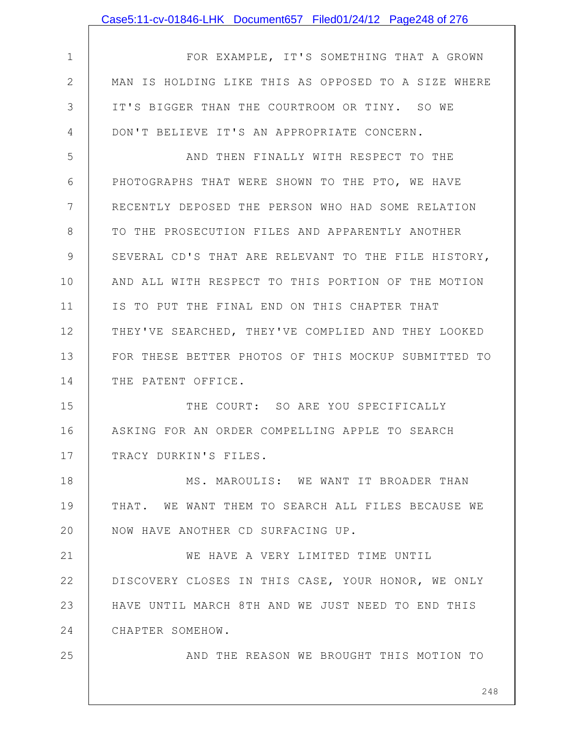FOR EXAMPLE, IT'S SOMETHING THAT A GROWN MAN IS HOLDING LIKE THIS AS OPPOSED TO A SIZE WHERE IT'S BIGGER THAN THE COURTROOM OR TINY. SO WE DON'T BELIEVE IT'S AN APPROPRIATE CONCERN.

AND THEN FINALLY WITH RESPECT TO THE PHOTOGRAPHS THAT WERE SHOWN TO THE PTO, WE HAVE RECENTLY DEPOSED THE PERSON WHO HAD SOME RELATION TO THE PROSECUTION FILES AND APPARENTLY ANOTHER SEVERAL CD'S THAT ARE RELEVANT TO THE FILE HISTORY, AND ALL WITH RESPECT TO THIS PORTION OF THE MOTION IS TO PUT THE FINAL END ON THIS CHAPTER THAT THEY'VE SEARCHED, THEY'VE COMPLIED AND THEY LOOKED FOR THESE BETTER PHOTOS OF THIS MOCKUP SUBMITTED TO THE PATENT OFFICE.

THE COURT: SO ARE YOU SPECIFICALLY ASKING FOR AN ORDER COMPELLING APPLE TO SEARCH TRACY DURKIN'S FILES.

MS. MAROULIS: WE WANT IT BROADER THAN THAT. WE WANT THEM TO SEARCH ALL FILES BECAUSE WE NOW HAVE ANOTHER CD SURFACING UP.

WE HAVE A VERY LIMITED TIME UNTIL DISCOVERY CLOSES IN THIS CASE, YOUR HONOR, WE ONLY HAVE UNTIL MARCH 8TH AND WE JUST NEED TO END THIS CHAPTER SOMEHOW.

AND THE REASON WE BROUGHT THIS MOTION TO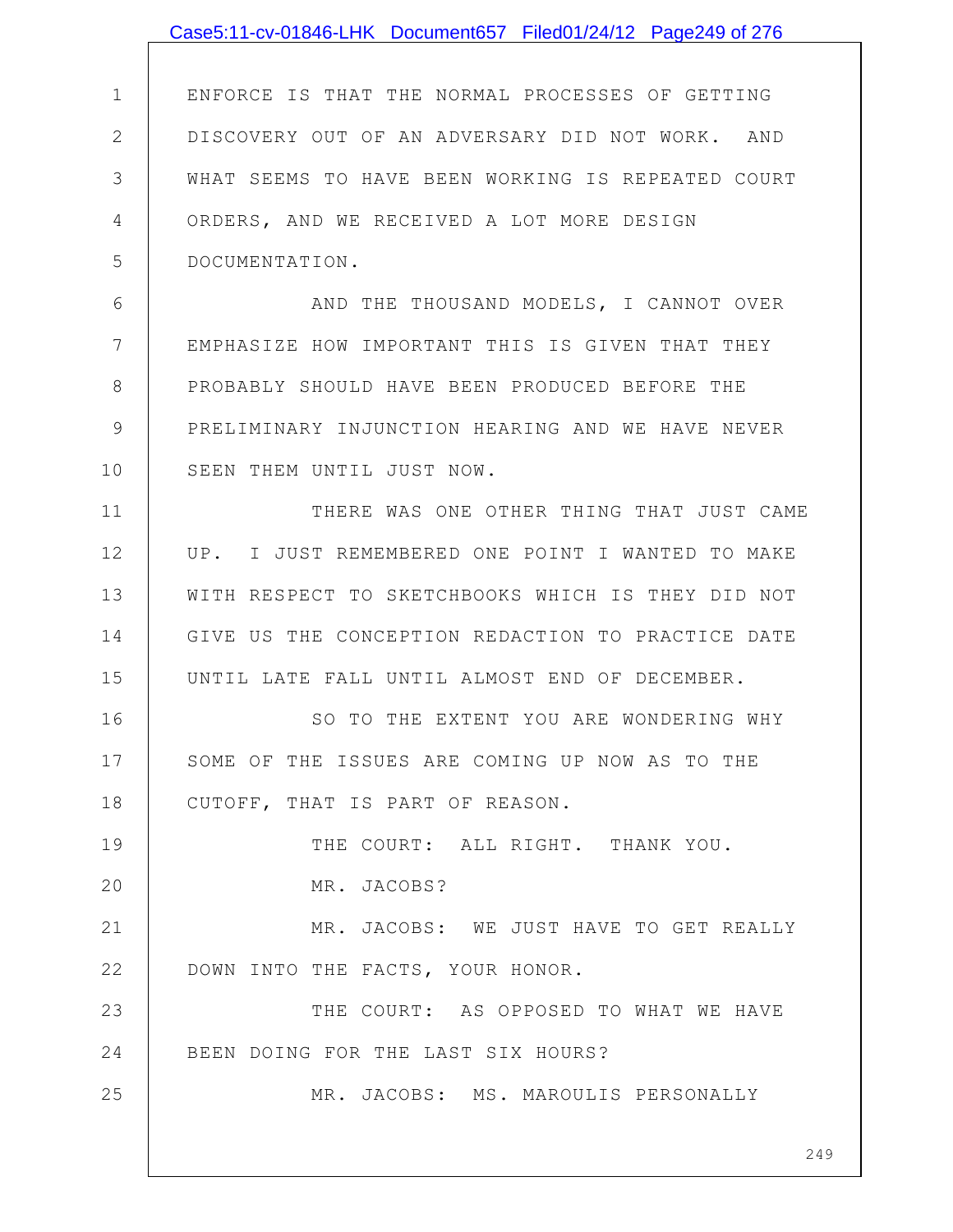ENFORCE IS THAT THE NORMAL PROCESSES OF GETTING DISCOVERY OUT OF AN ADVERSARY DID NOT WORK. AND WHAT SEEMS TO HAVE BEEN WORKING IS REPEATED COURT ORDERS, AND WE RECEIVED A LOT MORE DESIGN DOCUMENTATION.

AND THE THOUSAND MODELS, I CANNOT OVER EMPHASIZE HOW IMPORTANT THIS IS GIVEN THAT THEY PROBABLY SHOULD HAVE BEEN PRODUCED BEFORE THE PRELIMINARY INJUNCTION HEARING AND WE HAVE NEVER SEEN THEM UNTIL JUST NOW.

THERE WAS ONE OTHER THING THAT JUST CAME UP. I JUST REMEMBERED ONE POINT I WANTED TO MAKE WITH RESPECT TO SKETCHBOOKS WHICH IS THEY DID NOT GIVE US THE CONCEPTION REDACTION TO PRACTICE DATE UNTIL LATE FALL UNTIL ALMOST END OF DECEMBER.

SO TO THE EXTENT YOU ARE WONDERING WHY SOME OF THE ISSUES ARE COMING UP NOW AS TO THE CUTOFF, THAT IS PART OF REASON.

THE COURT: ALL RIGHT. THANK YOU.

MR. JACOBS?

MR. JACOBS: WE JUST HAVE TO GET REALLY DOWN INTO THE FACTS, YOUR HONOR.

THE COURT: AS OPPOSED TO WHAT WE HAVE BEEN DOING FOR THE LAST SIX HOURS?

MR. JACOBS: MS. MAROULIS PERSONALLY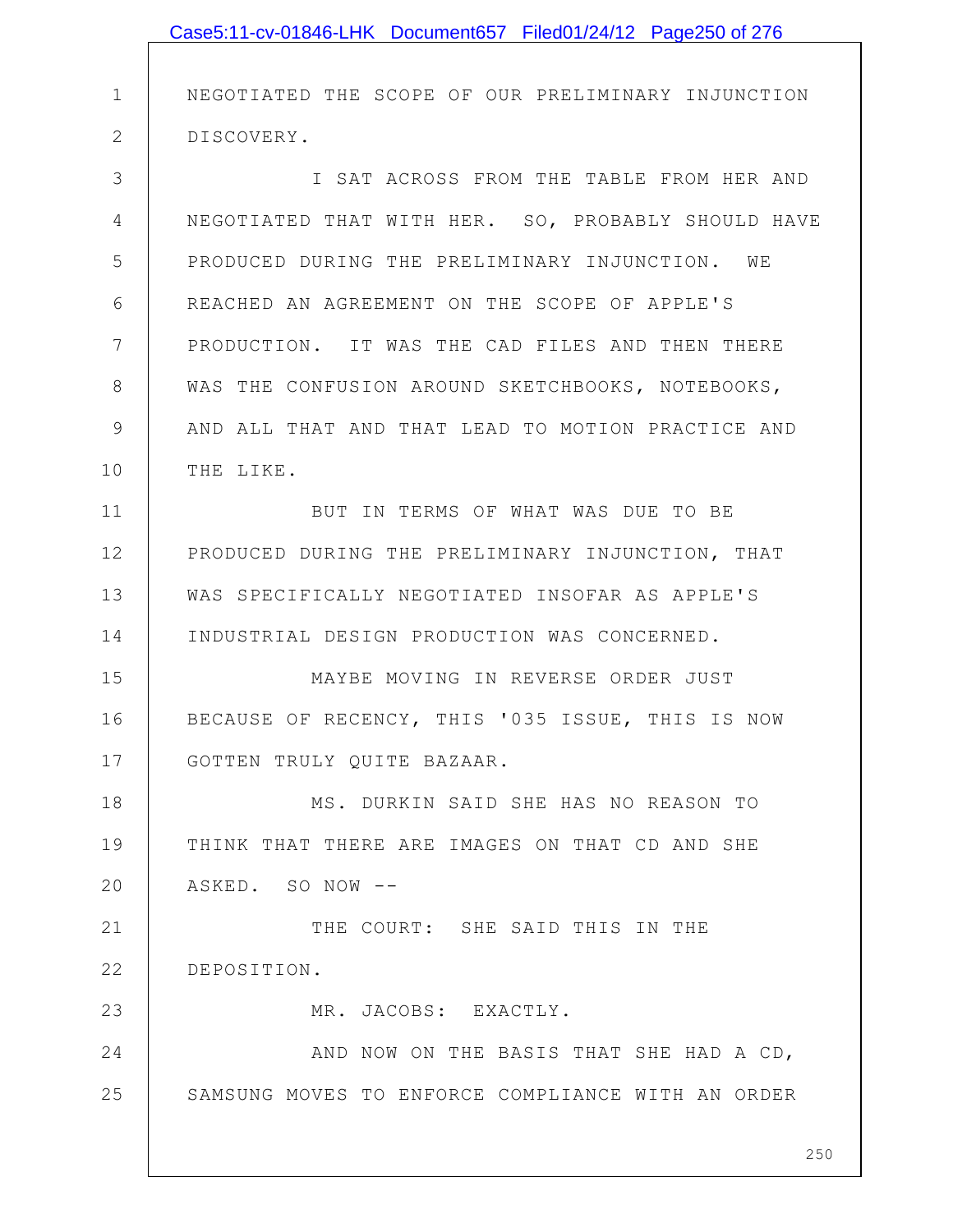NEGOTIATED THE SCOPE OF OUR PRELIMINARY INJUNCTION DISCOVERY.

I SAT ACROSS FROM THE TABLE FROM HER AND NEGOTIATED THAT WITH HER. SO, PROBABLY SHOULD HAVE PRODUCED DURING THE PRELIMINARY INJUNCTION. WE REACHED AN AGREEMENT ON THE SCOPE OF APPLE'S PRODUCTION. IT WAS THE CAD FILES AND THEN THERE WAS THE CONFUSION AROUND SKETCHBOOKS, NOTEBOOKS, AND ALL THAT AND THAT LEAD TO MOTION PRACTICE AND THE LIKE.

BUT IN TERMS OF WHAT WAS DUE TO BE PRODUCED DURING THE PRELIMINARY INJUNCTION, THAT WAS SPECIFICALLY NEGOTIATED INSOFAR AS APPLE'S INDUSTRIAL DESIGN PRODUCTION WAS CONCERNED.

MAYBE MOVING IN REVERSE ORDER JUST BECAUSE OF RECENCY, THIS '035 ISSUE, THIS IS NOW GOTTEN TRULY QUITE BAZAAR.

MS. DURKIN SAID SHE HAS NO REASON TO THINK THAT THERE ARE IMAGES ON THAT CD AND SHE ASKED. SO NOW --

THE COURT: SHE SAID THIS IN THE DEPOSITION.

MR. JACOBS: EXACTLY.

AND NOW ON THE BASIS THAT SHE HAD A CD, SAMSUNG MOVES TO ENFORCE COMPLIANCE WITH AN ORDER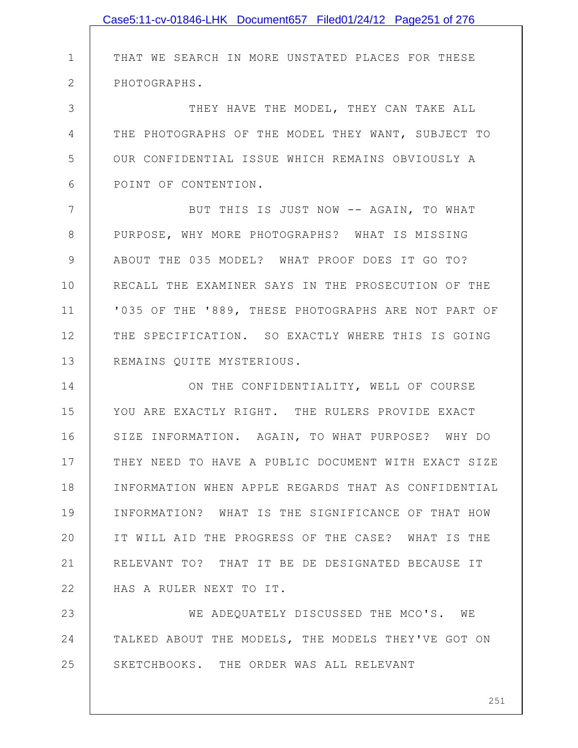THAT WE SEARCH IN MORE UNSTATED PLACES FOR THESE PHOTOGRAPHS.

THEY HAVE THE MODEL, THEY CAN TAKE ALL THE PHOTOGRAPHS OF THE MODEL THEY WANT, SUBJECT TO OUR CONFIDENTIAL ISSUE WHICH REMAINS OBVIOUSLY A POINT OF CONTENTION.

BUT THIS IS JUST NOW -- AGAIN, TO WHAT PURPOSE, WHY MORE PHOTOGRAPHS? WHAT IS MISSING ABOUT THE 035 MODEL? WHAT PROOF DOES IT GO TO? RECALL THE EXAMINER SAYS IN THE PROSECUTION OF THE '035 OF THE '889, THESE PHOTOGRAPHS ARE NOT PART OF THE SPECIFICATION. SO EXACTLY WHERE THIS IS GOING REMAINS QUITE MYSTERIOUS.

ON THE CONFIDENTIALITY, WELL OF COURSE YOU ARE EXACTLY RIGHT. THE RULERS PROVIDE EXACT SIZE INFORMATION. AGAIN, TO WHAT PURPOSE? WHY DO THEY NEED TO HAVE A PUBLIC DOCUMENT WITH EXACT SIZE INFORMATION WHEN APPLE REGARDS THAT AS CONFIDENTIAL INFORMATION? WHAT IS THE SIGNIFICANCE OF THAT HOW IT WILL AID THE PROGRESS OF THE CASE? WHAT IS THE RELEVANT TO? THAT IT BE DE DESIGNATED BECAUSE IT HAS A RULER NEXT TO IT.

WE ADEQUATELY DISCUSSED THE MCO'S. WE TALKED ABOUT THE MODELS, THE MODELS THEY'VE GOT ON SKETCHBOOKS. THE ORDER WAS ALL RELEVANT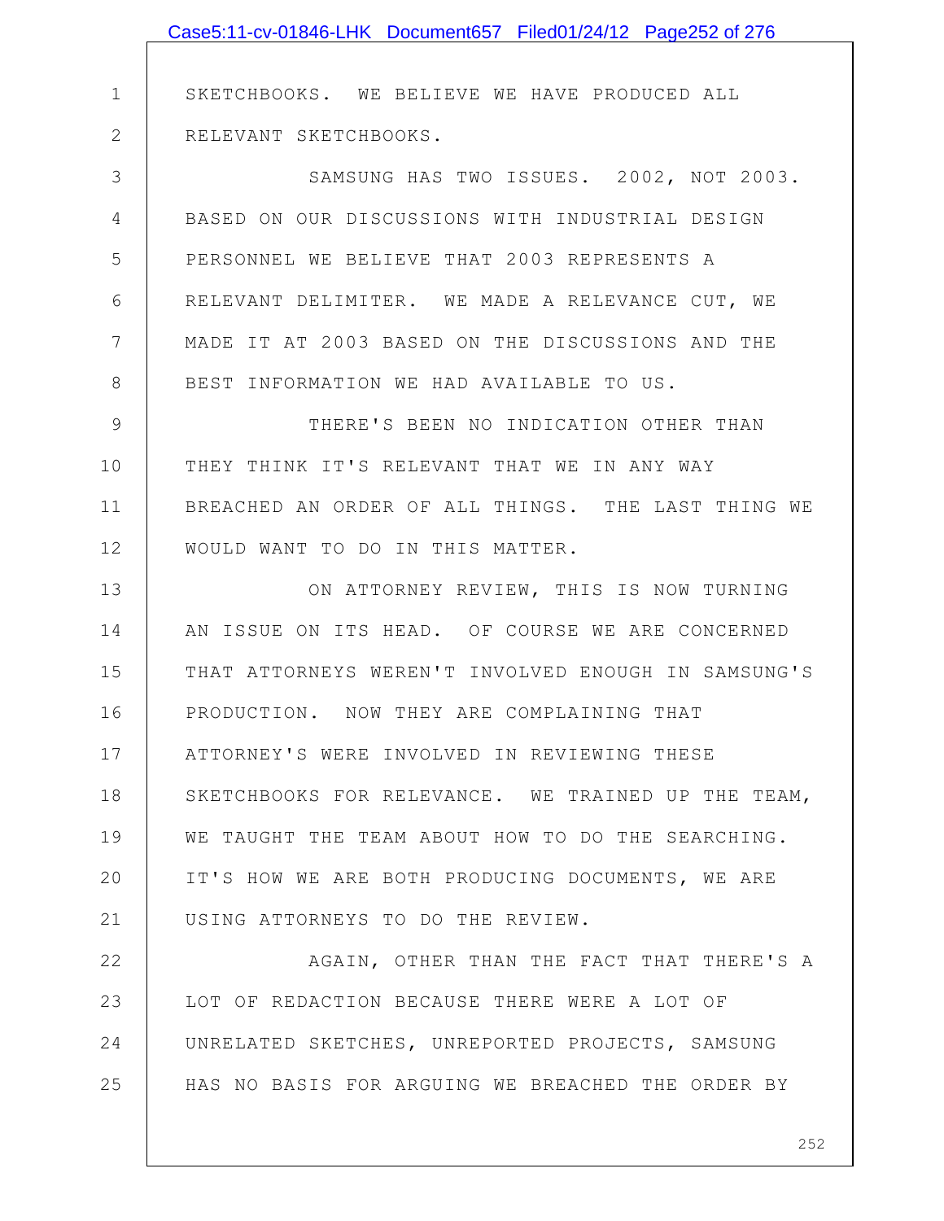SKETCHBOOKS. WE BELIEVE WE HAVE PRODUCED ALL RELEVANT SKETCHBOOKS.

SAMSUNG HAS TWO ISSUES. 2002, NOT 2003. BASED ON OUR DISCUSSIONS WITH INDUSTRIAL DESIGN PERSONNEL WE BELIEVE THAT 2003 REPRESENTS A RELEVANT DELIMITER. WE MADE A RELEVANCE CUT, WE MADE IT AT 2003 BASED ON THE DISCUSSIONS AND THE BEST INFORMATION WE HAD AVAILABLE TO US.

THERE'S BEEN NO INDICATION OTHER THAN THEY THINK IT'S RELEVANT THAT WE IN ANY WAY BREACHED AN ORDER OF ALL THINGS. THE LAST THING WE WOULD WANT TO DO IN THIS MATTER.

ON ATTORNEY REVIEW, THIS IS NOW TURNING AN ISSUE ON ITS HEAD. OF COURSE WE ARE CONCERNED THAT ATTORNEYS WEREN'T INVOLVED ENOUGH IN SAMSUNG'S PRODUCTION. NOW THEY ARE COMPLAINING THAT ATTORNEY'S WERE INVOLVED IN REVIEWING THESE SKETCHBOOKS FOR RELEVANCE. WE TRAINED UP THE TEAM, WE TAUGHT THE TEAM ABOUT HOW TO DO THE SEARCHING. IT'S HOW WE ARE BOTH PRODUCING DOCUMENTS, WE ARE USING ATTORNEYS TO DO THE REVIEW.

AGAIN, OTHER THAN THE FACT THAT THERE'S A LOT OF REDACTION BECAUSE THERE WERE A LOT OF UNRELATED SKETCHES, UNREPORTED PROJECTS, SAMSUNG HAS NO BASIS FOR ARGUING WE BREACHED THE ORDER BY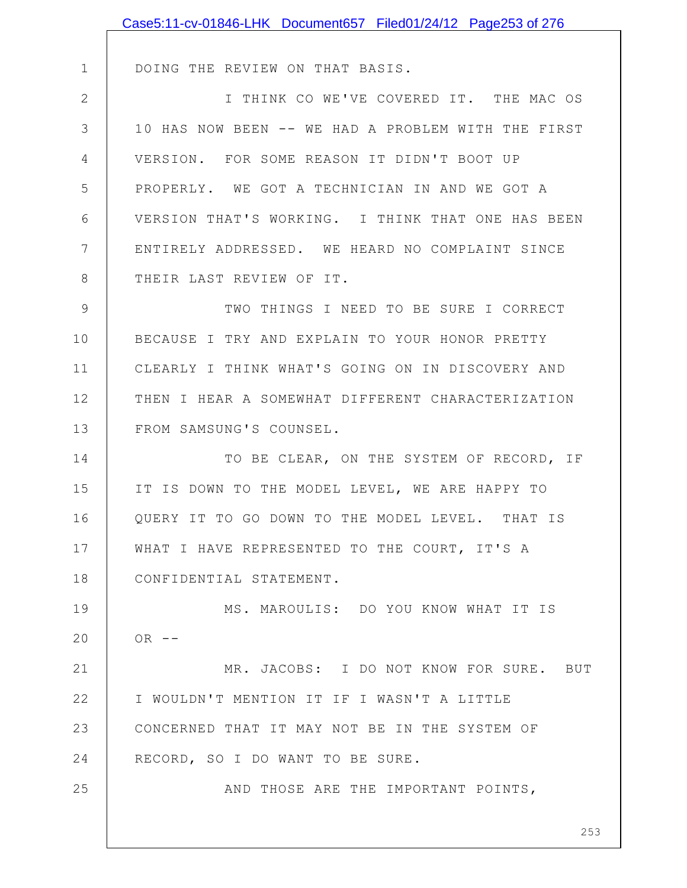DOING THE REVIEW ON THAT BASIS.

I THINK CO WE'VE COVERED IT. THE MAC OS 10 HAS NOW BEEN -- WE HAD A PROBLEM WITH THE FIRST VERSION. FOR SOME REASON IT DIDN'T BOOT UP PROPERLY. WE GOT A TECHNICIAN IN AND WE GOT A VERSION THAT'S WORKING. I THINK THAT ONE HAS BEEN ENTIRELY ADDRESSED. WE HEARD NO COMPLAINT SINCE THEIR LAST REVIEW OF IT.

TWO THINGS I NEED TO BE SURE I CORRECT BECAUSE I TRY AND EXPLAIN TO YOUR HONOR PRETTY CLEARLY I THINK WHAT'S GOING ON IN DISCOVERY AND THEN I HEAR A SOMEWHAT DIFFERENT CHARACTERIZATION FROM SAMSUNG'S COUNSEL.

TO BE CLEAR, ON THE SYSTEM OF RECORD, IF IT IS DOWN TO THE MODEL LEVEL, WE ARE HAPPY TO QUERY IT TO GO DOWN TO THE MODEL LEVEL. THAT IS WHAT I HAVE REPRESENTED TO THE COURT, IT'S A CONFIDENTIAL STATEMENT.

MS. MAROULIS: DO YOU KNOW WHAT IT IS OR --

MR. JACOBS: I DO NOT KNOW FOR SURE. BUT I WOULDN'T MENTION IT IF I WASN'T A LITTLE CONCERNED THAT IT MAY NOT BE IN THE SYSTEM OF RECORD, SO I DO WANT TO BE SURE.

AND THOSE ARE THE IMPORTANT POINTS,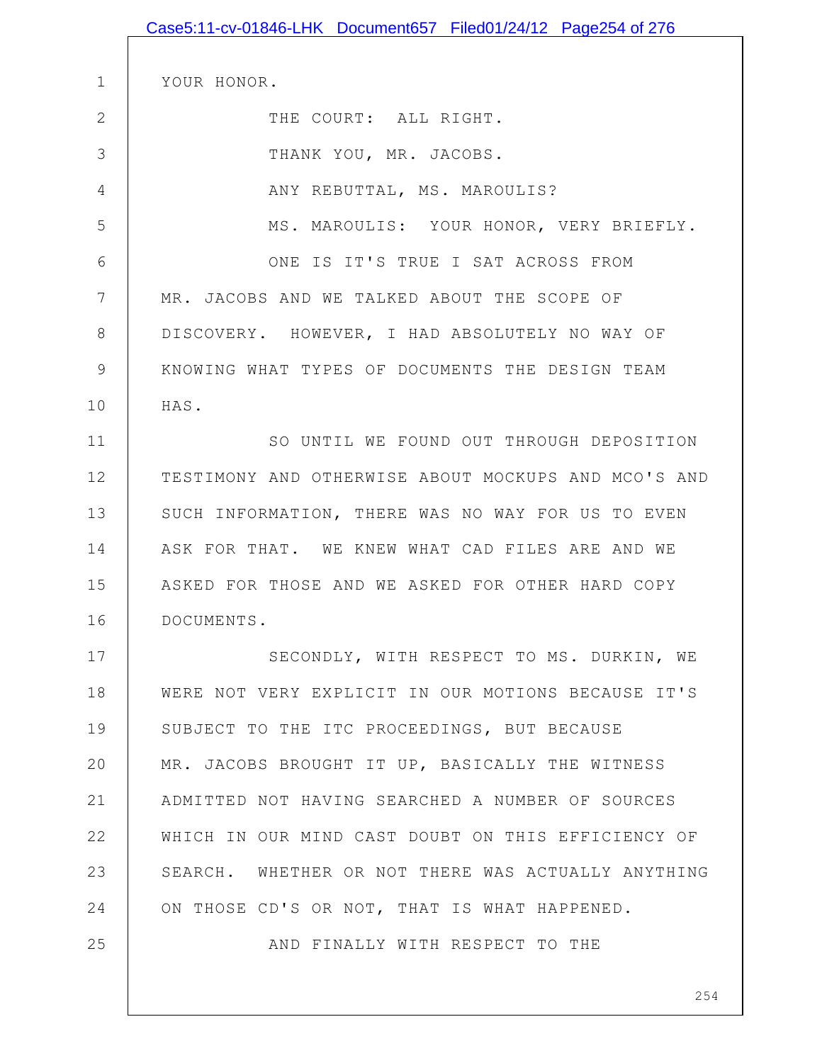YOUR HONOR.

THE COURT: ALL RIGHT.

THANK YOU, MR. JACOBS.

ANY REBUTTAL, MS. MAROULIS?

MS. MAROULIS: YOUR HONOR, VERY BRIEFLY.

ONE IS IT'S TRUE I SAT ACROSS FROM MR. JACOBS AND WE TALKED ABOUT THE SCOPE OF DISCOVERY. HOWEVER, I HAD ABSOLUTELY NO WAY OF KNOWING WHAT TYPES OF DOCUMENTS THE DESIGN TEAM HAS.

SO UNTIL WE FOUND OUT THROUGH DEPOSITION TESTIMONY AND OTHERWISE ABOUT MOCKUPS AND MCO'S AND SUCH INFORMATION, THERE WAS NO WAY FOR US TO EVEN ASK FOR THAT. WE KNEW WHAT CAD FILES ARE AND WE ASKED FOR THOSE AND WE ASKED FOR OTHER HARD COPY DOCUMENTS.

SECONDLY, WITH RESPECT TO MS. DURKIN, WE WERE NOT VERY EXPLICIT IN OUR MOTIONS BECAUSE IT'S SUBJECT TO THE ITC PROCEEDINGS, BUT BECAUSE MR. JACOBS BROUGHT IT UP, BASICALLY THE WITNESS ADMITTED NOT HAVING SEARCHED A NUMBER OF SOURCES WHICH IN OUR MIND CAST DOUBT ON THIS EFFICIENCY OF SEARCH. WHETHER OR NOT THERE WAS ACTUALLY ANYTHING ON THOSE CD'S OR NOT, THAT IS WHAT HAPPENED.

AND FINALLY WITH RESPECT TO THE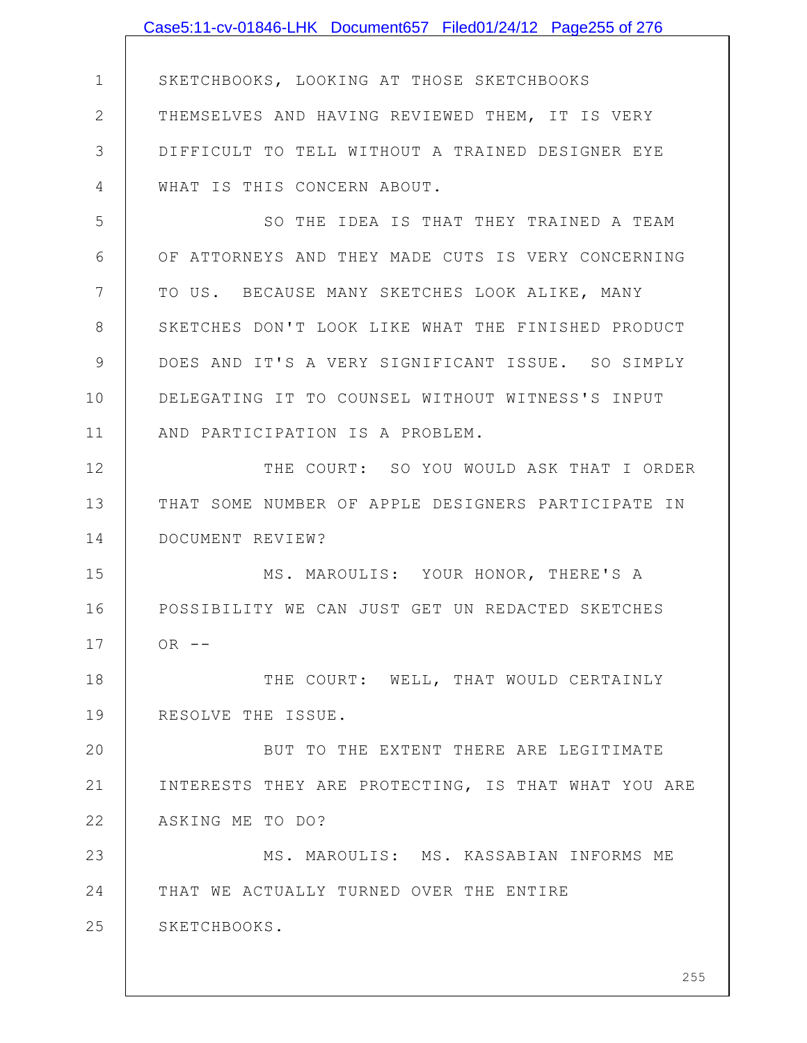SKETCHBOOKS, LOOKING AT THOSE SKETCHBOOKS THEMSELVES AND HAVING REVIEWED THEM, IT IS VERY DIFFICULT TO TELL WITHOUT A TRAINED DESIGNER EYE WHAT IS THIS CONCERN ABOUT.

SO THE IDEA IS THAT THEY TRAINED A TEAM OF ATTORNEYS AND THEY MADE CUTS IS VERY CONCERNING TO US. BECAUSE MANY SKETCHES LOOK ALIKE, MANY SKETCHES DON'T LOOK LIKE WHAT THE FINISHED PRODUCT DOES AND IT'S A VERY SIGNIFICANT ISSUE. SO SIMPLY DELEGATING IT TO COUNSEL WITHOUT WITNESS'S INPUT AND PARTICIPATION IS A PROBLEM.

THE COURT: SO YOU WOULD ASK THAT I ORDER THAT SOME NUMBER OF APPLE DESIGNERS PARTICIPATE IN DOCUMENT REVIEW?

MS. MAROULIS: YOUR HONOR, THERE'S A POSSIBILITY WE CAN JUST GET UN REDACTED SKETCHES OR --

THE COURT: WELL, THAT WOULD CERTAINLY RESOLVE THE ISSUE.

BUT TO THE EXTENT THERE ARE LEGITIMATE INTERESTS THEY ARE PROTECTING, IS THAT WHAT YOU ARE ASKING ME TO DO?

MS. MAROULIS: MS. KASSABIAN INFORMS ME THAT WE ACTUALLY TURNED OVER THE ENTIRE SKETCHBOOKS.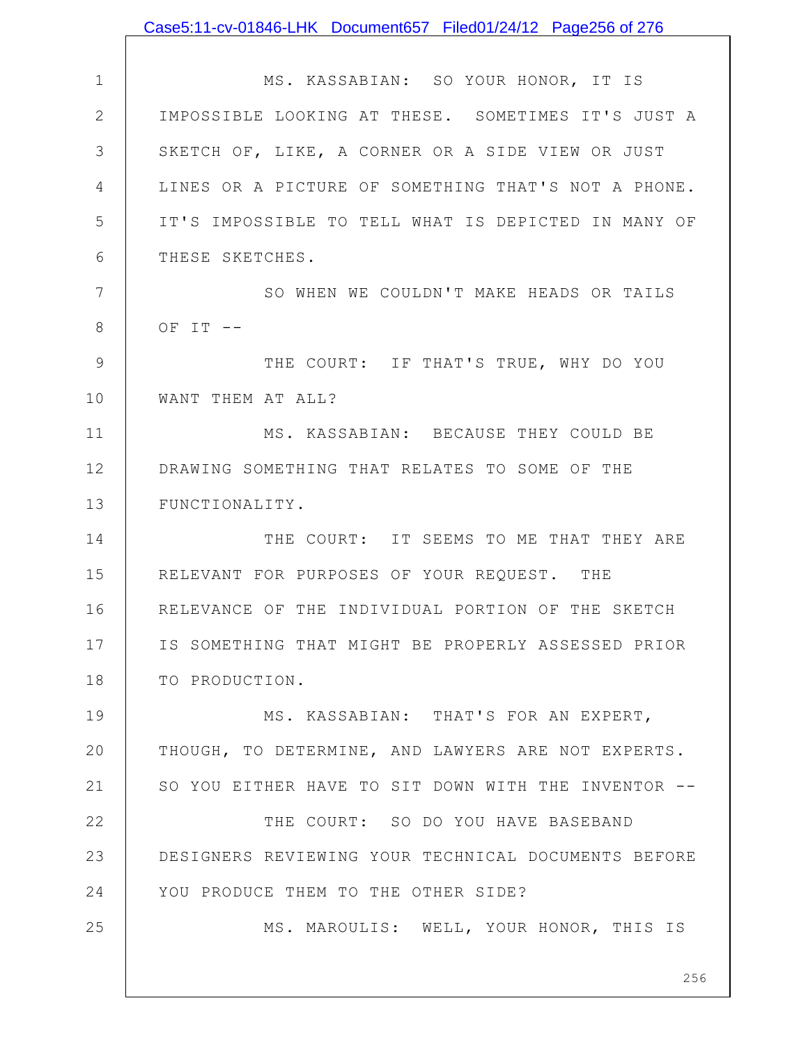MS. KASSABIAN: SO YOUR HONOR, IT IS IMPOSSIBLE LOOKING AT THESE. SOMETIMES IT'S JUST A SKETCH OF, LIKE, A CORNER OR A SIDE VIEW OR JUST LINES OR A PICTURE OF SOMETHING THAT'S NOT A PHONE. IT'S IMPOSSIBLE TO TELL WHAT IS DEPICTED IN MANY OF THESE SKETCHES.

SO WHEN WE COULDN'T MAKE HEADS OR TAILS OF IT --

THE COURT: IF THAT'S TRUE, WHY DO YOU WANT THEM AT ALL?

MS. KASSABIAN: BECAUSE THEY COULD BE DRAWING SOMETHING THAT RELATES TO SOME OF THE FUNCTIONALITY.

THE COURT: IT SEEMS TO ME THAT THEY ARE RELEVANT FOR PURPOSES OF YOUR REQUEST. THE RELEVANCE OF THE INDIVIDUAL PORTION OF THE SKETCH IS SOMETHING THAT MIGHT BE PROPERLY ASSESSED PRIOR TO PRODUCTION.

MS. KASSABIAN: THAT'S FOR AN EXPERT, THOUGH, TO DETERMINE, AND LAWYERS ARE NOT EXPERTS. SO YOU EITHER HAVE TO SIT DOWN WITH THE INVENTOR --

THE COURT: SO DO YOU HAVE BASEBAND DESIGNERS REVIEWING YOUR TECHNICAL DOCUMENTS BEFORE YOU PRODUCE THEM TO THE OTHER SIDE?

MS. MAROULIS: WELL, YOUR HONOR, THIS IS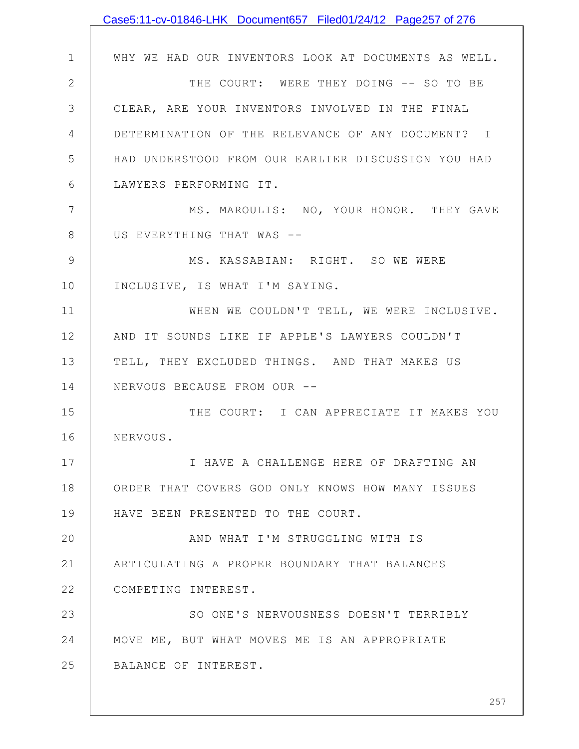WHY WE HAD OUR INVENTORS LOOK AT DOCUMENTS AS WELL.

THE COURT: WERE THEY DOING -- SO TO BE CLEAR, ARE YOUR INVENTORS INVOLVED IN THE FINAL DETERMINATION OF THE RELEVANCE OF ANY DOCUMENT? I HAD UNDERSTOOD FROM OUR EARLIER DISCUSSION YOU HAD LAWYERS PERFORMING IT.

MS. MAROULIS: NO, YOUR HONOR. THEY GAVE US EVERYTHING THAT WAS --

MS. KASSABIAN: RIGHT. SO WE WERE INCLUSIVE, IS WHAT I'M SAYING.

WHEN WE COULDN'T TELL, WE WERE INCLUSIVE. AND IT SOUNDS LIKE IF APPLE'S LAWYERS COULDN'T TELL, THEY EXCLUDED THINGS. AND THAT MAKES US NERVOUS BECAUSE FROM OUR --

THE COURT: I CAN APPRECIATE IT MAKES YOU NERVOUS.

I HAVE A CHALLENGE HERE OF DRAFTING AN ORDER THAT COVERS GOD ONLY KNOWS HOW MANY ISSUES HAVE BEEN PRESENTED TO THE COURT.

AND WHAT I'M STRUGGLING WITH IS ARTICULATING A PROPER BOUNDARY THAT BALANCES COMPETING INTEREST.

SO ONE'S NERVOUSNESS DOESN'T TERRIBLY MOVE ME, BUT WHAT MOVES ME IS AN APPROPRIATE BALANCE OF INTEREST.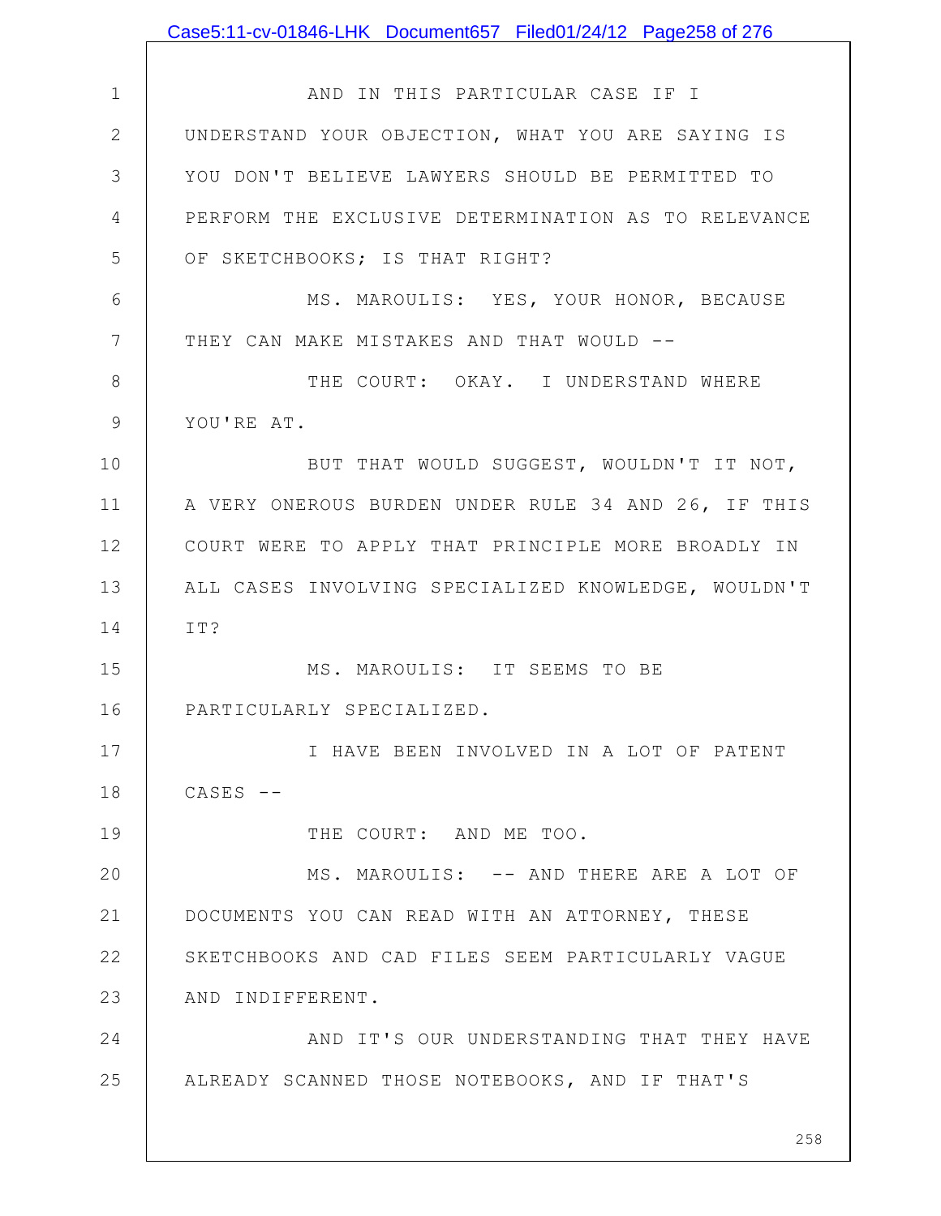AND IN THIS PARTICULAR CASE IF I UNDERSTAND YOUR OBJECTION, WHAT YOU ARE SAYING IS YOU DON'T BELIEVE LAWYERS SHOULD BE PERMITTED TO PERFORM THE EXCLUSIVE DETERMINATION AS TO RELEVANCE OF SKETCHBOOKS; IS THAT RIGHT?

MS. MAROULIS: YES, YOUR HONOR, BECAUSE THEY CAN MAKE MISTAKES AND THAT WOULD --

THE COURT: OKAY. I UNDERSTAND WHERE YOU'RE AT.

BUT THAT WOULD SUGGEST, WOULDN'T IT NOT, A VERY ONEROUS BURDEN UNDER RULE 34 AND 26, IF THIS COURT WERE TO APPLY THAT PRINCIPLE MORE BROADLY IN ALL CASES INVOLVING SPECIALIZED KNOWLEDGE, WOULDN'T IT?

MS. MAROULIS: IT SEEMS TO BE PARTICULARLY SPECIALIZED.

I HAVE BEEN INVOLVED IN A LOT OF PATENT CASES --

THE COURT: AND ME TOO.

MS. MAROULIS: -- AND THERE ARE A LOT OF DOCUMENTS YOU CAN READ WITH AN ATTORNEY, THESE SKETCHBOOKS AND CAD FILES SEEM PARTICULARLY VAGUE AND INDIFFERENT.

AND IT'S OUR UNDERSTANDING THAT THEY HAVE ALREADY SCANNED THOSE NOTEBOOKS, AND IF THAT'S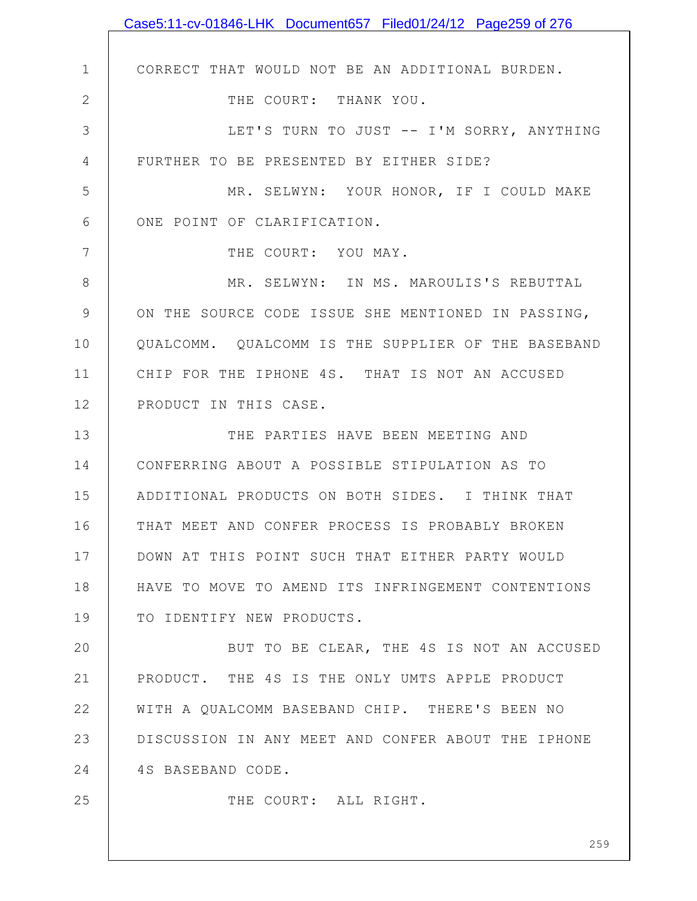CORRECT THAT WOULD NOT BE AN ADDITIONAL BURDEN.

THE COURT: THANK YOU.

LET'S TURN TO JUST -- I'M SORRY, ANYTHING FURTHER TO BE PRESENTED BY EITHER SIDE?

MR. SELWYN: YOUR HONOR, IF I COULD MAKE ONE POINT OF CLARIFICATION.

THE COURT: YOU MAY.

MR. SELWYN: IN MS. MAROULIS'S REBUTTAL ON THE SOURCE CODE ISSUE SHE MENTIONED IN PASSING, QUALCOMM. QUALCOMM IS THE SUPPLIER OF THE BASEBAND CHIP FOR THE IPHONE 4S. THAT IS NOT AN ACCUSED PRODUCT IN THIS CASE.

THE PARTIES HAVE BEEN MEETING AND CONFERRING ABOUT A POSSIBLE STIPULATION AS TO ADDITIONAL PRODUCTS ON BOTH SIDES. I THINK THAT THAT MEET AND CONFER PROCESS IS PROBABLY BROKEN DOWN AT THIS POINT SUCH THAT EITHER PARTY WOULD HAVE TO MOVE TO AMEND ITS INFRINGEMENT CONTENTIONS TO IDENTIFY NEW PRODUCTS.

BUT TO BE CLEAR, THE 4S IS NOT AN ACCUSED PRODUCT. THE 4S IS THE ONLY UMTS APPLE PRODUCT WITH A QUALCOMM BASEBAND CHIP. THERE'S BEEN NO DISCUSSION IN ANY MEET AND CONFER ABOUT THE IPHONE 4S BASEBAND CODE.

THE COURT: ALL RIGHT.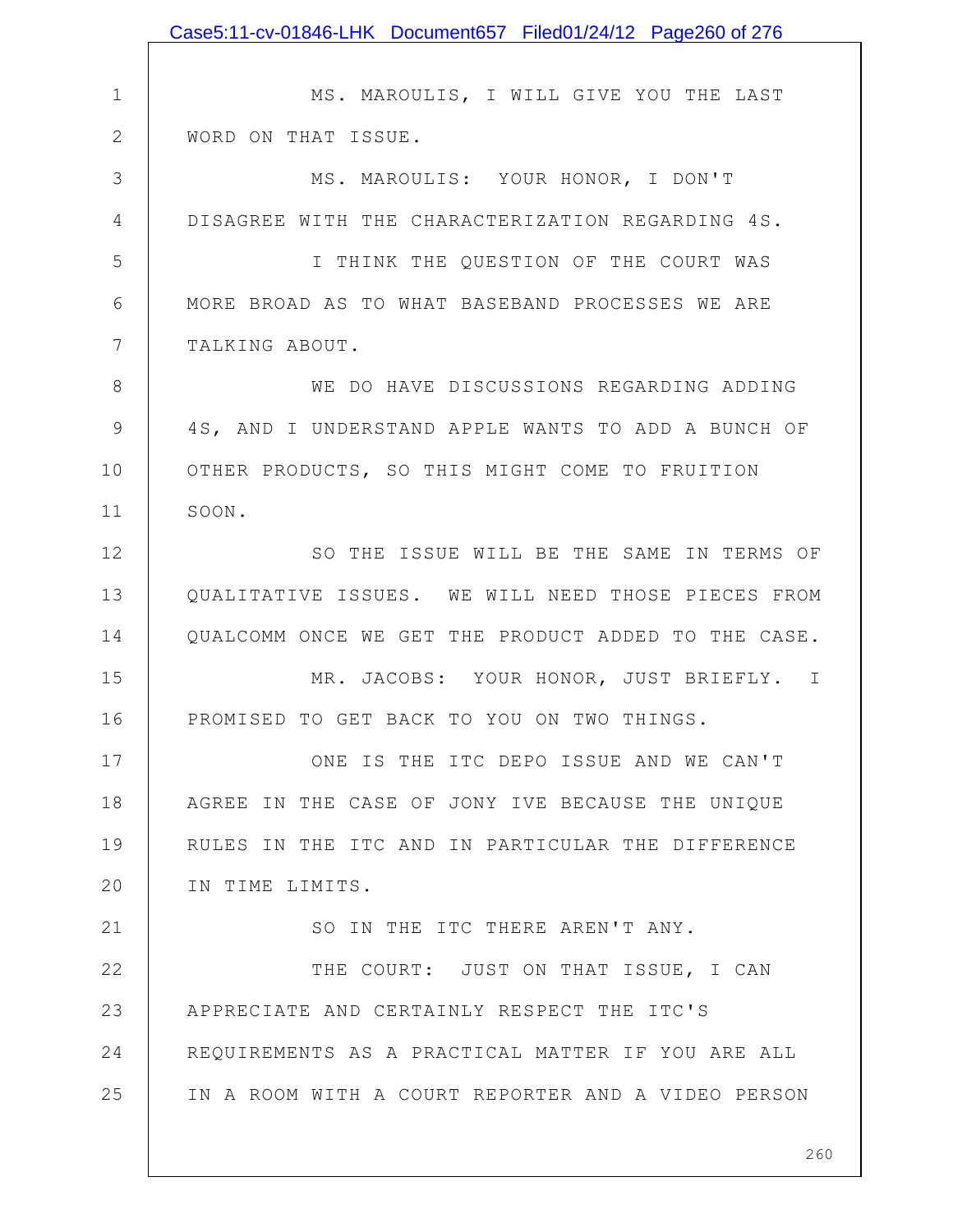MS. MAROULIS, I WILL GIVE YOU THE LAST WORD ON THAT ISSUE.

MS. MAROULIS: YOUR HONOR, I DON'T DISAGREE WITH THE CHARACTERIZATION REGARDING 4S.

I THINK THE QUESTION OF THE COURT WAS MORE BROAD AS TO WHAT BASEBAND PROCESSES WE ARE TALKING ABOUT.

WE DO HAVE DISCUSSIONS REGARDING ADDING 4S, AND I UNDERSTAND APPLE WANTS TO ADD A BUNCH OF OTHER PRODUCTS, SO THIS MIGHT COME TO FRUITION SOON.

SO THE ISSUE WILL BE THE SAME IN TERMS OF QUALITATIVE ISSUES. WE WILL NEED THOSE PIECES FROM QUALCOMM ONCE WE GET THE PRODUCT ADDED TO THE CASE.

MR. JACOBS: YOUR HONOR, JUST BRIEFLY. I PROMISED TO GET BACK TO YOU ON TWO THINGS.

ONE IS THE ITC DEPO ISSUE AND WE CAN'T AGREE IN THE CASE OF JONY IVE BECAUSE THE UNIQUE RULES IN THE ITC AND IN PARTICULAR THE DIFFERENCE IN TIME LIMITS.

SO IN THE ITC THERE AREN'T ANY.

THE COURT: JUST ON THAT ISSUE, I CAN APPRECIATE AND CERTAINLY RESPECT THE ITC'S REQUIREMENTS AS A PRACTICAL MATTER IF YOU ARE ALL IN A ROOM WITH A COURT REPORTER AND A VIDEO PERSON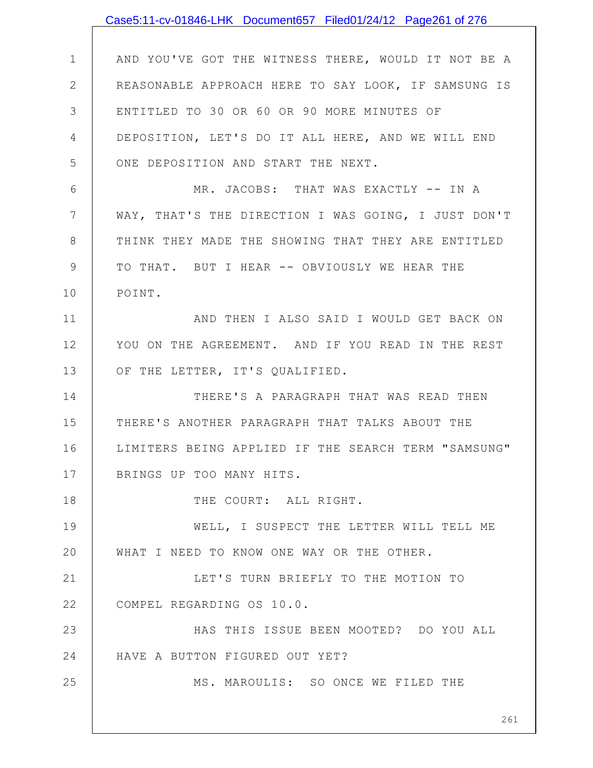AND YOU'VE GOT THE WITNESS THERE, WOULD IT NOT BE A REASONABLE APPROACH HERE TO SAY LOOK, IF SAMSUNG IS ENTITLED TO 30 OR 60 OR 90 MORE MINUTES OF DEPOSITION, LET'S DO IT ALL HERE, AND WE WILL END ONE DEPOSITION AND START THE NEXT.

MR. JACOBS: THAT WAS EXACTLY -- IN A WAY, THAT'S THE DIRECTION I WAS GOING, I JUST DON'T THINK THEY MADE THE SHOWING THAT THEY ARE ENTITLED TO THAT. BUT I HEAR -- OBVIOUSLY WE HEAR THE POINT.

AND THEN I ALSO SAID I WOULD GET BACK ON YOU ON THE AGREEMENT. AND IF YOU READ IN THE REST OF THE LETTER, IT'S QUALIFIED.

THERE'S A PARAGRAPH THAT WAS READ THEN THERE'S ANOTHER PARAGRAPH THAT TALKS ABOUT THE LIMITERS BEING APPLIED IF THE SEARCH TERM "SAMSUNG" BRINGS UP TOO MANY HITS.

THE COURT: ALL RIGHT.

WELL, I SUSPECT THE LETTER WILL TELL ME WHAT I NEED TO KNOW ONE WAY OR THE OTHER.

LET'S TURN BRIEFLY TO THE MOTION TO COMPEL REGARDING OS 10.0.

HAS THIS ISSUE BEEN MOOTED? DO YOU ALL HAVE A BUTTON FIGURED OUT YET?

MS. MAROULIS: SO ONCE WE FILED THE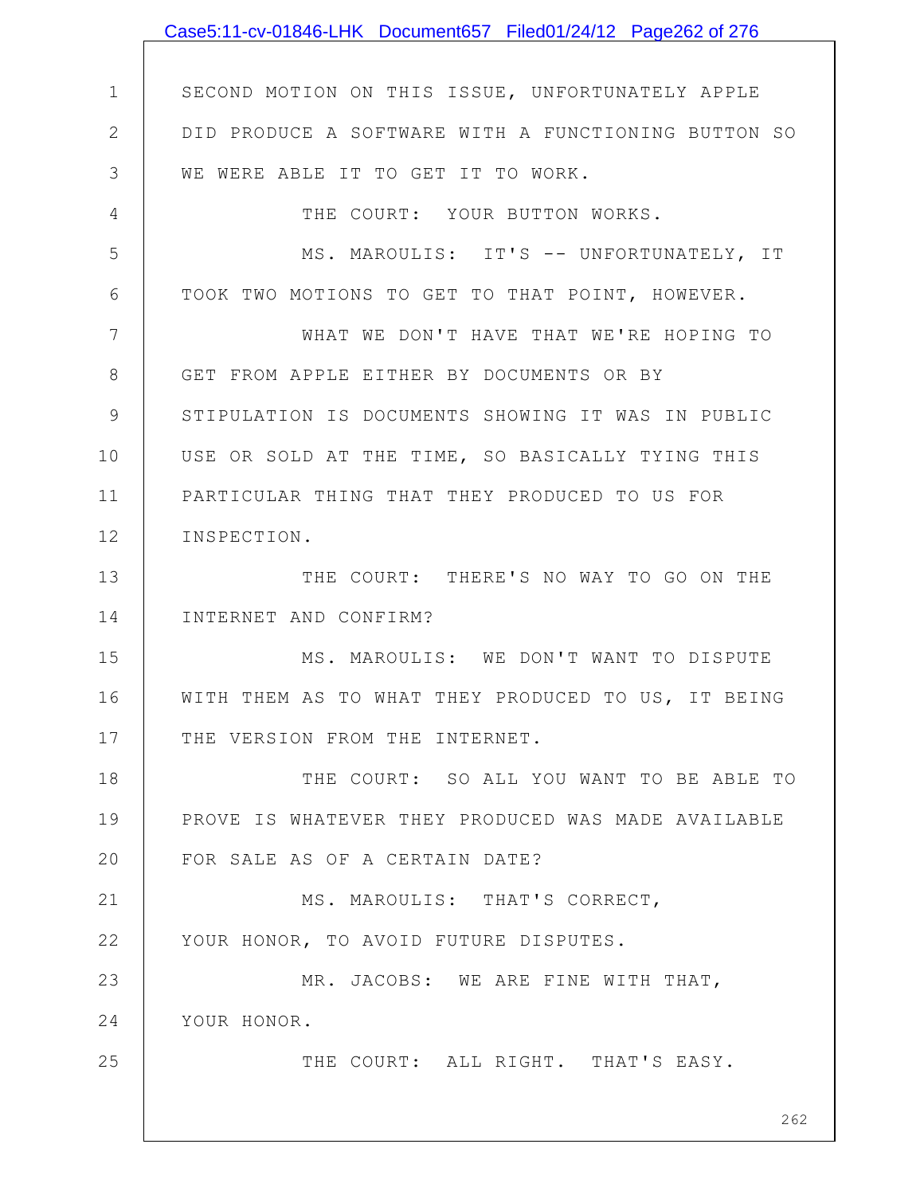SECOND MOTION ON THIS ISSUE, UNFORTUNATELY APPLE DID PRODUCE A SOFTWARE WITH A FUNCTIONING BUTTON SO WE WERE ABLE IT TO GET IT TO WORK.

THE COURT: YOUR BUTTON WORKS.

MS. MAROULIS: IT'S -- UNFORTUNATELY, IT TOOK TWO MOTIONS TO GET TO THAT POINT, HOWEVER.

WHAT WE DON'T HAVE THAT WE'RE HOPING TO GET FROM APPLE EITHER BY DOCUMENTS OR BY STIPULATION IS DOCUMENTS SHOWING IT WAS IN PUBLIC USE OR SOLD AT THE TIME, SO BASICALLY TYING THIS PARTICULAR THING THAT THEY PRODUCED TO US FOR INSPECTION.

THE COURT: THERE'S NO WAY TO GO ON THE INTERNET AND CONFIRM?

MS. MAROULIS: WE DON'T WANT TO DISPUTE WITH THEM AS TO WHAT THEY PRODUCED TO US, IT BEING THE VERSION FROM THE INTERNET.

THE COURT: SO ALL YOU WANT TO BE ABLE TO PROVE IS WHATEVER THEY PRODUCED WAS MADE AVAILABLE FOR SALE AS OF A CERTAIN DATE?

MS. MAROULIS: THAT'S CORRECT, YOUR HONOR, TO AVOID FUTURE DISPUTES.

MR. JACOBS: WE ARE FINE WITH THAT, YOUR HONOR.

THE COURT: ALL RIGHT. THAT'S EASY.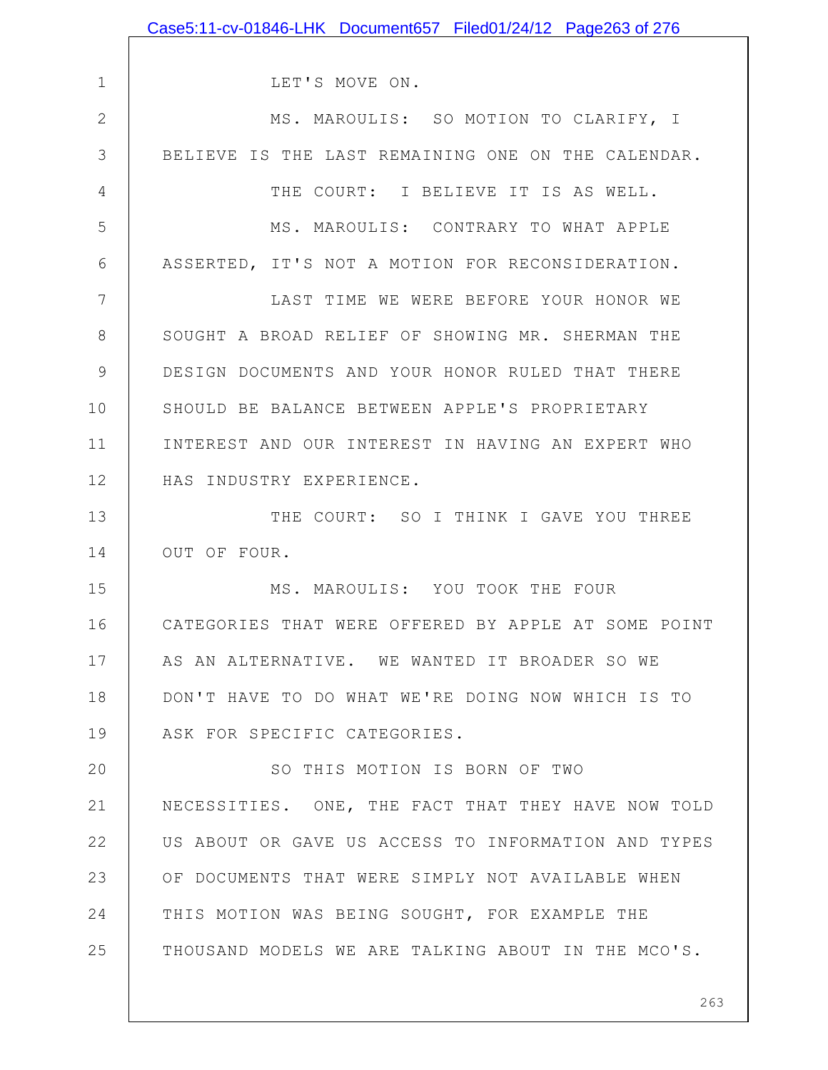LET'S MOVE ON.

MS. MAROULIS: SO MOTION TO CLARIFY, I BELIEVE IS THE LAST REMAINING ONE ON THE CALENDAR.

THE COURT: I BELIEVE IT IS AS WELL.

MS. MAROULIS: CONTRARY TO WHAT APPLE ASSERTED, IT'S NOT A MOTION FOR RECONSIDERATION.

LAST TIME WE WERE BEFORE YOUR HONOR WE SOUGHT A BROAD RELIEF OF SHOWING MR. SHERMAN THE DESIGN DOCUMENTS AND YOUR HONOR RULED THAT THERE SHOULD BE BALANCE BETWEEN APPLE'S PROPRIETARY INTEREST AND OUR INTEREST IN HAVING AN EXPERT WHO HAS INDUSTRY EXPERIENCE.

THE COURT: SO I THINK I GAVE YOU THREE OUT OF FOUR.

MS. MAROULIS: YOU TOOK THE FOUR CATEGORIES THAT WERE OFFERED BY APPLE AT SOME POINT AS AN ALTERNATIVE. WE WANTED IT BROADER SO WE DON'T HAVE TO DO WHAT WE'RE DOING NOW WHICH IS TO ASK FOR SPECIFIC CATEGORIES.

SO THIS MOTION IS BORN OF TWO NECESSITIES. ONE, THE FACT THAT THEY HAVE NOW TOLD US ABOUT OR GAVE US ACCESS TO INFORMATION AND TYPES OF DOCUMENTS THAT WERE SIMPLY NOT AVAILABLE WHEN THIS MOTION WAS BEING SOUGHT, FOR EXAMPLE THE THOUSAND MODELS WE ARE TALKING ABOUT IN THE MCO'S.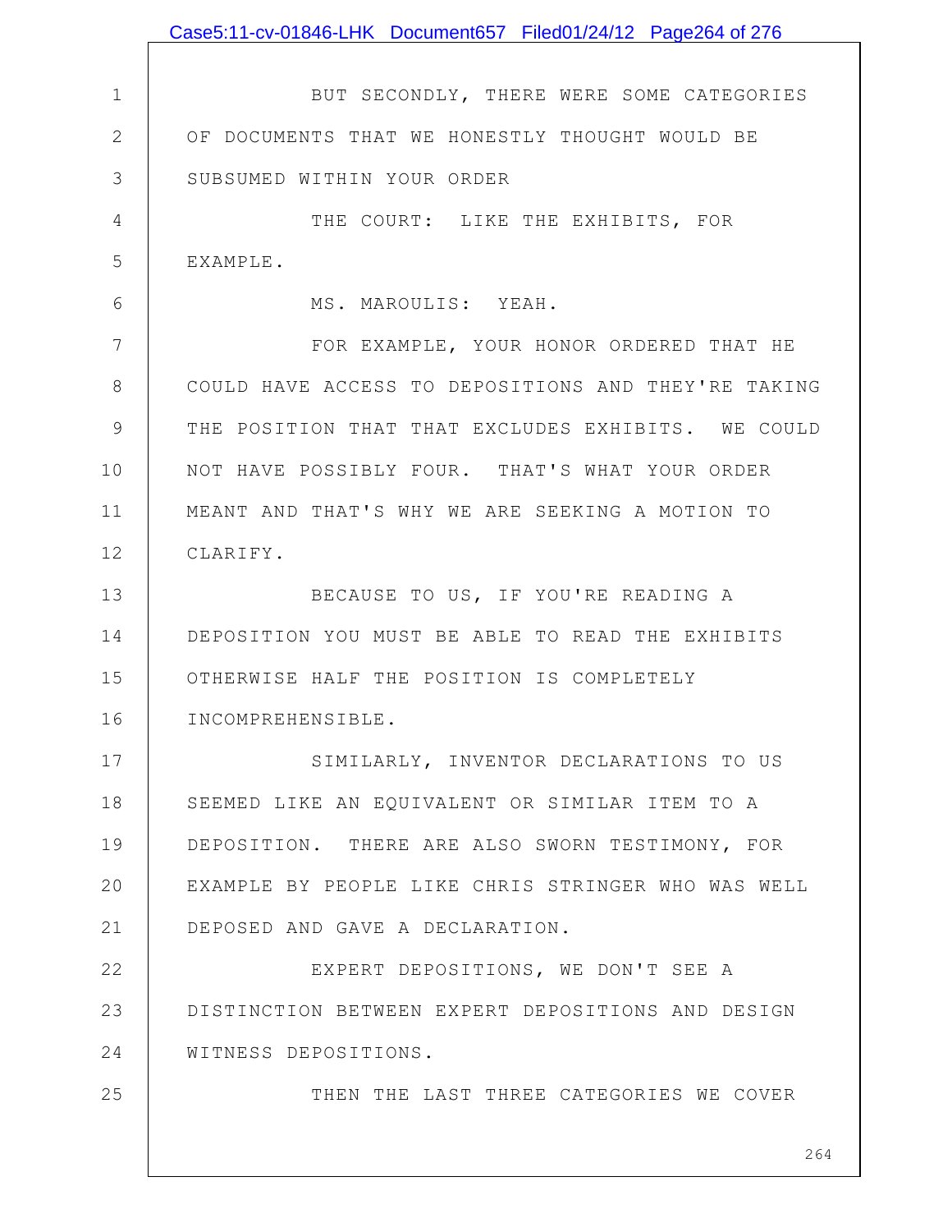BUT SECONDLY, THERE WERE SOME CATEGORIES OF DOCUMENTS THAT WE HONESTLY THOUGHT WOULD BE SUBSUMED WITHIN YOUR ORDER

THE COURT: LIKE THE EXHIBITS, FOR EXAMPLE.

MS. MAROULIS: YEAH.

FOR EXAMPLE, YOUR HONOR ORDERED THAT HE COULD HAVE ACCESS TO DEPOSITIONS AND THEY'RE TAKING THE POSITION THAT THAT EXCLUDES EXHIBITS. WE COULD NOT HAVE POSSIBLY FOUR. THAT'S WHAT YOUR ORDER MEANT AND THAT'S WHY WE ARE SEEKING A MOTION TO CLARIFY.

BECAUSE TO US, IF YOU'RE READING A DEPOSITION YOU MUST BE ABLE TO READ THE EXHIBITS OTHERWISE HALF THE POSITION IS COMPLETELY INCOMPREHENSIBLE.

SIMILARLY, INVENTOR DECLARATIONS TO US SEEMED LIKE AN EQUIVALENT OR SIMILAR ITEM TO A DEPOSITION. THERE ARE ALSO SWORN TESTIMONY, FOR EXAMPLE BY PEOPLE LIKE CHRIS STRINGER WHO WAS WELL DEPOSED AND GAVE A DECLARATION.

EXPERT DEPOSITIONS, WE DON'T SEE A DISTINCTION BETWEEN EXPERT DEPOSITIONS AND DESIGN WITNESS DEPOSITIONS.

THEN THE LAST THREE CATEGORIES WE COVER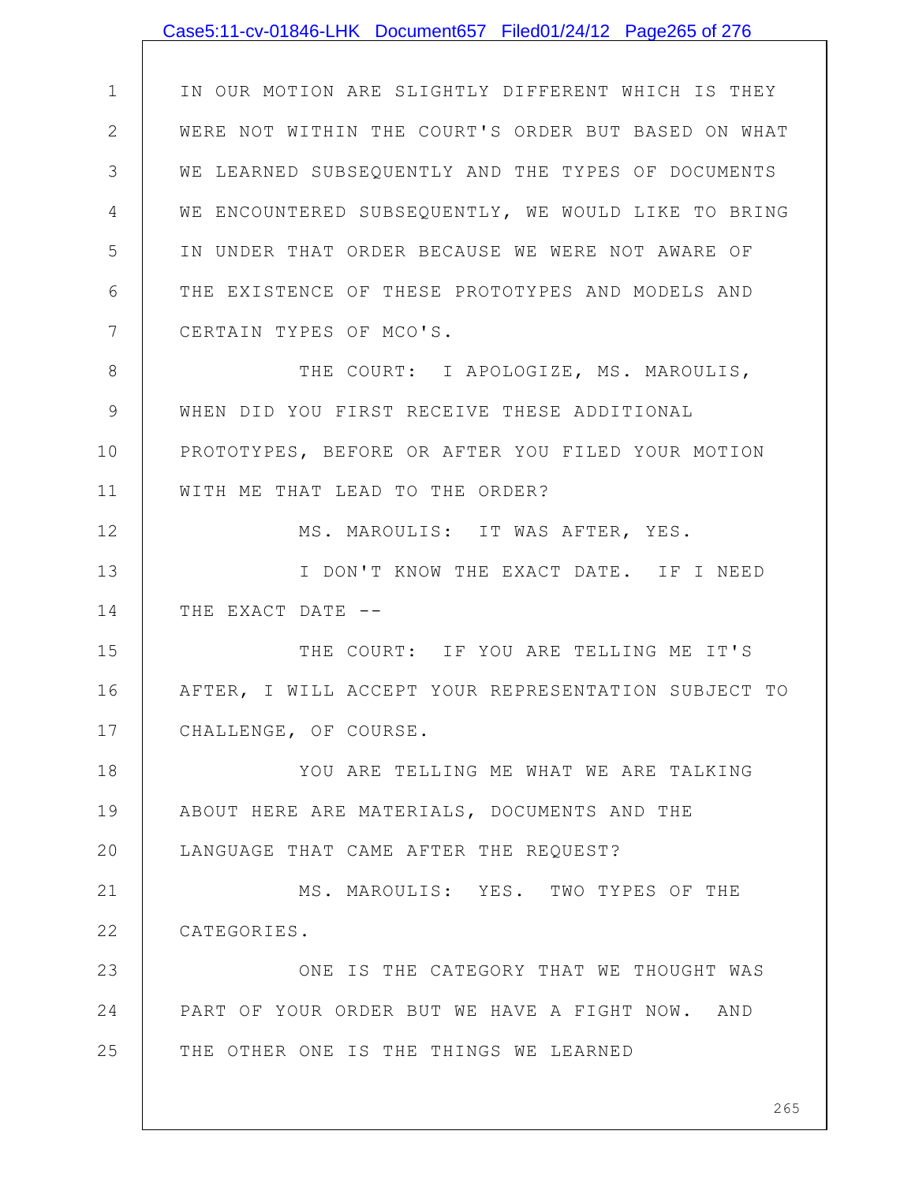IN OUR MOTION ARE SLIGHTLY DIFFERENT WHICH IS THEY WERE NOT WITHIN THE COURT'S ORDER BUT BASED ON WHAT WE LEARNED SUBSEQUENTLY AND THE TYPES OF DOCUMENTS WE ENCOUNTERED SUBSEQUENTLY, WE WOULD LIKE TO BRING IN UNDER THAT ORDER BECAUSE WE WERE NOT AWARE OF THE EXISTENCE OF THESE PROTOTYPES AND MODELS AND CERTAIN TYPES OF MCO'S.

THE COURT: I APOLOGIZE, MS. MAROULIS, WHEN DID YOU FIRST RECEIVE THESE ADDITIONAL PROTOTYPES, BEFORE OR AFTER YOU FILED YOUR MOTION WITH ME THAT LEAD TO THE ORDER?

MS. MAROULIS: IT WAS AFTER, YES.

I DON'T KNOW THE EXACT DATE. IF I NEED THE EXACT DATE --

THE COURT: IF YOU ARE TELLING ME IT'S AFTER, I WILL ACCEPT YOUR REPRESENTATION SUBJECT TO CHALLENGE, OF COURSE.

YOU ARE TELLING ME WHAT WE ARE TALKING ABOUT HERE ARE MATERIALS, DOCUMENTS AND THE LANGUAGE THAT CAME AFTER THE REQUEST?

MS. MAROULIS: YES. TWO TYPES OF THE CATEGORIES.

ONE IS THE CATEGORY THAT WE THOUGHT WAS PART OF YOUR ORDER BUT WE HAVE A FIGHT NOW. AND THE OTHER ONE IS THE THINGS WE LEARNED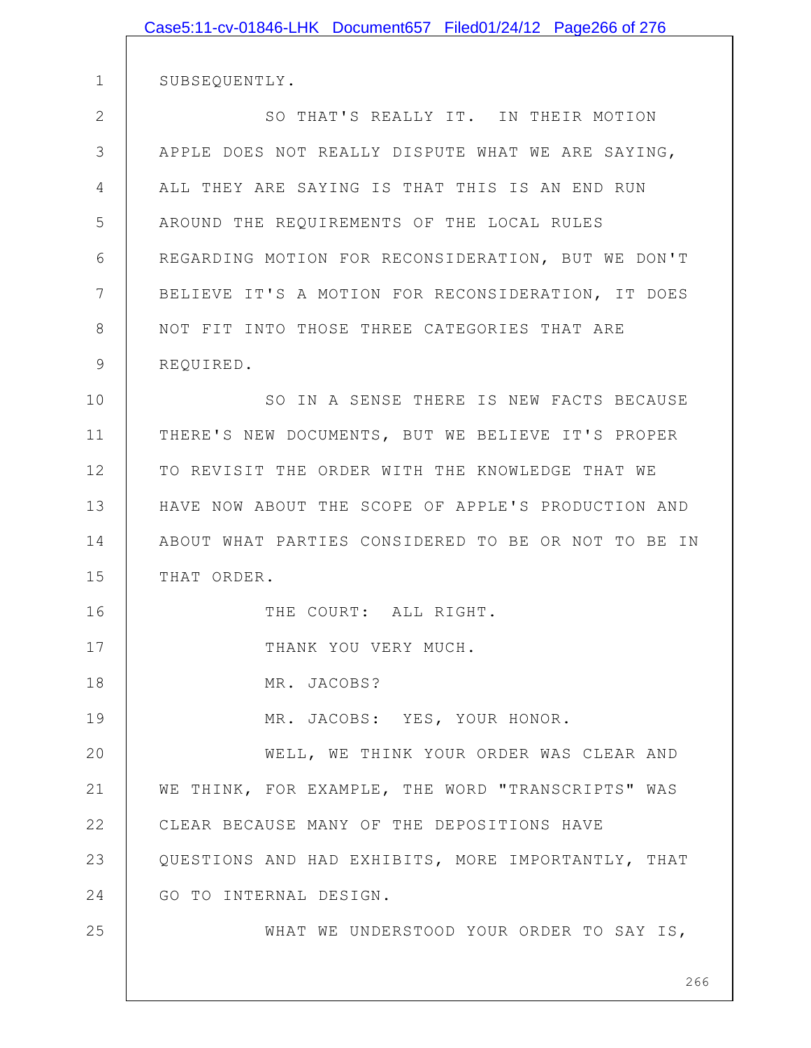SUBSEQUENTLY.

SO THAT'S REALLY IT. IN THEIR MOTION APPLE DOES NOT REALLY DISPUTE WHAT WE ARE SAYING, ALL THEY ARE SAYING IS THAT THIS IS AN END RUN AROUND THE REQUIREMENTS OF THE LOCAL RULES REGARDING MOTION FOR RECONSIDERATION, BUT WE DON'T BELIEVE IT'S A MOTION FOR RECONSIDERATION, IT DOES NOT FIT INTO THOSE THREE CATEGORIES THAT ARE REQUIRED.

SO IN A SENSE THERE IS NEW FACTS BECAUSE THERE'S NEW DOCUMENTS, BUT WE BELIEVE IT'S PROPER TO REVISIT THE ORDER WITH THE KNOWLEDGE THAT WE HAVE NOW ABOUT THE SCOPE OF APPLE'S PRODUCTION AND ABOUT WHAT PARTIES CONSIDERED TO BE OR NOT TO BE IN THAT ORDER.

THE COURT: ALL RIGHT.

THANK YOU VERY MUCH.

MR. JACOBS?

MR. JACOBS: YES, YOUR HONOR.

WELL, WE THINK YOUR ORDER WAS CLEAR AND WE THINK, FOR EXAMPLE, THE WORD "TRANSCRIPTS" WAS CLEAR BECAUSE MANY OF THE DEPOSITIONS HAVE QUESTIONS AND HAD EXHIBITS, MORE IMPORTANTLY, THAT GO TO INTERNAL DESIGN.

WHAT WE UNDERSTOOD YOUR ORDER TO SAY IS,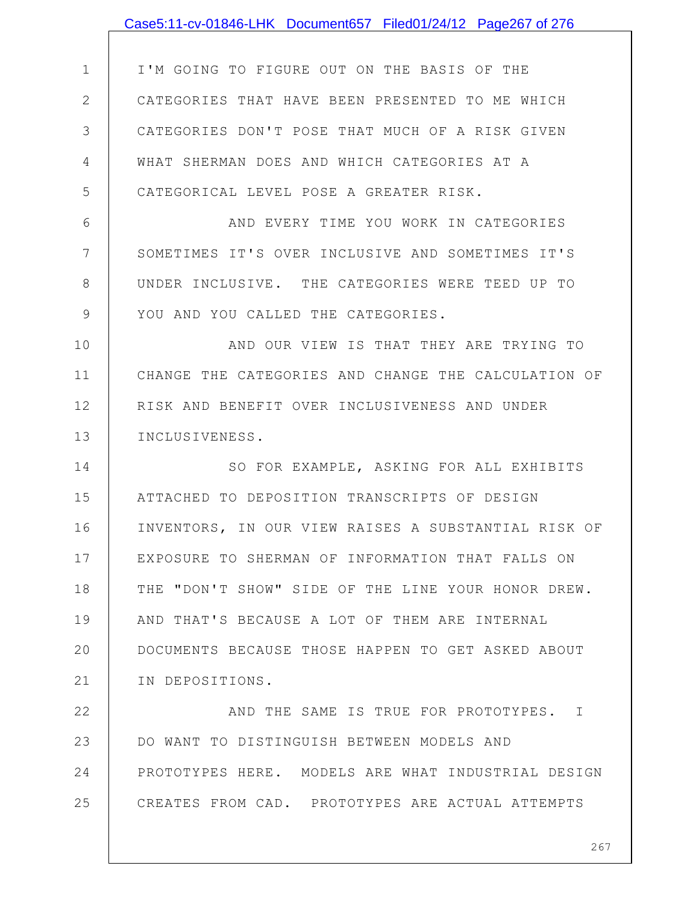I'M GOING TO FIGURE OUT ON THE BASIS OF THE CATEGORIES THAT HAVE BEEN PRESENTED TO ME WHICH CATEGORIES DON'T POSE THAT MUCH OF A RISK GIVEN WHAT SHERMAN DOES AND WHICH CATEGORIES AT A CATEGORICAL LEVEL POSE A GREATER RISK.

AND EVERY TIME YOU WORK IN CATEGORIES SOMETIMES IT'S OVER INCLUSIVE AND SOMETIMES IT'S UNDER INCLUSIVE. THE CATEGORIES WERE TEED UP TO YOU AND YOU CALLED THE CATEGORIES.

AND OUR VIEW IS THAT THEY ARE TRYING TO CHANGE THE CATEGORIES AND CHANGE THE CALCULATION OF RISK AND BENEFIT OVER INCLUSIVENESS AND UNDER INCLUSIVENESS.

SO FOR EXAMPLE, ASKING FOR ALL EXHIBITS ATTACHED TO DEPOSITION TRANSCRIPTS OF DESIGN INVENTORS, IN OUR VIEW RAISES A SUBSTANTIAL RISK OF EXPOSURE TO SHERMAN OF INFORMATION THAT FALLS ON THE "DON'T SHOW" SIDE OF THE LINE YOUR HONOR DREW. AND THAT'S BECAUSE A LOT OF THEM ARE INTERNAL DOCUMENTS BECAUSE THOSE HAPPEN TO GET ASKED ABOUT IN DEPOSITIONS.

AND THE SAME IS TRUE FOR PROTOTYPES. I DO WANT TO DISTINGUISH BETWEEN MODELS AND PROTOTYPES HERE. MODELS ARE WHAT INDUSTRIAL DESIGN CREATES FROM CAD. PROTOTYPES ARE ACTUAL ATTEMPTS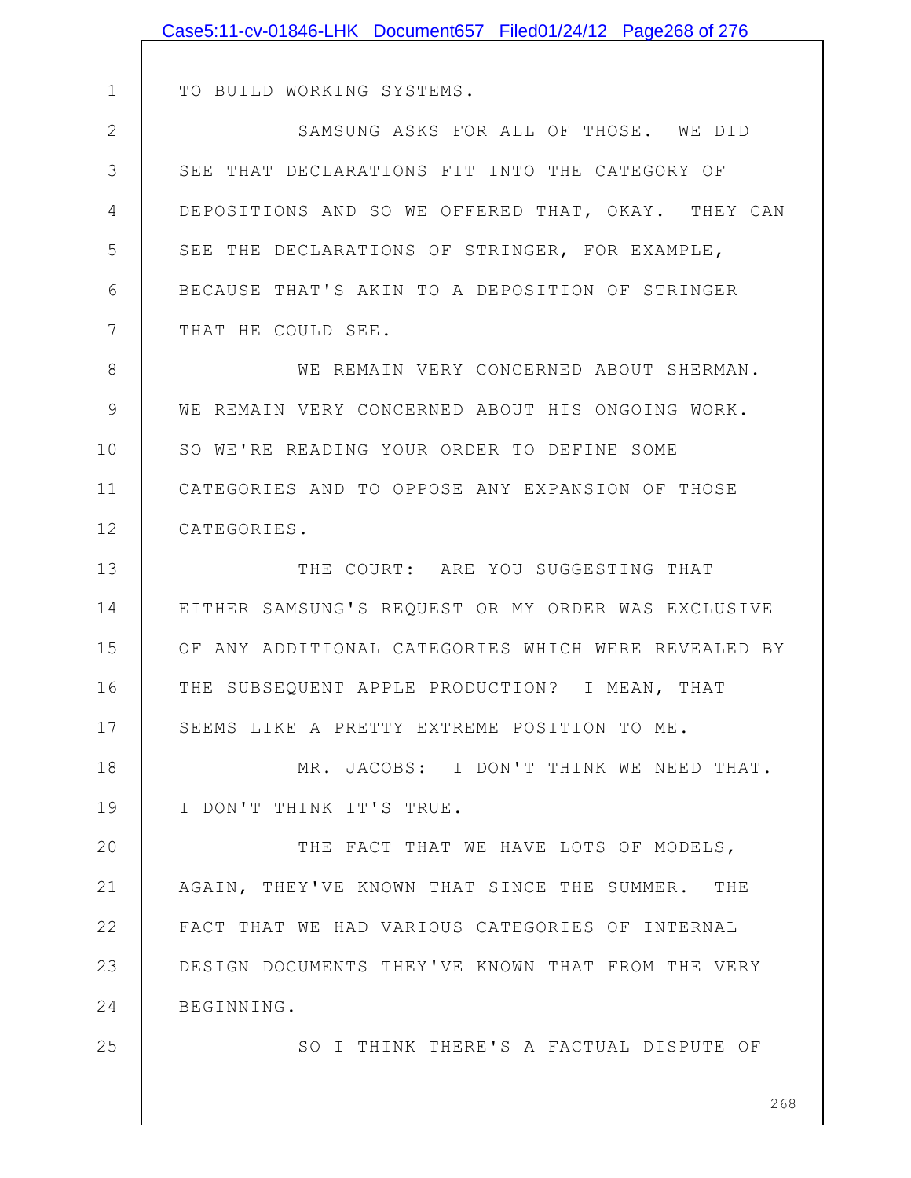TO BUILD WORKING SYSTEMS.

SAMSUNG ASKS FOR ALL OF THOSE. WE DID SEE THAT DECLARATIONS FIT INTO THE CATEGORY OF DEPOSITIONS AND SO WE OFFERED THAT, OKAY. THEY CAN SEE THE DECLARATIONS OF STRINGER, FOR EXAMPLE, BECAUSE THAT'S AKIN TO A DEPOSITION OF STRINGER THAT HE COULD SEE.

WE REMAIN VERY CONCERNED ABOUT SHERMAN. WE REMAIN VERY CONCERNED ABOUT HIS ONGOING WORK. SO WE'RE READING YOUR ORDER TO DEFINE SOME CATEGORIES AND TO OPPOSE ANY EXPANSION OF THOSE CATEGORIES.

THE COURT: ARE YOU SUGGESTING THAT EITHER SAMSUNG'S REQUEST OR MY ORDER WAS EXCLUSIVE OF ANY ADDITIONAL CATEGORIES WHICH WERE REVEALED BY THE SUBSEQUENT APPLE PRODUCTION? I MEAN, THAT SEEMS LIKE A PRETTY EXTREME POSITION TO ME.

MR. JACOBS: I DON'T THINK WE NEED THAT. I DON'T THINK IT'S TRUE.

THE FACT THAT WE HAVE LOTS OF MODELS, AGAIN, THEY'VE KNOWN THAT SINCE THE SUMMER. THE FACT THAT WE HAD VARIOUS CATEGORIES OF INTERNAL DESIGN DOCUMENTS THEY'VE KNOWN THAT FROM THE VERY BEGINNING.

SO I THINK THERE'S A FACTUAL DISPUTE OF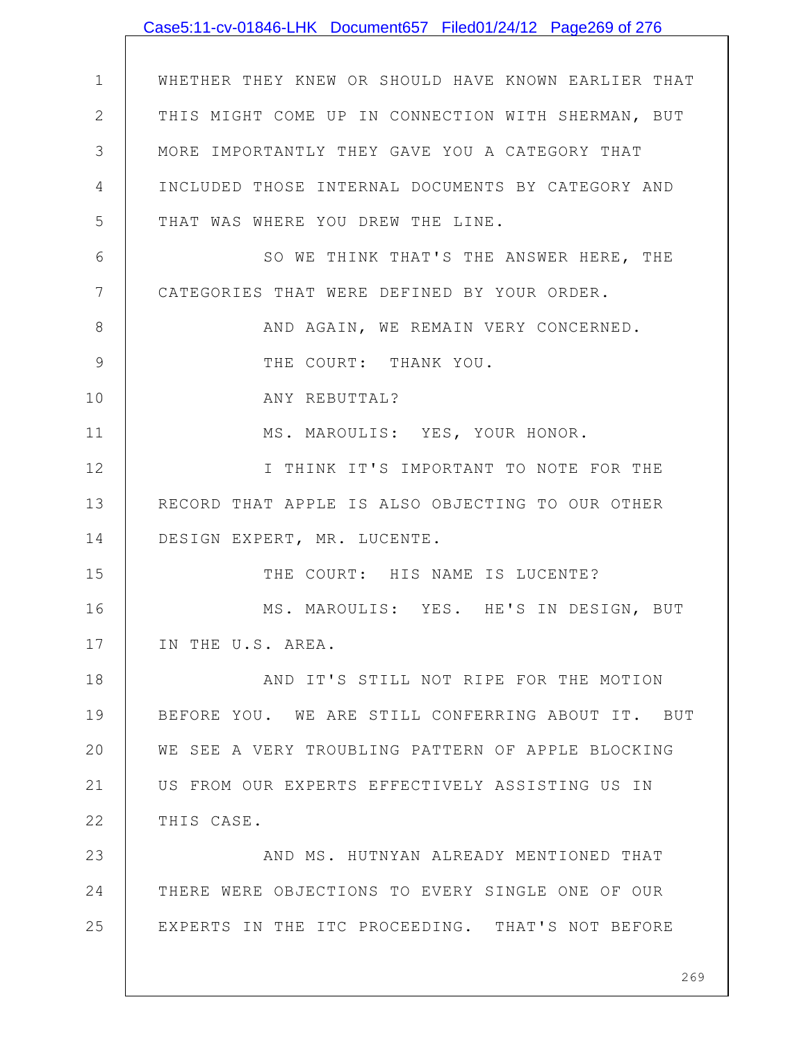WHETHER THEY KNEW OR SHOULD HAVE KNOWN EARLIER THAT THIS MIGHT COME UP IN CONNECTION WITH SHERMAN, BUT MORE IMPORTANTLY THEY GAVE YOU A CATEGORY THAT INCLUDED THOSE INTERNAL DOCUMENTS BY CATEGORY AND THAT WAS WHERE YOU DREW THE LINE.

SO WE THINK THAT'S THE ANSWER HERE, THE CATEGORIES THAT WERE DEFINED BY YOUR ORDER.

AND AGAIN, WE REMAIN VERY CONCERNED.

THE COURT: THANK YOU.

ANY REBUTTAL?

MS. MAROULIS: YES, YOUR HONOR.

I THINK IT'S IMPORTANT TO NOTE FOR THE RECORD THAT APPLE IS ALSO OBJECTING TO OUR OTHER DESIGN EXPERT, MR. LUCENTE.

THE COURT: HIS NAME IS LUCENTE?

MS. MAROULIS: YES. HE'S IN DESIGN, BUT IN THE U.S. AREA.

AND IT'S STILL NOT RIPE FOR THE MOTION BEFORE YOU. WE ARE STILL CONFERRING ABOUT IT. BUT WE SEE A VERY TROUBLING PATTERN OF APPLE BLOCKING US FROM OUR EXPERTS EFFECTIVELY ASSISTING US IN THIS CASE.

AND MS. HUTNYAN ALREADY MENTIONED THAT THERE WERE OBJECTIONS TO EVERY SINGLE ONE OF OUR EXPERTS IN THE ITC PROCEEDING. THAT'S NOT BEFORE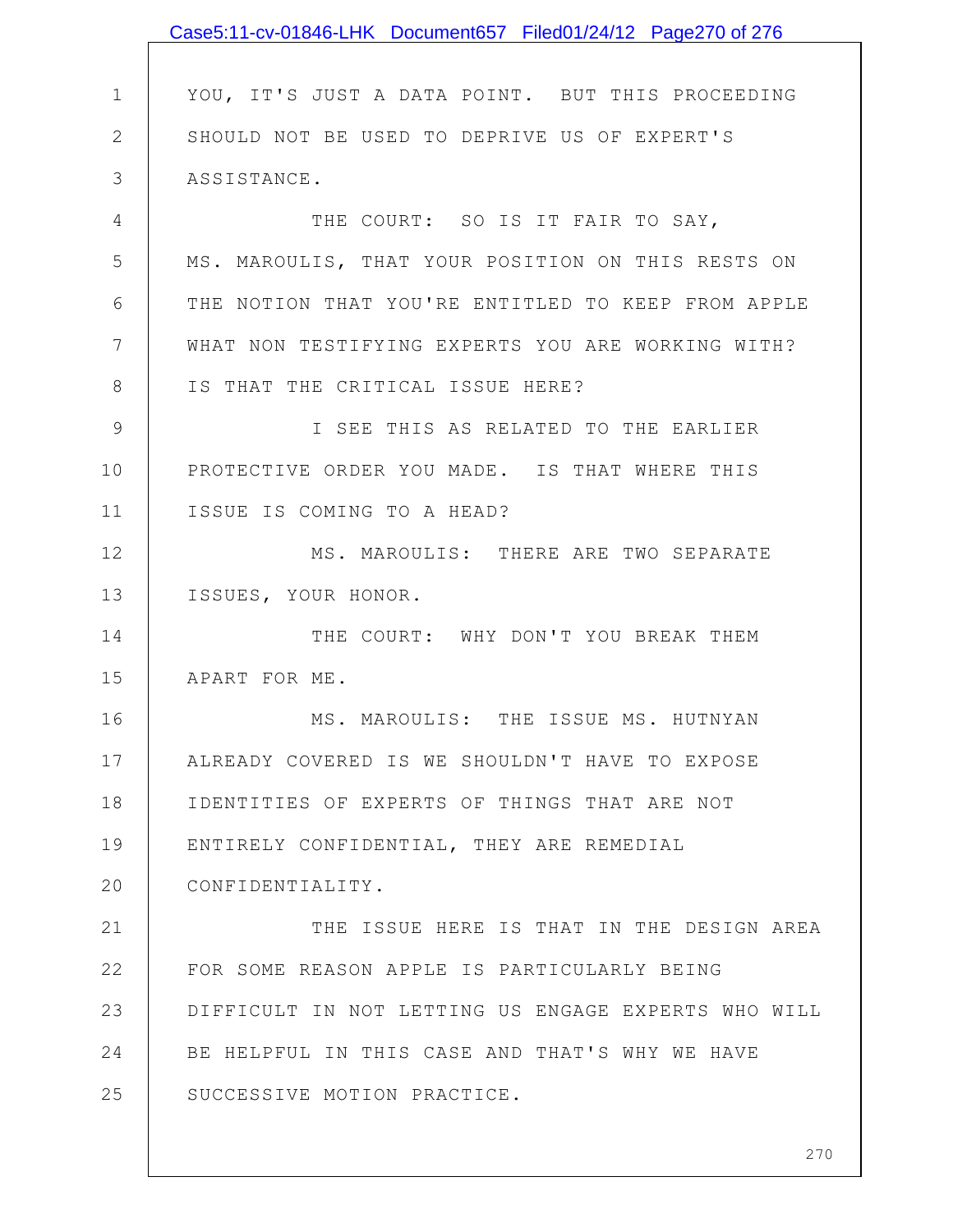YOU, IT'S JUST A DATA POINT. BUT THIS PROCEEDING SHOULD NOT BE USED TO DEPRIVE US OF EXPERT'S ASSISTANCE.

THE COURT: SO IS IT FAIR TO SAY, MS. MAROULIS, THAT YOUR POSITION ON THIS RESTS ON THE NOTION THAT YOU'RE ENTITLED TO KEEP FROM APPLE WHAT NON TESTIFYING EXPERTS YOU ARE WORKING WITH? IS THAT THE CRITICAL ISSUE HERE?

I SEE THIS AS RELATED TO THE EARLIER PROTECTIVE ORDER YOU MADE. IS THAT WHERE THIS ISSUE IS COMING TO A HEAD?

MS. MAROULIS: THERE ARE TWO SEPARATE ISSUES, YOUR HONOR.

THE COURT: WHY DON'T YOU BREAK THEM APART FOR ME.

MS. MAROULIS: THE ISSUE MS. HUTNYAN ALREADY COVERED IS WE SHOULDN'T HAVE TO EXPOSE IDENTITIES OF EXPERTS OF THINGS THAT ARE NOT ENTIRELY CONFIDENTIAL, THEY ARE REMEDIAL CONFIDENTIALITY.

THE ISSUE HERE IS THAT IN THE DESIGN AREA FOR SOME REASON APPLE IS PARTICULARLY BEING DIFFICULT IN NOT LETTING US ENGAGE EXPERTS WHO WILL BE HELPFUL IN THIS CASE AND THAT'S WHY WE HAVE SUCCESSIVE MOTION PRACTICE.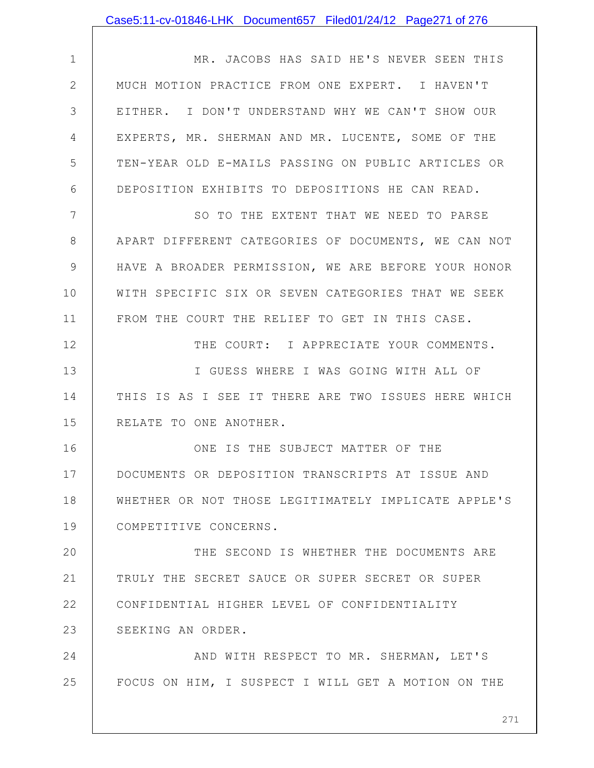MR. JACOBS HAS SAID HE'S NEVER SEEN THIS MUCH MOTION PRACTICE FROM ONE EXPERT. I HAVEN'T EITHER. I DON'T UNDERSTAND WHY WE CAN'T SHOW OUR EXPERTS, MR. SHERMAN AND MR. LUCENTE, SOME OF THE TEN-YEAR OLD E-MAILS PASSING ON PUBLIC ARTICLES OR DEPOSITION EXHIBITS TO DEPOSITIONS HE CAN READ.

SO TO THE EXTENT THAT WE NEED TO PARSE APART DIFFERENT CATEGORIES OF DOCUMENTS, WE CAN NOT HAVE A BROADER PERMISSION, WE ARE BEFORE YOUR HONOR WITH SPECIFIC SIX OR SEVEN CATEGORIES THAT WE SEEK FROM THE COURT THE RELIEF TO GET IN THIS CASE.

THE COURT: I APPRECIATE YOUR COMMENTS.

I GUESS WHERE I WAS GOING WITH ALL OF THIS IS AS I SEE IT THERE ARE TWO ISSUES HERE WHICH RELATE TO ONE ANOTHER.

ONE IS THE SUBJECT MATTER OF THE DOCUMENTS OR DEPOSITION TRANSCRIPTS AT ISSUE AND WHETHER OR NOT THOSE LEGITIMATELY IMPLICATE APPLE'S COMPETITIVE CONCERNS.

THE SECOND IS WHETHER THE DOCUMENTS ARE TRULY THE SECRET SAUCE OR SUPER SECRET OR SUPER CONFIDENTIAL HIGHER LEVEL OF CONFIDENTIALITY SEEKING AN ORDER.

AND WITH RESPECT TO MR. SHERMAN, LET'S FOCUS ON HIM, I SUSPECT I WILL GET A MOTION ON THE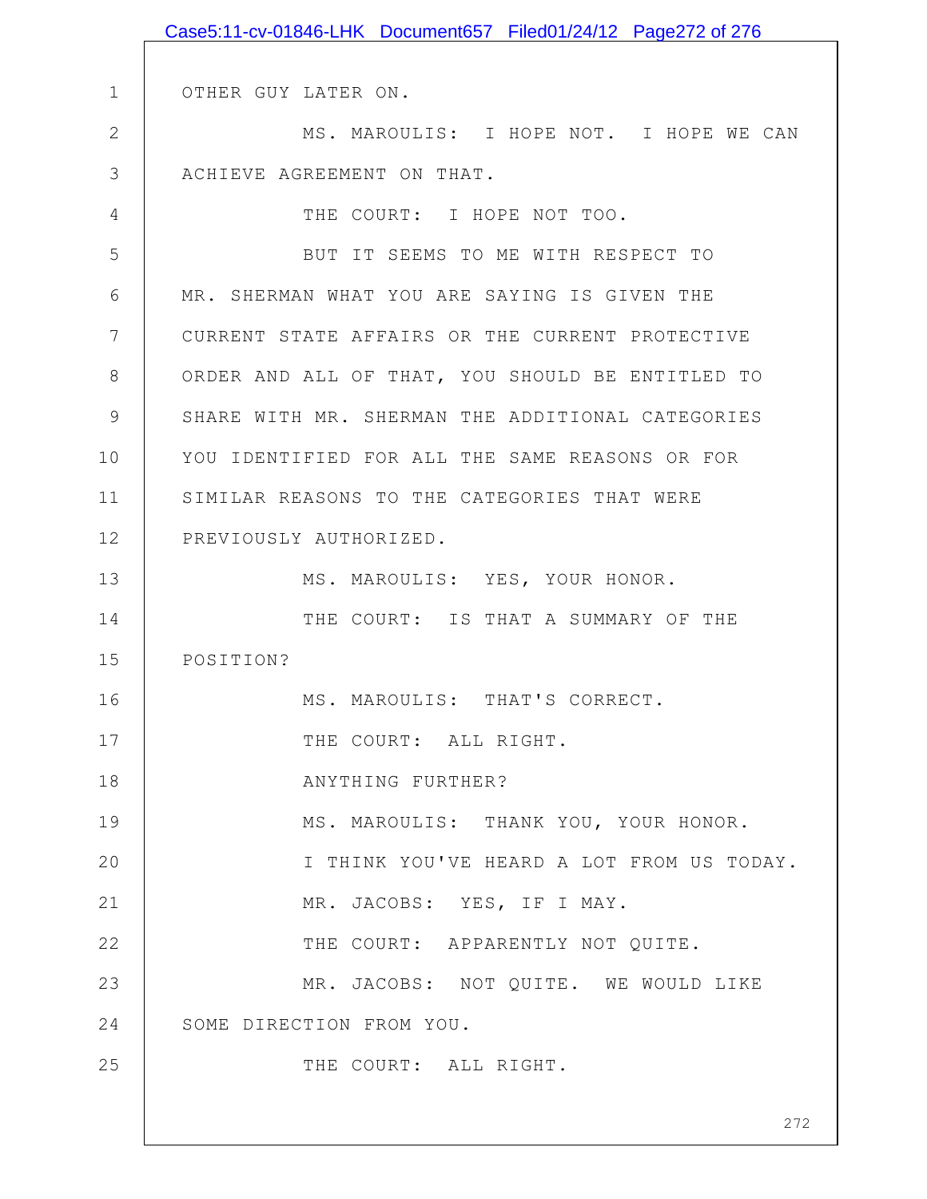OTHER GUY LATER ON.

MS. MAROULIS: I HOPE NOT. I HOPE WE CAN ACHIEVE AGREEMENT ON THAT.

THE COURT: I HOPE NOT TOO.

BUT IT SEEMS TO ME WITH RESPECT TO MR. SHERMAN WHAT YOU ARE SAYING IS GIVEN THE CURRENT STATE AFFAIRS OR THE CURRENT PROTECTIVE ORDER AND ALL OF THAT, YOU SHOULD BE ENTITLED TO SHARE WITH MR. SHERMAN THE ADDITIONAL CATEGORIES YOU IDENTIFIED FOR ALL THE SAME REASONS OR FOR SIMILAR REASONS TO THE CATEGORIES THAT WERE PREVIOUSLY AUTHORIZED.

MS. MAROULIS: YES, YOUR HONOR.

THE COURT: IS THAT A SUMMARY OF THE POSITION?

MS. MAROULIS: THAT'S CORRECT.

THE COURT: ALL RIGHT.

ANYTHING FURTHER?

MS. MAROULIS: THANK YOU, YOUR HONOR.

I THINK YOU'VE HEARD A LOT FROM US TODAY.

MR. JACOBS: YES, IF I MAY.

THE COURT: APPARENTLY NOT QUITE.

MR. JACOBS: NOT QUITE. WE WOULD LIKE SOME DIRECTION FROM YOU.

THE COURT: ALL RIGHT.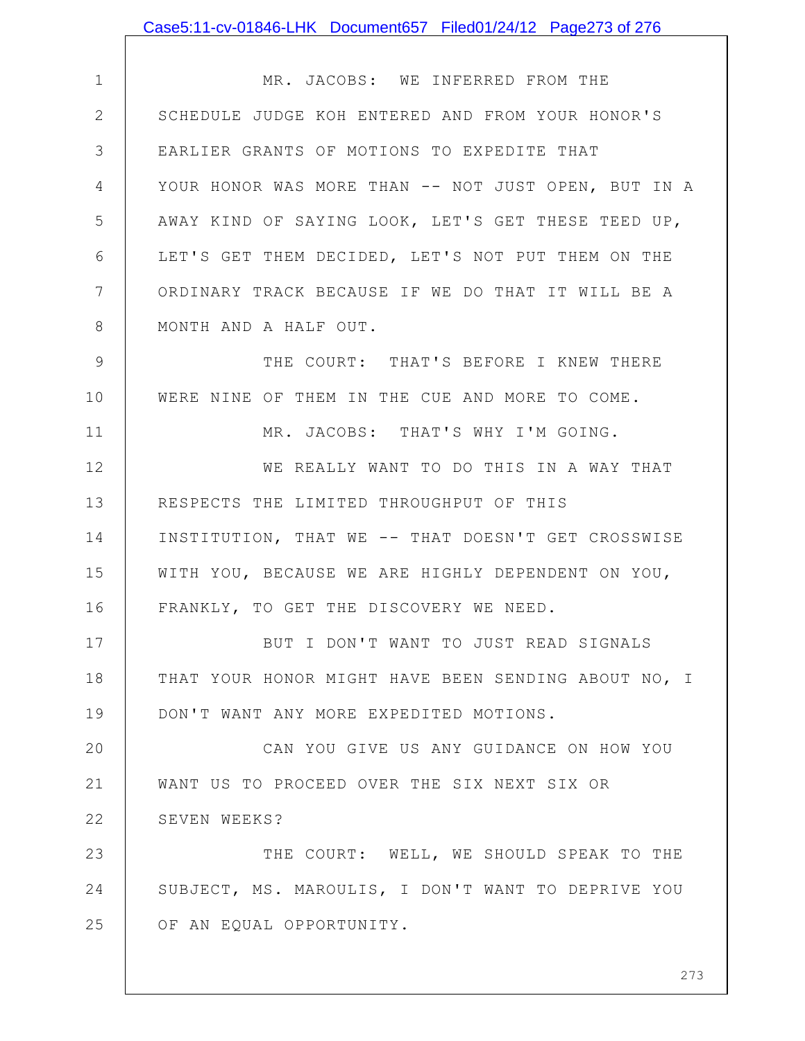MR. JACOBS: WE INFERRED FROM THE SCHEDULE JUDGE KOH ENTERED AND FROM YOUR HONOR'S EARLIER GRANTS OF MOTIONS TO EXPEDITE THAT YOUR HONOR WAS MORE THAN -- NOT JUST OPEN, BUT IN A AWAY KIND OF SAYING LOOK, LET'S GET THESE TEED UP, LET'S GET THEM DECIDED, LET'S NOT PUT THEM ON THE ORDINARY TRACK BECAUSE IF WE DO THAT IT WILL BE A MONTH AND A HALF OUT.

THE COURT: THAT'S BEFORE I KNEW THERE WERE NINE OF THEM IN THE CUE AND MORE TO COME.

MR. JACOBS: THAT'S WHY I'M GOING.

WE REALLY WANT TO DO THIS IN A WAY THAT RESPECTS THE LIMITED THROUGHPUT OF THIS INSTITUTION, THAT WE -- THAT DOESN'T GET CROSSWISE WITH YOU, BECAUSE WE ARE HIGHLY DEPENDENT ON YOU, FRANKLY, TO GET THE DISCOVERY WE NEED.

BUT I DON'T WANT TO JUST READ SIGNALS THAT YOUR HONOR MIGHT HAVE BEEN SENDING ABOUT NO, I DON'T WANT ANY MORE EXPEDITED MOTIONS.

CAN YOU GIVE US ANY GUIDANCE ON HOW YOU WANT US TO PROCEED OVER THE SIX NEXT SIX OR SEVEN WEEKS?

THE COURT: WELL, WE SHOULD SPEAK TO THE SUBJECT, MS. MAROULIS, I DON'T WANT TO DEPRIVE YOU OF AN EQUAL OPPORTUNITY.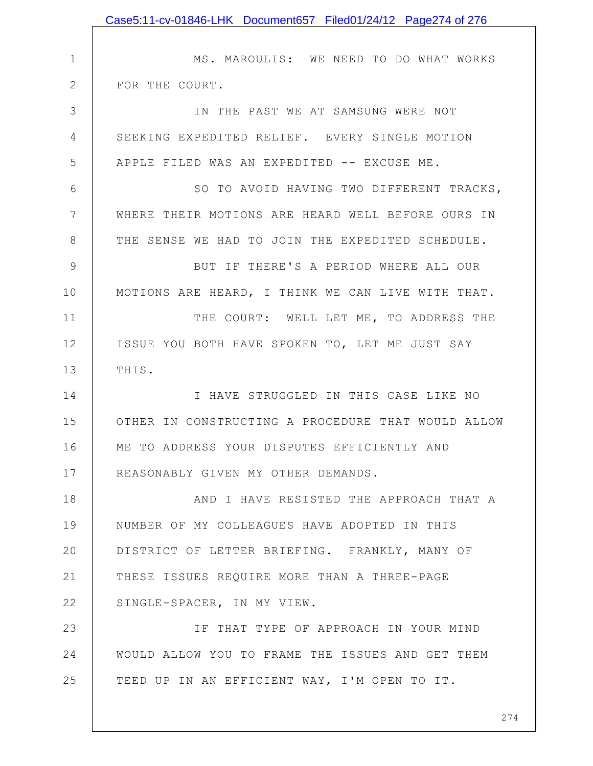MS. MAROULIS: WE NEED TO DO WHAT WORKS FOR THE COURT.

IN THE PAST WE AT SAMSUNG WERE NOT SEEKING EXPEDITED RELIEF. EVERY SINGLE MOTION APPLE FILED WAS AN EXPEDITED -- EXCUSE ME.

SO TO AVOID HAVING TWO DIFFERENT TRACKS, WHERE THEIR MOTIONS ARE HEARD WELL BEFORE OURS IN THE SENSE WE HAD TO JOIN THE EXPEDITED SCHEDULE.

BUT IF THERE'S A PERIOD WHERE ALL OUR MOTIONS ARE HEARD, I THINK WE CAN LIVE WITH THAT.

THE COURT: WELL LET ME, TO ADDRESS THE ISSUE YOU BOTH HAVE SPOKEN TO, LET ME JUST SAY THIS.

I HAVE STRUGGLED IN THIS CASE LIKE NO OTHER IN CONSTRUCTING A PROCEDURE THAT WOULD ALLOW ME TO ADDRESS YOUR DISPUTES EFFICIENTLY AND REASONABLY GIVEN MY OTHER DEMANDS.

AND I HAVE RESISTED THE APPROACH THAT A NUMBER OF MY COLLEAGUES HAVE ADOPTED IN THIS DISTRICT OF LETTER BRIEFING. FRANKLY, MANY OF THESE ISSUES REQUIRE MORE THAN A THREE-PAGE SINGLE-SPACER, IN MY VIEW.

IF THAT TYPE OF APPROACH IN YOUR MIND WOULD ALLOW YOU TO FRAME THE ISSUES AND GET THEM TEED UP IN AN EFFICIENT WAY, I'M OPEN TO IT.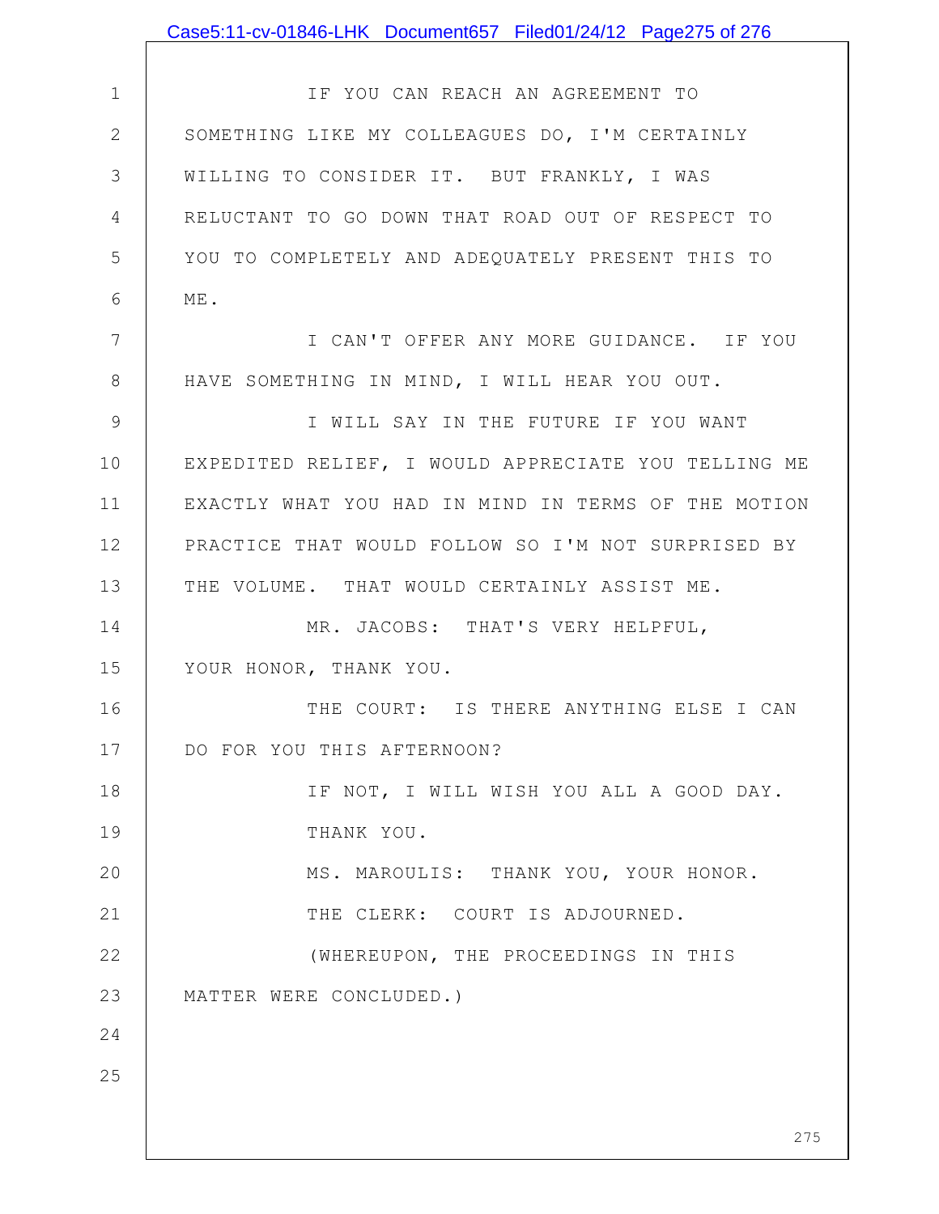IF YOU CAN REACH AN AGREEMENT TO SOMETHING LIKE MY COLLEAGUES DO, I'M CERTAINLY WILLING TO CONSIDER IT. BUT FRANKLY, I WAS RELUCTANT TO GO DOWN THAT ROAD OUT OF RESPECT TO YOU TO COMPLETELY AND ADEQUATELY PRESENT THIS TO ME.

I CAN'T OFFER ANY MORE GUIDANCE. IF YOU HAVE SOMETHING IN MIND, I WILL HEAR YOU OUT.

I WILL SAY IN THE FUTURE IF YOU WANT EXPEDITED RELIEF, I WOULD APPRECIATE YOU TELLING ME EXACTLY WHAT YOU HAD IN MIND IN TERMS OF THE MOTION PRACTICE THAT WOULD FOLLOW SO I'M NOT SURPRISED BY THE VOLUME. THAT WOULD CERTAINLY ASSIST ME.

MR. JACOBS: THAT'S VERY HELPFUL, YOUR HONOR, THANK YOU.

THE COURT: IS THERE ANYTHING ELSE I CAN DO FOR YOU THIS AFTERNOON?

IF NOT, I WILL WISH YOU ALL A GOOD DAY.

THANK YOU.

MS. MAROULIS: THANK YOU, YOUR HONOR.

THE CLERK: COURT IS ADJOURNED.

(WHEREUPON, THE PROCEEDINGS IN THIS MATTER WERE CONCLUDED.)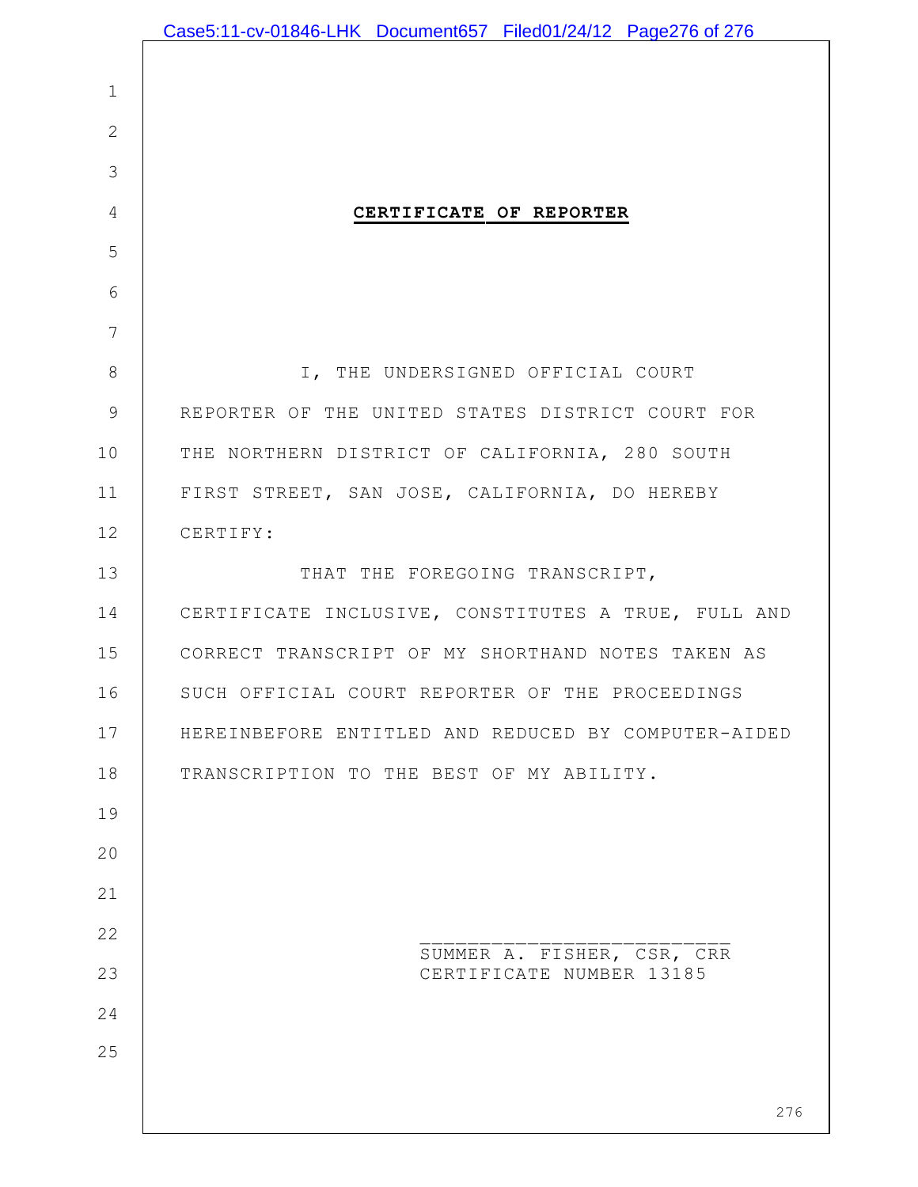# CERTIFICATE OF REPORTER

I, THE UNDERSIGNED OFFICIAL COURT REPORTER OF THE UNITED STATES DISTRICT COURT FOR THE NORTHERN DISTRICT OF CALIFORNIA, 280 SOUTH FIRST STREET, SAN JOSE, CALIFORNIA, DO HEREBY CERTIFY:

THAT THE FOREGOING TRANSCRIPT, CERTIFICATE INCLUSIVE, CONSTITUTES A TRUE, FULL AND CORRECT TRANSCRIPT OF MY SHORTHAND NOTES TAKEN AS SUCH OFFICIAL COURT REPORTER OF THE PROCEEDINGS HEREINBEFORE ENTITLED AND REDUCED BY COMPUTER-AIDED TRANSCRIPTION TO THE BEST OF MY ABILITY.

__________________________

SUMMER A. FISHER, CSR, CRR
CERTIFICATE NUMBER 13185